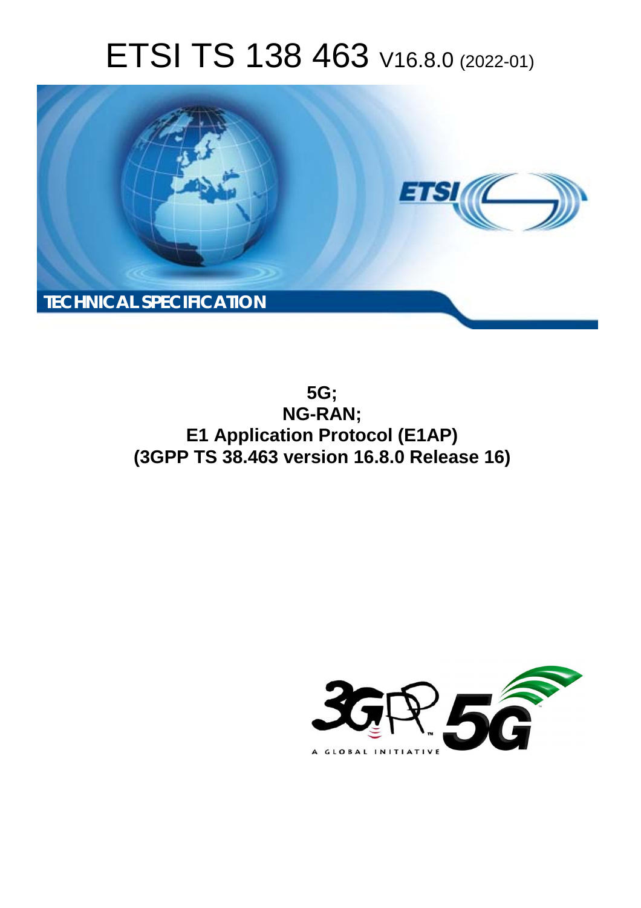# ETSI TS 138 463 V16.8.0 (2022-01)

TECHNICAL SPECIFICATION

**5G;**
**NG-RAN;**
**E1 Application Protocol (E1AP)**
**(3GPP TS 38.463 version 16.8.0 Release 16)**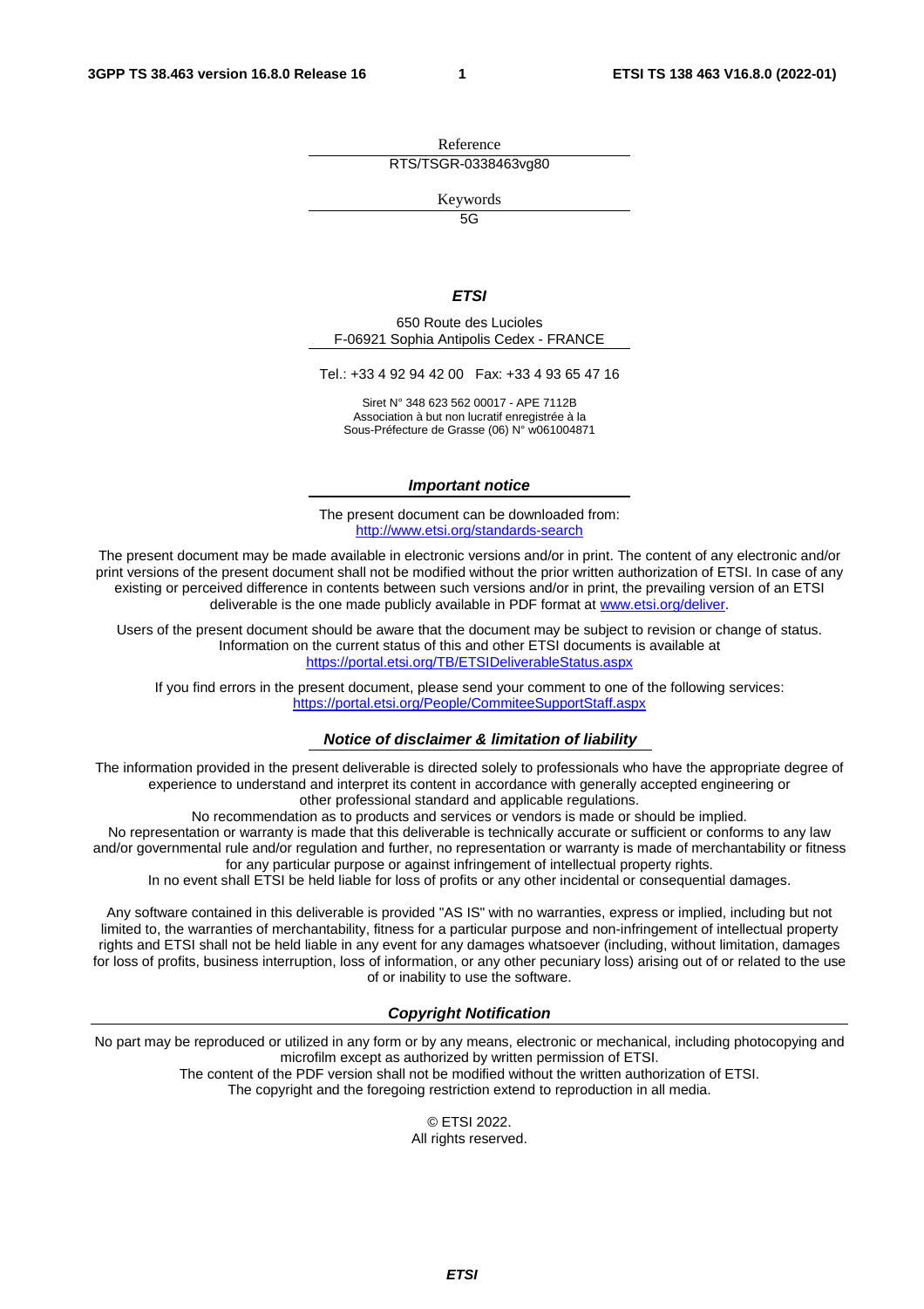Reference

RTS/TSGR-0338463vg80

Keywords

5G

***ETSI***

650 Route des Lucioles
F-06921 Sophia Antipolis Cedex - FRANCE

Tel.: +33 4 92 94 42 00   Fax: +33 4 93 65 47 16

Siret N° 348 623 562 00017 - APE 7112B
Association à but non lucratif enregistrée à la
Sous-Préfecture de Grasse (06) N° w061004871

***Important notice***

The present document can be downloaded from:
http://www.etsi.org/standards-search

The present document may be made available in electronic versions and/or in print. The content of any electronic and/or print versions of the present document shall not be modified without the prior written authorization of ETSI. In case of any existing or perceived difference in contents between such versions and/or in print, the prevailing version of an ETSI deliverable is the one made publicly available in PDF format at www.etsi.org/deliver.

Users of the present document should be aware that the document may be subject to revision or change of status. Information on the current status of this and other ETSI documents is available at https://portal.etsi.org/TB/ETSIDeliverableStatus.aspx

If you find errors in the present document, please send your comment to one of the following services:
https://portal.etsi.org/People/CommiteeSupportStaff.aspx

***Notice of disclaimer & limitation of liability***

The information provided in the present deliverable is directed solely to professionals who have the appropriate degree of experience to understand and interpret its content in accordance with generally accepted engineering or other professional standard and applicable regulations.
No recommendation as to products and services or vendors is made or should be implied.
No representation or warranty is made that this deliverable is technically accurate or sufficient or conforms to any law and/or governmental rule and/or regulation and further, no representation or warranty is made of merchantability or fitness for any particular purpose or against infringement of intellectual property rights.
In no event shall ETSI be held liable for loss of profits or any other incidental or consequential damages.

Any software contained in this deliverable is provided "AS IS" with no warranties, express or implied, including but not limited to, the warranties of merchantability, fitness for a particular purpose and non-infringement of intellectual property rights and ETSI shall not be held liable in any event for any damages whatsoever (including, without limitation, damages for loss of profits, business interruption, loss of information, or any other pecuniary loss) arising out of or related to the use of or inability to use the software.

***Copyright Notification***

No part may be reproduced or utilized in any form or by any means, electronic or mechanical, including photocopying and microfilm except as authorized by written permission of ETSI.
The content of the PDF version shall not be modified without the written authorization of ETSI.
The copyright and the foregoing restriction extend to reproduction in all media.

© ETSI 2022.
All rights reserved.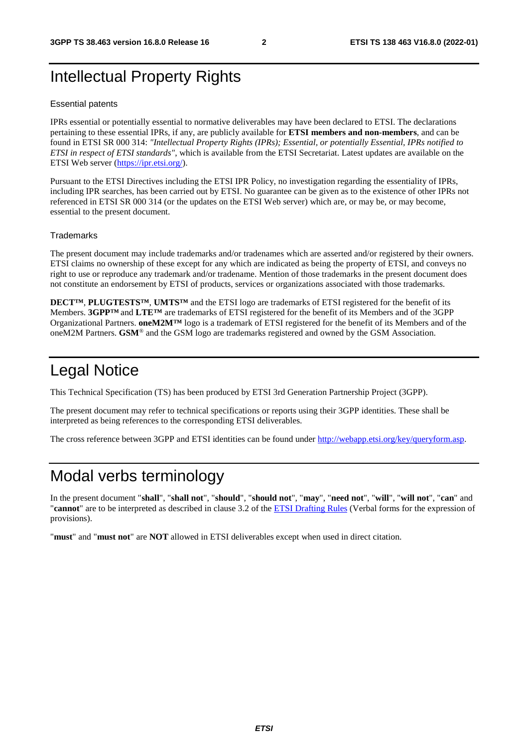# Intellectual Property Rights

## Essential patents

IPRs essential or potentially essential to normative deliverables may have been declared to ETSI. The declarations pertaining to these essential IPRs, if any, are publicly available for **ETSI members and non-members**, and can be found in ETSI SR 000 314: *"Intellectual Property Rights (IPRs); Essential, or potentially Essential, IPRs notified to ETSI in respect of ETSI standards"*, which is available from the ETSI Secretariat. Latest updates are available on the ETSI Web server (https://ipr.etsi.org/).

Pursuant to the ETSI Directives including the ETSI IPR Policy, no investigation regarding the essentiality of IPRs, including IPR searches, has been carried out by ETSI. No guarantee can be given as to the existence of other IPRs not referenced in ETSI SR 000 314 (or the updates on the ETSI Web server) which are, or may be, or may become, essential to the present document.

## Trademarks

The present document may include trademarks and/or tradenames which are asserted and/or registered by their owners. ETSI claims no ownership of these except for any which are indicated as being the property of ETSI, and conveys no right to use or reproduce any trademark and/or tradename. Mention of those trademarks in the present document does not constitute an endorsement by ETSI of products, services or organizations associated with those trademarks.

**DECT™**, **PLUGTESTS™**, **UMTS™** and the ETSI logo are trademarks of ETSI registered for the benefit of its Members. **3GPP™** and **LTE™** are trademarks of ETSI registered for the benefit of its Members and of the 3GPP Organizational Partners. **oneM2M™** logo is a trademark of ETSI registered for the benefit of its Members and of the oneM2M Partners. **GSM**® and the GSM logo are trademarks registered and owned by the GSM Association.

# Legal Notice

This Technical Specification (TS) has been produced by ETSI 3rd Generation Partnership Project (3GPP).

The present document may refer to technical specifications or reports using their 3GPP identities. These shall be interpreted as being references to the corresponding ETSI deliverables.

The cross reference between 3GPP and ETSI identities can be found under http://webapp.etsi.org/key/queryform.asp.

# Modal verbs terminology

In the present document "**shall**", "**shall not**", "**should**", "**should not**", "**may**", "**need not**", "**will**", "**will not**", "**can**" and "**cannot**" are to be interpreted as described in clause 3.2 of the ETSI Drafting Rules (Verbal forms for the expression of provisions).

"**must**" and "**must not**" are **NOT** allowed in ETSI deliverables except when used in direct citation.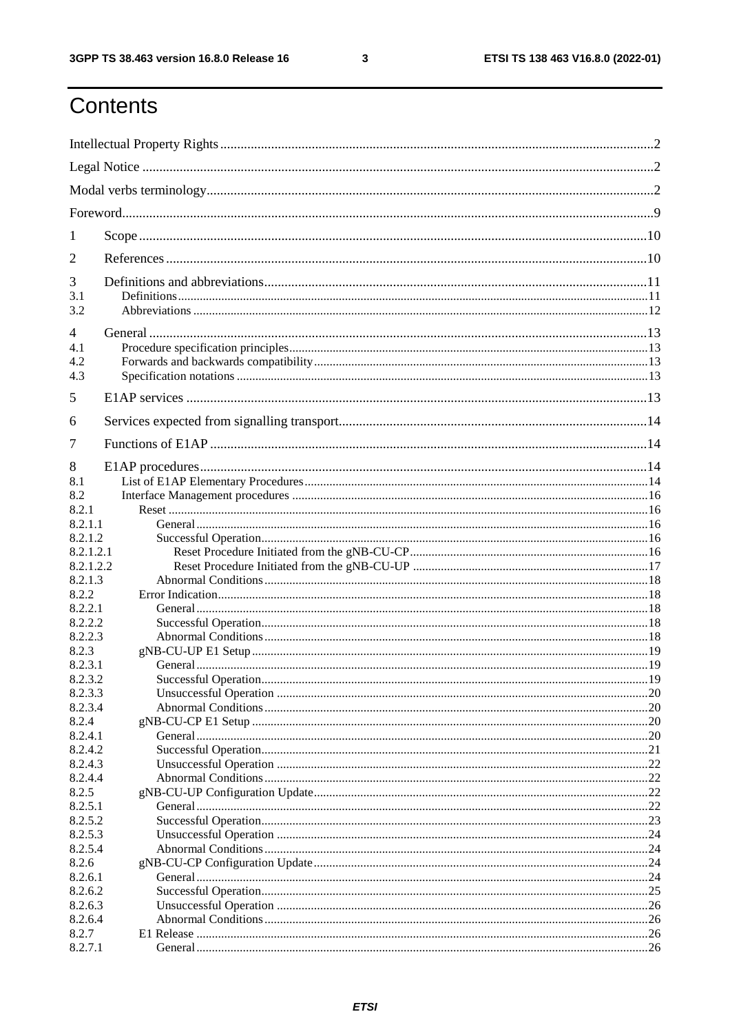# Contents

Intellectual Property Rights ... 2
Legal Notice ... 2
Modal verbs terminology ... 2
Foreword ... 9
1 Scope ... 10
2 References ... 10
3 Definitions and abbreviations ... 11
3.1 Definitions ... 11
3.2 Abbreviations ... 12
4 General ... 13
4.1 Procedure specification principles ... 13
4.2 Forwards and backwards compatibility ... 13
4.3 Specification notations ... 13
5 E1AP services ... 13
6 Services expected from signalling transport ... 14
7 Functions of E1AP ... 14
8 E1AP procedures ... 14
8.1 List of E1AP Elementary Procedures ... 14
8.2 Interface Management procedures ... 16
8.2.1 Reset ... 16
8.2.1.1 General ... 16
8.2.1.2 Successful Operation ... 16
8.2.1.2.1 Reset Procedure Initiated from the gNB-CU-CP ... 16
8.2.1.2.2 Reset Procedure Initiated from the gNB-CU-UP ... 17
8.2.1.3 Abnormal Conditions ... 18
8.2.2 Error Indication ... 18
8.2.2.1 General ... 18
8.2.2.2 Successful Operation ... 18
8.2.2.3 Abnormal Conditions ... 18
8.2.3 gNB-CU-UP E1 Setup ... 19
8.2.3.1 General ... 19
8.2.3.2 Successful Operation ... 19
8.2.3.3 Unsuccessful Operation ... 20
8.2.3.4 Abnormal Conditions ... 20
8.2.4 gNB-CU-CP E1 Setup ... 20
8.2.4.1 General ... 20
8.2.4.2 Successful Operation ... 21
8.2.4.3 Unsuccessful Operation ... 22
8.2.4.4 Abnormal Conditions ... 22
8.2.5 gNB-CU-UP Configuration Update ... 22
8.2.5.1 General ... 22
8.2.5.2 Successful Operation ... 23
8.2.5.3 Unsuccessful Operation ... 24
8.2.5.4 Abnormal Conditions ... 24
8.2.6 gNB-CU-CP Configuration Update ... 24
8.2.6.1 General ... 24
8.2.6.2 Successful Operation ... 25
8.2.6.3 Unsuccessful Operation ... 26
8.2.6.4 Abnormal Conditions ... 26
8.2.7 E1 Release ... 26
8.2.7.1 General ... 26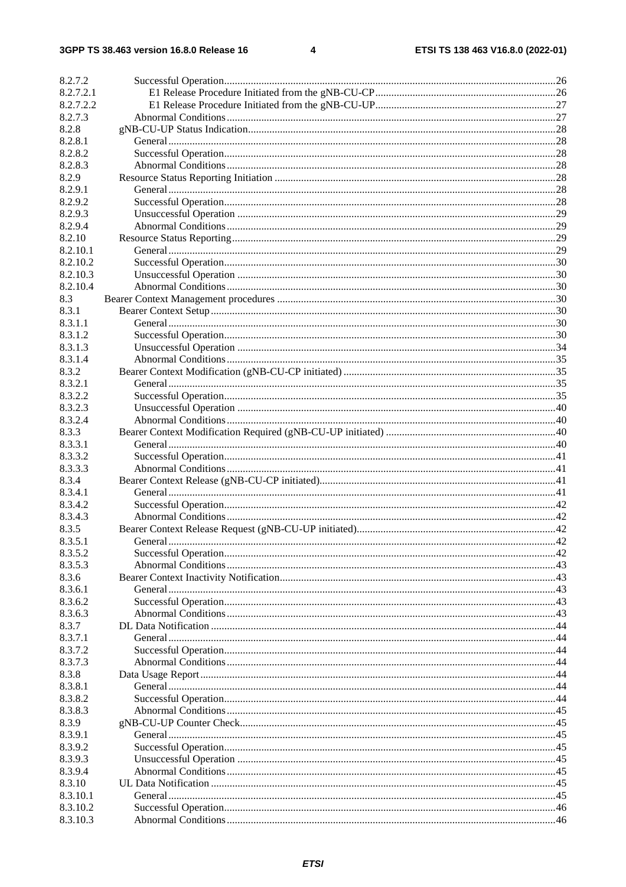| | | |
|---|---|---|
| 8.2.7.2 | Successful Operation | 26 |
| 8.2.7.2.1 | E1 Release Procedure Initiated from the gNB-CU-CP | 26 |
| 8.2.7.2.2 | E1 Release Procedure Initiated from the gNB-CU-UP | 27 |
| 8.2.7.3 | Abnormal Conditions | 27 |
| 8.2.8 | gNB-CU-UP Status Indication | 28 |
| 8.2.8.1 | General | 28 |
| 8.2.8.2 | Successful Operation | 28 |
| 8.2.8.3 | Abnormal Conditions | 28 |
| 8.2.9 | Resource Status Reporting Initiation | 28 |
| 8.2.9.1 | General | 28 |
| 8.2.9.2 | Successful Operation | 28 |
| 8.2.9.3 | Unsuccessful Operation | 29 |
| 8.2.9.4 | Abnormal Conditions | 29 |
| 8.2.10 | Resource Status Reporting | 29 |
| 8.2.10.1 | General | 29 |
| 8.2.10.2 | Successful Operation | 30 |
| 8.2.10.3 | Unsuccessful Operation | 30 |
| 8.2.10.4 | Abnormal Conditions | 30 |
| 8.3 | Bearer Context Management procedures | 30 |
| 8.3.1 | Bearer Context Setup | 30 |
| 8.3.1.1 | General | 30 |
| 8.3.1.2 | Successful Operation | 30 |
| 8.3.1.3 | Unsuccessful Operation | 34 |
| 8.3.1.4 | Abnormal Conditions | 35 |
| 8.3.2 | Bearer Context Modification (gNB-CU-CP initiated) | 35 |
| 8.3.2.1 | General | 35 |
| 8.3.2.2 | Successful Operation | 35 |
| 8.3.2.3 | Unsuccessful Operation | 40 |
| 8.3.2.4 | Abnormal Conditions | 40 |
| 8.3.3 | Bearer Context Modification Required (gNB-CU-UP initiated) | 40 |
| 8.3.3.1 | General | 40 |
| 8.3.3.2 | Successful Operation | 41 |
| 8.3.3.3 | Abnormal Conditions | 41 |
| 8.3.4 | Bearer Context Release (gNB-CU-CP initiated) | 41 |
| 8.3.4.1 | General | 41 |
| 8.3.4.2 | Successful Operation | 42 |
| 8.3.4.3 | Abnormal Conditions | 42 |
| 8.3.5 | Bearer Context Release Request (gNB-CU-UP initiated) | 42 |
| 8.3.5.1 | General | 42 |
| 8.3.5.2 | Successful Operation | 42 |
| 8.3.5.3 | Abnormal Conditions | 43 |
| 8.3.6 | Bearer Context Inactivity Notification | 43 |
| 8.3.6.1 | General | 43 |
| 8.3.6.2 | Successful Operation | 43 |
| 8.3.6.3 | Abnormal Conditions | 43 |
| 8.3.7 | DL Data Notification | 44 |
| 8.3.7.1 | General | 44 |
| 8.3.7.2 | Successful Operation | 44 |
| 8.3.7.3 | Abnormal Conditions | 44 |
| 8.3.8 | Data Usage Report | 44 |
| 8.3.8.1 | General | 44 |
| 8.3.8.2 | Successful Operation | 44 |
| 8.3.8.3 | Abnormal Conditions | 45 |
| 8.3.9 | gNB-CU-UP Counter Check | 45 |
| 8.3.9.1 | General | 45 |
| 8.3.9.2 | Successful Operation | 45 |
| 8.3.9.3 | Unsuccessful Operation | 45 |
| 8.3.9.4 | Abnormal Conditions | 45 |
| 8.3.10 | UL Data Notification | 45 |
| 8.3.10.1 | General | 45 |
| 8.3.10.2 | Successful Operation | 46 |
| 8.3.10.3 | Abnormal Conditions | 46 |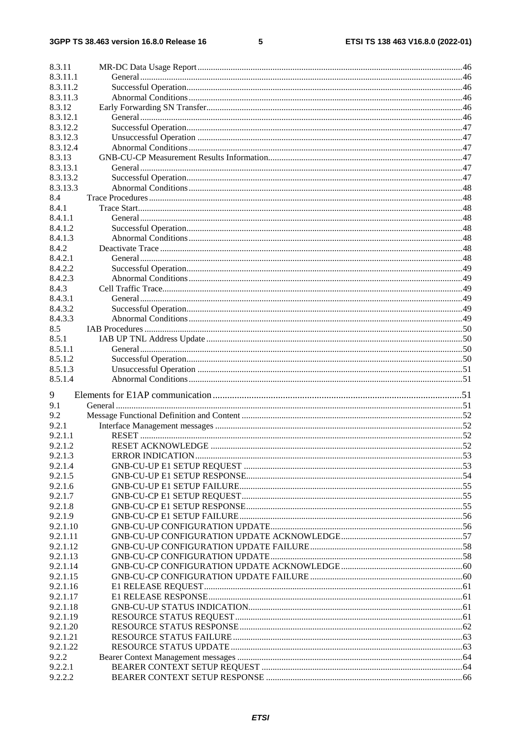8.3.11 MR-DC Data Usage Report ....................................................................................................................46
8.3.11.1 General ...................................................................................................................................46
8.3.11.2 Successful Operation ................................................................................................................46
8.3.11.3 Abnormal Conditions ...............................................................................................................46
8.3.12 Early Forwarding SN Transfer ..................................................................................................46
8.3.12.1 General ...................................................................................................................................46
8.3.12.2 Successful Operation ................................................................................................................47
8.3.12.3 Unsuccessful Operation ............................................................................................................47
8.3.12.4 Abnormal Conditions ...............................................................................................................47
8.3.13 GNB-CU-CP Measurement Results Information ........................................................................47
8.3.13.1 General ...................................................................................................................................47
8.3.13.2 Successful Operation ................................................................................................................47
8.3.13.3 Abnormal Conditions ...............................................................................................................48
8.4 Trace Procedures ...........................................................................................................................48
8.4.1 Trace Start ..................................................................................................................................48
8.4.1.1 General ...................................................................................................................................48
8.4.1.2 Successful Operation ................................................................................................................48
8.4.1.3 Abnormal Conditions ...............................................................................................................48
8.4.2 Deactivate Trace ..........................................................................................................................48
8.4.2.1 General ...................................................................................................................................48
8.4.2.2 Successful Operation ................................................................................................................49
8.4.2.3 Abnormal Conditions ...............................................................................................................49
8.4.3 Cell Traffic Trace .........................................................................................................................49
8.4.3.1 General ...................................................................................................................................49
8.4.3.2 Successful Operation ................................................................................................................49
8.4.3.3 Abnormal Conditions ...............................................................................................................49
8.5 IAB Procedures ..............................................................................................................................50
8.5.1 IAB UP TNL Address Update .....................................................................................................50
8.5.1.1 General ...................................................................................................................................50
8.5.1.2 Successful Operation ................................................................................................................50
8.5.1.3 Unsuccessful Operation ............................................................................................................51
8.5.1.4 Abnormal Conditions ...............................................................................................................51

9 Elements for E1AP communication .......................................................................................................51
9.1 General .........................................................................................................................................51
9.2 Message Functional Definition and Content ....................................................................................52
9.2.1 Interface Management messages ..................................................................................................52
9.2.1.1 RESET .....................................................................................................................................52
9.2.1.2 RESET ACKNOWLEDGE .........................................................................................................52
9.2.1.3 ERROR INDICATION ..............................................................................................................53
9.2.1.4 GNB-CU-UP E1 SETUP REQUEST ...........................................................................................53
9.2.1.5 GNB-CU-UP E1 SETUP RESPONSE ..........................................................................................54
9.2.1.6 GNB-CU-UP E1 SETUP FAILURE ............................................................................................55
9.2.1.7 GNB-CU-CP E1 SETUP REQUEST ...........................................................................................55
9.2.1.8 GNB-CU-CP E1 SETUP RESPONSE ..........................................................................................55
9.2.1.9 GNB-CU-CP E1 SETUP FAILURE ............................................................................................56
9.2.1.10 GNB-CU-UP CONFIGURATION UPDATE ...............................................................................56
9.2.1.11 GNB-CU-UP CONFIGURATION UPDATE ACKNOWLEDGE ......................................................57
9.2.1.12 GNB-CU-UP CONFIGURATION UPDATE FAILURE .................................................................58
9.2.1.13 GNB-CU-CP CONFIGURATION UPDATE ................................................................................58
9.2.1.14 GNB-CU-CP CONFIGURATION UPDATE ACKNOWLEDGE ......................................................60
9.2.1.15 GNB-CU-CP CONFIGURATION UPDATE FAILURE .................................................................60
9.2.1.16 E1 RELEASE REQUEST ...........................................................................................................61
9.2.1.17 E1 RELEASE RESPONSE .........................................................................................................61
9.2.1.18 GNB-CU-UP STATUS INDICATION .........................................................................................61
9.2.1.19 RESOURCE STATUS REQUEST ...............................................................................................61
9.2.1.20 RESOURCE STATUS RESPONSE .............................................................................................62
9.2.1.21 RESOURCE STATUS FAILURE ................................................................................................63
9.2.1.22 RESOURCE STATUS UPDATE .................................................................................................63
9.2.2 Bearer Context Management messages ........................................................................................64
9.2.2.1 BEARER CONTEXT SETUP REQUEST ....................................................................................64
9.2.2.2 BEARER CONTEXT SETUP RESPONSE ..................................................................................66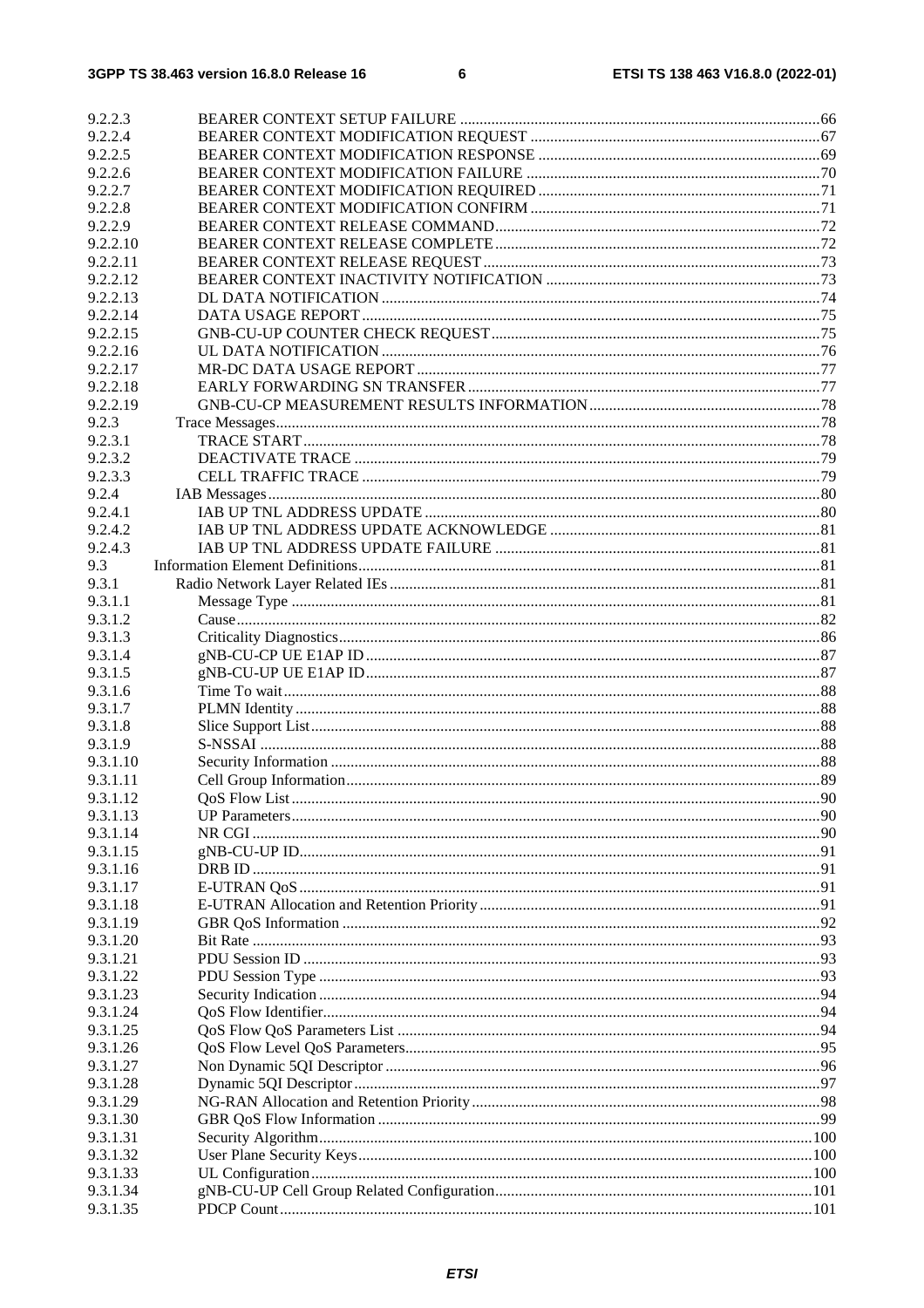9.2.2.3 BEARER CONTEXT SETUP FAILURE ....66
9.2.2.4 BEARER CONTEXT MODIFICATION REQUEST ....67
9.2.2.5 BEARER CONTEXT MODIFICATION RESPONSE ....69
9.2.2.6 BEARER CONTEXT MODIFICATION FAILURE ....70
9.2.2.7 BEARER CONTEXT MODIFICATION REQUIRED ....71
9.2.2.8 BEARER CONTEXT MODIFICATION CONFIRM ....71
9.2.2.9 BEARER CONTEXT RELEASE COMMAND ....72
9.2.2.10 BEARER CONTEXT RELEASE COMPLETE ....72
9.2.2.11 BEARER CONTEXT RELEASE REQUEST ....73
9.2.2.12 BEARER CONTEXT INACTIVITY NOTIFICATION ....73
9.2.2.13 DL DATA NOTIFICATION ....74
9.2.2.14 DATA USAGE REPORT ....75
9.2.2.15 GNB-CU-UP COUNTER CHECK REQUEST ....75
9.2.2.16 UL DATA NOTIFICATION ....76
9.2.2.17 MR-DC DATA USAGE REPORT ....77
9.2.2.18 EARLY FORWARDING SN TRANSFER ....77
9.2.2.19 GNB-CU-CP MEASUREMENT RESULTS INFORMATION ....78
9.2.3 Trace Messages ....78
9.2.3.1 TRACE START ....78
9.2.3.2 DEACTIVATE TRACE ....79
9.2.3.3 CELL TRAFFIC TRACE ....79
9.2.4 IAB Messages ....80
9.2.4.1 IAB UP TNL ADDRESS UPDATE ....80
9.2.4.2 IAB UP TNL ADDRESS UPDATE ACKNOWLEDGE ....81
9.2.4.3 IAB UP TNL ADDRESS UPDATE FAILURE ....81
9.3 Information Element Definitions ....81
9.3.1 Radio Network Layer Related IEs ....81
9.3.1.1 Message Type ....81
9.3.1.2 Cause ....82
9.3.1.3 Criticality Diagnostics ....86
9.3.1.4 gNB-CU-CP UE E1AP ID ....87
9.3.1.5 gNB-CU-UP UE E1AP ID ....87
9.3.1.6 Time To wait ....88
9.3.1.7 PLMN Identity ....88
9.3.1.8 Slice Support List ....88
9.3.1.9 S-NSSAI ....88
9.3.1.10 Security Information ....88
9.3.1.11 Cell Group Information ....89
9.3.1.12 QoS Flow List ....90
9.3.1.13 UP Parameters ....90
9.3.1.14 NR CGI ....90
9.3.1.15 gNB-CU-UP ID ....91
9.3.1.16 DRB ID ....91
9.3.1.17 E-UTRAN QoS ....91
9.3.1.18 E-UTRAN Allocation and Retention Priority ....91
9.3.1.19 GBR QoS Information ....92
9.3.1.20 Bit Rate ....93
9.3.1.21 PDU Session ID ....93
9.3.1.22 PDU Session Type ....93
9.3.1.23 Security Indication ....94
9.3.1.24 QoS Flow Identifier ....94
9.3.1.25 QoS Flow QoS Parameters List ....94
9.3.1.26 QoS Flow Level QoS Parameters ....95
9.3.1.27 Non Dynamic 5QI Descriptor ....96
9.3.1.28 Dynamic 5QI Descriptor ....97
9.3.1.29 NG-RAN Allocation and Retention Priority ....98
9.3.1.30 GBR QoS Flow Information ....99
9.3.1.31 Security Algorithm ....100
9.3.1.32 User Plane Security Keys ....100
9.3.1.33 UL Configuration ....100
9.3.1.34 gNB-CU-UP Cell Group Related Configuration ....101
9.3.1.35 PDCP Count ....101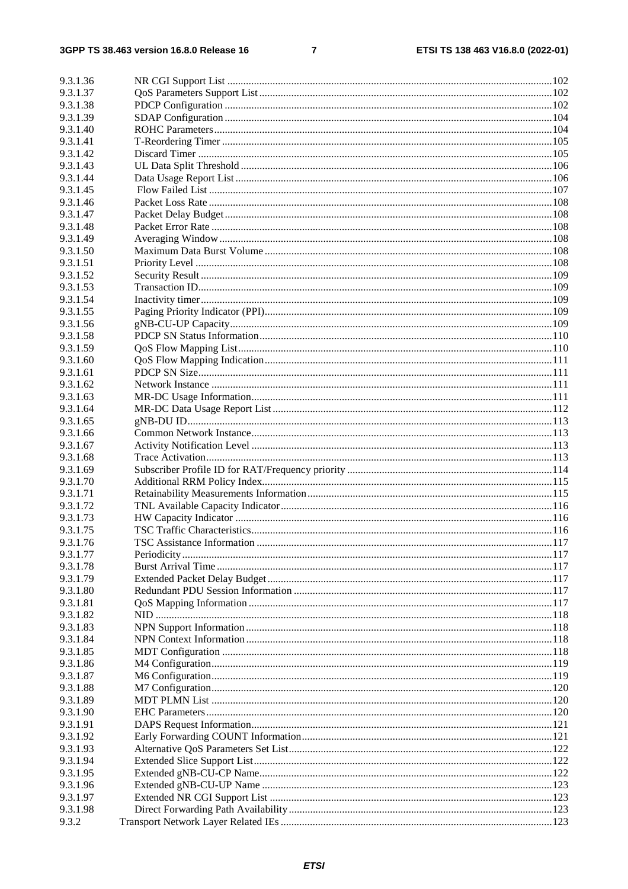9.3.1.36 NR CGI Support List ........................................................................................................................102
9.3.1.37 QoS Parameters Support List............................................................................................................102
9.3.1.38 PDCP Configuration .........................................................................................................................102
9.3.1.39 SDAP Configuration .........................................................................................................................104
9.3.1.40 ROHC Parameters.............................................................................................................................104
9.3.1.41 T-Reordering Timer ..........................................................................................................................105
9.3.1.42 Discard Timer ...................................................................................................................................105
9.3.1.43 UL Data Split Threshold ...................................................................................................................106
9.3.1.44 Data Usage Report List .....................................................................................................................106
9.3.1.45 Flow Failed List ...............................................................................................................................107
9.3.1.46 Packet Loss Rate ...............................................................................................................................108
9.3.1.47 Packet Delay Budget .........................................................................................................................108
9.3.1.48 Packet Error Rate ..............................................................................................................................108
9.3.1.49 Averaging Window ...........................................................................................................................108
9.3.1.50 Maximum Data Burst Volume ..........................................................................................................108
9.3.1.51 Priority Level ....................................................................................................................................108
9.3.1.52 Security Result ..................................................................................................................................109
9.3.1.53 Transaction ID...................................................................................................................................109
9.3.1.54 Inactivity timer ..................................................................................................................................109
9.3.1.55 Paging Priority Indicator (PPI)..........................................................................................................109
9.3.1.56 gNB-CU-UP Capacity .......................................................................................................................109
9.3.1.58 PDCP SN Status Information ............................................................................................................110
9.3.1.59 QoS Flow Mapping List ....................................................................................................................110
9.3.1.60 QoS Flow Mapping Indication ..........................................................................................................111
9.3.1.61 PDCP SN Size ...................................................................................................................................111
9.3.1.62 Network Instance ..............................................................................................................................111
9.3.1.63 MR-DC Usage Information...............................................................................................................111
9.3.1.64 MR-DC Data Usage Report List .......................................................................................................112
9.3.1.65 gNB-DU ID .......................................................................................................................................113
9.3.1.66 Common Network Instance...............................................................................................................113
9.3.1.67 Activity Notification Level ...............................................................................................................113
9.3.1.68 Trace Activation ................................................................................................................................113
9.3.1.69 Subscriber Profile ID for RAT/Frequency priority ............................................................................114
9.3.1.70 Additional RRM Policy Index ...........................................................................................................115
9.3.1.71 Retainability Measurements Information ..........................................................................................115
9.3.1.72 TNL Available Capacity Indicator ....................................................................................................116
9.3.1.73 HW Capacity Indicator .....................................................................................................................116
9.3.1.75 TSC Traffic Characteristics...............................................................................................................116
9.3.1.76 TSC Assistance Information .............................................................................................................117
9.3.1.77 Periodicity .........................................................................................................................................117
9.3.1.78 Burst Arrival Time ............................................................................................................................117
9.3.1.79 Extended Packet Delay Budget .........................................................................................................117
9.3.1.80 Redundant PDU Session Information ...............................................................................................117
9.3.1.81 QoS Mapping Information ................................................................................................................117
9.3.1.82 NID ...................................................................................................................................................118
9.3.1.83 NPN Support Information .................................................................................................................118
9.3.1.84 NPN Context Information .................................................................................................................118
9.3.1.85 MDT Configuration ..........................................................................................................................118
9.3.1.86 M4 Configuration..............................................................................................................................119
9.3.1.87 M6 Configuration..............................................................................................................................119
9.3.1.88 M7 Configuration..............................................................................................................................120
9.3.1.89 MDT PLMN List ..............................................................................................................................120
9.3.1.90 EHC Parameters ................................................................................................................................120
9.3.1.91 DAPS Request Information...............................................................................................................121
9.3.1.92 Early Forwarding COUNT Information ............................................................................................121
9.3.1.93 Alternative QoS Parameters Set List .................................................................................................122
9.3.1.94 Extended Slice Support List ..............................................................................................................122
9.3.1.95 Extended gNB-CU-CP Name............................................................................................................122
9.3.1.96 Extended gNB-CU-UP Name ...........................................................................................................123
9.3.1.97 Extended NR CGI Support List ........................................................................................................123
9.3.1.98 Direct Forwarding Path Availability .................................................................................................123
9.3.2 Transport Network Layer Related IEs ....................................................................................................123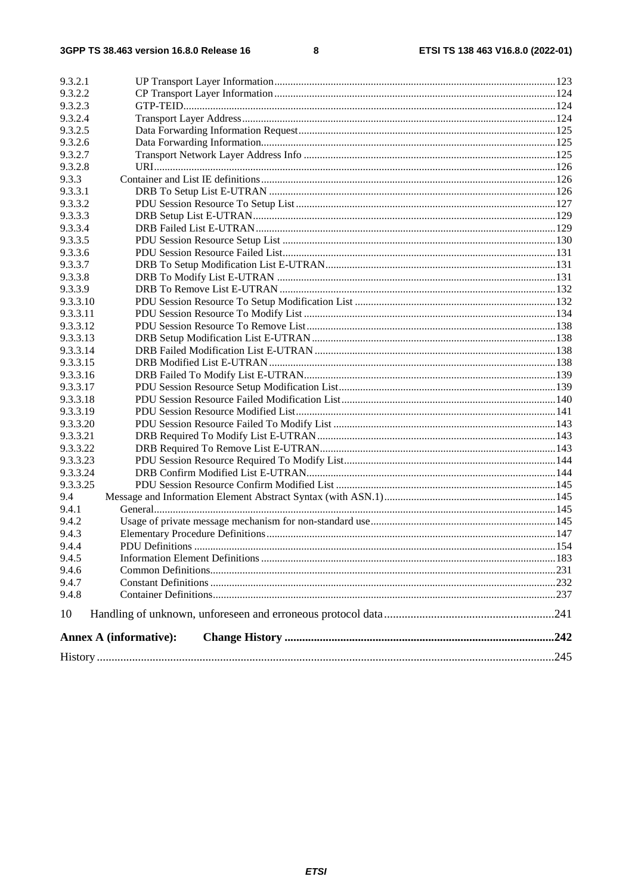| | | |
|---|---|---|
| 9.3.2.1 | UP Transport Layer Information | 123 |
| 9.3.2.2 | CP Transport Layer Information | 124 |
| 9.3.2.3 | GTP-TEID | 124 |
| 9.3.2.4 | Transport Layer Address | 124 |
| 9.3.2.5 | Data Forwarding Information Request | 125 |
| 9.3.2.6 | Data Forwarding Information | 125 |
| 9.3.2.7 | Transport Network Layer Address Info | 125 |
| 9.3.2.8 | URI | 126 |
| 9.3.3 | Container and List IE definitions | 126 |
| 9.3.3.1 | DRB To Setup List E-UTRAN | 126 |
| 9.3.3.2 | PDU Session Resource To Setup List | 127 |
| 9.3.3.3 | DRB Setup List E-UTRAN | 129 |
| 9.3.3.4 | DRB Failed List E-UTRAN | 129 |
| 9.3.3.5 | PDU Session Resource Setup List | 130 |
| 9.3.3.6 | PDU Session Resource Failed List | 131 |
| 9.3.3.7 | DRB To Setup Modification List E-UTRAN | 131 |
| 9.3.3.8 | DRB To Modify List E-UTRAN | 131 |
| 9.3.3.9 | DRB To Remove List E-UTRAN | 132 |
| 9.3.3.10 | PDU Session Resource To Setup Modification List | 132 |
| 9.3.3.11 | PDU Session Resource To Modify List | 134 |
| 9.3.3.12 | PDU Session Resource To Remove List | 138 |
| 9.3.3.13 | DRB Setup Modification List E-UTRAN | 138 |
| 9.3.3.14 | DRB Failed Modification List E-UTRAN | 138 |
| 9.3.3.15 | DRB Modified List E-UTRAN | 138 |
| 9.3.3.16 | DRB Failed To Modify List E-UTRAN | 139 |
| 9.3.3.17 | PDU Session Resource Setup Modification List | 139 |
| 9.3.3.18 | PDU Session Resource Failed Modification List | 140 |
| 9.3.3.19 | PDU Session Resource Modified List | 141 |
| 9.3.3.20 | PDU Session Resource Failed To Modify List | 143 |
| 9.3.3.21 | DRB Required To Modify List E-UTRAN | 143 |
| 9.3.3.22 | DRB Required To Remove List E-UTRAN | 143 |
| 9.3.3.23 | PDU Session Resource Required To Modify List | 144 |
| 9.3.3.24 | DRB Confirm Modified List E-UTRAN | 144 |
| 9.3.3.25 | PDU Session Resource Confirm Modified List | 145 |
| 9.4 | Message and Information Element Abstract Syntax (with ASN.1) | 145 |
| 9.4.1 | General | 145 |
| 9.4.2 | Usage of private message mechanism for non-standard use | 145 |
| 9.4.3 | Elementary Procedure Definitions | 147 |
| 9.4.4 | PDU Definitions | 154 |
| 9.4.5 | Information Element Definitions | 183 |
| 9.4.6 | Common Definitions | 231 |
| 9.4.7 | Constant Definitions | 232 |
| 9.4.8 | Container Definitions | 237 |
| 10 | Handling of unknown, unforeseen and erroneous protocol data | 241 |
| **Annex A (informative):** | **Change History** | **242** |
| History | | 245 |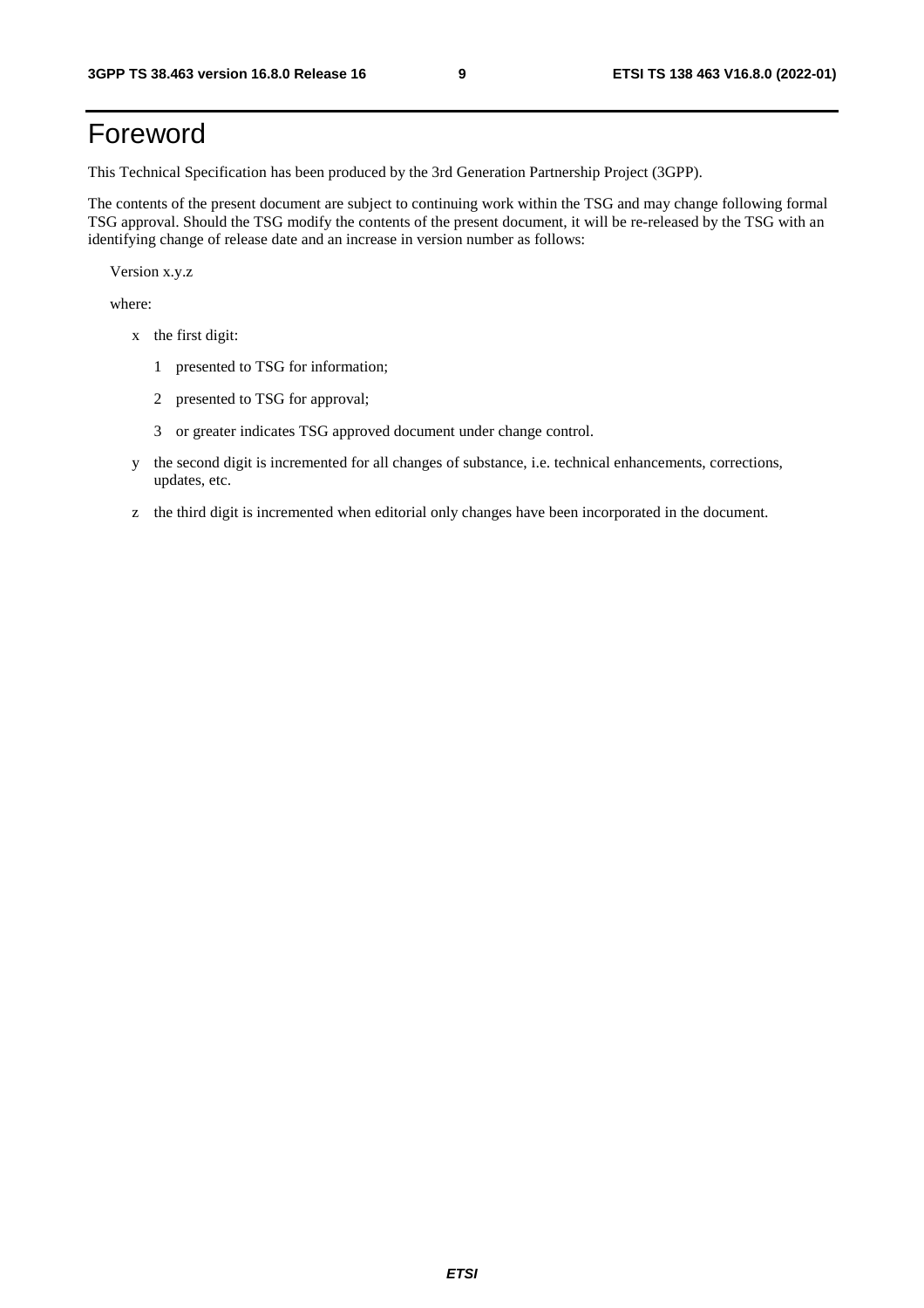# Foreword

This Technical Specification has been produced by the 3rd Generation Partnership Project (3GPP).

The contents of the present document are subject to continuing work within the TSG and may change following formal TSG approval. Should the TSG modify the contents of the present document, it will be re-released by the TSG with an identifying change of release date and an increase in version number as follows:

Version x.y.z

where:

- x the first digit:
  - 1 presented to TSG for information;
  - 2 presented to TSG for approval;
  - 3 or greater indicates TSG approved document under change control.
- y the second digit is incremented for all changes of substance, i.e. technical enhancements, corrections, updates, etc.
- z the third digit is incremented when editorial only changes have been incorporated in the document.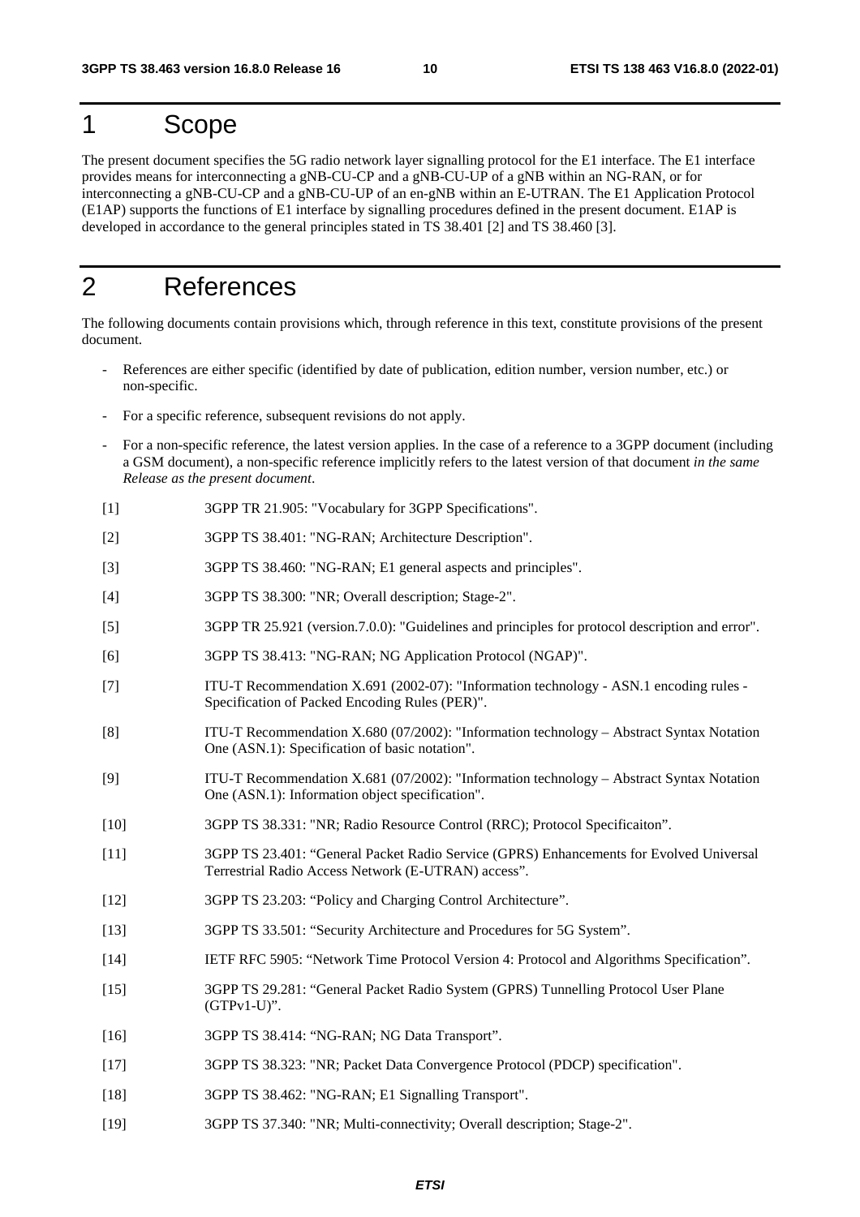# 1 Scope

The present document specifies the 5G radio network layer signalling protocol for the E1 interface. The E1 interface provides means for interconnecting a gNB-CU-CP and a gNB-CU-UP of a gNB within an NG-RAN, or for interconnecting a gNB-CU-CP and a gNB-CU-UP of an en-gNB within an E-UTRAN. The E1 Application Protocol (E1AP) supports the functions of E1 interface by signalling procedures defined in the present document. E1AP is developed in accordance to the general principles stated in TS 38.401 [2] and TS 38.460 [3].

# 2 References

The following documents contain provisions which, through reference in this text, constitute provisions of the present document.

- References are either specific (identified by date of publication, edition number, version number, etc.) or non-specific.
- For a specific reference, subsequent revisions do not apply.
- For a non-specific reference, the latest version applies. In the case of a reference to a 3GPP document (including a GSM document), a non-specific reference implicitly refers to the latest version of that document *in the same Release as the present document*.

[1] 3GPP TR 21.905: "Vocabulary for 3GPP Specifications".

[2] 3GPP TS 38.401: "NG-RAN; Architecture Description".

[3] 3GPP TS 38.460: "NG-RAN; E1 general aspects and principles".

[4] 3GPP TS 38.300: "NR; Overall description; Stage-2".

[5] 3GPP TR 25.921 (version.7.0.0): "Guidelines and principles for protocol description and error".

[6] 3GPP TS 38.413: "NG-RAN; NG Application Protocol (NGAP)".

[7] ITU-T Recommendation X.691 (2002-07): "Information technology - ASN.1 encoding rules - Specification of Packed Encoding Rules (PER)".

[8] ITU-T Recommendation X.680 (07/2002): "Information technology – Abstract Syntax Notation One (ASN.1): Specification of basic notation".

[9] ITU-T Recommendation X.681 (07/2002): "Information technology – Abstract Syntax Notation One (ASN.1): Information object specification".

[10] 3GPP TS 38.331: "NR; Radio Resource Control (RRC); Protocol Specificaiton".

[11] 3GPP TS 23.401: "General Packet Radio Service (GPRS) Enhancements for Evolved Universal Terrestrial Radio Access Network (E-UTRAN) access".

[12] 3GPP TS 23.203: "Policy and Charging Control Architecture".

[13] 3GPP TS 33.501: "Security Architecture and Procedures for 5G System".

[14] IETF RFC 5905: "Network Time Protocol Version 4: Protocol and Algorithms Specification".

[15] 3GPP TS 29.281: "General Packet Radio System (GPRS) Tunnelling Protocol User Plane (GTPv1-U)".

[16] 3GPP TS 38.414: "NG-RAN; NG Data Transport".

[17] 3GPP TS 38.323: "NR; Packet Data Convergence Protocol (PDCP) specification".

[18] 3GPP TS 38.462: "NG-RAN; E1 Signalling Transport".

[19] 3GPP TS 37.340: "NR; Multi-connectivity; Overall description; Stage-2".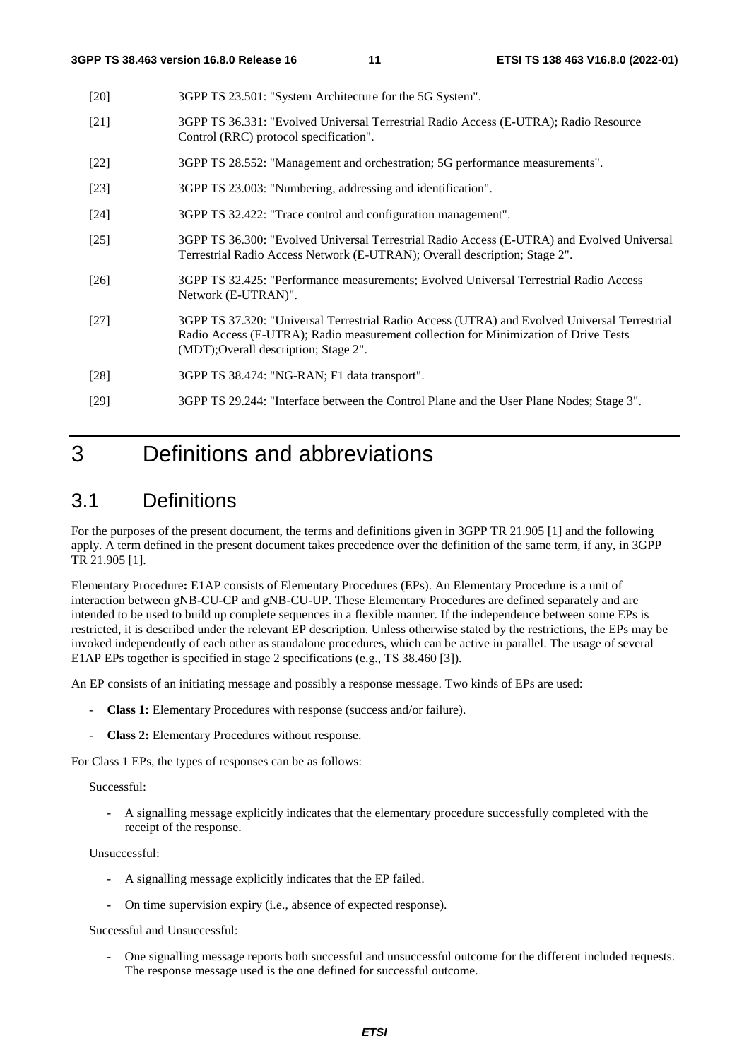[20] 3GPP TS 23.501: "System Architecture for the 5G System".

[21] 3GPP TS 36.331: "Evolved Universal Terrestrial Radio Access (E-UTRA); Radio Resource Control (RRC) protocol specification".

[22] 3GPP TS 28.552: "Management and orchestration; 5G performance measurements".

[23] 3GPP TS 23.003: "Numbering, addressing and identification".

[24] 3GPP TS 32.422: "Trace control and configuration management".

[25] 3GPP TS 36.300: "Evolved Universal Terrestrial Radio Access (E-UTRA) and Evolved Universal Terrestrial Radio Access Network (E-UTRAN); Overall description; Stage 2".

[26] 3GPP TS 32.425: "Performance measurements; Evolved Universal Terrestrial Radio Access Network (E-UTRAN)".

[27] 3GPP TS 37.320: "Universal Terrestrial Radio Access (UTRA) and Evolved Universal Terrestrial Radio Access (E-UTRA); Radio measurement collection for Minimization of Drive Tests (MDT);Overall description; Stage 2".

[28] 3GPP TS 38.474: "NG-RAN; F1 data transport".

[29] 3GPP TS 29.244: "Interface between the Control Plane and the User Plane Nodes; Stage 3".

# 3 Definitions and abbreviations

## 3.1 Definitions

For the purposes of the present document, the terms and definitions given in 3GPP TR 21.905 [1] and the following apply. A term defined in the present document takes precedence over the definition of the same term, if any, in 3GPP TR 21.905 [1].

Elementary Procedure**:** E1AP consists of Elementary Procedures (EPs). An Elementary Procedure is a unit of interaction between gNB-CU-CP and gNB-CU-UP. These Elementary Procedures are defined separately and are intended to be used to build up complete sequences in a flexible manner. If the independence between some EPs is restricted, it is described under the relevant EP description. Unless otherwise stated by the restrictions, the EPs may be invoked independently of each other as standalone procedures, which can be active in parallel. The usage of several E1AP EPs together is specified in stage 2 specifications (e.g., TS 38.460 [3]).

An EP consists of an initiating message and possibly a response message. Two kinds of EPs are used:

- **Class 1:** Elementary Procedures with response (success and/or failure).
- **Class 2:** Elementary Procedures without response.

For Class 1 EPs, the types of responses can be as follows:

Successful:

- A signalling message explicitly indicates that the elementary procedure successfully completed with the receipt of the response.

Unsuccessful:

- A signalling message explicitly indicates that the EP failed.
- On time supervision expiry (i.e., absence of expected response).

Successful and Unsuccessful:

- One signalling message reports both successful and unsuccessful outcome for the different included requests. The response message used is the one defined for successful outcome.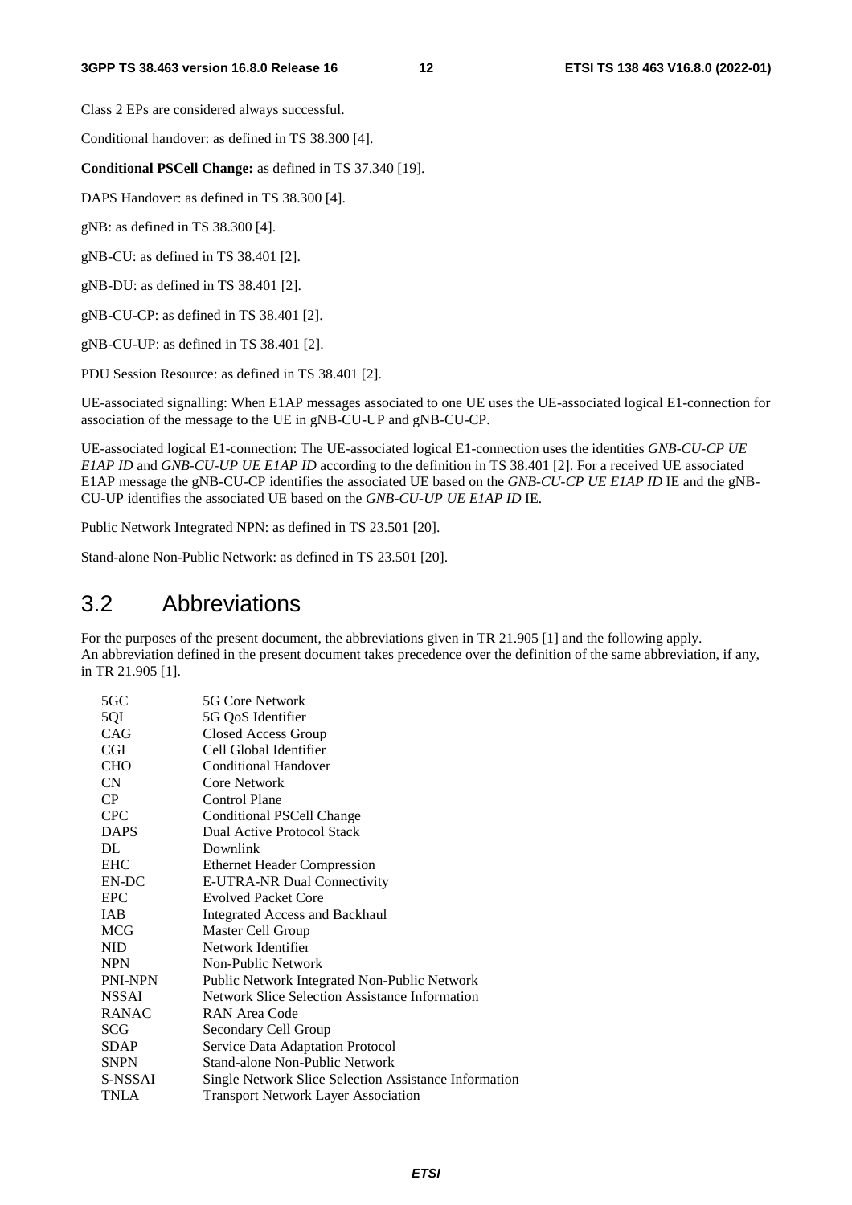Class 2 EPs are considered always successful.

Conditional handover: as defined in TS 38.300 [4].

**Conditional PSCell Change:** as defined in TS 37.340 [19].

DAPS Handover: as defined in TS 38.300 [4].

gNB: as defined in TS 38.300 [4].

gNB-CU: as defined in TS 38.401 [2].

gNB-DU: as defined in TS 38.401 [2].

gNB-CU-CP: as defined in TS 38.401 [2].

gNB-CU-UP: as defined in TS 38.401 [2].

PDU Session Resource: as defined in TS 38.401 [2].

UE-associated signalling: When E1AP messages associated to one UE uses the UE-associated logical E1-connection for association of the message to the UE in gNB-CU-UP and gNB-CU-CP.

UE-associated logical E1-connection: The UE-associated logical E1-connection uses the identities *GNB-CU-CP UE E1AP ID* and *GNB-CU-UP UE E1AP ID* according to the definition in TS 38.401 [2]. For a received UE associated E1AP message the gNB-CU-CP identifies the associated UE based on the *GNB-CU-CP UE E1AP ID* IE and the gNB-CU-UP identifies the associated UE based on the *GNB-CU-UP UE E1AP ID* IE.

Public Network Integrated NPN: as defined in TS 23.501 [20].

Stand-alone Non-Public Network: as defined in TS 23.501 [20].

## 3.2 Abbreviations

For the purposes of the present document, the abbreviations given in TR 21.905 [1] and the following apply.
An abbreviation defined in the present document takes precedence over the definition of the same abbreviation, if any, in TR 21.905 [1].

| | |
|---|---|
| 5GC | 5G Core Network |
| 5QI | 5G QoS Identifier |
| CAG | Closed Access Group |
| CGI | Cell Global Identifier |
| CHO | Conditional Handover |
| CN | Core Network |
| CP | Control Plane |
| CPC | Conditional PSCell Change |
| DAPS | Dual Active Protocol Stack |
| DL | Downlink |
| EHC | Ethernet Header Compression |
| EN-DC | E-UTRA-NR Dual Connectivity |
| EPC | Evolved Packet Core |
| IAB | Integrated Access and Backhaul |
| MCG | Master Cell Group |
| NID | Network Identifier |
| NPN | Non-Public Network |
| PNI-NPN | Public Network Integrated Non-Public Network |
| NSSAI | Network Slice Selection Assistance Information |
| RANAC | RAN Area Code |
| SCG | Secondary Cell Group |
| SDAP | Service Data Adaptation Protocol |
| SNPN | Stand-alone Non-Public Network |
| S-NSSAI | Single Network Slice Selection Assistance Information |
| TNLA | Transport Network Layer Association |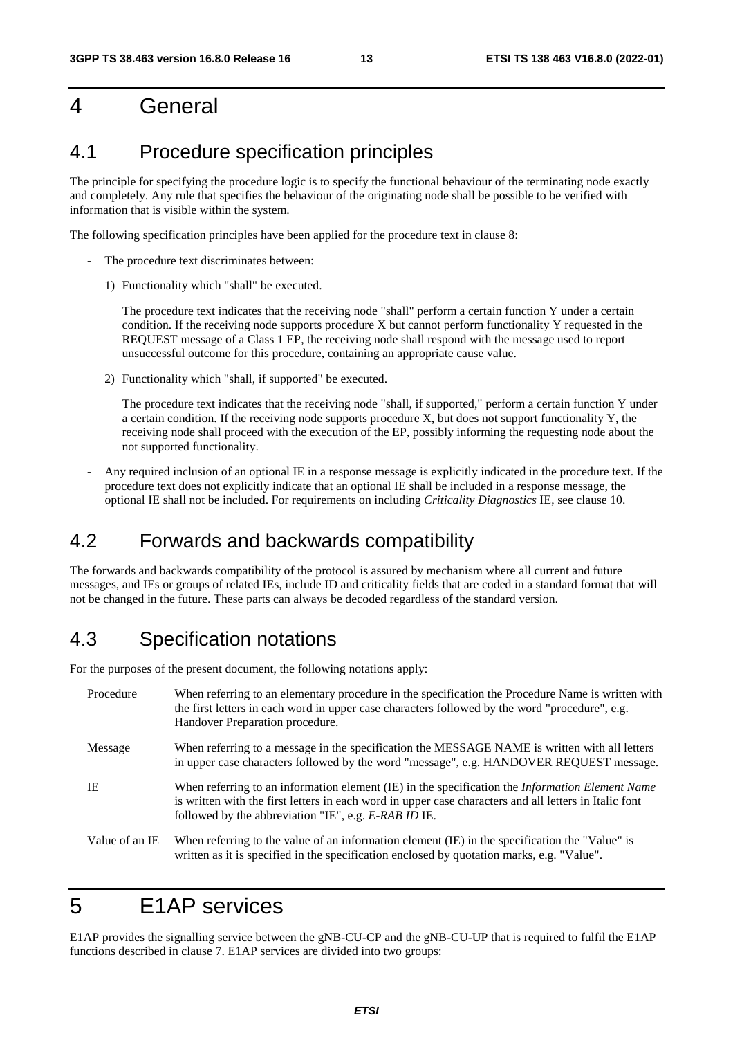# 4 General

## 4.1 Procedure specification principles

The principle for specifying the procedure logic is to specify the functional behaviour of the terminating node exactly and completely. Any rule that specifies the behaviour of the originating node shall be possible to be verified with information that is visible within the system.

The following specification principles have been applied for the procedure text in clause 8:

- The procedure text discriminates between:
  1) Functionality which "shall" be executed.

     The procedure text indicates that the receiving node "shall" perform a certain function Y under a certain condition. If the receiving node supports procedure X but cannot perform functionality Y requested in the REQUEST message of a Class 1 EP, the receiving node shall respond with the message used to report unsuccessful outcome for this procedure, containing an appropriate cause value.

  2) Functionality which "shall, if supported" be executed.

     The procedure text indicates that the receiving node "shall, if supported," perform a certain function Y under a certain condition. If the receiving node supports procedure X, but does not support functionality Y, the receiving node shall proceed with the execution of the EP, possibly informing the requesting node about the not supported functionality.

- Any required inclusion of an optional IE in a response message is explicitly indicated in the procedure text. If the procedure text does not explicitly indicate that an optional IE shall be included in a response message, the optional IE shall not be included. For requirements on including *Criticality Diagnostics* IE, see clause 10.

## 4.2 Forwards and backwards compatibility

The forwards and backwards compatibility of the protocol is assured by mechanism where all current and future messages, and IEs or groups of related IEs, include ID and criticality fields that are coded in a standard format that will not be changed in the future. These parts can always be decoded regardless of the standard version.

## 4.3 Specification notations

For the purposes of the present document, the following notations apply:

| | |
|---|---|
| Procedure | When referring to an elementary procedure in the specification the Procedure Name is written with the first letters in each word in upper case characters followed by the word "procedure", e.g. Handover Preparation procedure. |
| Message | When referring to a message in the specification the MESSAGE NAME is written with all letters in upper case characters followed by the word "message", e.g. HANDOVER REQUEST message. |
| IE | When referring to an information element (IE) in the specification the *Information Element Name* is written with the first letters in each word in upper case characters and all letters in Italic font followed by the abbreviation "IE", e.g. *E-RAB ID* IE. |
| Value of an IE | When referring to the value of an information element (IE) in the specification the "Value" is written as it is specified in the specification enclosed by quotation marks, e.g. "Value". |

# 5 E1AP services

E1AP provides the signalling service between the gNB-CU-CP and the gNB-CU-UP that is required to fulfil the E1AP functions described in clause 7. E1AP services are divided into two groups: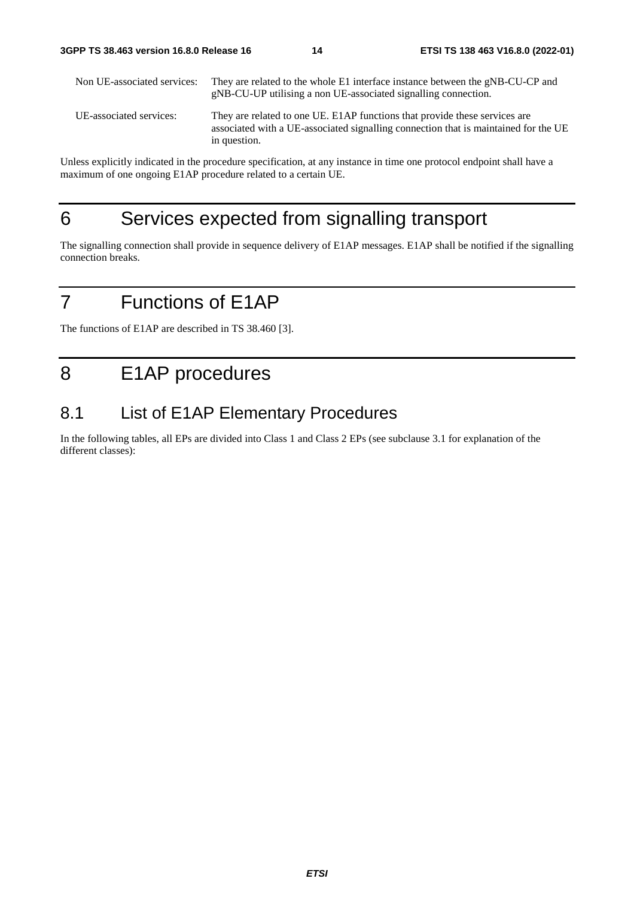Non UE-associated services: They are related to the whole E1 interface instance between the gNB-CU-CP and gNB-CU-UP utilising a non UE-associated signalling connection.

UE-associated services: They are related to one UE. E1AP functions that provide these services are associated with a UE-associated signalling connection that is maintained for the UE in question.

Unless explicitly indicated in the procedure specification, at any instance in time one protocol endpoint shall have a maximum of one ongoing E1AP procedure related to a certain UE.

# 6 Services expected from signalling transport

The signalling connection shall provide in sequence delivery of E1AP messages. E1AP shall be notified if the signalling connection breaks.

# 7 Functions of E1AP

The functions of E1AP are described in TS 38.460 [3].

# 8 E1AP procedures

## 8.1 List of E1AP Elementary Procedures

In the following tables, all EPs are divided into Class 1 and Class 2 EPs (see subclause 3.1 for explanation of the different classes):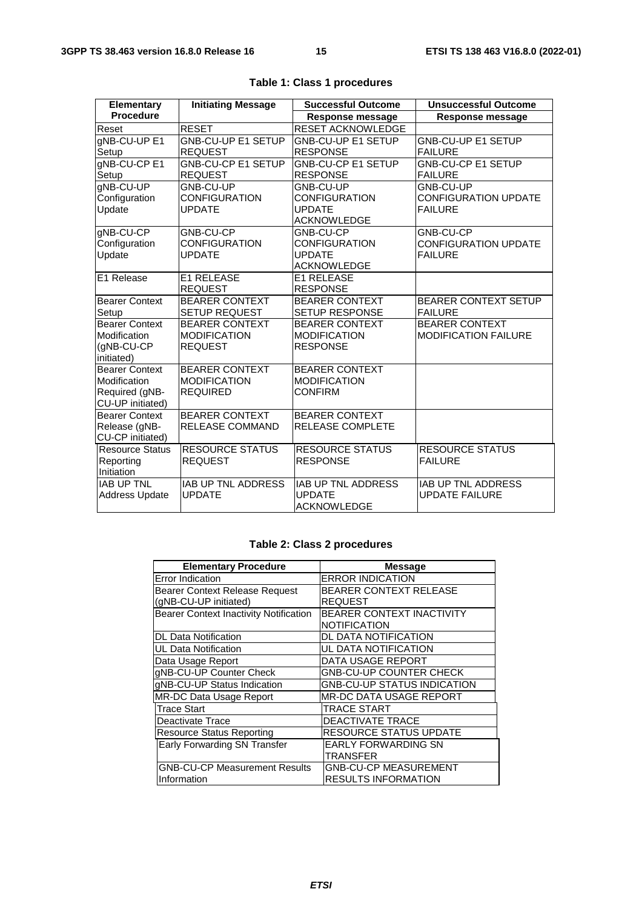**Table 1: Class 1 procedures**

| Elementary Procedure | Initiating Message | Successful Outcome | Unsuccessful Outcome |
|---|---|---|---|
| | | Response message | Response message |
| Reset | RESET | RESET ACKNOWLEDGE | |
| gNB-CU-UP E1 Setup | GNB-CU-UP E1 SETUP REQUEST | GNB-CU-UP E1 SETUP RESPONSE | GNB-CU-UP E1 SETUP FAILURE |
| gNB-CU-CP E1 Setup | GNB-CU-CP E1 SETUP REQUEST | GNB-CU-CP E1 SETUP RESPONSE | GNB-CU-CP E1 SETUP FAILURE |
| gNB-CU-UP Configuration Update | GNB-CU-UP CONFIGURATION UPDATE | GNB-CU-UP CONFIGURATION UPDATE ACKNOWLEDGE | GNB-CU-UP CONFIGURATION UPDATE FAILURE |
| gNB-CU-CP Configuration Update | GNB-CU-CP CONFIGURATION UPDATE | GNB-CU-CP CONFIGURATION UPDATE ACKNOWLEDGE | GNB-CU-CP CONFIGURATION UPDATE FAILURE |
| E1 Release | E1 RELEASE REQUEST | E1 RELEASE RESPONSE | |
| Bearer Context Setup | BEARER CONTEXT SETUP REQUEST | BEARER CONTEXT SETUP RESPONSE | BEARER CONTEXT SETUP FAILURE |
| Bearer Context Modification (gNB-CU-CP initiated) | BEARER CONTEXT MODIFICATION REQUEST | BEARER CONTEXT MODIFICATION RESPONSE | BEARER CONTEXT MODIFICATION FAILURE |
| Bearer Context Modification Required (gNB-CU-UP initiated) | BEARER CONTEXT MODIFICATION REQUIRED | BEARER CONTEXT MODIFICATION CONFIRM | |
| Bearer Context Release (gNB-CU-CP initiated) | BEARER CONTEXT RELEASE COMMAND | BEARER CONTEXT RELEASE COMPLETE | |
| Resource Status Reporting Initiation | RESOURCE STATUS REQUEST | RESOURCE STATUS RESPONSE | RESOURCE STATUS FAILURE |
| IAB UP TNL Address Update | IAB UP TNL ADDRESS UPDATE | IAB UP TNL ADDRESS UPDATE ACKNOWLEDGE | IAB UP TNL ADDRESS UPDATE FAILURE |

**Table 2: Class 2 procedures**

| Elementary Procedure | Message |
|---|---|
| Error Indication | ERROR INDICATION |
| Bearer Context Release Request (gNB-CU-UP initiated) | BEARER CONTEXT RELEASE REQUEST |
| Bearer Context Inactivity Notification | BEARER CONTEXT INACTIVITY NOTIFICATION |
| DL Data Notification | DL DATA NOTIFICATION |
| UL Data Notification | UL DATA NOTIFICATION |
| Data Usage Report | DATA USAGE REPORT |
| gNB-CU-UP Counter Check | GNB-CU-UP COUNTER CHECK |
| gNB-CU-UP Status Indication | GNB-CU-UP STATUS INDICATION |
| MR-DC Data Usage Report | MR-DC DATA USAGE REPORT |
| Trace Start | TRACE START |
| Deactivate Trace | DEACTIVATE TRACE |
| Resource Status Reporting | RESOURCE STATUS UPDATE |
| Early Forwarding SN Transfer | EARLY FORWARDING SN TRANSFER |
| GNB-CU-CP Measurement Results Information | GNB-CU-CP MEASUREMENT RESULTS INFORMATION |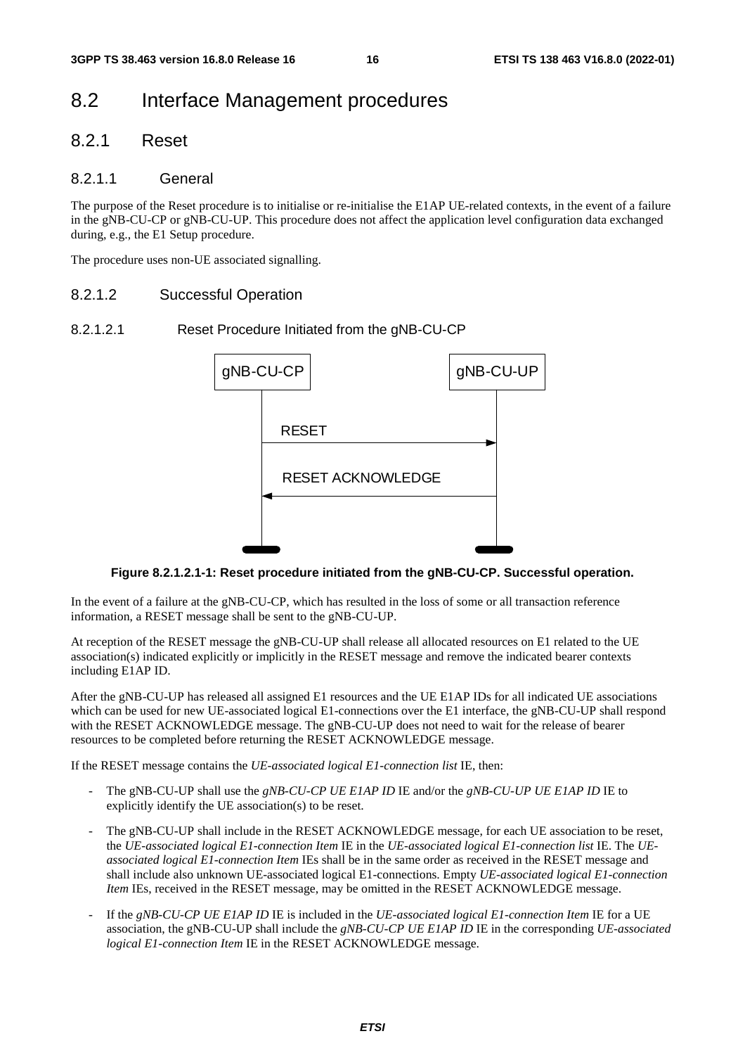# 8.2 Interface Management procedures

## 8.2.1 Reset

### 8.2.1.1 General

The purpose of the Reset procedure is to initialise or re-initialise the E1AP UE-related contexts, in the event of a failure in the gNB-CU-CP or gNB-CU-UP. This procedure does not affect the application level configuration data exchanged during, e.g., the E1 Setup procedure.

The procedure uses non-UE associated signalling.

### 8.2.1.2 Successful Operation

#### 8.2.1.2.1 Reset Procedure Initiated from the gNB-CU-CP

**Figure 8.2.1.2.1-1: Reset procedure initiated from the gNB-CU-CP. Successful operation.**

In the event of a failure at the gNB-CU-CP, which has resulted in the loss of some or all transaction reference information, a RESET message shall be sent to the gNB-CU-UP.

At reception of the RESET message the gNB-CU-UP shall release all allocated resources on E1 related to the UE association(s) indicated explicitly or implicitly in the RESET message and remove the indicated bearer contexts including E1AP ID.

After the gNB-CU-UP has released all assigned E1 resources and the UE E1AP IDs for all indicated UE associations which can be used for new UE-associated logical E1-connections over the E1 interface, the gNB-CU-UP shall respond with the RESET ACKNOWLEDGE message. The gNB-CU-UP does not need to wait for the release of bearer resources to be completed before returning the RESET ACKNOWLEDGE message.

If the RESET message contains the *UE-associated logical E1-connection list* IE, then:

- The gNB-CU-UP shall use the *gNB-CU-CP UE E1AP ID* IE and/or the *gNB-CU-UP UE E1AP ID* IE to explicitly identify the UE association(s) to be reset.
- The gNB-CU-UP shall include in the RESET ACKNOWLEDGE message, for each UE association to be reset, the *UE-associated logical E1-connection Item* IE in the *UE-associated logical E1-connection list* IE. The *UE-associated logical E1-connection Item* IEs shall be in the same order as received in the RESET message and shall include also unknown UE-associated logical E1-connections. Empty *UE-associated logical E1-connection Item* IEs, received in the RESET message, may be omitted in the RESET ACKNOWLEDGE message.
- If the *gNB-CU-CP UE E1AP ID* IE is included in the *UE-associated logical E1-connection Item* IE for a UE association, the gNB-CU-UP shall include the *gNB-CU-CP UE E1AP ID* IE in the corresponding *UE-associated logical E1-connection Item* IE in the RESET ACKNOWLEDGE message.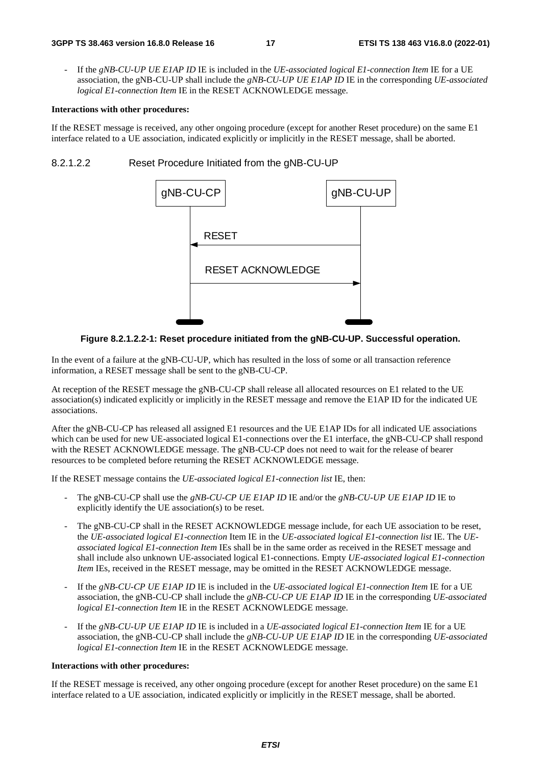- If the *gNB-CU-UP UE E1AP ID* IE is included in the *UE-associated logical E1-connection Item* IE for a UE association, the gNB-CU-UP shall include the *gNB-CU-UP UE E1AP ID* IE in the corresponding *UE-associated logical E1-connection Item* IE in the RESET ACKNOWLEDGE message.

**Interactions with other procedures:**

If the RESET message is received, any other ongoing procedure (except for another Reset procedure) on the same E1 interface related to a UE association, indicated explicitly or implicitly in the RESET message, shall be aborted.

##### 8.2.1.2.2 Reset Procedure Initiated from the gNB-CU-UP

gNB-CU-CP | gNB-CU-UP

RESET

RESET ACKNOWLEDGE

**Figure 8.2.1.2.2-1: Reset procedure initiated from the gNB-CU-UP. Successful operation.**

In the event of a failure at the gNB-CU-UP, which has resulted in the loss of some or all transaction reference information, a RESET message shall be sent to the gNB-CU-CP.

At reception of the RESET message the gNB-CU-CP shall release all allocated resources on E1 related to the UE association(s) indicated explicitly or implicitly in the RESET message and remove the E1AP ID for the indicated UE associations.

After the gNB-CU-CP has released all assigned E1 resources and the UE E1AP IDs for all indicated UE associations which can be used for new UE-associated logical E1-connections over the E1 interface, the gNB-CU-CP shall respond with the RESET ACKNOWLEDGE message. The gNB-CU-CP does not need to wait for the release of bearer resources to be completed before returning the RESET ACKNOWLEDGE message.

If the RESET message contains the *UE-associated logical E1-connection list* IE, then:

- The gNB-CU-CP shall use the *gNB-CU-CP UE E1AP ID* IE and/or the *gNB-CU-UP UE E1AP ID* IE to explicitly identify the UE association(s) to be reset.
- The gNB-CU-CP shall in the RESET ACKNOWLEDGE message include, for each UE association to be reset, the *UE-associated logical E1-connection* Item IE in the *UE-associated logical E1-connection list* IE. The *UE-associated logical E1-connection Item* IEs shall be in the same order as received in the RESET message and shall include also unknown UE-associated logical E1-connections. Empty *UE-associated logical E1-connection Item* IEs, received in the RESET message, may be omitted in the RESET ACKNOWLEDGE message.
- If the *gNB-CU-CP UE E1AP ID* IE is included in the *UE-associated logical E1-connection Item* IE for a UE association, the gNB-CU-CP shall include the *gNB-CU-CP UE E1AP ID* IE in the corresponding *UE-associated logical E1-connection Item* IE in the RESET ACKNOWLEDGE message.
- If the *gNB-CU-UP UE E1AP ID* IE is included in a *UE-associated logical E1-connection Item* IE for a UE association, the gNB-CU-CP shall include the *gNB-CU-UP UE E1AP ID* IE in the corresponding *UE-associated logical E1-connection Item* IE in the RESET ACKNOWLEDGE message.

**Interactions with other procedures:**

If the RESET message is received, any other ongoing procedure (except for another Reset procedure) on the same E1 interface related to a UE association, indicated explicitly or implicitly in the RESET message, shall be aborted.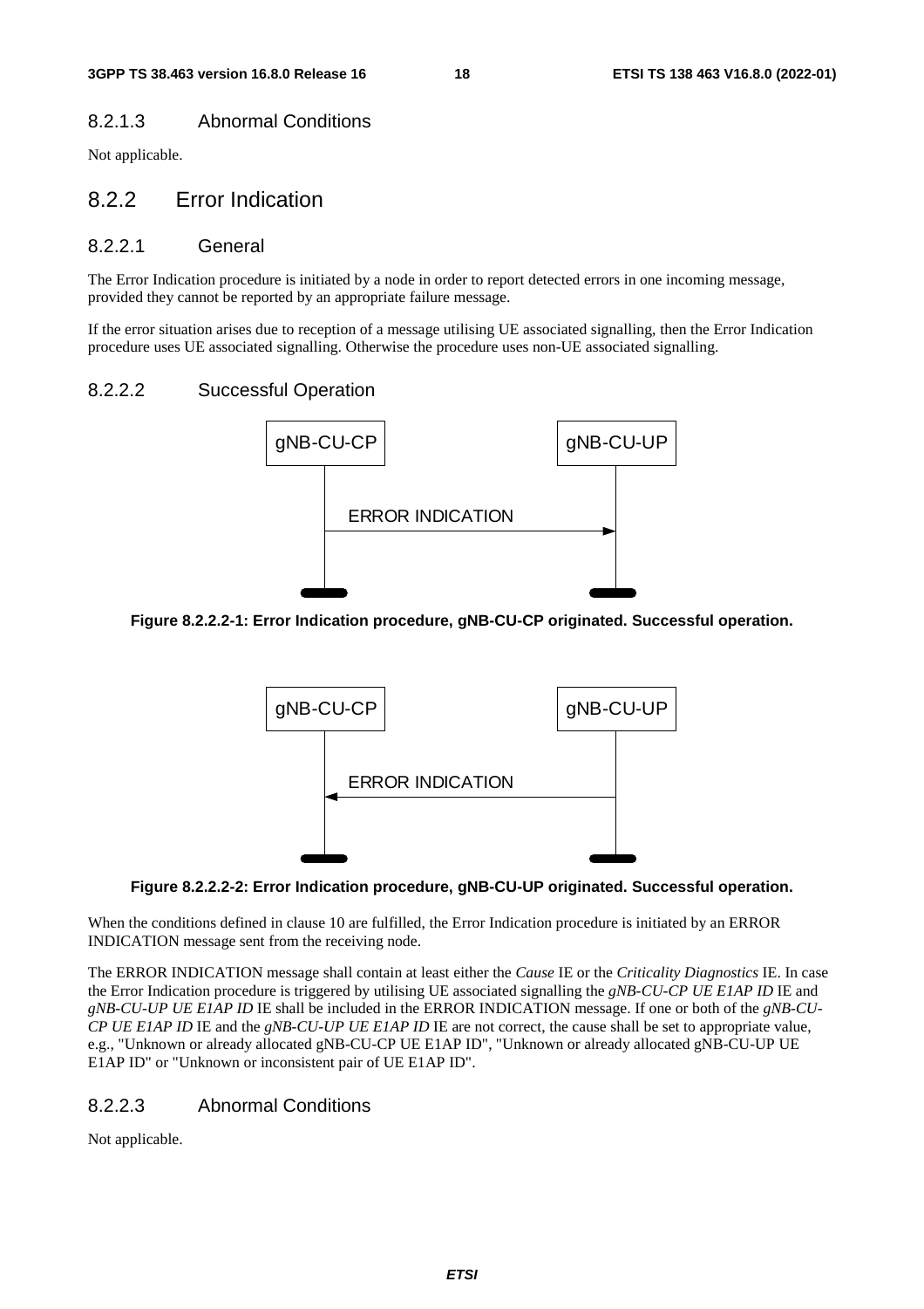#### 8.2.1.3 Abnormal Conditions

Not applicable.

### 8.2.2 Error Indication

#### 8.2.2.1 General

The Error Indication procedure is initiated by a node in order to report detected errors in one incoming message, provided they cannot be reported by an appropriate failure message.

If the error situation arises due to reception of a message utilising UE associated signalling, then the Error Indication procedure uses UE associated signalling. Otherwise the procedure uses non-UE associated signalling.

#### 8.2.2.2 Successful Operation

**Figure 8.2.2.2-1: Error Indication procedure, gNB-CU-CP originated. Successful operation.**

**Figure 8.2.2.2-2: Error Indication procedure, gNB-CU-UP originated. Successful operation.**

When the conditions defined in clause 10 are fulfilled, the Error Indication procedure is initiated by an ERROR INDICATION message sent from the receiving node.

The ERROR INDICATION message shall contain at least either the *Cause* IE or the *Criticality Diagnostics* IE. In case the Error Indication procedure is triggered by utilising UE associated signalling the *gNB-CU-CP UE E1AP ID* IE and *gNB-CU-UP UE E1AP ID* IE shall be included in the ERROR INDICATION message. If one or both of the *gNB-CU-CP UE E1AP ID* IE and the *gNB-CU-UP UE E1AP ID* IE are not correct, the cause shall be set to appropriate value, e.g., "Unknown or already allocated gNB-CU-CP UE E1AP ID", "Unknown or already allocated gNB-CU-UP UE E1AP ID" or "Unknown or inconsistent pair of UE E1AP ID".

#### 8.2.2.3 Abnormal Conditions

Not applicable.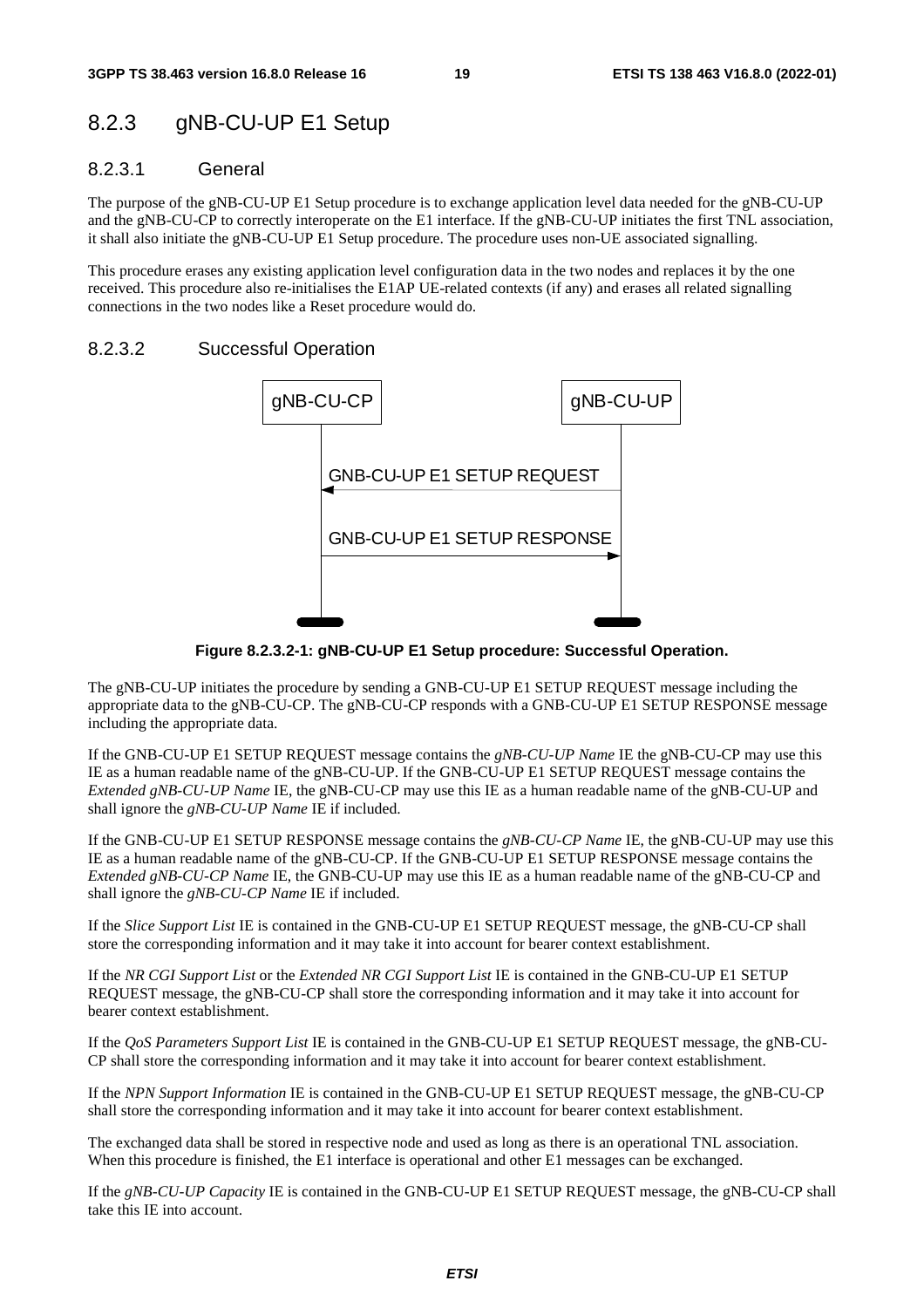## 8.2.3 gNB-CU-UP E1 Setup

### 8.2.3.1 General

The purpose of the gNB-CU-UP E1 Setup procedure is to exchange application level data needed for the gNB-CU-UP and the gNB-CU-CP to correctly interoperate on the E1 interface. If the gNB-CU-UP initiates the first TNL association, it shall also initiate the gNB-CU-UP E1 Setup procedure. The procedure uses non-UE associated signalling.

This procedure erases any existing application level configuration data in the two nodes and replaces it by the one received. This procedure also re-initialises the E1AP UE-related contexts (if any) and erases all related signalling connections in the two nodes like a Reset procedure would do.

### 8.2.3.2 Successful Operation

gNB-CU-CP | gNB-CU-UP

GNB-CU-UP E1 SETUP REQUEST

GNB-CU-UP E1 SETUP RESPONSE

**Figure 8.2.3.2-1: gNB-CU-UP E1 Setup procedure: Successful Operation.**

The gNB-CU-UP initiates the procedure by sending a GNB-CU-UP E1 SETUP REQUEST message including the appropriate data to the gNB-CU-CP. The gNB-CU-CP responds with a GNB-CU-UP E1 SETUP RESPONSE message including the appropriate data.

If the GNB-CU-UP E1 SETUP REQUEST message contains the *gNB-CU-UP Name* IE the gNB-CU-CP may use this IE as a human readable name of the gNB-CU-UP. If the GNB-CU-UP E1 SETUP REQUEST message contains the *Extended gNB-CU-UP Name* IE, the gNB-CU-CP may use this IE as a human readable name of the gNB-CU-UP and shall ignore the *gNB-CU-UP Name* IE if included.

If the GNB-CU-UP E1 SETUP RESPONSE message contains the *gNB-CU-CP Name* IE, the gNB-CU-UP may use this IE as a human readable name of the gNB-CU-CP. If the GNB-CU-UP E1 SETUP RESPONSE message contains the *Extended gNB-CU-CP Name* IE, the GNB-CU-UP may use this IE as a human readable name of the gNB-CU-CP and shall ignore the *gNB-CU-CP Name* IE if included.

If the *Slice Support List* IE is contained in the GNB-CU-UP E1 SETUP REQUEST message, the gNB-CU-CP shall store the corresponding information and it may take it into account for bearer context establishment.

If the *NR CGI Support List* or the *Extended NR CGI Support List* IE is contained in the GNB-CU-UP E1 SETUP REQUEST message, the gNB-CU-CP shall store the corresponding information and it may take it into account for bearer context establishment.

If the *QoS Parameters Support List* IE is contained in the GNB-CU-UP E1 SETUP REQUEST message, the gNB-CU-CP shall store the corresponding information and it may take it into account for bearer context establishment.

If the *NPN Support Information* IE is contained in the GNB-CU-UP E1 SETUP REQUEST message, the gNB-CU-CP shall store the corresponding information and it may take it into account for bearer context establishment.

The exchanged data shall be stored in respective node and used as long as there is an operational TNL association. When this procedure is finished, the E1 interface is operational and other E1 messages can be exchanged.

If the *gNB-CU-UP Capacity* IE is contained in the GNB-CU-UP E1 SETUP REQUEST message, the gNB-CU-CP shall take this IE into account.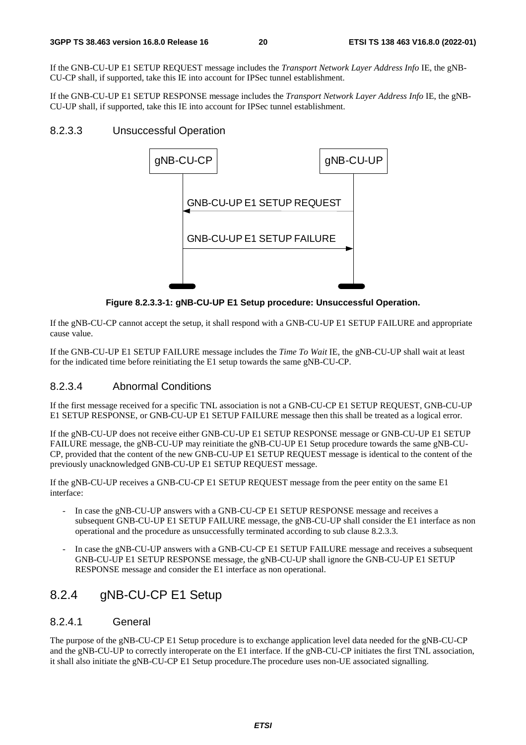If the GNB-CU-UP E1 SETUP REQUEST message includes the *Transport Network Layer Address Info* IE, the gNB-CU-CP shall, if supported, take this IE into account for IPSec tunnel establishment.

If the GNB-CU-UP E1 SETUP RESPONSE message includes the *Transport Network Layer Address Info* IE, the gNB-CU-UP shall, if supported, take this IE into account for IPSec tunnel establishment.

#### 8.2.3.3 Unsuccessful Operation

**Figure 8.2.3.3-1: gNB-CU-UP E1 Setup procedure: Unsuccessful Operation.**

If the gNB-CU-CP cannot accept the setup, it shall respond with a GNB-CU-UP E1 SETUP FAILURE and appropriate cause value.

If the GNB-CU-UP E1 SETUP FAILURE message includes the *Time To Wait* IE, the gNB-CU-UP shall wait at least for the indicated time before reinitiating the E1 setup towards the same gNB-CU-CP.

#### 8.2.3.4 Abnormal Conditions

If the first message received for a specific TNL association is not a GNB-CU-CP E1 SETUP REQUEST, GNB-CU-UP E1 SETUP RESPONSE, or GNB-CU-UP E1 SETUP FAILURE message then this shall be treated as a logical error.

If the gNB-CU-UP does not receive either GNB-CU-UP E1 SETUP RESPONSE message or GNB-CU-UP E1 SETUP FAILURE message, the gNB-CU-UP may reinitiate the gNB-CU-UP E1 Setup procedure towards the same gNB-CU-CP, provided that the content of the new GNB-CU-UP E1 SETUP REQUEST message is identical to the content of the previously unacknowledged GNB-CU-UP E1 SETUP REQUEST message.

If the gNB-CU-UP receives a GNB-CU-CP E1 SETUP REQUEST message from the peer entity on the same E1 interface:

- In case the gNB-CU-UP answers with a GNB-CU-CP E1 SETUP RESPONSE message and receives a subsequent GNB-CU-UP E1 SETUP FAILURE message, the gNB-CU-UP shall consider the E1 interface as non operational and the procedure as unsuccessfully terminated according to sub clause 8.2.3.3.
- In case the gNB-CU-UP answers with a GNB-CU-CP E1 SETUP FAILURE message and receives a subsequent GNB-CU-UP E1 SETUP RESPONSE message, the gNB-CU-UP shall ignore the GNB-CU-UP E1 SETUP RESPONSE message and consider the E1 interface as non operational.

### 8.2.4 gNB-CU-CP E1 Setup

#### 8.2.4.1 General

The purpose of the gNB-CU-CP E1 Setup procedure is to exchange application level data needed for the gNB-CU-CP and the gNB-CU-UP to correctly interoperate on the E1 interface. If the gNB-CU-CP initiates the first TNL association, it shall also initiate the gNB-CU-CP E1 Setup procedure.The procedure uses non-UE associated signalling.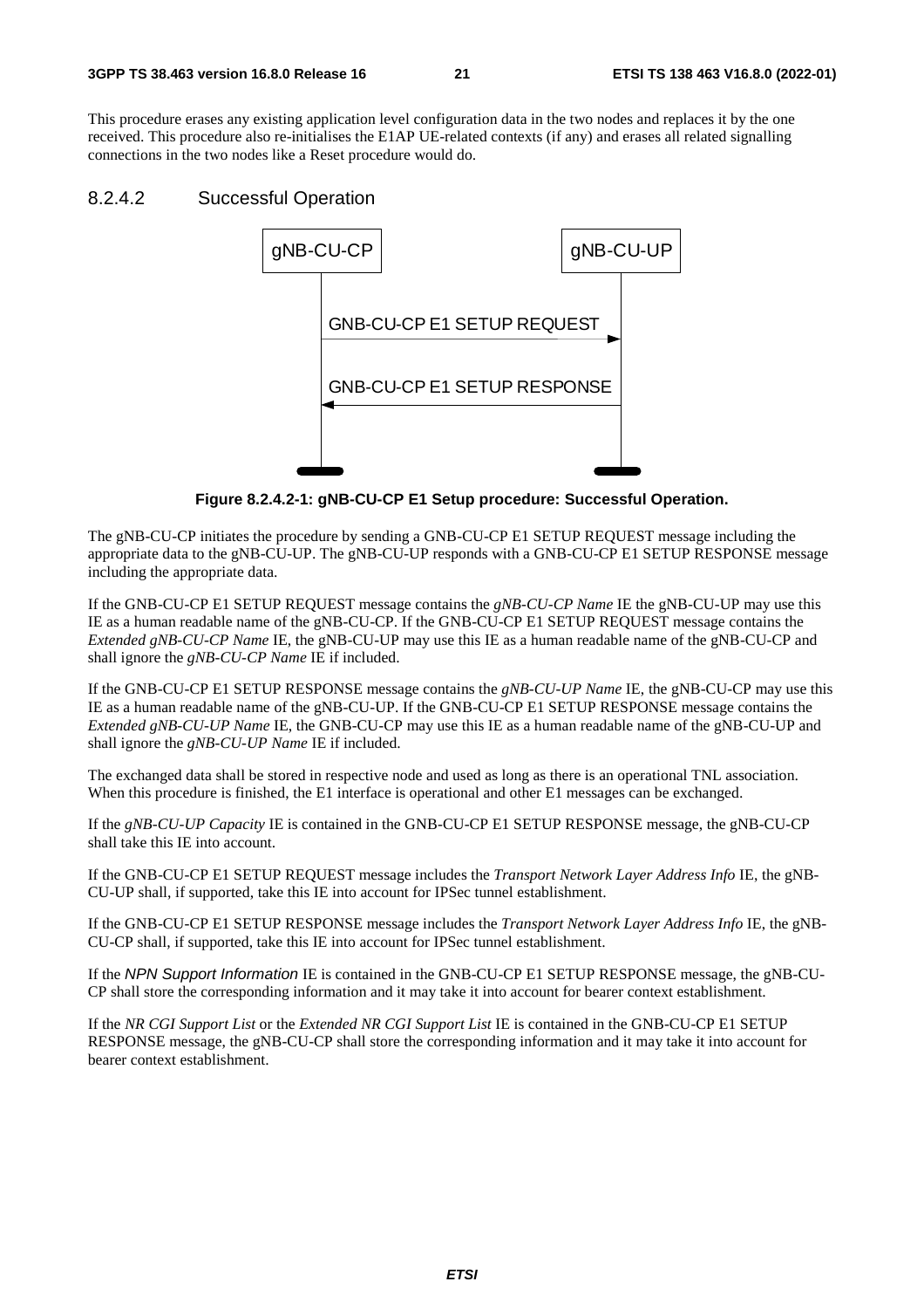This procedure erases any existing application level configuration data in the two nodes and replaces it by the one received. This procedure also re-initialises the E1AP UE-related contexts (if any) and erases all related signalling connections in the two nodes like a Reset procedure would do.

#### 8.2.4.2 Successful Operation

**Figure 8.2.4.2-1: gNB-CU-CP E1 Setup procedure: Successful Operation.**

The gNB-CU-CP initiates the procedure by sending a GNB-CU-CP E1 SETUP REQUEST message including the appropriate data to the gNB-CU-UP. The gNB-CU-UP responds with a GNB-CU-CP E1 SETUP RESPONSE message including the appropriate data.

If the GNB-CU-CP E1 SETUP REQUEST message contains the *gNB-CU-CP Name* IE the gNB-CU-UP may use this IE as a human readable name of the gNB-CU-CP. If the GNB-CU-CP E1 SETUP REQUEST message contains the *Extended gNB-CU-CP Name* IE, the gNB-CU-UP may use this IE as a human readable name of the gNB-CU-CP and shall ignore the *gNB-CU-CP Name* IE if included.

If the GNB-CU-CP E1 SETUP RESPONSE message contains the *gNB-CU-UP Name* IE, the gNB-CU-CP may use this IE as a human readable name of the gNB-CU-UP. If the GNB-CU-CP E1 SETUP RESPONSE message contains the *Extended gNB-CU-UP Name* IE, the GNB-CU-CP may use this IE as a human readable name of the gNB-CU-UP and shall ignore the *gNB-CU-UP Name* IE if included.

The exchanged data shall be stored in respective node and used as long as there is an operational TNL association. When this procedure is finished, the E1 interface is operational and other E1 messages can be exchanged.

If the *gNB-CU-UP Capacity* IE is contained in the GNB-CU-CP E1 SETUP RESPONSE message, the gNB-CU-CP shall take this IE into account.

If the GNB-CU-CP E1 SETUP REQUEST message includes the *Transport Network Layer Address Info* IE, the gNB-CU-UP shall, if supported, take this IE into account for IPSec tunnel establishment.

If the GNB-CU-CP E1 SETUP RESPONSE message includes the *Transport Network Layer Address Info* IE, the gNB-CU-CP shall, if supported, take this IE into account for IPSec tunnel establishment.

If the *NPN Support Information* IE is contained in the GNB-CU-CP E1 SETUP RESPONSE message, the gNB-CU-CP shall store the corresponding information and it may take it into account for bearer context establishment.

If the *NR CGI Support List* or the *Extended NR CGI Support List* IE is contained in the GNB-CU-CP E1 SETUP RESPONSE message, the gNB-CU-CP shall store the corresponding information and it may take it into account for bearer context establishment.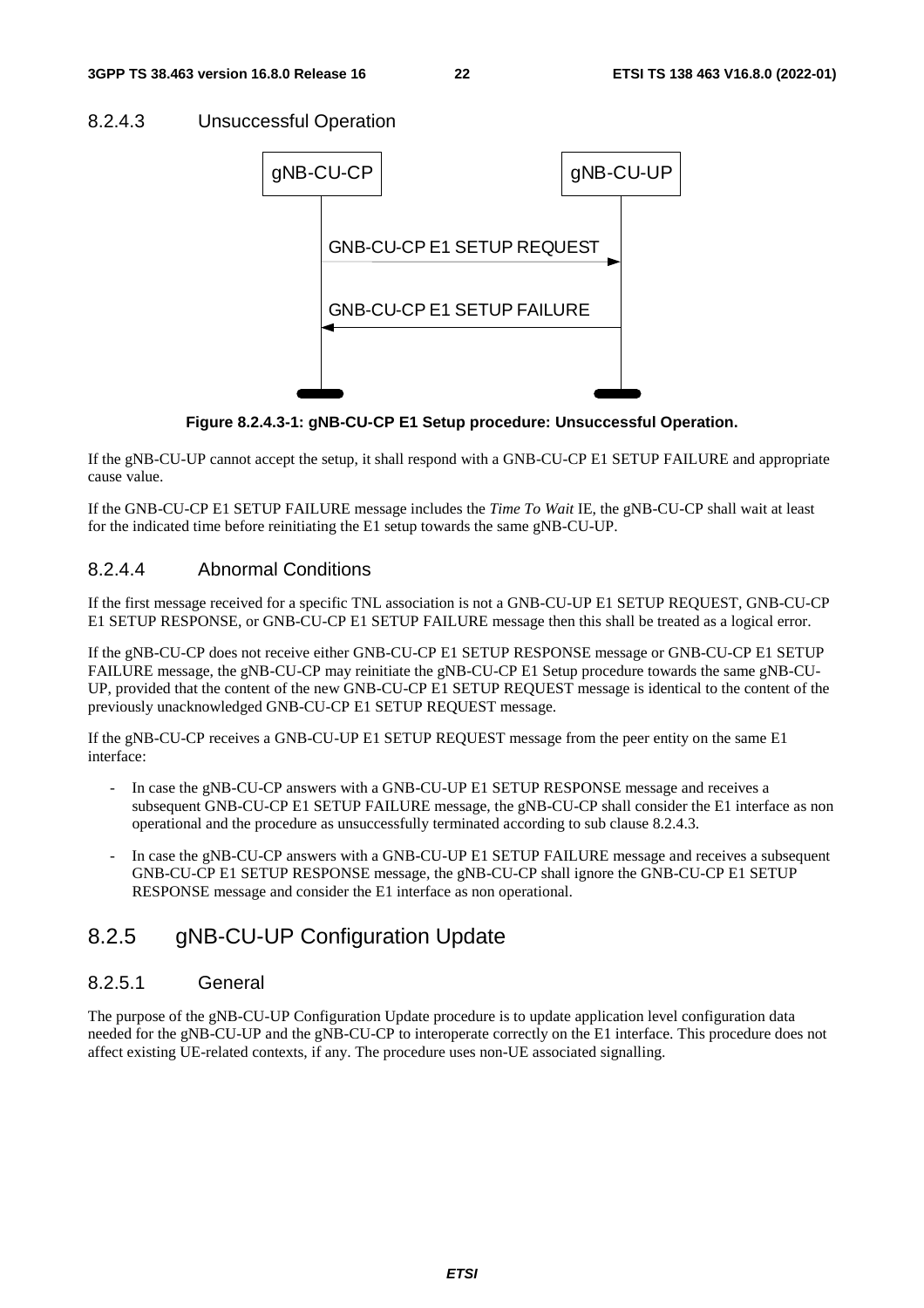### 8.2.4.3 Unsuccessful Operation

Figure 8.2.4.3-1: gNB-CU-CP E1 Setup procedure: Unsuccessful Operation.

If the gNB-CU-UP cannot accept the setup, it shall respond with a GNB-CU-CP E1 SETUP FAILURE and appropriate cause value.

If the GNB-CU-CP E1 SETUP FAILURE message includes the *Time To Wait* IE, the gNB-CU-CP shall wait at least for the indicated time before reinitiating the E1 setup towards the same gNB-CU-UP.

### 8.2.4.4 Abnormal Conditions

If the first message received for a specific TNL association is not a GNB-CU-UP E1 SETUP REQUEST, GNB-CU-CP E1 SETUP RESPONSE, or GNB-CU-CP E1 SETUP FAILURE message then this shall be treated as a logical error.

If the gNB-CU-CP does not receive either GNB-CU-CP E1 SETUP RESPONSE message or GNB-CU-CP E1 SETUP FAILURE message, the gNB-CU-CP may reinitiate the gNB-CU-CP E1 Setup procedure towards the same gNB-CU-UP, provided that the content of the new GNB-CU-CP E1 SETUP REQUEST message is identical to the content of the previously unacknowledged GNB-CU-CP E1 SETUP REQUEST message.

If the gNB-CU-CP receives a GNB-CU-UP E1 SETUP REQUEST message from the peer entity on the same E1 interface:

- In case the gNB-CU-CP answers with a GNB-CU-UP E1 SETUP RESPONSE message and receives a subsequent GNB-CU-CP E1 SETUP FAILURE message, the gNB-CU-CP shall consider the E1 interface as non operational and the procedure as unsuccessfully terminated according to sub clause 8.2.4.3.
- In case the gNB-CU-CP answers with a GNB-CU-UP E1 SETUP FAILURE message and receives a subsequent GNB-CU-CP E1 SETUP RESPONSE message, the gNB-CU-CP shall ignore the GNB-CU-CP E1 SETUP RESPONSE message and consider the E1 interface as non operational.

## 8.2.5 gNB-CU-UP Configuration Update

### 8.2.5.1 General

The purpose of the gNB-CU-UP Configuration Update procedure is to update application level configuration data needed for the gNB-CU-UP and the gNB-CU-CP to interoperate correctly on the E1 interface. This procedure does not affect existing UE-related contexts, if any. The procedure uses non-UE associated signalling.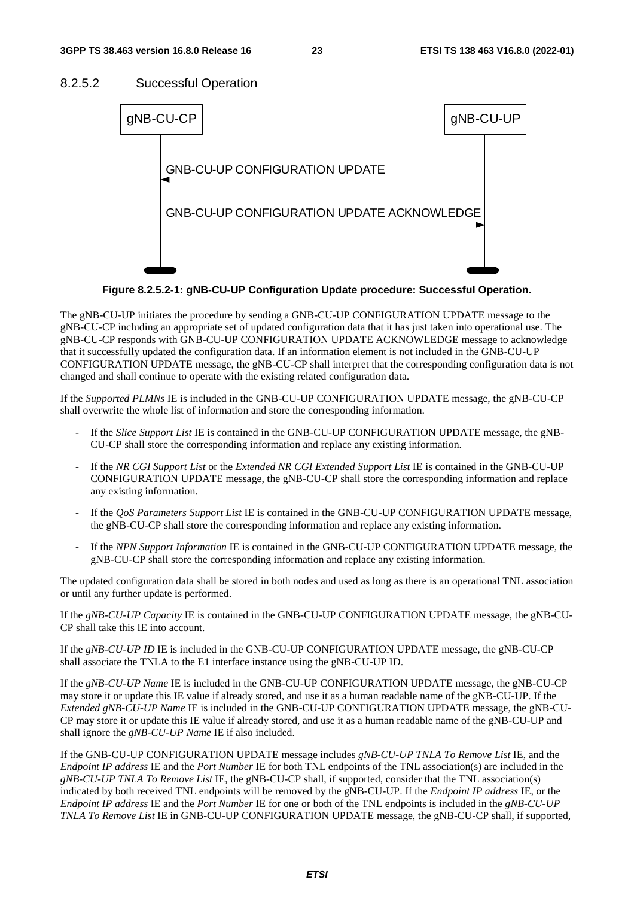#### 8.2.5.2 Successful Operation

gNB-CU-CP | gNB-CU-UP

GNB-CU-UP CONFIGURATION UPDATE

GNB-CU-UP CONFIGURATION UPDATE ACKNOWLEDGE

**Figure 8.2.5.2-1: gNB-CU-UP Configuration Update procedure: Successful Operation.**

The gNB-CU-UP initiates the procedure by sending a GNB-CU-UP CONFIGURATION UPDATE message to the gNB-CU-CP including an appropriate set of updated configuration data that it has just taken into operational use. The gNB-CU-CP responds with GNB-CU-UP CONFIGURATION UPDATE ACKNOWLEDGE message to acknowledge that it successfully updated the configuration data. If an information element is not included in the GNB-CU-UP CONFIGURATION UPDATE message, the gNB-CU-CP shall interpret that the corresponding configuration data is not changed and shall continue to operate with the existing related configuration data.

If the *Supported PLMNs* IE is included in the GNB-CU-UP CONFIGURATION UPDATE message, the gNB-CU-CP shall overwrite the whole list of information and store the corresponding information.

- If the *Slice Support List* IE is contained in the GNB-CU-UP CONFIGURATION UPDATE message, the gNB-CU-CP shall store the corresponding information and replace any existing information.
- If the *NR CGI Support List* or the *Extended NR CGI Extended Support List* IE is contained in the GNB-CU-UP CONFIGURATION UPDATE message, the gNB-CU-CP shall store the corresponding information and replace any existing information.
- If the *QoS Parameters Support List* IE is contained in the GNB-CU-UP CONFIGURATION UPDATE message, the gNB-CU-CP shall store the corresponding information and replace any existing information.
- If the *NPN Support Information* IE is contained in the GNB-CU-UP CONFIGURATION UPDATE message, the gNB-CU-CP shall store the corresponding information and replace any existing information.

The updated configuration data shall be stored in both nodes and used as long as there is an operational TNL association or until any further update is performed.

If the *gNB-CU-UP Capacity* IE is contained in the GNB-CU-UP CONFIGURATION UPDATE message, the gNB-CU-CP shall take this IE into account.

If the *gNB-CU-UP ID* IE is included in the GNB-CU-UP CONFIGURATION UPDATE message, the gNB-CU-CP shall associate the TNLA to the E1 interface instance using the gNB-CU-UP ID.

If the *gNB-CU-UP Name* IE is included in the GNB-CU-UP CONFIGURATION UPDATE message, the gNB-CU-CP may store it or update this IE value if already stored, and use it as a human readable name of the gNB-CU-UP. If the *Extended gNB-CU-UP Name* IE is included in the GNB-CU-UP CONFIGURATION UPDATE message, the gNB-CU-CP may store it or update this IE value if already stored, and use it as a human readable name of the gNB-CU-UP and shall ignore the *gNB-CU-UP Name* IE if also included.

If the GNB-CU-UP CONFIGURATION UPDATE message includes *gNB-CU-UP TNLA To Remove List* IE, and the *Endpoint IP address* IE and the *Port Number* IE for both TNL endpoints of the TNL association(s) are included in the *gNB-CU-UP TNLA To Remove List* IE, the gNB-CU-CP shall, if supported, consider that the TNL association(s) indicated by both received TNL endpoints will be removed by the gNB-CU-UP. If the *Endpoint IP address* IE, or the *Endpoint IP address* IE and the *Port Number* IE for one or both of the TNL endpoints is included in the *gNB-CU-UP TNLA To Remove List* IE in GNB-CU-UP CONFIGURATION UPDATE message, the gNB-CU-CP shall, if supported,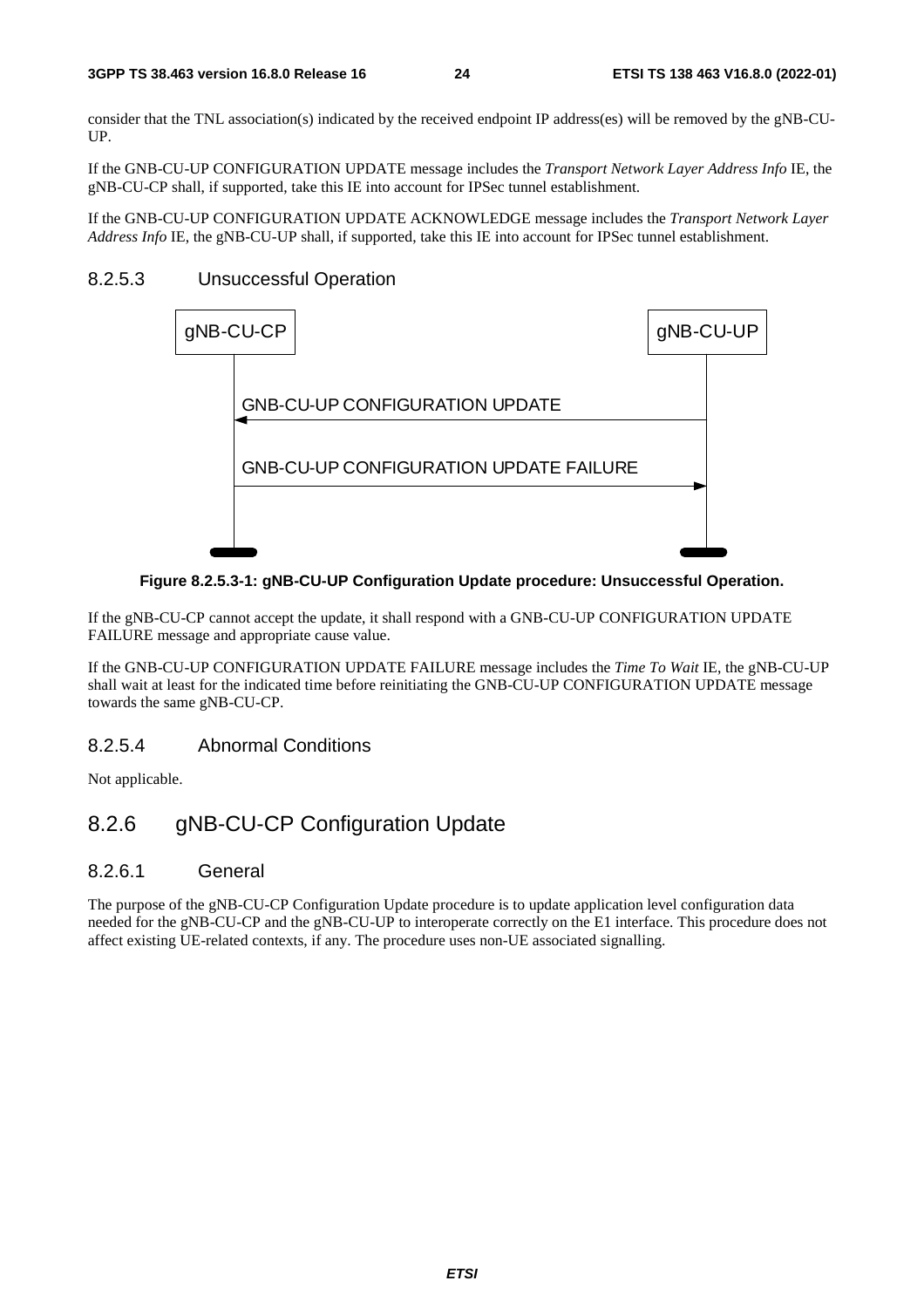consider that the TNL association(s) indicated by the received endpoint IP address(es) will be removed by the gNB-CU-UP.

If the GNB-CU-UP CONFIGURATION UPDATE message includes the *Transport Network Layer Address Info* IE, the gNB-CU-CP shall, if supported, take this IE into account for IPSec tunnel establishment.

If the GNB-CU-UP CONFIGURATION UPDATE ACKNOWLEDGE message includes the *Transport Network Layer Address Info* IE, the gNB-CU-UP shall, if supported, take this IE into account for IPSec tunnel establishment.

#### 8.2.5.3 Unsuccessful Operation

gNB-CU-CP | gNB-CU-UP

GNB-CU-UP CONFIGURATION UPDATE

GNB-CU-UP CONFIGURATION UPDATE FAILURE

**Figure 8.2.5.3-1: gNB-CU-UP Configuration Update procedure: Unsuccessful Operation.**

If the gNB-CU-CP cannot accept the update, it shall respond with a GNB-CU-UP CONFIGURATION UPDATE FAILURE message and appropriate cause value.

If the GNB-CU-UP CONFIGURATION UPDATE FAILURE message includes the *Time To Wait* IE, the gNB-CU-UP shall wait at least for the indicated time before reinitiating the GNB-CU-UP CONFIGURATION UPDATE message towards the same gNB-CU-CP.

#### 8.2.5.4 Abnormal Conditions

Not applicable.

### 8.2.6 gNB-CU-CP Configuration Update

#### 8.2.6.1 General

The purpose of the gNB-CU-CP Configuration Update procedure is to update application level configuration data needed for the gNB-CU-CP and the gNB-CU-UP to interoperate correctly on the E1 interface. This procedure does not affect existing UE-related contexts, if any. The procedure uses non-UE associated signalling.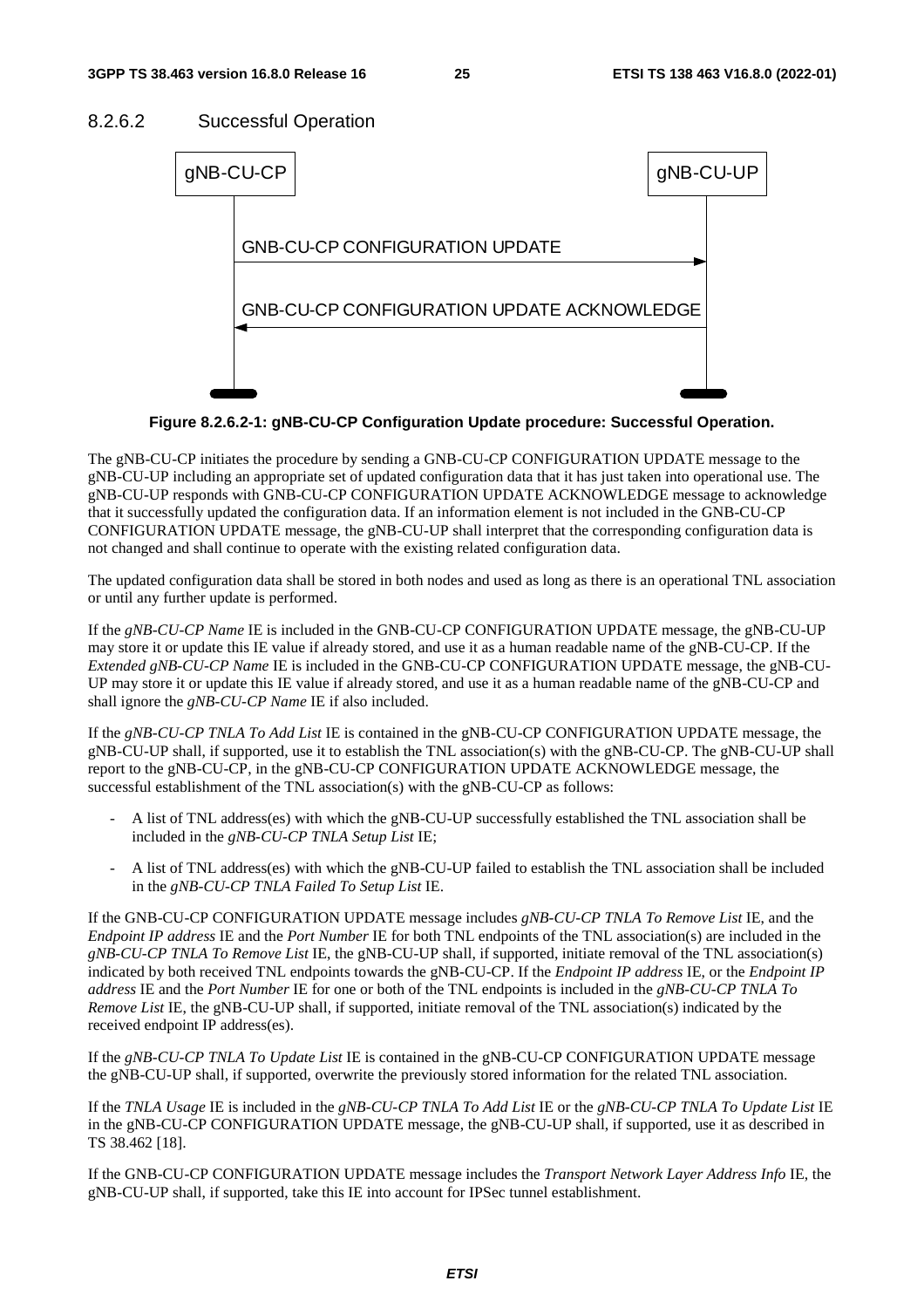#### 8.2.6.2 Successful Operation

**Figure 8.2.6.2-1: gNB-CU-CP Configuration Update procedure: Successful Operation.**

The gNB-CU-CP initiates the procedure by sending a GNB-CU-CP CONFIGURATION UPDATE message to the gNB-CU-UP including an appropriate set of updated configuration data that it has just taken into operational use. The gNB-CU-UP responds with GNB-CU-CP CONFIGURATION UPDATE ACKNOWLEDGE message to acknowledge that it successfully updated the configuration data. If an information element is not included in the GNB-CU-CP CONFIGURATION UPDATE message, the gNB-CU-UP shall interpret that the corresponding configuration data is not changed and shall continue to operate with the existing related configuration data.

The updated configuration data shall be stored in both nodes and used as long as there is an operational TNL association or until any further update is performed.

If the *gNB-CU-CP Name* IE is included in the GNB-CU-CP CONFIGURATION UPDATE message, the gNB-CU-UP may store it or update this IE value if already stored, and use it as a human readable name of the gNB-CU-CP. If the *Extended gNB-CU-CP Name* IE is included in the GNB-CU-CP CONFIGURATION UPDATE message, the gNB-CU-UP may store it or update this IE value if already stored, and use it as a human readable name of the gNB-CU-CP and shall ignore the *gNB-CU-CP Name* IE if also included.

If the *gNB-CU-CP TNLA To Add List* IE is contained in the gNB-CU-CP CONFIGURATION UPDATE message, the gNB-CU-UP shall, if supported, use it to establish the TNL association(s) with the gNB-CU-CP. The gNB-CU-UP shall report to the gNB-CU-CP, in the gNB-CU-CP CONFIGURATION UPDATE ACKNOWLEDGE message, the successful establishment of the TNL association(s) with the gNB-CU-CP as follows:

- A list of TNL address(es) with which the gNB-CU-UP successfully established the TNL association shall be included in the *gNB-CU-CP TNLA Setup List* IE;
- A list of TNL address(es) with which the gNB-CU-UP failed to establish the TNL association shall be included in the *gNB-CU-CP TNLA Failed To Setup List* IE.

If the GNB-CU-CP CONFIGURATION UPDATE message includes *gNB-CU-CP TNLA To Remove List* IE, and the *Endpoint IP address* IE and the *Port Number* IE for both TNL endpoints of the TNL association(s) are included in the *gNB-CU-CP TNLA To Remove List* IE, the gNB-CU-UP shall, if supported, initiate removal of the TNL association(s) indicated by both received TNL endpoints towards the gNB-CU-CP. If the *Endpoint IP address* IE, or the *Endpoint IP address* IE and the *Port Number* IE for one or both of the TNL endpoints is included in the *gNB-CU-CP TNLA To Remove List* IE, the gNB-CU-UP shall, if supported, initiate removal of the TNL association(s) indicated by the received endpoint IP address(es).

If the *gNB-CU-CP TNLA To Update List* IE is contained in the gNB-CU-CP CONFIGURATION UPDATE message the gNB-CU-UP shall, if supported, overwrite the previously stored information for the related TNL association.

If the *TNLA Usage* IE is included in the *gNB-CU-CP TNLA To Add List* IE or the *gNB-CU-CP TNLA To Update List* IE in the gNB-CU-CP CONFIGURATION UPDATE message, the gNB-CU-UP shall, if supported, use it as described in TS 38.462 [18].

If the GNB-CU-CP CONFIGURATION UPDATE message includes the *Transport Network Layer Address Info* IE, the gNB-CU-UP shall, if supported, take this IE into account for IPSec tunnel establishment.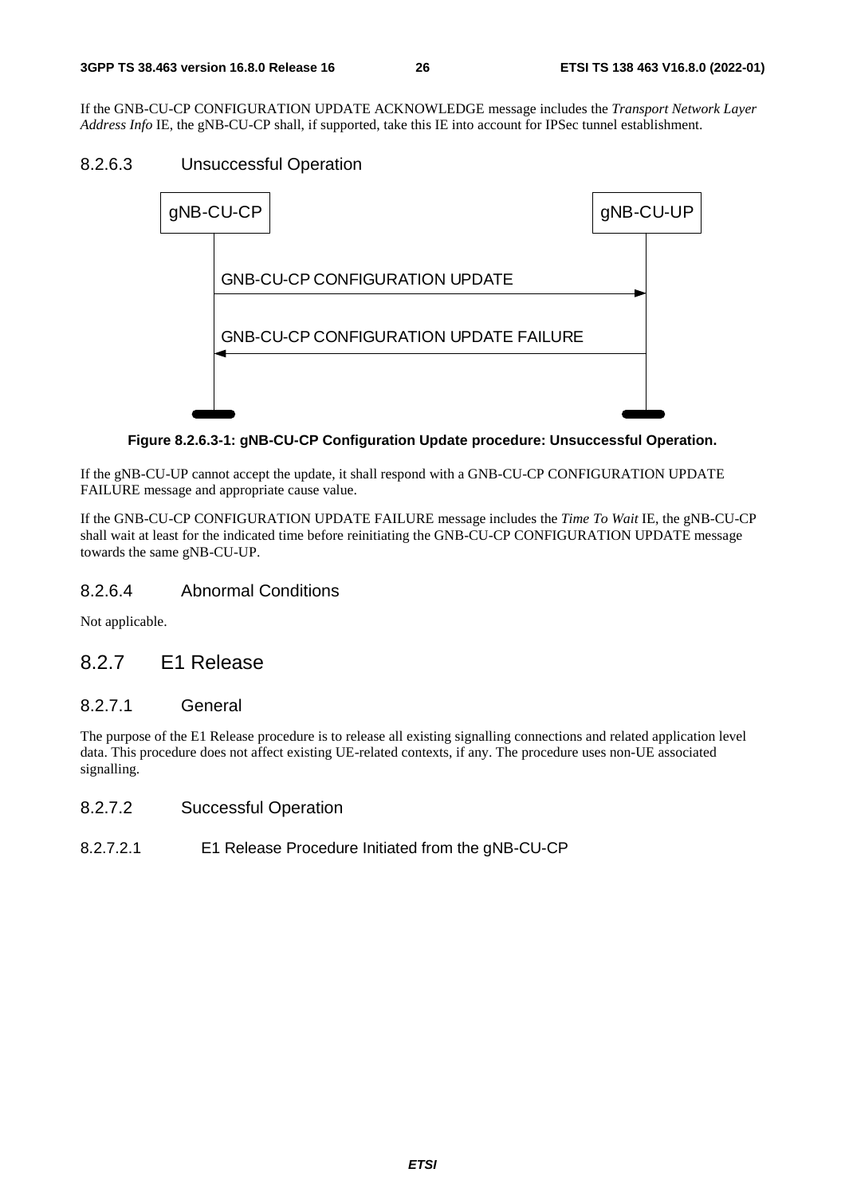If the GNB-CU-CP CONFIGURATION UPDATE ACKNOWLEDGE message includes the *Transport Network Layer Address Info* IE, the gNB-CU-CP shall, if supported, take this IE into account for IPSec tunnel establishment.

### 8.2.6.3 Unsuccessful Operation

**Figure 8.2.6.3-1: gNB-CU-CP Configuration Update procedure: Unsuccessful Operation.**

If the gNB-CU-UP cannot accept the update, it shall respond with a GNB-CU-CP CONFIGURATION UPDATE FAILURE message and appropriate cause value.

If the GNB-CU-CP CONFIGURATION UPDATE FAILURE message includes the *Time To Wait* IE, the gNB-CU-CP shall wait at least for the indicated time before reinitiating the GNB-CU-CP CONFIGURATION UPDATE message towards the same gNB-CU-UP.

### 8.2.6.4 Abnormal Conditions

Not applicable.

## 8.2.7 E1 Release

### 8.2.7.1 General

The purpose of the E1 Release procedure is to release all existing signalling connections and related application level data. This procedure does not affect existing UE-related contexts, if any. The procedure uses non-UE associated signalling.

### 8.2.7.2 Successful Operation

#### 8.2.7.2.1 E1 Release Procedure Initiated from the gNB-CU-CP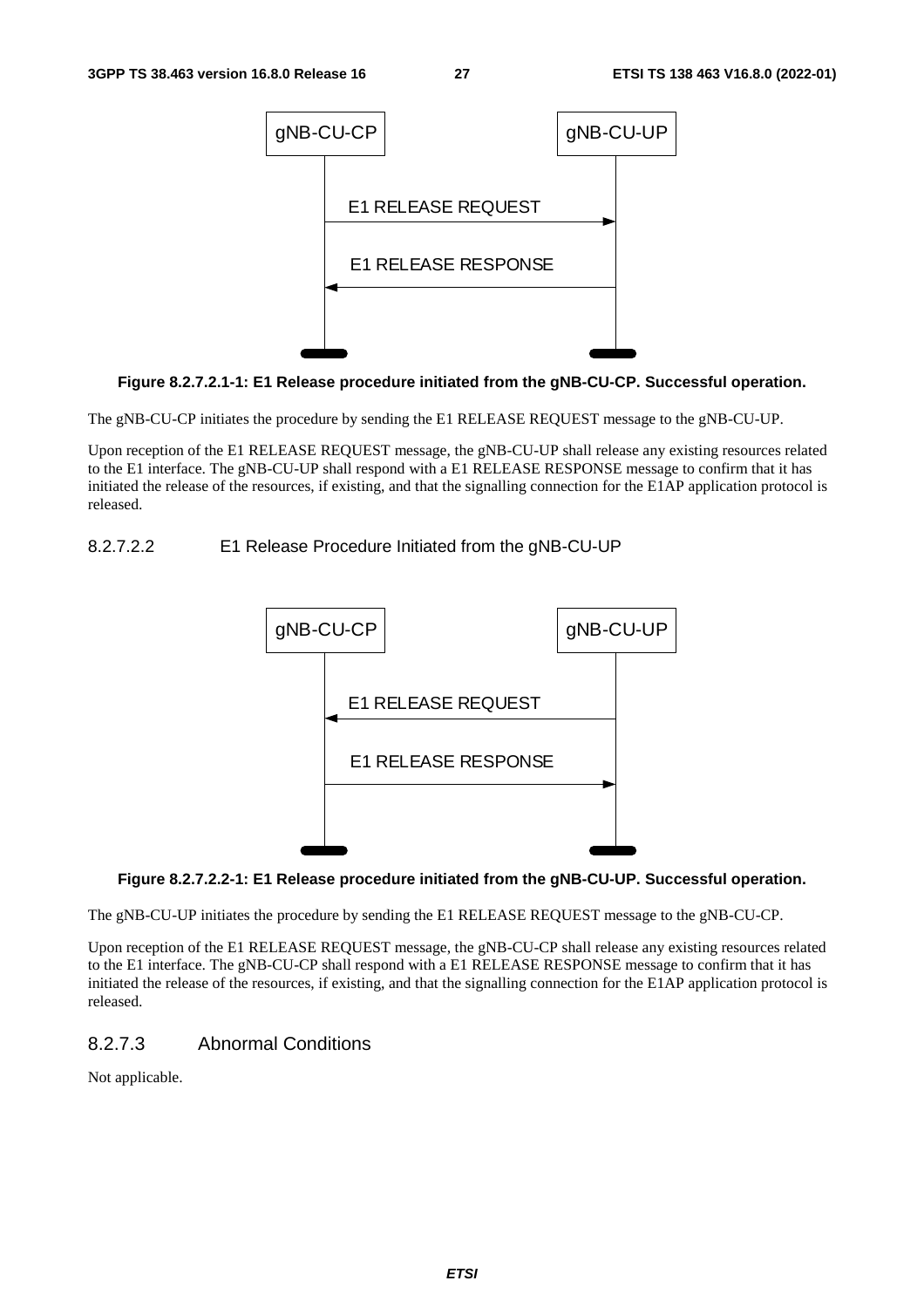**Figure 8.2.7.2.1-1: E1 Release procedure initiated from the gNB-CU-CP. Successful operation.**

The gNB-CU-CP initiates the procedure by sending the E1 RELEASE REQUEST message to the gNB-CU-UP.

Upon reception of the E1 RELEASE REQUEST message, the gNB-CU-UP shall release any existing resources related to the E1 interface. The gNB-CU-UP shall respond with a E1 RELEASE RESPONSE message to confirm that it has initiated the release of the resources, if existing, and that the signalling connection for the E1AP application protocol is released.

#### 8.2.7.2.2 E1 Release Procedure Initiated from the gNB-CU-UP

**Figure 8.2.7.2.2-1: E1 Release procedure initiated from the gNB-CU-UP. Successful operation.**

The gNB-CU-UP initiates the procedure by sending the E1 RELEASE REQUEST message to the gNB-CU-CP.

Upon reception of the E1 RELEASE REQUEST message, the gNB-CU-CP shall release any existing resources related to the E1 interface. The gNB-CU-CP shall respond with a E1 RELEASE RESPONSE message to confirm that it has initiated the release of the resources, if existing, and that the signalling connection for the E1AP application protocol is released.

### 8.2.7.3 Abnormal Conditions

Not applicable.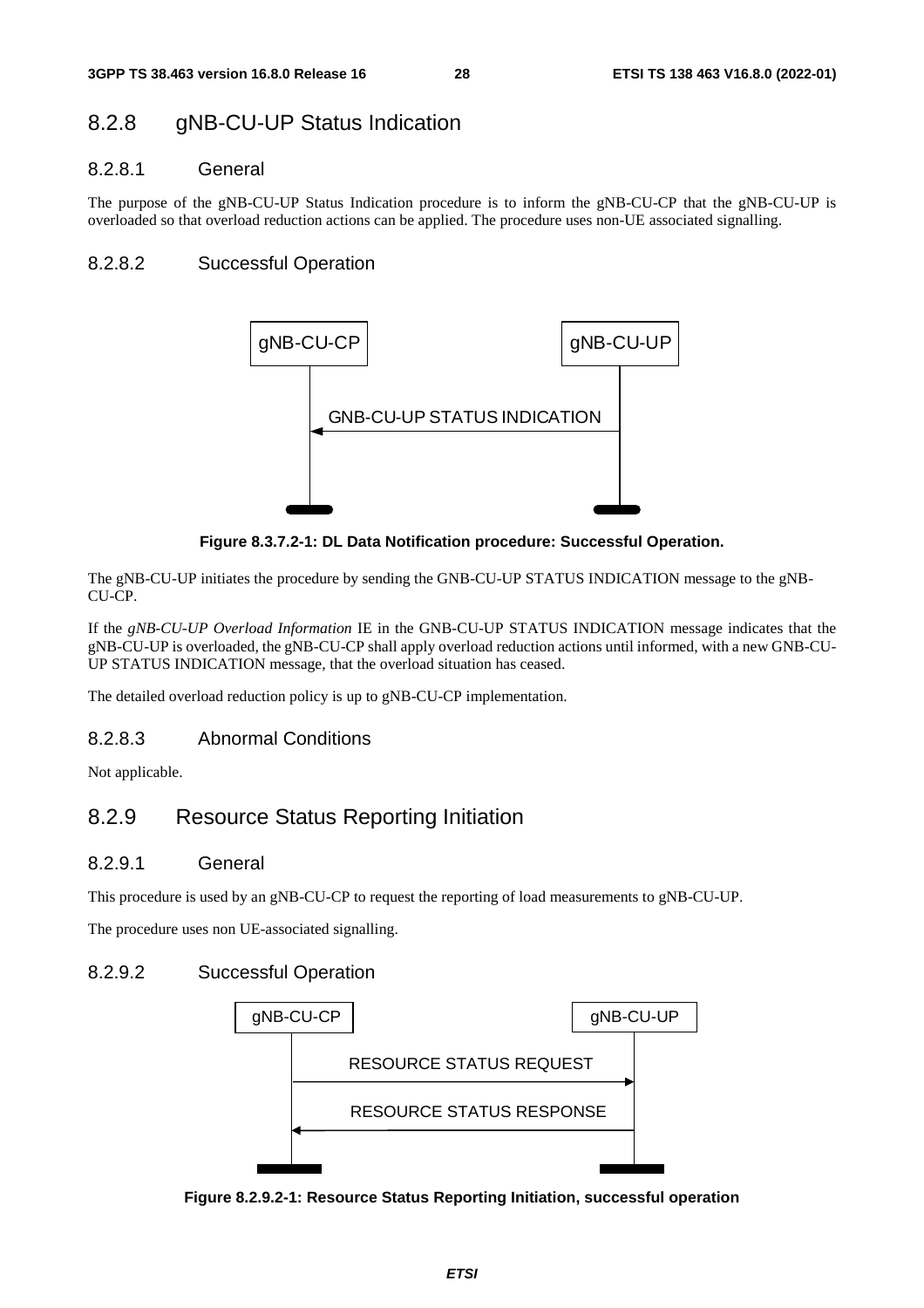## 8.2.8 gNB-CU-UP Status Indication

### 8.2.8.1 General

The purpose of the gNB-CU-UP Status Indication procedure is to inform the gNB-CU-CP that the gNB-CU-UP is overloaded so that overload reduction actions can be applied. The procedure uses non-UE associated signalling.

### 8.2.8.2 Successful Operation

gNB-CU-CP | gNB-CU-UP

GNB-CU-UP STATUS INDICATION

**Figure 8.3.7.2-1: DL Data Notification procedure: Successful Operation.**

The gNB-CU-UP initiates the procedure by sending the GNB-CU-UP STATUS INDICATION message to the gNB-CU-CP.

If the *gNB-CU-UP Overload Information* IE in the GNB-CU-UP STATUS INDICATION message indicates that the gNB-CU-UP is overloaded, the gNB-CU-CP shall apply overload reduction actions until informed, with a new GNB-CU-UP STATUS INDICATION message, that the overload situation has ceased.

The detailed overload reduction policy is up to gNB-CU-CP implementation.

### 8.2.8.3 Abnormal Conditions

Not applicable.

## 8.2.9 Resource Status Reporting Initiation

### 8.2.9.1 General

This procedure is used by an gNB-CU-CP to request the reporting of load measurements to gNB-CU-UP.

The procedure uses non UE-associated signalling.

### 8.2.9.2 Successful Operation

gNB-CU-CP | gNB-CU-UP

RESOURCE STATUS REQUEST

RESOURCE STATUS RESPONSE

**Figure 8.2.9.2-1: Resource Status Reporting Initiation, successful operation**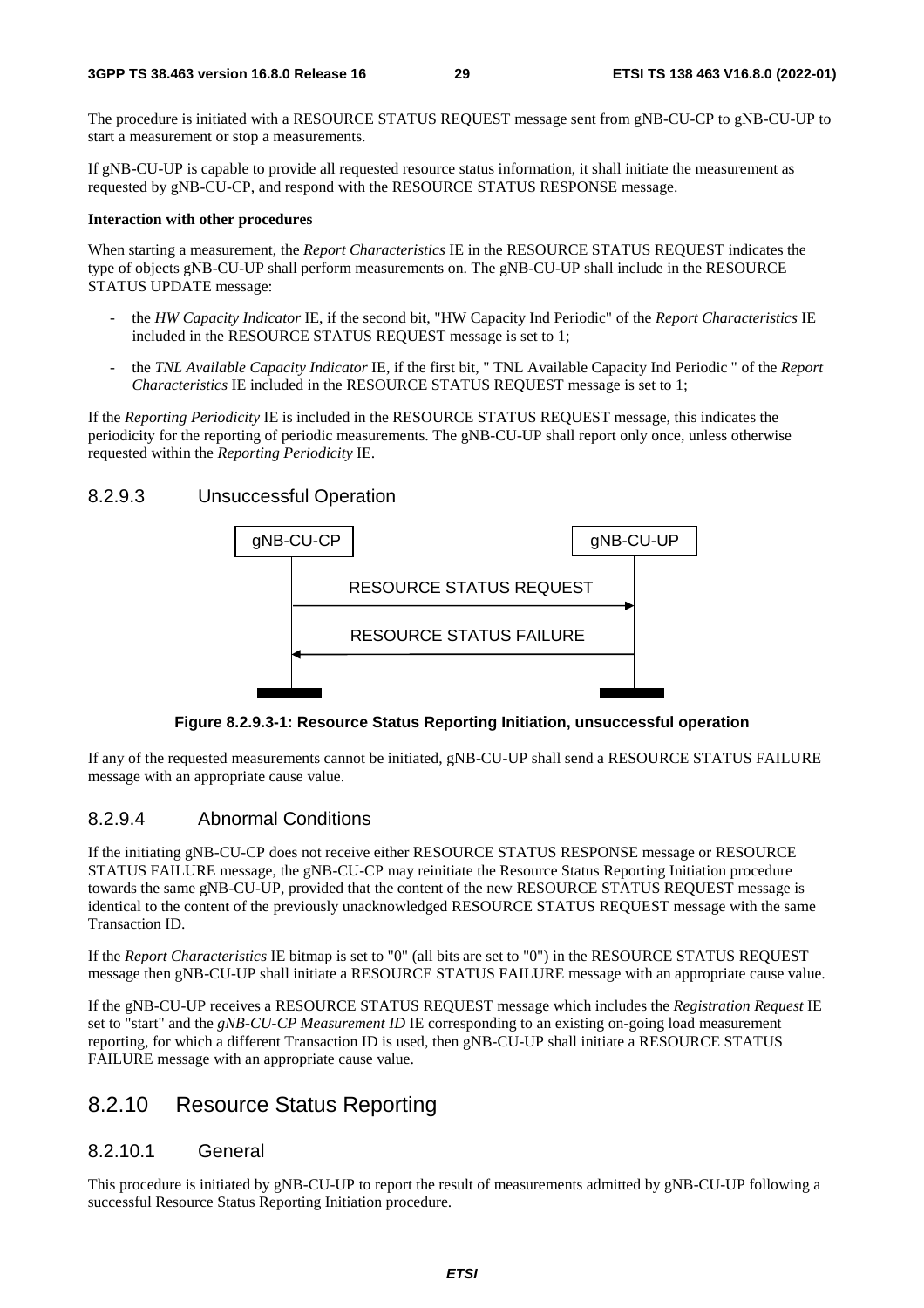The procedure is initiated with a RESOURCE STATUS REQUEST message sent from gNB-CU-CP to gNB-CU-UP to start a measurement or stop a measurements.

If gNB-CU-UP is capable to provide all requested resource status information, it shall initiate the measurement as requested by gNB-CU-CP, and respond with the RESOURCE STATUS RESPONSE message.

**Interaction with other procedures**

When starting a measurement, the *Report Characteristics* IE in the RESOURCE STATUS REQUEST indicates the type of objects gNB-CU-UP shall perform measurements on. The gNB-CU-UP shall include in the RESOURCE STATUS UPDATE message:

- the *HW Capacity Indicator* IE, if the second bit, "HW Capacity Ind Periodic" of the *Report Characteristics* IE included in the RESOURCE STATUS REQUEST message is set to 1;
- the *TNL Available Capacity Indicator* IE, if the first bit, " TNL Available Capacity Ind Periodic " of the *Report Characteristics* IE included in the RESOURCE STATUS REQUEST message is set to 1;

If the *Reporting Periodicity* IE is included in the RESOURCE STATUS REQUEST message, this indicates the periodicity for the reporting of periodic measurements. The gNB-CU-UP shall report only once, unless otherwise requested within the *Reporting Periodicity* IE.

### 8.2.9.3 Unsuccessful Operation

gNB-CU-CP → gNB-CU-UP: RESOURCE STATUS REQUEST

gNB-CU-UP → gNB-CU-CP: RESOURCE STATUS FAILURE

**Figure 8.2.9.3-1: Resource Status Reporting Initiation, unsuccessful operation**

If any of the requested measurements cannot be initiated, gNB-CU-UP shall send a RESOURCE STATUS FAILURE message with an appropriate cause value.

### 8.2.9.4 Abnormal Conditions

If the initiating gNB-CU-CP does not receive either RESOURCE STATUS RESPONSE message or RESOURCE STATUS FAILURE message, the gNB-CU-CP may reinitiate the Resource Status Reporting Initiation procedure towards the same gNB-CU-UP, provided that the content of the new RESOURCE STATUS REQUEST message is identical to the content of the previously unacknowledged RESOURCE STATUS REQUEST message with the same Transaction ID.

If the *Report Characteristics* IE bitmap is set to "0" (all bits are set to "0") in the RESOURCE STATUS REQUEST message then gNB-CU-UP shall initiate a RESOURCE STATUS FAILURE message with an appropriate cause value.

If the gNB-CU-UP receives a RESOURCE STATUS REQUEST message which includes the *Registration Request* IE set to "start" and the *gNB-CU-CP Measurement ID* IE corresponding to an existing on-going load measurement reporting, for which a different Transaction ID is used, then gNB-CU-UP shall initiate a RESOURCE STATUS FAILURE message with an appropriate cause value.

## 8.2.10 Resource Status Reporting

### 8.2.10.1 General

This procedure is initiated by gNB-CU-UP to report the result of measurements admitted by gNB-CU-UP following a successful Resource Status Reporting Initiation procedure.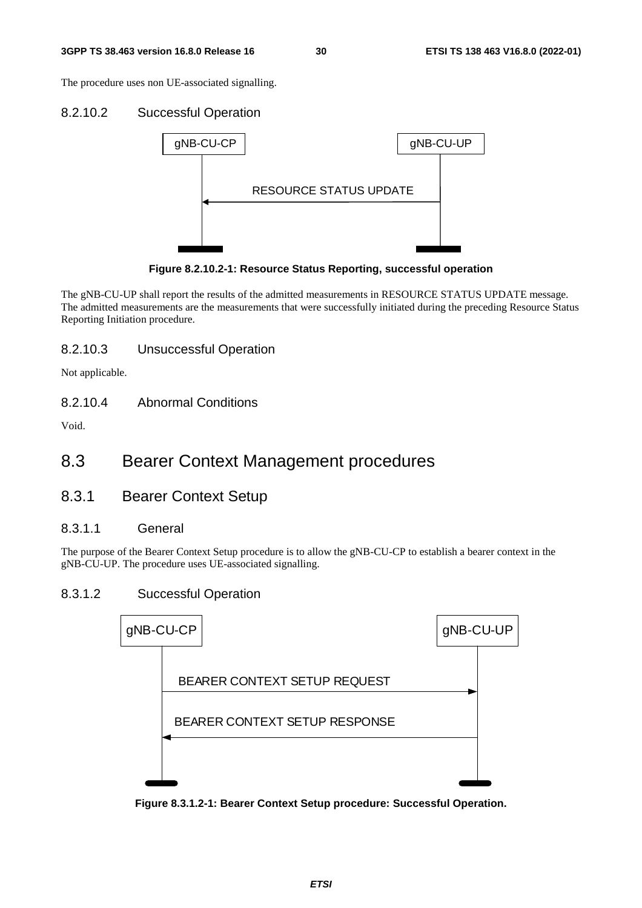The procedure uses non UE-associated signalling.

#### 8.2.10.2 Successful Operation

Figure 8.2.10.2-1: Resource Status Reporting, successful operation

The gNB-CU-UP shall report the results of the admitted measurements in RESOURCE STATUS UPDATE message. The admitted measurements are the measurements that were successfully initiated during the preceding Resource Status Reporting Initiation procedure.

#### 8.2.10.3 Unsuccessful Operation

Not applicable.

#### 8.2.10.4 Abnormal Conditions

Void.

## 8.3 Bearer Context Management procedures

### 8.3.1 Bearer Context Setup

#### 8.3.1.1 General

The purpose of the Bearer Context Setup procedure is to allow the gNB-CU-CP to establish a bearer context in the gNB-CU-UP. The procedure uses UE-associated signalling.

#### 8.3.1.2 Successful Operation

Figure 8.3.1.2-1: Bearer Context Setup procedure: Successful Operation.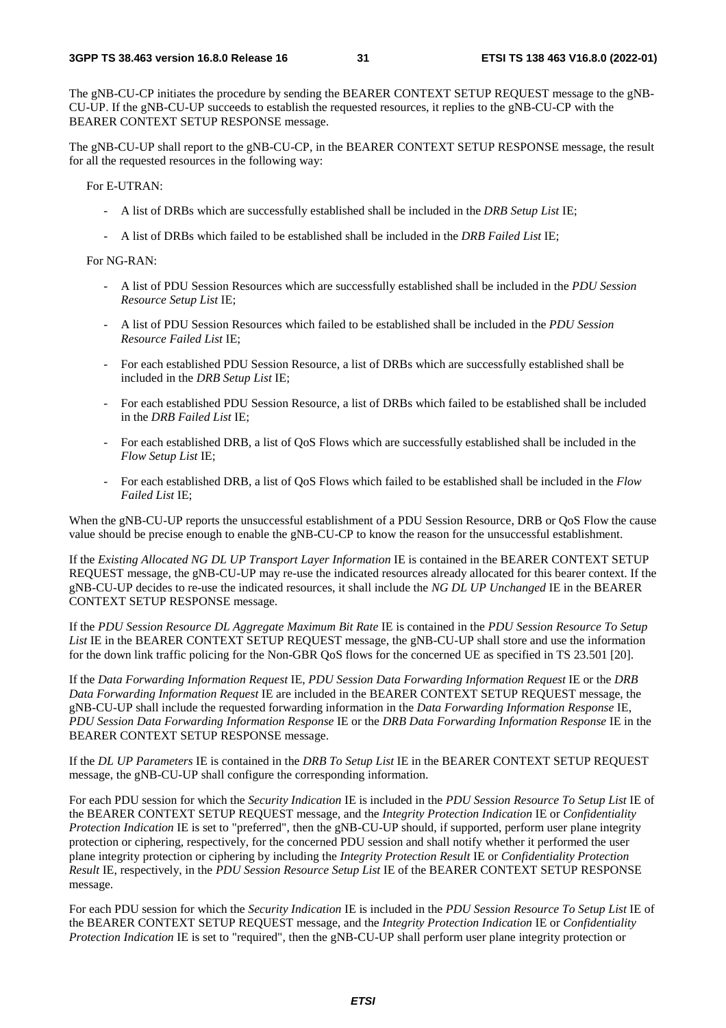The gNB-CU-CP initiates the procedure by sending the BEARER CONTEXT SETUP REQUEST message to the gNB-CU-UP. If the gNB-CU-UP succeeds to establish the requested resources, it replies to the gNB-CU-CP with the BEARER CONTEXT SETUP RESPONSE message.

The gNB-CU-UP shall report to the gNB-CU-CP, in the BEARER CONTEXT SETUP RESPONSE message, the result for all the requested resources in the following way:

For E-UTRAN:

- A list of DRBs which are successfully established shall be included in the *DRB Setup List* IE;
- A list of DRBs which failed to be established shall be included in the *DRB Failed List* IE;

For NG-RAN:

- A list of PDU Session Resources which are successfully established shall be included in the *PDU Session Resource Setup List* IE;
- A list of PDU Session Resources which failed to be established shall be included in the *PDU Session Resource Failed List* IE;
- For each established PDU Session Resource, a list of DRBs which are successfully established shall be included in the *DRB Setup List* IE;
- For each established PDU Session Resource, a list of DRBs which failed to be established shall be included in the *DRB Failed List* IE;
- For each established DRB, a list of QoS Flows which are successfully established shall be included in the *Flow Setup List* IE;
- For each established DRB, a list of QoS Flows which failed to be established shall be included in the *Flow Failed List* IE;

When the gNB-CU-UP reports the unsuccessful establishment of a PDU Session Resource, DRB or QoS Flow the cause value should be precise enough to enable the gNB-CU-CP to know the reason for the unsuccessful establishment.

If the *Existing Allocated NG DL UP Transport Layer Information* IE is contained in the BEARER CONTEXT SETUP REQUEST message, the gNB-CU-UP may re-use the indicated resources already allocated for this bearer context. If the gNB-CU-UP decides to re-use the indicated resources, it shall include the *NG DL UP Unchanged* IE in the BEARER CONTEXT SETUP RESPONSE message.

If the *PDU Session Resource DL Aggregate Maximum Bit Rate* IE is contained in the *PDU Session Resource To Setup List* IE in the BEARER CONTEXT SETUP REQUEST message, the gNB-CU-UP shall store and use the information for the down link traffic policing for the Non-GBR QoS flows for the concerned UE as specified in TS 23.501 [20].

If the *Data Forwarding Information Request* IE, *PDU Session Data Forwarding Information Request* IE or the *DRB Data Forwarding Information Request* IE are included in the BEARER CONTEXT SETUP REQUEST message, the gNB-CU-UP shall include the requested forwarding information in the *Data Forwarding Information Response* IE, *PDU Session Data Forwarding Information Response* IE or the *DRB Data Forwarding Information Response* IE in the BEARER CONTEXT SETUP RESPONSE message.

If the *DL UP Parameters* IE is contained in the *DRB To Setup List* IE in the BEARER CONTEXT SETUP REQUEST message, the gNB-CU-UP shall configure the corresponding information.

For each PDU session for which the *Security Indication* IE is included in the *PDU Session Resource To Setup List* IE of the BEARER CONTEXT SETUP REQUEST message, and the *Integrity Protection Indication* IE or *Confidentiality Protection Indication* IE is set to "preferred", then the gNB-CU-UP should, if supported, perform user plane integrity protection or ciphering, respectively, for the concerned PDU session and shall notify whether it performed the user plane integrity protection or ciphering by including the *Integrity Protection Result* IE or *Confidentiality Protection Result* IE, respectively, in the *PDU Session Resource Setup List* IE of the BEARER CONTEXT SETUP RESPONSE message.

For each PDU session for which the *Security Indication* IE is included in the *PDU Session Resource To Setup List* IE of the BEARER CONTEXT SETUP REQUEST message, and the *Integrity Protection Indication* IE or *Confidentiality Protection Indication* IE is set to "required", then the gNB-CU-UP shall perform user plane integrity protection or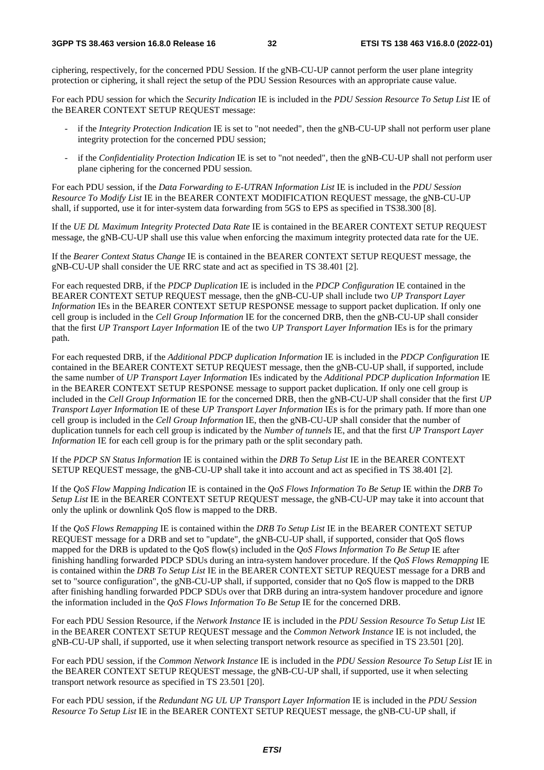ciphering, respectively, for the concerned PDU Session. If the gNB-CU-UP cannot perform the user plane integrity protection or ciphering, it shall reject the setup of the PDU Session Resources with an appropriate cause value.

For each PDU session for which the *Security Indication* IE is included in the *PDU Session Resource To Setup List* IE of the BEARER CONTEXT SETUP REQUEST message:

- if the *Integrity Protection Indication* IE is set to "not needed", then the gNB-CU-UP shall not perform user plane integrity protection for the concerned PDU session;
- if the *Confidentiality Protection Indication* IE is set to "not needed", then the gNB-CU-UP shall not perform user plane ciphering for the concerned PDU session.

For each PDU session, if the *Data Forwarding to E-UTRAN Information List* IE is included in the *PDU Session Resource To Modify List* IE in the BEARER CONTEXT MODIFICATION REQUEST message, the gNB-CU-UP shall, if supported, use it for inter-system data forwarding from 5GS to EPS as specified in TS38.300 [8].

If the *UE DL Maximum Integrity Protected Data Rate* IE is contained in the BEARER CONTEXT SETUP REQUEST message, the gNB-CU-UP shall use this value when enforcing the maximum integrity protected data rate for the UE.

If the *Bearer Context Status Change* IE is contained in the BEARER CONTEXT SETUP REQUEST message, the gNB-CU-UP shall consider the UE RRC state and act as specified in TS 38.401 [2].

For each requested DRB, if the *PDCP Duplication* IE is included in the *PDCP Configuration* IE contained in the BEARER CONTEXT SETUP REQUEST message, then the gNB-CU-UP shall include two *UP Transport Layer Information* IEs in the BEARER CONTEXT SETUP RESPONSE message to support packet duplication. If only one cell group is included in the *Cell Group Information* IE for the concerned DRB, then the gNB-CU-UP shall consider that the first *UP Transport Layer Information* IE of the two *UP Transport Layer Information* IEs is for the primary path.

For each requested DRB, if the *Additional PDCP duplication Information* IE is included in the *PDCP Configuration* IE contained in the BEARER CONTEXT SETUP REQUEST message, then the gNB-CU-UP shall, if supported, include the same number of *UP Transport Layer Information* IEs indicated by the *Additional PDCP duplication Information* IE in the BEARER CONTEXT SETUP RESPONSE message to support packet duplication. If only one cell group is included in the *Cell Group Information* IE for the concerned DRB, then the gNB-CU-UP shall consider that the first *UP Transport Layer Information* IE of these *UP Transport Layer Information* IEs is for the primary path. If more than one cell group is included in the *Cell Group Information* IE, then the gNB-CU-UP shall consider that the number of duplication tunnels for each cell group is indicated by the *Number of tunnels* IE, and that the first *UP Transport Layer Information* IE for each cell group is for the primary path or the split secondary path.

If the *PDCP SN Status Information* IE is contained within the *DRB To Setup List* IE in the BEARER CONTEXT SETUP REQUEST message, the gNB-CU-UP shall take it into account and act as specified in TS 38.401 [2].

If the *QoS Flow Mapping Indication* IE is contained in the *QoS Flows Information To Be Setup* IE within the *DRB To Setup List* IE in the BEARER CONTEXT SETUP REQUEST message, the gNB-CU-UP may take it into account that only the uplink or downlink QoS flow is mapped to the DRB.

If the *QoS Flows Remapping* IE is contained within the *DRB To Setup List* IE in the BEARER CONTEXT SETUP REQUEST message for a DRB and set to "update", the gNB-CU-UP shall, if supported, consider that QoS flows mapped for the DRB is updated to the QoS flow(s) included in the *QoS Flows Information To Be Setup* IE after finishing handling forwarded PDCP SDUs during an intra-system handover procedure. If the *QoS Flows Remapping* IE is contained within the *DRB To Setup List* IE in the BEARER CONTEXT SETUP REQUEST message for a DRB and set to "source configuration", the gNB-CU-UP shall, if supported, consider that no QoS flow is mapped to the DRB after finishing handling forwarded PDCP SDUs over that DRB during an intra-system handover procedure and ignore the information included in the *QoS Flows Information To Be Setup* IE for the concerned DRB.

For each PDU Session Resource, if the *Network Instance* IE is included in the *PDU Session Resource To Setup List* IE in the BEARER CONTEXT SETUP REQUEST message and the *Common Network Instance* IE is not included, the gNB-CU-UP shall, if supported, use it when selecting transport network resource as specified in TS 23.501 [20].

For each PDU session, if the *Common Network Instance* IE is included in the *PDU Session Resource To Setup List* IE in the BEARER CONTEXT SETUP REQUEST message, the gNB-CU-UP shall, if supported, use it when selecting transport network resource as specified in TS 23.501 [20].

For each PDU session, if the *Redundant NG UL UP Transport Layer Information* IE is included in the *PDU Session Resource To Setup List* IE in the BEARER CONTEXT SETUP REQUEST message, the gNB-CU-UP shall, if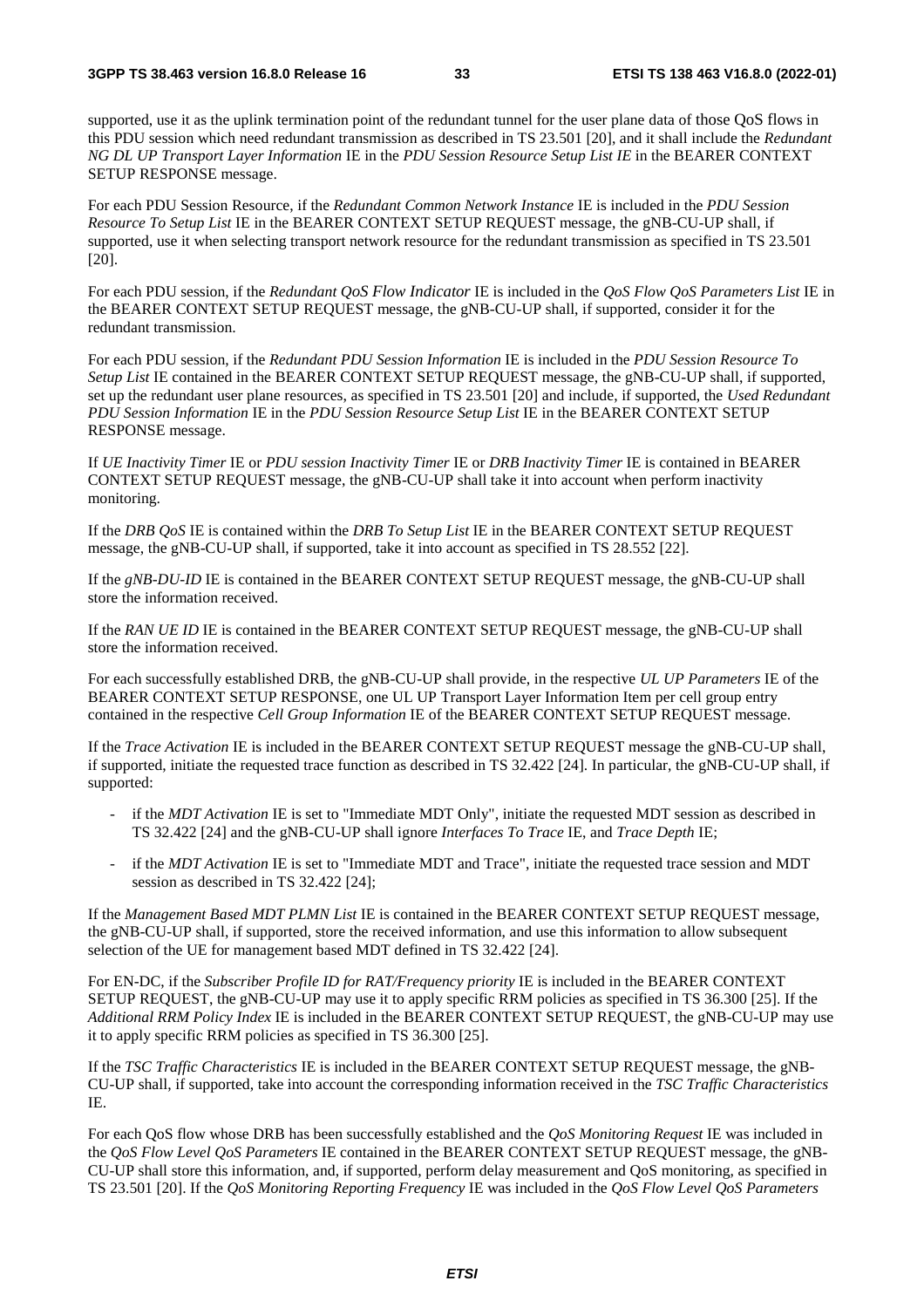supported, use it as the uplink termination point of the redundant tunnel for the user plane data of those QoS flows in this PDU session which need redundant transmission as described in TS 23.501 [20], and it shall include the *Redundant NG DL UP Transport Layer Information* IE in the *PDU Session Resource Setup List IE* in the BEARER CONTEXT SETUP RESPONSE message.

For each PDU Session Resource, if the *Redundant Common Network Instance* IE is included in the *PDU Session Resource To Setup List* IE in the BEARER CONTEXT SETUP REQUEST message, the gNB-CU-UP shall, if supported, use it when selecting transport network resource for the redundant transmission as specified in TS 23.501 [20].

For each PDU session, if the *Redundant QoS Flow Indicator* IE is included in the *QoS Flow QoS Parameters List* IE in the BEARER CONTEXT SETUP REQUEST message, the gNB-CU-UP shall, if supported, consider it for the redundant transmission.

For each PDU session, if the *Redundant PDU Session Information* IE is included in the *PDU Session Resource To Setup List* IE contained in the BEARER CONTEXT SETUP REQUEST message, the gNB-CU-UP shall, if supported, set up the redundant user plane resources, as specified in TS 23.501 [20] and include, if supported, the *Used Redundant PDU Session Information* IE in the *PDU Session Resource Setup List* IE in the BEARER CONTEXT SETUP RESPONSE message.

If *UE Inactivity Timer* IE or *PDU session Inactivity Timer* IE or *DRB Inactivity Timer* IE is contained in BEARER CONTEXT SETUP REQUEST message, the gNB-CU-UP shall take it into account when perform inactivity monitoring.

If the *DRB QoS* IE is contained within the *DRB To Setup List* IE in the BEARER CONTEXT SETUP REQUEST message, the gNB-CU-UP shall, if supported, take it into account as specified in TS 28.552 [22].

If the *gNB-DU-ID* IE is contained in the BEARER CONTEXT SETUP REQUEST message, the gNB-CU-UP shall store the information received.

If the *RAN UE ID* IE is contained in the BEARER CONTEXT SETUP REQUEST message, the gNB-CU-UP shall store the information received.

For each successfully established DRB, the gNB-CU-UP shall provide, in the respective *UL UP Parameters* IE of the BEARER CONTEXT SETUP RESPONSE, one UL UP Transport Layer Information Item per cell group entry contained in the respective *Cell Group Information* IE of the BEARER CONTEXT SETUP REQUEST message.

If the *Trace Activation* IE is included in the BEARER CONTEXT SETUP REQUEST message the gNB-CU-UP shall, if supported, initiate the requested trace function as described in TS 32.422 [24]. In particular, the gNB-CU-UP shall, if supported:

- if the *MDT Activation* IE is set to "Immediate MDT Only", initiate the requested MDT session as described in TS 32.422 [24] and the gNB-CU-UP shall ignore *Interfaces To Trace* IE, and *Trace Depth* IE;
- if the *MDT Activation* IE is set to "Immediate MDT and Trace", initiate the requested trace session and MDT session as described in TS 32.422 [24];

If the *Management Based MDT PLMN List* IE is contained in the BEARER CONTEXT SETUP REQUEST message, the gNB-CU-UP shall, if supported, store the received information, and use this information to allow subsequent selection of the UE for management based MDT defined in TS 32.422 [24].

For EN-DC, if the *Subscriber Profile ID for RAT/Frequency priority* IE is included in the BEARER CONTEXT SETUP REQUEST, the gNB-CU-UP may use it to apply specific RRM policies as specified in TS 36.300 [25]. If the *Additional RRM Policy Index* IE is included in the BEARER CONTEXT SETUP REQUEST, the gNB-CU-UP may use it to apply specific RRM policies as specified in TS 36.300 [25].

If the *TSC Traffic Characteristics* IE is included in the BEARER CONTEXT SETUP REQUEST message, the gNB-CU-UP shall, if supported, take into account the corresponding information received in the *TSC Traffic Characteristics* IE.

For each QoS flow whose DRB has been successfully established and the *QoS Monitoring Request* IE was included in the *QoS Flow Level QoS Parameters* IE contained in the BEARER CONTEXT SETUP REQUEST message, the gNB-CU-UP shall store this information, and, if supported, perform delay measurement and QoS monitoring, as specified in TS 23.501 [20]. If the *QoS Monitoring Reporting Frequency* IE was included in the *QoS Flow Level QoS Parameters*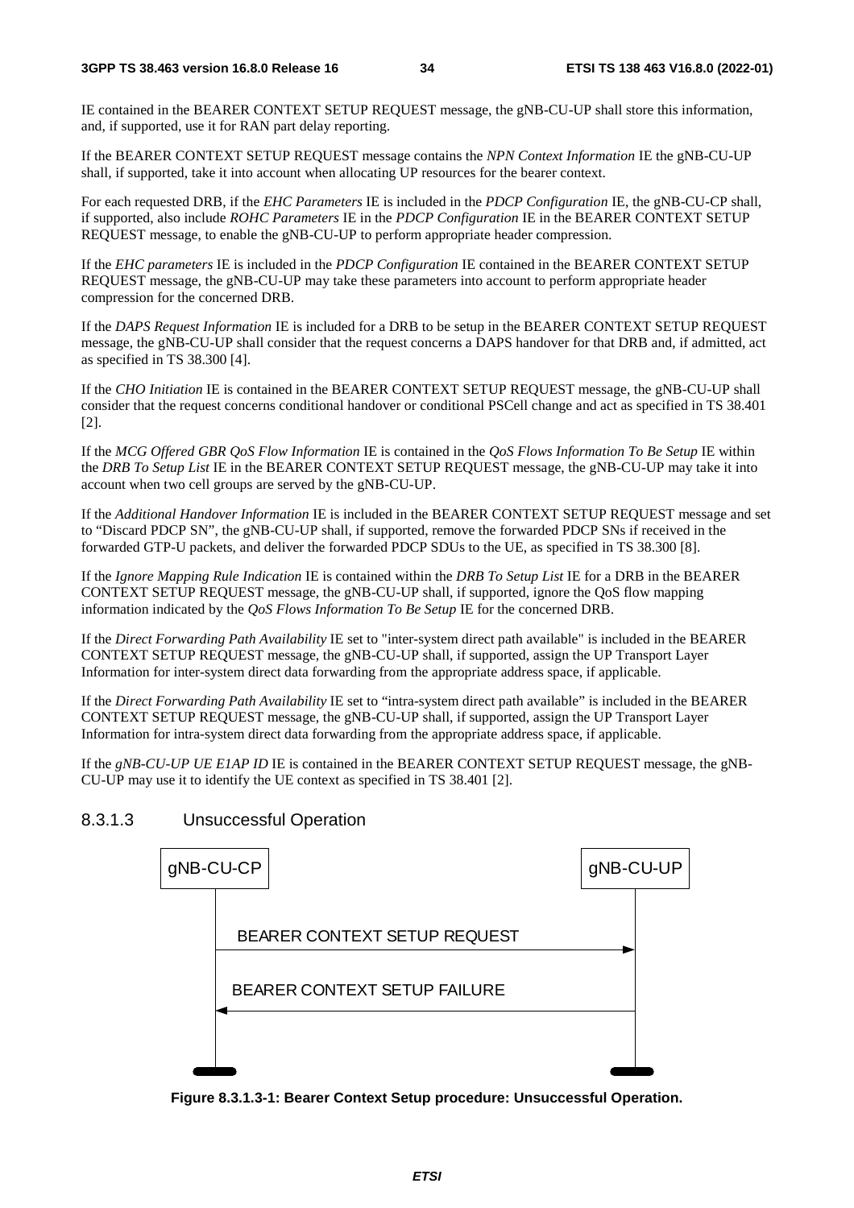IE contained in the BEARER CONTEXT SETUP REQUEST message, the gNB-CU-UP shall store this information, and, if supported, use it for RAN part delay reporting.

If the BEARER CONTEXT SETUP REQUEST message contains the *NPN Context Information* IE the gNB-CU-UP shall, if supported, take it into account when allocating UP resources for the bearer context.

For each requested DRB, if the *EHC Parameters* IE is included in the *PDCP Configuration* IE, the gNB-CU-CP shall, if supported, also include *ROHC Parameters* IE in the *PDCP Configuration* IE in the BEARER CONTEXT SETUP REQUEST message, to enable the gNB-CU-UP to perform appropriate header compression.

If the *EHC parameters* IE is included in the *PDCP Configuration* IE contained in the BEARER CONTEXT SETUP REQUEST message, the gNB-CU-UP may take these parameters into account to perform appropriate header compression for the concerned DRB.

If the *DAPS Request Information* IE is included for a DRB to be setup in the BEARER CONTEXT SETUP REQUEST message, the gNB-CU-UP shall consider that the request concerns a DAPS handover for that DRB and, if admitted, act as specified in TS 38.300 [4].

If the *CHO Initiation* IE is contained in the BEARER CONTEXT SETUP REQUEST message, the gNB-CU-UP shall consider that the request concerns conditional handover or conditional PSCell change and act as specified in TS 38.401 [2].

If the *MCG Offered GBR QoS Flow Information* IE is contained in the *QoS Flows Information To Be Setup* IE within the *DRB To Setup List* IE in the BEARER CONTEXT SETUP REQUEST message, the gNB-CU-UP may take it into account when two cell groups are served by the gNB-CU-UP.

If the *Additional Handover Information* IE is included in the BEARER CONTEXT SETUP REQUEST message and set to "Discard PDCP SN", the gNB-CU-UP shall, if supported, remove the forwarded PDCP SNs if received in the forwarded GTP-U packets, and deliver the forwarded PDCP SDUs to the UE, as specified in TS 38.300 [8].

If the *Ignore Mapping Rule Indication* IE is contained within the *DRB To Setup List* IE for a DRB in the BEARER CONTEXT SETUP REQUEST message, the gNB-CU-UP shall, if supported, ignore the QoS flow mapping information indicated by the *QoS Flows Information To Be Setup* IE for the concerned DRB.

If the *Direct Forwarding Path Availability* IE set to "inter-system direct path available" is included in the BEARER CONTEXT SETUP REQUEST message, the gNB-CU-UP shall, if supported, assign the UP Transport Layer Information for inter-system direct data forwarding from the appropriate address space, if applicable.

If the *Direct Forwarding Path Availability* IE set to "intra-system direct path available" is included in the BEARER CONTEXT SETUP REQUEST message, the gNB-CU-UP shall, if supported, assign the UP Transport Layer Information for intra-system direct data forwarding from the appropriate address space, if applicable.

If the *gNB-CU-UP UE E1AP ID* IE is contained in the BEARER CONTEXT SETUP REQUEST message, the gNB-CU-UP may use it to identify the UE context as specified in TS 38.401 [2].

### 8.3.1.3 Unsuccessful Operation

gNB-CU-CP → gNB-CU-UP: BEARER CONTEXT SETUP REQUEST

gNB-CU-UP → gNB-CU-CP: BEARER CONTEXT SETUP FAILURE

**Figure 8.3.1.3-1: Bearer Context Setup procedure: Unsuccessful Operation.**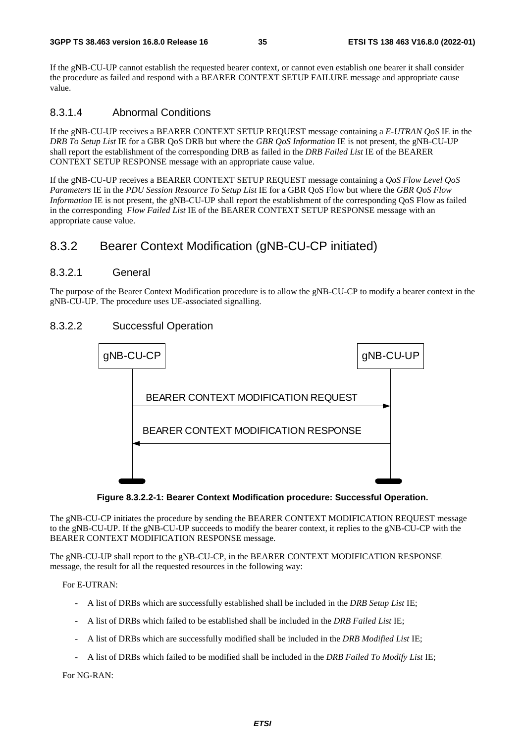If the gNB-CU-UP cannot establish the requested bearer context, or cannot even establish one bearer it shall consider the procedure as failed and respond with a BEARER CONTEXT SETUP FAILURE message and appropriate cause value.

#### 8.3.1.4 Abnormal Conditions

If the gNB-CU-UP receives a BEARER CONTEXT SETUP REQUEST message containing a *E-UTRAN QoS* IE in the *DRB To Setup List* IE for a GBR QoS DRB but where the *GBR QoS Information* IE is not present, the gNB-CU-UP shall report the establishment of the corresponding DRB as failed in the *DRB Failed List* IE of the BEARER CONTEXT SETUP RESPONSE message with an appropriate cause value.

If the gNB-CU-UP receives a BEARER CONTEXT SETUP REQUEST message containing a *QoS Flow Level QoS Parameters* IE in the *PDU Session Resource To Setup List* IE for a GBR QoS Flow but where the *GBR QoS Flow Information* IE is not present, the gNB-CU-UP shall report the establishment of the corresponding QoS Flow as failed in the corresponding *Flow Failed List* IE of the BEARER CONTEXT SETUP RESPONSE message with an appropriate cause value.

### 8.3.2 Bearer Context Modification (gNB-CU-CP initiated)

#### 8.3.2.1 General

The purpose of the Bearer Context Modification procedure is to allow the gNB-CU-CP to modify a bearer context in the gNB-CU-UP. The procedure uses UE-associated signalling.

#### 8.3.2.2 Successful Operation

```
gNB-CU-CP                                        gNB-CU-UP
    |     BEARER CONTEXT MODIFICATION REQUEST        |
    |----------------------------------------------->|
    |     BEARER CONTEXT MODIFICATION RESPONSE       |
    |<-----------------------------------------------|
```

**Figure 8.3.2.2-1: Bearer Context Modification procedure: Successful Operation.**

The gNB-CU-CP initiates the procedure by sending the BEARER CONTEXT MODIFICATION REQUEST message to the gNB-CU-UP. If the gNB-CU-UP succeeds to modify the bearer context, it replies to the gNB-CU-CP with the BEARER CONTEXT MODIFICATION RESPONSE message.

The gNB-CU-UP shall report to the gNB-CU-CP, in the BEARER CONTEXT MODIFICATION RESPONSE message, the result for all the requested resources in the following way:

For E-UTRAN:

- A list of DRBs which are successfully established shall be included in the *DRB Setup List* IE;
- A list of DRBs which failed to be established shall be included in the *DRB Failed List* IE;
- A list of DRBs which are successfully modified shall be included in the *DRB Modified List* IE;
- A list of DRBs which failed to be modified shall be included in the *DRB Failed To Modify List* IE;

For NG-RAN: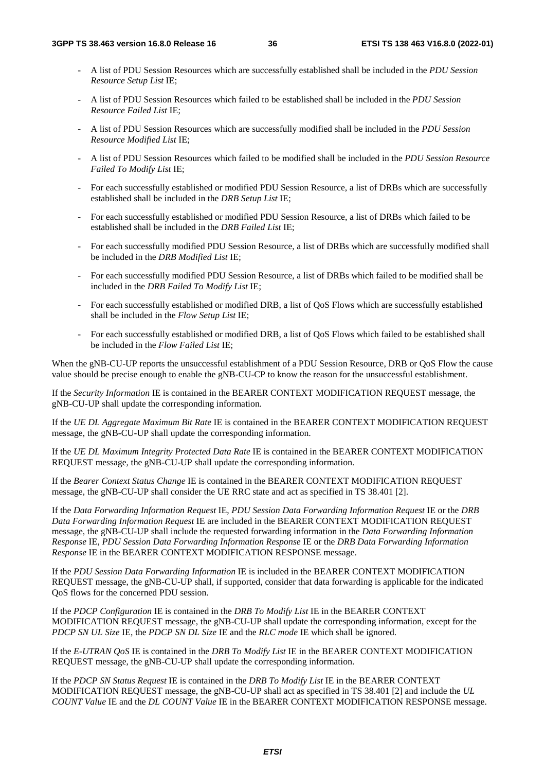- A list of PDU Session Resources which are successfully established shall be included in the *PDU Session Resource Setup List* IE;
- A list of PDU Session Resources which failed to be established shall be included in the *PDU Session Resource Failed List* IE;
- A list of PDU Session Resources which are successfully modified shall be included in the *PDU Session Resource Modified List* IE;
- A list of PDU Session Resources which failed to be modified shall be included in the *PDU Session Resource Failed To Modify List* IE;
- For each successfully established or modified PDU Session Resource, a list of DRBs which are successfully established shall be included in the *DRB Setup List* IE;
- For each successfully established or modified PDU Session Resource, a list of DRBs which failed to be established shall be included in the *DRB Failed List* IE;
- For each successfully modified PDU Session Resource, a list of DRBs which are successfully modified shall be included in the *DRB Modified List* IE;
- For each successfully modified PDU Session Resource, a list of DRBs which failed to be modified shall be included in the *DRB Failed To Modify List* IE;
- For each successfully established or modified DRB, a list of QoS Flows which are successfully established shall be included in the *Flow Setup List* IE;
- For each successfully established or modified DRB, a list of QoS Flows which failed to be established shall be included in the *Flow Failed List* IE;

When the gNB-CU-UP reports the unsuccessful establishment of a PDU Session Resource, DRB or QoS Flow the cause value should be precise enough to enable the gNB-CU-CP to know the reason for the unsuccessful establishment.

If the *Security Information* IE is contained in the BEARER CONTEXT MODIFICATION REQUEST message, the gNB-CU-UP shall update the corresponding information.

If the *UE DL Aggregate Maximum Bit Rate* IE is contained in the BEARER CONTEXT MODIFICATION REQUEST message, the gNB-CU-UP shall update the corresponding information.

If the *UE DL Maximum Integrity Protected Data Rate* IE is contained in the BEARER CONTEXT MODIFICATION REQUEST message, the gNB-CU-UP shall update the corresponding information.

If the *Bearer Context Status Change* IE is contained in the BEARER CONTEXT MODIFICATION REQUEST message, the gNB-CU-UP shall consider the UE RRC state and act as specified in TS 38.401 [2].

If the *Data Forwarding Information Request* IE, *PDU Session Data Forwarding Information Request* IE or the *DRB Data Forwarding Information Request* IE are included in the BEARER CONTEXT MODIFICATION REQUEST message, the gNB-CU-UP shall include the requested forwarding information in the *Data Forwarding Information Response* IE, *PDU Session Data Forwarding Information Response* IE or the *DRB Data Forwarding Information Response* IE in the BEARER CONTEXT MODIFICATION RESPONSE message.

If the *PDU Session Data Forwarding Information* IE is included in the BEARER CONTEXT MODIFICATION REQUEST message, the gNB-CU-UP shall, if supported, consider that data forwarding is applicable for the indicated QoS flows for the concerned PDU session.

If the *PDCP Configuration* IE is contained in the *DRB To Modify List* IE in the BEARER CONTEXT MODIFICATION REQUEST message, the gNB-CU-UP shall update the corresponding information, except for the *PDCP SN UL Size* IE, the *PDCP SN DL Size* IE and the *RLC mode* IE which shall be ignored.

If the *E-UTRAN QoS* IE is contained in the *DRB To Modify List* IE in the BEARER CONTEXT MODIFICATION REQUEST message, the gNB-CU-UP shall update the corresponding information.

If the *PDCP SN Status Request* IE is contained in the *DRB To Modify List* IE in the BEARER CONTEXT MODIFICATION REQUEST message, the gNB-CU-UP shall act as specified in TS 38.401 [2] and include the *UL COUNT Value* IE and the *DL COUNT Value* IE in the BEARER CONTEXT MODIFICATION RESPONSE message.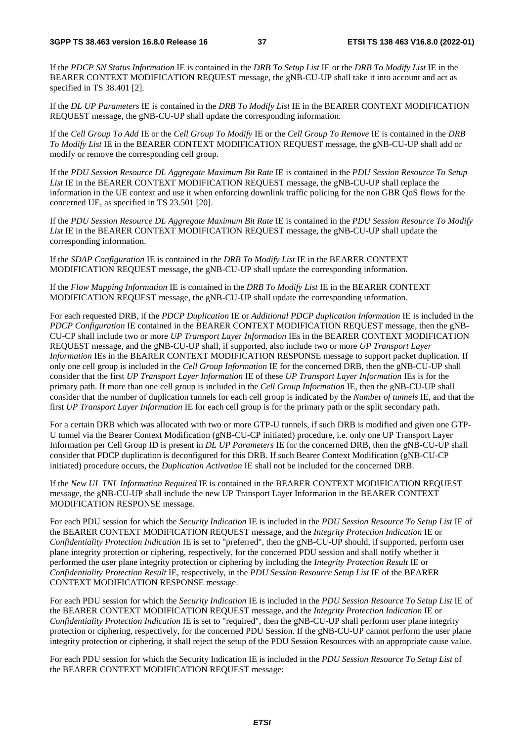If the *PDCP SN Status Information* IE is contained in the *DRB To Setup List* IE or the *DRB To Modify List* IE in the BEARER CONTEXT MODIFICATION REQUEST message, the gNB-CU-UP shall take it into account and act as specified in TS 38.401 [2].

If the *DL UP Parameters* IE is contained in the *DRB To Modify List* IE in the BEARER CONTEXT MODIFICATION REQUEST message, the gNB-CU-UP shall update the corresponding information.

If the *Cell Group To Add* IE or the *Cell Group To Modify* IE or the *Cell Group To Remove* IE is contained in the *DRB To Modify List* IE in the BEARER CONTEXT MODIFICATION REQUEST message, the gNB-CU-UP shall add or modify or remove the corresponding cell group.

If the *PDU Session Resource DL Aggregate Maximum Bit Rate* IE is contained in the *PDU Session Resource To Setup List* IE in the BEARER CONTEXT MODIFICATION REQUEST message, the gNB-CU-UP shall replace the information in the UE context and use it when enforcing downlink traffic policing for the non GBR QoS flows for the concerned UE, as specified in TS 23.501 [20].

If the *PDU Session Resource DL Aggregate Maximum Bit Rate* IE is contained in the *PDU Session Resource To Modify List* IE in the BEARER CONTEXT MODIFICATION REQUEST message, the gNB-CU-UP shall update the corresponding information.

If the *SDAP Configuration* IE is contained in the *DRB To Modify List* IE in the BEARER CONTEXT MODIFICATION REQUEST message, the gNB-CU-UP shall update the corresponding information.

If the *Flow Mapping Information* IE is contained in the *DRB To Modify List* IE in the BEARER CONTEXT MODIFICATION REQUEST message, the gNB-CU-UP shall update the corresponding information.

For each requested DRB, if the *PDCP Duplication* IE or *Additional PDCP duplication Information* IE is included in the *PDCP Configuration* IE contained in the BEARER CONTEXT MODIFICATION REQUEST message, then the gNB-CU-CP shall include two or more *UP Transport Layer Information* IEs in the BEARER CONTEXT MODIFICATION REQUEST message, and the gNB-CU-UP shall, if supported, also include two or more *UP Transport Layer Information* IEs in the BEARER CONTEXT MODIFICATION RESPONSE message to support packet duplication. If only one cell group is included in the *Cell Group Information* IE for the concerned DRB, then the gNB-CU-UP shall consider that the first *UP Transport Layer Information* IE of these *UP Transport Layer Information* IEs is for the primary path. If more than one cell group is included in the *Cell Group Information* IE, then the gNB-CU-UP shall consider that the number of duplication tunnels for each cell group is indicated by the *Number of tunnels* IE, and that the first *UP Transport Layer Information* IE for each cell group is for the primary path or the split secondary path.

For a certain DRB which was allocated with two or more GTP-U tunnels, if such DRB is modified and given one GTP-U tunnel via the Bearer Context Modification (gNB-CU-CP initiated) procedure, i.e. only one UP Transport Layer Information per Cell Group ID is present in *DL UP Parameters* IE for the concerned DRB, then the gNB-CU-UP shall consider that PDCP duplication is deconfigured for this DRB. If such Bearer Context Modification (gNB-CU-CP initiated) procedure occurs, the *Duplication Activation* IE shall not be included for the concerned DRB.

If the *New UL TNL Information Required* IE is contained in the BEARER CONTEXT MODIFICATION REQUEST message, the gNB-CU-UP shall include the new UP Transport Layer Information in the BEARER CONTEXT MODIFICATION RESPONSE message.

For each PDU session for which the *Security Indication* IE is included in the *PDU Session Resource To Setup List* IE of the BEARER CONTEXT MODIFICATION REQUEST message, and the *Integrity Protection Indication* IE or *Confidentiality Protection Indication* IE is set to "preferred", then the gNB-CU-UP should, if supported, perform user plane integrity protection or ciphering, respectively, for the concerned PDU session and shall notify whether it performed the user plane integrity protection or ciphering by including the *Integrity Protection Result* IE or *Confidentiality Protection Result* IE, respectively, in the *PDU Session Resource Setup List* IE of the BEARER CONTEXT MODIFICATION RESPONSE message.

For each PDU session for which the *Security Indication* IE is included in the *PDU Session Resource To Setup List* IE of the BEARER CONTEXT MODIFICATION REQUEST message, and the *Integrity Protection Indication* IE or *Confidentiality Protection Indication* IE is set to "required", then the gNB-CU-UP shall perform user plane integrity protection or ciphering, respectively, for the concerned PDU Session. If the gNB-CU-UP cannot perform the user plane integrity protection or ciphering, it shall reject the setup of the PDU Session Resources with an appropriate cause value.

For each PDU session for which the Security Indication IE is included in the *PDU Session Resource To Setup List* of the BEARER CONTEXT MODIFICATION REQUEST message: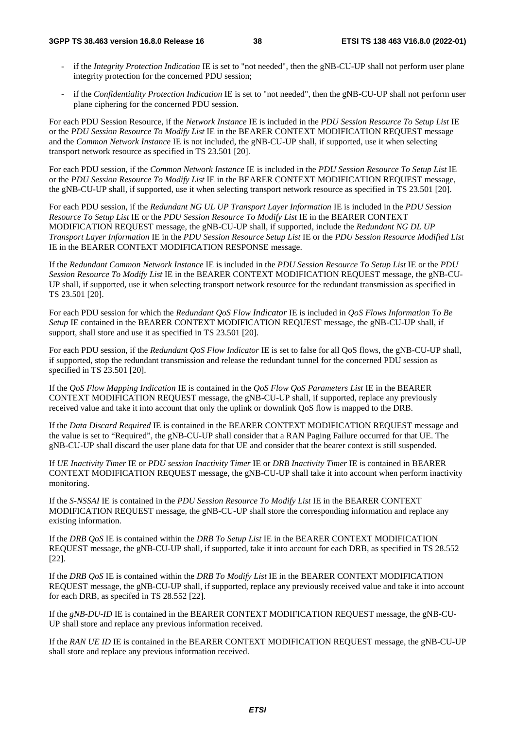- if the *Integrity Protection Indication* IE is set to "not needed", then the gNB-CU-UP shall not perform user plane integrity protection for the concerned PDU session;

- if the *Confidentiality Protection Indication* IE is set to "not needed", then the gNB-CU-UP shall not perform user plane ciphering for the concerned PDU session.

For each PDU Session Resource, if the *Network Instance* IE is included in the *PDU Session Resource To Setup List* IE or the *PDU Session Resource To Modify List* IE in the BEARER CONTEXT MODIFICATION REQUEST message and the *Common Network Instance* IE is not included, the gNB-CU-UP shall, if supported, use it when selecting transport network resource as specified in TS 23.501 [20].

For each PDU session, if the *Common Network Instance* IE is included in the *PDU Session Resource To Setup List* IE or the *PDU Session Resource To Modify List* IE in the BEARER CONTEXT MODIFICATION REQUEST message, the gNB-CU-UP shall, if supported, use it when selecting transport network resource as specified in TS 23.501 [20].

For each PDU session, if the *Redundant NG UL UP Transport Layer Information* IE is included in the *PDU Session Resource To Setup List* IE or the *PDU Session Resource To Modify List* IE in the BEARER CONTEXT MODIFICATION REQUEST message, the gNB-CU-UP shall, if supported, include the *Redundant NG DL UP Transport Layer Information* IE in the *PDU Session Resource Setup List* IE or the *PDU Session Resource Modified List* IE in the BEARER CONTEXT MODIFICATION RESPONSE message.

If the *Redundant Common Network Instance* IE is included in the *PDU Session Resource To Setup List* IE or the *PDU Session Resource To Modify List* IE in the BEARER CONTEXT MODIFICATION REQUEST message, the gNB-CU-UP shall, if supported, use it when selecting transport network resource for the redundant transmission as specified in TS 23.501 [20].

For each PDU session for which the *Redundant QoS Flow Indicator* IE is included in *QoS Flows Information To Be Setup* IE contained in the BEARER CONTEXT MODIFICATION REQUEST message, the gNB-CU-UP shall, if support, shall store and use it as specified in TS 23.501 [20].

For each PDU session, if the *Redundant QoS Flow Indicator* IE is set to false for all QoS flows, the gNB-CU-UP shall, if supported, stop the redundant transmission and release the redundant tunnel for the concerned PDU session as specified in TS 23.501 [20].

If the *QoS Flow Mapping Indication* IE is contained in the *QoS Flow QoS Parameters List* IE in the BEARER CONTEXT MODIFICATION REQUEST message, the gNB-CU-UP shall, if supported, replace any previously received value and take it into account that only the uplink or downlink QoS flow is mapped to the DRB.

If the *Data Discard Required* IE is contained in the BEARER CONTEXT MODIFICATION REQUEST message and the value is set to "Required", the gNB-CU-UP shall consider that a RAN Paging Failure occurred for that UE. The gNB-CU-UP shall discard the user plane data for that UE and consider that the bearer context is still suspended.

If *UE Inactivity Timer* IE or *PDU session Inactivity Timer* IE or *DRB Inactivity Timer* IE is contained in BEARER CONTEXT MODIFICATION REQUEST message, the gNB-CU-UP shall take it into account when perform inactivity monitoring.

If the *S-NSSAI* IE is contained in the *PDU Session Resource To Modify List* IE in the BEARER CONTEXT MODIFICATION REQUEST message, the gNB-CU-UP shall store the corresponding information and replace any existing information.

If the *DRB QoS* IE is contained within the *DRB To Setup List* IE in the BEARER CONTEXT MODIFICATION REQUEST message, the gNB-CU-UP shall, if supported, take it into account for each DRB, as specified in TS 28.552 [22].

If the *DRB QoS* IE is contained within the *DRB To Modify List* IE in the BEARER CONTEXT MODIFICATION REQUEST message, the gNB-CU-UP shall, if supported, replace any previously received value and take it into account for each DRB, as specifed in TS 28.552 [22].

If the *gNB-DU-ID* IE is contained in the BEARER CONTEXT MODIFICATION REQUEST message, the gNB-CU-UP shall store and replace any previous information received.

If the *RAN UE ID* IE is contained in the BEARER CONTEXT MODIFICATION REQUEST message, the gNB-CU-UP shall store and replace any previous information received.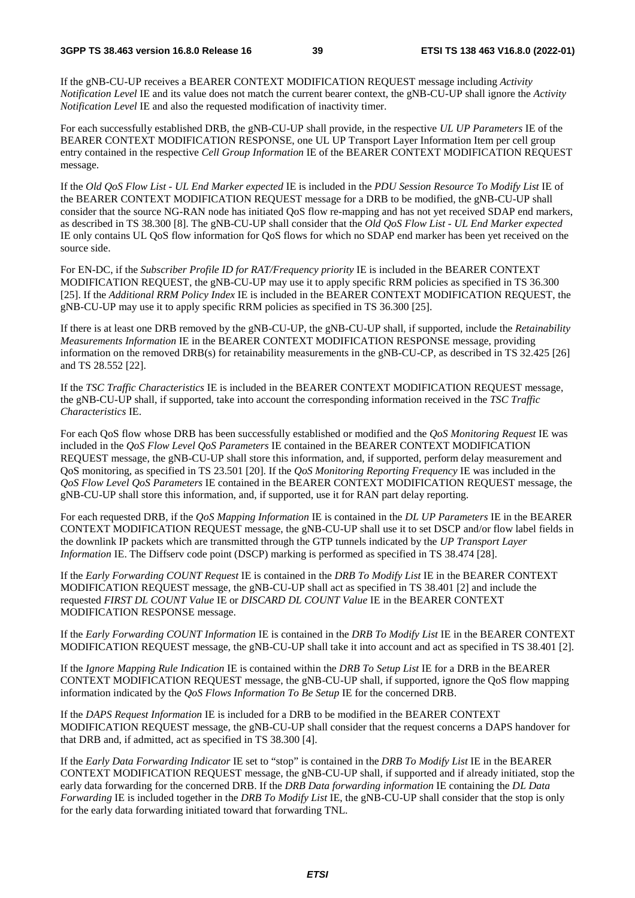If the gNB-CU-UP receives a BEARER CONTEXT MODIFICATION REQUEST message including *Activity Notification Level* IE and its value does not match the current bearer context, the gNB-CU-UP shall ignore the *Activity Notification Level* IE and also the requested modification of inactivity timer.

For each successfully established DRB, the gNB-CU-UP shall provide, in the respective *UL UP Parameters* IE of the BEARER CONTEXT MODIFICATION RESPONSE, one UL UP Transport Layer Information Item per cell group entry contained in the respective *Cell Group Information* IE of the BEARER CONTEXT MODIFICATION REQUEST message.

If the *Old QoS Flow List - UL End Marker expected* IE is included in the *PDU Session Resource To Modify List* IE of the BEARER CONTEXT MODIFICATION REQUEST message for a DRB to be modified, the gNB-CU-UP shall consider that the source NG-RAN node has initiated QoS flow re-mapping and has not yet received SDAP end markers, as described in TS 38.300 [8]. The gNB-CU-UP shall consider that the *Old QoS Flow List - UL End Marker expected* IE only contains UL QoS flow information for QoS flows for which no SDAP end marker has been yet received on the source side.

For EN-DC, if the *Subscriber Profile ID for RAT/Frequency priority* IE is included in the BEARER CONTEXT MODIFICATION REQUEST, the gNB-CU-UP may use it to apply specific RRM policies as specified in TS 36.300 [25]. If the *Additional RRM Policy Index* IE is included in the BEARER CONTEXT MODIFICATION REQUEST, the gNB-CU-UP may use it to apply specific RRM policies as specified in TS 36.300 [25].

If there is at least one DRB removed by the gNB-CU-UP, the gNB-CU-UP shall, if supported, include the *Retainability Measurements Information* IE in the BEARER CONTEXT MODIFICATION RESPONSE message, providing information on the removed DRB(s) for retainability measurements in the gNB-CU-CP, as described in TS 32.425 [26] and TS 28.552 [22].

If the *TSC Traffic Characteristics* IE is included in the BEARER CONTEXT MODIFICATION REQUEST message, the gNB-CU-UP shall, if supported, take into account the corresponding information received in the *TSC Traffic Characteristics* IE.

For each QoS flow whose DRB has been successfully established or modified and the *QoS Monitoring Request* IE was included in the *QoS Flow Level QoS Parameters* IE contained in the BEARER CONTEXT MODIFICATION REQUEST message, the gNB-CU-UP shall store this information, and, if supported, perform delay measurement and QoS monitoring, as specified in TS 23.501 [20]. If the *QoS Monitoring Reporting Frequency* IE was included in the *QoS Flow Level QoS Parameters* IE contained in the BEARER CONTEXT MODIFICATION REQUEST message, the gNB-CU-UP shall store this information, and, if supported, use it for RAN part delay reporting.

For each requested DRB, if the *QoS Mapping Information* IE is contained in the *DL UP Parameters* IE in the BEARER CONTEXT MODIFICATION REQUEST message, the gNB-CU-UP shall use it to set DSCP and/or flow label fields in the downlink IP packets which are transmitted through the GTP tunnels indicated by the *UP Transport Layer Information* IE. The Diffserv code point (DSCP) marking is performed as specified in TS 38.474 [28].

If the *Early Forwarding COUNT Request* IE is contained in the *DRB To Modify List* IE in the BEARER CONTEXT MODIFICATION REQUEST message, the gNB-CU-UP shall act as specified in TS 38.401 [2] and include the requested *FIRST DL COUNT Value* IE or *DISCARD DL COUNT Value* IE in the BEARER CONTEXT MODIFICATION RESPONSE message.

If the *Early Forwarding COUNT Information* IE is contained in the *DRB To Modify List* IE in the BEARER CONTEXT MODIFICATION REQUEST message, the gNB-CU-UP shall take it into account and act as specified in TS 38.401 [2].

If the *Ignore Mapping Rule Indication* IE is contained within the *DRB To Setup List* IE for a DRB in the BEARER CONTEXT MODIFICATION REQUEST message, the gNB-CU-UP shall, if supported, ignore the QoS flow mapping information indicated by the *QoS Flows Information To Be Setup* IE for the concerned DRB.

If the *DAPS Request Information* IE is included for a DRB to be modified in the BEARER CONTEXT MODIFICATION REQUEST message, the gNB-CU-UP shall consider that the request concerns a DAPS handover for that DRB and, if admitted, act as specified in TS 38.300 [4].

If the *Early Data Forwarding Indicator* IE set to "stop" is contained in the *DRB To Modify List* IE in the BEARER CONTEXT MODIFICATION REQUEST message, the gNB-CU-UP shall, if supported and if already initiated, stop the early data forwarding for the concerned DRB. If the *DRB Data forwarding information* IE containing the *DL Data Forwarding* IE is included together in the *DRB To Modify List* IE, the gNB-CU-UP shall consider that the stop is only for the early data forwarding initiated toward that forwarding TNL.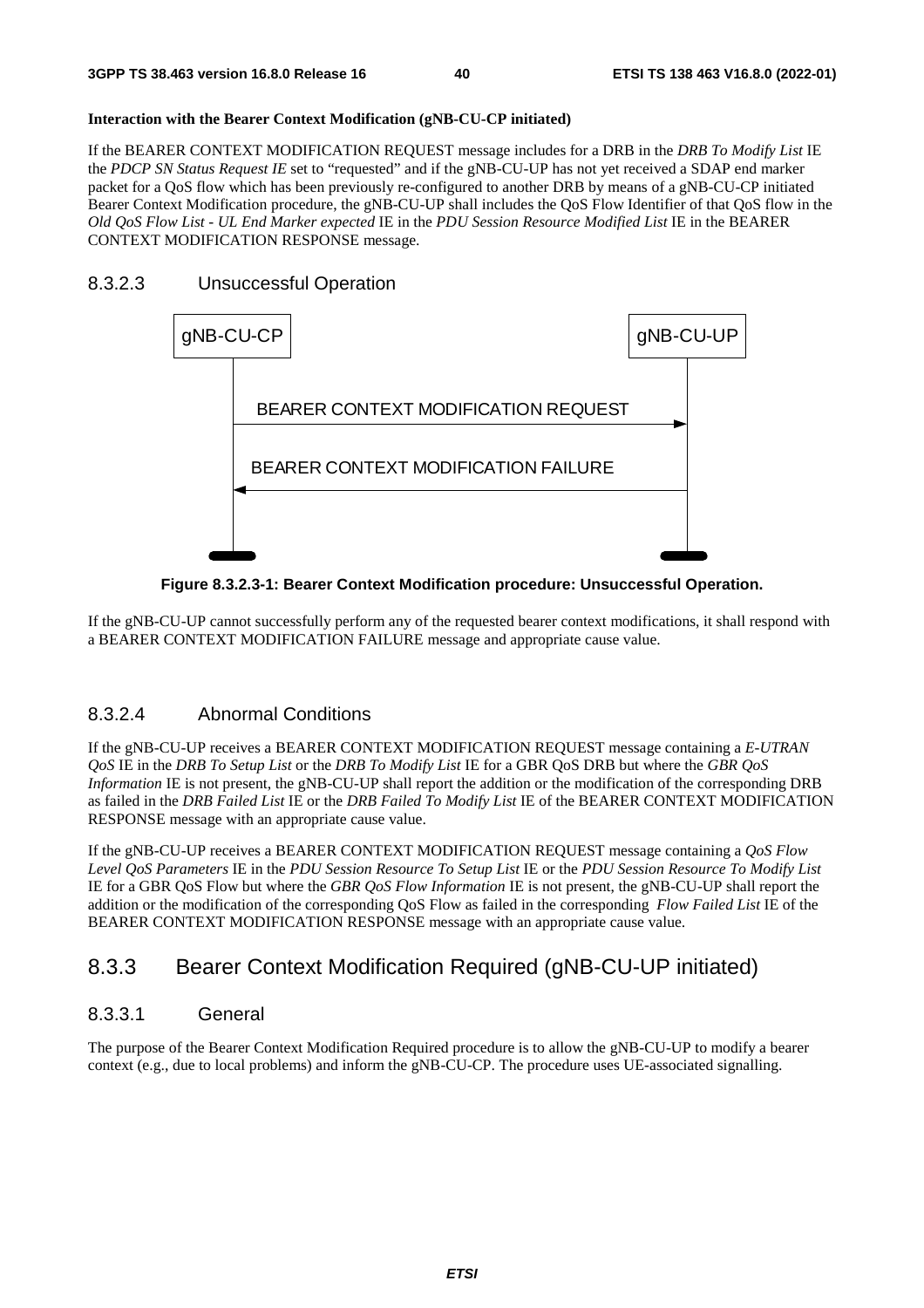**Interaction with the Bearer Context Modification (gNB-CU-CP initiated)**

If the BEARER CONTEXT MODIFICATION REQUEST message includes for a DRB in the *DRB To Modify List* IE the *PDCP SN Status Request IE* set to "requested" and if the gNB-CU-UP has not yet received a SDAP end marker packet for a QoS flow which has been previously re-configured to another DRB by means of a gNB-CU-CP initiated Bearer Context Modification procedure, the gNB-CU-UP shall includes the QoS Flow Identifier of that QoS flow in the *Old QoS Flow List - UL End Marker expected* IE in the *PDU Session Resource Modified List* IE in the BEARER CONTEXT MODIFICATION RESPONSE message.

### 8.3.2.3 Unsuccessful Operation

gNB-CU-CP | gNB-CU-UP

BEARER CONTEXT MODIFICATION REQUEST (gNB-CU-CP → gNB-CU-UP)

BEARER CONTEXT MODIFICATION FAILURE (gNB-CU-UP → gNB-CU-CP)

**Figure 8.3.2.3-1: Bearer Context Modification procedure: Unsuccessful Operation.**

If the gNB-CU-UP cannot successfully perform any of the requested bearer context modifications, it shall respond with a BEARER CONTEXT MODIFICATION FAILURE message and appropriate cause value.

### 8.3.2.4 Abnormal Conditions

If the gNB-CU-UP receives a BEARER CONTEXT MODIFICATION REQUEST message containing a *E-UTRAN QoS* IE in the *DRB To Setup List* or the *DRB To Modify List* IE for a GBR QoS DRB but where the *GBR QoS Information* IE is not present, the gNB-CU-UP shall report the addition or the modification of the corresponding DRB as failed in the *DRB Failed List* IE or the *DRB Failed To Modify List* IE of the BEARER CONTEXT MODIFICATION RESPONSE message with an appropriate cause value.

If the gNB-CU-UP receives a BEARER CONTEXT MODIFICATION REQUEST message containing a *QoS Flow Level QoS Parameters* IE in the *PDU Session Resource To Setup List* IE or the *PDU Session Resource To Modify List* IE for a GBR QoS Flow but where the *GBR QoS Flow Information* IE is not present, the gNB-CU-UP shall report the addition or the modification of the corresponding QoS Flow as failed in the corresponding *Flow Failed List* IE of the BEARER CONTEXT MODIFICATION RESPONSE message with an appropriate cause value.

## 8.3.3 Bearer Context Modification Required (gNB-CU-UP initiated)

### 8.3.3.1 General

The purpose of the Bearer Context Modification Required procedure is to allow the gNB-CU-UP to modify a bearer context (e.g., due to local problems) and inform the gNB-CU-CP. The procedure uses UE-associated signalling.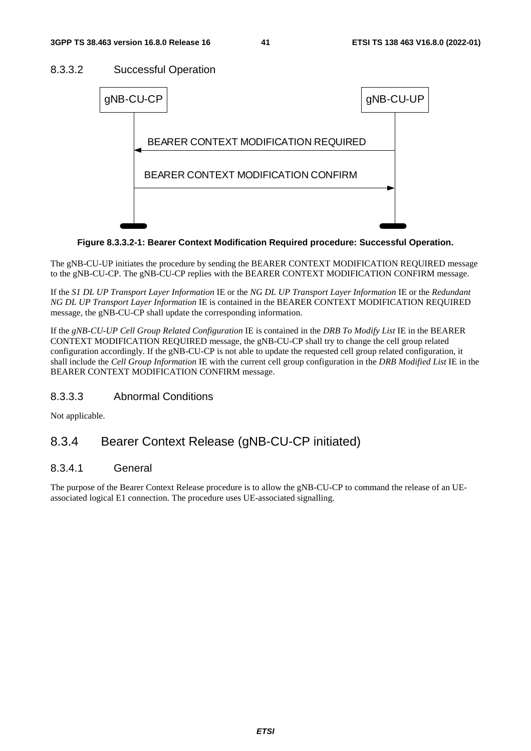#### 8.3.3.2 Successful Operation

**Figure 8.3.3.2-1: Bearer Context Modification Required procedure: Successful Operation.**

The gNB-CU-UP initiates the procedure by sending the BEARER CONTEXT MODIFICATION REQUIRED message to the gNB-CU-CP. The gNB-CU-CP replies with the BEARER CONTEXT MODIFICATION CONFIRM message.

If the *S1 DL UP Transport Layer Information* IE or the *NG DL UP Transport Layer Information* IE or the *Redundant NG DL UP Transport Layer Information* IE is contained in the BEARER CONTEXT MODIFICATION REQUIRED message, the gNB-CU-CP shall update the corresponding information.

If the *gNB-CU-UP Cell Group Related Configuration* IE is contained in the *DRB To Modify List* IE in the BEARER CONTEXT MODIFICATION REQUIRED message, the gNB-CU-CP shall try to change the cell group related configuration accordingly. If the gNB-CU-CP is not able to update the requested cell group related configuration, it shall include the *Cell Group Information* IE with the current cell group configuration in the *DRB Modified List* IE in the BEARER CONTEXT MODIFICATION CONFIRM message.

#### 8.3.3.3 Abnormal Conditions

Not applicable.

### 8.3.4 Bearer Context Release (gNB-CU-CP initiated)

#### 8.3.4.1 General

The purpose of the Bearer Context Release procedure is to allow the gNB-CU-CP to command the release of an UE-associated logical E1 connection. The procedure uses UE-associated signalling.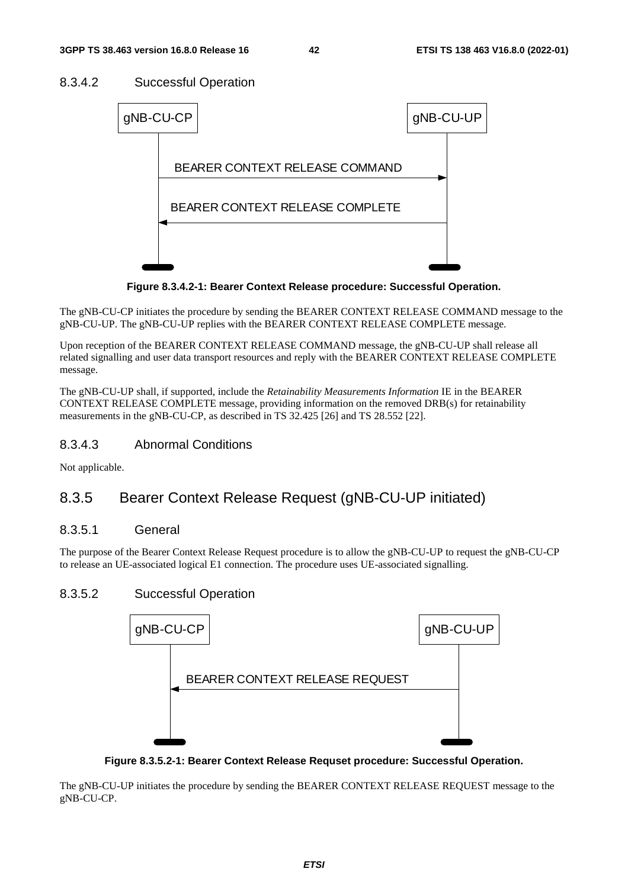#### 8.3.4.2 Successful Operation

gNB-CU-CP → gNB-CU-UP: BEARER CONTEXT RELEASE COMMAND

gNB-CU-UP → gNB-CU-CP: BEARER CONTEXT RELEASE COMPLETE

**Figure 8.3.4.2-1: Bearer Context Release procedure: Successful Operation.**

The gNB-CU-CP initiates the procedure by sending the BEARER CONTEXT RELEASE COMMAND message to the gNB-CU-UP. The gNB-CU-UP replies with the BEARER CONTEXT RELEASE COMPLETE message.

Upon reception of the BEARER CONTEXT RELEASE COMMAND message, the gNB-CU-UP shall release all related signalling and user data transport resources and reply with the BEARER CONTEXT RELEASE COMPLETE message.

The gNB-CU-UP shall, if supported, include the *Retainability Measurements Information* IE in the BEARER CONTEXT RELEASE COMPLETE message, providing information on the removed DRB(s) for retainability measurements in the gNB-CU-CP, as described in TS 32.425 [26] and TS 28.552 [22].

#### 8.3.4.3 Abnormal Conditions

Not applicable.

### 8.3.5 Bearer Context Release Request (gNB-CU-UP initiated)

#### 8.3.5.1 General

The purpose of the Bearer Context Release Request procedure is to allow the gNB-CU-UP to request the gNB-CU-CP to release an UE-associated logical E1 connection. The procedure uses UE-associated signalling.

#### 8.3.5.2 Successful Operation

gNB-CU-UP → gNB-CU-CP: BEARER CONTEXT RELEASE REQUEST

**Figure 8.3.5.2-1: Bearer Context Release Requset procedure: Successful Operation.**

The gNB-CU-UP initiates the procedure by sending the BEARER CONTEXT RELEASE REQUEST message to the gNB-CU-CP.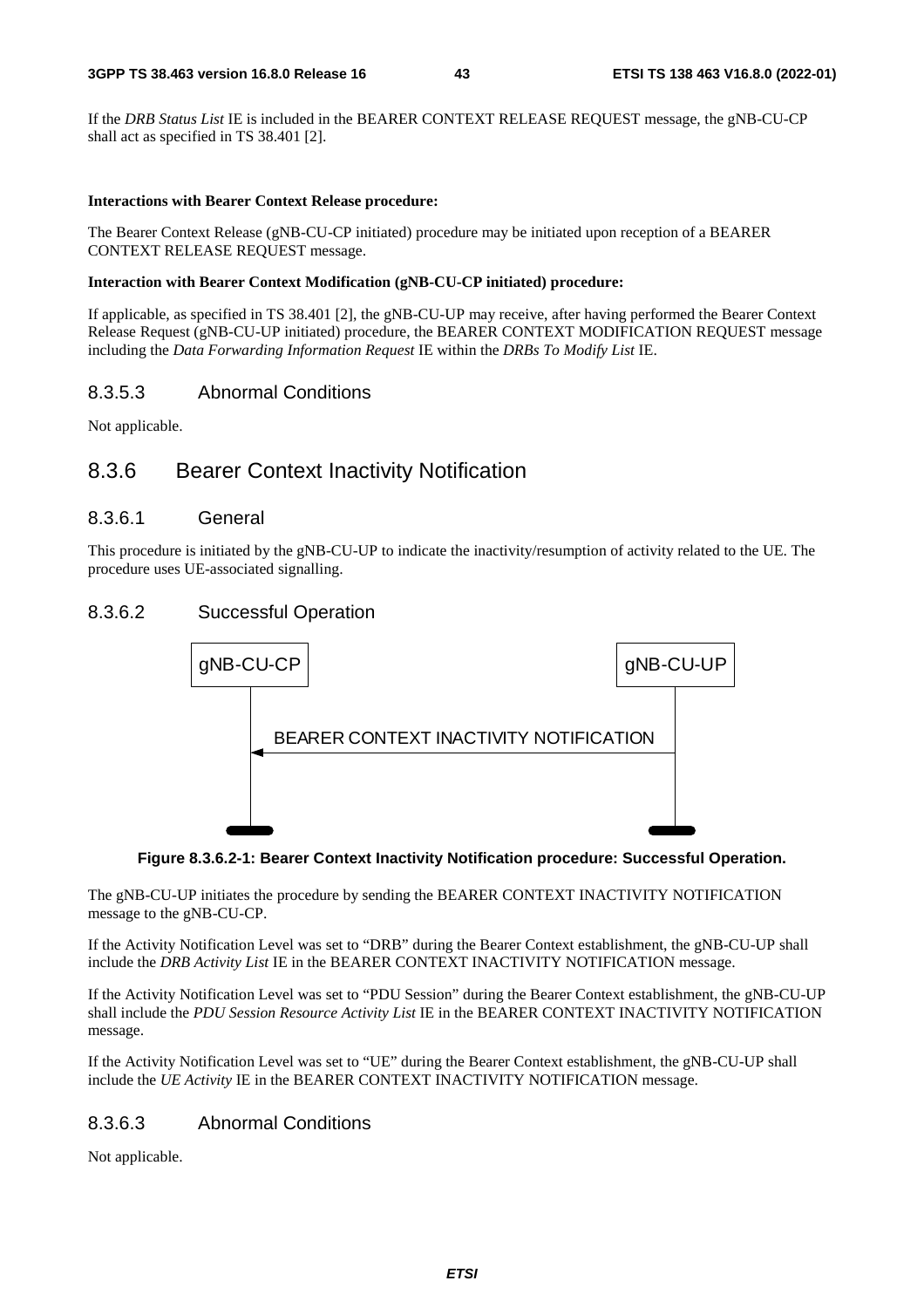If the *DRB Status List* IE is included in the BEARER CONTEXT RELEASE REQUEST message, the gNB-CU-CP shall act as specified in TS 38.401 [2].

**Interactions with Bearer Context Release procedure:**

The Bearer Context Release (gNB-CU-CP initiated) procedure may be initiated upon reception of a BEARER CONTEXT RELEASE REQUEST message.

**Interaction with Bearer Context Modification (gNB-CU-CP initiated) procedure:**

If applicable, as specified in TS 38.401 [2], the gNB-CU-UP may receive, after having performed the Bearer Context Release Request (gNB-CU-UP initiated) procedure, the BEARER CONTEXT MODIFICATION REQUEST message including the *Data Forwarding Information Request* IE within the *DRBs To Modify List* IE.

#### 8.3.5.3 Abnormal Conditions

Not applicable.

### 8.3.6 Bearer Context Inactivity Notification

#### 8.3.6.1 General

This procedure is initiated by the gNB-CU-UP to indicate the inactivity/resumption of activity related to the UE. The procedure uses UE-associated signalling.

#### 8.3.6.2 Successful Operation

gNB-CU-CP ← BEARER CONTEXT INACTIVITY NOTIFICATION ← gNB-CU-UP

**Figure 8.3.6.2-1: Bearer Context Inactivity Notification procedure: Successful Operation.**

The gNB-CU-UP initiates the procedure by sending the BEARER CONTEXT INACTIVITY NOTIFICATION message to the gNB-CU-CP.

If the Activity Notification Level was set to "DRB" during the Bearer Context establishment, the gNB-CU-UP shall include the *DRB Activity List* IE in the BEARER CONTEXT INACTIVITY NOTIFICATION message.

If the Activity Notification Level was set to "PDU Session" during the Bearer Context establishment, the gNB-CU-UP shall include the *PDU Session Resource Activity List* IE in the BEARER CONTEXT INACTIVITY NOTIFICATION message.

If the Activity Notification Level was set to "UE" during the Bearer Context establishment, the gNB-CU-UP shall include the *UE Activity* IE in the BEARER CONTEXT INACTIVITY NOTIFICATION message.

#### 8.3.6.3 Abnormal Conditions

Not applicable.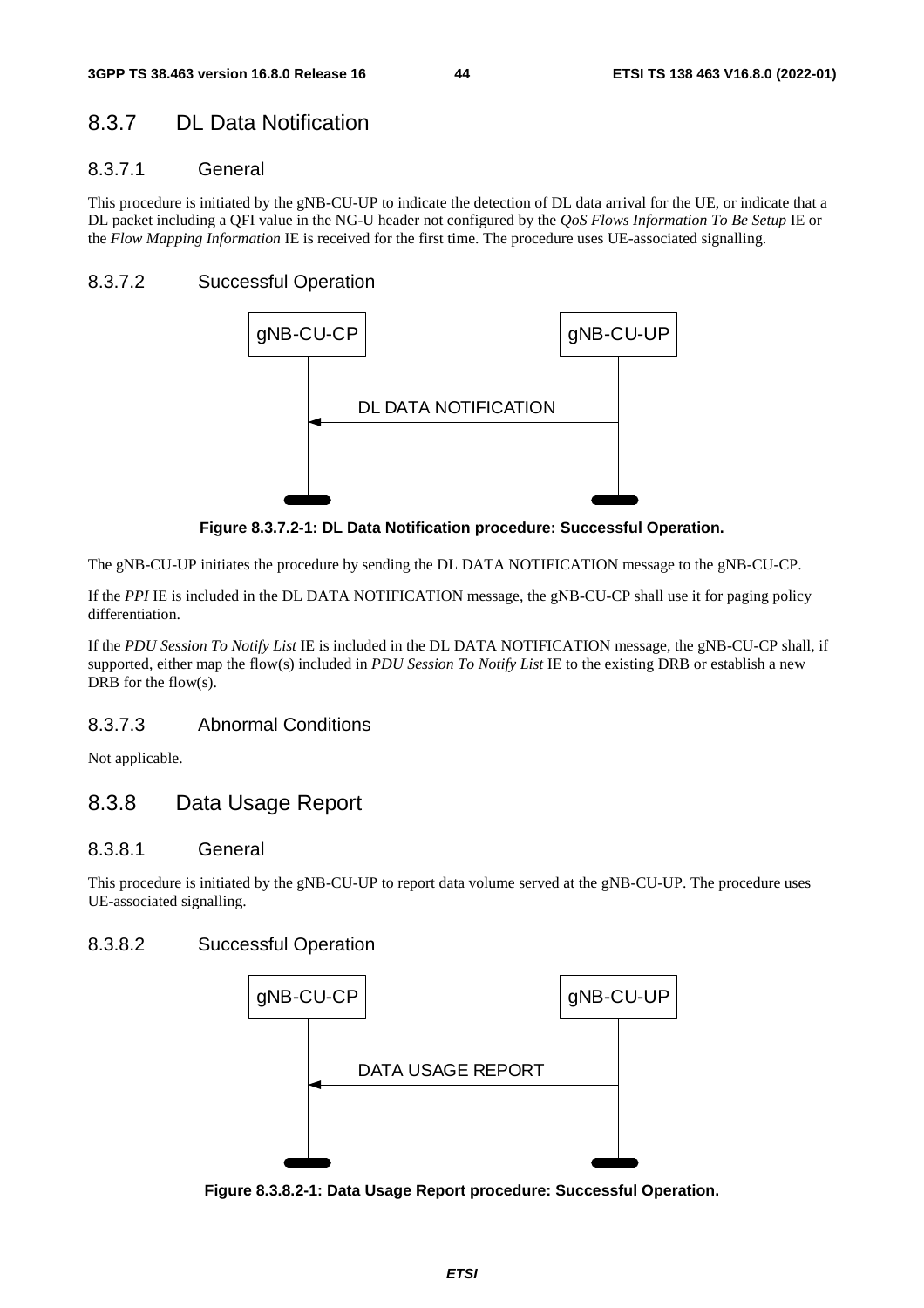### 8.3.7 DL Data Notification

#### 8.3.7.1 General

This procedure is initiated by the gNB-CU-UP to indicate the detection of DL data arrival for the UE, or indicate that a DL packet including a QFI value in the NG-U header not configured by the *QoS Flows Information To Be Setup* IE or the *Flow Mapping Information* IE is received for the first time. The procedure uses UE-associated signalling.

#### 8.3.7.2 Successful Operation

gNB-CU-CP ← DL DATA NOTIFICATION ← gNB-CU-UP

**Figure 8.3.7.2-1: DL Data Notification procedure: Successful Operation.**

The gNB-CU-UP initiates the procedure by sending the DL DATA NOTIFICATION message to the gNB-CU-CP.

If the *PPI* IE is included in the DL DATA NOTIFICATION message, the gNB-CU-CP shall use it for paging policy differentiation.

If the *PDU Session To Notify List* IE is included in the DL DATA NOTIFICATION message, the gNB-CU-CP shall, if supported, either map the flow(s) included in *PDU Session To Notify List* IE to the existing DRB or establish a new DRB for the flow(s).

#### 8.3.7.3 Abnormal Conditions

Not applicable.

### 8.3.8 Data Usage Report

#### 8.3.8.1 General

This procedure is initiated by the gNB-CU-UP to report data volume served at the gNB-CU-UP. The procedure uses UE-associated signalling.

#### 8.3.8.2 Successful Operation

gNB-CU-CP ← DATA USAGE REPORT ← gNB-CU-UP

**Figure 8.3.8.2-1: Data Usage Report procedure: Successful Operation.**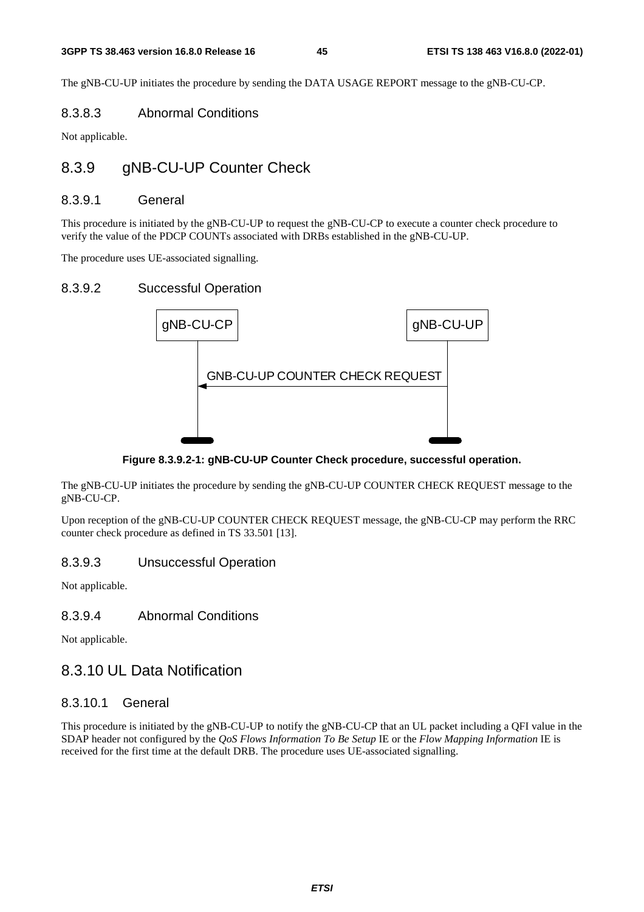The gNB-CU-UP initiates the procedure by sending the DATA USAGE REPORT message to the gNB-CU-CP.

#### 8.3.8.3 Abnormal Conditions

Not applicable.

### 8.3.9 gNB-CU-UP Counter Check

#### 8.3.9.1 General

This procedure is initiated by the gNB-CU-UP to request the gNB-CU-CP to execute a counter check procedure to verify the value of the PDCP COUNTs associated with DRBs established in the gNB-CU-UP.

The procedure uses UE-associated signalling.

#### 8.3.9.2 Successful Operation

gNB-CU-CP ← GNB-CU-UP COUNTER CHECK REQUEST — gNB-CU-UP

**Figure 8.3.9.2-1: gNB-CU-UP Counter Check procedure, successful operation.**

The gNB-CU-UP initiates the procedure by sending the gNB-CU-UP COUNTER CHECK REQUEST message to the gNB-CU-CP.

Upon reception of the gNB-CU-UP COUNTER CHECK REQUEST message, the gNB-CU-CP may perform the RRC counter check procedure as defined in TS 33.501 [13].

#### 8.3.9.3 Unsuccessful Operation

Not applicable.

#### 8.3.9.4 Abnormal Conditions

Not applicable.

### 8.3.10 UL Data Notification

#### 8.3.10.1 General

This procedure is initiated by the gNB-CU-UP to notify the gNB-CU-CP that an UL packet including a QFI value in the SDAP header not configured by the *QoS Flows Information To Be Setup* IE or the *Flow Mapping Information* IE is received for the first time at the default DRB. The procedure uses UE-associated signalling.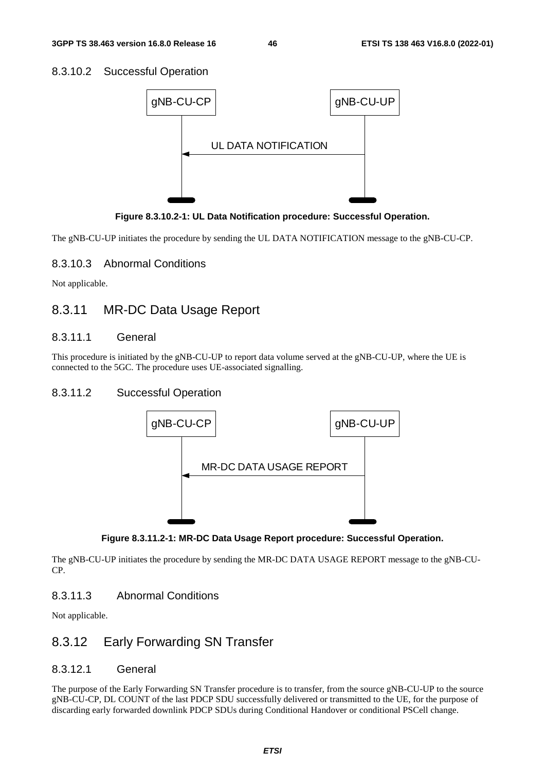#### 8.3.10.2 Successful Operation

gNB-CU-CP ← UL DATA NOTIFICATION ← gNB-CU-UP

**Figure 8.3.10.2-1: UL Data Notification procedure: Successful Operation.**

The gNB-CU-UP initiates the procedure by sending the UL DATA NOTIFICATION message to the gNB-CU-CP.

#### 8.3.10.3 Abnormal Conditions

Not applicable.

### 8.3.11 MR-DC Data Usage Report

#### 8.3.11.1 General

This procedure is initiated by the gNB-CU-UP to report data volume served at the gNB-CU-UP, where the UE is connected to the 5GC. The procedure uses UE-associated signalling.

#### 8.3.11.2 Successful Operation

gNB-CU-CP ← MR-DC DATA USAGE REPORT ← gNB-CU-UP

**Figure 8.3.11.2-1: MR-DC Data Usage Report procedure: Successful Operation.**

The gNB-CU-UP initiates the procedure by sending the MR-DC DATA USAGE REPORT message to the gNB-CU-CP.

#### 8.3.11.3 Abnormal Conditions

Not applicable.

### 8.3.12 Early Forwarding SN Transfer

#### 8.3.12.1 General

The purpose of the Early Forwarding SN Transfer procedure is to transfer, from the source gNB-CU-UP to the source gNB-CU-CP, DL COUNT of the last PDCP SDU successfully delivered or transmitted to the UE, for the purpose of discarding early forwarded downlink PDCP SDUs during Conditional Handover or conditional PSCell change.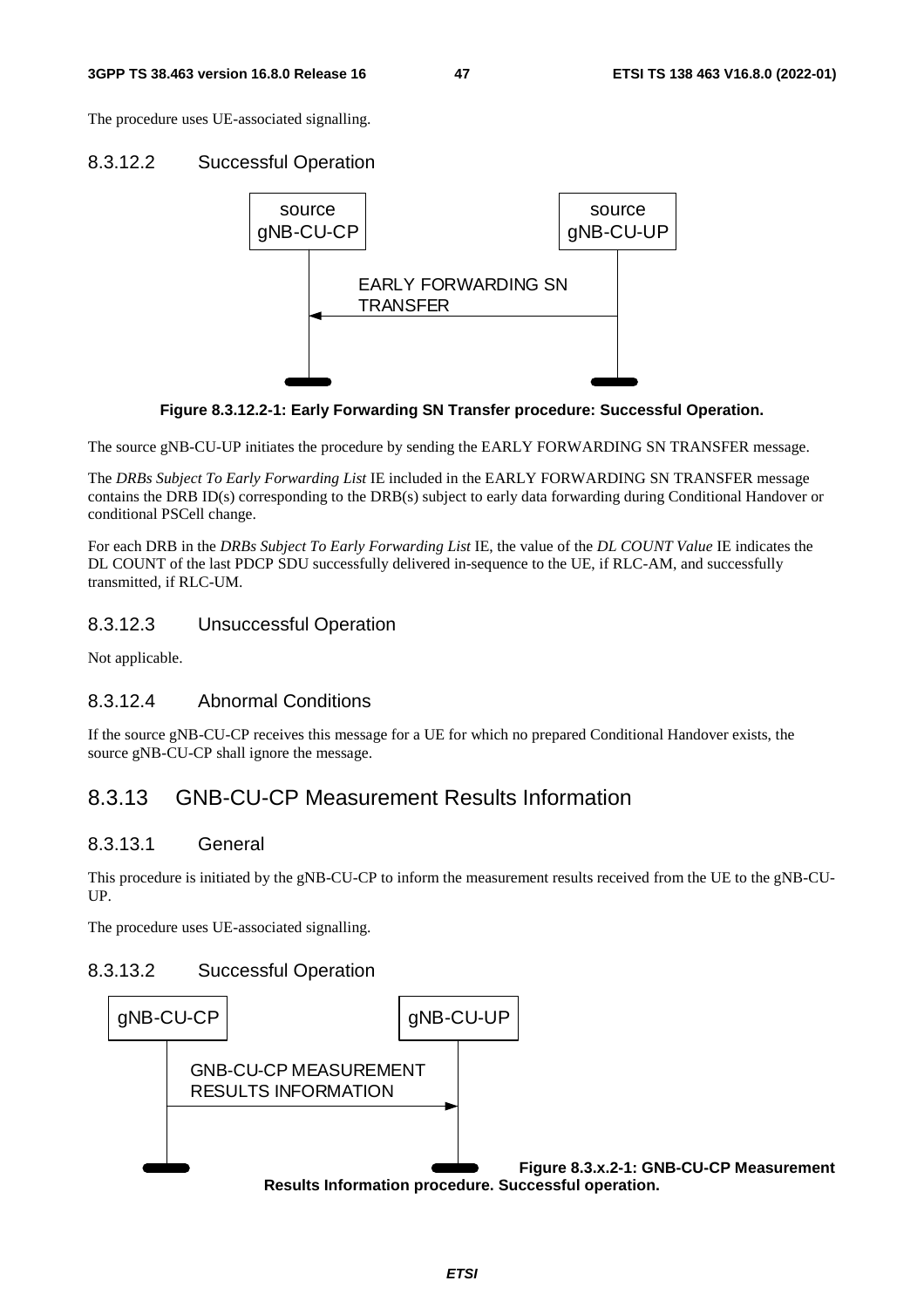The procedure uses UE-associated signalling.

#### 8.3.12.2 Successful Operation

Figure 8.3.12.2-1: Early Forwarding SN Transfer procedure: Successful Operation.

The source gNB-CU-UP initiates the procedure by sending the EARLY FORWARDING SN TRANSFER message.

The *DRBs Subject To Early Forwarding List* IE included in the EARLY FORWARDING SN TRANSFER message contains the DRB ID(s) corresponding to the DRB(s) subject to early data forwarding during Conditional Handover or conditional PSCell change.

For each DRB in the *DRBs Subject To Early Forwarding List* IE, the value of the *DL COUNT Value* IE indicates the DL COUNT of the last PDCP SDU successfully delivered in-sequence to the UE, if RLC-AM, and successfully transmitted, if RLC-UM.

#### 8.3.12.3 Unsuccessful Operation

Not applicable.

#### 8.3.12.4 Abnormal Conditions

If the source gNB-CU-CP receives this message for a UE for which no prepared Conditional Handover exists, the source gNB-CU-CP shall ignore the message.

### 8.3.13 GNB-CU-CP Measurement Results Information

#### 8.3.13.1 General

This procedure is initiated by the gNB-CU-CP to inform the measurement results received from the UE to the gNB-CU-UP.

The procedure uses UE-associated signalling.

#### 8.3.13.2 Successful Operation

Figure 8.3.x.2-1: GNB-CU-CP Measurement Results Information procedure. Successful operation.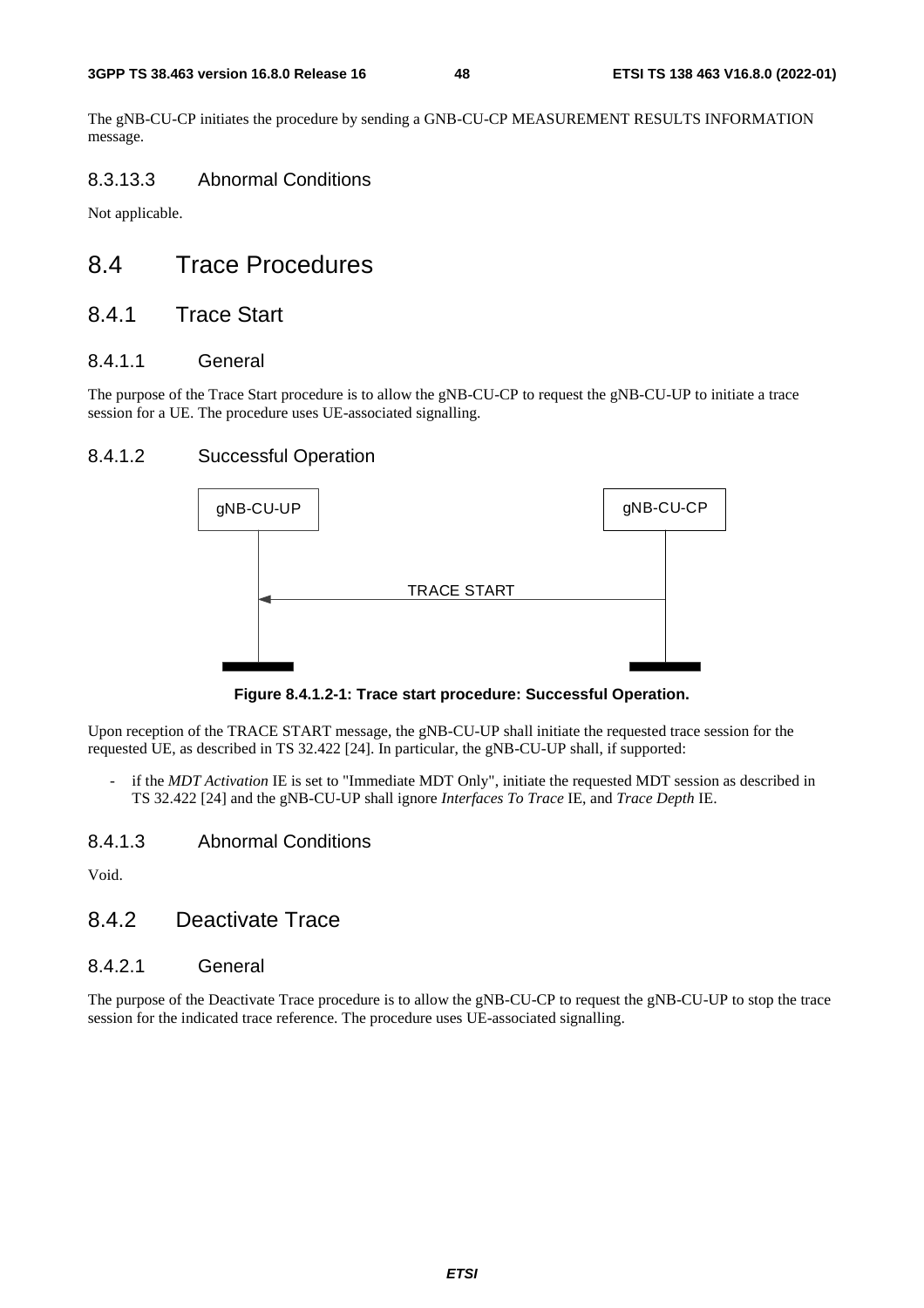The gNB-CU-CP initiates the procedure by sending a GNB-CU-CP MEASUREMENT RESULTS INFORMATION message.

#### 8.3.13.3 Abnormal Conditions

Not applicable.

## 8.4 Trace Procedures

### 8.4.1 Trace Start

#### 8.4.1.1 General

The purpose of the Trace Start procedure is to allow the gNB-CU-CP to request the gNB-CU-UP to initiate a trace session for a UE. The procedure uses UE-associated signalling.

#### 8.4.1.2 Successful Operation

gNB-CU-UP ← TRACE START ← gNB-CU-CP

**Figure 8.4.1.2-1: Trace start procedure: Successful Operation.**

Upon reception of the TRACE START message, the gNB-CU-UP shall initiate the requested trace session for the requested UE, as described in TS 32.422 [24]. In particular, the gNB-CU-UP shall, if supported:

- if the *MDT Activation* IE is set to "Immediate MDT Only", initiate the requested MDT session as described in TS 32.422 [24] and the gNB-CU-UP shall ignore *Interfaces To Trace* IE, and *Trace Depth* IE.

#### 8.4.1.3 Abnormal Conditions

Void.

### 8.4.2 Deactivate Trace

#### 8.4.2.1 General

The purpose of the Deactivate Trace procedure is to allow the gNB-CU-CP to request the gNB-CU-UP to stop the trace session for the indicated trace reference. The procedure uses UE-associated signalling.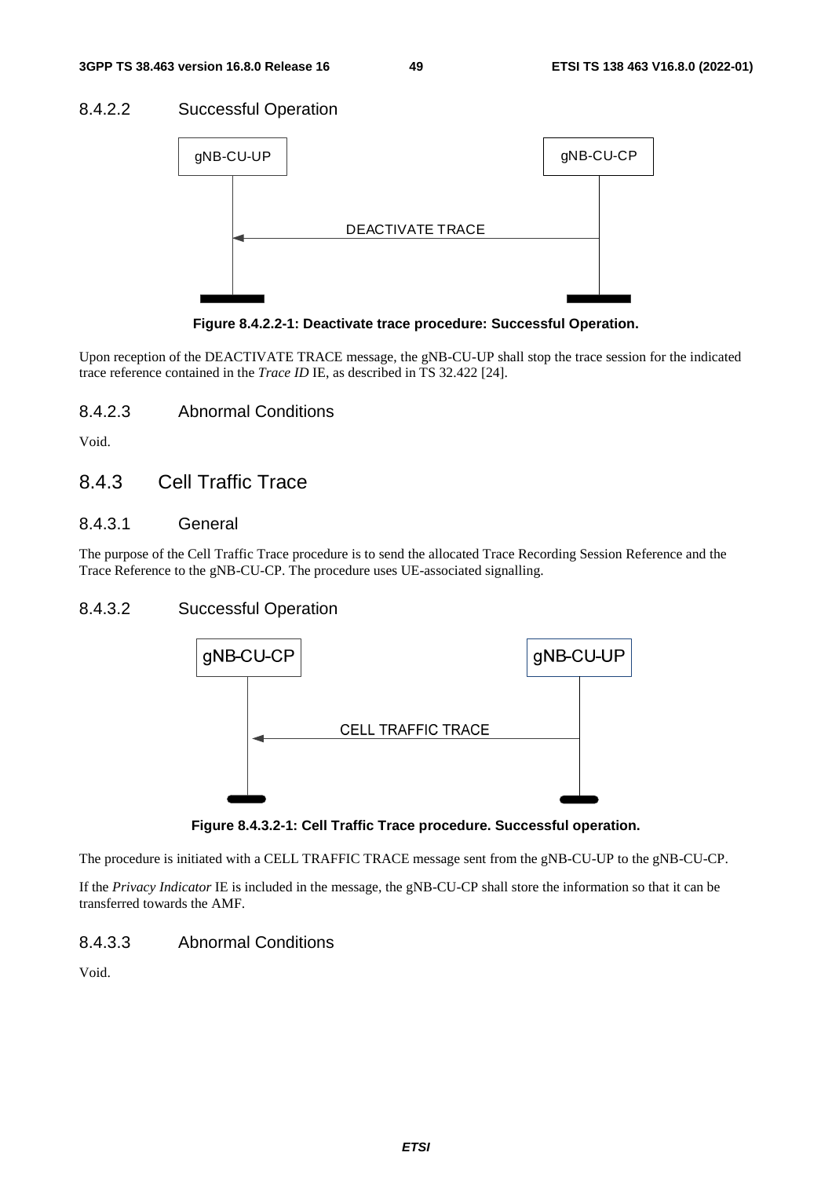#### 8.4.2.2 Successful Operation

Figure 8.4.2.2-1: Deactivate trace procedure: Successful Operation.

Upon reception of the DEACTIVATE TRACE message, the gNB-CU-UP shall stop the trace session for the indicated trace reference contained in the *Trace ID* IE, as described in TS 32.422 [24].

#### 8.4.2.3 Abnormal Conditions

Void.

### 8.4.3 Cell Traffic Trace

#### 8.4.3.1 General

The purpose of the Cell Traffic Trace procedure is to send the allocated Trace Recording Session Reference and the Trace Reference to the gNB-CU-CP. The procedure uses UE-associated signalling.

#### 8.4.3.2 Successful Operation

Figure 8.4.3.2-1: Cell Traffic Trace procedure. Successful operation.

The procedure is initiated with a CELL TRAFFIC TRACE message sent from the gNB-CU-UP to the gNB-CU-CP.

If the *Privacy Indicator* IE is included in the message, the gNB-CU-CP shall store the information so that it can be transferred towards the AMF.

#### 8.4.3.3 Abnormal Conditions

Void.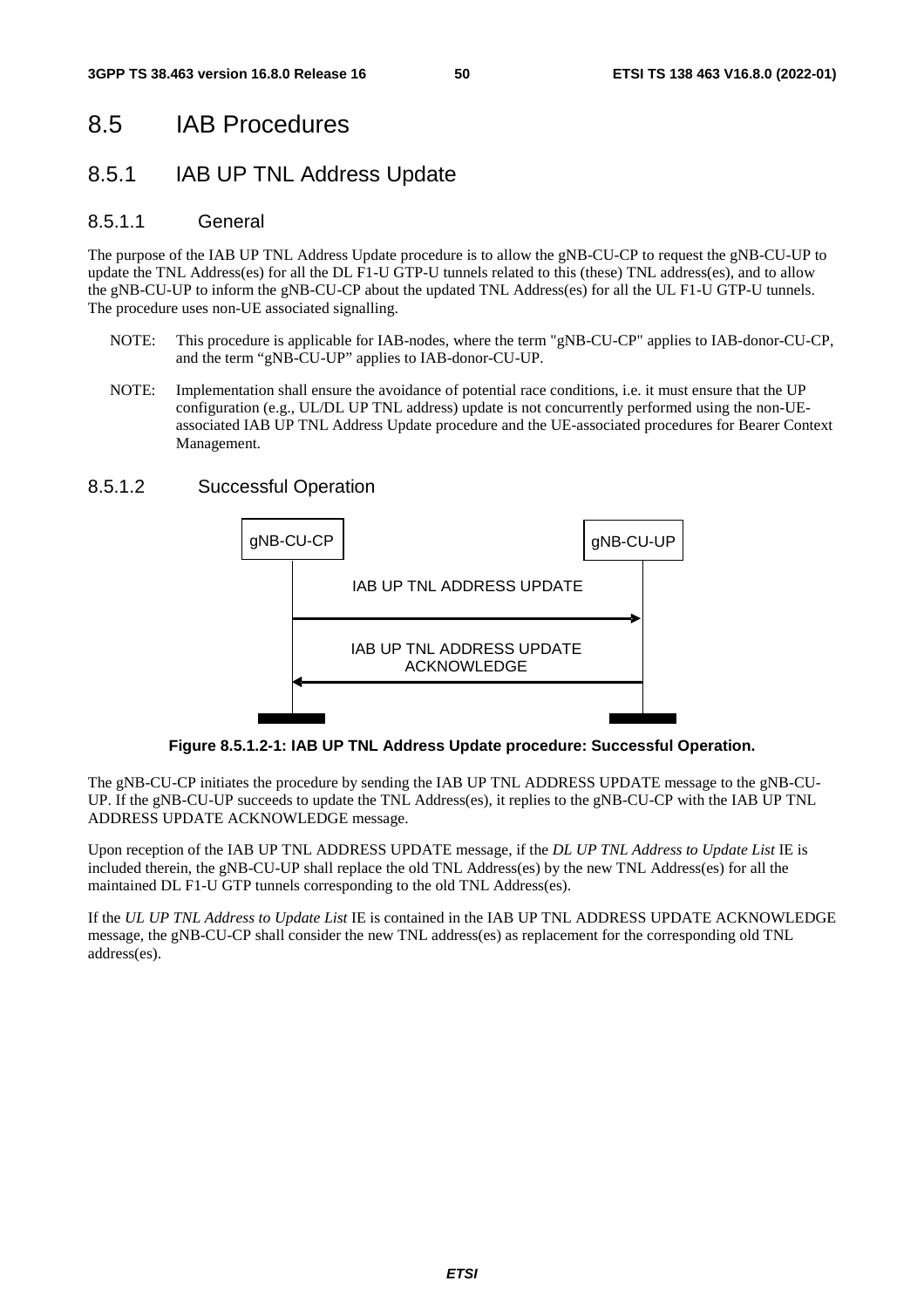## 8.5 IAB Procedures

### 8.5.1 IAB UP TNL Address Update

#### 8.5.1.1 General

The purpose of the IAB UP TNL Address Update procedure is to allow the gNB-CU-CP to request the gNB-CU-UP to update the TNL Address(es) for all the DL F1-U GTP-U tunnels related to this (these) TNL address(es), and to allow the gNB-CU-UP to inform the gNB-CU-CP about the updated TNL Address(es) for all the UL F1-U GTP-U tunnels. The procedure uses non-UE associated signalling.

NOTE: This procedure is applicable for IAB-nodes, where the term "gNB-CU-CP" applies to IAB-donor-CU-CP, and the term "gNB-CU-UP" applies to IAB-donor-CU-UP.

NOTE: Implementation shall ensure the avoidance of potential race conditions, i.e. it must ensure that the UP configuration (e.g., UL/DL UP TNL address) update is not concurrently performed using the non-UE-associated IAB UP TNL Address Update procedure and the UE-associated procedures for Bearer Context Management.

#### 8.5.1.2 Successful Operation

gNB-CU-CP → gNB-CU-UP: IAB UP TNL ADDRESS UPDATE

gNB-CU-UP → gNB-CU-CP: IAB UP TNL ADDRESS UPDATE ACKNOWLEDGE

**Figure 8.5.1.2-1: IAB UP TNL Address Update procedure: Successful Operation.**

The gNB-CU-CP initiates the procedure by sending the IAB UP TNL ADDRESS UPDATE message to the gNB-CU-UP. If the gNB-CU-UP succeeds to update the TNL Address(es), it replies to the gNB-CU-CP with the IAB UP TNL ADDRESS UPDATE ACKNOWLEDGE message.

Upon reception of the IAB UP TNL ADDRESS UPDATE message, if the *DL UP TNL Address to Update List* IE is included therein, the gNB-CU-UP shall replace the old TNL Address(es) by the new TNL Address(es) for all the maintained DL F1-U GTP tunnels corresponding to the old TNL Address(es).

If the *UL UP TNL Address to Update List* IE is contained in the IAB UP TNL ADDRESS UPDATE ACKNOWLEDGE message, the gNB-CU-CP shall consider the new TNL address(es) as replacement for the corresponding old TNL address(es).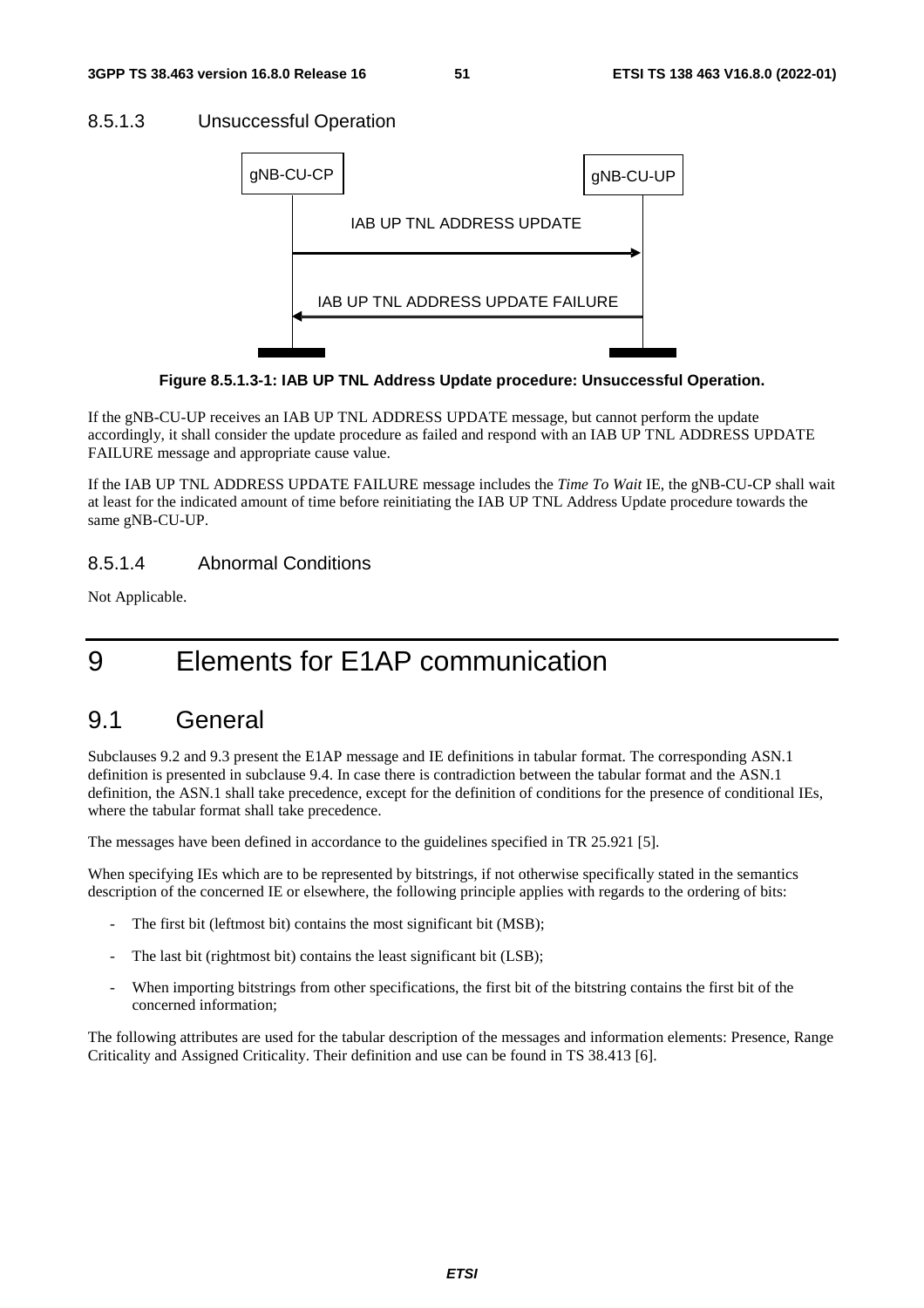### 8.5.1.3 Unsuccessful Operation

gNB-CU-CP → gNB-CU-UP: IAB UP TNL ADDRESS UPDATE

gNB-CU-UP → gNB-CU-CP: IAB UP TNL ADDRESS UPDATE FAILURE

**Figure 8.5.1.3-1: IAB UP TNL Address Update procedure: Unsuccessful Operation.**

If the gNB-CU-UP receives an IAB UP TNL ADDRESS UPDATE message, but cannot perform the update accordingly, it shall consider the update procedure as failed and respond with an IAB UP TNL ADDRESS UPDATE FAILURE message and appropriate cause value.

If the IAB UP TNL ADDRESS UPDATE FAILURE message includes the *Time To Wait* IE, the gNB-CU-CP shall wait at least for the indicated amount of time before reinitiating the IAB UP TNL Address Update procedure towards the same gNB-CU-UP.

### 8.5.1.4 Abnormal Conditions

Not Applicable.

# 9 Elements for E1AP communication

## 9.1 General

Subclauses 9.2 and 9.3 present the E1AP message and IE definitions in tabular format. The corresponding ASN.1 definition is presented in subclause 9.4. In case there is contradiction between the tabular format and the ASN.1 definition, the ASN.1 shall take precedence, except for the definition of conditions for the presence of conditional IEs, where the tabular format shall take precedence.

The messages have been defined in accordance to the guidelines specified in TR 25.921 [5].

When specifying IEs which are to be represented by bitstrings, if not otherwise specifically stated in the semantics description of the concerned IE or elsewhere, the following principle applies with regards to the ordering of bits:

- The first bit (leftmost bit) contains the most significant bit (MSB);
- The last bit (rightmost bit) contains the least significant bit (LSB);
- When importing bitstrings from other specifications, the first bit of the bitstring contains the first bit of the concerned information;

The following attributes are used for the tabular description of the messages and information elements: Presence, Range Criticality and Assigned Criticality. Their definition and use can be found in TS 38.413 [6].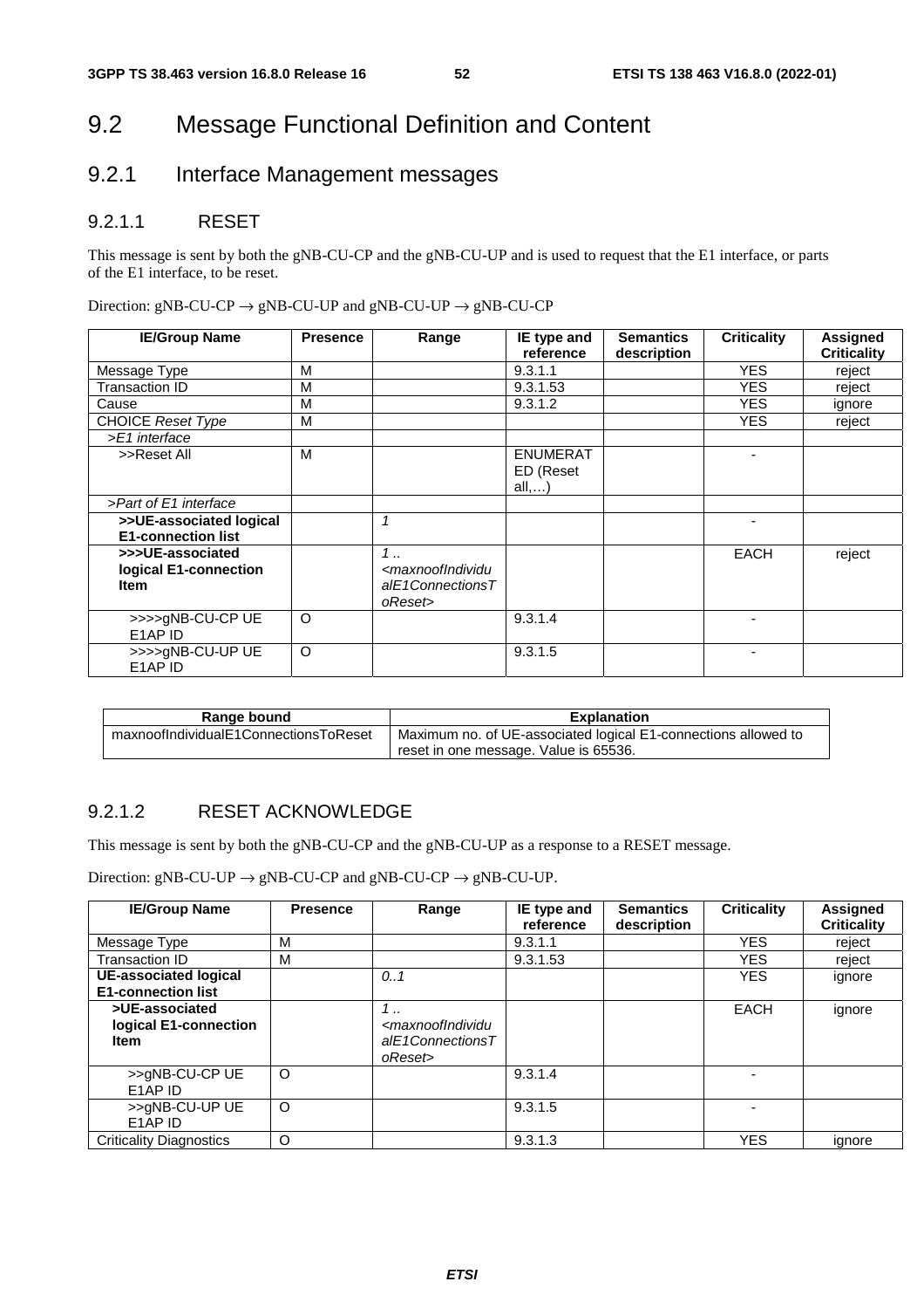# 9.2 Message Functional Definition and Content

## 9.2.1 Interface Management messages

### 9.2.1.1 RESET

This message is sent by both the gNB-CU-CP and the gNB-CU-UP and is used to request that the E1 interface, or parts of the E1 interface, to be reset.

Direction: gNB-CU-CP → gNB-CU-UP and gNB-CU-UP → gNB-CU-CP

| IE/Group Name | Presence | Range | IE type and reference | Semantics description | Criticality | Assigned Criticality |
|---|---|---|---|---|---|---|
| Message Type | M | | 9.3.1.1 | | YES | reject |
| Transaction ID | M | | 9.3.1.53 | | YES | reject |
| Cause | M | | 9.3.1.2 | | YES | ignore |
| CHOICE *Reset Type* | M | | | | YES | reject |
| *>E1 interface* | | | | | | |
| >>Reset All | M | | ENUMERATED (Reset all,…) | | - | |
| *>Part of E1 interface* | | | | | | |
| **>>UE-associated logical E1-connection list** | | *1* | | | - | |
| **>>>UE-associated logical E1-connection Item** | | *1 .. <maxnoofIndividualE1ConnectionsToReset>* | | | EACH | reject |
| >>>>gNB-CU-CP UE E1AP ID | O | | 9.3.1.4 | | - | |
| >>>>gNB-CU-UP UE E1AP ID | O | | 9.3.1.5 | | - | |

| Range bound | Explanation |
|---|---|
| maxnoofIndividualE1ConnectionsToReset | Maximum no. of UE-associated logical E1-connections allowed to reset in one message. Value is 65536. |

### 9.2.1.2 RESET ACKNOWLEDGE

This message is sent by both the gNB-CU-CP and the gNB-CU-UP as a response to a RESET message.

Direction: gNB-CU-UP → gNB-CU-CP and gNB-CU-CP → gNB-CU-UP.

| IE/Group Name | Presence | Range | IE type and reference | Semantics description | Criticality | Assigned Criticality |
|---|---|---|---|---|---|---|
| Message Type | M | | 9.3.1.1 | | YES | reject |
| Transaction ID | M | | 9.3.1.53 | | YES | reject |
| **UE-associated logical E1-connection list** | | *0..1* | | | YES | ignore |
| **>UE-associated logical E1-connection Item** | | *1 .. <maxnoofIndividualE1ConnectionsToReset>* | | | EACH | ignore |
| >>gNB-CU-CP UE E1AP ID | O | | 9.3.1.4 | | - | |
| >>gNB-CU-UP UE E1AP ID | O | | 9.3.1.5 | | - | |
| Criticality Diagnostics | O | | 9.3.1.3 | | YES | ignore |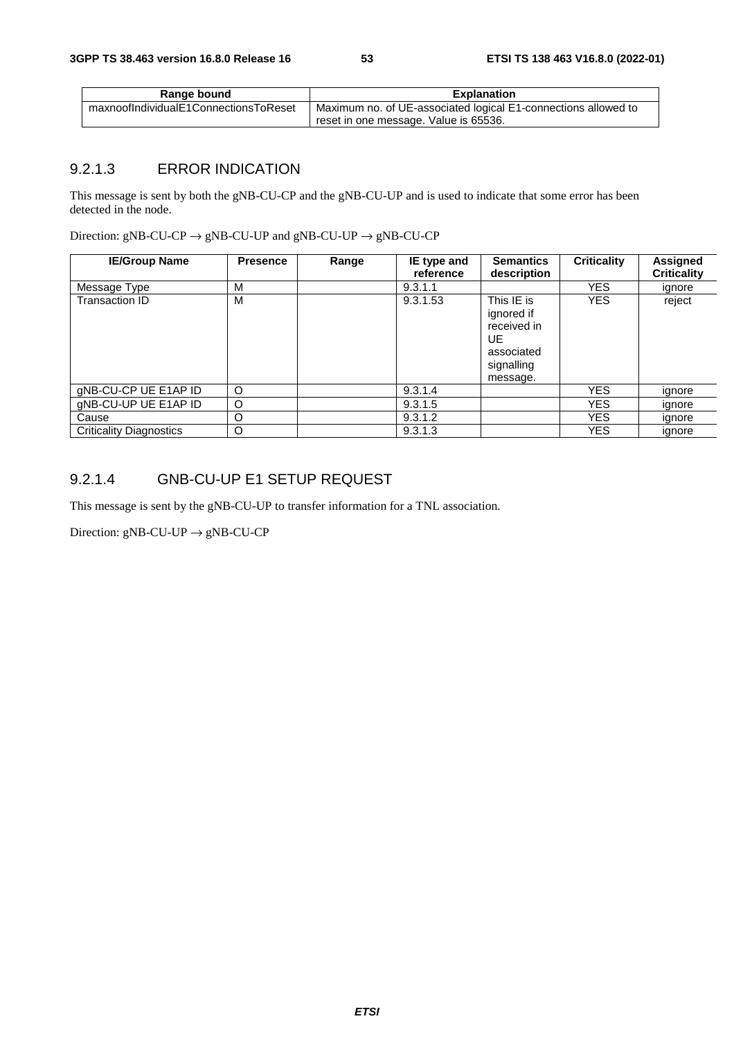| Range bound | Explanation |
| --- | --- |
| maxnoofIndividualE1ConnectionsToReset | Maximum no. of UE-associated logical E1-connections allowed to reset in one message. Value is 65536. |

### 9.2.1.3 ERROR INDICATION

This message is sent by both the gNB-CU-CP and the gNB-CU-UP and is used to indicate that some error has been detected in the node.

Direction: gNB-CU-CP → gNB-CU-UP and gNB-CU-UP → gNB-CU-CP

| IE/Group Name | Presence | Range | IE type and reference | Semantics description | Criticality | Assigned Criticality |
| --- | --- | --- | --- | --- | --- | --- |
| Message Type | M | | 9.3.1.1 | | YES | ignore |
| Transaction ID | M | | 9.3.1.53 | This IE is ignored if received in UE associated signalling message. | YES | reject |
| gNB-CU-CP UE E1AP ID | O | | 9.3.1.4 | | YES | ignore |
| gNB-CU-UP UE E1AP ID | O | | 9.3.1.5 | | YES | ignore |
| Cause | O | | 9.3.1.2 | | YES | ignore |
| Criticality Diagnostics | O | | 9.3.1.3 | | YES | ignore |

### 9.2.1.4 GNB-CU-UP E1 SETUP REQUEST

This message is sent by the gNB-CU-UP to transfer information for a TNL association.

Direction: gNB-CU-UP → gNB-CU-CP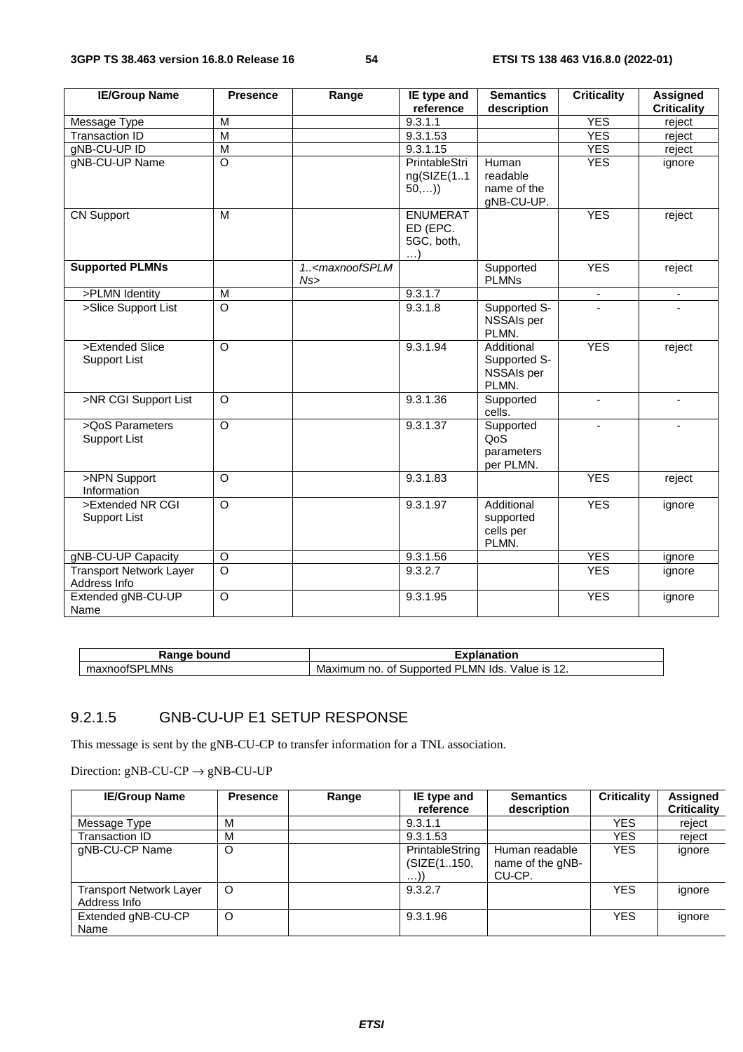| IE/Group Name | Presence | Range | IE type and reference | Semantics description | Criticality | Assigned Criticality |
|---|---|---|---|---|---|---|
| Message Type | M | | 9.3.1.1 | | YES | reject |
| Transaction ID | M | | 9.3.1.53 | | YES | reject |
| gNB-CU-UP ID | M | | 9.3.1.15 | | YES | reject |
| gNB-CU-UP Name | O | | PrintableString(SIZE(1..150,…)) | Human readable name of the gNB-CU-UP. | YES | ignore |
| CN Support | M | | ENUMERATED (EPC. 5GC, both, …) | | YES | reject |
| **Supported PLMNs** | | *1..<maxnoofSPLMNs>* | | Supported PLMNs | YES | reject |
| >PLMN Identity | M | | 9.3.1.7 | | - | - |
| >Slice Support List | O | | 9.3.1.8 | Supported S-NSSAIs per PLMN. | - | - |
| >Extended Slice Support List | O | | 9.3.1.94 | Additional Supported S-NSSAIs per PLMN. | YES | reject |
| >NR CGI Support List | O | | 9.3.1.36 | Supported cells. | - | - |
| >QoS Parameters Support List | O | | 9.3.1.37 | Supported QoS parameters per PLMN. | - | - |
| >NPN Support Information | O | | 9.3.1.83 | | YES | reject |
| >Extended NR CGI Support List | O | | 9.3.1.97 | Additional supported cells per PLMN. | YES | ignore |
| gNB-CU-UP Capacity | O | | 9.3.1.56 | | YES | ignore |
| Transport Network Layer Address Info | O | | 9.3.2.7 | | YES | ignore |
| Extended gNB-CU-UP Name | O | | 9.3.1.95 | | YES | ignore |

| Range bound | Explanation |
|---|---|
| maxnoofSPLMNs | Maximum no. of Supported PLMN Ids. Value is 12. |

### 9.2.1.5 GNB-CU-UP E1 SETUP RESPONSE

This message is sent by the gNB-CU-CP to transfer information for a TNL association.

Direction: gNB-CU-CP → gNB-CU-UP

| IE/Group Name | Presence | Range | IE type and reference | Semantics description | Criticality | Assigned Criticality |
|---|---|---|---|---|---|---|
| Message Type | M | | 9.3.1.1 | | YES | reject |
| Transaction ID | M | | 9.3.1.53 | | YES | reject |
| gNB-CU-CP Name | O | | PrintableString (SIZE(1..150, …)) | Human readable name of the gNB-CU-CP. | YES | ignore |
| Transport Network Layer Address Info | O | | 9.3.2.7 | | YES | ignore |
| Extended gNB-CU-CP Name | O | | 9.3.1.96 | | YES | ignore |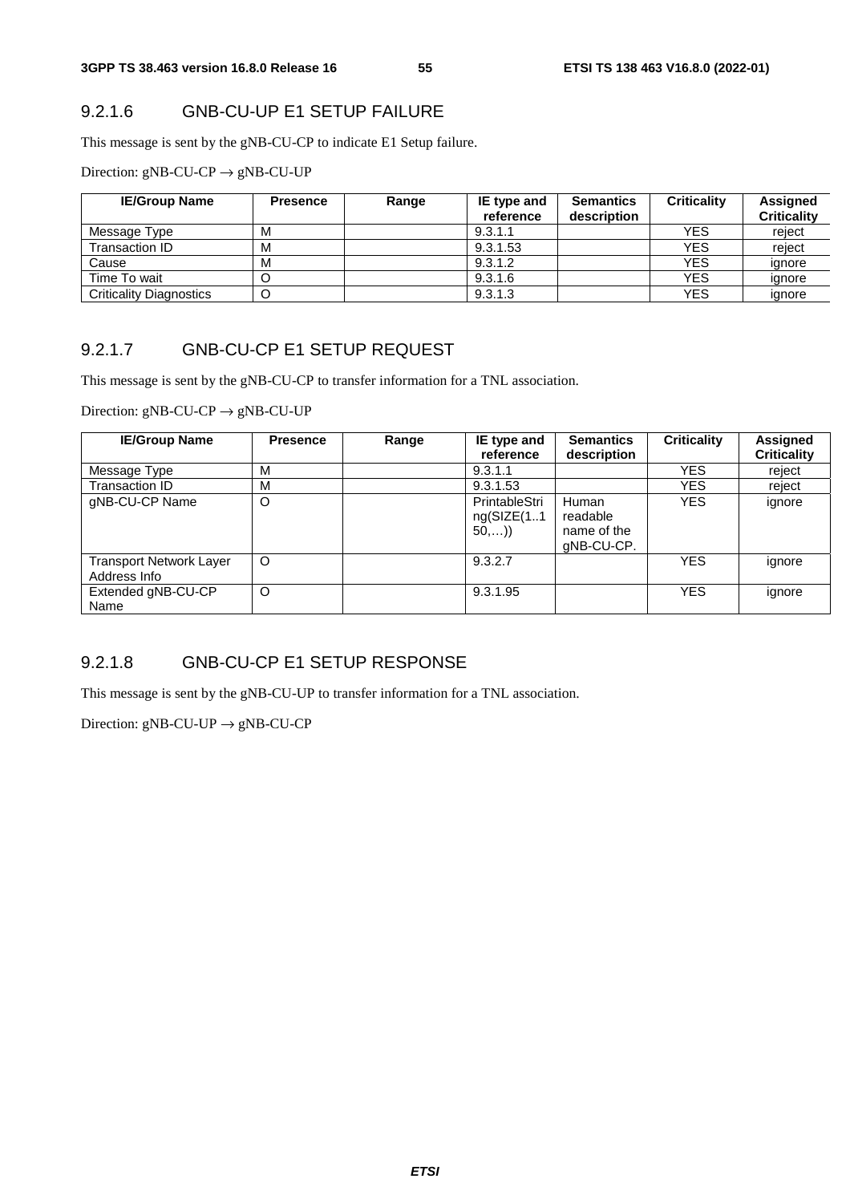### 9.2.1.6 GNB-CU-UP E1 SETUP FAILURE

This message is sent by the gNB-CU-CP to indicate E1 Setup failure.

Direction: gNB-CU-CP → gNB-CU-UP

| IE/Group Name | Presence | Range | IE type and reference | Semantics description | Criticality | Assigned Criticality |
|---|---|---|---|---|---|---|
| Message Type | M | | 9.3.1.1 | | YES | reject |
| Transaction ID | M | | 9.3.1.53 | | YES | reject |
| Cause | M | | 9.3.1.2 | | YES | ignore |
| Time To wait | O | | 9.3.1.6 | | YES | ignore |
| Criticality Diagnostics | O | | 9.3.1.3 | | YES | ignore |

### 9.2.1.7 GNB-CU-CP E1 SETUP REQUEST

This message is sent by the gNB-CU-CP to transfer information for a TNL association.

Direction: gNB-CU-CP → gNB-CU-UP

| IE/Group Name | Presence | Range | IE type and reference | Semantics description | Criticality | Assigned Criticality |
|---|---|---|---|---|---|---|
| Message Type | M | | 9.3.1.1 | | YES | reject |
| Transaction ID | M | | 9.3.1.53 | | YES | reject |
| gNB-CU-CP Name | O | | PrintableString(SIZE(1..150,…)) | Human readable name of the gNB-CU-CP. | YES | ignore |
| Transport Network Layer Address Info | O | | 9.3.2.7 | | YES | ignore |
| Extended gNB-CU-CP Name | O | | 9.3.1.95 | | YES | ignore |

### 9.2.1.8 GNB-CU-CP E1 SETUP RESPONSE

This message is sent by the gNB-CU-UP to transfer information for a TNL association.

Direction: gNB-CU-UP → gNB-CU-CP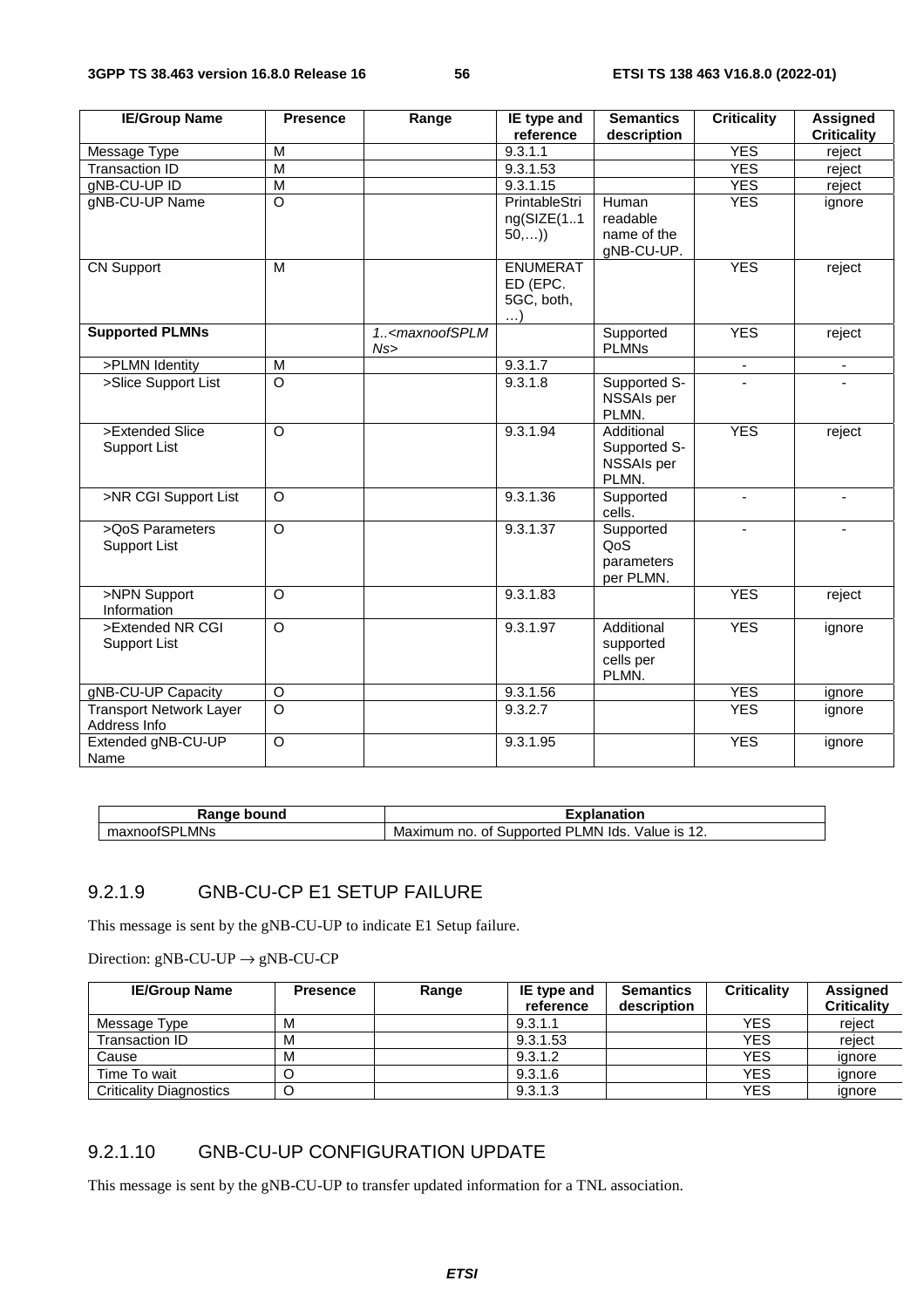| IE/Group Name | Presence | Range | IE type and reference | Semantics description | Criticality | Assigned Criticality |
|---|---|---|---|---|---|---|
| Message Type | M | | 9.3.1.1 | | YES | reject |
| Transaction ID | M | | 9.3.1.53 | | YES | reject |
| gNB-CU-UP ID | M | | 9.3.1.15 | | YES | reject |
| gNB-CU-UP Name | O | | PrintableString(SIZE(1..150,…)) | Human readable name of the gNB-CU-UP. | YES | ignore |
| CN Support | M | | ENUMERATED (EPC. 5GC, both, …) | | YES | reject |
| **Supported PLMNs** | | *1..<maxnoofSPLMNs>* | | Supported PLMNs | YES | reject |
| >PLMN Identity | M | | 9.3.1.7 | | - | - |
| >Slice Support List | O | | 9.3.1.8 | Supported S-NSSAIs per PLMN. | - | - |
| >Extended Slice Support List | O | | 9.3.1.94 | Additional Supported S-NSSAIs per PLMN. | YES | reject |
| >NR CGI Support List | O | | 9.3.1.36 | Supported cells. | - | - |
| >QoS Parameters Support List | O | | 9.3.1.37 | Supported QoS parameters per PLMN. | - | - |
| >NPN Support Information | O | | 9.3.1.83 | | YES | reject |
| >Extended NR CGI Support List | O | | 9.3.1.97 | Additional supported cells per PLMN. | YES | ignore |
| gNB-CU-UP Capacity | O | | 9.3.1.56 | | YES | ignore |
| Transport Network Layer Address Info | O | | 9.3.2.7 | | YES | ignore |
| Extended gNB-CU-UP Name | O | | 9.3.1.95 | | YES | ignore |

| Range bound | Explanation |
|---|---|
| maxnoofSPLMNs | Maximum no. of Supported PLMN Ids. Value is 12. |

### 9.2.1.9 GNB-CU-CP E1 SETUP FAILURE

This message is sent by the gNB-CU-UP to indicate E1 Setup failure.

Direction: gNB-CU-UP → gNB-CU-CP

| IE/Group Name | Presence | Range | IE type and reference | Semantics description | Criticality | Assigned Criticality |
|---|---|---|---|---|---|---|
| Message Type | M | | 9.3.1.1 | | YES | reject |
| Transaction ID | M | | 9.3.1.53 | | YES | reject |
| Cause | M | | 9.3.1.2 | | YES | ignore |
| Time To wait | O | | 9.3.1.6 | | YES | ignore |
| Criticality Diagnostics | O | | 9.3.1.3 | | YES | ignore |

### 9.2.1.10 GNB-CU-UP CONFIGURATION UPDATE

This message is sent by the gNB-CU-UP to transfer updated information for a TNL association.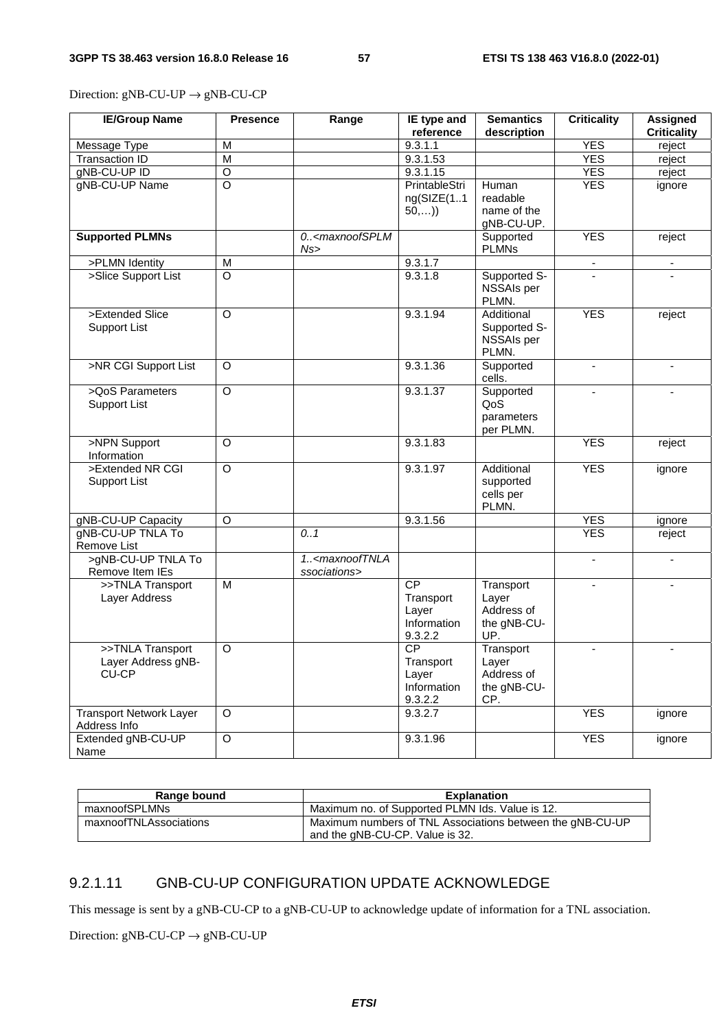Direction: gNB-CU-UP → gNB-CU-CP

| IE/Group Name | Presence | Range | IE type and reference | Semantics description | Criticality | Assigned Criticality |
|---|---|---|---|---|---|---|
| Message Type | M | | 9.3.1.1 | | YES | reject |
| Transaction ID | M | | 9.3.1.53 | | YES | reject |
| gNB-CU-UP ID | O | | 9.3.1.15 | | YES | reject |
| gNB-CU-UP Name | O | | PrintableString(SIZE(1..150,…)) | Human readable name of the gNB-CU-UP. | YES | ignore |
| **Supported PLMNs** | | *0..<maxnoofSPLMNs>* | | Supported PLMNs | YES | reject |
| >PLMN Identity | M | | 9.3.1.7 | | - | - |
| >Slice Support List | O | | 9.3.1.8 | Supported S-NSSAIs per PLMN. | - | - |
| >Extended Slice Support List | O | | 9.3.1.94 | Additional Supported S-NSSAIs per PLMN. | YES | reject |
| >NR CGI Support List | O | | 9.3.1.36 | Supported cells. | - | - |
| >QoS Parameters Support List | O | | 9.3.1.37 | Supported QoS parameters per PLMN. | - | - |
| >NPN Support Information | O | | 9.3.1.83 | | YES | reject |
| >Extended NR CGI Support List | O | | 9.3.1.97 | Additional supported cells per PLMN. | YES | ignore |
| gNB-CU-UP Capacity | O | | 9.3.1.56 | | YES | ignore |
| gNB-CU-UP TNLA To Remove List | | *0..1* | | | YES | reject |
| >gNB-CU-UP TNLA To Remove Item IEs | | *1..<maxnoofTNLAssociations>* | | | - | - |
| >>TNLA Transport Layer Address | M | | CP Transport Layer Information 9.3.2.2 | Transport Layer Address of the gNB-CU-UP. | - | - |
| >>TNLA Transport Layer Address gNB-CU-CP | O | | CP Transport Layer Information 9.3.2.2 | Transport Layer Address of the gNB-CU-CP. | - | - |
| Transport Network Layer Address Info | O | | 9.3.2.7 | | YES | ignore |
| Extended gNB-CU-UP Name | O | | 9.3.1.96 | | YES | ignore |

| Range bound | Explanation |
|---|---|
| maxnoofSPLMNs | Maximum no. of Supported PLMN Ids. Value is 12. |
| maxnoofTNLAssociations | Maximum numbers of TNL Associations between the gNB-CU-UP and the gNB-CU-CP. Value is 32. |

### 9.2.1.11 GNB-CU-UP CONFIGURATION UPDATE ACKNOWLEDGE

This message is sent by a gNB-CU-CP to a gNB-CU-UP to acknowledge update of information for a TNL association.

Direction: gNB-CU-CP → gNB-CU-UP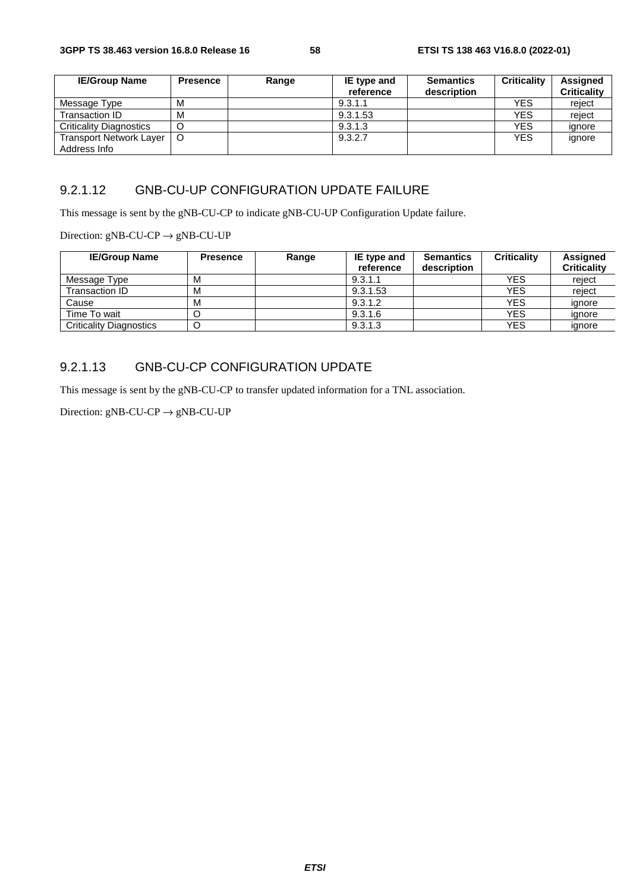| IE/Group Name | Presence | Range | IE type and reference | Semantics description | Criticality | Assigned Criticality |
|---|---|---|---|---|---|---|
| Message Type | M | | 9.3.1.1 | | YES | reject |
| Transaction ID | M | | 9.3.1.53 | | YES | reject |
| Criticality Diagnostics | O | | 9.3.1.3 | | YES | ignore |
| Transport Network Layer Address Info | O | | 9.3.2.7 | | YES | ignore |

### 9.2.1.12 GNB-CU-UP CONFIGURATION UPDATE FAILURE

This message is sent by the gNB-CU-CP to indicate gNB-CU-UP Configuration Update failure.

Direction: gNB-CU-CP → gNB-CU-UP

| IE/Group Name | Presence | Range | IE type and reference | Semantics description | Criticality | Assigned Criticality |
|---|---|---|---|---|---|---|
| Message Type | M | | 9.3.1.1 | | YES | reject |
| Transaction ID | M | | 9.3.1.53 | | YES | reject |
| Cause | M | | 9.3.1.2 | | YES | ignore |
| Time To wait | O | | 9.3.1.6 | | YES | ignore |
| Criticality Diagnostics | O | | 9.3.1.3 | | YES | ignore |

### 9.2.1.13 GNB-CU-CP CONFIGURATION UPDATE

This message is sent by the gNB-CU-CP to transfer updated information for a TNL association.

Direction: gNB-CU-CP → gNB-CU-UP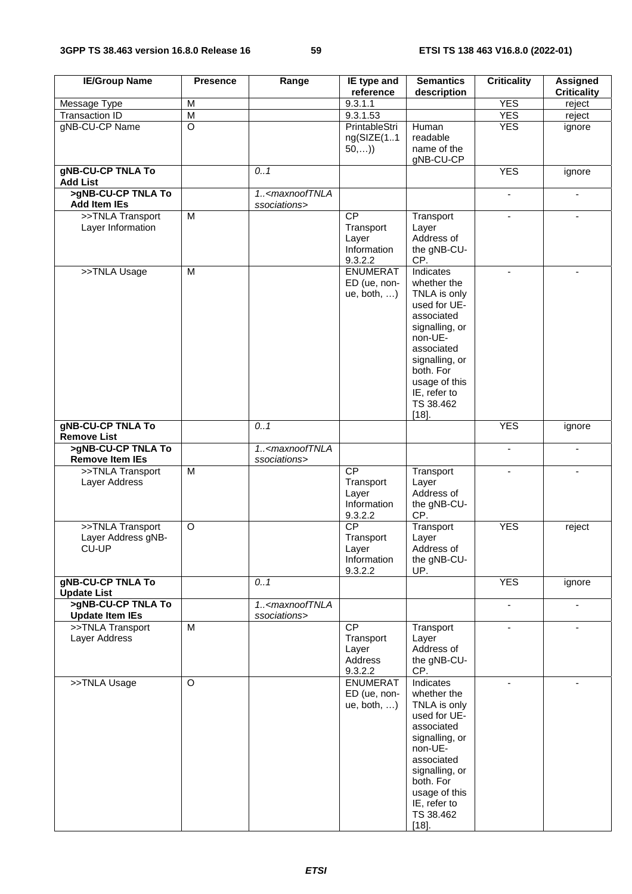| IE/Group Name | Presence | Range | IE type and reference | Semantics description | Criticality | Assigned Criticality |
|---|---|---|---|---|---|---|
| Message Type | M | | 9.3.1.1 | | YES | reject |
| Transaction ID | M | | 9.3.1.53 | | YES | reject |
| gNB-CU-CP Name | O | | PrintableString(SIZE(1..150,…)) | Human readable name of the gNB-CU-CP | YES | ignore |
| **gNB-CU-CP TNLA To Add List** | | *0..1* | | | YES | ignore |
| **>gNB-CU-CP TNLA To Add Item IEs** | | *1..<maxnoofTNLAssociations>* | | | - | - |
| >>TNLA Transport Layer Information | M | | CP Transport Layer Information 9.3.2.2 | Transport Layer Address of the gNB-CU-CP. | - | - |
| >>TNLA Usage | M | | ENUMERATED (ue, non-ue, both, …) | Indicates whether the TNLA is only used for UE-associated signalling, or non-UE-associated signalling, or both. For usage of this IE, refer to TS 38.462 [18]. | - | - |
| **gNB-CU-CP TNLA To Remove List** | | *0..1* | | | YES | ignore |
| **>gNB-CU-CP TNLA To Remove Item IEs** | | *1..<maxnoofTNLAssociations>* | | | - | - |
| >>TNLA Transport Layer Address | M | | CP Transport Layer Information 9.3.2.2 | Transport Layer Address of the gNB-CU-CP. | - | - |
| >>TNLA Transport Layer Address gNB-CU-UP | O | | CP Transport Layer Information 9.3.2.2 | Transport Layer Address of the gNB-CU-UP. | YES | reject |
| **gNB-CU-CP TNLA To Update List** | | *0..1* | | | YES | ignore |
| **>gNB-CU-CP TNLA To Update Item IEs** | | *1..<maxnoofTNLAssociations>* | | | - | - |
| >>TNLA Transport Layer Address | M | | CP Transport Layer Address 9.3.2.2 | Transport Layer Address of the gNB-CU-CP. | - | - |
| >>TNLA Usage | O | | ENUMERATED (ue, non-ue, both, …) | Indicates whether the TNLA is only used for UE-associated signalling, or non-UE-associated signalling, or both. For usage of this IE, refer to TS 38.462 [18]. | - | - |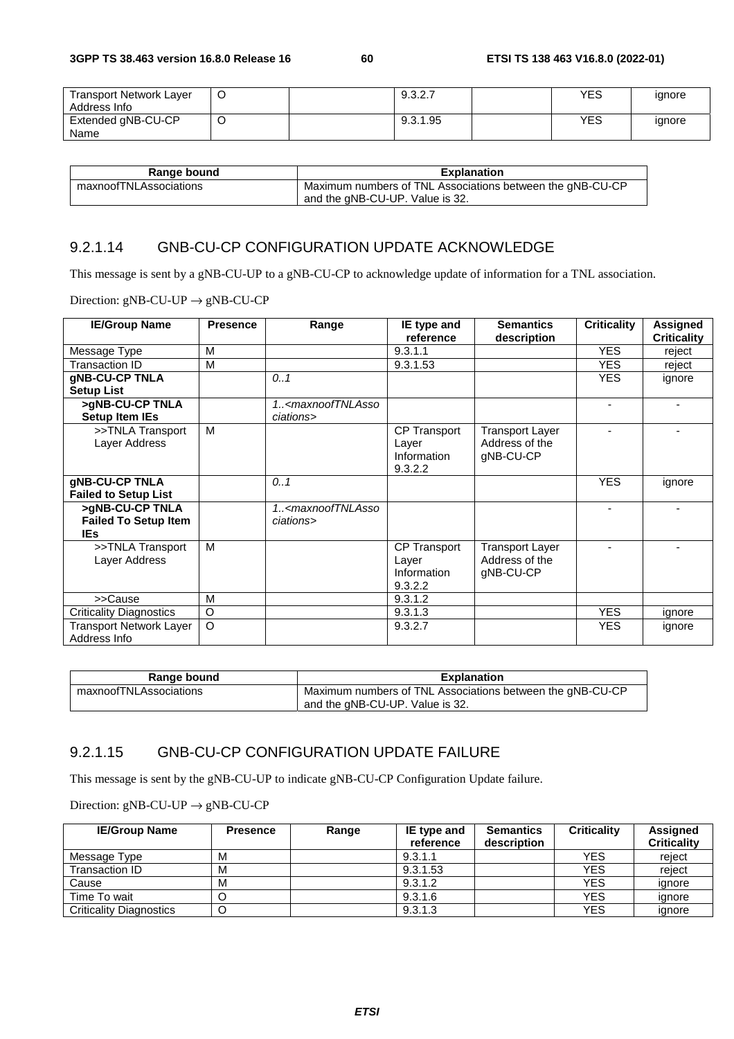| Transport Network Layer Address Info | O | | 9.3.2.7 | | YES | ignore |
|---|---|---|---|---|---|---|
| Extended gNB-CU-CP Name | O | | 9.3.1.95 | | YES | ignore |

| Range bound | Explanation |
|---|---|
| maxnoofTNLAssociations | Maximum numbers of TNL Associations between the gNB-CU-CP and the gNB-CU-UP. Value is 32. |

### 9.2.1.14 GNB-CU-CP CONFIGURATION UPDATE ACKNOWLEDGE

This message is sent by a gNB-CU-UP to a gNB-CU-CP to acknowledge update of information for a TNL association.

Direction: gNB-CU-UP → gNB-CU-CP

| IE/Group Name | Presence | Range | IE type and reference | Semantics description | Criticality | Assigned Criticality |
|---|---|---|---|---|---|---|
| Message Type | M | | 9.3.1.1 | | YES | reject |
| Transaction ID | M | | 9.3.1.53 | | YES | reject |
| **gNB-CU-CP TNLA Setup List** | | *0..1* | | | YES | ignore |
| **>gNB-CU-CP TNLA Setup Item IEs** | | *1..<maxnoofTNLAssociations>* | | | - | - |
| >>TNLA Transport Layer Address | M | | CP Transport Layer Information 9.3.2.2 | Transport Layer Address of the gNB-CU-CP | - | - |
| **gNB-CU-CP TNLA Failed to Setup List** | | *0..1* | | | YES | ignore |
| **>gNB-CU-CP TNLA Failed To Setup Item IEs** | | *1..<maxnoofTNLAssociations>* | | | - | - |
| >>TNLA Transport Layer Address | M | | CP Transport Layer Information 9.3.2.2 | Transport Layer Address of the gNB-CU-CP | - | - |
| >>Cause | M | | 9.3.1.2 | | | |
| Criticality Diagnostics | O | | 9.3.1.3 | | YES | ignore |
| Transport Network Layer Address Info | O | | 9.3.2.7 | | YES | ignore |

| Range bound | Explanation |
|---|---|
| maxnoofTNLAssociations | Maximum numbers of TNL Associations between the gNB-CU-CP and the gNB-CU-UP. Value is 32. |

### 9.2.1.15 GNB-CU-CP CONFIGURATION UPDATE FAILURE

This message is sent by the gNB-CU-UP to indicate gNB-CU-CP Configuration Update failure.

Direction: gNB-CU-UP → gNB-CU-CP

| IE/Group Name | Presence | Range | IE type and reference | Semantics description | Criticality | Assigned Criticality |
|---|---|---|---|---|---|---|
| Message Type | M | | 9.3.1.1 | | YES | reject |
| Transaction ID | M | | 9.3.1.53 | | YES | reject |
| Cause | M | | 9.3.1.2 | | YES | ignore |
| Time To wait | O | | 9.3.1.6 | | YES | ignore |
| Criticality Diagnostics | O | | 9.3.1.3 | | YES | ignore |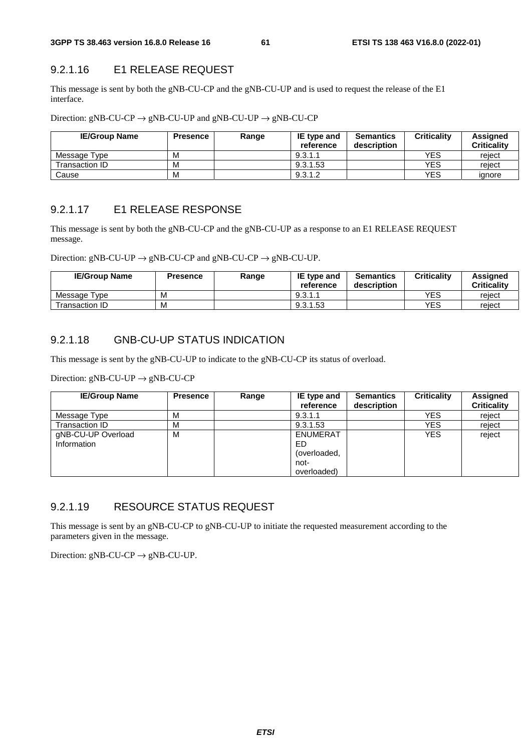### 9.2.1.16 E1 RELEASE REQUEST

This message is sent by both the gNB-CU-CP and the gNB-CU-UP and is used to request the release of the E1 interface.

Direction: gNB-CU-CP → gNB-CU-UP and gNB-CU-UP → gNB-CU-CP

| IE/Group Name | Presence | Range | IE type and reference | Semantics description | Criticality | Assigned Criticality |
|---|---|---|---|---|---|---|
| Message Type | M | | 9.3.1.1 | | YES | reject |
| Transaction ID | M | | 9.3.1.53 | | YES | reject |
| Cause | M | | 9.3.1.2 | | YES | ignore |

### 9.2.1.17 E1 RELEASE RESPONSE

This message is sent by both the gNB-CU-CP and the gNB-CU-UP as a response to an E1 RELEASE REQUEST message.

Direction: gNB-CU-UP → gNB-CU-CP and gNB-CU-CP → gNB-CU-UP.

| IE/Group Name | Presence | Range | IE type and reference | Semantics description | Criticality | Assigned Criticality |
|---|---|---|---|---|---|---|
| Message Type | M | | 9.3.1.1 | | YES | reject |
| Transaction ID | M | | 9.3.1.53 | | YES | reject |

### 9.2.1.18 GNB-CU-UP STATUS INDICATION

This message is sent by the gNB-CU-UP to indicate to the gNB-CU-CP its status of overload.

Direction: gNB-CU-UP → gNB-CU-CP

| IE/Group Name | Presence | Range | IE type and reference | Semantics description | Criticality | Assigned Criticality |
|---|---|---|---|---|---|---|
| Message Type | M | | 9.3.1.1 | | YES | reject |
| Transaction ID | M | | 9.3.1.53 | | YES | reject |
| gNB-CU-UP Overload Information | M | | ENUMERATED (overloaded, not-overloaded) | | YES | reject |

### 9.2.1.19 RESOURCE STATUS REQUEST

This message is sent by an gNB-CU-CP to gNB-CU-UP to initiate the requested measurement according to the parameters given in the message.

Direction: gNB-CU-CP → gNB-CU-UP.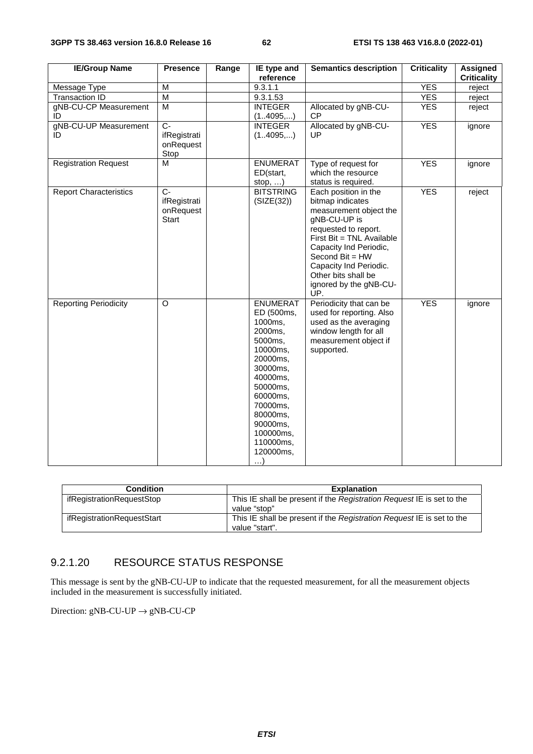| IE/Group Name | Presence | Range | IE type and reference | Semantics description | Criticality | Assigned Criticality |
|---|---|---|---|---|---|---|
| Message Type | M | | 9.3.1.1 | | YES | reject |
| Transaction ID | M | | 9.3.1.53 | | YES | reject |
| gNB-CU-CP Measurement ID | M | | INTEGER (1..4095,...) | Allocated by gNB-CU-CP | YES | reject |
| gNB-CU-UP Measurement ID | C-ifRegistrationRequestStop | | INTEGER (1..4095,...) | Allocated by gNB-CU-UP | YES | ignore |
| Registration Request | M | | ENUMERATED(start, stop, …) | Type of request for which the resource status is required. | YES | ignore |
| Report Characteristics | C-ifRegistrationRequestStart | | BITSTRING (SIZE(32)) | Each position in the bitmap indicates measurement object the gNB-CU-UP is requested to report. First Bit = TNL Available Capacity Ind Periodic, Second Bit = HW Capacity Ind Periodic. Other bits shall be ignored by the gNB-CU-UP. | YES | reject |
| Reporting Periodicity | O | | ENUMERATED (500ms, 1000ms, 2000ms, 5000ms, 10000ms, 20000ms, 30000ms, 40000ms, 50000ms, 60000ms, 70000ms, 80000ms, 90000ms, 100000ms, 110000ms, 120000ms, …) | Periodicity that can be used for reporting. Also used as the averaging window length for all measurement object if supported. | YES | ignore |

| Condition | Explanation |
|---|---|
| ifRegistrationRequestStop | This IE shall be present if the *Registration Request* IE is set to the value "stop" |
| ifRegistrationRequestStart | This IE shall be present if the *Registration Request* IE is set to the value "start". |

### 9.2.1.20 RESOURCE STATUS RESPONSE

This message is sent by the gNB-CU-UP to indicate that the requested measurement, for all the measurement objects included in the measurement is successfully initiated.

Direction: gNB-CU-UP → gNB-CU-CP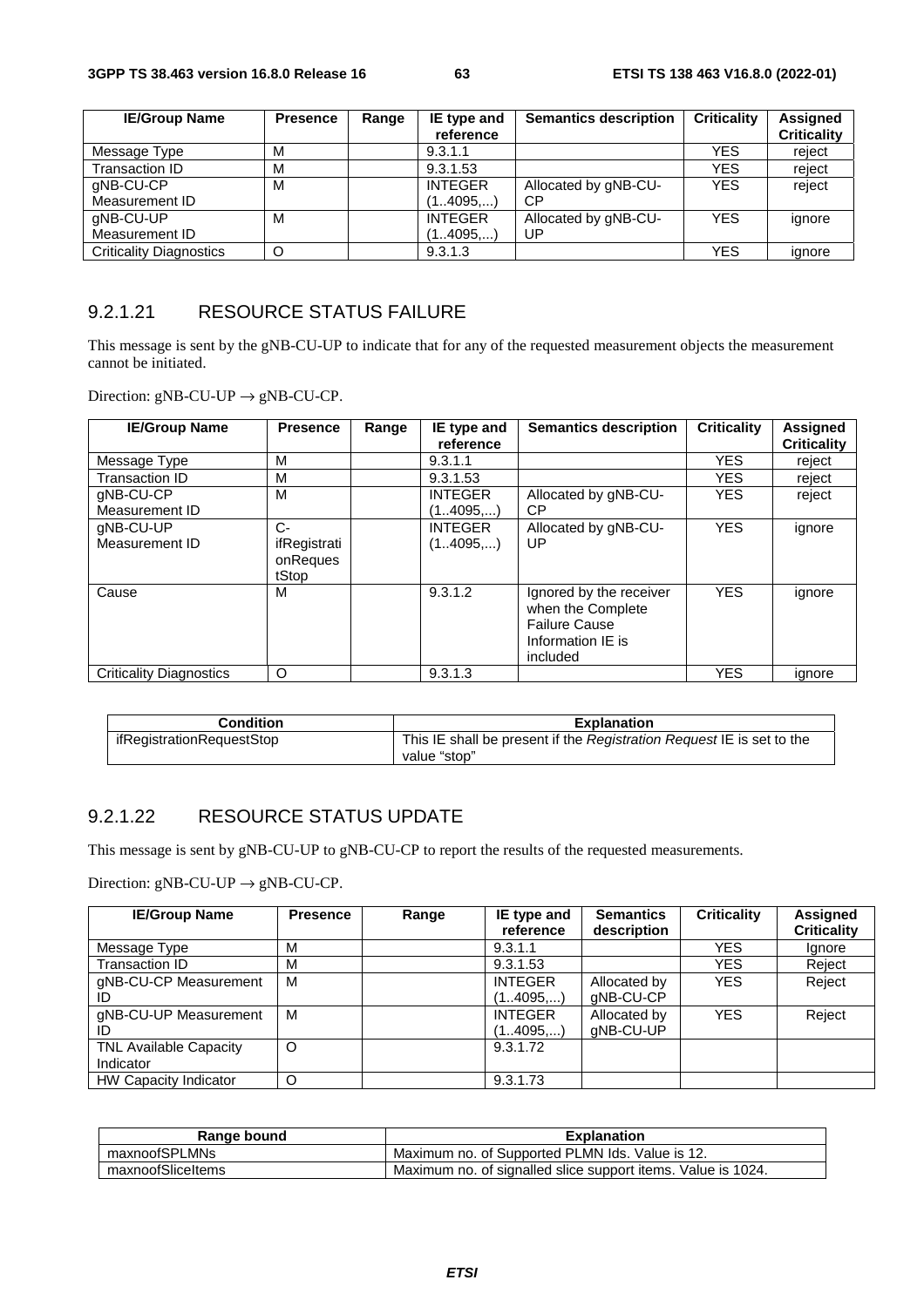| IE/Group Name | Presence | Range | IE type and reference | Semantics description | Criticality | Assigned Criticality |
|---|---|---|---|---|---|---|
| Message Type | M | | 9.3.1.1 | | YES | reject |
| Transaction ID | M | | 9.3.1.53 | | YES | reject |
| gNB-CU-CP Measurement ID | M | | INTEGER (1..4095,...) | Allocated by gNB-CU-CP | YES | reject |
| gNB-CU-UP Measurement ID | M | | INTEGER (1..4095,...) | Allocated by gNB-CU-UP | YES | ignore |
| Criticality Diagnostics | O | | 9.3.1.3 | | YES | ignore |

### 9.2.1.21 RESOURCE STATUS FAILURE

This message is sent by the gNB-CU-UP to indicate that for any of the requested measurement objects the measurement cannot be initiated.

Direction: gNB-CU-UP → gNB-CU-CP.

| IE/Group Name | Presence | Range | IE type and reference | Semantics description | Criticality | Assigned Criticality |
|---|---|---|---|---|---|---|
| Message Type | M | | 9.3.1.1 | | YES | reject |
| Transaction ID | M | | 9.3.1.53 | | YES | reject |
| gNB-CU-CP Measurement ID | M | | INTEGER (1..4095,...) | Allocated by gNB-CU-CP | YES | reject |
| gNB-CU-UP Measurement ID | C-ifRegistrationRequestStop | | INTEGER (1..4095,...) | Allocated by gNB-CU-UP | YES | ignore |
| Cause | M | | 9.3.1.2 | Ignored by the receiver when the Complete Failure Cause Information IE is included | YES | ignore |
| Criticality Diagnostics | O | | 9.3.1.3 | | YES | ignore |

| Condition | Explanation |
|---|---|
| ifRegistrationRequestStop | This IE shall be present if the *Registration Request* IE is set to the value "stop" |

### 9.2.1.22 RESOURCE STATUS UPDATE

This message is sent by gNB-CU-UP to gNB-CU-CP to report the results of the requested measurements.

Direction: gNB-CU-UP → gNB-CU-CP.

| IE/Group Name | Presence | Range | IE type and reference | Semantics description | Criticality | Assigned Criticality |
|---|---|---|---|---|---|---|
| Message Type | M | | 9.3.1.1 | | YES | Ignore |
| Transaction ID | M | | 9.3.1.53 | | YES | Reject |
| gNB-CU-CP Measurement ID | M | | INTEGER (1..4095,...) | Allocated by gNB-CU-CP | YES | Reject |
| gNB-CU-UP Measurement ID | M | | INTEGER (1..4095,...) | Allocated by gNB-CU-UP | YES | Reject |
| TNL Available Capacity Indicator | O | | 9.3.1.72 | | | |
| HW Capacity Indicator | O | | 9.3.1.73 | | | |

| Range bound | Explanation |
|---|---|
| maxnoofSPLMNs | Maximum no. of Supported PLMN Ids. Value is 12. |
| maxnoofSliceItems | Maximum no. of signalled slice support items. Value is 1024. |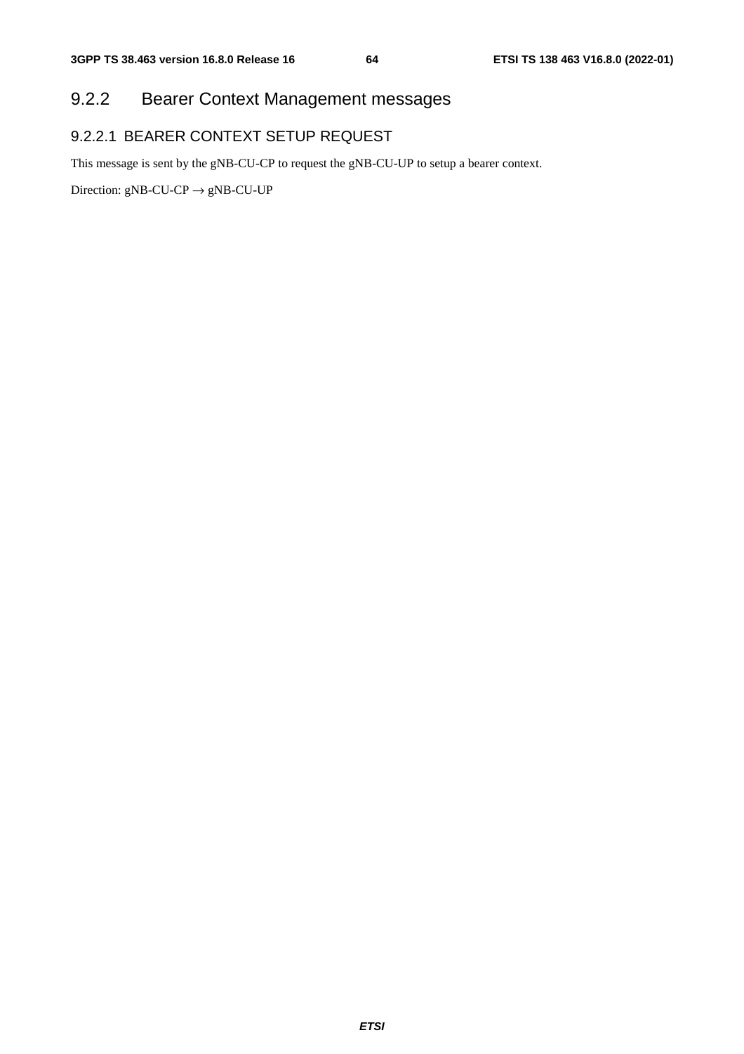### 9.2.2 Bearer Context Management messages

#### 9.2.2.1 BEARER CONTEXT SETUP REQUEST

This message is sent by the gNB-CU-CP to request the gNB-CU-UP to setup a bearer context.

Direction: gNB-CU-CP → gNB-CU-UP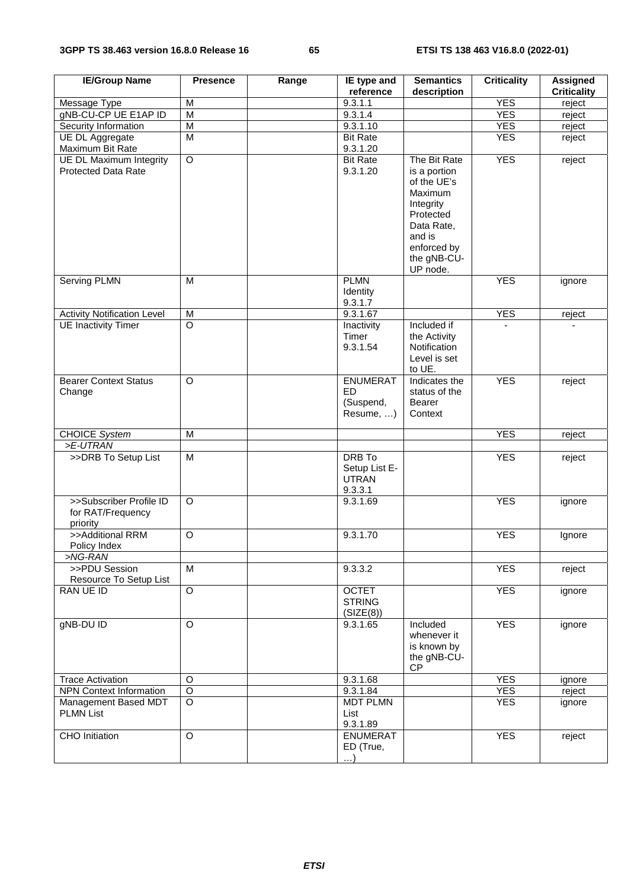| IE/Group Name | Presence | Range | IE type and reference | Semantics description | Criticality | Assigned Criticality |
|---|---|---|---|---|---|---|
| Message Type | M | | 9.3.1.1 | | YES | reject |
| gNB-CU-CP UE E1AP ID | M | | 9.3.1.4 | | YES | reject |
| Security Information | M | | 9.3.1.10 | | YES | reject |
| UE DL Aggregate Maximum Bit Rate | M | | Bit Rate 9.3.1.20 | | YES | reject |
| UE DL Maximum Integrity Protected Data Rate | O | | Bit Rate 9.3.1.20 | The Bit Rate is a portion of the UE's Maximum Integrity Protected Data Rate, and is enforced by the gNB-CU-UP node. | YES | reject |
| Serving PLMN | M | | PLMN Identity 9.3.1.7 | | YES | ignore |
| Activity Notification Level | M | | 9.3.1.67 | | YES | reject |
| UE Inactivity Timer | O | | Inactivity Timer 9.3.1.54 | Included if the Activity Notification Level is set to UE. | - | - |
| Bearer Context Status Change | O | | ENUMERATED (Suspend, Resume, …) | Indicates the status of the Bearer Context | YES | reject |
| CHOICE *System* | M | | | | YES | reject |
| *>E-UTRAN* | | | | | | |
| >>DRB To Setup List | M | | DRB To Setup List E-UTRAN 9.3.3.1 | | YES | reject |
| >>Subscriber Profile ID for RAT/Frequency priority | O | | 9.3.1.69 | | YES | ignore |
| >>Additional RRM Policy Index | O | | 9.3.1.70 | | YES | Ignore |
| *>NG-RAN* | | | | | | |
| >>PDU Session Resource To Setup List | M | | 9.3.3.2 | | YES | reject |
| RAN UE ID | O | | OCTET STRING (SIZE(8)) | | YES | ignore |
| gNB-DU ID | O | | 9.3.1.65 | Included whenever it is known by the gNB-CU-CP | YES | ignore |
| Trace Activation | O | | 9.3.1.68 | | YES | ignore |
| NPN Context Information | O | | 9.3.1.84 | | YES | reject |
| Management Based MDT PLMN List | O | | MDT PLMN List 9.3.1.89 | | YES | ignore |
| CHO Initiation | O | | ENUMERATED (True, …) | | YES | reject |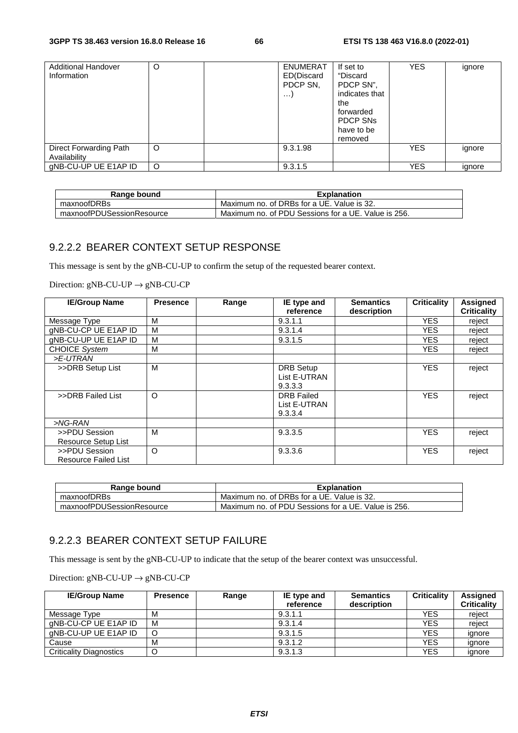| Additional Handover Information | O | | ENUMERATED(Discard PDCP SN, …) | If set to "Discard PDCP SN", indicates that the forwarded PDCP SNs have to be removed | YES | ignore |
|---|---|---|---|---|---|---|
| Direct Forwarding Path Availability | O | | 9.3.1.98 | | YES | ignore |
| gNB-CU-UP UE E1AP ID | O | | 9.3.1.5 | | YES | ignore |

| Range bound | Explanation |
|---|---|
| maxnoofDRBs | Maximum no. of DRBs for a UE. Value is 32. |
| maxnoofPDUSessionResource | Maximum no. of PDU Sessions for a UE. Value is 256. |

### 9.2.2.2 BEARER CONTEXT SETUP RESPONSE

This message is sent by the gNB-CU-UP to confirm the setup of the requested bearer context.

Direction: gNB-CU-UP → gNB-CU-CP

| IE/Group Name | Presence | Range | IE type and reference | Semantics description | Criticality | Assigned Criticality |
|---|---|---|---|---|---|---|
| Message Type | M | | 9.3.1.1 | | YES | reject |
| gNB-CU-CP UE E1AP ID | M | | 9.3.1.4 | | YES | reject |
| gNB-CU-UP UE E1AP ID | M | | 9.3.1.5 | | YES | reject |
| CHOICE *System* | M | | | | YES | reject |
| *>E-UTRAN* | | | | | | |
| >>DRB Setup List | M | | DRB Setup List E-UTRAN 9.3.3.3 | | YES | reject |
| >>DRB Failed List | O | | DRB Failed List E-UTRAN 9.3.3.4 | | YES | reject |
| *>NG-RAN* | | | | | | |
| >>PDU Session Resource Setup List | M | | 9.3.3.5 | | YES | reject |
| >>PDU Session Resource Failed List | O | | 9.3.3.6 | | YES | reject |

| Range bound | Explanation |
|---|---|
| maxnoofDRBs | Maximum no. of DRBs for a UE. Value is 32. |
| maxnoofPDUSessionResource | Maximum no. of PDU Sessions for a UE. Value is 256. |

### 9.2.2.3 BEARER CONTEXT SETUP FAILURE

This message is sent by the gNB-CU-UP to indicate that the setup of the bearer context was unsuccessful.

Direction: gNB-CU-UP → gNB-CU-CP

| IE/Group Name | Presence | Range | IE type and reference | Semantics description | Criticality | Assigned Criticality |
|---|---|---|---|---|---|---|
| Message Type | M | | 9.3.1.1 | | YES | reject |
| gNB-CU-CP UE E1AP ID | M | | 9.3.1.4 | | YES | reject |
| gNB-CU-UP UE E1AP ID | O | | 9.3.1.5 | | YES | ignore |
| Cause | M | | 9.3.1.2 | | YES | ignore |
| Criticality Diagnostics | O | | 9.3.1.3 | | YES | ignore |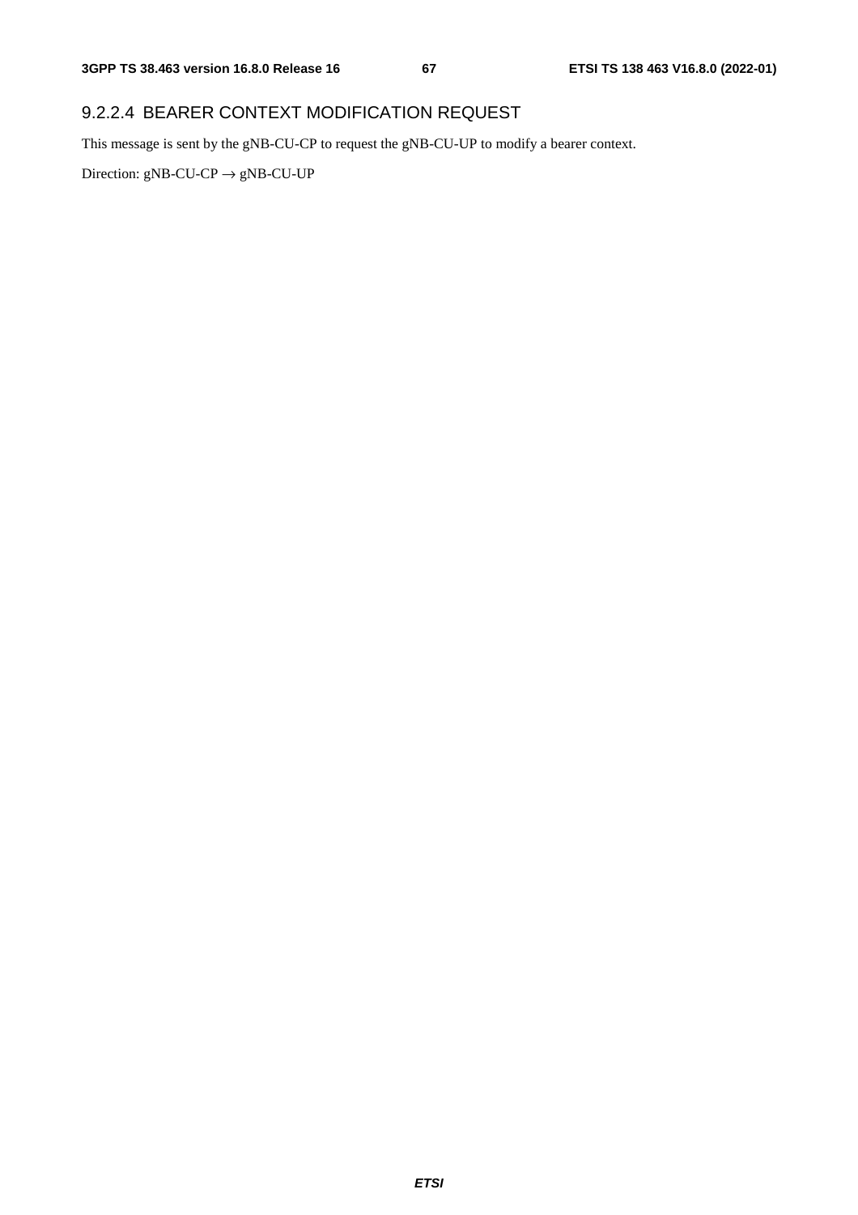### 9.2.2.4 BEARER CONTEXT MODIFICATION REQUEST

This message is sent by the gNB-CU-CP to request the gNB-CU-UP to modify a bearer context.

Direction: gNB-CU-CP → gNB-CU-UP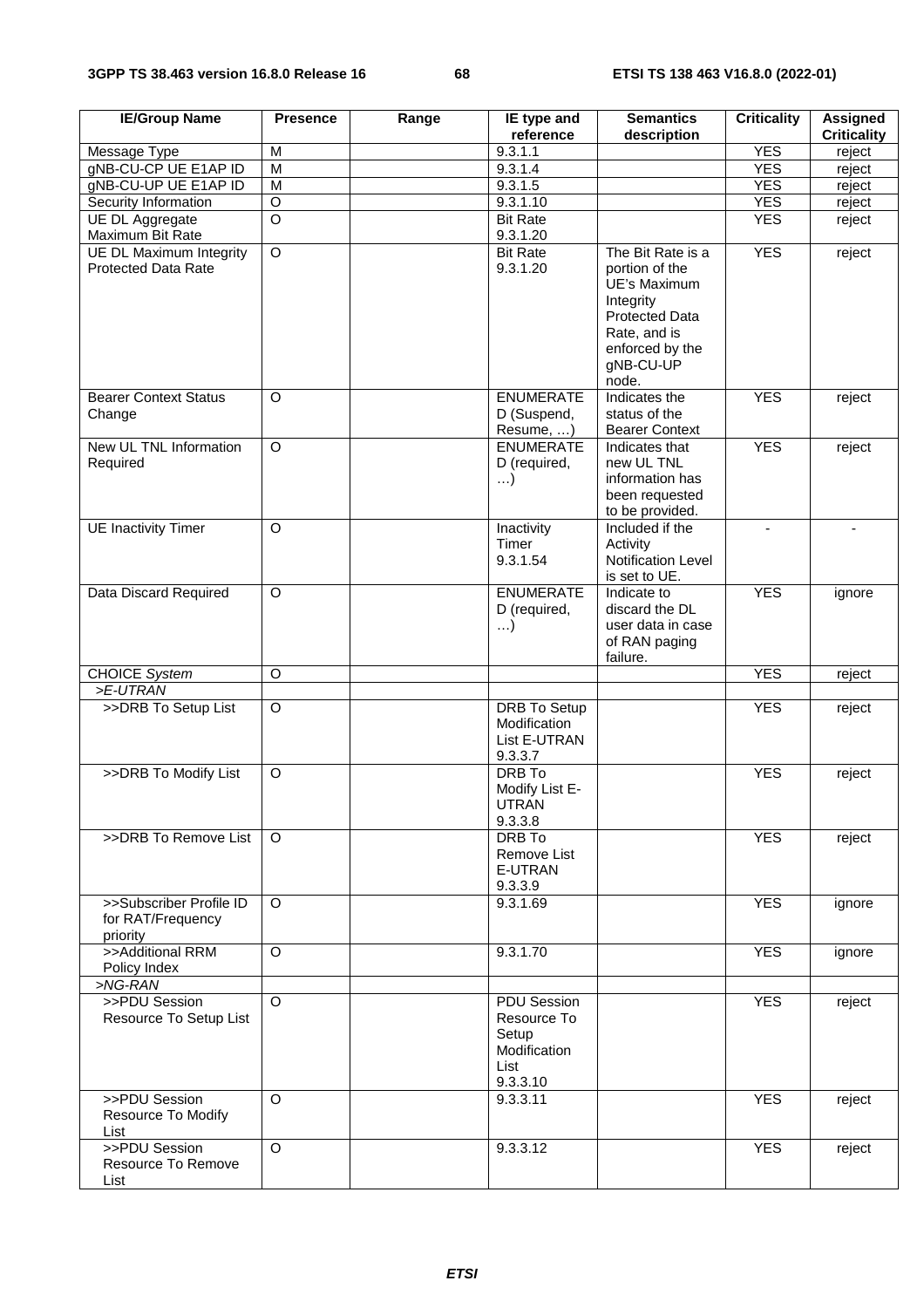| IE/Group Name | Presence | Range | IE type and reference | Semantics description | Criticality | Assigned Criticality |
|---|---|---|---|---|---|---|
| Message Type | M | | 9.3.1.1 | | YES | reject |
| gNB-CU-CP UE E1AP ID | M | | 9.3.1.4 | | YES | reject |
| gNB-CU-UP UE E1AP ID | M | | 9.3.1.5 | | YES | reject |
| Security Information | O | | 9.3.1.10 | | YES | reject |
| UE DL Aggregate Maximum Bit Rate | O | | Bit Rate 9.3.1.20 | | YES | reject |
| UE DL Maximum Integrity Protected Data Rate | O | | Bit Rate 9.3.1.20 | The Bit Rate is a portion of the UE's Maximum Integrity Protected Data Rate, and is enforced by the gNB-CU-UP node. | YES | reject |
| Bearer Context Status Change | O | | ENUMERATED (Suspend, Resume, …) | Indicates the status of the Bearer Context | YES | reject |
| New UL TNL Information Required | O | | ENUMERATED (required, …) | Indicates that new UL TNL information has been requested to be provided. | YES | reject |
| UE Inactivity Timer | O | | Inactivity Timer 9.3.1.54 | Included if the Activity Notification Level is set to UE. | - | - |
| Data Discard Required | O | | ENUMERATED (required, …) | Indicate to discard the DL user data in case of RAN paging failure. | YES | ignore |
| CHOICE *System* | O | | | | YES | reject |
| *>E-UTRAN* | | | | | | |
| >>DRB To Setup List | O | | DRB To Setup Modification List E-UTRAN 9.3.3.7 | | YES | reject |
| >>DRB To Modify List | O | | DRB To Modify List E-UTRAN 9.3.3.8 | | YES | reject |
| >>DRB To Remove List | O | | DRB To Remove List E-UTRAN 9.3.3.9 | | YES | reject |
| >>Subscriber Profile ID for RAT/Frequency priority | O | | 9.3.1.69 | | YES | ignore |
| >>Additional RRM Policy Index | O | | 9.3.1.70 | | YES | ignore |
| *>NG-RAN* | | | | | | |
| >>PDU Session Resource To Setup List | O | | PDU Session Resource To Setup Modification List 9.3.3.10 | | YES | reject |
| >>PDU Session Resource To Modify List | O | | 9.3.3.11 | | YES | reject |
| >>PDU Session Resource To Remove List | O | | 9.3.3.12 | | YES | reject |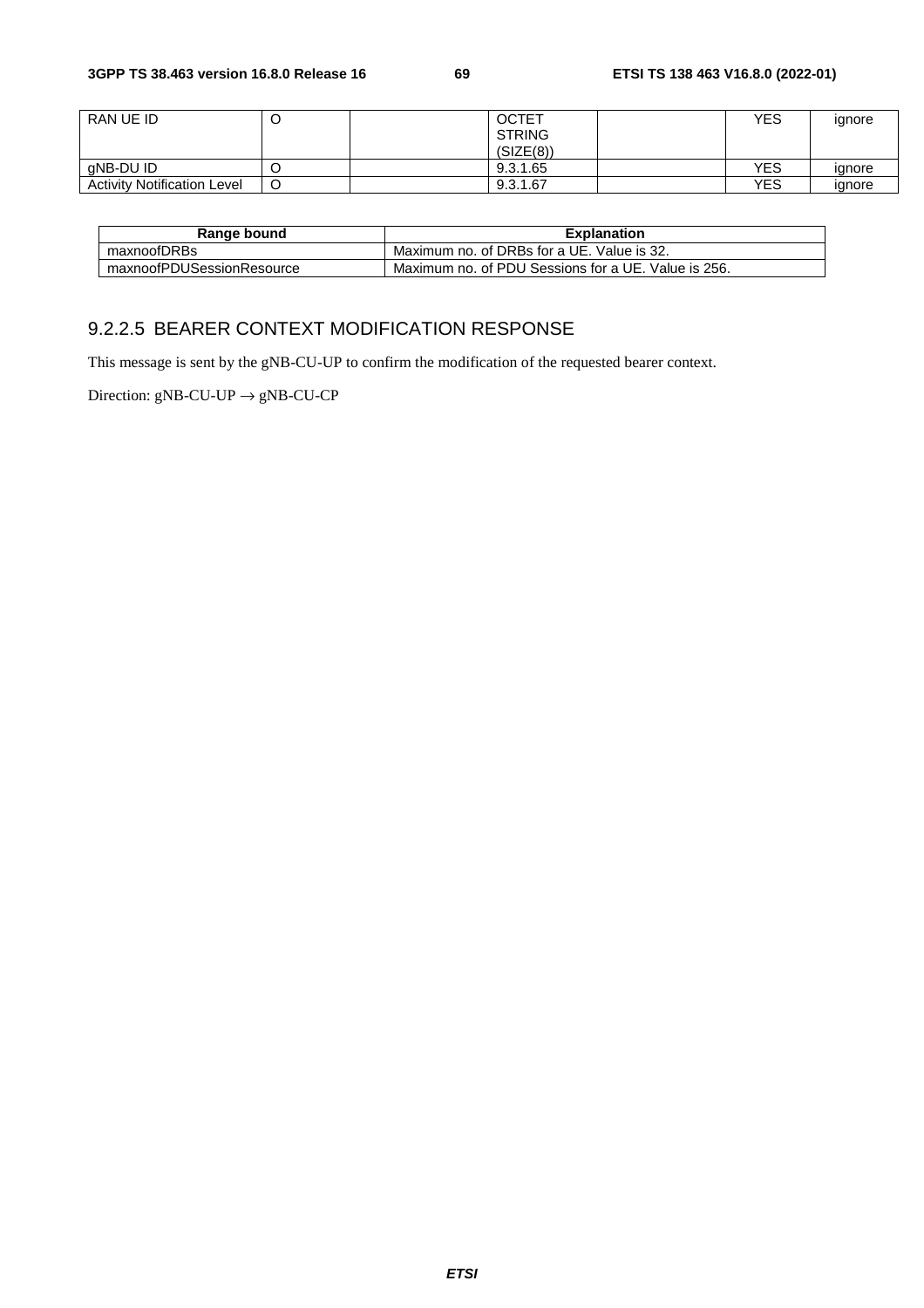| RAN UE ID | O | | OCTET STRING (SIZE(8)) | | YES | ignore |
|---|---|---|---|---|---|---|
| gNB-DU ID | O | | 9.3.1.65 | | YES | ignore |
| Activity Notification Level | O | | 9.3.1.67 | | YES | ignore |

| Range bound | Explanation |
|---|---|
| maxnoofDRBs | Maximum no. of DRBs for a UE. Value is 32. |
| maxnoofPDUSessionResource | Maximum no. of PDU Sessions for a UE. Value is 256. |

### 9.2.2.5 BEARER CONTEXT MODIFICATION RESPONSE

This message is sent by the gNB-CU-UP to confirm the modification of the requested bearer context.

Direction: gNB-CU-UP → gNB-CU-CP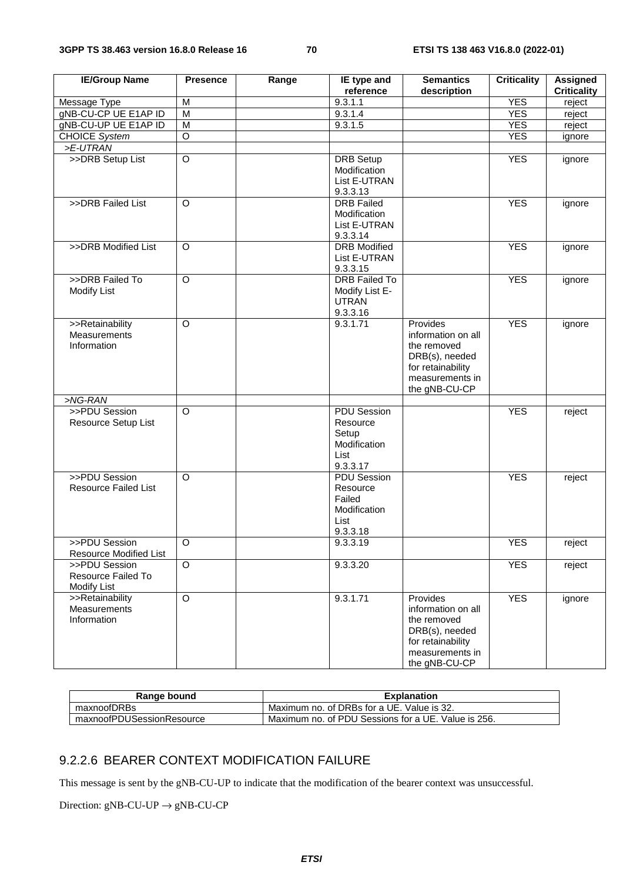| IE/Group Name | Presence | Range | IE type and reference | Semantics description | Criticality | Assigned Criticality |
|---|---|---|---|---|---|---|
| Message Type | M | | 9.3.1.1 | | YES | reject |
| gNB-CU-CP UE E1AP ID | M | | 9.3.1.4 | | YES | reject |
| gNB-CU-UP UE E1AP ID | M | | 9.3.1.5 | | YES | reject |
| CHOICE *System* | O | | | | YES | ignore |
| *>E-UTRAN* | | | | | | |
| >>DRB Setup List | O | | DRB Setup Modification List E-UTRAN 9.3.3.13 | | YES | ignore |
| >>DRB Failed List | O | | DRB Failed Modification List E-UTRAN 9.3.3.14 | | YES | ignore |
| >>DRB Modified List | O | | DRB Modified List E-UTRAN 9.3.3.15 | | YES | ignore |
| >>DRB Failed To Modify List | O | | DRB Failed To Modify List E-UTRAN 9.3.3.16 | | YES | ignore |
| >>Retainability Measurements Information | O | | 9.3.1.71 | Provides information on all the removed DRB(s), needed for retainability measurements in the gNB-CU-CP | YES | ignore |
| *>NG-RAN* | | | | | | |
| >>PDU Session Resource Setup List | O | | PDU Session Resource Setup Modification List 9.3.3.17 | | YES | reject |
| >>PDU Session Resource Failed List | O | | PDU Session Resource Failed Modification List 9.3.3.18 | | YES | reject |
| >>PDU Session Resource Modified List | O | | 9.3.3.19 | | YES | reject |
| >>PDU Session Resource Failed To Modify List | O | | 9.3.3.20 | | YES | reject |
| >>Retainability Measurements Information | O | | 9.3.1.71 | Provides information on all the removed DRB(s), needed for retainability measurements in the gNB-CU-CP | YES | ignore |

| Range bound | Explanation |
|---|---|
| maxnoofDRBs | Maximum no. of DRBs for a UE. Value is 32. |
| maxnoofPDUSessionResource | Maximum no. of PDU Sessions for a UE. Value is 256. |

### 9.2.2.6 BEARER CONTEXT MODIFICATION FAILURE

This message is sent by the gNB-CU-UP to indicate that the modification of the bearer context was unsuccessful.

Direction: gNB-CU-UP $\rightarrow$ gNB-CU-CP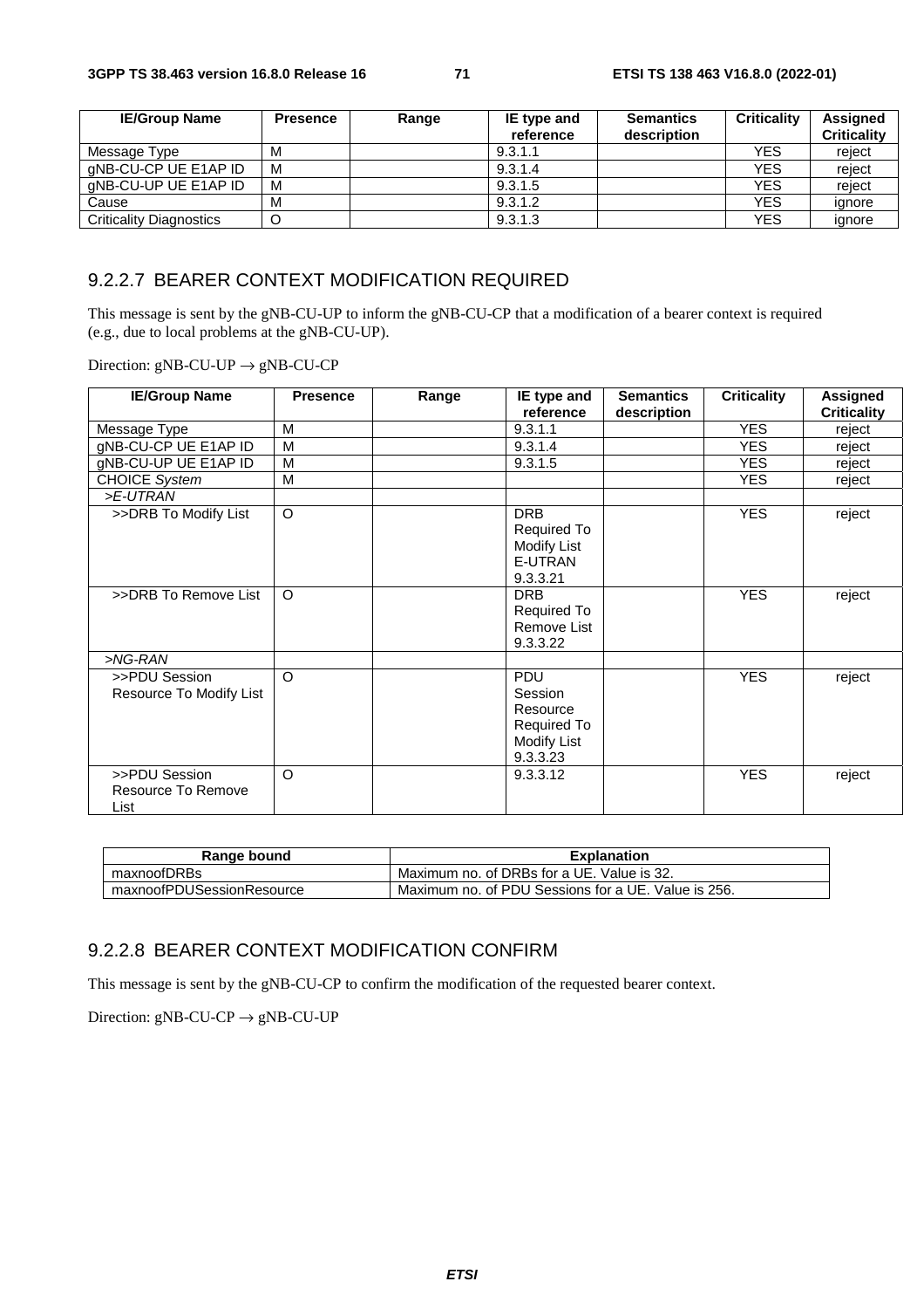| IE/Group Name | Presence | Range | IE type and reference | Semantics description | Criticality | Assigned Criticality |
|---|---|---|---|---|---|---|
| Message Type | M | | 9.3.1.1 | | YES | reject |
| gNB-CU-CP UE E1AP ID | M | | 9.3.1.4 | | YES | reject |
| gNB-CU-UP UE E1AP ID | M | | 9.3.1.5 | | YES | reject |
| Cause | M | | 9.3.1.2 | | YES | ignore |
| Criticality Diagnostics | O | | 9.3.1.3 | | YES | ignore |

### 9.2.2.7 BEARER CONTEXT MODIFICATION REQUIRED

This message is sent by the gNB-CU-UP to inform the gNB-CU-CP that a modification of a bearer context is required (e.g., due to local problems at the gNB-CU-UP).

Direction: gNB-CU-UP → gNB-CU-CP

| IE/Group Name | Presence | Range | IE type and reference | Semantics description | Criticality | Assigned Criticality |
|---|---|---|---|---|---|---|
| Message Type | M | | 9.3.1.1 | | YES | reject |
| gNB-CU-CP UE E1AP ID | M | | 9.3.1.4 | | YES | reject |
| gNB-CU-UP UE E1AP ID | M | | 9.3.1.5 | | YES | reject |
| CHOICE *System* | M | | | | YES | reject |
| *>E-UTRAN* | | | | | | |
| >>DRB To Modify List | O | | DRB Required To Modify List E-UTRAN 9.3.3.21 | | YES | reject |
| >>DRB To Remove List | O | | DRB Required To Remove List 9.3.3.22 | | YES | reject |
| *>NG-RAN* | | | | | | |
| >>PDU Session Resource To Modify List | O | | PDU Session Resource Required To Modify List 9.3.3.23 | | YES | reject |
| >>PDU Session Resource To Remove List | O | | 9.3.3.12 | | YES | reject |

| Range bound | Explanation |
|---|---|
| maxnoofDRBs | Maximum no. of DRBs for a UE. Value is 32. |
| maxnoofPDUSessionResource | Maximum no. of PDU Sessions for a UE. Value is 256. |

### 9.2.2.8 BEARER CONTEXT MODIFICATION CONFIRM

This message is sent by the gNB-CU-CP to confirm the modification of the requested bearer context.

Direction: gNB-CU-CP → gNB-CU-UP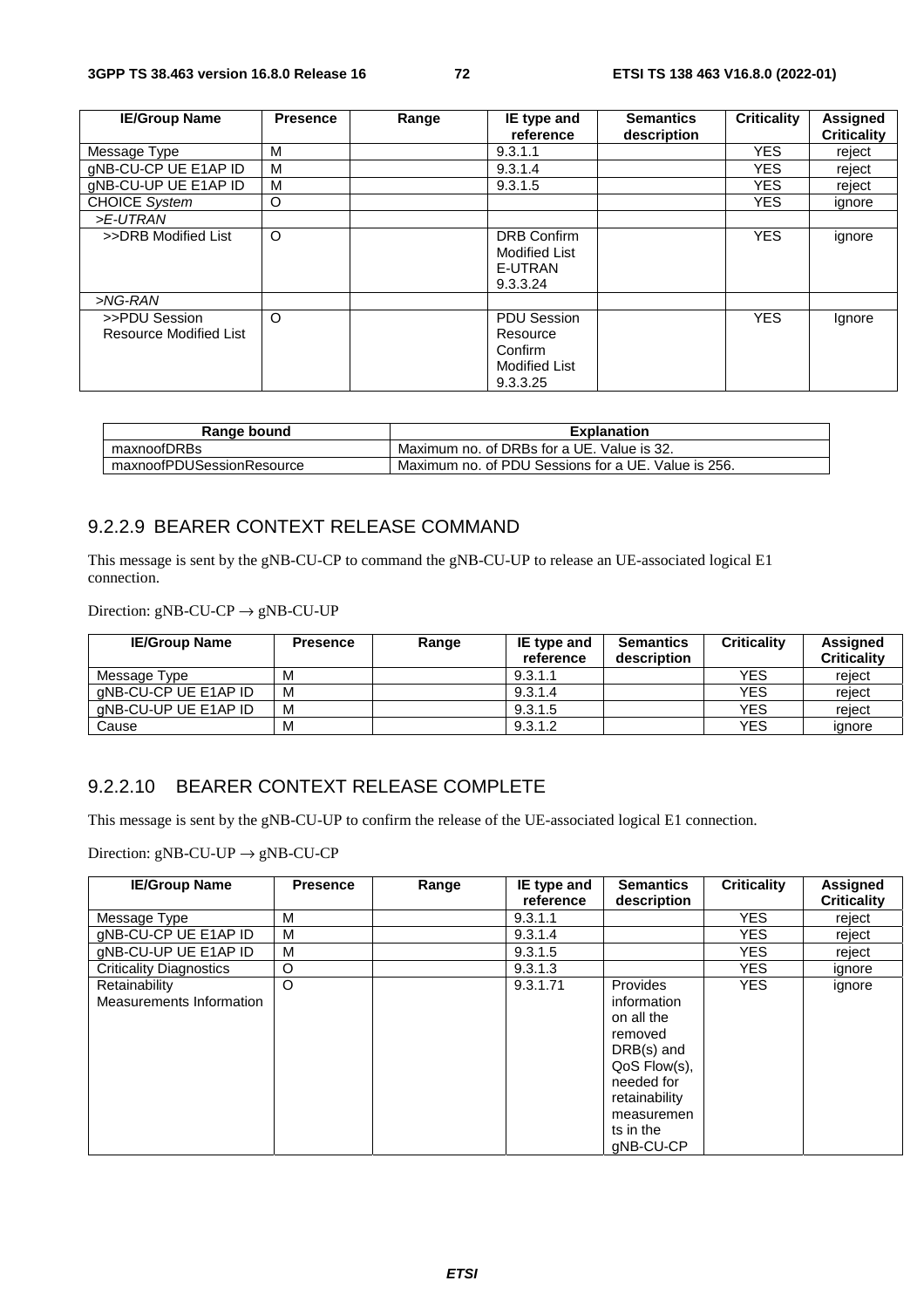| IE/Group Name | Presence | Range | IE type and reference | Semantics description | Criticality | Assigned Criticality |
|---|---|---|---|---|---|---|
| Message Type | M | | 9.3.1.1 | | YES | reject |
| gNB-CU-CP UE E1AP ID | M | | 9.3.1.4 | | YES | reject |
| gNB-CU-UP UE E1AP ID | M | | 9.3.1.5 | | YES | reject |
| CHOICE *System* | O | | | | YES | ignore |
| *>E-UTRAN* | | | | | | |
| >>DRB Modified List | O | | DRB Confirm Modified List E-UTRAN 9.3.3.24 | | YES | ignore |
| *>NG-RAN* | | | | | | |
| >>PDU Session Resource Modified List | O | | PDU Session Resource Confirm Modified List 9.3.3.25 | | YES | Ignore |

| Range bound | Explanation |
|---|---|
| maxnoofDRBs | Maximum no. of DRBs for a UE. Value is 32. |
| maxnoofPDUSessionResource | Maximum no. of PDU Sessions for a UE. Value is 256. |

### 9.2.2.9 BEARER CONTEXT RELEASE COMMAND

This message is sent by the gNB-CU-CP to command the gNB-CU-UP to release an UE-associated logical E1 connection.

Direction: gNB-CU-CP → gNB-CU-UP

| IE/Group Name | Presence | Range | IE type and reference | Semantics description | Criticality | Assigned Criticality |
|---|---|---|---|---|---|---|
| Message Type | M | | 9.3.1.1 | | YES | reject |
| gNB-CU-CP UE E1AP ID | M | | 9.3.1.4 | | YES | reject |
| gNB-CU-UP UE E1AP ID | M | | 9.3.1.5 | | YES | reject |
| Cause | M | | 9.3.1.2 | | YES | ignore |

### 9.2.2.10 BEARER CONTEXT RELEASE COMPLETE

This message is sent by the gNB-CU-UP to confirm the release of the UE-associated logical E1 connection.

Direction: gNB-CU-UP → gNB-CU-CP

| IE/Group Name | Presence | Range | IE type and reference | Semantics description | Criticality | Assigned Criticality |
|---|---|---|---|---|---|---|
| Message Type | M | | 9.3.1.1 | | YES | reject |
| gNB-CU-CP UE E1AP ID | M | | 9.3.1.4 | | YES | reject |
| gNB-CU-UP UE E1AP ID | M | | 9.3.1.5 | | YES | reject |
| Criticality Diagnostics | O | | 9.3.1.3 | | YES | ignore |
| Retainability Measurements Information | O | | 9.3.1.71 | Provides information on all the removed DRB(s) and QoS Flow(s), needed for retainability measurements in the gNB-CU-CP | YES | ignore |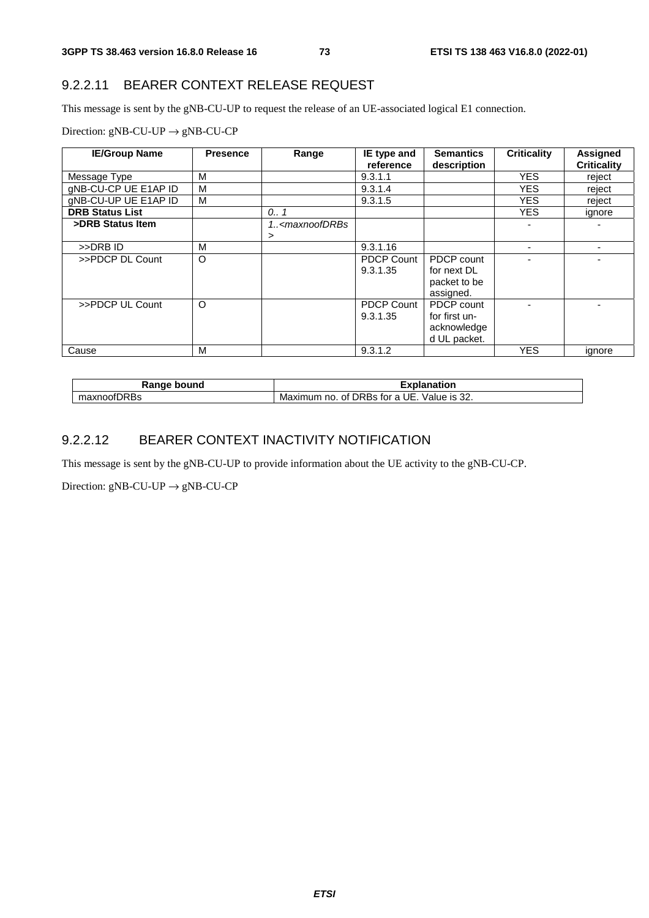### 9.2.2.11 BEARER CONTEXT RELEASE REQUEST

This message is sent by the gNB-CU-UP to request the release of an UE-associated logical E1 connection.

Direction: gNB-CU-UP → gNB-CU-CP

| IE/Group Name | Presence | Range | IE type and reference | Semantics description | Criticality | Assigned Criticality |
|---|---|---|---|---|---|---|
| Message Type | M | | 9.3.1.1 | | YES | reject |
| gNB-CU-CP UE E1AP ID | M | | 9.3.1.4 | | YES | reject |
| gNB-CU-UP UE E1AP ID | M | | 9.3.1.5 | | YES | reject |
| **DRB Status List** | | *0.. 1* | | | YES | ignore |
| **>DRB Status Item** | | *1..<maxnoofDRBs>* | | | - | - |
| >>DRB ID | M | | 9.3.1.16 | | - | - |
| >>PDCP DL Count | O | | PDCP Count 9.3.1.35 | PDCP count for next DL packet to be assigned. | - | - |
| >>PDCP UL Count | O | | PDCP Count 9.3.1.35 | PDCP count for first un-acknowledged UL packet. | - | - |
| Cause | M | | 9.3.1.2 | | YES | ignore |

| Range bound | Explanation |
|---|---|
| maxnoofDRBs | Maximum no. of DRBs for a UE. Value is 32. |

### 9.2.2.12 BEARER CONTEXT INACTIVITY NOTIFICATION

This message is sent by the gNB-CU-UP to provide information about the UE activity to the gNB-CU-CP.

Direction: gNB-CU-UP → gNB-CU-CP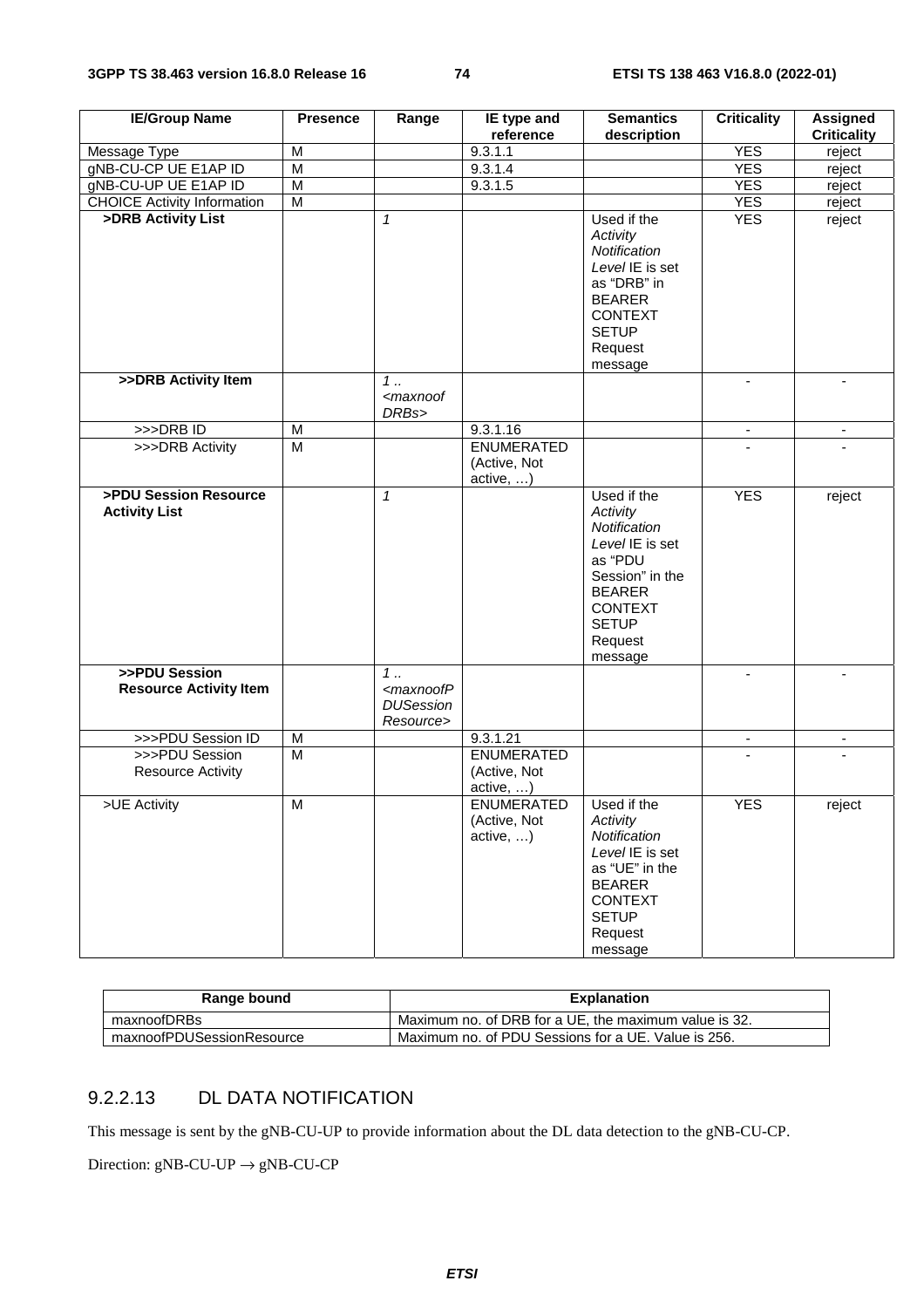| IE/Group Name | Presence | Range | IE type and reference | Semantics description | Criticality | Assigned Criticality |
|---|---|---|---|---|---|---|
| Message Type | M | | 9.3.1.1 | | YES | reject |
| gNB-CU-CP UE E1AP ID | M | | 9.3.1.4 | | YES | reject |
| gNB-CU-UP UE E1AP ID | M | | 9.3.1.5 | | YES | reject |
| CHOICE Activity Information | M | | | | YES | reject |
| **>DRB Activity List** | | *1* | | Used if the *Activity Notification Level* IE is set as "DRB" in BEARER CONTEXT SETUP Request message | YES | reject |
| **>>DRB Activity Item** | | *1 .. <maxnoofDRBs>* | | | - | - |
| >>>DRB ID | M | | 9.3.1.16 | | - | - |
| >>>DRB Activity | M | | ENUMERATED (Active, Not active, …) | | - | - |
| **>PDU Session Resource Activity List** | | *1* | | Used if the *Activity Notification Level* IE is set as "PDU Session" in the BEARER CONTEXT SETUP Request message | YES | reject |
| **>>PDU Session Resource Activity Item** | | *1 .. <maxnoofPDUSessionResource>* | | | - | - |
| >>>PDU Session ID | M | | 9.3.1.21 | | - | - |
| >>>PDU Session Resource Activity | M | | ENUMERATED (Active, Not active, …) | | - | - |
| >UE Activity | M | | ENUMERATED (Active, Not active, …) | Used if the *Activity Notification Level* IE is set as "UE" in the BEARER CONTEXT SETUP Request message | YES | reject |

| Range bound | Explanation |
|---|---|
| maxnoofDRBs | Maximum no. of DRB for a UE, the maximum value is 32. |
| maxnoofPDUSessionResource | Maximum no. of PDU Sessions for a UE. Value is 256. |

### 9.2.2.13 DL DATA NOTIFICATION

This message is sent by the gNB-CU-UP to provide information about the DL data detection to the gNB-CU-CP.

Direction: gNB-CU-UP → gNB-CU-CP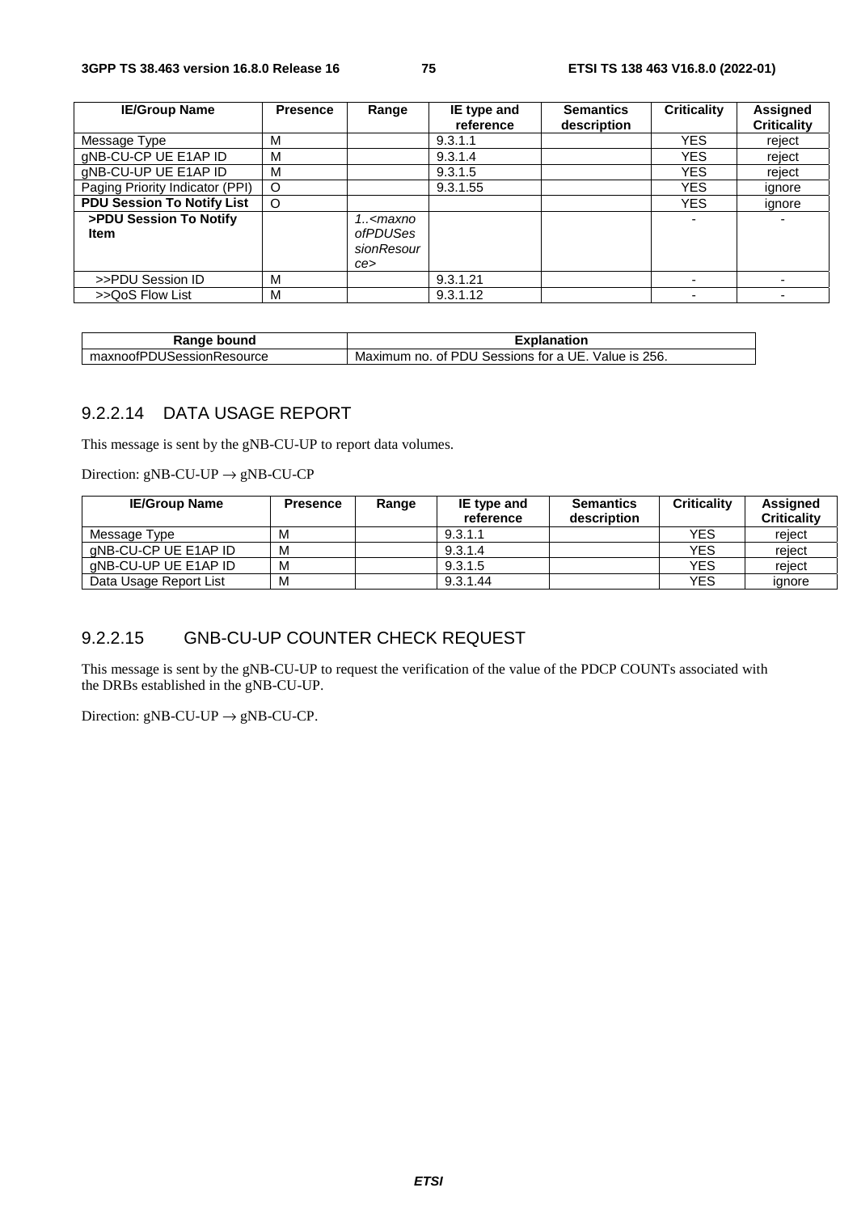| IE/Group Name | Presence | Range | IE type and reference | Semantics description | Criticality | Assigned Criticality |
|---|---|---|---|---|---|---|
| Message Type | M | | 9.3.1.1 | | YES | reject |
| gNB-CU-CP UE E1AP ID | M | | 9.3.1.4 | | YES | reject |
| gNB-CU-UP UE E1AP ID | M | | 9.3.1.5 | | YES | reject |
| Paging Priority Indicator (PPI) | O | | 9.3.1.55 | | YES | ignore |
| **PDU Session To Notify List** | O | | | | YES | ignore |
| **>PDU Session To Notify Item** | | *1..<maxnoofPDUSessionResource>* | | | - | - |
| >>PDU Session ID | M | | 9.3.1.21 | | - | - |
| >>QoS Flow List | M | | 9.3.1.12 | | - | - |

| Range bound | Explanation |
|---|---|
| maxnoofPDUSessionResource | Maximum no. of PDU Sessions for a UE. Value is 256. |

### 9.2.2.14 DATA USAGE REPORT

This message is sent by the gNB-CU-UP to report data volumes.

Direction: gNB-CU-UP → gNB-CU-CP

| IE/Group Name | Presence | Range | IE type and reference | Semantics description | Criticality | Assigned Criticality |
|---|---|---|---|---|---|---|
| Message Type | M | | 9.3.1.1 | | YES | reject |
| gNB-CU-CP UE E1AP ID | M | | 9.3.1.4 | | YES | reject |
| gNB-CU-UP UE E1AP ID | M | | 9.3.1.5 | | YES | reject |
| Data Usage Report List | M | | 9.3.1.44 | | YES | ignore |

### 9.2.2.15 GNB-CU-UP COUNTER CHECK REQUEST

This message is sent by the gNB-CU-UP to request the verification of the value of the PDCP COUNTs associated with the DRBs established in the gNB-CU-UP.

Direction: gNB-CU-UP → gNB-CU-CP.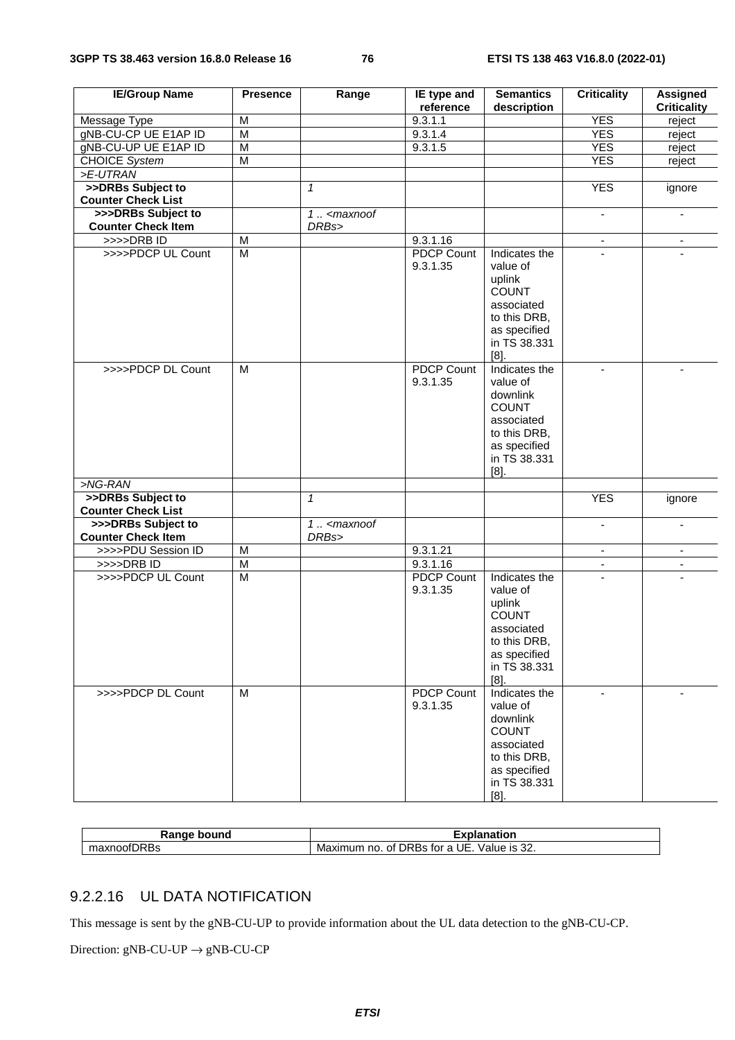| IE/Group Name | Presence | Range | IE type and reference | Semantics description | Criticality | Assigned Criticality |
|---|---|---|---|---|---|---|
| Message Type | M | | 9.3.1.1 | | YES | reject |
| gNB-CU-CP UE E1AP ID | M | | 9.3.1.4 | | YES | reject |
| gNB-CU-UP UE E1AP ID | M | | 9.3.1.5 | | YES | reject |
| CHOICE *System* | M | | | | YES | reject |
| *>E-UTRAN* | | | | | | |
| **>>DRBs Subject to Counter Check List** | | *1* | | | YES | ignore |
| **>>>DRBs Subject to Counter Check Item** | | *1 .. <maxnoof DRBs>* | | | - | - |
| >>>>DRB ID | M | | 9.3.1.16 | | - | - |
| >>>>PDCP UL Count | M | | PDCP Count 9.3.1.35 | Indicates the value of uplink COUNT associated to this DRB, as specified in TS 38.331 [8]. | - | - |
| >>>>PDCP DL Count | M | | PDCP Count 9.3.1.35 | Indicates the value of downlink COUNT associated to this DRB, as specified in TS 38.331 [8]. | - | - |
| *>NG-RAN* | | | | | | |
| **>>DRBs Subject to Counter Check List** | | *1* | | | YES | ignore |
| **>>>DRBs Subject to Counter Check Item** | | *1 .. <maxnoof DRBs>* | | | - | - |
| >>>>PDU Session ID | M | | 9.3.1.21 | | - | - |
| >>>>DRB ID | M | | 9.3.1.16 | | - | - |
| >>>>PDCP UL Count | M | | PDCP Count 9.3.1.35 | Indicates the value of uplink COUNT associated to this DRB, as specified in TS 38.331 [8]. | - | - |
| >>>>PDCP DL Count | M | | PDCP Count 9.3.1.35 | Indicates the value of downlink COUNT associated to this DRB, as specified in TS 38.331 [8]. | - | - |

| Range bound | Explanation |
|---|---|
| maxnoofDRBs | Maximum no. of DRBs for a UE. Value is 32. |

### 9.2.2.16 UL DATA NOTIFICATION

This message is sent by the gNB-CU-UP to provide information about the UL data detection to the gNB-CU-CP.

Direction: gNB-CU-UP → gNB-CU-CP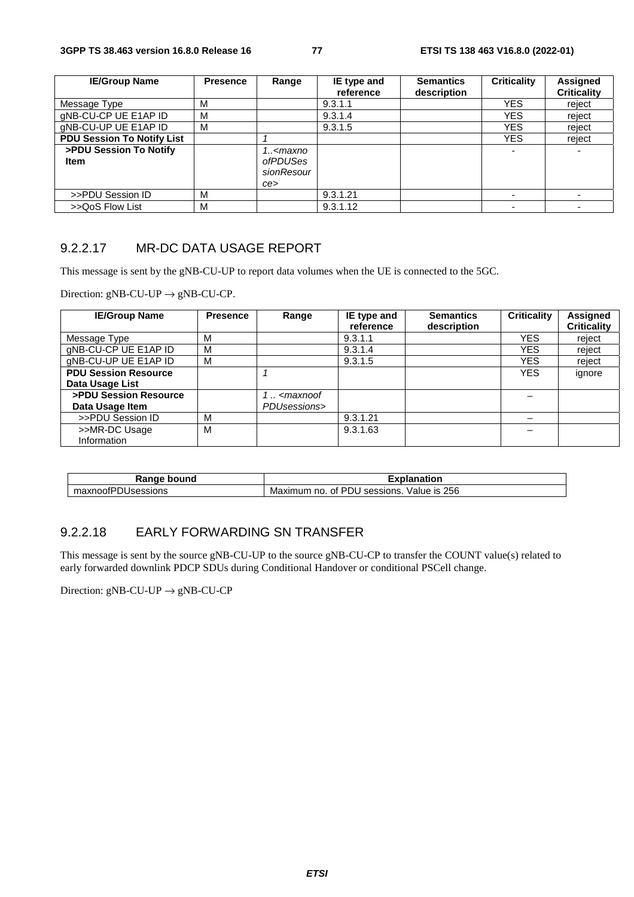| IE/Group Name | Presence | Range | IE type and reference | Semantics description | Criticality | Assigned Criticality |
|---|---|---|---|---|---|---|
| Message Type | M | | 9.3.1.1 | | YES | reject |
| gNB-CU-CP UE E1AP ID | M | | 9.3.1.4 | | YES | reject |
| gNB-CU-UP UE E1AP ID | M | | 9.3.1.5 | | YES | reject |
| **PDU Session To Notify List** | | *1* | | | YES | reject |
| **>PDU Session To Notify Item** | | *1..<maxnoofPDUSessionResource>* | | | - | - |
| >>PDU Session ID | M | | 9.3.1.21 | | - | - |
| >>QoS Flow List | M | | 9.3.1.12 | | - | - |

### 9.2.2.17 MR-DC DATA USAGE REPORT

This message is sent by the gNB-CU-UP to report data volumes when the UE is connected to the 5GC.

Direction: gNB-CU-UP → gNB-CU-CP.

| IE/Group Name | Presence | Range | IE type and reference | Semantics description | Criticality | Assigned Criticality |
|---|---|---|---|---|---|---|
| Message Type | M | | 9.3.1.1 | | YES | reject |
| gNB-CU-CP UE E1AP ID | M | | 9.3.1.4 | | YES | reject |
| gNB-CU-UP UE E1AP ID | M | | 9.3.1.5 | | YES | reject |
| **PDU Session Resource Data Usage List** | | *1* | | | YES | ignore |
| **>PDU Session Resource Data Usage Item** | | *1 .. <maxnoofPDUsessions>* | | | – | |
| >>PDU Session ID | M | | 9.3.1.21 | | – | |
| >>MR-DC Usage Information | M | | 9.3.1.63 | | – | |

| Range bound | Explanation |
|---|---|
| maxnoofPDUsessions | Maximum no. of PDU sessions. Value is 256 |

### 9.2.2.18 EARLY FORWARDING SN TRANSFER

This message is sent by the source gNB-CU-UP to the source gNB-CU-CP to transfer the COUNT value(s) related to early forwarded downlink PDCP SDUs during Conditional Handover or conditional PSCell change.

Direction: gNB-CU-UP → gNB-CU-CP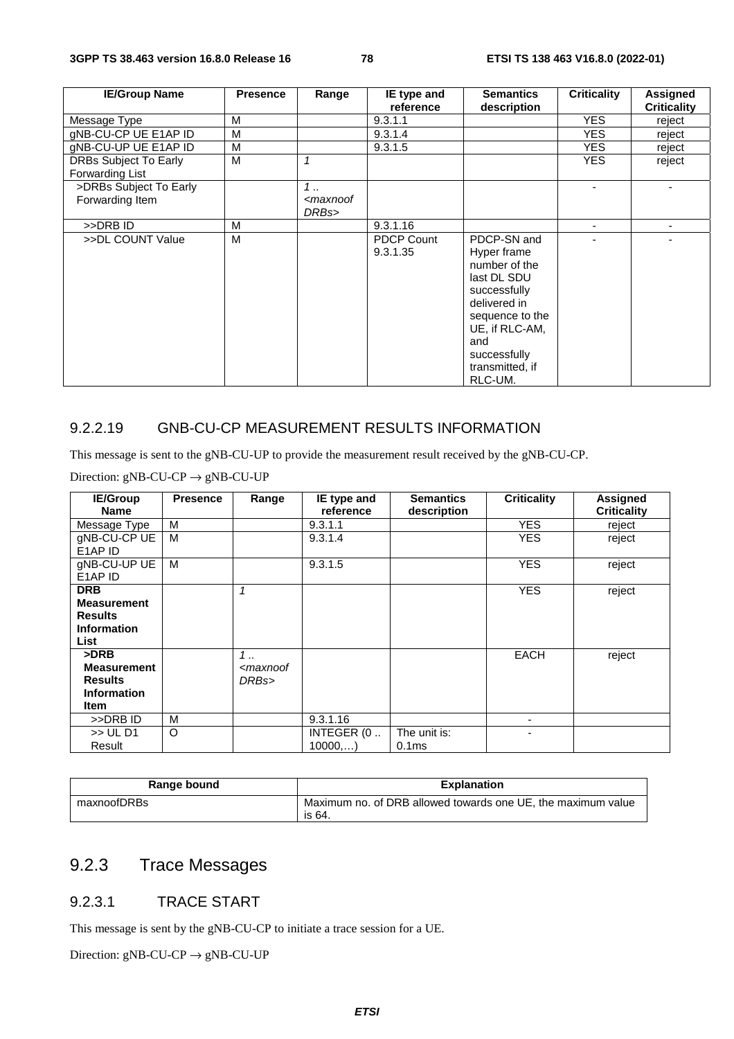| IE/Group Name | Presence | Range | IE type and reference | Semantics description | Criticality | Assigned Criticality |
|---|---|---|---|---|---|---|
| Message Type | M | | 9.3.1.1 | | YES | reject |
| gNB-CU-CP UE E1AP ID | M | | 9.3.1.4 | | YES | reject |
| gNB-CU-UP UE E1AP ID | M | | 9.3.1.5 | | YES | reject |
| DRBs Subject To Early Forwarding List | M | *1* | | | YES | reject |
| >DRBs Subject To Early Forwarding Item | | *1 .. <maxnoofDRBs>* | | | - | - |
| >>DRB ID | M | | 9.3.1.16 | | - | - |
| >>DL COUNT Value | M | | PDCP Count 9.3.1.35 | PDCP-SN and Hyper frame number of the last DL SDU successfully delivered in sequence to the UE, if RLC-AM, and successfully transmitted, if RLC-UM. | - | - |

### 9.2.2.19 GNB-CU-CP MEASUREMENT RESULTS INFORMATION

This message is sent to the gNB-CU-UP to provide the measurement result received by the gNB-CU-CP.

Direction: gNB-CU-CP → gNB-CU-UP

| IE/Group Name | Presence | Range | IE type and reference | Semantics description | Criticality | Assigned Criticality |
|---|---|---|---|---|---|---|
| Message Type | M | | 9.3.1.1 | | YES | reject |
| gNB-CU-CP UE E1AP ID | M | | 9.3.1.4 | | YES | reject |
| gNB-CU-UP UE E1AP ID | M | | 9.3.1.5 | | YES | reject |
| **DRB Measurement Results Information List** | | *1* | | | YES | reject |
| **>DRB Measurement Results Information Item** | | *1 .. <maxnoofDRBs>* | | | EACH | reject |
| >>DRB ID | M | | 9.3.1.16 | | - | |
| >> UL D1 Result | O | | INTEGER (0 .. 10000,…) | The unit is: 0.1ms | - | |

| Range bound | Explanation |
|---|---|
| maxnoofDRBs | Maximum no. of DRB allowed towards one UE, the maximum value is 64. |

## 9.2.3 Trace Messages

### 9.2.3.1 TRACE START

This message is sent by the gNB-CU-CP to initiate a trace session for a UE.

Direction: gNB-CU-CP → gNB-CU-UP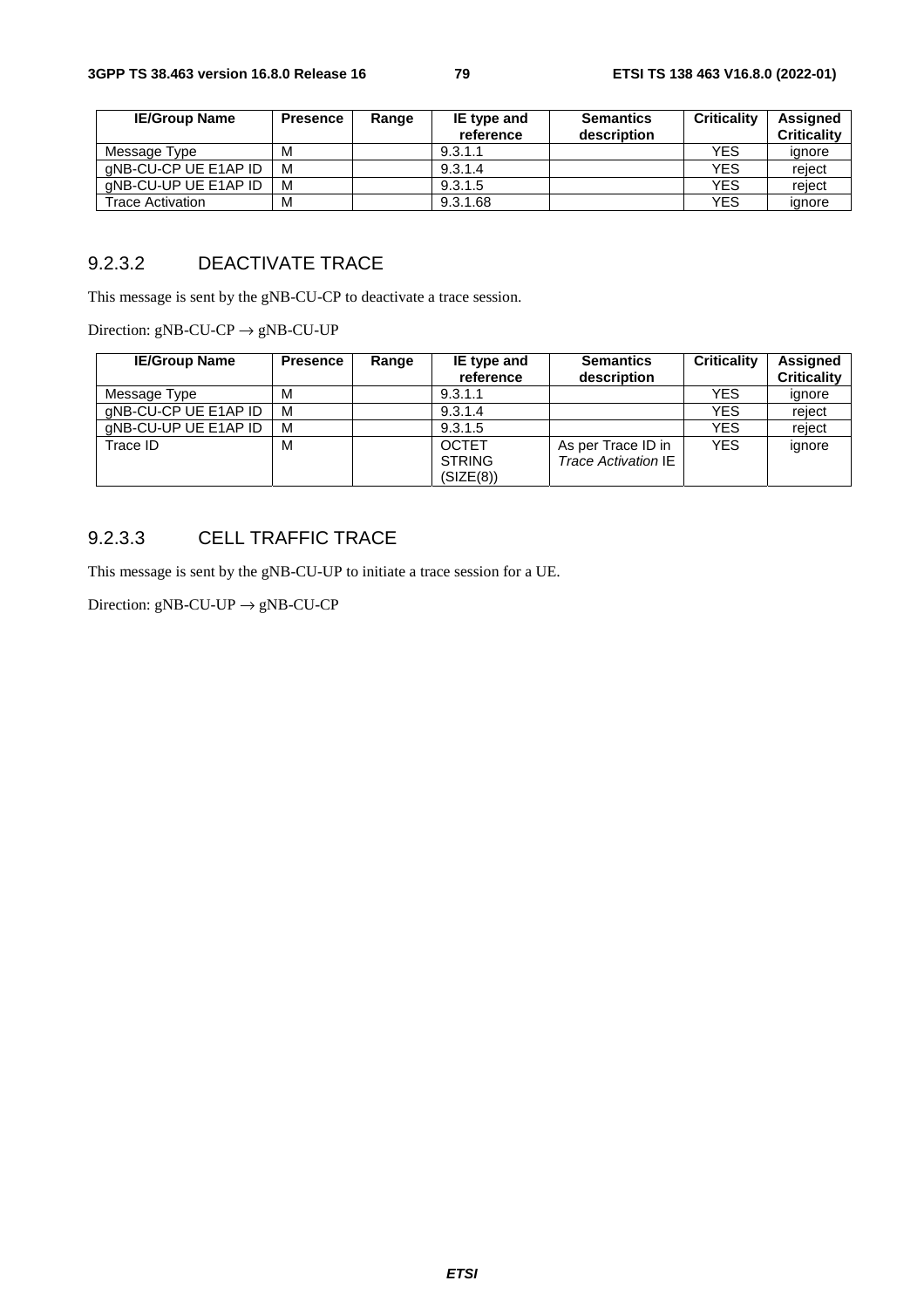| IE/Group Name | Presence | Range | IE type and reference | Semantics description | Criticality | Assigned Criticality |
|---|---|---|---|---|---|---|
| Message Type | M | | 9.3.1.1 | | YES | ignore |
| gNB-CU-CP UE E1AP ID | M | | 9.3.1.4 | | YES | reject |
| gNB-CU-UP UE E1AP ID | M | | 9.3.1.5 | | YES | reject |
| Trace Activation | M | | 9.3.1.68 | | YES | ignore |

### 9.2.3.2 DEACTIVATE TRACE

This message is sent by the gNB-CU-CP to deactivate a trace session.

Direction: gNB-CU-CP → gNB-CU-UP

| IE/Group Name | Presence | Range | IE type and reference | Semantics description | Criticality | Assigned Criticality |
|---|---|---|---|---|---|---|
| Message Type | M | | 9.3.1.1 | | YES | ignore |
| gNB-CU-CP UE E1AP ID | M | | 9.3.1.4 | | YES | reject |
| gNB-CU-UP UE E1AP ID | M | | 9.3.1.5 | | YES | reject |
| Trace ID | M | | OCTET STRING (SIZE(8)) | As per Trace ID in *Trace Activation* IE | YES | ignore |

### 9.2.3.3 CELL TRAFFIC TRACE

This message is sent by the gNB-CU-UP to initiate a trace session for a UE.

Direction: gNB-CU-UP → gNB-CU-CP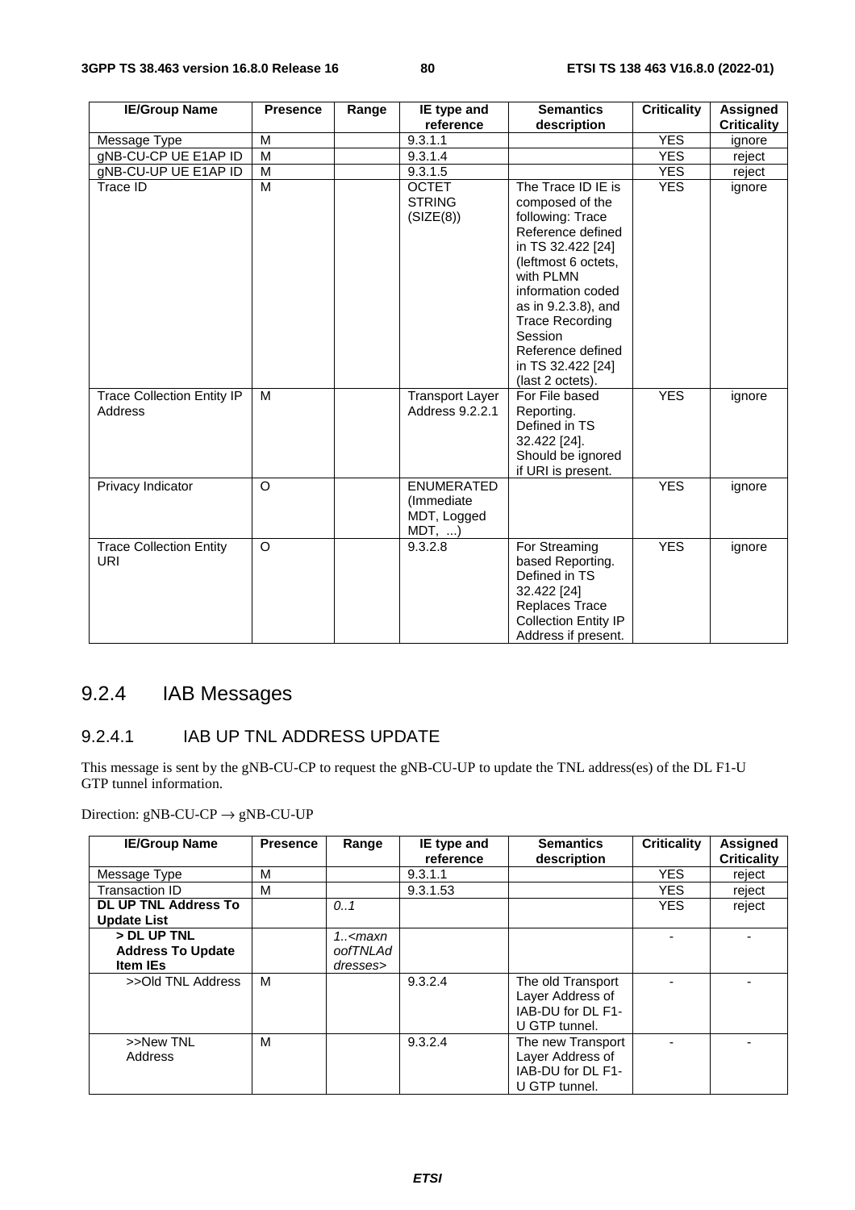| IE/Group Name | Presence | Range | IE type and reference | Semantics description | Criticality | Assigned Criticality |
|---|---|---|---|---|---|---|
| Message Type | M | | 9.3.1.1 | | YES | ignore |
| gNB-CU-CP UE E1AP ID | M | | 9.3.1.4 | | YES | reject |
| gNB-CU-UP UE E1AP ID | M | | 9.3.1.5 | | YES | reject |
| Trace ID | M | | OCTET STRING (SIZE(8)) | The Trace ID IE is composed of the following: Trace Reference defined in TS 32.422 [24] (leftmost 6 octets, with PLMN information coded as in 9.2.3.8), and Trace Recording Session Reference defined in TS 32.422 [24] (last 2 octets). | YES | ignore |
| Trace Collection Entity IP Address | M | | Transport Layer Address 9.2.2.1 | For File based Reporting. Defined in TS 32.422 [24]. Should be ignored if URI is present. | YES | ignore |
| Privacy Indicator | O | | ENUMERATED (Immediate MDT, Logged MDT, ...) | | YES | ignore |
| Trace Collection Entity URI | O | | 9.3.2.8 | For Streaming based Reporting. Defined in TS 32.422 [24] Replaces Trace Collection Entity IP Address if present. | YES | ignore |

## 9.2.4 IAB Messages

### 9.2.4.1 IAB UP TNL ADDRESS UPDATE

This message is sent by the gNB-CU-CP to request the gNB-CU-UP to update the TNL address(es) of the DL F1-U GTP tunnel information.

Direction: gNB-CU-CP → gNB-CU-UP

| IE/Group Name | Presence | Range | IE type and reference | Semantics description | Criticality | Assigned Criticality |
|---|---|---|---|---|---|---|
| Message Type | M | | 9.3.1.1 | | YES | reject |
| Transaction ID | M | | 9.3.1.53 | | YES | reject |
| **DL UP TNL Address To Update List** | | *0..1* | | | YES | reject |
| **> DL UP TNL Address To Update Item IEs** | | *1..<maxnoofTNLAddresses>* | | | - | - |
| >>Old TNL Address | M | | 9.3.2.4 | The old Transport Layer Address of IAB-DU for DL F1-U GTP tunnel. | - | - |
| >>New TNL Address | M | | 9.3.2.4 | The new Transport Layer Address of IAB-DU for DL F1-U GTP tunnel. | - | - |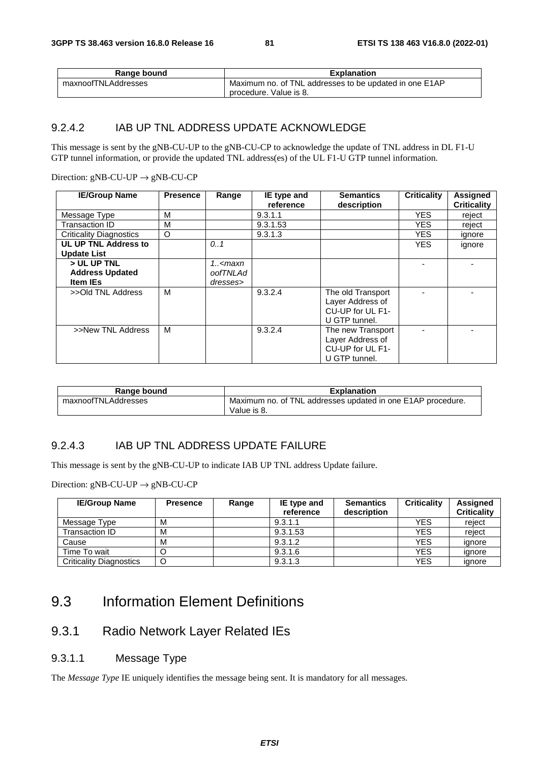| Range bound | Explanation |
| --- | --- |
| maxnoofTNLAddresses | Maximum no. of TNL addresses to be updated in one E1AP procedure. Value is 8. |

### 9.2.4.2 IAB UP TNL ADDRESS UPDATE ACKNOWLEDGE

This message is sent by the gNB-CU-UP to the gNB-CU-CP to acknowledge the update of TNL address in DL F1-U GTP tunnel information, or provide the updated TNL address(es) of the UL F1-U GTP tunnel information.

Direction: gNB-CU-UP → gNB-CU-CP

| IE/Group Name | Presence | Range | IE type and reference | Semantics description | Criticality | Assigned Criticality |
| --- | --- | --- | --- | --- | --- | --- |
| Message Type | M | | 9.3.1.1 | | YES | reject |
| Transaction ID | M | | 9.3.1.53 | | YES | reject |
| Criticality Diagnostics | O | | 9.3.1.3 | | YES | ignore |
| **UL UP TNL Address to Update List** | | *0..1* | | | YES | ignore |
| **> UL UP TNL Address Updated Item IEs** | | *1..<maxnoofTNLAddresses>* | | | - | - |
| >>Old TNL Address | M | | 9.3.2.4 | The old Transport Layer Address of CU-UP for UL F1-U GTP tunnel. | - | - |
| >>New TNL Address | M | | 9.3.2.4 | The new Transport Layer Address of CU-UP for UL F1-U GTP tunnel. | - | - |

| Range bound | Explanation |
| --- | --- |
| maxnoofTNLAddresses | Maximum no. of TNL addresses updated in one E1AP procedure. Value is 8. |

### 9.2.4.3 IAB UP TNL ADDRESS UPDATE FAILURE

This message is sent by the gNB-CU-UP to indicate IAB UP TNL address Update failure.

Direction: gNB-CU-UP → gNB-CU-CP

| IE/Group Name | Presence | Range | IE type and reference | Semantics description | Criticality | Assigned Criticality |
| --- | --- | --- | --- | --- | --- | --- |
| Message Type | M | | 9.3.1.1 | | YES | reject |
| Transaction ID | M | | 9.3.1.53 | | YES | reject |
| Cause | M | | 9.3.1.2 | | YES | ignore |
| Time To wait | O | | 9.3.1.6 | | YES | ignore |
| Criticality Diagnostics | O | | 9.3.1.3 | | YES | ignore |

# 9.3 Information Element Definitions

## 9.3.1 Radio Network Layer Related IEs

### 9.3.1.1 Message Type

The *Message Type* IE uniquely identifies the message being sent. It is mandatory for all messages.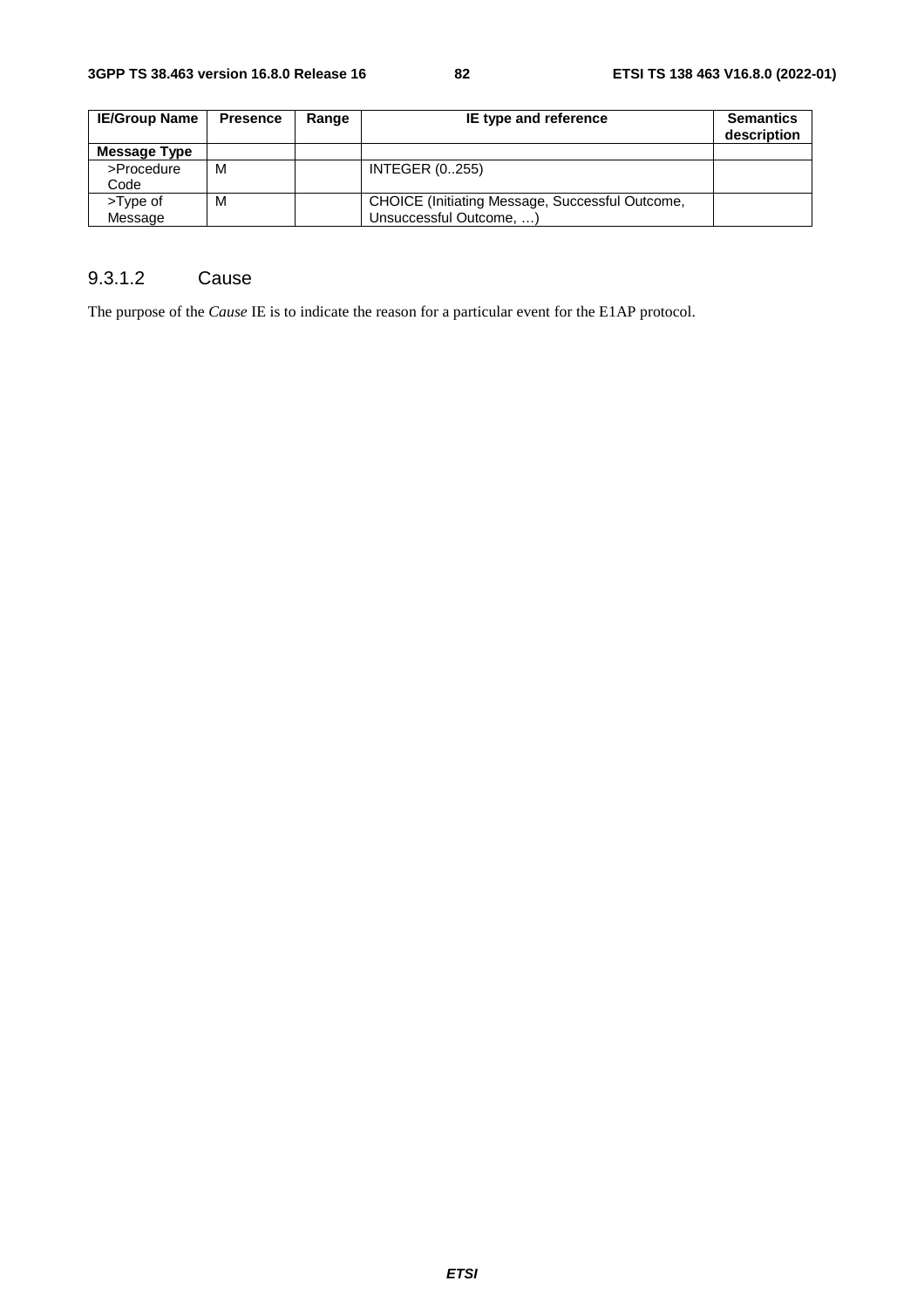| IE/Group Name | Presence | Range | IE type and reference | Semantics description |
|---|---|---|---|---|
| **Message Type** | | | | |
| >Procedure Code | M | | INTEGER (0..255) | |
| >Type of Message | M | | CHOICE (Initiating Message, Successful Outcome, Unsuccessful Outcome, …) | |

### 9.3.1.2 Cause

The purpose of the *Cause* IE is to indicate the reason for a particular event for the E1AP protocol.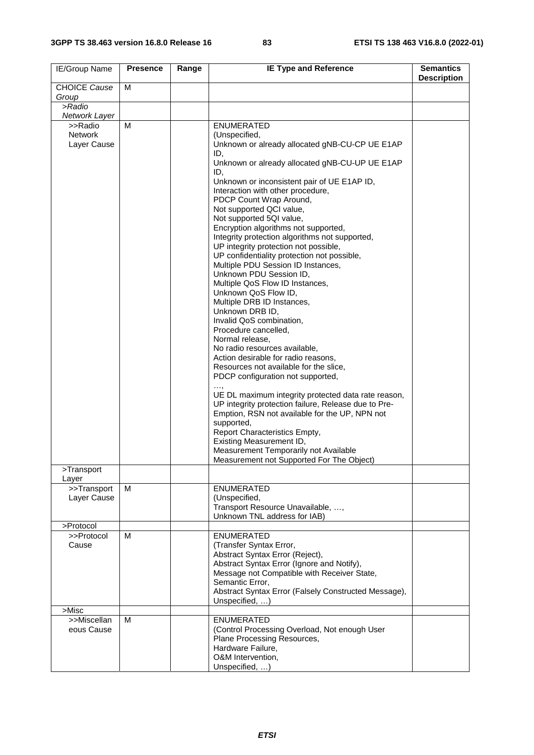| IE/Group Name | Presence | Range | IE Type and Reference | Semantics Description |
|---|---|---|---|---|
| CHOICE *Cause Group* | M | | | |
| *>Radio Network Layer* | | | | |
| >>Radio Network Layer Cause | M | | ENUMERATED (Unspecified, Unknown or already allocated gNB-CU-CP UE E1AP ID, Unknown or already allocated gNB-CU-UP UE E1AP ID, Unknown or inconsistent pair of UE E1AP ID, Interaction with other procedure, PDCP Count Wrap Around, Not supported QCI value, Not supported 5QI value, Encryption algorithms not supported, Integrity protection algorithms not supported, UP integrity protection not possible, UP confidentiality protection not possible, Multiple PDU Session ID Instances, Unknown PDU Session ID, Multiple QoS Flow ID Instances, Unknown QoS Flow ID, Multiple DRB ID Instances, Unknown DRB ID, Invalid QoS combination, Procedure cancelled, Normal release, No radio resources available, Action desirable for radio reasons, Resources not available for the slice, PDCP configuration not supported, …, UE DL maximum integrity protected data rate reason, UP integrity protection failure, Release due to Pre-Emption, RSN not available for the UP, NPN not supported, Report Characteristics Empty, Existing Measurement ID, Measurement Temporarily not Available Measurement not Supported For The Object) | |
| >Transport Layer | | | | |
| >>Transport Layer Cause | M | | ENUMERATED (Unspecified, Transport Resource Unavailable, …, Unknown TNL address for IAB) | |
| >Protocol | | | | |
| >>Protocol Cause | M | | ENUMERATED (Transfer Syntax Error, Abstract Syntax Error (Reject), Abstract Syntax Error (Ignore and Notify), Message not Compatible with Receiver State, Semantic Error, Abstract Syntax Error (Falsely Constructed Message), Unspecified, …) | |
| >Misc | | | | |
| >>Miscellaneous Cause | M | | ENUMERATED (Control Processing Overload, Not enough User Plane Processing Resources, Hardware Failure, O&M Intervention, Unspecified, …) | |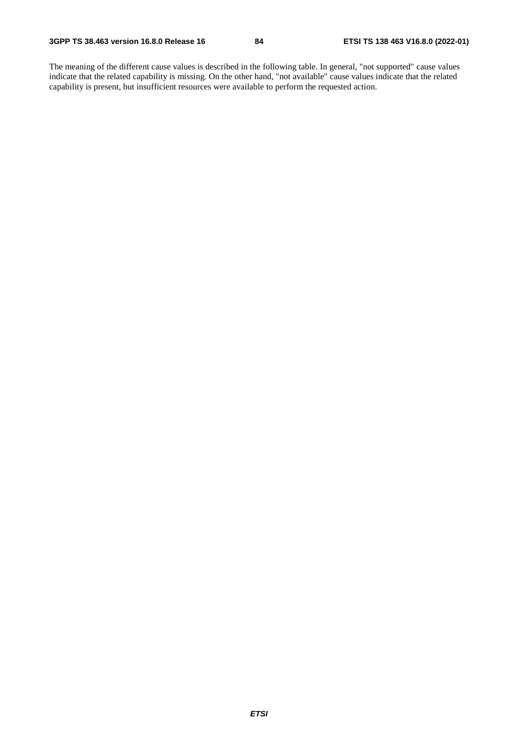The meaning of the different cause values is described in the following table. In general, "not supported" cause values indicate that the related capability is missing. On the other hand, "not available" cause values indicate that the related capability is present, but insufficient resources were available to perform the requested action.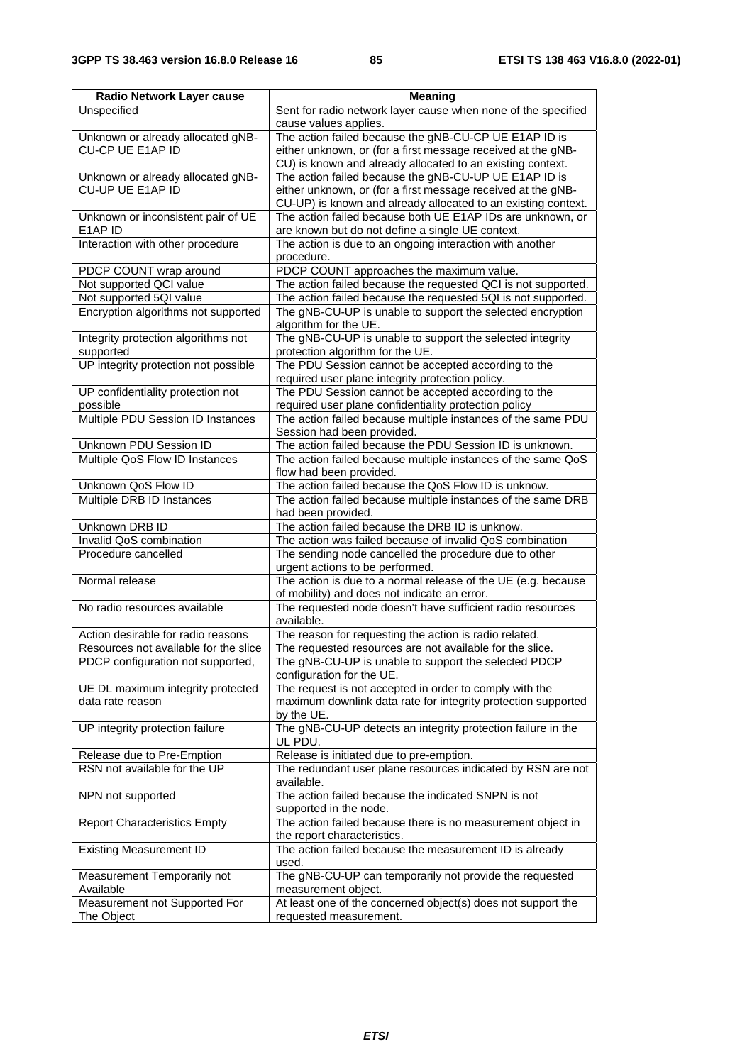| Radio Network Layer cause | Meaning |
|---|---|
| Unspecified | Sent for radio network layer cause when none of the specified cause values applies. |
| Unknown or already allocated gNB-CU-CP UE E1AP ID | The action failed because the gNB-CU-CP UE E1AP ID is either unknown, or (for a first message received at the gNB-CU) is known and already allocated to an existing context. |
| Unknown or already allocated gNB-CU-UP UE E1AP ID | The action failed because the gNB-CU-UP UE E1AP ID is either unknown, or (for a first message received at the gNB-CU-UP) is known and already allocated to an existing context. |
| Unknown or inconsistent pair of UE E1AP ID | The action failed because both UE E1AP IDs are unknown, or are known but do not define a single UE context. |
| Interaction with other procedure | The action is due to an ongoing interaction with another procedure. |
| PDCP COUNT wrap around | PDCP COUNT approaches the maximum value. |
| Not supported QCI value | The action failed because the requested QCI is not supported. |
| Not supported 5QI value | The action failed because the requested 5QI is not supported. |
| Encryption algorithms not supported | The gNB-CU-UP is unable to support the selected encryption algorithm for the UE. |
| Integrity protection algorithms not supported | The gNB-CU-UP is unable to support the selected integrity protection algorithm for the UE. |
| UP integrity protection not possible | The PDU Session cannot be accepted according to the required user plane integrity protection policy. |
| UP confidentiality protection not possible | The PDU Session cannot be accepted according to the required user plane confidentiality protection policy |
| Multiple PDU Session ID Instances | The action failed because multiple instances of the same PDU Session had been provided. |
| Unknown PDU Session ID | The action failed because the PDU Session ID is unknown. |
| Multiple QoS Flow ID Instances | The action failed because multiple instances of the same QoS flow had been provided. |
| Unknown QoS Flow ID | The action failed because the QoS Flow ID is unknow. |
| Multiple DRB ID Instances | The action failed because multiple instances of the same DRB had been provided. |
| Unknown DRB ID | The action failed because the DRB ID is unknow. |
| Invalid QoS combination | The action was failed because of invalid QoS combination |
| Procedure cancelled | The sending node cancelled the procedure due to other urgent actions to be performed. |
| Normal release | The action is due to a normal release of the UE (e.g. because of mobility) and does not indicate an error. |
| No radio resources available | The requested node doesn't have sufficient radio resources available. |
| Action desirable for radio reasons | The reason for requesting the action is radio related. |
| Resources not available for the slice | The requested resources are not available for the slice. |
| PDCP configuration not supported, | The gNB-CU-UP is unable to support the selected PDCP configuration for the UE. |
| UE DL maximum integrity protected data rate reason | The request is not accepted in order to comply with the maximum downlink data rate for integrity protection supported by the UE. |
| UP integrity protection failure | The gNB-CU-UP detects an integrity protection failure in the UL PDU. |
| Release due to Pre-Emption | Release is initiated due to pre-emption. |
| RSN not available for the UP | The redundant user plane resources indicated by RSN are not available. |
| NPN not supported | The action failed because the indicated SNPN is not supported in the node. |
| Report Characteristics Empty | The action failed because there is no measurement object in the report characteristics. |
| Existing Measurement ID | The action failed because the measurement ID is already used. |
| Measurement Temporarily not Available | The gNB-CU-UP can temporarily not provide the requested measurement object. |
| Measurement not Supported For The Object | At least one of the concerned object(s) does not support the requested measurement. |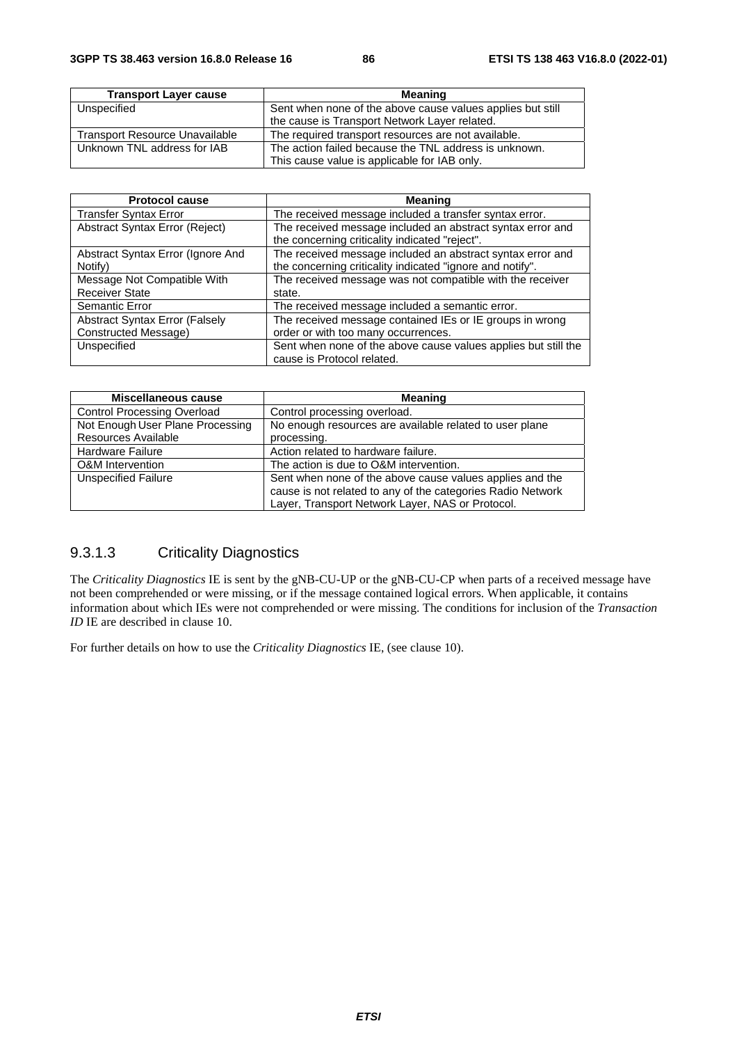| Transport Layer cause | Meaning |
| --- | --- |
| Unspecified | Sent when none of the above cause values applies but still the cause is Transport Network Layer related. |
| Transport Resource Unavailable | The required transport resources are not available. |
| Unknown TNL address for IAB | The action failed because the TNL address is unknown. This cause value is applicable for IAB only. |

| Protocol cause | Meaning |
| --- | --- |
| Transfer Syntax Error | The received message included a transfer syntax error. |
| Abstract Syntax Error (Reject) | The received message included an abstract syntax error and the concerning criticality indicated "reject". |
| Abstract Syntax Error (Ignore And Notify) | The received message included an abstract syntax error and the concerning criticality indicated "ignore and notify". |
| Message Not Compatible With Receiver State | The received message was not compatible with the receiver state. |
| Semantic Error | The received message included a semantic error. |
| Abstract Syntax Error (Falsely Constructed Message) | The received message contained IEs or IE groups in wrong order or with too many occurrences. |
| Unspecified | Sent when none of the above cause values applies but still the cause is Protocol related. |

| Miscellaneous cause | Meaning |
| --- | --- |
| Control Processing Overload | Control processing overload. |
| Not Enough User Plane Processing Resources Available | No enough resources are available related to user plane processing. |
| Hardware Failure | Action related to hardware failure. |
| O&M Intervention | The action is due to O&M intervention. |
| Unspecified Failure | Sent when none of the above cause values applies and the cause is not related to any of the categories Radio Network Layer, Transport Network Layer, NAS or Protocol. |

### 9.3.1.3 Criticality Diagnostics

The *Criticality Diagnostics* IE is sent by the gNB-CU-UP or the gNB-CU-CP when parts of a received message have not been comprehended or were missing, or if the message contained logical errors. When applicable, it contains information about which IEs were not comprehended or were missing. The conditions for inclusion of the *Transaction ID* IE are described in clause 10.

For further details on how to use the *Criticality Diagnostics* IE, (see clause 10).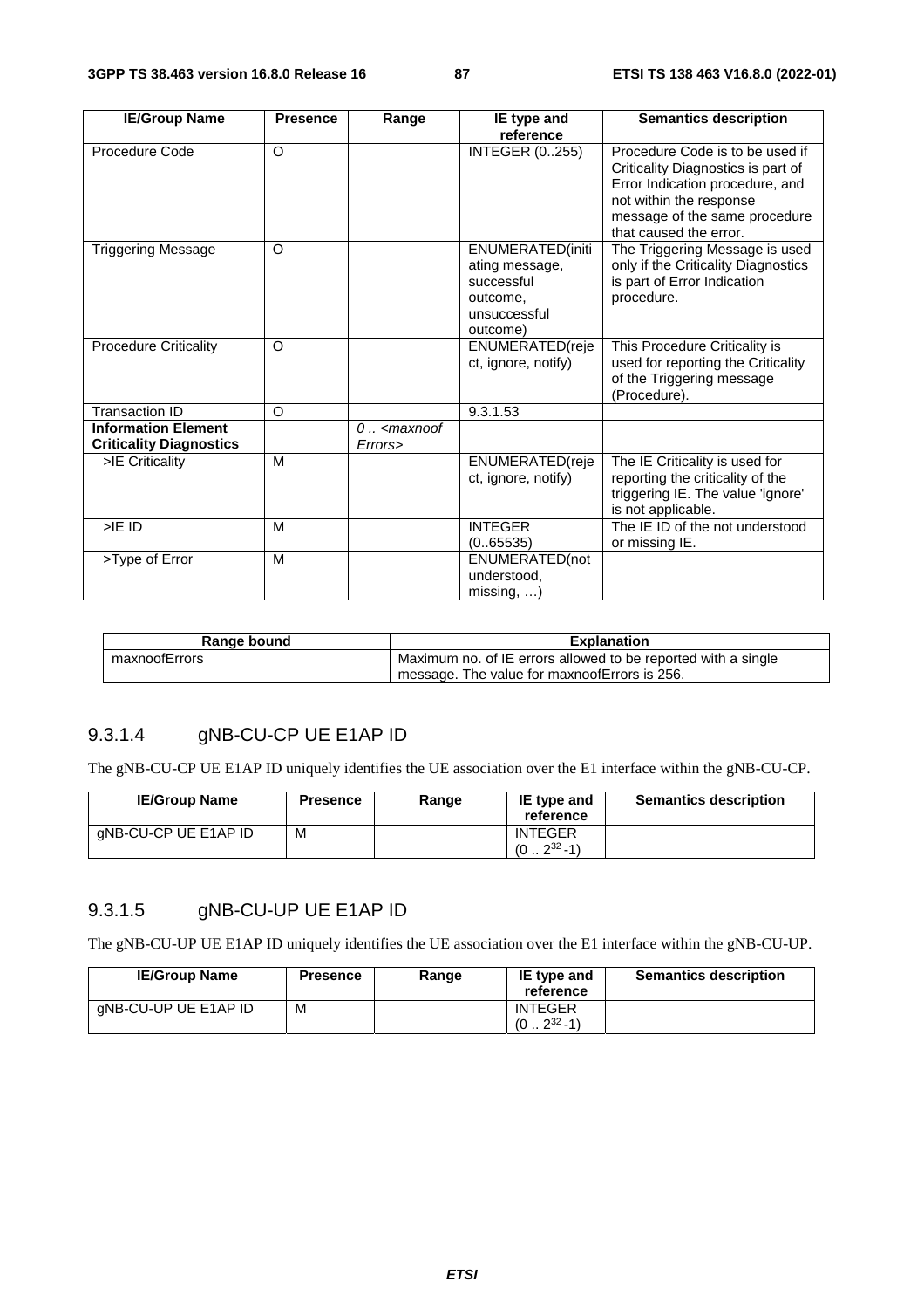| IE/Group Name | Presence | Range | IE type and reference | Semantics description |
|---|---|---|---|---|
| Procedure Code | O | | INTEGER (0..255) | Procedure Code is to be used if Criticality Diagnostics is part of Error Indication procedure, and not within the response message of the same procedure that caused the error. |
| Triggering Message | O | | ENUMERATED(initiating message, successful outcome, unsuccessful outcome) | The Triggering Message is used only if the Criticality Diagnostics is part of Error Indication procedure. |
| Procedure Criticality | O | | ENUMERATED(reject, ignore, notify) | This Procedure Criticality is used for reporting the Criticality of the Triggering message (Procedure). |
| Transaction ID | O | | 9.3.1.53 | |
| **Information Element Criticality Diagnostics** | | *0 .. <maxnoofErrors>* | | |
| >IE Criticality | M | | ENUMERATED(reject, ignore, notify) | The IE Criticality is used for reporting the criticality of the triggering IE. The value 'ignore' is not applicable. |
| >IE ID | M | | INTEGER (0..65535) | The IE ID of the not understood or missing IE. |
| >Type of Error | M | | ENUMERATED(not understood, missing, …) | |

| Range bound | Explanation |
|---|---|
| maxnoofErrors | Maximum no. of IE errors allowed to be reported with a single message. The value for maxnoofErrors is 256. |

### 9.3.1.4 gNB-CU-CP UE E1AP ID

The gNB-CU-CP UE E1AP ID uniquely identifies the UE association over the E1 interface within the gNB-CU-CP.

| IE/Group Name | Presence | Range | IE type and reference | Semantics description |
|---|---|---|---|---|
| gNB-CU-CP UE E1AP ID | M | | INTEGER ($0 .. 2^{32}-1$) | |

### 9.3.1.5 gNB-CU-UP UE E1AP ID

The gNB-CU-UP UE E1AP ID uniquely identifies the UE association over the E1 interface within the gNB-CU-UP.

| IE/Group Name | Presence | Range | IE type and reference | Semantics description |
|---|---|---|---|---|
| gNB-CU-UP UE E1AP ID | M | | INTEGER ($0 .. 2^{32}-1$) | |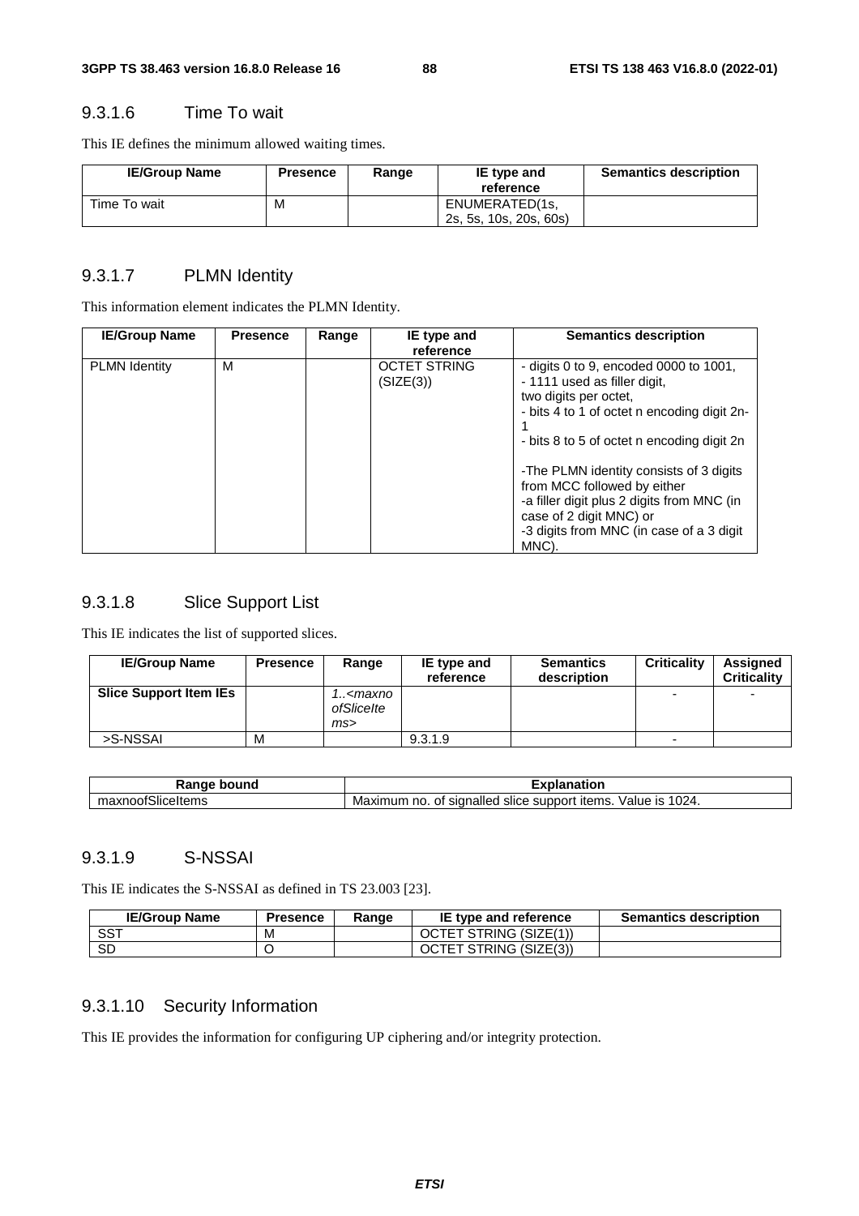### 9.3.1.6 Time To wait

This IE defines the minimum allowed waiting times.

| IE/Group Name | Presence | Range | IE type and reference | Semantics description |
|---|---|---|---|---|
| Time To wait | M | | ENUMERATED(1s, 2s, 5s, 10s, 20s, 60s) | |

### 9.3.1.7 PLMN Identity

This information element indicates the PLMN Identity.

| IE/Group Name | Presence | Range | IE type and reference | Semantics description |
|---|---|---|---|---|
| PLMN Identity | M | | OCTET STRING (SIZE(3)) | - digits 0 to 9, encoded 0000 to 1001,<br>- 1111 used as filler digit,<br>two digits per octet,<br>- bits 4 to 1 of octet n encoding digit 2n-1<br>- bits 8 to 5 of octet n encoding digit 2n<br><br>-The PLMN identity consists of 3 digits from MCC followed by either<br>-a filler digit plus 2 digits from MNC (in case of 2 digit MNC) or<br>-3 digits from MNC (in case of a 3 digit MNC). |

### 9.3.1.8 Slice Support List

This IE indicates the list of supported slices.

| IE/Group Name | Presence | Range | IE type and reference | Semantics description | Criticality | Assigned Criticality |
|---|---|---|---|---|---|---|
| **Slice Support Item IEs** | | *1..<maxnoofSliceItems>* | | | - | - |
| >S-NSSAI | M | | 9.3.1.9 | | - | |

| Range bound | Explanation |
|---|---|
| maxnoofSliceItems | Maximum no. of signalled slice support items. Value is 1024. |

### 9.3.1.9 S-NSSAI

This IE indicates the S-NSSAI as defined in TS 23.003 [23].

| IE/Group Name | Presence | Range | IE type and reference | Semantics description |
|---|---|---|---|---|
| SST | M | | OCTET STRING (SIZE(1)) | |
| SD | O | | OCTET STRING (SIZE(3)) | |

### 9.3.1.10 Security Information

This IE provides the information for configuring UP ciphering and/or integrity protection.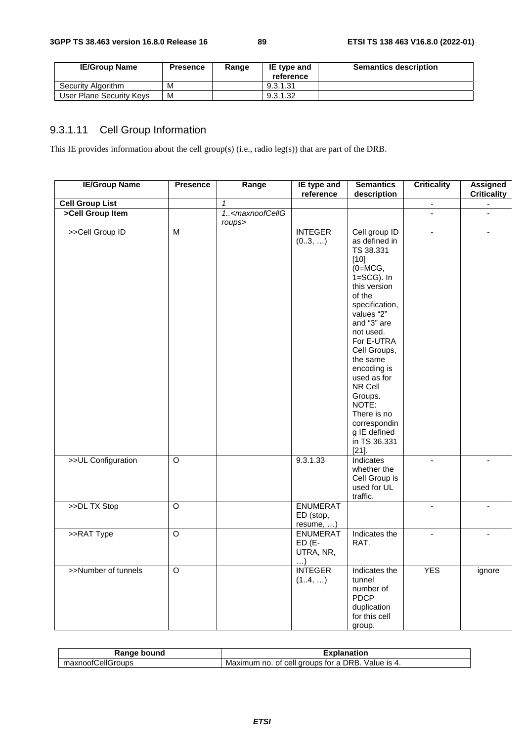| IE/Group Name | Presence | Range | IE type and reference | Semantics description |
| --- | --- | --- | --- | --- |
| Security Algorithm | M | | 9.3.1.31 | |
| User Plane Security Keys | M | | 9.3.1.32 | |

### 9.3.1.11 Cell Group Information

This IE provides information about the cell group(s) (i.e., radio leg(s)) that are part of the DRB.

| IE/Group Name | Presence | Range | IE type and reference | Semantics description | Criticality | Assigned Criticality |
| --- | --- | --- | --- | --- | --- | --- |
| **Cell Group List** | | *1* | | | - | - |
| **>Cell Group Item** | | *1..<maxnoofCellGroups>* | | | - | - |
| >>Cell Group ID | M | | INTEGER (0..3, …) | Cell group ID as defined in TS 38.331 [10] (0=MCG, 1=SCG). In this version of the specification, values "2" and "3" are not used. For E-UTRA Cell Groups, the same encoding is used as for NR Cell Groups. NOTE: There is no corresponding IE defined in TS 36.331 [21]. | - | - |
| >>UL Configuration | O | | 9.3.1.33 | Indicates whether the Cell Group is used for UL traffic. | - | - |
| >>DL TX Stop | O | | ENUMERATED (stop, resume, …) | | - | - |
| >>RAT Type | O | | ENUMERATED (E-UTRA, NR, …) | Indicates the RAT. | - | - |
| >>Number of tunnels | O | | INTEGER (1..4, …) | Indicates the tunnel number of PDCP duplication for this cell group. | YES | ignore |

| Range bound | Explanation |
| --- | --- |
| maxnoofCellGroups | Maximum no. of cell groups for a DRB. Value is 4. |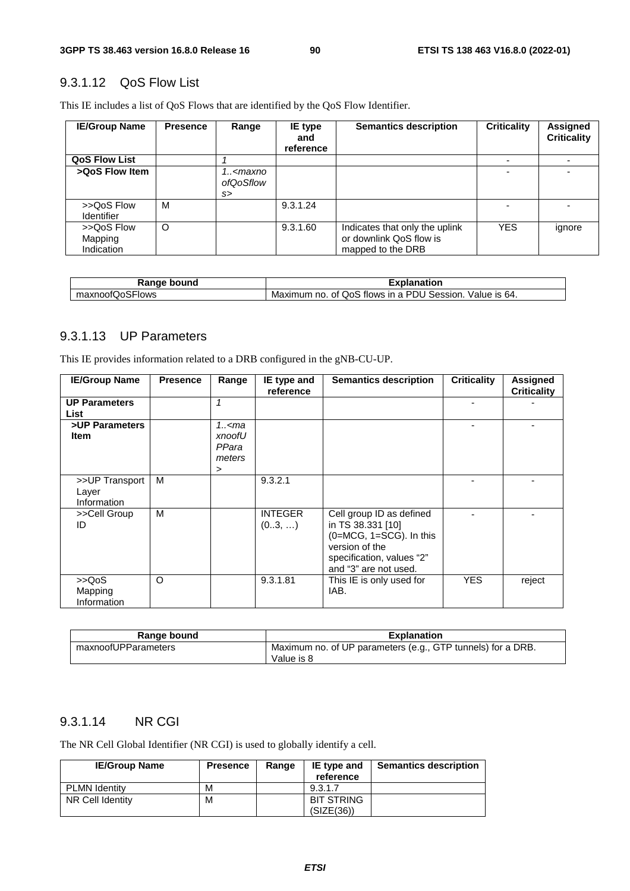### 9.3.1.12 QoS Flow List

This IE includes a list of QoS Flows that are identified by the QoS Flow Identifier.

| IE/Group Name | Presence | Range | IE type and reference | Semantics description | Criticality | Assigned Criticality |
|---|---|---|---|---|---|---|
| **QoS Flow List** | | *1* | | | - | - |
| **>QoS Flow Item** | | *1..<maxnoofQoSflows>* | | | - | - |
| >>QoS Flow Identifier | M | | 9.3.1.24 | | - | - |
| >>QoS Flow Mapping Indication | O | | 9.3.1.60 | Indicates that only the uplink or downlink QoS flow is mapped to the DRB | YES | ignore |

| Range bound | Explanation |
|---|---|
| maxnoofQoSFlows | Maximum no. of QoS flows in a PDU Session. Value is 64. |

### 9.3.1.13 UP Parameters

This IE provides information related to a DRB configured in the gNB-CU-UP.

| IE/Group Name | Presence | Range | IE type and reference | Semantics description | Criticality | Assigned Criticality |
|---|---|---|---|---|---|---|
| **UP Parameters List** | | *1* | | | - | - |
| **>UP Parameters Item** | | *1..<maxnoofUPParameters>* | | | - | - |
| >>UP Transport Layer Information | M | | 9.3.2.1 | | - | - |
| >>Cell Group ID | M | | INTEGER (0..3, …) | Cell group ID as defined in TS 38.331 [10] (0=MCG, 1=SCG). In this version of the specification, values "2" and "3" are not used. | - | - |
| >>QoS Mapping Information | O | | 9.3.1.81 | This IE is only used for IAB. | YES | reject |

| Range bound | Explanation |
|---|---|
| maxnoofUPParameters | Maximum no. of UP parameters (e.g., GTP tunnels) for a DRB. Value is 8 |

### 9.3.1.14 NR CGI

The NR Cell Global Identifier (NR CGI) is used to globally identify a cell.

| IE/Group Name | Presence | Range | IE type and reference | Semantics description |
|---|---|---|---|---|
| PLMN Identity | M | | 9.3.1.7 | |
| NR Cell Identity | M | | BIT STRING (SIZE(36)) | |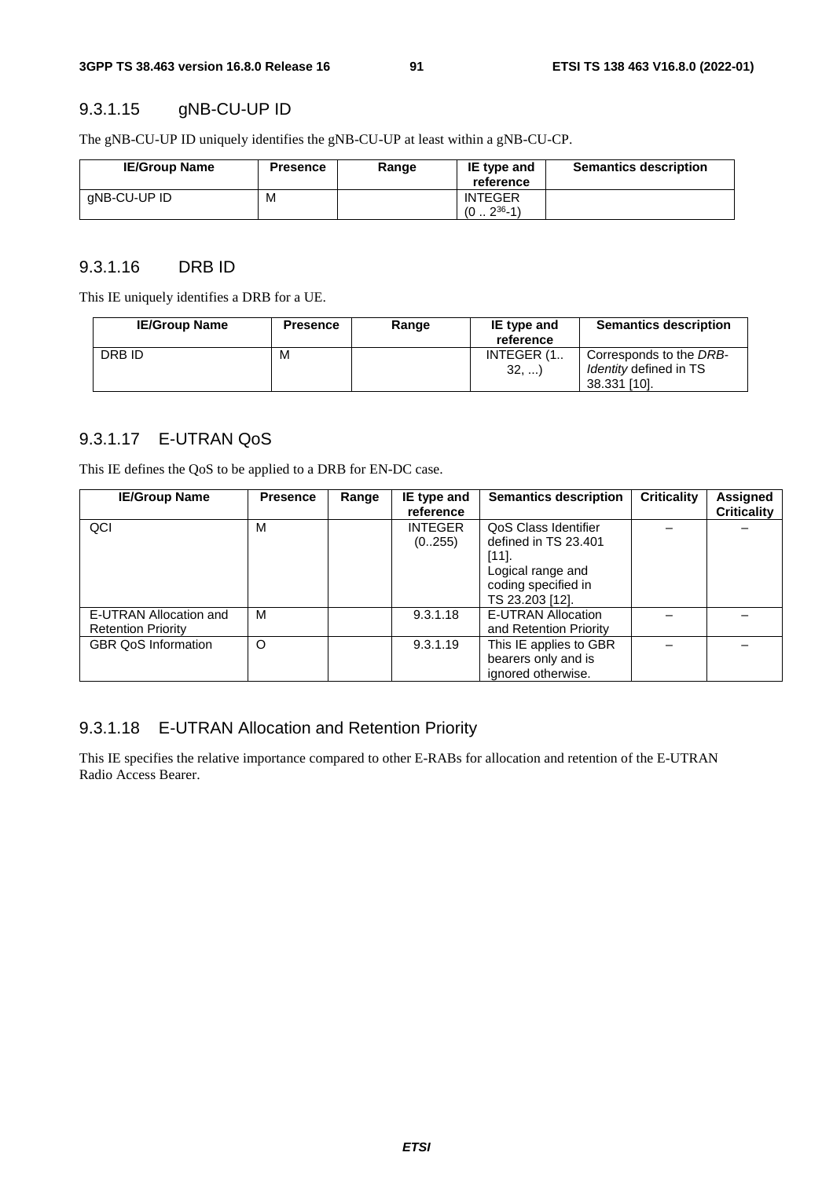### 9.3.1.15 gNB-CU-UP ID

The gNB-CU-UP ID uniquely identifies the gNB-CU-UP at least within a gNB-CU-CP.

| IE/Group Name | Presence | Range | IE type and reference | Semantics description |
|---|---|---|---|---|
| gNB-CU-UP ID | M | | INTEGER ($0 .. 2^{36}-1$) | |

### 9.3.1.16 DRB ID

This IE uniquely identifies a DRB for a UE.

| IE/Group Name | Presence | Range | IE type and reference | Semantics description |
|---|---|---|---|---|
| DRB ID | M | | INTEGER (1.. 32, ...) | Corresponds to the *DRB-Identity* defined in TS 38.331 [10]. |

### 9.3.1.17 E-UTRAN QoS

This IE defines the QoS to be applied to a DRB for EN-DC case.

| IE/Group Name | Presence | Range | IE type and reference | Semantics description | Criticality | Assigned Criticality |
|---|---|---|---|---|---|---|
| QCI | M | | INTEGER (0..255) | QoS Class Identifier defined in TS 23.401 [11].<br>Logical range and coding specified in TS 23.203 [12]. | – | – |
| E-UTRAN Allocation and Retention Priority | M | | 9.3.1.18 | E-UTRAN Allocation and Retention Priority | – | – |
| GBR QoS Information | O | | 9.3.1.19 | This IE applies to GBR bearers only and is ignored otherwise. | – | – |

### 9.3.1.18 E-UTRAN Allocation and Retention Priority

This IE specifies the relative importance compared to other E-RABs for allocation and retention of the E-UTRAN Radio Access Bearer.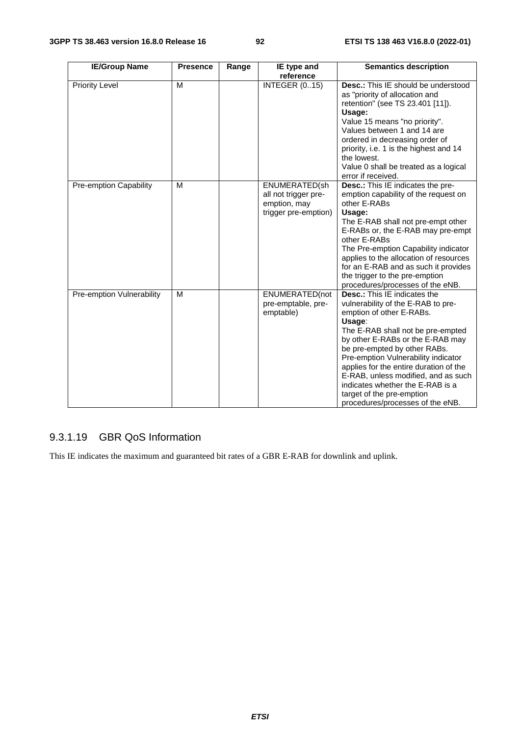| IE/Group Name | Presence | Range | IE type and reference | Semantics description |
|---|---|---|---|---|
| Priority Level | M | | INTEGER (0..15) | **Desc.:** This IE should be understood as "priority of allocation and retention" (see TS 23.401 [11]). **Usage:** Value 15 means "no priority". Values between 1 and 14 are ordered in decreasing order of priority, i.e. 1 is the highest and 14 the lowest. Value 0 shall be treated as a logical error if received. |
| Pre-emption Capability | M | | ENUMERATED(shall not trigger pre-emption, may trigger pre-emption) | **Desc.:** This IE indicates the pre-emption capability of the request on other E-RABs **Usage:** The E-RAB shall not pre-empt other E-RABs or, the E-RAB may pre-empt other E-RABs The Pre-emption Capability indicator applies to the allocation of resources for an E-RAB and as such it provides the trigger to the pre-emption procedures/processes of the eNB. |
| Pre-emption Vulnerability | M | | ENUMERATED(not pre-emptable, pre-emptable) | **Desc.:** This IE indicates the vulnerability of the E-RAB to pre-emption of other E-RABs. **Usage**: The E-RAB shall not be pre-empted by other E-RABs or the E-RAB may be pre-empted by other RABs. Pre-emption Vulnerability indicator applies for the entire duration of the E-RAB, unless modified, and as such indicates whether the E-RAB is a target of the pre-emption procedures/processes of the eNB. |

### 9.3.1.19 GBR QoS Information

This IE indicates the maximum and guaranteed bit rates of a GBR E-RAB for downlink and uplink.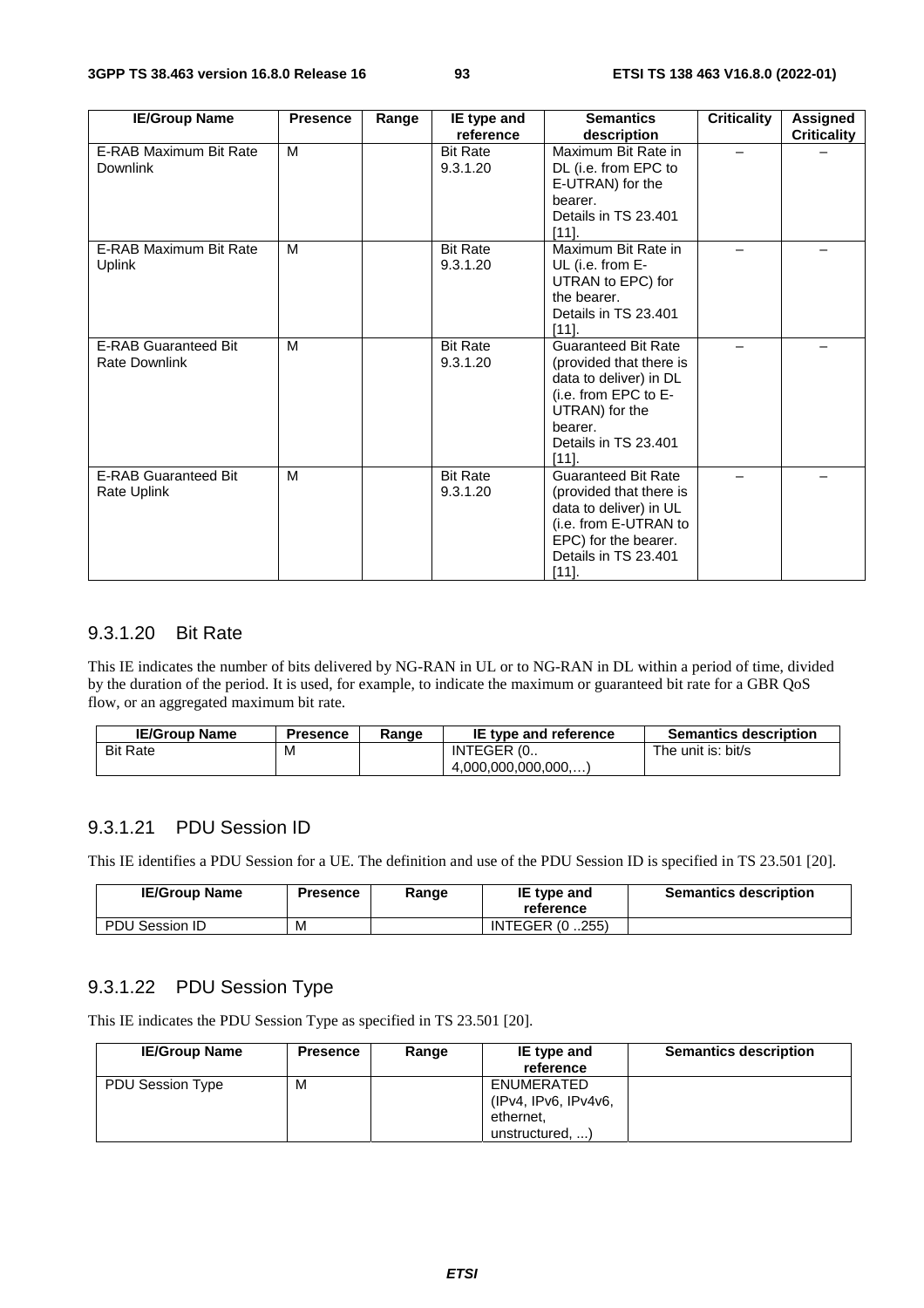| IE/Group Name | Presence | Range | IE type and reference | Semantics description | Criticality | Assigned Criticality |
|---|---|---|---|---|---|---|
| E-RAB Maximum Bit Rate Downlink | M | | Bit Rate 9.3.1.20 | Maximum Bit Rate in DL (i.e. from EPC to E-UTRAN) for the bearer. Details in TS 23.401 [11]. | – | – |
| E-RAB Maximum Bit Rate Uplink | M | | Bit Rate 9.3.1.20 | Maximum Bit Rate in UL (i.e. from E-UTRAN to EPC) for the bearer. Details in TS 23.401 [11]. | – | – |
| E-RAB Guaranteed Bit Rate Downlink | M | | Bit Rate 9.3.1.20 | Guaranteed Bit Rate (provided that there is data to deliver) in DL (i.e. from EPC to E-UTRAN) for the bearer. Details in TS 23.401 [11]. | – | – |
| E-RAB Guaranteed Bit Rate Uplink | M | | Bit Rate 9.3.1.20 | Guaranteed Bit Rate (provided that there is data to deliver) in UL (i.e. from E-UTRAN to EPC) for the bearer. Details in TS 23.401 [11]. | – | – |

### 9.3.1.20 Bit Rate

This IE indicates the number of bits delivered by NG-RAN in UL or to NG-RAN in DL within a period of time, divided by the duration of the period. It is used, for example, to indicate the maximum or guaranteed bit rate for a GBR QoS flow, or an aggregated maximum bit rate.

| IE/Group Name | Presence | Range | IE type and reference | Semantics description |
|---|---|---|---|---|
| Bit Rate | M | | INTEGER (0.. 4,000,000,000,000,…) | The unit is: bit/s |

### 9.3.1.21 PDU Session ID

This IE identifies a PDU Session for a UE. The definition and use of the PDU Session ID is specified in TS 23.501 [20].

| IE/Group Name | Presence | Range | IE type and reference | Semantics description |
|---|---|---|---|---|
| PDU Session ID | M | | INTEGER (0 ..255) | |

### 9.3.1.22 PDU Session Type

This IE indicates the PDU Session Type as specified in TS 23.501 [20].

| IE/Group Name | Presence | Range | IE type and reference | Semantics description |
|---|---|---|---|---|
| PDU Session Type | M | | ENUMERATED (IPv4, IPv6, IPv4v6, ethernet, unstructured, ...) | |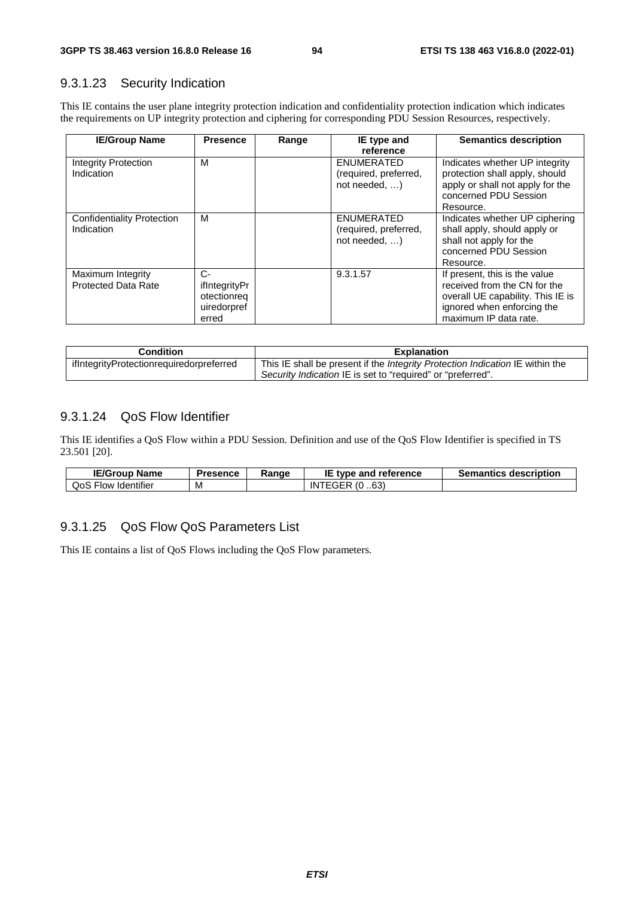### 9.3.1.23 Security Indication

This IE contains the user plane integrity protection indication and confidentiality protection indication which indicates the requirements on UP integrity protection and ciphering for corresponding PDU Session Resources, respectively.

| IE/Group Name | Presence | Range | IE type and reference | Semantics description |
|---|---|---|---|---|
| Integrity Protection Indication | M | | ENUMERATED (required, preferred, not needed, …) | Indicates whether UP integrity protection shall apply, should apply or shall not apply for the concerned PDU Session Resource. |
| Confidentiality Protection Indication | M | | ENUMERATED (required, preferred, not needed, …) | Indicates whether UP ciphering shall apply, should apply or shall not apply for the concerned PDU Session Resource. |
| Maximum Integrity Protected Data Rate | C-ifIntegrityProtectionrequiredorpreferred | | 9.3.1.57 | If present, this is the value received from the CN for the overall UE capability. This IE is ignored when enforcing the maximum IP data rate. |

| Condition | Explanation |
|---|---|
| ifIntegrityProtectionrequiredorpreferred | This IE shall be present if the *Integrity Protection Indication* IE within the *Security Indication* IE is set to "required" or "preferred". |

### 9.3.1.24 QoS Flow Identifier

This IE identifies a QoS Flow within a PDU Session. Definition and use of the QoS Flow Identifier is specified in TS 23.501 [20].

| IE/Group Name | Presence | Range | IE type and reference | Semantics description |
|---|---|---|---|---|
| QoS Flow Identifier | M | | INTEGER (0 ..63) | |

### 9.3.1.25 QoS Flow QoS Parameters List

This IE contains a list of QoS Flows including the QoS Flow parameters.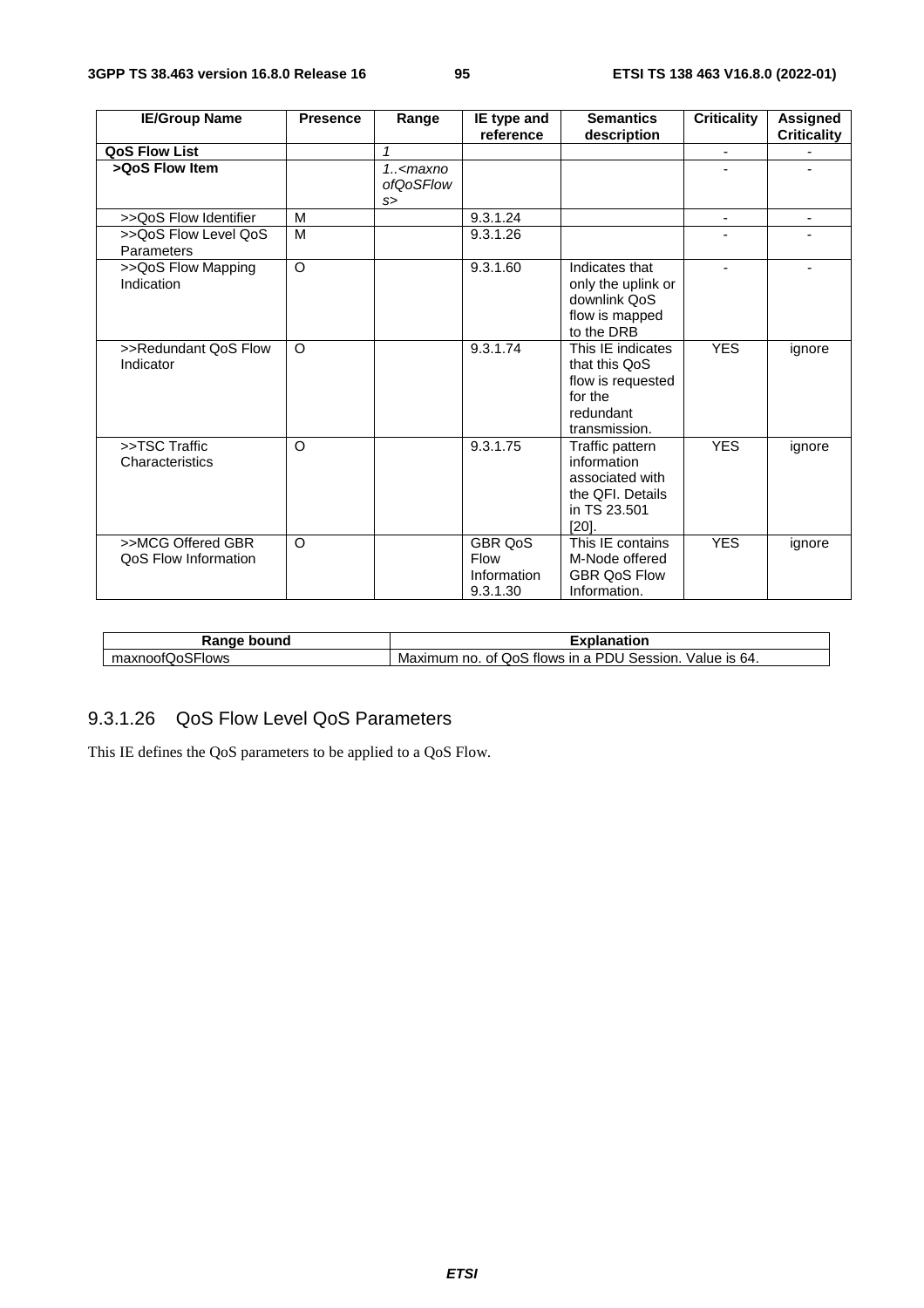| IE/Group Name | Presence | Range | IE type and reference | Semantics description | Criticality | Assigned Criticality |
|---|---|---|---|---|---|---|
| **QoS Flow List** | | *1* | | | - | - |
| **>QoS Flow Item** | | *1..<maxnoofQoSFlows>* | | | - | - |
| >>QoS Flow Identifier | M | | 9.3.1.24 | | - | - |
| >>QoS Flow Level QoS Parameters | M | | 9.3.1.26 | | - | - |
| >>QoS Flow Mapping Indication | O | | 9.3.1.60 | Indicates that only the uplink or downlink QoS flow is mapped to the DRB | - | - |
| >>Redundant QoS Flow Indicator | O | | 9.3.1.74 | This IE indicates that this QoS flow is requested for the redundant transmission. | YES | ignore |
| >>TSC Traffic Characteristics | O | | 9.3.1.75 | Traffic pattern information associated with the QFI. Details in TS 23.501 [20]. | YES | ignore |
| >>MCG Offered GBR QoS Flow Information | O | | GBR QoS Flow Information 9.3.1.30 | This IE contains M-Node offered GBR QoS Flow Information. | YES | ignore |

| Range bound | Explanation |
|---|---|
| maxnoofQoSFlows | Maximum no. of QoS flows in a PDU Session. Value is 64. |

### 9.3.1.26 QoS Flow Level QoS Parameters

This IE defines the QoS parameters to be applied to a QoS Flow.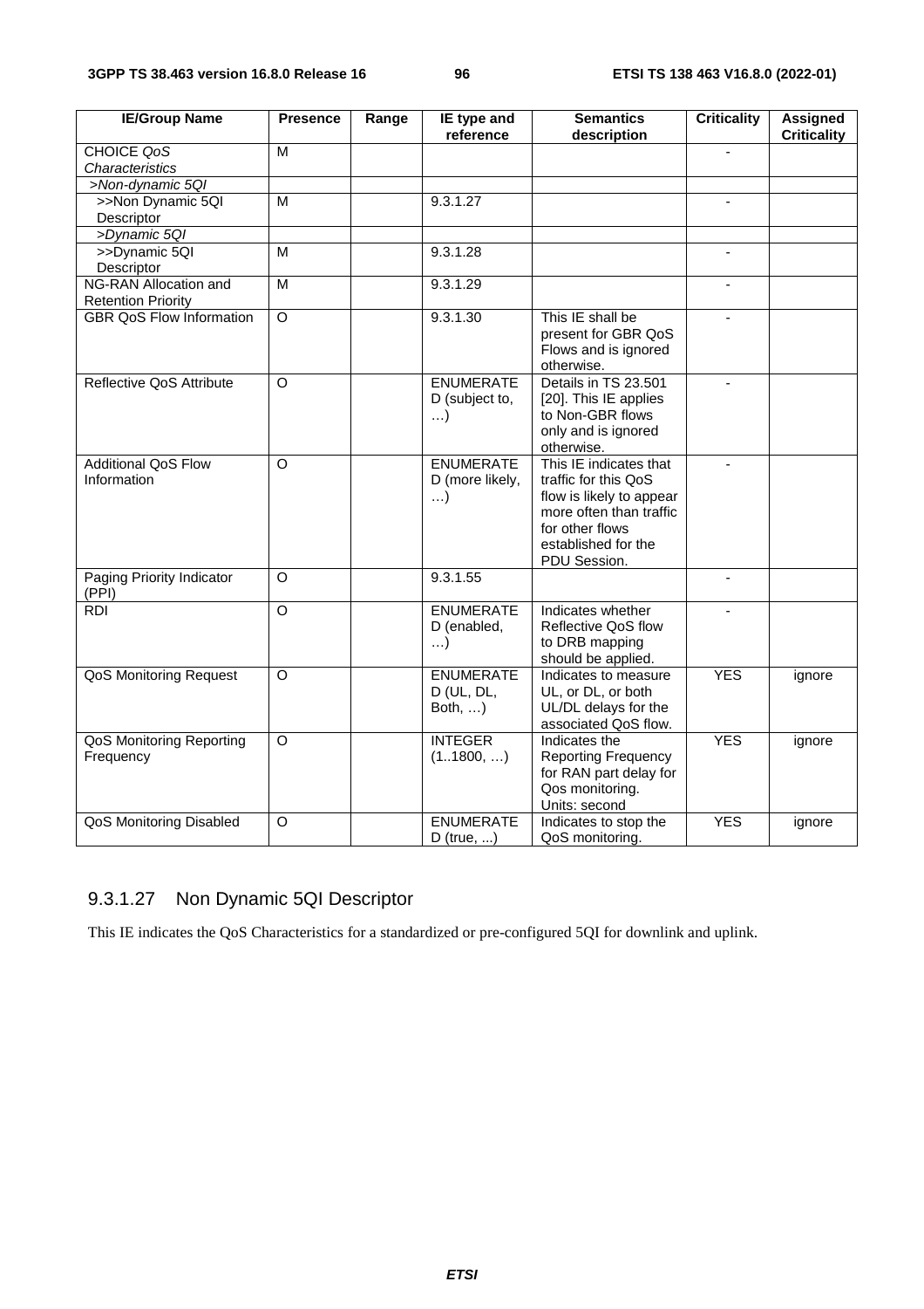| IE/Group Name | Presence | Range | IE type and reference | Semantics description | Criticality | Assigned Criticality |
|---|---|---|---|---|---|---|
| CHOICE *QoS Characteristics* | M | | | | - | |
| *>Non-dynamic 5QI* | | | | | | |
| >>Non Dynamic 5QI Descriptor | M | | 9.3.1.27 | | - | |
| *>Dynamic 5QI* | | | | | | |
| >>Dynamic 5QI Descriptor | M | | 9.3.1.28 | | - | |
| NG-RAN Allocation and Retention Priority | M | | 9.3.1.29 | | - | |
| GBR QoS Flow Information | O | | 9.3.1.30 | This IE shall be present for GBR QoS Flows and is ignored otherwise. | - | |
| Reflective QoS Attribute | O | | ENUMERATED (subject to, …) | Details in TS 23.501 [20]. This IE applies to Non-GBR flows only and is ignored otherwise. | - | |
| Additional QoS Flow Information | O | | ENUMERATED (more likely, …) | This IE indicates that traffic for this QoS flow is likely to appear more often than traffic for other flows established for the PDU Session. | - | |
| Paging Priority Indicator (PPI) | O | | 9.3.1.55 | | - | |
| RDI | O | | ENUMERATED (enabled, …) | Indicates whether Reflective QoS flow to DRB mapping should be applied. | - | |
| QoS Monitoring Request | O | | ENUMERATED (UL, DL, Both, …) | Indicates to measure UL, or DL, or both UL/DL delays for the associated QoS flow. | YES | ignore |
| QoS Monitoring Reporting Frequency | O | | INTEGER (1..1800, …) | Indicates the Reporting Frequency for RAN part delay for Qos monitoring. Units: second | YES | ignore |
| QoS Monitoring Disabled | O | | ENUMERATED (true, ...) | Indicates to stop the QoS monitoring. | YES | ignore |

### 9.3.1.27 Non Dynamic 5QI Descriptor

This IE indicates the QoS Characteristics for a standardized or pre-configured 5QI for downlink and uplink.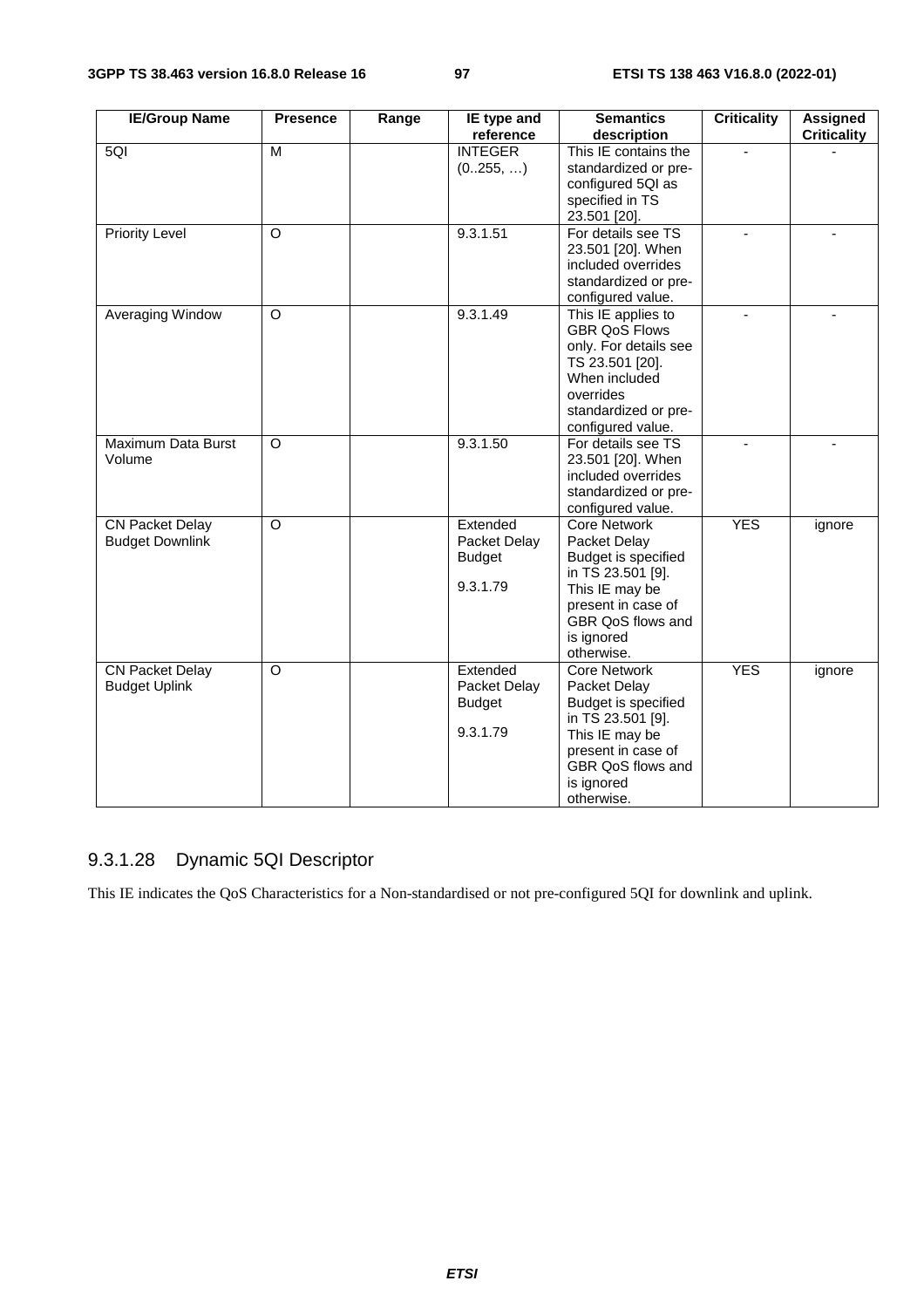| IE/Group Name | Presence | Range | IE type and reference | Semantics description | Criticality | Assigned Criticality |
|---|---|---|---|---|---|---|
| 5QI | M | | INTEGER (0..255, …) | This IE contains the standardized or pre-configured 5QI as specified in TS 23.501 [20]. | - | - |
| Priority Level | O | | 9.3.1.51 | For details see TS 23.501 [20]. When included overrides standardized or pre-configured value. | - | - |
| Averaging Window | O | | 9.3.1.49 | This IE applies to GBR QoS Flows only. For details see TS 23.501 [20]. When included overrides standardized or pre-configured value. | - | - |
| Maximum Data Burst Volume | O | | 9.3.1.50 | For details see TS 23.501 [20]. When included overrides standardized or pre-configured value. | - | - |
| CN Packet Delay Budget Downlink | O | | Extended Packet Delay Budget 9.3.1.79 | Core Network Packet Delay Budget is specified in TS 23.501 [9]. This IE may be present in case of GBR QoS flows and is ignored otherwise. | YES | ignore |
| CN Packet Delay Budget Uplink | O | | Extended Packet Delay Budget 9.3.1.79 | Core Network Packet Delay Budget is specified in TS 23.501 [9]. This IE may be present in case of GBR QoS flows and is ignored otherwise. | YES | ignore |

#### 9.3.1.28 Dynamic 5QI Descriptor

This IE indicates the QoS Characteristics for a Non-standardised or not pre-configured 5QI for downlink and uplink.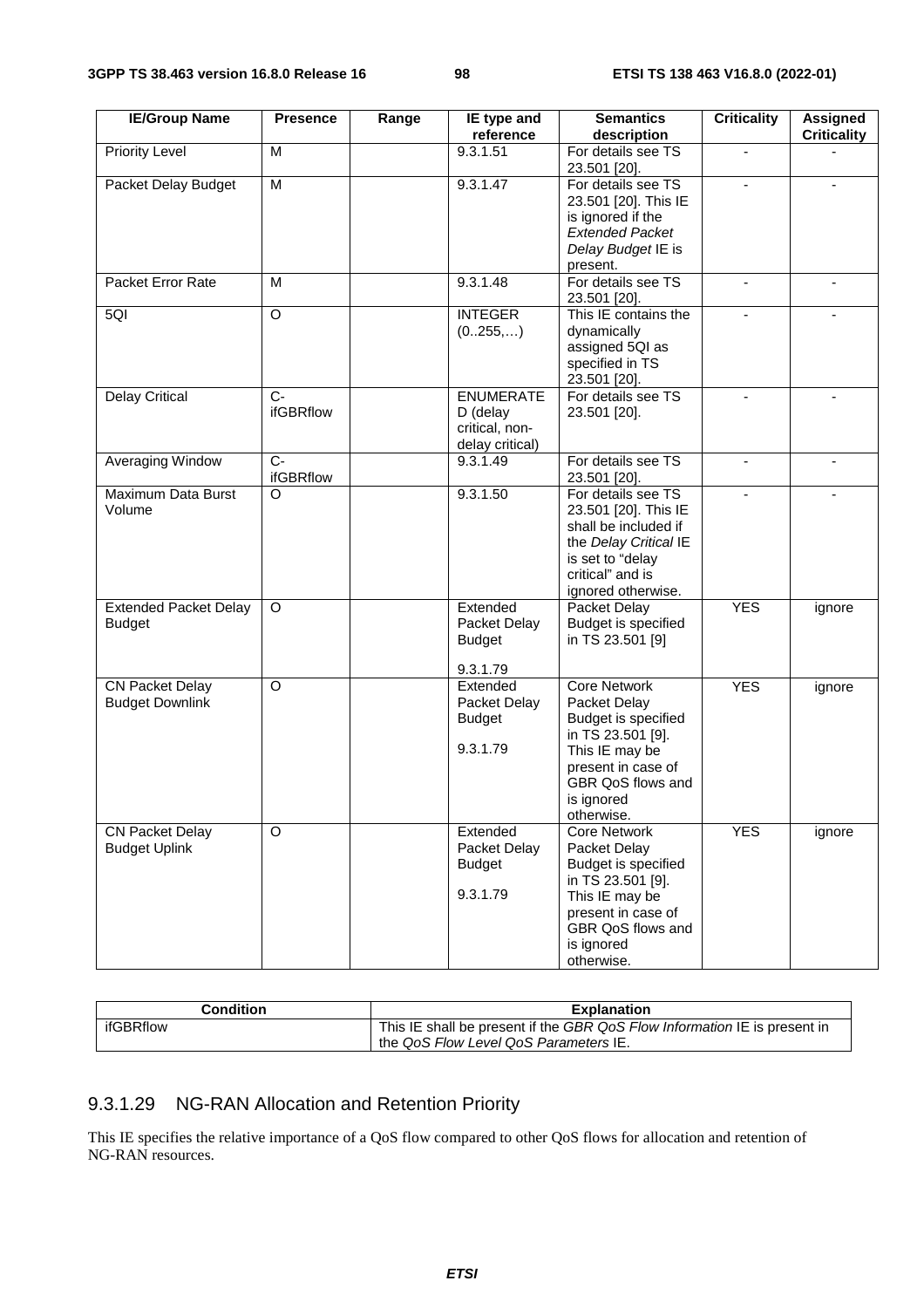| IE/Group Name | Presence | Range | IE type and reference | Semantics description | Criticality | Assigned Criticality |
|---|---|---|---|---|---|---|
| Priority Level | M | | 9.3.1.51 | For details see TS 23.501 [20]. | - | - |
| Packet Delay Budget | M | | 9.3.1.47 | For details see TS 23.501 [20]. This IE is ignored if the *Extended Packet Delay Budget* IE is present. | - | - |
| Packet Error Rate | M | | 9.3.1.48 | For details see TS 23.501 [20]. | - | - |
| 5QI | O | | INTEGER (0..255,…) | This IE contains the dynamically assigned 5QI as specified in TS 23.501 [20]. | - | - |
| Delay Critical | C-ifGBRflow | | ENUMERATED (delay critical, non-delay critical) | For details see TS 23.501 [20]. | - | - |
| Averaging Window | C-ifGBRflow | | 9.3.1.49 | For details see TS 23.501 [20]. | - | - |
| Maximum Data Burst Volume | O | | 9.3.1.50 | For details see TS 23.501 [20]. This IE shall be included if the *Delay Critical* IE is set to "delay critical" and is ignored otherwise. | - | - |
| Extended Packet Delay Budget | O | | Extended Packet Delay Budget<br><br>9.3.1.79 | Packet Delay Budget is specified in TS 23.501 [9] | YES | ignore |
| CN Packet Delay Budget Downlink | O | | Extended Packet Delay Budget<br><br>9.3.1.79 | Core Network Packet Delay Budget is specified in TS 23.501 [9]. This IE may be present in case of GBR QoS flows and is ignored otherwise. | YES | ignore |
| CN Packet Delay Budget Uplink | O | | Extended Packet Delay Budget<br><br>9.3.1.79 | Core Network Packet Delay Budget is specified in TS 23.501 [9]. This IE may be present in case of GBR QoS flows and is ignored otherwise. | YES | ignore |

| Condition | Explanation |
|---|---|
| ifGBRflow | This IE shall be present if the *GBR QoS Flow Information* IE is present in the *QoS Flow Level QoS Parameters* IE. |

### 9.3.1.29 NG-RAN Allocation and Retention Priority

This IE specifies the relative importance of a QoS flow compared to other QoS flows for allocation and retention of NG-RAN resources.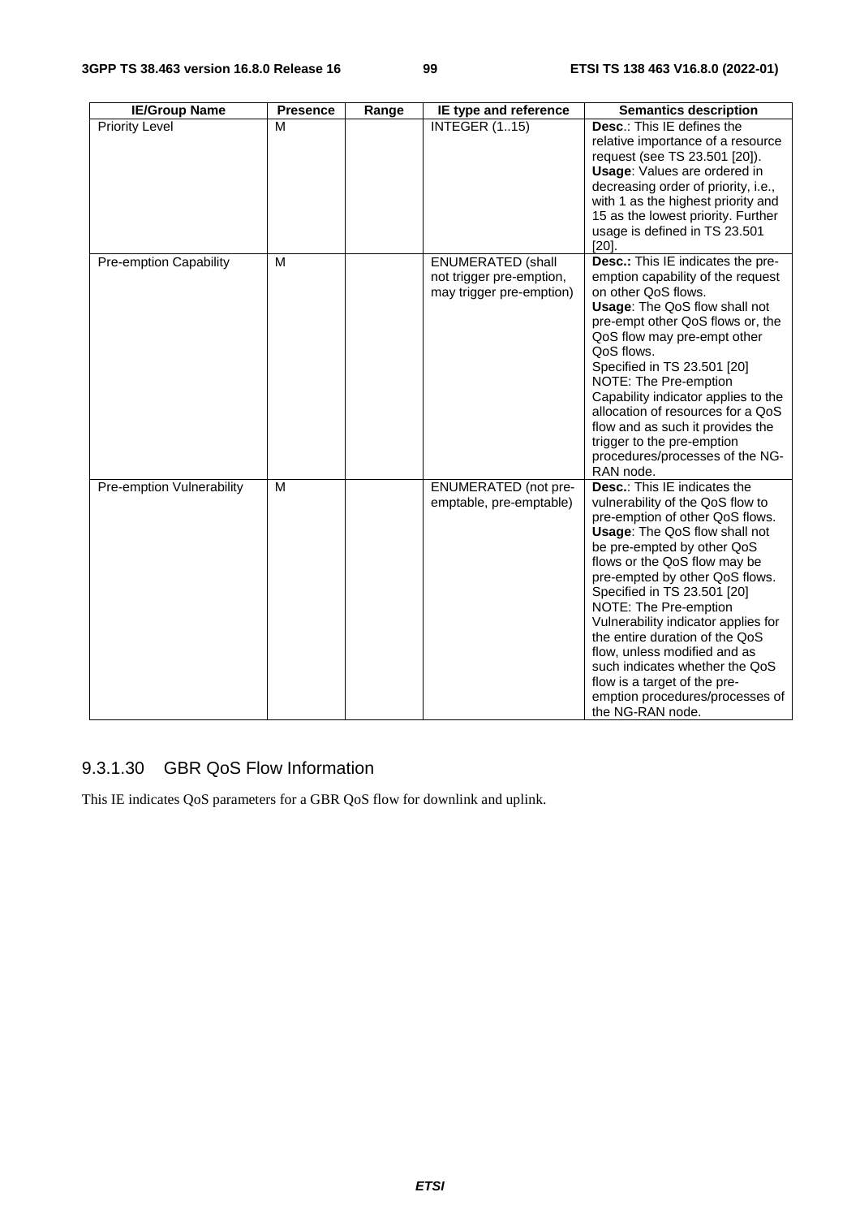| IE/Group Name | Presence | Range | IE type and reference | Semantics description |
|---|---|---|---|---|
| Priority Level | M | | INTEGER (1..15) | **Desc**.: This IE defines the relative importance of a resource request (see TS 23.501 [20]). **Usage**: Values are ordered in decreasing order of priority, i.e., with 1 as the highest priority and 15 as the lowest priority. Further usage is defined in TS 23.501 [20]. |
| Pre-emption Capability | M | | ENUMERATED (shall not trigger pre-emption, may trigger pre-emption) | **Desc.:** This IE indicates the pre-emption capability of the request on other QoS flows. **Usage**: The QoS flow shall not pre-empt other QoS flows or, the QoS flow may pre-empt other QoS flows. Specified in TS 23.501 [20] NOTE: The Pre-emption Capability indicator applies to the allocation of resources for a QoS flow and as such it provides the trigger to the pre-emption procedures/processes of the NG-RAN node. |
| Pre-emption Vulnerability | M | | ENUMERATED (not pre-emptable, pre-emptable) | **Desc.**: This IE indicates the vulnerability of the QoS flow to pre-emption of other QoS flows. **Usage**: The QoS flow shall not be pre-empted by other QoS flows or the QoS flow may be pre-empted by other QoS flows. Specified in TS 23.501 [20] NOTE: The Pre-emption Vulnerability indicator applies for the entire duration of the QoS flow, unless modified and as such indicates whether the QoS flow is a target of the pre-emption procedures/processes of the NG-RAN node. |

### 9.3.1.30 GBR QoS Flow Information

This IE indicates QoS parameters for a GBR QoS flow for downlink and uplink.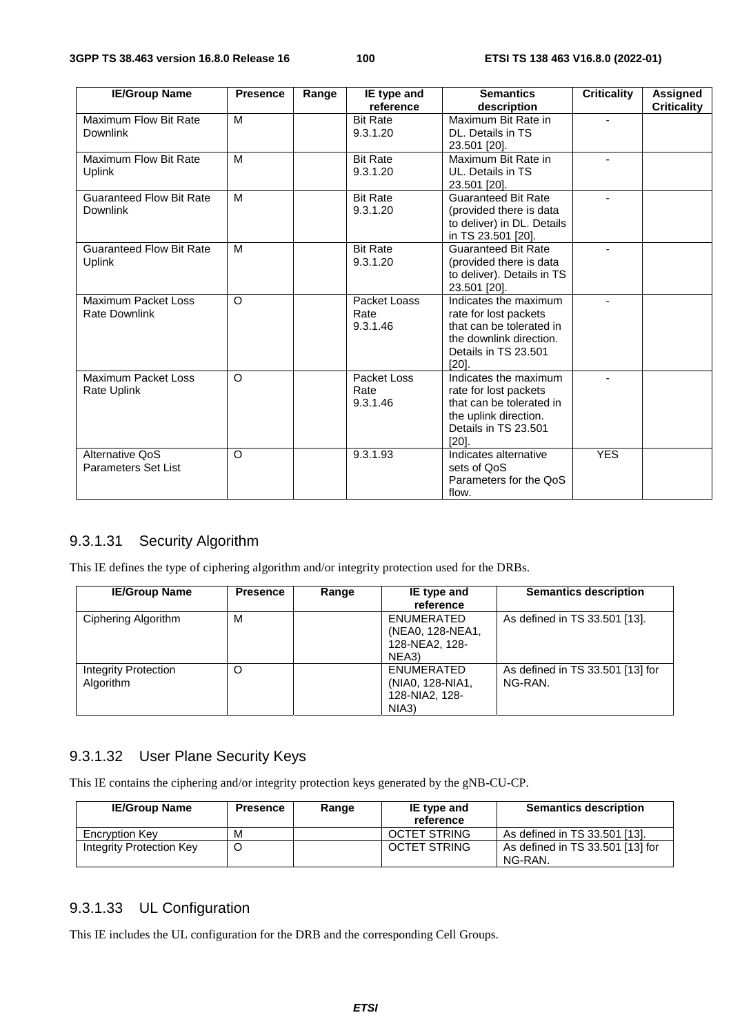| IE/Group Name | Presence | Range | IE type and reference | Semantics description | Criticality | Assigned Criticality |
|---|---|---|---|---|---|---|
| Maximum Flow Bit Rate Downlink | M | | Bit Rate 9.3.1.20 | Maximum Bit Rate in DL. Details in TS 23.501 [20]. | - | |
| Maximum Flow Bit Rate Uplink | M | | Bit Rate 9.3.1.20 | Maximum Bit Rate in UL. Details in TS 23.501 [20]. | - | |
| Guaranteed Flow Bit Rate Downlink | M | | Bit Rate 9.3.1.20 | Guaranteed Bit Rate (provided there is data to deliver) in DL. Details in TS 23.501 [20]. | - | |
| Guaranteed Flow Bit Rate Uplink | M | | Bit Rate 9.3.1.20 | Guaranteed Bit Rate (provided there is data to deliver). Details in TS 23.501 [20]. | - | |
| Maximum Packet Loss Rate Downlink | O | | Packet Loass Rate 9.3.1.46 | Indicates the maximum rate for lost packets that can be tolerated in the downlink direction. Details in TS 23.501 [20]. | - | |
| Maximum Packet Loss Rate Uplink | O | | Packet Loss Rate 9.3.1.46 | Indicates the maximum rate for lost packets that can be tolerated in the uplink direction. Details in TS 23.501 [20]. | - | |
| Alternative QoS Parameters Set List | O | | 9.3.1.93 | Indicates alternative sets of QoS Parameters for the QoS flow. | YES | |

### 9.3.1.31 Security Algorithm

This IE defines the type of ciphering algorithm and/or integrity protection used for the DRBs.

| IE/Group Name | Presence | Range | IE type and reference | Semantics description |
|---|---|---|---|---|
| Ciphering Algorithm | M | | ENUMERATED (NEA0, 128-NEA1, 128-NEA2, 128-NEA3) | As defined in TS 33.501 [13]. |
| Integrity Protection Algorithm | O | | ENUMERATED (NIA0, 128-NIA1, 128-NIA2, 128-NIA3) | As defined in TS 33.501 [13] for NG-RAN. |

### 9.3.1.32 User Plane Security Keys

This IE contains the ciphering and/or integrity protection keys generated by the gNB-CU-CP.

| IE/Group Name | Presence | Range | IE type and reference | Semantics description |
|---|---|---|---|---|
| Encryption Key | M | | OCTET STRING | As defined in TS 33.501 [13]. |
| Integrity Protection Key | O | | OCTET STRING | As defined in TS 33.501 [13] for NG-RAN. |

### 9.3.1.33 UL Configuration

This IE includes the UL configuration for the DRB and the corresponding Cell Groups.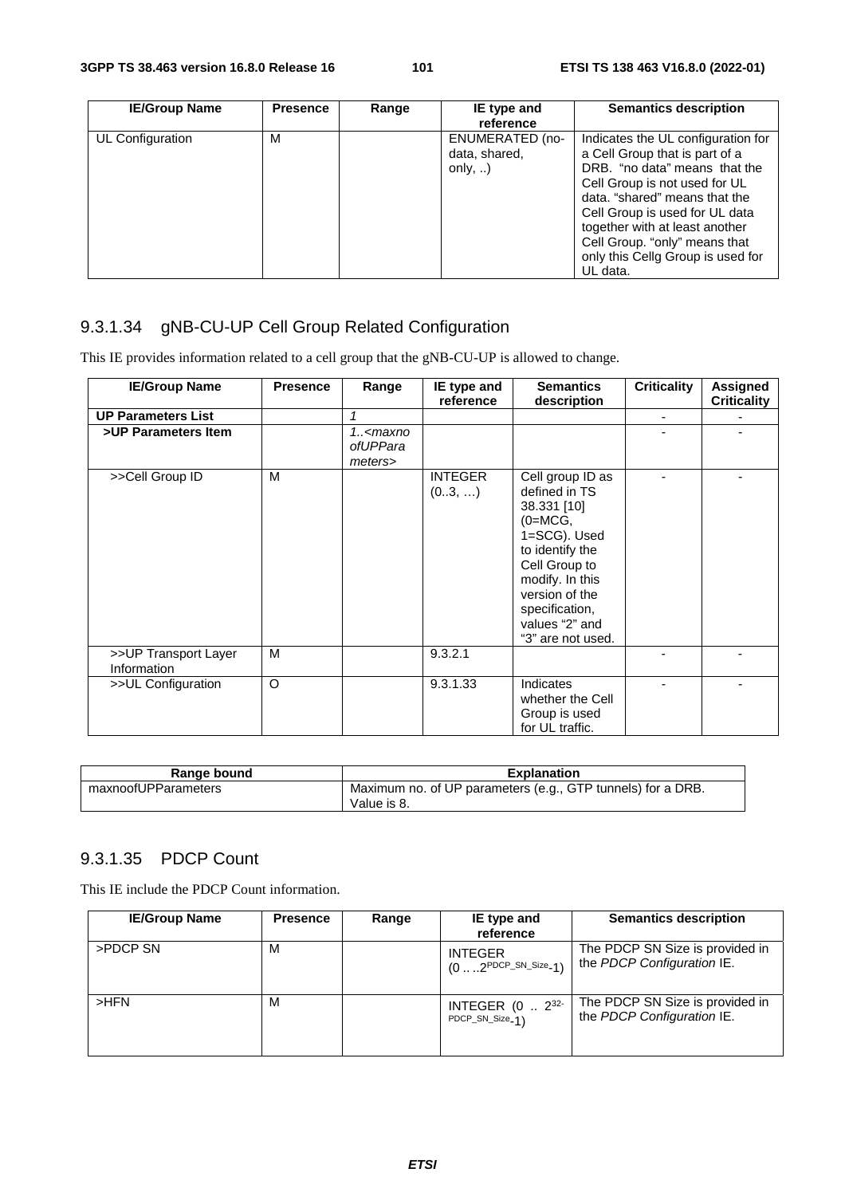| IE/Group Name | Presence | Range | IE type and reference | Semantics description |
| --- | --- | --- | --- | --- |
| UL Configuration | M | | ENUMERATED (no-data, shared, only, ..) | Indicates the UL configuration for a Cell Group that is part of a DRB. "no data" means that the Cell Group is not used for UL data. "shared" means that the Cell Group is used for UL data together with at least another Cell Group. "only" means that only this Cellg Group is used for UL data. |

### 9.3.1.34 gNB-CU-UP Cell Group Related Configuration

This IE provides information related to a cell group that the gNB-CU-UP is allowed to change.

| IE/Group Name | Presence | Range | IE type and reference | Semantics description | Criticality | Assigned Criticality |
| --- | --- | --- | --- | --- | --- | --- |
| **UP Parameters List** | | *1* | | | - | - |
| **>UP Parameters Item** | | *1..<maxnoofUPParameters>* | | | - | - |
| >>Cell Group ID | M | | INTEGER (0..3, …) | Cell group ID as defined in TS 38.331 [10] (0=MCG, 1=SCG). Used to identify the Cell Group to modify. In this version of the specification, values "2" and "3" are not used. | - | - |
| >>UP Transport Layer Information | M | | 9.3.2.1 | | - | - |
| >>UL Configuration | O | | 9.3.1.33 | Indicates whether the Cell Group is used for UL traffic. | - | - |

| Range bound | Explanation |
| --- | --- |
| maxnoofUPParameters | Maximum no. of UP parameters (e.g., GTP tunnels) for a DRB. Value is 8. |

### 9.3.1.35 PDCP Count

This IE include the PDCP Count information.

| IE/Group Name | Presence | Range | IE type and reference | Semantics description |
| --- | --- | --- | --- | --- |
| >PDCP SN | M | | INTEGER $(0 \ldots 2^{PDCP\_SN\_Size}-1)$ | The PDCP SN Size is provided in the *PDCP Configuration* IE. |
| >HFN | M | | INTEGER $(0 \ldots 2^{32-PDCP\_SN\_Size}-1)$ | The PDCP SN Size is provided in the *PDCP Configuration* IE. |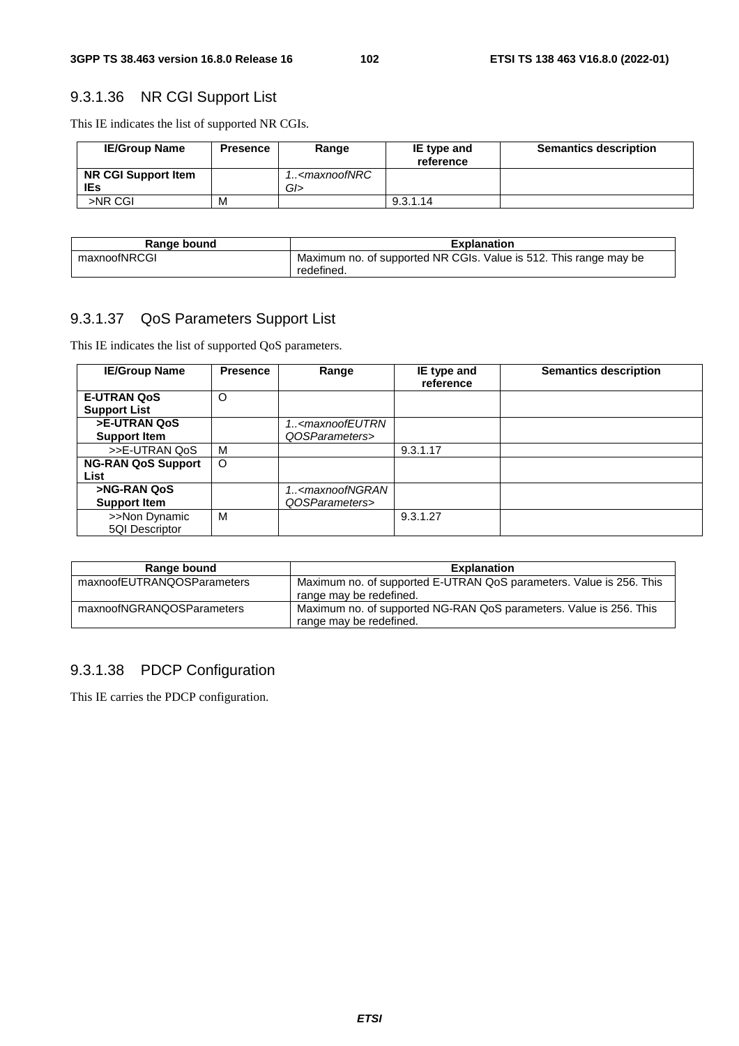## 9.3.1.36 NR CGI Support List

This IE indicates the list of supported NR CGIs.

| IE/Group Name | Presence | Range | IE type and reference | Semantics description |
|---|---|---|---|---|
| **NR CGI Support Item IEs** | | *1..<maxnoofNRCGI>* | | |
| >NR CGI | M | | 9.3.1.14 | |

| Range bound | Explanation |
|---|---|
| maxnoofNRCGI | Maximum no. of supported NR CGIs. Value is 512. This range may be redefined. |

## 9.3.1.37 QoS Parameters Support List

This IE indicates the list of supported QoS parameters.

| IE/Group Name | Presence | Range | IE type and reference | Semantics description |
|---|---|---|---|---|
| **E-UTRAN QoS Support List** | O | | | |
| **>E-UTRAN QoS Support Item** | | *1..<maxnoofEUTRNQOSParameters>* | | |
| >>E-UTRAN QoS | M | | 9.3.1.17 | |
| **NG-RAN QoS Support List** | O | | | |
| **>NG-RAN QoS Support Item** | | *1..<maxnoofNGRANQOSParameters>* | | |
| >>Non Dynamic 5QI Descriptor | M | | 9.3.1.27 | |

| Range bound | Explanation |
|---|---|
| maxnoofEUTRANQOSParameters | Maximum no. of supported E-UTRAN QoS parameters. Value is 256. This range may be redefined. |
| maxnoofNGRANQOSParameters | Maximum no. of supported NG-RAN QoS parameters. Value is 256. This range may be redefined. |

## 9.3.1.38 PDCP Configuration

This IE carries the PDCP configuration.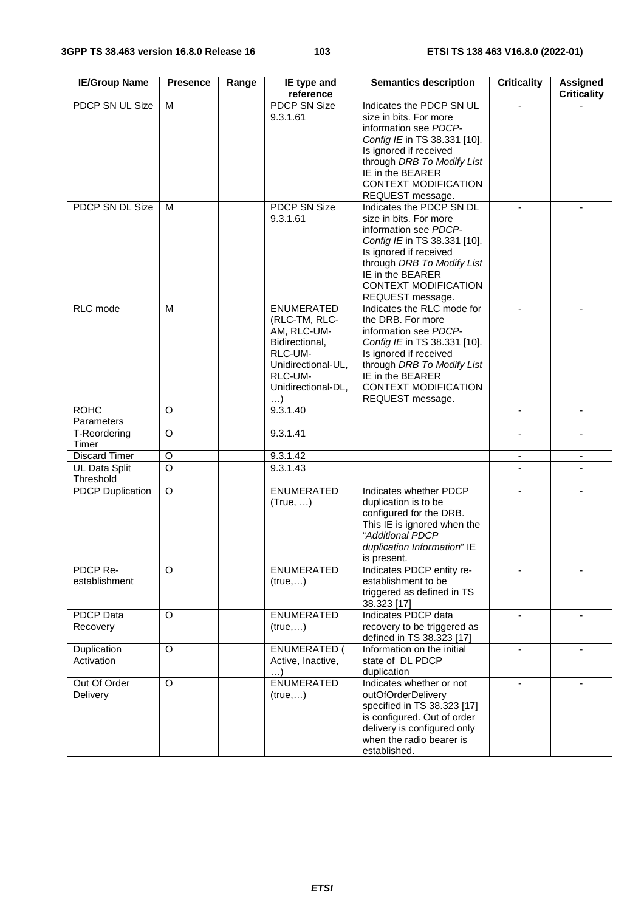| IE/Group Name | Presence | Range | IE type and reference | Semantics description | Criticality | Assigned Criticality |
|---|---|---|---|---|---|---|
| PDCP SN UL Size | M | | PDCP SN Size 9.3.1.61 | Indicates the PDCP SN UL size in bits. For more information see *PDCP-Config IE* in TS 38.331 [10]. Is ignored if received through *DRB To Modify List* IE in the BEARER CONTEXT MODIFICATION REQUEST message. | - | - |
| PDCP SN DL Size | M | | PDCP SN Size 9.3.1.61 | Indicates the PDCP SN DL size in bits. For more information see *PDCP-Config IE* in TS 38.331 [10]. Is ignored if received through *DRB To Modify List* IE in the BEARER CONTEXT MODIFICATION REQUEST message. | - | - |
| RLC mode | M | | ENUMERATED (RLC-TM, RLC-AM, RLC-UM-Bidirectional, RLC-UM-Unidirectional-UL, RLC-UM-Unidirectional-DL, …) | Indicates the RLC mode for the DRB. For more information see *PDCP-Config IE* in TS 38.331 [10]. Is ignored if received through *DRB To Modify List* IE in the BEARER CONTEXT MODIFICATION REQUEST message. | - | - |
| ROHC Parameters | O | | 9.3.1.40 | | - | - |
| T-Reordering Timer | O | | 9.3.1.41 | | - | - |
| Discard Timer | O | | 9.3.1.42 | | - | - |
| UL Data Split Threshold | O | | 9.3.1.43 | | - | - |
| PDCP Duplication | O | | ENUMERATED (True, …) | Indicates whether PDCP duplication is to be configured for the DRB. This IE is ignored when the "*Additional PDCP duplication Information*" IE is present. | - | - |
| PDCP Re-establishment | O | | ENUMERATED (true,…) | Indicates PDCP entity re-establishment to be triggered as defined in TS 38.323 [17] | - | - |
| PDCP Data Recovery | O | | ENUMERATED (true,…) | Indicates PDCP data recovery to be triggered as defined in TS 38.323 [17] | - | - |
| Duplication Activation | O | | ENUMERATED ( Active, Inactive, …) | Information on the initial state of DL PDCP duplication | - | - |
| Out Of Order Delivery | O | | ENUMERATED (true,…) | Indicates whether or not outOfOrderDelivery specified in TS 38.323 [17] is configured. Out of order delivery is configured only when the radio bearer is established. | - | - |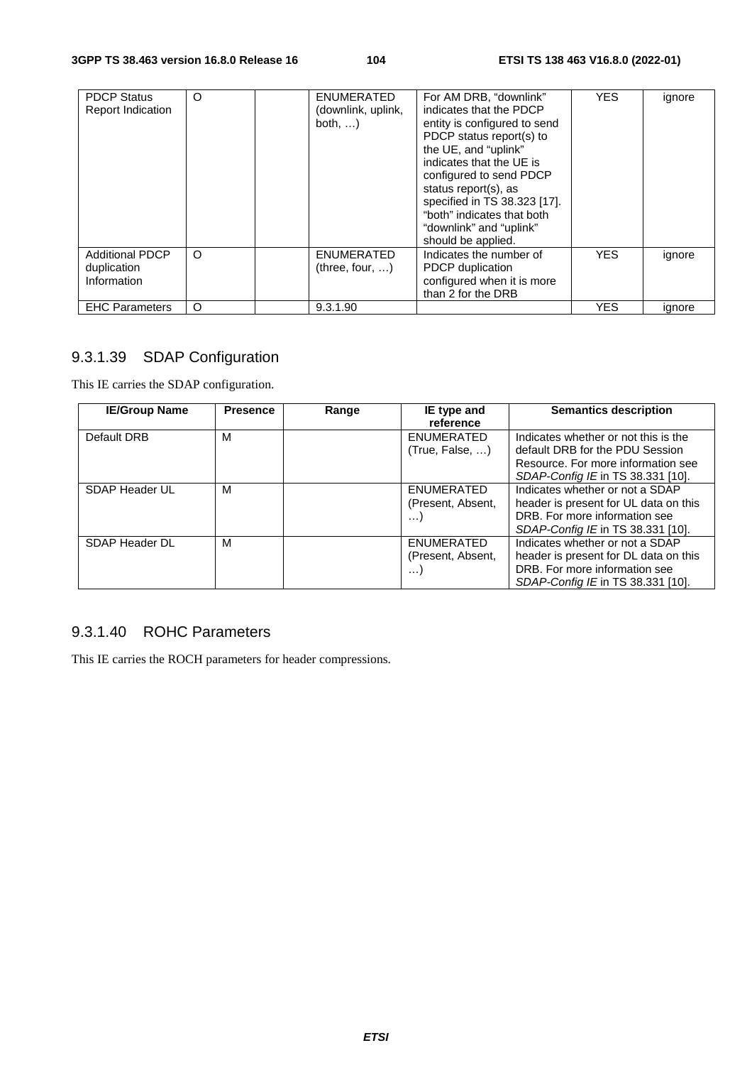| PDCP Status Report Indication | O | | ENUMERATED (downlink, uplink, both, …) | For AM DRB, "downlink" indicates that the PDCP entity is configured to send PDCP status report(s) to the UE, and "uplink" indicates that the UE is configured to send PDCP status report(s), as specified in TS 38.323 [17]. "both" indicates that both "downlink" and "uplink" should be applied. | YES | ignore |
|---|---|---|---|---|---|---|
| Additional PDCP duplication Information | O | | ENUMERATED (three, four, …) | Indicates the number of PDCP duplication configured when it is more than 2 for the DRB | YES | ignore |
| EHC Parameters | O | | 9.3.1.90 | | YES | ignore |

### 9.3.1.39 SDAP Configuration

This IE carries the SDAP configuration.

| IE/Group Name | Presence | Range | IE type and reference | Semantics description |
|---|---|---|---|---|
| Default DRB | M | | ENUMERATED (True, False, …) | Indicates whether or not this is the default DRB for the PDU Session Resource. For more information see *SDAP-Config IE* in TS 38.331 [10]. |
| SDAP Header UL | M | | ENUMERATED (Present, Absent, …) | Indicates whether or not a SDAP header is present for UL data on this DRB. For more information see *SDAP-Config IE* in TS 38.331 [10]. |
| SDAP Header DL | M | | ENUMERATED (Present, Absent, …) | Indicates whether or not a SDAP header is present for DL data on this DRB. For more information see *SDAP-Config IE* in TS 38.331 [10]. |

### 9.3.1.40 ROHC Parameters

This IE carries the ROCH parameters for header compressions.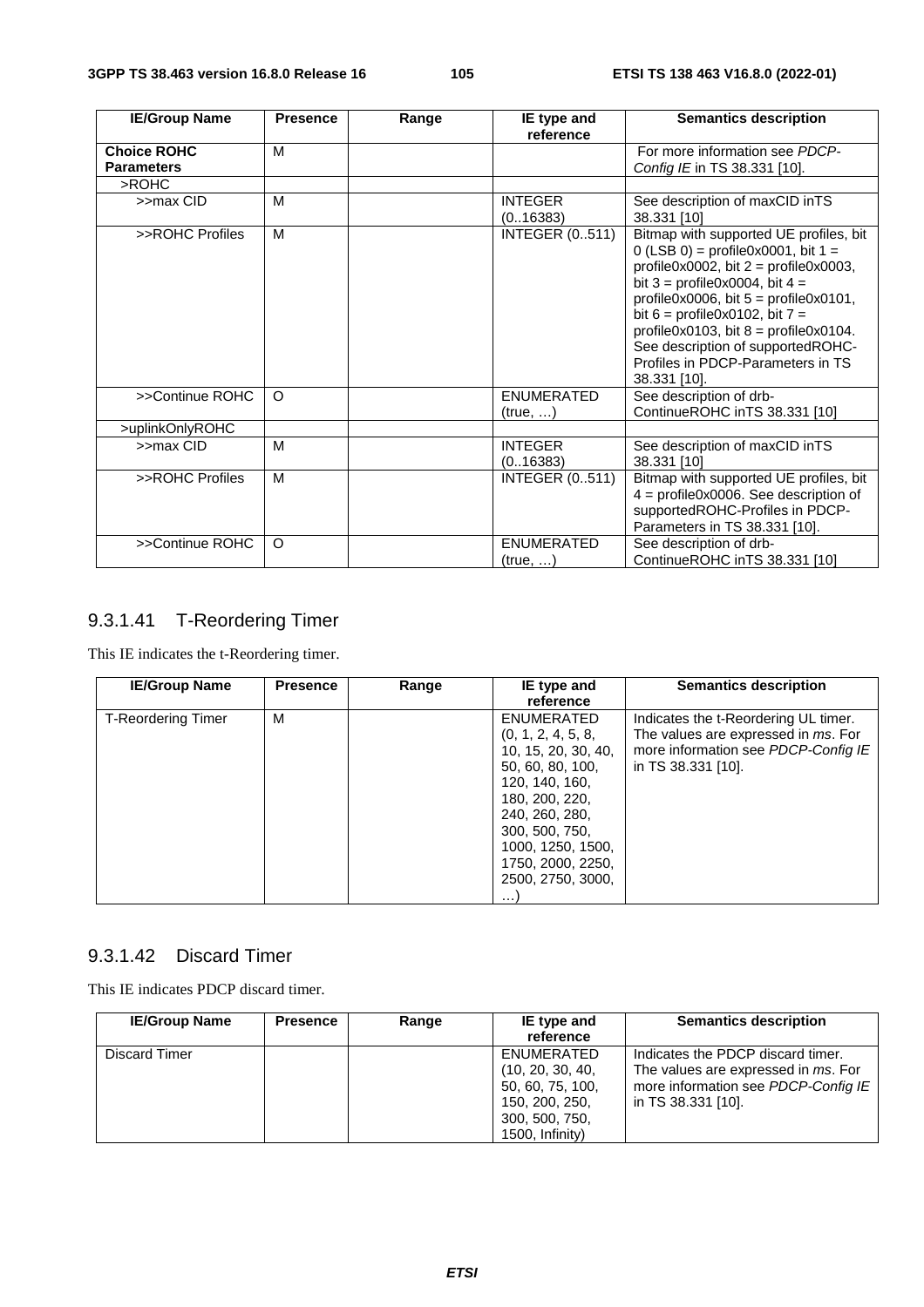| IE/Group Name | Presence | Range | IE type and reference | Semantics description |
|---|---|---|---|---|
| **Choice ROHC Parameters** | M | | | For more information see *PDCP-Config IE* in TS 38.331 [10]. |
| >ROHC | | | | |
| >>max CID | M | | INTEGER (0..16383) | See description of maxCID inTS 38.331 [10] |
| >>ROHC Profiles | M | | INTEGER (0..511) | Bitmap with supported UE profiles, bit 0 (LSB 0) = profile0x0001, bit 1 = profile0x0002, bit 2 = profile0x0003, bit 3 = profile0x0004, bit 4 = profile0x0006, bit 5 = profile0x0101, bit 6 = profile0x0102, bit 7 = profile0x0103, bit 8 = profile0x0104. See description of supportedROHC-Profiles in PDCP-Parameters in TS 38.331 [10]. |
| >>Continue ROHC | O | | ENUMERATED (true, …) | See description of drb-ContinueROHC inTS 38.331 [10] |
| >uplinkOnlyROHC | | | | |
| >>max CID | M | | INTEGER (0..16383) | See description of maxCID inTS 38.331 [10] |
| >>ROHC Profiles | M | | INTEGER (0..511) | Bitmap with supported UE profiles, bit 4 = profile0x0006. See description of supportedROHC-Profiles in PDCP-Parameters in TS 38.331 [10]. |
| >>Continue ROHC | O | | ENUMERATED (true, …) | See description of drb-ContinueROHC inTS 38.331 [10] |

### 9.3.1.41 T-Reordering Timer

This IE indicates the t-Reordering timer.

| IE/Group Name | Presence | Range | IE type and reference | Semantics description |
|---|---|---|---|---|
| T-Reordering Timer | M | | ENUMERATED (0, 1, 2, 4, 5, 8, 10, 15, 20, 30, 40, 50, 60, 80, 100, 120, 140, 160, 180, 200, 220, 240, 260, 280, 300, 500, 750, 1000, 1250, 1500, 1750, 2000, 2250, 2500, 2750, 3000, …) | Indicates the t-Reordering UL timer. The values are expressed in *ms*. For more information see *PDCP-Config IE* in TS 38.331 [10]. |

### 9.3.1.42 Discard Timer

This IE indicates PDCP discard timer.

| IE/Group Name | Presence | Range | IE type and reference | Semantics description |
|---|---|---|---|---|
| Discard Timer | | | ENUMERATED (10, 20, 30, 40, 50, 60, 75, 100, 150, 200, 250, 300, 500, 750, 1500, Infinity) | Indicates the PDCP discard timer. The values are expressed in *ms*. For more information see *PDCP-Config IE* in TS 38.331 [10]. |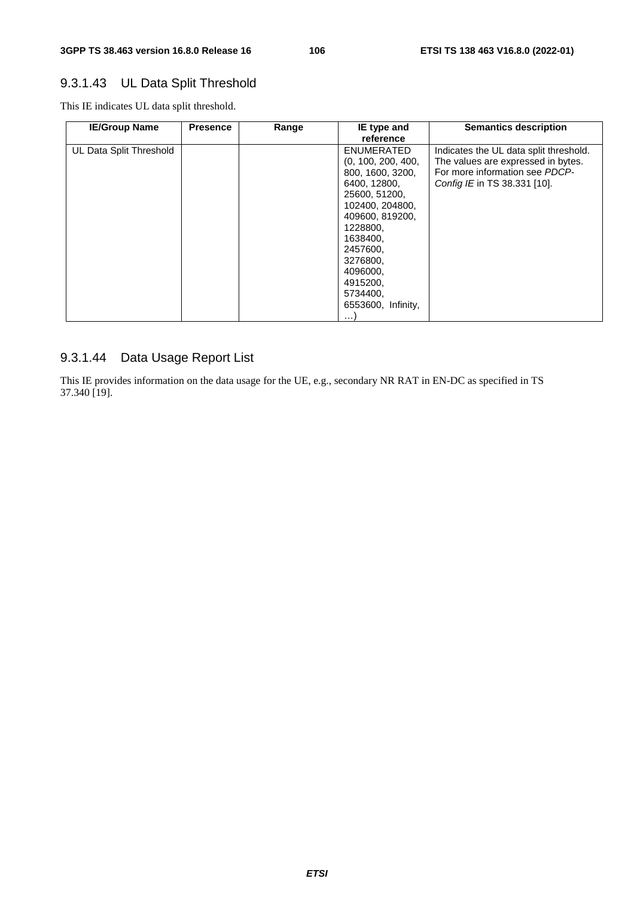### 9.3.1.43 UL Data Split Threshold

This IE indicates UL data split threshold.

| IE/Group Name | Presence | Range | IE type and reference | Semantics description |
| --- | --- | --- | --- | --- |
| UL Data Split Threshold | | | ENUMERATED (0, 100, 200, 400, 800, 1600, 3200, 6400, 12800, 25600, 51200, 102400, 204800, 409600, 819200, 1228800, 1638400, 2457600, 3276800, 4096000, 4915200, 5734400, 6553600, Infinity, …) | Indicates the UL data split threshold. The values are expressed in bytes. For more information see *PDCP-Config IE* in TS 38.331 [10]. |

### 9.3.1.44 Data Usage Report List

This IE provides information on the data usage for the UE, e.g., secondary NR RAT in EN-DC as specified in TS 37.340 [19].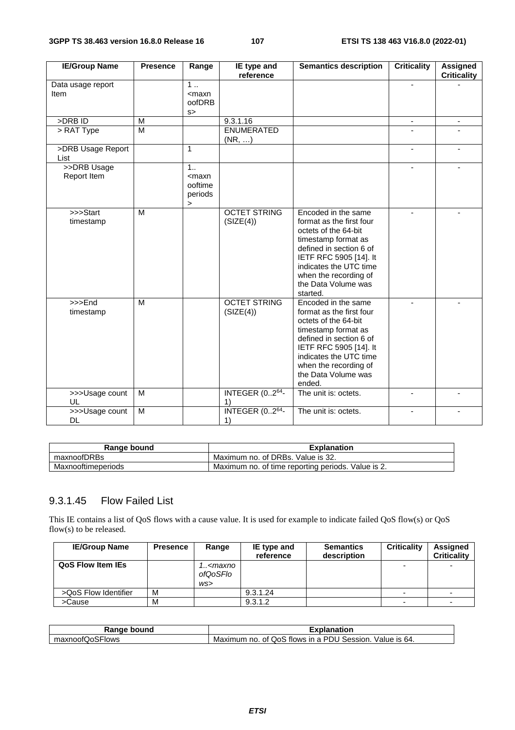| IE/Group Name | Presence | Range | IE type and reference | Semantics description | Criticality | Assigned Criticality |
|---|---|---|---|---|---|---|
| Data usage report Item | | 1 .. <maxnoofDRBs> | | | - | - |
| >DRB ID | M | | 9.3.1.16 | | - | - |
| > RAT Type | M | | ENUMERATED (NR, …) | | - | - |
| >DRB Usage Report List | | 1 | | | - | - |
| >>DRB Usage Report Item | | 1.. <maxnooftimeperiods> | | | - | - |
| >>>Start timestamp | M | | OCTET STRING (SIZE(4)) | Encoded in the same format as the first four octets of the 64-bit timestamp format as defined in section 6 of IETF RFC 5905 [14]. It indicates the UTC time when the recording of the Data Volume was started. | - | - |
| >>>End timestamp | M | | OCTET STRING (SIZE(4)) | Encoded in the same format as the first four octets of the 64-bit timestamp format as defined in section 6 of IETF RFC 5905 [14]. It indicates the UTC time when the recording of the Data Volume was ended. | - | - |
| >>>Usage count UL | M | | INTEGER ($0..2^{64}-1$) | The unit is: octets. | - | - |
| >>>Usage count DL | M | | INTEGER ($0..2^{64}-1$) | The unit is: octets. | - | - |

| Range bound | Explanation |
|---|---|
| maxnoofDRBs | Maximum no. of DRBs. Value is 32. |
| Maxnooftimeperiods | Maximum no. of time reporting periods. Value is 2. |

### 9.3.1.45 Flow Failed List

This IE contains a list of QoS flows with a cause value. It is used for example to indicate failed QoS flow(s) or QoS flow(s) to be released.

| IE/Group Name | Presence | Range | IE type and reference | Semantics description | Criticality | Assigned Criticality |
|---|---|---|---|---|---|---|
| **QoS Flow Item IEs** | | *1..<maxnoofQoSFlows>* | | | - | - |
| >QoS Flow Identifier | M | | 9.3.1.24 | | - | - |
| >Cause | M | | 9.3.1.2 | | - | - |

| Range bound | Explanation |
|---|---|
| maxnoofQoSFlows | Maximum no. of QoS flows in a PDU Session. Value is 64. |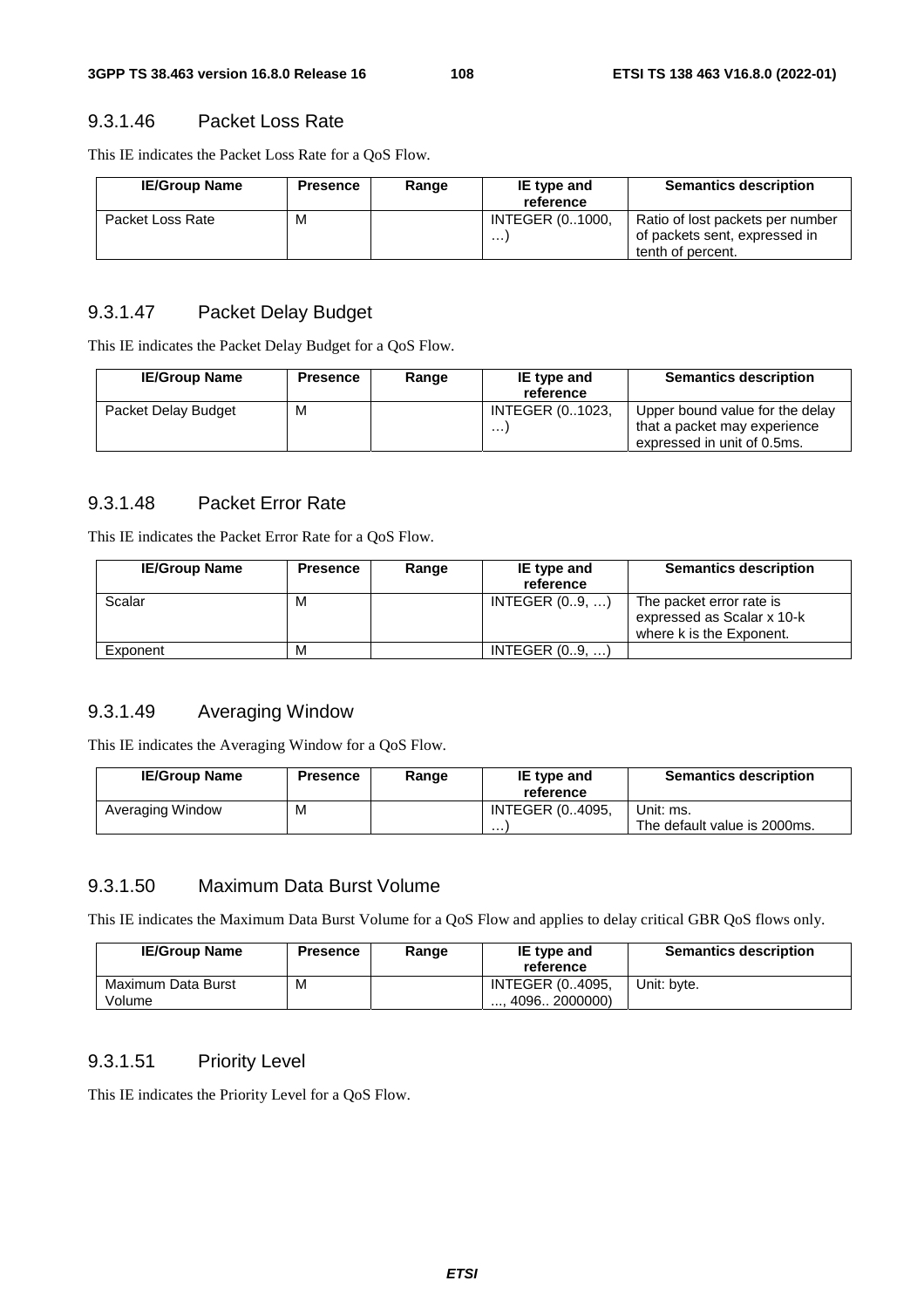### 9.3.1.46 Packet Loss Rate

This IE indicates the Packet Loss Rate for a QoS Flow.

| IE/Group Name | Presence | Range | IE type and reference | Semantics description |
|---|---|---|---|---|
| Packet Loss Rate | M | | INTEGER (0..1000, …) | Ratio of lost packets per number of packets sent, expressed in tenth of percent. |

### 9.3.1.47 Packet Delay Budget

This IE indicates the Packet Delay Budget for a QoS Flow.

| IE/Group Name | Presence | Range | IE type and reference | Semantics description |
|---|---|---|---|---|
| Packet Delay Budget | M | | INTEGER (0..1023, …) | Upper bound value for the delay that a packet may experience expressed in unit of 0.5ms. |

### 9.3.1.48 Packet Error Rate

This IE indicates the Packet Error Rate for a QoS Flow.

| IE/Group Name | Presence | Range | IE type and reference | Semantics description |
|---|---|---|---|---|
| Scalar | M | | INTEGER (0..9, …) | The packet error rate is expressed as Scalar x 10-k where k is the Exponent. |
| Exponent | M | | INTEGER (0..9, …) | |

### 9.3.1.49 Averaging Window

This IE indicates the Averaging Window for a QoS Flow.

| IE/Group Name | Presence | Range | IE type and reference | Semantics description |
|---|---|---|---|---|
| Averaging Window | M | | INTEGER (0..4095, …) | Unit: ms.<br>The default value is 2000ms. |

### 9.3.1.50 Maximum Data Burst Volume

This IE indicates the Maximum Data Burst Volume for a QoS Flow and applies to delay critical GBR QoS flows only.

| IE/Group Name | Presence | Range | IE type and reference | Semantics description |
|---|---|---|---|---|
| Maximum Data Burst Volume | M | | INTEGER (0..4095, ..., 4096.. 2000000) | Unit: byte. |

### 9.3.1.51 Priority Level

This IE indicates the Priority Level for a QoS Flow.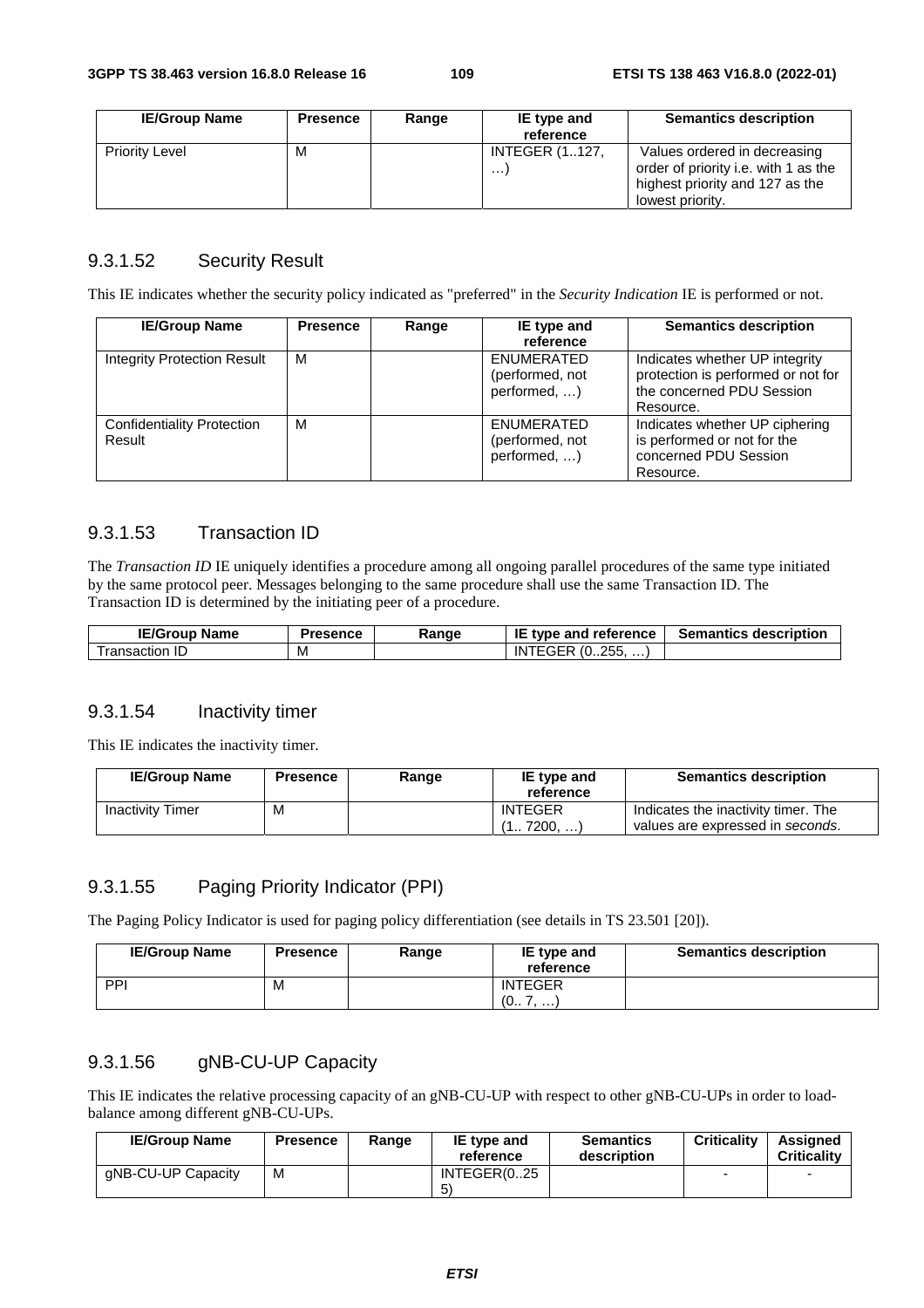| IE/Group Name | Presence | Range | IE type and reference | Semantics description |
|---|---|---|---|---|
| Priority Level | M | | INTEGER (1..127, …) | Values ordered in decreasing order of priority i.e. with 1 as the highest priority and 127 as the lowest priority. |

### 9.3.1.52 Security Result

This IE indicates whether the security policy indicated as "preferred" in the *Security Indication* IE is performed or not.

| IE/Group Name | Presence | Range | IE type and reference | Semantics description |
|---|---|---|---|---|
| Integrity Protection Result | M | | ENUMERATED (performed, not performed, …) | Indicates whether UP integrity protection is performed or not for the concerned PDU Session Resource. |
| Confidentiality Protection Result | M | | ENUMERATED (performed, not performed, …) | Indicates whether UP ciphering is performed or not for the concerned PDU Session Resource. |

### 9.3.1.53 Transaction ID

The *Transaction ID* IE uniquely identifies a procedure among all ongoing parallel procedures of the same type initiated by the same protocol peer. Messages belonging to the same procedure shall use the same Transaction ID. The Transaction ID is determined by the initiating peer of a procedure.

| IE/Group Name | Presence | Range | IE type and reference | Semantics description |
|---|---|---|---|---|
| Transaction ID | M | | INTEGER (0..255, …) | |

### 9.3.1.54 Inactivity timer

This IE indicates the inactivity timer.

| IE/Group Name | Presence | Range | IE type and reference | Semantics description |
|---|---|---|---|---|
| Inactivity Timer | M | | INTEGER (1.. 7200, …) | Indicates the inactivity timer. The values are expressed in *seconds*. |

### 9.3.1.55 Paging Priority Indicator (PPI)

The Paging Policy Indicator is used for paging policy differentiation (see details in TS 23.501 [20]).

| IE/Group Name | Presence | Range | IE type and reference | Semantics description |
|---|---|---|---|---|
| PPI | M | | INTEGER (0.. 7, …) | |

### 9.3.1.56 gNB-CU-UP Capacity

This IE indicates the relative processing capacity of an gNB-CU-UP with respect to other gNB-CU-UPs in order to load-balance among different gNB-CU-UPs.

| IE/Group Name | Presence | Range | IE type and reference | Semantics description | Criticality | Assigned Criticality |
|---|---|---|---|---|---|---|
| gNB-CU-UP Capacity | M | | INTEGER(0..255) | | - | - |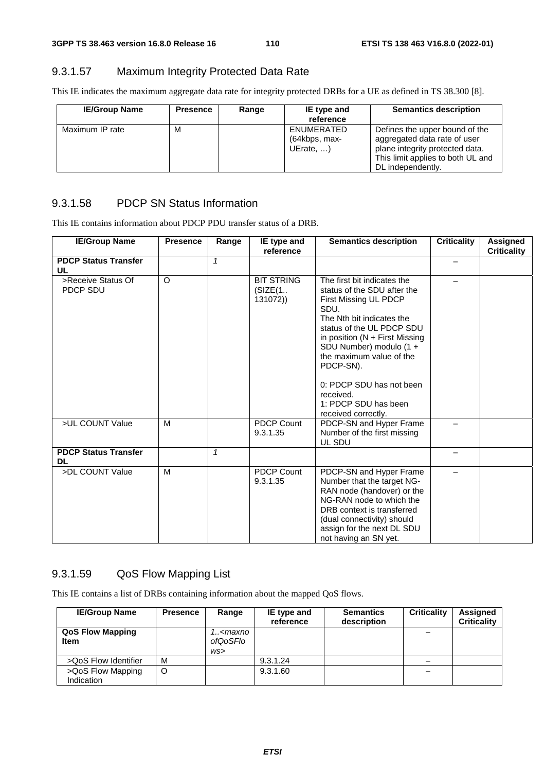### 9.3.1.57 Maximum Integrity Protected Data Rate

This IE indicates the maximum aggregate data rate for integrity protected DRBs for a UE as defined in TS 38.300 [8].

| IE/Group Name | Presence | Range | IE type and reference | Semantics description |
|---|---|---|---|---|
| Maximum IP rate | M | | ENUMERATED (64kbps, max-UErate, …) | Defines the upper bound of the aggregated data rate of user plane integrity protected data. This limit applies to both UL and DL independently. |

### 9.3.1.58 PDCP SN Status Information

This IE contains information about PDCP PDU transfer status of a DRB.

| IE/Group Name | Presence | Range | IE type and reference | Semantics description | Criticality | Assigned Criticality |
|---|---|---|---|---|---|---|
| **PDCP Status Transfer UL** | | *1* | | | – | |
| >Receive Status Of PDCP SDU | O | | BIT STRING (SIZE(1.. 131072)) | The first bit indicates the status of the SDU after the First Missing UL PDCP SDU.<br>The Nth bit indicates the status of the UL PDCP SDU in position (N + First Missing SDU Number) modulo (1 + the maximum value of the PDCP-SN).<br><br>0: PDCP SDU has not been received.<br>1: PDCP SDU has been received correctly. | – | |
| >UL COUNT Value | M | | PDCP Count 9.3.1.35 | PDCP-SN and Hyper Frame Number of the first missing UL SDU | – | |
| **PDCP Status Transfer DL** | | *1* | | | – | |
| >DL COUNT Value | M | | PDCP Count 9.3.1.35 | PDCP-SN and Hyper Frame Number that the target NG-RAN node (handover) or the NG-RAN node to which the DRB context is transferred (dual connectivity) should assign for the next DL SDU not having an SN yet. | – | |

### 9.3.1.59 QoS Flow Mapping List

This IE contains a list of DRBs containing information about the mapped QoS flows.

| IE/Group Name | Presence | Range | IE type and reference | Semantics description | Criticality | Assigned Criticality |
|---|---|---|---|---|---|---|
| **QoS Flow Mapping Item** | | *1..<maxnoofQoSFlows>* | | | – | |
| >QoS Flow Identifier | M | | 9.3.1.24 | | – | |
| >QoS Flow Mapping Indication | O | | 9.3.1.60 | | – | |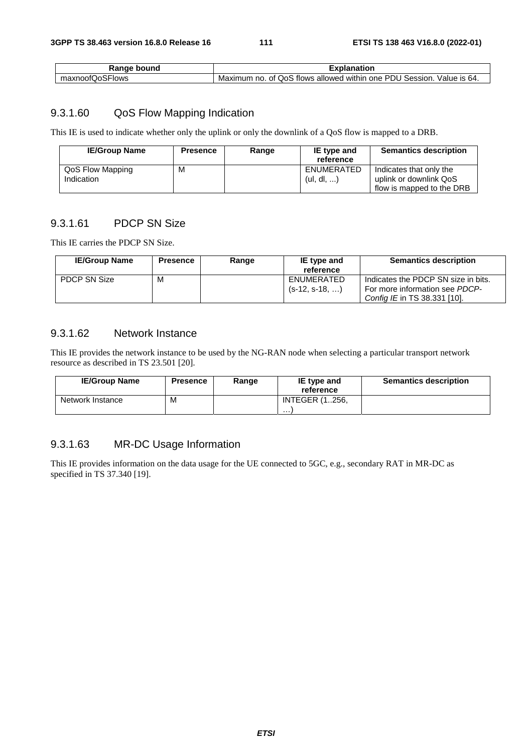| Range bound | Explanation |
|---|---|
| maxnoofQoSFlows | Maximum no. of QoS flows allowed within one PDU Session. Value is 64. |

### 9.3.1.60 QoS Flow Mapping Indication

This IE is used to indicate whether only the uplink or only the downlink of a QoS flow is mapped to a DRB.

| IE/Group Name | Presence | Range | IE type and reference | Semantics description |
|---|---|---|---|---|
| QoS Flow Mapping Indication | M | | ENUMERATED (ul, dl, ...) | Indicates that only the uplink or downlink QoS flow is mapped to the DRB |

### 9.3.1.61 PDCP SN Size

This IE carries the PDCP SN Size.

| IE/Group Name | Presence | Range | IE type and reference | Semantics description |
|---|---|---|---|---|
| PDCP SN Size | M | | ENUMERATED (s-12, s-18, …) | Indicates the PDCP SN size in bits. For more information see *PDCP-Config IE* in TS 38.331 [10]. |

### 9.3.1.62 Network Instance

This IE provides the network instance to be used by the NG-RAN node when selecting a particular transport network resource as described in TS 23.501 [20].

| IE/Group Name | Presence | Range | IE type and reference | Semantics description |
|---|---|---|---|---|
| Network Instance | M | | INTEGER (1..256, …) | |

### 9.3.1.63 MR-DC Usage Information

This IE provides information on the data usage for the UE connected to 5GC, e.g., secondary RAT in MR-DC as specified in TS 37.340 [19].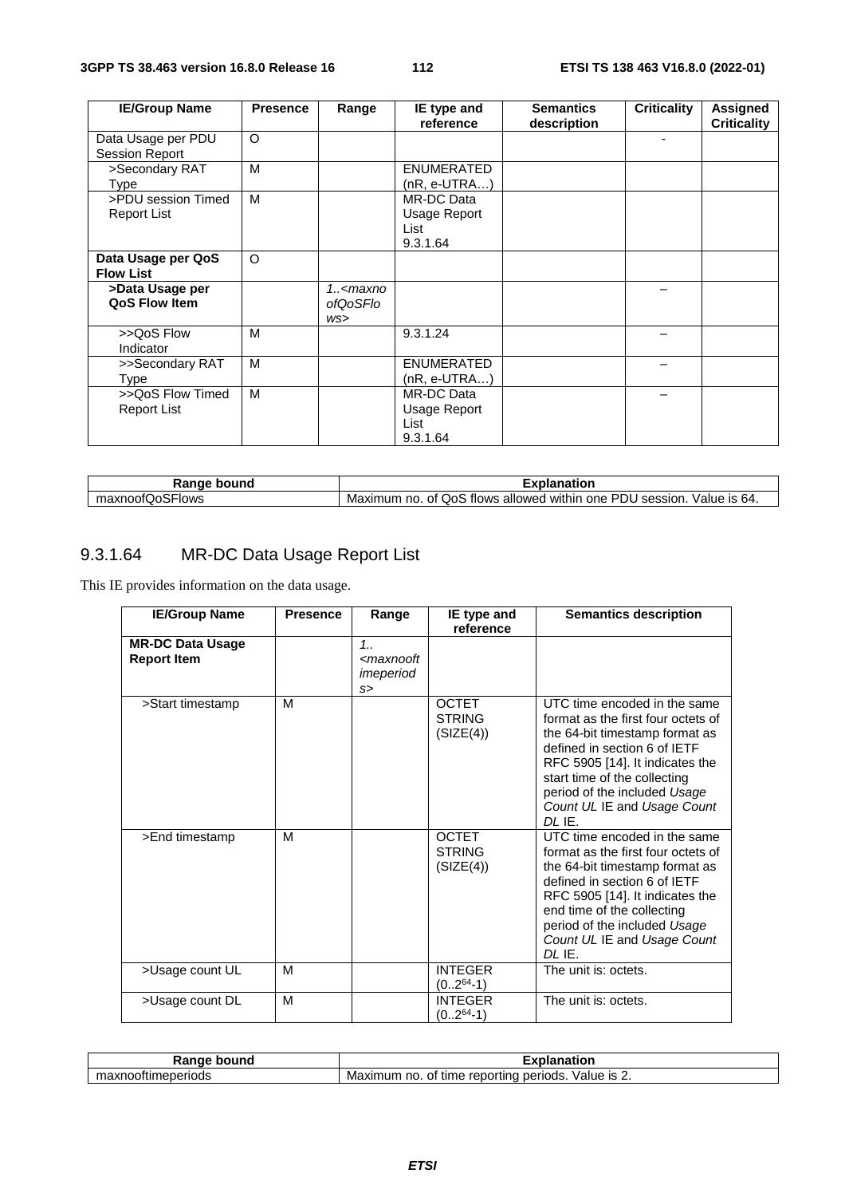| IE/Group Name | Presence | Range | IE type and reference | Semantics description | Criticality | Assigned Criticality |
|---|---|---|---|---|---|---|
| Data Usage per PDU Session Report | O | | | | - | |
| >Secondary RAT Type | M | | ENUMERATED (nR, e-UTRA…) | | | |
| >PDU session Timed Report List | M | | MR-DC Data Usage Report List 9.3.1.64 | | | |
| **Data Usage per QoS Flow List** | O | | | | | |
| **>Data Usage per QoS Flow Item** | | *1..<maxnoofQoSFlows>* | | | – | |
| >>QoS Flow Indicator | M | | 9.3.1.24 | | – | |
| >>Secondary RAT Type | M | | ENUMERATED (nR, e-UTRA…) | | – | |
| >>QoS Flow Timed Report List | M | | MR-DC Data Usage Report List 9.3.1.64 | | – | |

| Range bound | Explanation |
|---|---|
| maxnoofQoSFlows | Maximum no. of QoS flows allowed within one PDU session. Value is 64. |

### 9.3.1.64 MR-DC Data Usage Report List

This IE provides information on the data usage.

| IE/Group Name | Presence | Range | IE type and reference | Semantics description |
|---|---|---|---|---|
| **MR-DC Data Usage Report Item** | | *1..<maxnooftimeperiods>* | | |
| >Start timestamp | M | | OCTET STRING (SIZE(4)) | UTC time encoded in the same format as the first four octets of the 64-bit timestamp format as defined in section 6 of IETF RFC 5905 [14]. It indicates the start time of the collecting period of the included *Usage Count UL* IE and *Usage Count DL* IE. |
| >End timestamp | M | | OCTET STRING (SIZE(4)) | UTC time encoded in the same format as the first four octets of the 64-bit timestamp format as defined in section 6 of IETF RFC 5905 [14]. It indicates the end time of the collecting period of the included *Usage Count UL* IE and *Usage Count DL* IE. |
| >Usage count UL | M | | INTEGER ($0..2^{64}-1$) | The unit is: octets. |
| >Usage count DL | M | | INTEGER ($0..2^{64}-1$) | The unit is: octets. |

| Range bound | Explanation |
|---|---|
| maxnooftimeperiods | Maximum no. of time reporting periods. Value is 2. |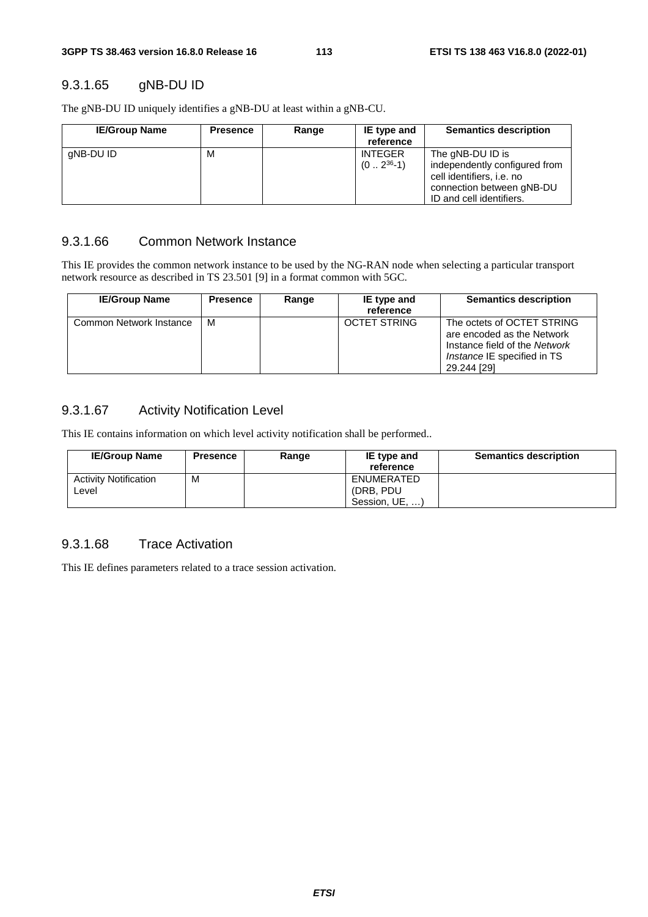### 9.3.1.65 gNB-DU ID

The gNB-DU ID uniquely identifies a gNB-DU at least within a gNB-CU.

| IE/Group Name | Presence | Range | IE type and reference | Semantics description |
|---|---|---|---|---|
| gNB-DU ID | M | | INTEGER $(0 .. 2^{36}\text{-}1)$ | The gNB-DU ID is independently configured from cell identifiers, i.e. no connection between gNB-DU ID and cell identifiers. |

### 9.3.1.66 Common Network Instance

This IE provides the common network instance to be used by the NG-RAN node when selecting a particular transport network resource as described in TS 23.501 [9] in a format common with 5GC.

| IE/Group Name | Presence | Range | IE type and reference | Semantics description |
|---|---|---|---|---|
| Common Network Instance | M | | OCTET STRING | The octets of OCTET STRING are encoded as the Network Instance field of the *Network Instance* IE specified in TS 29.244 [29] |

### 9.3.1.67 Activity Notification Level

This IE contains information on which level activity notification shall be performed..

| IE/Group Name | Presence | Range | IE type and reference | Semantics description |
|---|---|---|---|---|
| Activity Notification Level | M | | ENUMERATED (DRB, PDU Session, UE, …) | |

### 9.3.1.68 Trace Activation

This IE defines parameters related to a trace session activation.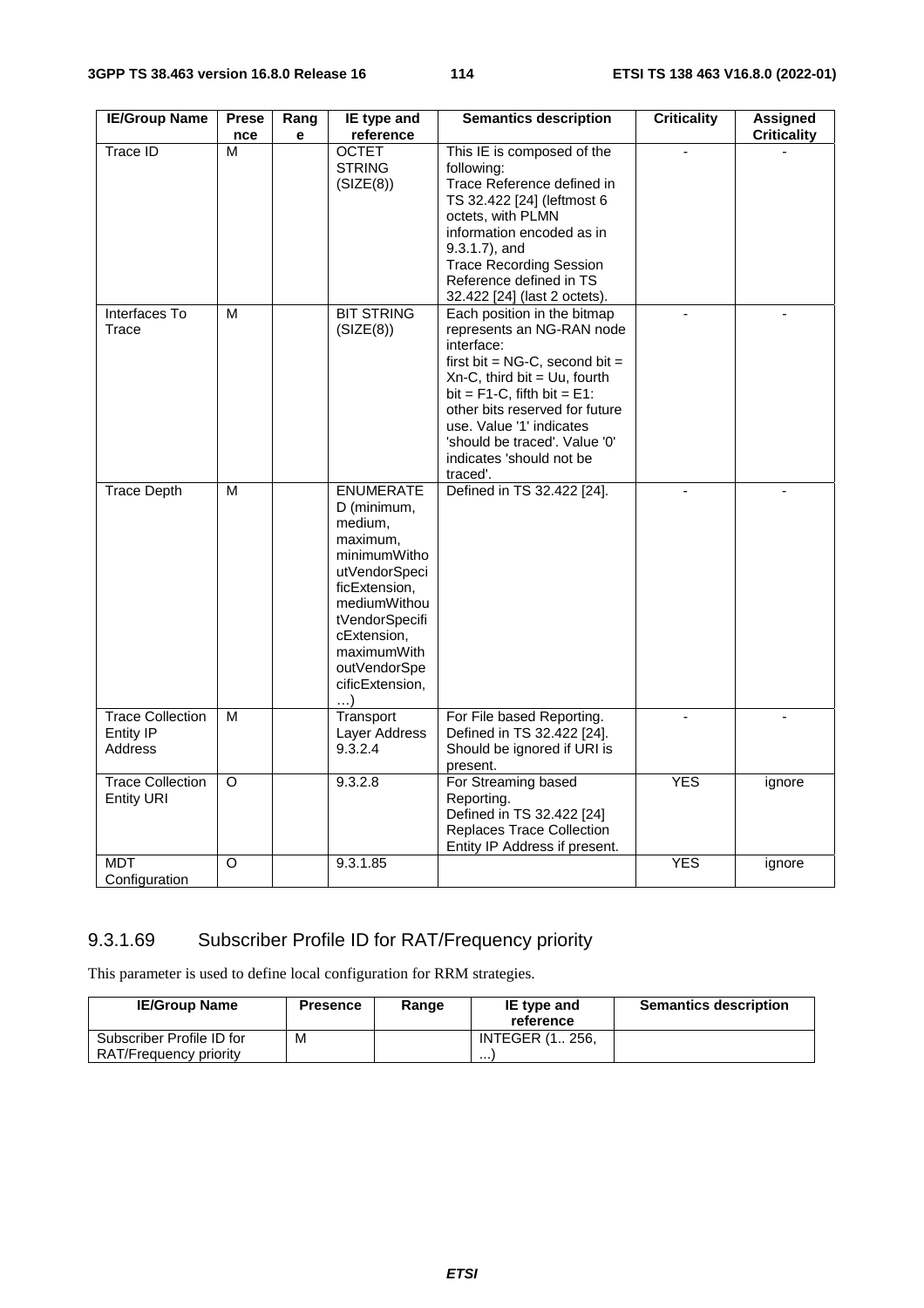| IE/Group Name | Presence | Range | IE type and reference | Semantics description | Criticality | Assigned Criticality |
|---|---|---|---|---|---|---|
| Trace ID | M | | OCTET STRING (SIZE(8)) | This IE is composed of the following: Trace Reference defined in TS 32.422 [24] (leftmost 6 octets, with PLMN information encoded as in 9.3.1.7), and Trace Recording Session Reference defined in TS 32.422 [24] (last 2 octets). | - | - |
| Interfaces To Trace | M | | BIT STRING (SIZE(8)) | Each position in the bitmap represents an NG-RAN node interface: first bit = NG-C, second bit = Xn-C, third bit = Uu, fourth bit = F1-C, fifth bit = E1: other bits reserved for future use. Value '1' indicates 'should be traced'. Value '0' indicates 'should not be traced'. | - | - |
| Trace Depth | M | | ENUMERATED (minimum, medium, maximum, minimumWithoutVendorSpecificExtension, mediumWithoutVendorSpecificExtension, maximumWithoutVendorSpecificExtension, …) | Defined in TS 32.422 [24]. | - | - |
| Trace Collection Entity IP Address | M | | Transport Layer Address 9.3.2.4 | For File based Reporting. Defined in TS 32.422 [24]. Should be ignored if URI is present. | - | - |
| Trace Collection Entity URI | O | | 9.3.2.8 | For Streaming based Reporting. Defined in TS 32.422 [24] Replaces Trace Collection Entity IP Address if present. | YES | ignore |
| MDT Configuration | O | | 9.3.1.85 | | YES | ignore |

### 9.3.1.69 Subscriber Profile ID for RAT/Frequency priority

This parameter is used to define local configuration for RRM strategies.

| IE/Group Name | Presence | Range | IE type and reference | Semantics description |
|---|---|---|---|---|
| Subscriber Profile ID for RAT/Frequency priority | M | | INTEGER (1.. 256, …) | |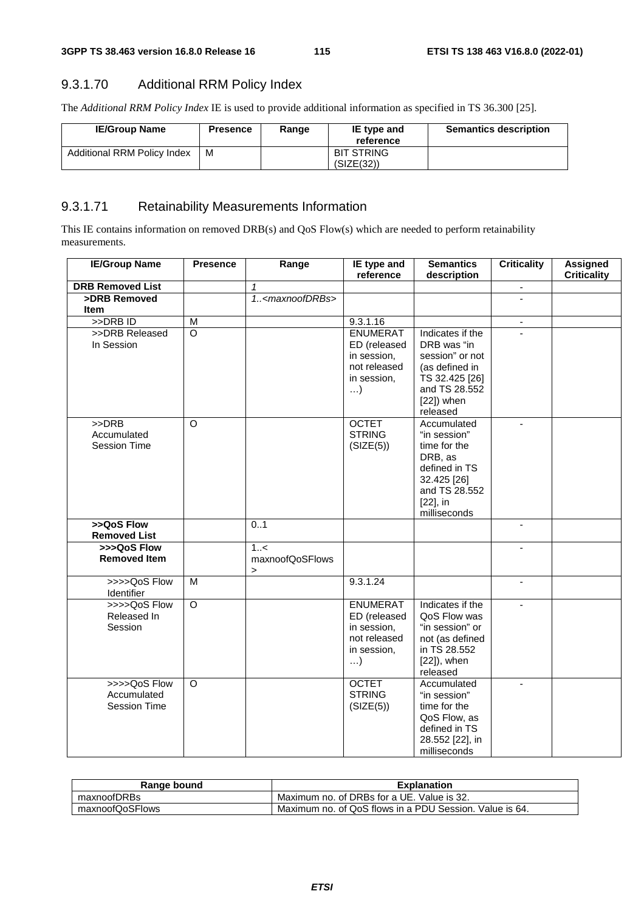### 9.3.1.70 Additional RRM Policy Index

The *Additional RRM Policy Index* IE is used to provide additional information as specified in TS 36.300 [25].

| IE/Group Name | Presence | Range | IE type and reference | Semantics description |
|---|---|---|---|---|
| Additional RRM Policy Index | M | | BIT STRING (SIZE(32)) | |

### 9.3.1.71 Retainability Measurements Information

This IE contains information on removed DRB(s) and QoS Flow(s) which are needed to perform retainability measurements.

| IE/Group Name | Presence | Range | IE type and reference | Semantics description | Criticality | Assigned Criticality |
|---|---|---|---|---|---|---|
| **DRB Removed List** | | *1* | | | - | |
| **>DRB Removed Item** | | *1..<maxnoofDRBs>* | | | - | |
| >>DRB ID | M | | 9.3.1.16 | | - | |
| >>DRB Released In Session | O | | ENUMERATED (released in session, not released in session, …) | Indicates if the DRB was "in session" or not (as defined in TS 32.425 [26] and TS 28.552 [22]) when released | - | |
| >>DRB Accumulated Session Time | O | | OCTET STRING (SIZE(5)) | Accumulated "in session" time for the DRB, as defined in TS 32.425 [26] and TS 28.552 [22], in milliseconds | - | |
| **>>QoS Flow Removed List** | | 0..1 | | | - | |
| **>>>QoS Flow Removed Item** | | 1..< maxnoofQoSFlows > | | | - | |
| >>>>QoS Flow Identifier | M | | 9.3.1.24 | | - | |
| >>>>QoS Flow Released In Session | O | | ENUMERATED (released in session, not released in session, …) | Indicates if the QoS Flow was "in session" or not (as defined in TS 28.552 [22]), when released | - | |
| >>>>QoS Flow Accumulated Session Time | O | | OCTET STRING (SIZE(5)) | Accumulated "in session" time for the QoS Flow, as defined in TS 28.552 [22], in milliseconds | - | |

| Range bound | Explanation |
|---|---|
| maxnoofDRBs | Maximum no. of DRBs for a UE. Value is 32. |
| maxnoofQoSFlows | Maximum no. of QoS flows in a PDU Session. Value is 64. |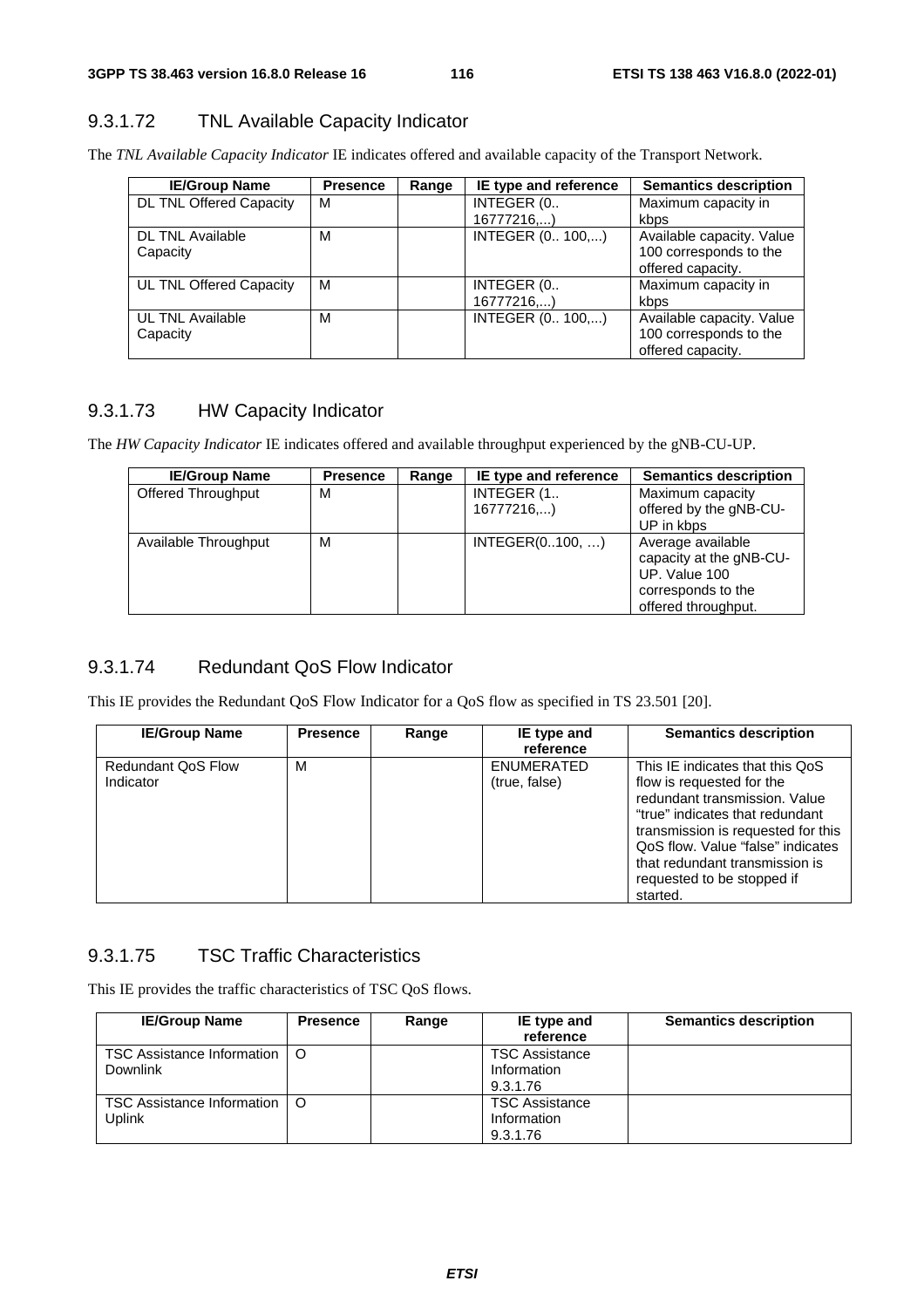### 9.3.1.72 TNL Available Capacity Indicator

The *TNL Available Capacity Indicator* IE indicates offered and available capacity of the Transport Network.

| IE/Group Name | Presence | Range | IE type and reference | Semantics description |
|---|---|---|---|---|
| DL TNL Offered Capacity | M | | INTEGER (0.. 16777216,...) | Maximum capacity in kbps |
| DL TNL Available Capacity | M | | INTEGER (0.. 100,...) | Available capacity. Value 100 corresponds to the offered capacity. |
| UL TNL Offered Capacity | M | | INTEGER (0.. 16777216,...) | Maximum capacity in kbps |
| UL TNL Available Capacity | M | | INTEGER (0.. 100,...) | Available capacity. Value 100 corresponds to the offered capacity. |

### 9.3.1.73 HW Capacity Indicator

The *HW Capacity Indicator* IE indicates offered and available throughput experienced by the gNB-CU-UP.

| IE/Group Name | Presence | Range | IE type and reference | Semantics description |
|---|---|---|---|---|
| Offered Throughput | M | | INTEGER (1.. 16777216,...) | Maximum capacity offered by the gNB-CU-UP in kbps |
| Available Throughput | M | | INTEGER(0..100, …) | Average available capacity at the gNB-CU-UP. Value 100 corresponds to the offered throughput. |

### 9.3.1.74 Redundant QoS Flow Indicator

This IE provides the Redundant QoS Flow Indicator for a QoS flow as specified in TS 23.501 [20].

| IE/Group Name | Presence | Range | IE type and reference | Semantics description |
|---|---|---|---|---|
| Redundant QoS Flow Indicator | M | | ENUMERATED (true, false) | This IE indicates that this QoS flow is requested for the redundant transmission. Value "true" indicates that redundant transmission is requested for this QoS flow. Value "false" indicates that redundant transmission is requested to be stopped if started. |

### 9.3.1.75 TSC Traffic Characteristics

This IE provides the traffic characteristics of TSC QoS flows.

| IE/Group Name | Presence | Range | IE type and reference | Semantics description |
|---|---|---|---|---|
| TSC Assistance Information Downlink | O | | TSC Assistance Information 9.3.1.76 | |
| TSC Assistance Information Uplink | O | | TSC Assistance Information 9.3.1.76 | |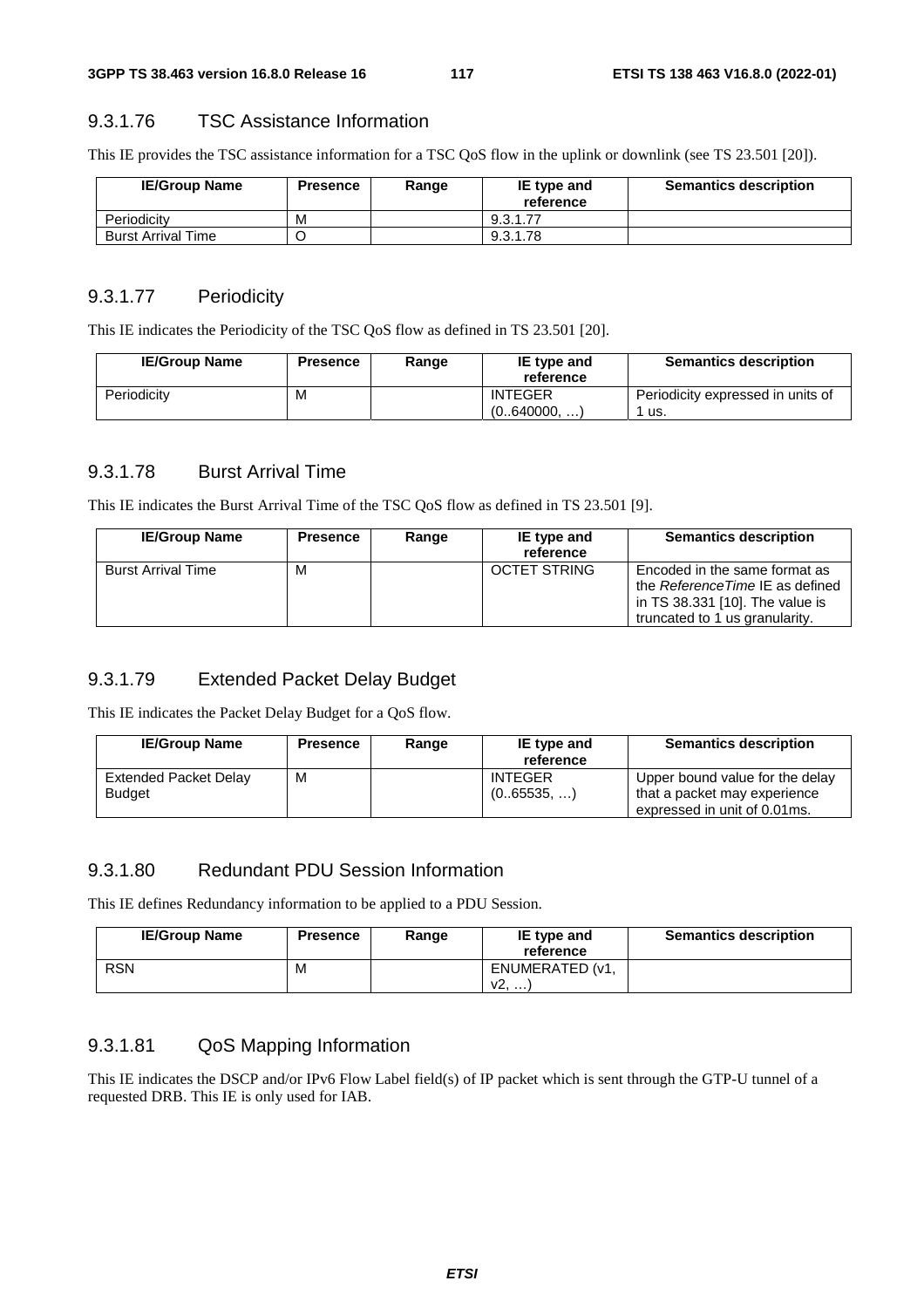### 9.3.1.76 TSC Assistance Information

This IE provides the TSC assistance information for a TSC QoS flow in the uplink or downlink (see TS 23.501 [20]).

| IE/Group Name | Presence | Range | IE type and reference | Semantics description |
|---|---|---|---|---|
| Periodicity | M | | 9.3.1.77 | |
| Burst Arrival Time | O | | 9.3.1.78 | |

### 9.3.1.77 Periodicity

This IE indicates the Periodicity of the TSC QoS flow as defined in TS 23.501 [20].

| IE/Group Name | Presence | Range | IE type and reference | Semantics description |
|---|---|---|---|---|
| Periodicity | M | | INTEGER (0..640000, …) | Periodicity expressed in units of 1 us. |

### 9.3.1.78 Burst Arrival Time

This IE indicates the Burst Arrival Time of the TSC QoS flow as defined in TS 23.501 [9].

| IE/Group Name | Presence | Range | IE type and reference | Semantics description |
|---|---|---|---|---|
| Burst Arrival Time | M | | OCTET STRING | Encoded in the same format as the *ReferenceTime* IE as defined in TS 38.331 [10]. The value is truncated to 1 us granularity. |

### 9.3.1.79 Extended Packet Delay Budget

This IE indicates the Packet Delay Budget for a QoS flow.

| IE/Group Name | Presence | Range | IE type and reference | Semantics description |
|---|---|---|---|---|
| Extended Packet Delay Budget | M | | INTEGER (0..65535, …) | Upper bound value for the delay that a packet may experience expressed in unit of 0.01ms. |

### 9.3.1.80 Redundant PDU Session Information

This IE defines Redundancy information to be applied to a PDU Session.

| IE/Group Name | Presence | Range | IE type and reference | Semantics description |
|---|---|---|---|---|
| RSN | M | | ENUMERATED (v1, v2, …) | |

### 9.3.1.81 QoS Mapping Information

This IE indicates the DSCP and/or IPv6 Flow Label field(s) of IP packet which is sent through the GTP-U tunnel of a requested DRB. This IE is only used for IAB.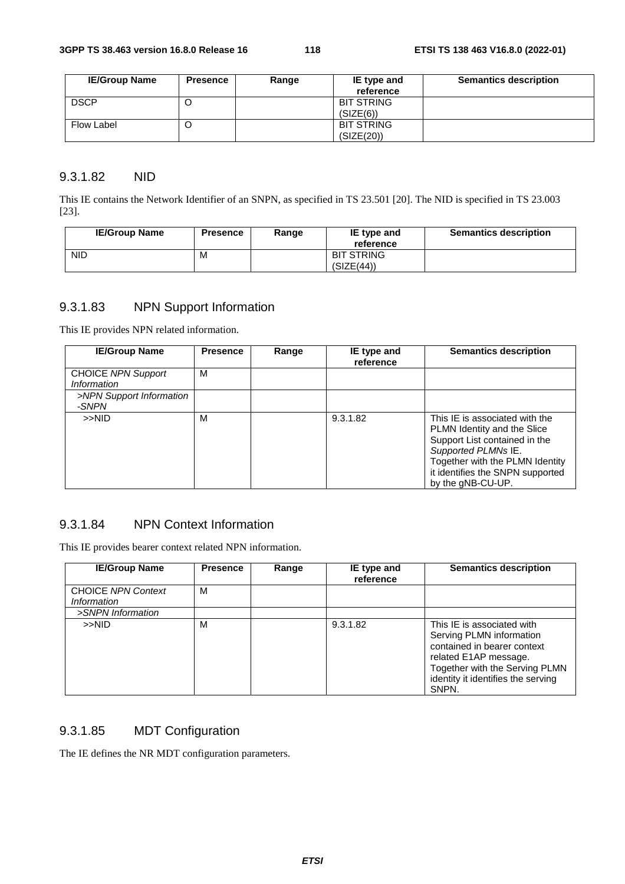| IE/Group Name | Presence | Range | IE type and reference | Semantics description |
|---|---|---|---|---|
| DSCP | O | | BIT STRING (SIZE(6)) | |
| Flow Label | O | | BIT STRING (SIZE(20)) | |

### 9.3.1.82 NID

This IE contains the Network Identifier of an SNPN, as specified in TS 23.501 [20]. The NID is specified in TS 23.003 [23].

| IE/Group Name | Presence | Range | IE type and reference | Semantics description |
|---|---|---|---|---|
| NID | M | | BIT STRING (SIZE(44)) | |

### 9.3.1.83 NPN Support Information

This IE provides NPN related information.

| IE/Group Name | Presence | Range | IE type and reference | Semantics description |
|---|---|---|---|---|
| CHOICE *NPN Support Information* | M | | | |
| *>NPN Support Information -SNPN* | | | | |
| >>NID | M | | 9.3.1.82 | This IE is associated with the PLMN Identity and the Slice Support List contained in the *Supported PLMNs* IE. Together with the PLMN Identity it identifies the SNPN supported by the gNB-CU-UP. |

### 9.3.1.84 NPN Context Information

This IE provides bearer context related NPN information.

| IE/Group Name | Presence | Range | IE type and reference | Semantics description |
|---|---|---|---|---|
| CHOICE *NPN Context Information* | M | | | |
| *>SNPN Information* | | | | |
| >>NID | M | | 9.3.1.82 | This IE is associated with Serving PLMN information contained in bearer context related E1AP message. Together with the Serving PLMN identity it identifies the serving SNPN. |

### 9.3.1.85 MDT Configuration

The IE defines the NR MDT configuration parameters.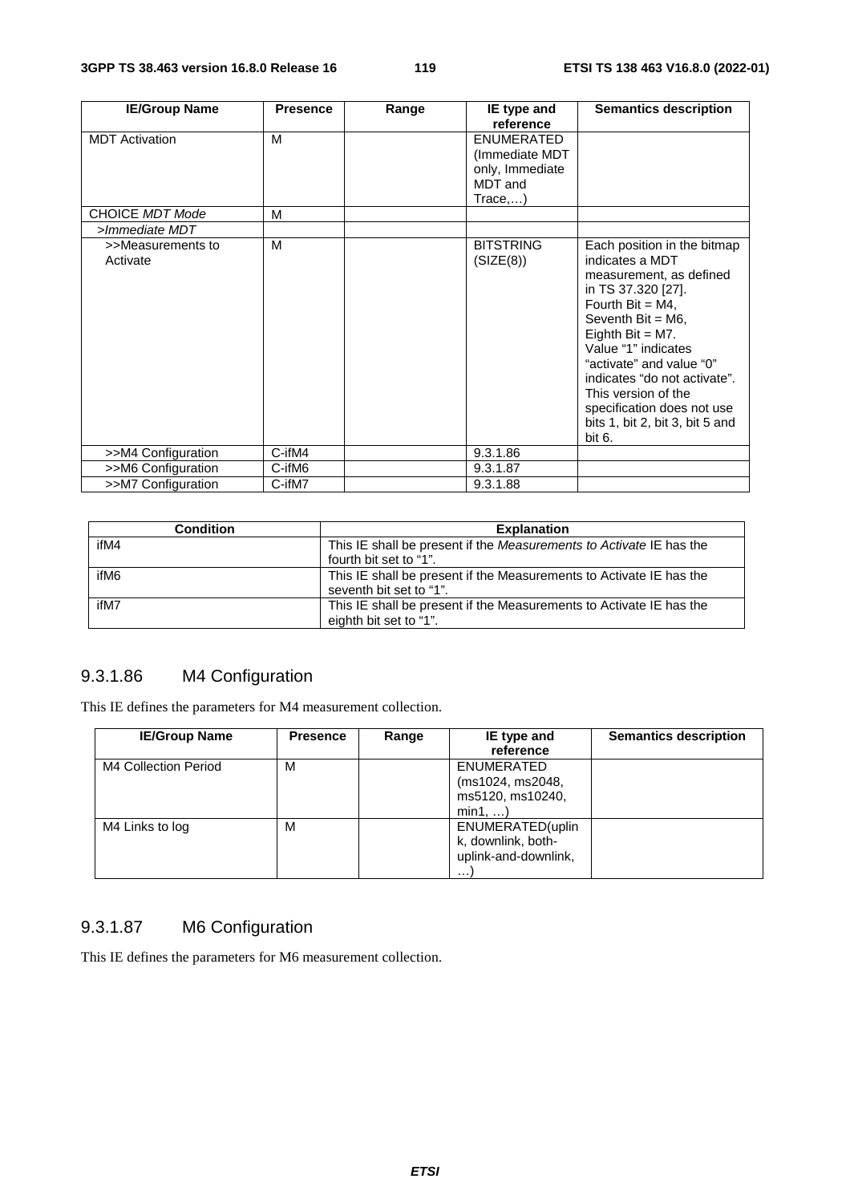| IE/Group Name | Presence | Range | IE type and reference | Semantics description |
|---|---|---|---|---|
| MDT Activation | M | | ENUMERATED (Immediate MDT only, Immediate MDT and Trace,…) | |
| CHOICE *MDT Mode* | M | | | |
| >*Immediate MDT* | | | | |
| >>Measurements to Activate | M | | BITSTRING (SIZE(8)) | Each position in the bitmap indicates a MDT measurement, as defined in TS 37.320 [27]. Fourth Bit = M4, Seventh Bit = M6, Eighth Bit = M7. Value "1" indicates "activate" and value "0" indicates "do not activate". This version of the specification does not use bits 1, bit 2, bit 3, bit 5 and bit 6. |
| >>M4 Configuration | C-ifM4 | | 9.3.1.86 | |
| >>M6 Configuration | C-ifM6 | | 9.3.1.87 | |
| >>M7 Configuration | C-ifM7 | | 9.3.1.88 | |

| Condition | Explanation |
|---|---|
| ifM4 | This IE shall be present if the *Measurements to Activate* IE has the fourth bit set to "1". |
| ifM6 | This IE shall be present if the Measurements to Activate IE has the seventh bit set to "1". |
| ifM7 | This IE shall be present if the Measurements to Activate IE has the eighth bit set to "1". |

### 9.3.1.86 M4 Configuration

This IE defines the parameters for M4 measurement collection.

| IE/Group Name | Presence | Range | IE type and reference | Semantics description |
|---|---|---|---|---|
| M4 Collection Period | M | | ENUMERATED (ms1024, ms2048, ms5120, ms10240, min1, …) | |
| M4 Links to log | M | | ENUMERATED(uplink, downlink, both-uplink-and-downlink, …) | |

### 9.3.1.87 M6 Configuration

This IE defines the parameters for M6 measurement collection.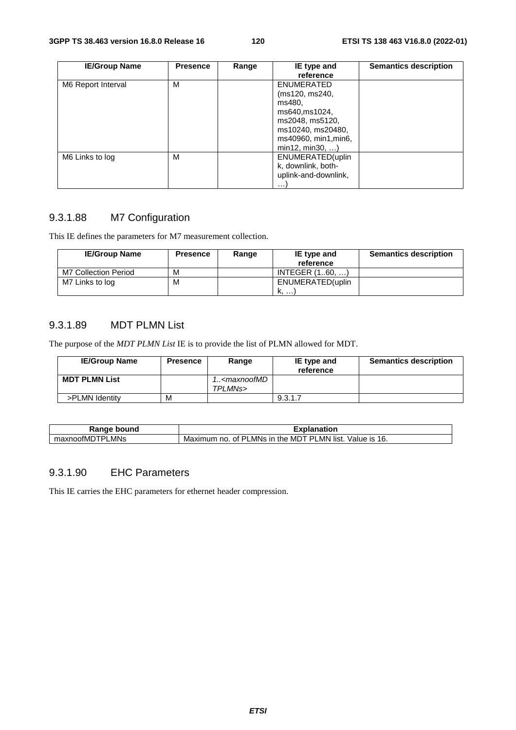| IE/Group Name | Presence | Range | IE type and reference | Semantics description |
|---|---|---|---|---|
| M6 Report Interval | M | | ENUMERATED (ms120, ms240, ms480, ms640,ms1024, ms2048, ms5120, ms10240, ms20480, ms40960, min1,min6, min12, min30, …) | |
| M6 Links to log | M | | ENUMERATED(uplink, downlink, both-uplink-and-downlink, …) | |

### 9.3.1.88 M7 Configuration

This IE defines the parameters for M7 measurement collection.

| IE/Group Name | Presence | Range | IE type and reference | Semantics description |
|---|---|---|---|---|
| M7 Collection Period | M | | INTEGER (1..60, …) | |
| M7 Links to log | M | | ENUMERATED(uplink, …) | |

### 9.3.1.89 MDT PLMN List

The purpose of the *MDT PLMN List* IE is to provide the list of PLMN allowed for MDT.

| IE/Group Name | Presence | Range | IE type and reference | Semantics description |
|---|---|---|---|---|
| **MDT PLMN List** | | *1..<maxnoofMDTPLMNs>* | | |
| >PLMN Identity | M | | 9.3.1.7 | |

| Range bound | Explanation |
|---|---|
| maxnoofMDTPLMNs | Maximum no. of PLMNs in the MDT PLMN list. Value is 16. |

### 9.3.1.90 EHC Parameters

This IE carries the EHC parameters for ethernet header compression.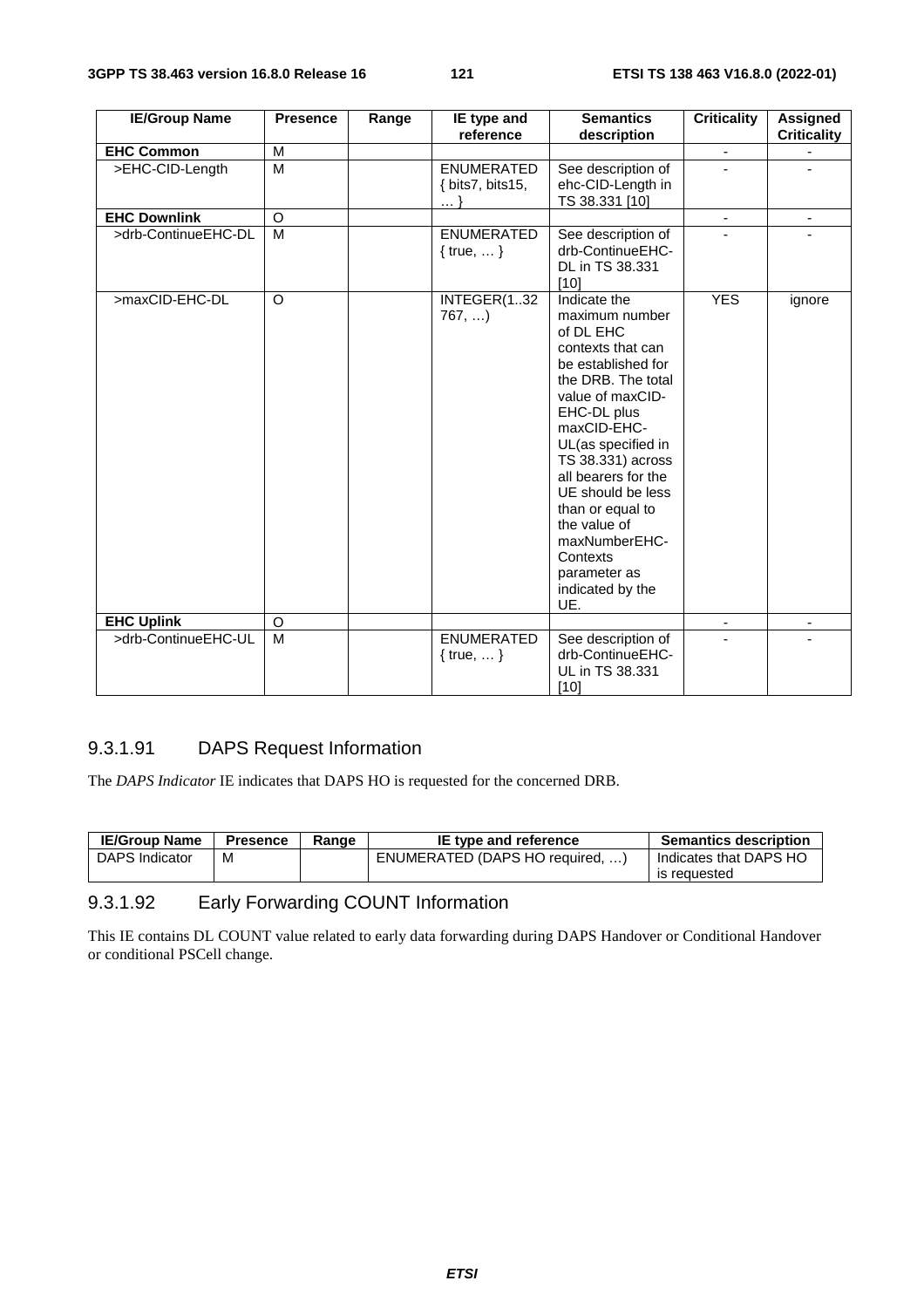| IE/Group Name | Presence | Range | IE type and reference | Semantics description | Criticality | Assigned Criticality |
|---|---|---|---|---|---|---|
| **EHC Common** | M | | | | - | - |
| >EHC-CID-Length | M | | ENUMERATED { bits7, bits15, … } | See description of ehc-CID-Length in TS 38.331 [10] | - | - |
| **EHC Downlink** | O | | | | - | - |
| >drb-ContinueEHC-DL | M | | ENUMERATED { true, … } | See description of drb-ContinueEHC-DL in TS 38.331 [10] | - | - |
| >maxCID-EHC-DL | O | | INTEGER(1..32767, …) | Indicate the maximum number of DL EHC contexts that can be established for the DRB. The total value of maxCID-EHC-DL plus maxCID-EHC-UL(as specified in TS 38.331) across all bearers for the UE should be less than or equal to the value of maxNumberEHC-Contexts parameter as indicated by the UE. | YES | ignore |
| **EHC Uplink** | O | | | | - | - |
| >drb-ContinueEHC-UL | M | | ENUMERATED { true, … } | See description of drb-ContinueEHC-UL in TS 38.331 [10] | - | - |

### 9.3.1.91 DAPS Request Information

The *DAPS Indicator* IE indicates that DAPS HO is requested for the concerned DRB.

| IE/Group Name | Presence | Range | IE type and reference | Semantics description |
|---|---|---|---|---|
| DAPS Indicator | M | | ENUMERATED (DAPS HO required, …) | Indicates that DAPS HO is requested |

### 9.3.1.92 Early Forwarding COUNT Information

This IE contains DL COUNT value related to early data forwarding during DAPS Handover or Conditional Handover or conditional PSCell change.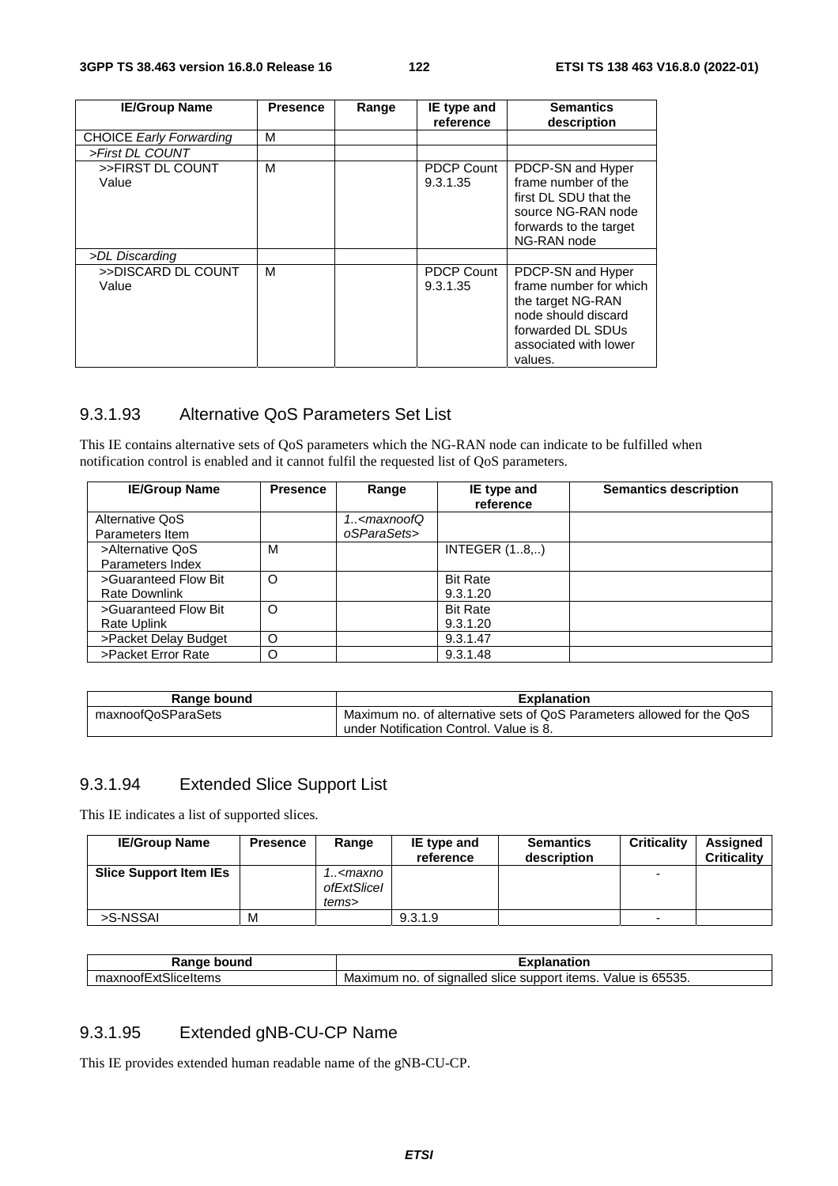| IE/Group Name | Presence | Range | IE type and reference | Semantics description |
|---|---|---|---|---|
| CHOICE *Early Forwarding* | M | | | |
| *>First DL COUNT* | | | | |
| >>FIRST DL COUNT Value | M | | PDCP Count 9.3.1.35 | PDCP-SN and Hyper frame number of the first DL SDU that the source NG-RAN node forwards to the target NG-RAN node |
| *>DL Discarding* | | | | |
| >>DISCARD DL COUNT Value | M | | PDCP Count 9.3.1.35 | PDCP-SN and Hyper frame number for which the target NG-RAN node should discard forwarded DL SDUs associated with lower values. |

### 9.3.1.93 Alternative QoS Parameters Set List

This IE contains alternative sets of QoS parameters which the NG-RAN node can indicate to be fulfilled when notification control is enabled and it cannot fulfil the requested list of QoS parameters.

| IE/Group Name | Presence | Range | IE type and reference | Semantics description |
|---|---|---|---|---|
| Alternative QoS Parameters Item | | *1..<maxnoofQoSParaSets>* | | |
| >Alternative QoS Parameters Index | M | | INTEGER (1..8,..) | |
| >Guaranteed Flow Bit Rate Downlink | O | | Bit Rate 9.3.1.20 | |
| >Guaranteed Flow Bit Rate Uplink | O | | Bit Rate 9.3.1.20 | |
| >Packet Delay Budget | O | | 9.3.1.47 | |
| >Packet Error Rate | O | | 9.3.1.48 | |

| Range bound | Explanation |
|---|---|
| maxnoofQoSParaSets | Maximum no. of alternative sets of QoS Parameters allowed for the QoS under Notification Control. Value is 8. |

### 9.3.1.94 Extended Slice Support List

This IE indicates a list of supported slices.

| IE/Group Name | Presence | Range | IE type and reference | Semantics description | Criticality | Assigned Criticality |
|---|---|---|---|---|---|---|
| **Slice Support Item IEs** | | *1..<maxnoofExtSliceItems>* | | | - | |
| >S-NSSAI | M | | 9.3.1.9 | | - | |

| Range bound | Explanation |
|---|---|
| maxnoofExtSliceItems | Maximum no. of signalled slice support items. Value is 65535. |

### 9.3.1.95 Extended gNB-CU-CP Name

This IE provides extended human readable name of the gNB-CU-CP.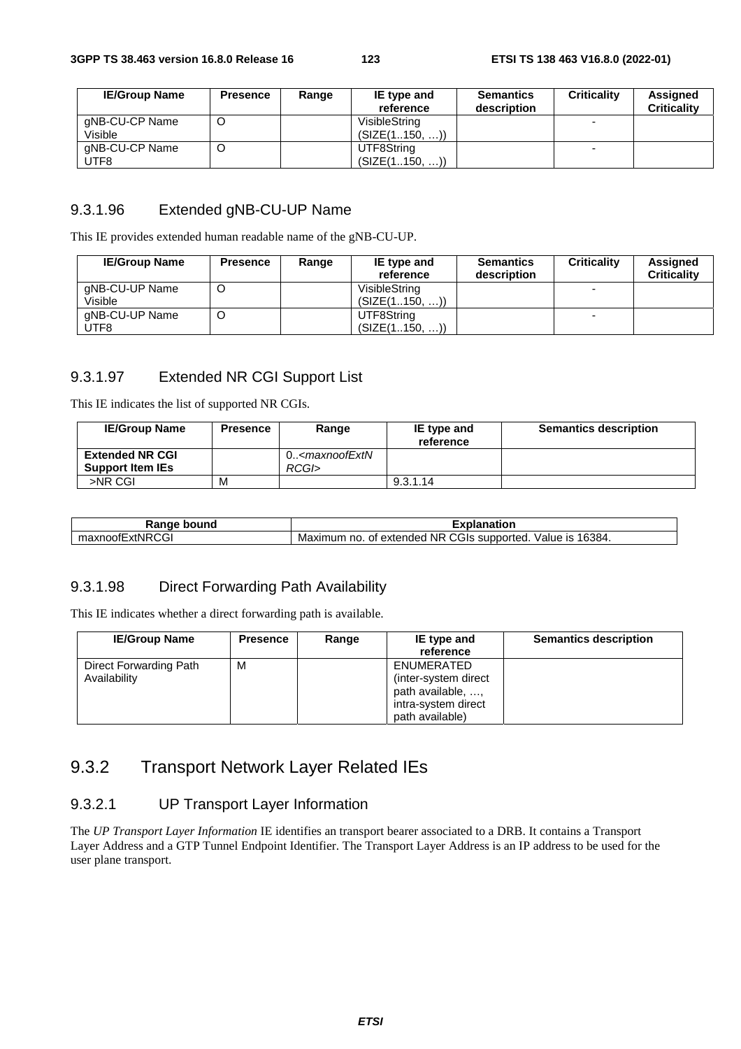| IE/Group Name | Presence | Range | IE type and reference | Semantics description | Criticality | Assigned Criticality |
|---|---|---|---|---|---|---|
| gNB-CU-CP Name Visible | O | | VisibleString (SIZE(1..150, …)) | | - | |
| gNB-CU-CP Name UTF8 | O | | UTF8String (SIZE(1..150, …)) | | - | |

### 9.3.1.96 Extended gNB-CU-UP Name

This IE provides extended human readable name of the gNB-CU-UP.

| IE/Group Name | Presence | Range | IE type and reference | Semantics description | Criticality | Assigned Criticality |
|---|---|---|---|---|---|---|
| gNB-CU-UP Name Visible | O | | VisibleString (SIZE(1..150, …)) | | - | |
| gNB-CU-UP Name UTF8 | O | | UTF8String (SIZE(1..150, …)) | | - | |

### 9.3.1.97 Extended NR CGI Support List

This IE indicates the list of supported NR CGIs.

| IE/Group Name | Presence | Range | IE type and reference | Semantics description |
|---|---|---|---|---|
| **Extended NR CGI Support Item IEs** | | 0..*<maxnoofExtNRCGI>* | | |
| >NR CGI | M | | 9.3.1.14 | |

| Range bound | Explanation |
|---|---|
| maxnoofExtNRCGI | Maximum no. of extended NR CGIs supported. Value is 16384. |

### 9.3.1.98 Direct Forwarding Path Availability

This IE indicates whether a direct forwarding path is available.

| IE/Group Name | Presence | Range | IE type and reference | Semantics description |
|---|---|---|---|---|
| Direct Forwarding Path Availability | M | | ENUMERATED (inter-system direct path available, …, intra-system direct path available) | |

## 9.3.2 Transport Network Layer Related IEs

### 9.3.2.1 UP Transport Layer Information

The *UP Transport Layer Information* IE identifies an transport bearer associated to a DRB. It contains a Transport Layer Address and a GTP Tunnel Endpoint Identifier. The Transport Layer Address is an IP address to be used for the user plane transport.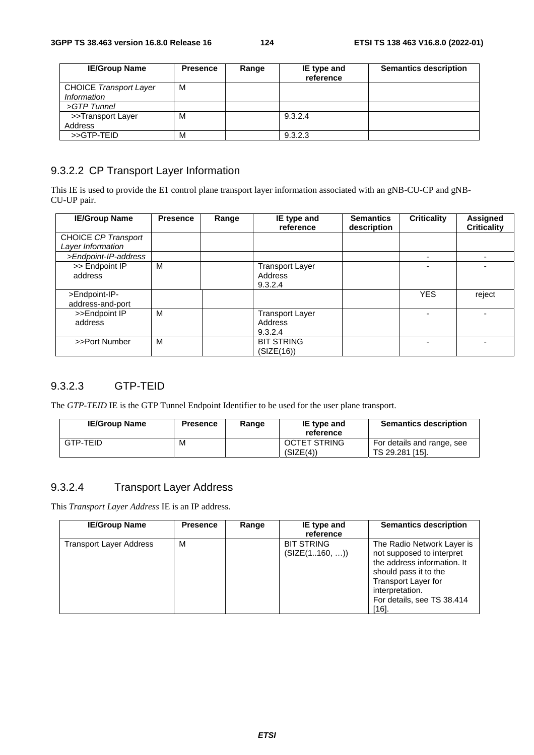| IE/Group Name | Presence | Range | IE type and reference | Semantics description |
|---|---|---|---|---|
| CHOICE *Transport Layer Information* | M | | | |
| *>GTP Tunnel* | | | | |
| >>Transport Layer Address | M | | 9.3.2.4 | |
| >>GTP-TEID | M | | 9.3.2.3 | |

### 9.3.2.2 CP Transport Layer Information

This IE is used to provide the E1 control plane transport layer information associated with an gNB-CU-CP and gNB-CU-UP pair.

| IE/Group Name | Presence | Range | IE type and reference | Semantics description | Criticality | Assigned Criticality |
|---|---|---|---|---|---|---|
| CHOICE *CP Transport Layer Information* | | | | | | |
| *>Endpoint-IP-address* | | | | | - | - |
| >> Endpoint IP address | M | | Transport Layer Address 9.3.2.4 | | - | - |
| >Endpoint-IP-address-and-port | | | | | YES | reject |
| >>Endpoint IP address | M | | Transport Layer Address 9.3.2.4 | | - | - |
| >>Port Number | M | | BIT STRING (SIZE(16)) | | - | - |

### 9.3.2.3 GTP-TEID

The *GTP-TEID* IE is the GTP Tunnel Endpoint Identifier to be used for the user plane transport.

| IE/Group Name | Presence | Range | IE type and reference | Semantics description |
|---|---|---|---|---|
| GTP-TEID | M | | OCTET STRING (SIZE(4)) | For details and range, see TS 29.281 [15]. |

### 9.3.2.4 Transport Layer Address

This *Transport Layer Address* IE is an IP address.

| IE/Group Name | Presence | Range | IE type and reference | Semantics description |
|---|---|---|---|---|
| Transport Layer Address | M | | BIT STRING (SIZE(1..160, …)) | The Radio Network Layer is not supposed to interpret the address information. It should pass it to the Transport Layer for interpretation. For details, see TS 38.414 [16]. |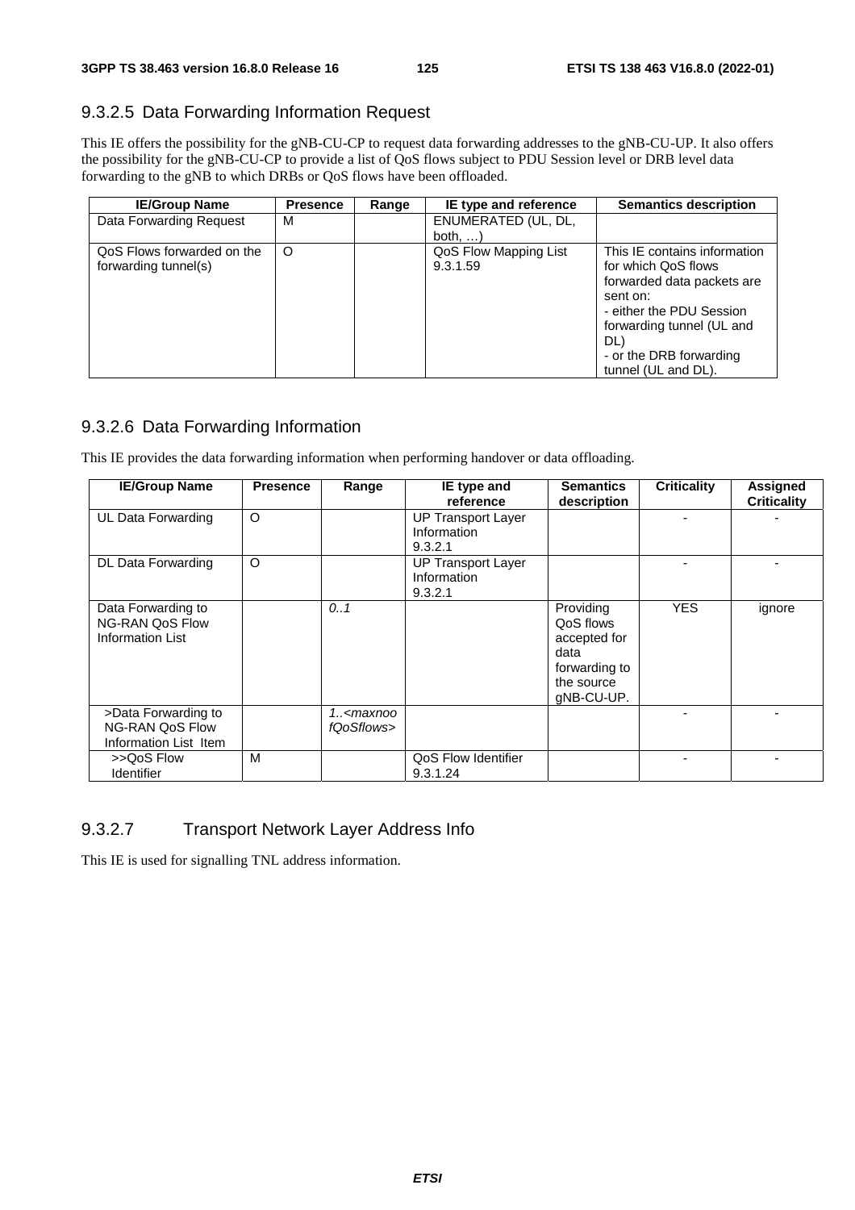### 9.3.2.5 Data Forwarding Information Request

This IE offers the possibility for the gNB-CU-CP to request data forwarding addresses to the gNB-CU-UP. It also offers the possibility for the gNB-CU-CP to provide a list of QoS flows subject to PDU Session level or DRB level data forwarding to the gNB to which DRBs or QoS flows have been offloaded.

| IE/Group Name | Presence | Range | IE type and reference | Semantics description |
|---|---|---|---|---|
| Data Forwarding Request | M | | ENUMERATED (UL, DL, both, …) | |
| QoS Flows forwarded on the forwarding tunnel(s) | O | | QoS Flow Mapping List 9.3.1.59 | This IE contains information for which QoS flows forwarded data packets are sent on:<br>- either the PDU Session forwarding tunnel (UL and DL)<br>- or the DRB forwarding tunnel (UL and DL). |

### 9.3.2.6 Data Forwarding Information

This IE provides the data forwarding information when performing handover or data offloading.

| IE/Group Name | Presence | Range | IE type and reference | Semantics description | Criticality | Assigned Criticality |
|---|---|---|---|---|---|---|
| UL Data Forwarding | O | | UP Transport Layer Information 9.3.2.1 | | - | - |
| DL Data Forwarding | O | | UP Transport Layer Information 9.3.2.1 | | - | - |
| Data Forwarding to NG-RAN QoS Flow Information List | | *0..1* | | Providing QoS flows accepted for data forwarding to the source gNB-CU-UP. | YES | ignore |
| >Data Forwarding to NG-RAN QoS Flow Information List Item | | *1..<maxnoofQoSflows>* | | | - | - |
| >>QoS Flow Identifier | M | | QoS Flow Identifier 9.3.1.24 | | - | - |

### 9.3.2.7 Transport Network Layer Address Info

This IE is used for signalling TNL address information.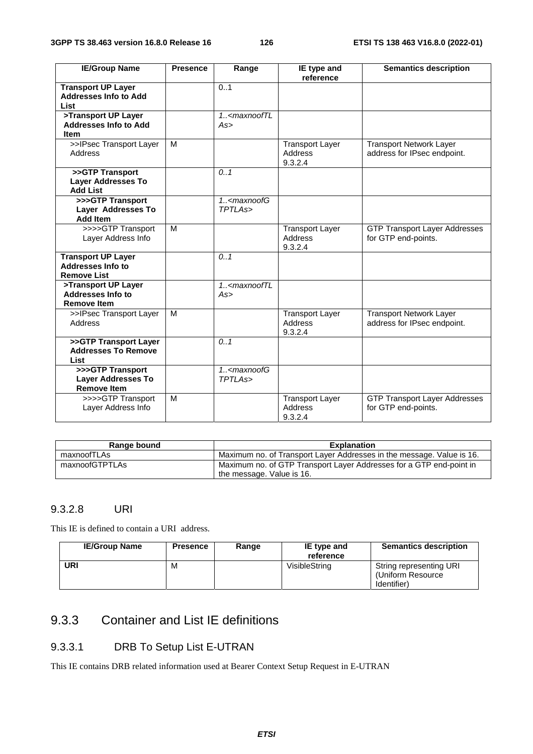| IE/Group Name | Presence | Range | IE type and reference | Semantics description |
|---|---|---|---|---|
| **Transport UP Layer Addresses Info to Add List** | | 0..1 | | |
| **>Transport UP Layer Addresses Info to Add Item** | | *1..<maxnoofTLAs>* | | |
| >>IPsec Transport Layer Address | M | | Transport Layer Address 9.3.2.4 | Transport Network Layer address for IPsec endpoint. |
| **>>GTP Transport Layer Addresses To Add List** | | *0..1* | | |
| **>>>GTP Transport Layer Addresses To Add Item** | | *1..<maxnoofGTPTLAs>* | | |
| >>>>GTP Transport Layer Address Info | M | | Transport Layer Address 9.3.2.4 | GTP Transport Layer Addresses for GTP end-points. |
| **Transport UP Layer Addresses Info to Remove List** | | *0..1* | | |
| **>Transport UP Layer Addresses Info to Remove Item** | | *1..<maxnoofTLAs>* | | |
| >>IPsec Transport Layer Address | M | | Transport Layer Address 9.3.2.4 | Transport Network Layer address for IPsec endpoint. |
| **>>GTP Transport Layer Addresses To Remove List** | | *0..1* | | |
| **>>>GTP Transport Layer Addresses To Remove Item** | | *1..<maxnoofGTPTLAs>* | | |
| >>>>GTP Transport Layer Address Info | M | | Transport Layer Address 9.3.2.4 | GTP Transport Layer Addresses for GTP end-points. |

| Range bound | Explanation |
|---|---|
| maxnoofTLAs | Maximum no. of Transport Layer Addresses in the message. Value is 16. |
| maxnoofGTPTLAs | Maximum no. of GTP Transport Layer Addresses for a GTP end-point in the message. Value is 16. |

### 9.3.2.8 URI

This IE is defined to contain a URI address.

| IE/Group Name | Presence | Range | IE type and reference | Semantics description |
|---|---|---|---|---|
| **URI** | M | | VisibleString | String representing URI (Uniform Resource Identifier) |

## 9.3.3 Container and List IE definitions

### 9.3.3.1 DRB To Setup List E-UTRAN

This IE contains DRB related information used at Bearer Context Setup Request in E-UTRAN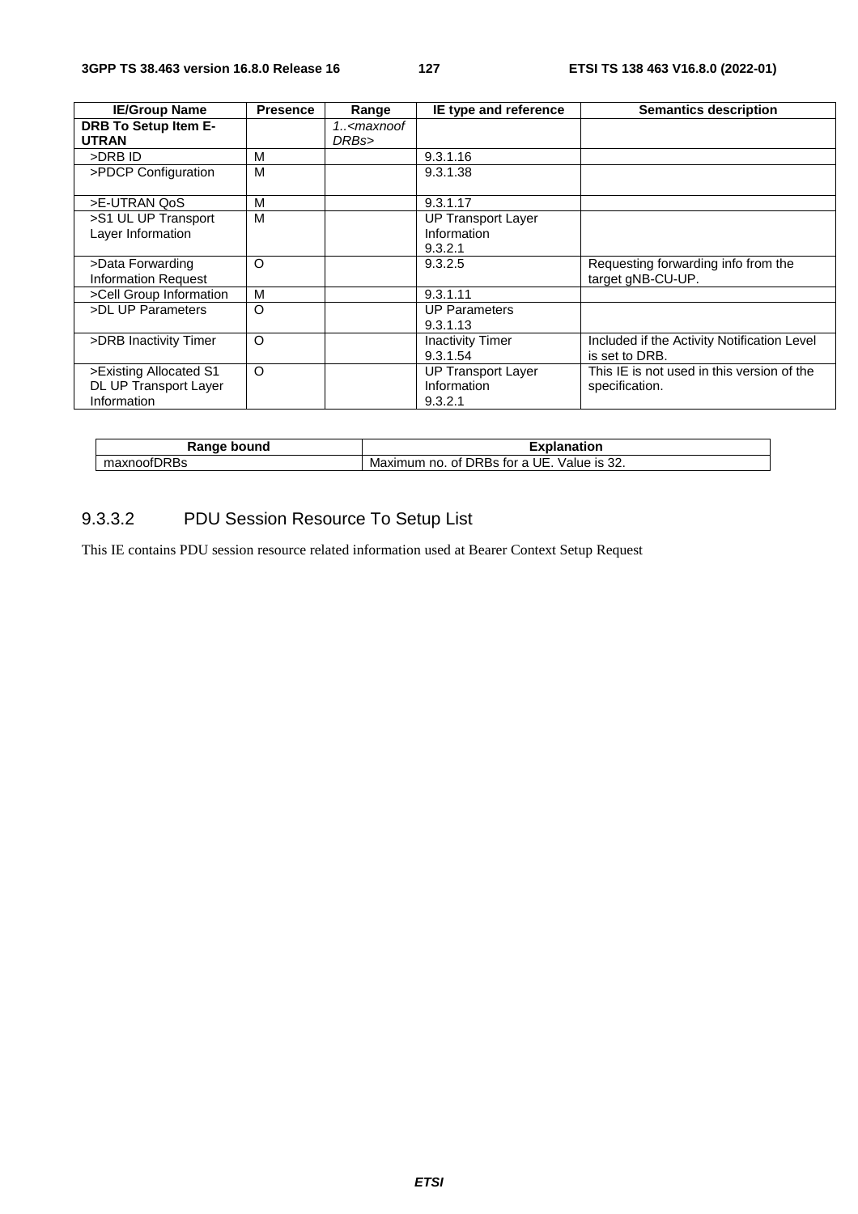| IE/Group Name | Presence | Range | IE type and reference | Semantics description |
| --- | --- | --- | --- | --- |
| **DRB To Setup Item E-UTRAN** | | *1..<maxnoofDRBs>* | | |
| >DRB ID | M | | 9.3.1.16 | |
| >PDCP Configuration | M | | 9.3.1.38 | |
| >E-UTRAN QoS | M | | 9.3.1.17 | |
| >S1 UL UP Transport Layer Information | M | | UP Transport Layer Information 9.3.2.1 | |
| >Data Forwarding Information Request | O | | 9.3.2.5 | Requesting forwarding info from the target gNB-CU-UP. |
| >Cell Group Information | M | | 9.3.1.11 | |
| >DL UP Parameters | O | | UP Parameters 9.3.1.13 | |
| >DRB Inactivity Timer | O | | Inactivity Timer 9.3.1.54 | Included if the Activity Notification Level is set to DRB. |
| >Existing Allocated S1 DL UP Transport Layer Information | O | | UP Transport Layer Information 9.3.2.1 | This IE is not used in this version of the specification. |

| Range bound | Explanation |
| --- | --- |
| maxnoofDRBs | Maximum no. of DRBs for a UE. Value is 32. |

### 9.3.3.2 PDU Session Resource To Setup List

This IE contains PDU session resource related information used at Bearer Context Setup Request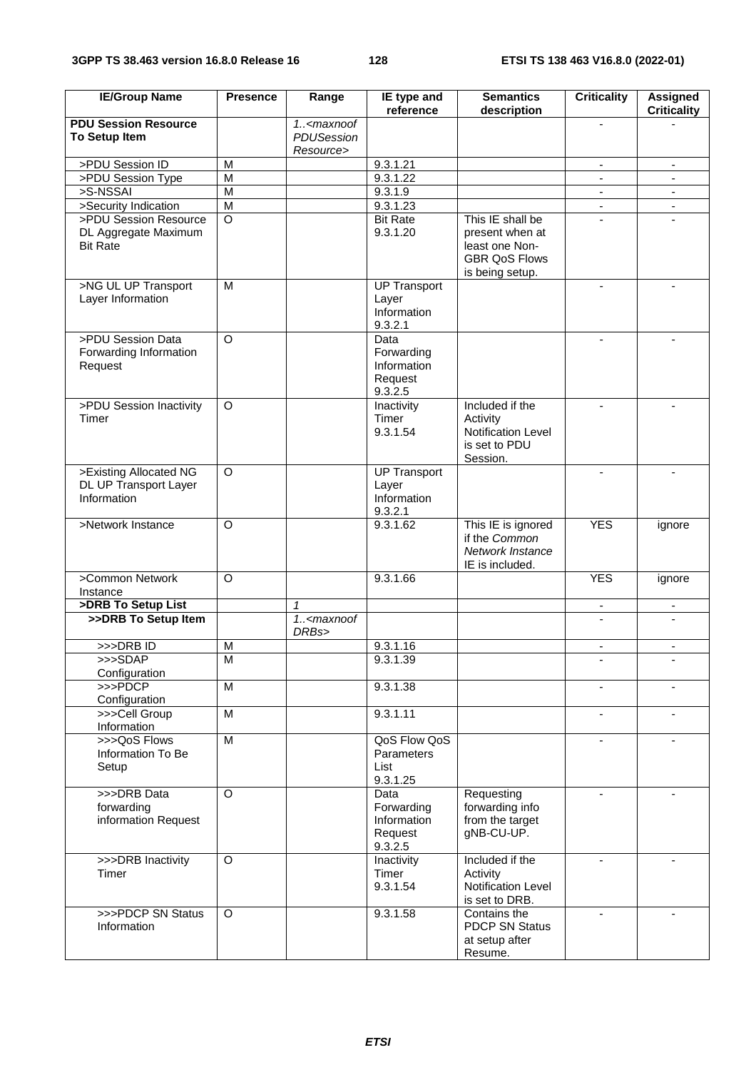| IE/Group Name | Presence | Range | IE type and reference | Semantics description | Criticality | Assigned Criticality |
|---|---|---|---|---|---|---|
| **PDU Session Resource To Setup Item** | | *1..<maxnoofPDUSessionResource>* | | | - | - |
| >PDU Session ID | M | | 9.3.1.21 | | - | - |
| >PDU Session Type | M | | 9.3.1.22 | | - | - |
| >S-NSSAI | M | | 9.3.1.9 | | - | - |
| >Security Indication | M | | 9.3.1.23 | | - | - |
| >PDU Session Resource DL Aggregate Maximum Bit Rate | O | | Bit Rate 9.3.1.20 | This IE shall be present when at least one Non-GBR QoS Flows is being setup. | - | - |
| >NG UL UP Transport Layer Information | M | | UP Transport Layer Information 9.3.2.1 | | - | - |
| >PDU Session Data Forwarding Information Request | O | | Data Forwarding Information Request 9.3.2.5 | | - | - |
| >PDU Session Inactivity Timer | O | | Inactivity Timer 9.3.1.54 | Included if the Activity Notification Level is set to PDU Session. | - | - |
| >Existing Allocated NG DL UP Transport Layer Information | O | | UP Transport Layer Information 9.3.2.1 | | - | - |
| >Network Instance | O | | 9.3.1.62 | This IE is ignored if the *Common Network Instance* IE is included. | YES | ignore |
| >Common Network Instance | O | | 9.3.1.66 | | YES | ignore |
| **>DRB To Setup List** | | *1* | | | - | - |
| **>>DRB To Setup Item** | | *1..<maxnoofDRBs>* | | | - | - |
| >>>DRB ID | M | | 9.3.1.16 | | - | - |
| >>>SDAP Configuration | M | | 9.3.1.39 | | - | - |
| >>>PDCP Configuration | M | | 9.3.1.38 | | - | - |
| >>>Cell Group Information | M | | 9.3.1.11 | | - | - |
| >>>QoS Flows Information To Be Setup | M | | QoS Flow QoS Parameters List 9.3.1.25 | | - | - |
| >>>DRB Data forwarding information Request | O | | Data Forwarding Information Request 9.3.2.5 | Requesting forwarding info from the target gNB-CU-UP. | - | - |
| >>>DRB Inactivity Timer | O | | Inactivity Timer 9.3.1.54 | Included if the Activity Notification Level is set to DRB. | - | - |
| >>>PDCP SN Status Information | O | | 9.3.1.58 | Contains the PDCP SN Status at setup after Resume. | - | - |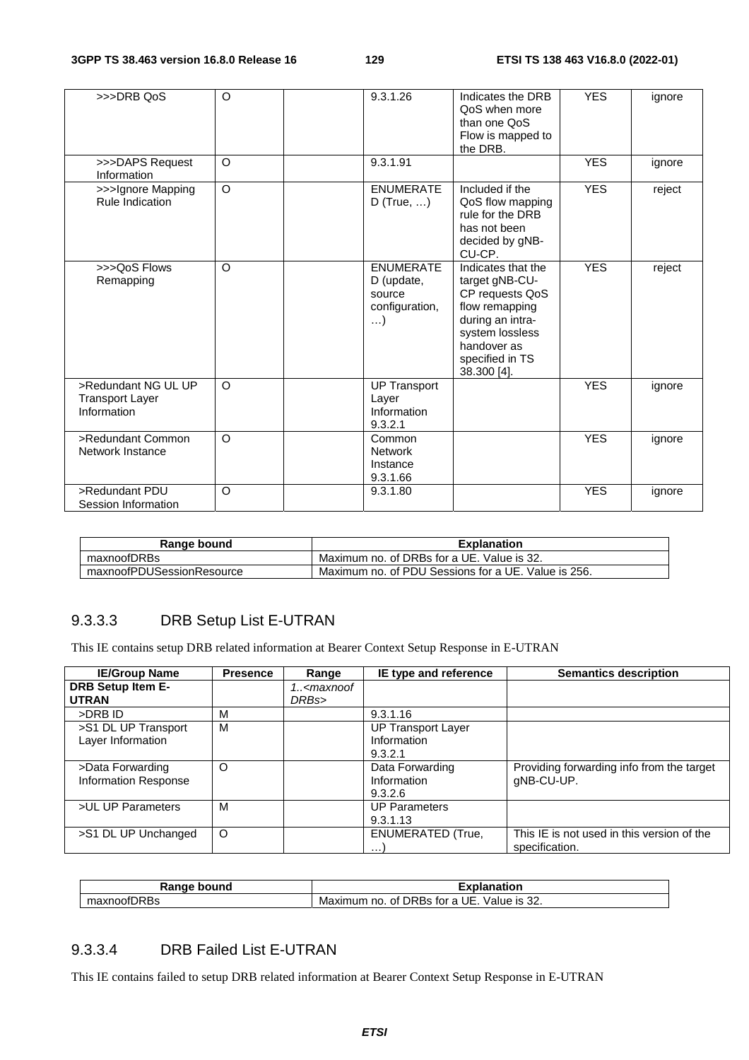| >>>DRB QoS | O | | 9.3.1.26 | Indicates the DRB QoS when more than one QoS Flow is mapped to the DRB. | YES | ignore |
|---|---|---|---|---|---|---|
| >>>DAPS Request Information | O | | 9.3.1.91 | | YES | ignore |
| >>>Ignore Mapping Rule Indication | O | | ENUMERATED (True, …) | Included if the QoS flow mapping rule for the DRB has not been decided by gNB-CU-CP. | YES | reject |
| >>>QoS Flows Remapping | O | | ENUMERATED (update, source configuration, …) | Indicates that the target gNB-CU-CP requests QoS flow remapping during an intra-system lossless handover as specified in TS 38.300 [4]. | YES | reject |
| >Redundant NG UL UP Transport Layer Information | O | | UP Transport Layer Information 9.3.2.1 | | YES | ignore |
| >Redundant Common Network Instance | O | | Common Network Instance 9.3.1.66 | | YES | ignore |
| >Redundant PDU Session Information | O | | 9.3.1.80 | | YES | ignore |

| Range bound | Explanation |
|---|---|
| maxnoofDRBs | Maximum no. of DRBs for a UE. Value is 32. |
| maxnoofPDUSessionResource | Maximum no. of PDU Sessions for a UE. Value is 256. |

### 9.3.3.3 DRB Setup List E-UTRAN

This IE contains setup DRB related information at Bearer Context Setup Response in E-UTRAN

| IE/Group Name | Presence | Range | IE type and reference | Semantics description |
|---|---|---|---|---|
| **DRB Setup Item E-UTRAN** | | *1..<maxnoofDRBs>* | | |
| >DRB ID | M | | 9.3.1.16 | |
| >S1 DL UP Transport Layer Information | M | | UP Transport Layer Information 9.3.2.1 | |
| >Data Forwarding Information Response | O | | Data Forwarding Information 9.3.2.6 | Providing forwarding info from the target gNB-CU-UP. |
| >UL UP Parameters | M | | UP Parameters 9.3.1.13 | |
| >S1 DL UP Unchanged | O | | ENUMERATED (True, …) | This IE is not used in this version of the specification. |

| Range bound | Explanation |
|---|---|
| maxnoofDRBs | Maximum no. of DRBs for a UE. Value is 32. |

### 9.3.3.4 DRB Failed List E-UTRAN

This IE contains failed to setup DRB related information at Bearer Context Setup Response in E-UTRAN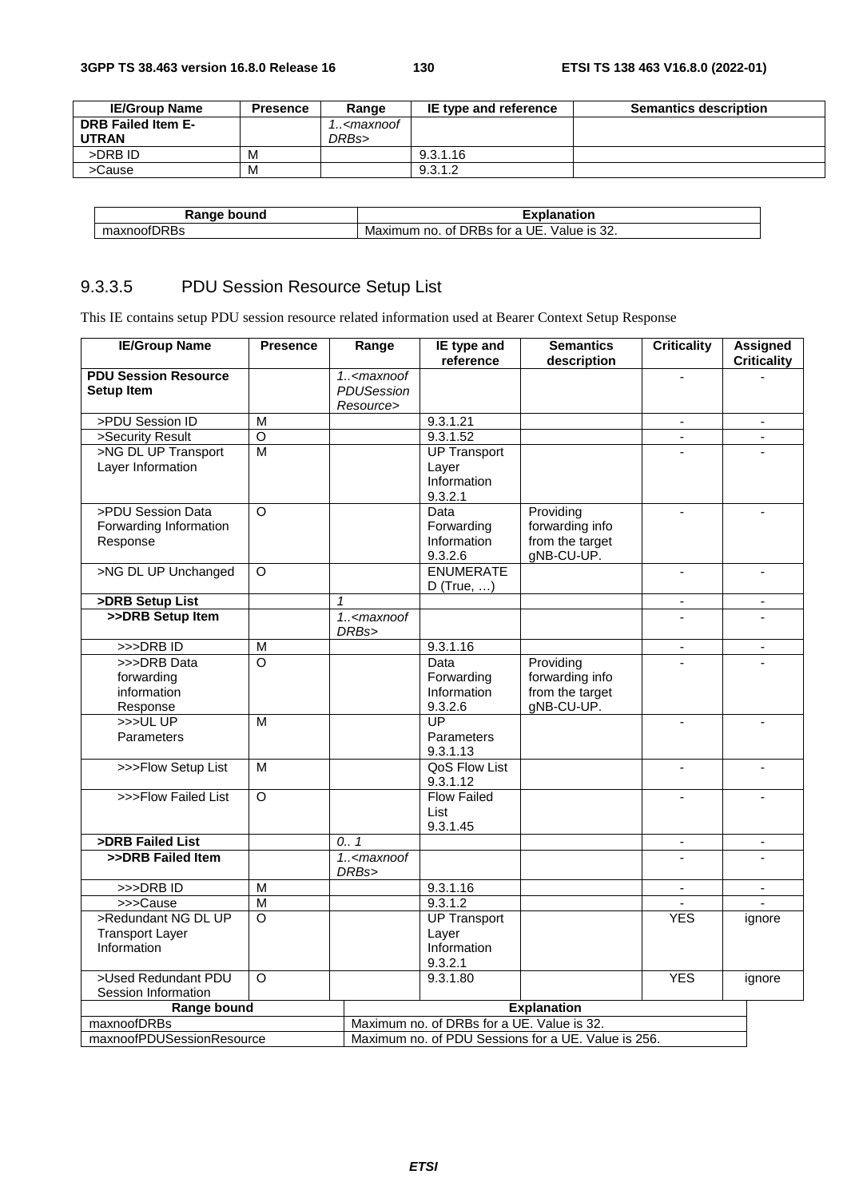| IE/Group Name | Presence | Range | IE type and reference | Semantics description |
|---|---|---|---|---|
| **DRB Failed Item E-UTRAN** | | *1..<maxnoofDRBs>* | | |
| >DRB ID | M | | 9.3.1.16 | |
| >Cause | M | | 9.3.1.2 | |

| Range bound | Explanation |
|---|---|
| maxnoofDRBs | Maximum no. of DRBs for a UE. Value is 32. |

### 9.3.3.5 PDU Session Resource Setup List

This IE contains setup PDU session resource related information used at Bearer Context Setup Response

| IE/Group Name | Presence | Range | IE type and reference | Semantics description | Criticality | Assigned Criticality |
|---|---|---|---|---|---|---|
| **PDU Session Resource Setup Item** | | *1..<maxnoofPDUSessionResource>* | | | - | - |
| >PDU Session ID | M | | 9.3.1.21 | | - | - |
| >Security Result | O | | 9.3.1.52 | | - | - |
| >NG DL UP Transport Layer Information | M | | UP Transport Layer Information 9.3.2.1 | | - | - |
| >PDU Session Data Forwarding Information Response | O | | Data Forwarding Information 9.3.2.6 | Providing forwarding info from the target gNB-CU-UP. | - | - |
| >NG DL UP Unchanged | O | | ENUMERATED (True, …) | | - | - |
| **>DRB Setup List** | | *1* | | | - | - |
| **>>DRB Setup Item** | | *1..<maxnoofDRBs>* | | | - | - |
| >>>DRB ID | M | | 9.3.1.16 | | - | - |
| >>>DRB Data forwarding information Response | O | | Data Forwarding Information 9.3.2.6 | Providing forwarding info from the target gNB-CU-UP. | - | - |
| >>>UL UP Parameters | M | | UP Parameters 9.3.1.13 | | - | - |
| >>>Flow Setup List | M | | QoS Flow List 9.3.1.12 | | - | - |
| >>>Flow Failed List | O | | Flow Failed List 9.3.1.45 | | - | - |
| **>DRB Failed List** | | *0.. 1* | | | - | - |
| **>>DRB Failed Item** | | *1..<maxnoofDRBs>* | | | - | - |
| >>>DRB ID | M | | 9.3.1.16 | | - | - |
| >>>Cause | M | | 9.3.1.2 | | - | - |
| >Redundant NG DL UP Transport Layer Information | O | | UP Transport Layer Information 9.3.2.1 | | YES | ignore |
| >Used Redundant PDU Session Information | O | | 9.3.1.80 | | YES | ignore |

| Range bound | Explanation |
|---|---|
| maxnoofDRBs | Maximum no. of DRBs for a UE. Value is 32. |
| maxnoofPDUSessionResource | Maximum no. of PDU Sessions for a UE. Value is 256. |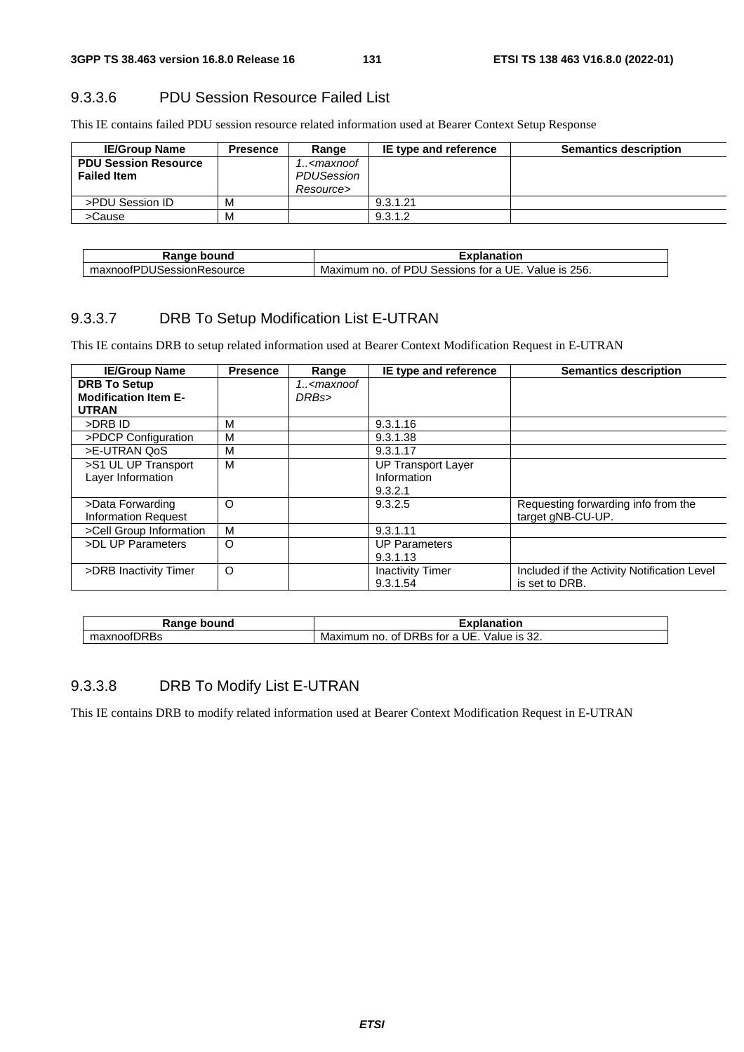### 9.3.3.6 PDU Session Resource Failed List

This IE contains failed PDU session resource related information used at Bearer Context Setup Response

| IE/Group Name | Presence | Range | IE type and reference | Semantics description |
|---|---|---|---|---|
| **PDU Session Resource Failed Item** | | *1..<maxnoof PDUSession Resource>* | | |
| >PDU Session ID | M | | 9.3.1.21 | |
| >Cause | M | | 9.3.1.2 | |

| Range bound | Explanation |
|---|---|
| maxnoofPDUSessionResource | Maximum no. of PDU Sessions for a UE. Value is 256. |

### 9.3.3.7 DRB To Setup Modification List E-UTRAN

This IE contains DRB to setup related information used at Bearer Context Modification Request in E-UTRAN

| IE/Group Name | Presence | Range | IE type and reference | Semantics description |
|---|---|---|---|---|
| **DRB To Setup Modification Item E-UTRAN** | | *1..<maxnoof DRBs>* | | |
| >DRB ID | M | | 9.3.1.16 | |
| >PDCP Configuration | M | | 9.3.1.38 | |
| >E-UTRAN QoS | M | | 9.3.1.17 | |
| >S1 UL UP Transport Layer Information | M | | UP Transport Layer Information 9.3.2.1 | |
| >Data Forwarding Information Request | O | | 9.3.2.5 | Requesting forwarding info from the target gNB-CU-UP. |
| >Cell Group Information | M | | 9.3.1.11 | |
| >DL UP Parameters | O | | UP Parameters 9.3.1.13 | |
| >DRB Inactivity Timer | O | | Inactivity Timer 9.3.1.54 | Included if the Activity Notification Level is set to DRB. |

| Range bound | Explanation |
|---|---|
| maxnoofDRBs | Maximum no. of DRBs for a UE. Value is 32. |

### 9.3.3.8 DRB To Modify List E-UTRAN

This IE contains DRB to modify related information used at Bearer Context Modification Request in E-UTRAN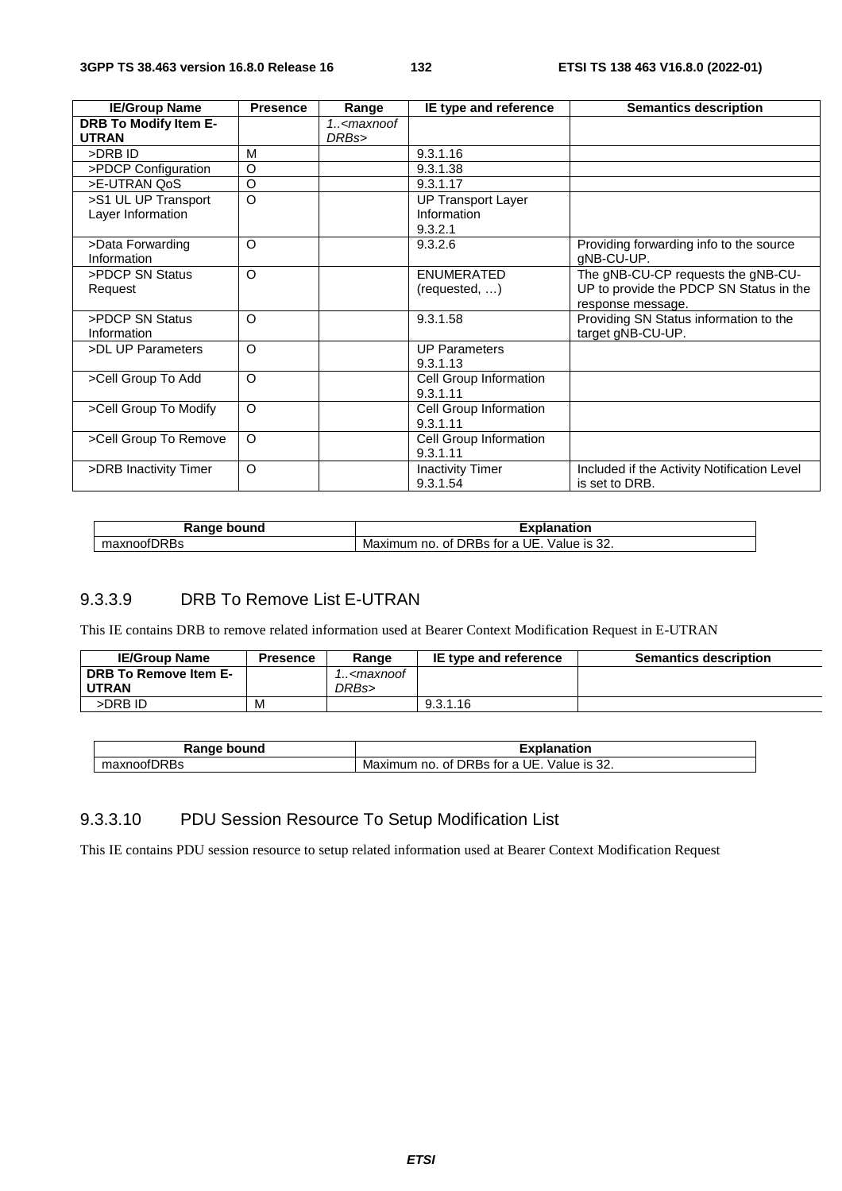| IE/Group Name | Presence | Range | IE type and reference | Semantics description |
|---|---|---|---|---|
| **DRB To Modify Item E-UTRAN** | | *1..<maxnoof DRBs>* | | |
| >DRB ID | M | | 9.3.1.16 | |
| >PDCP Configuration | O | | 9.3.1.38 | |
| >E-UTRAN QoS | O | | 9.3.1.17 | |
| >S1 UL UP Transport Layer Information | O | | UP Transport Layer Information 9.3.2.1 | |
| >Data Forwarding Information | O | | 9.3.2.6 | Providing forwarding info to the source gNB-CU-UP. |
| >PDCP SN Status Request | O | | ENUMERATED (requested, …) | The gNB-CU-CP requests the gNB-CU-UP to provide the PDCP SN Status in the response message. |
| >PDCP SN Status Information | O | | 9.3.1.58 | Providing SN Status information to the target gNB-CU-UP. |
| >DL UP Parameters | O | | UP Parameters 9.3.1.13 | |
| >Cell Group To Add | O | | Cell Group Information 9.3.1.11 | |
| >Cell Group To Modify | O | | Cell Group Information 9.3.1.11 | |
| >Cell Group To Remove | O | | Cell Group Information 9.3.1.11 | |
| >DRB Inactivity Timer | O | | Inactivity Timer 9.3.1.54 | Included if the Activity Notification Level is set to DRB. |

| Range bound | Explanation |
|---|---|
| maxnoofDRBs | Maximum no. of DRBs for a UE. Value is 32. |

### 9.3.3.9 DRB To Remove List E-UTRAN

This IE contains DRB to remove related information used at Bearer Context Modification Request in E-UTRAN

| IE/Group Name | Presence | Range | IE type and reference | Semantics description |
|---|---|---|---|---|
| **DRB To Remove Item E-UTRAN** | | *1..<maxnoof DRBs>* | | |
| >DRB ID | M | | 9.3.1.16 | |

| Range bound | Explanation |
|---|---|
| maxnoofDRBs | Maximum no. of DRBs for a UE. Value is 32. |

### 9.3.3.10 PDU Session Resource To Setup Modification List

This IE contains PDU session resource to setup related information used at Bearer Context Modification Request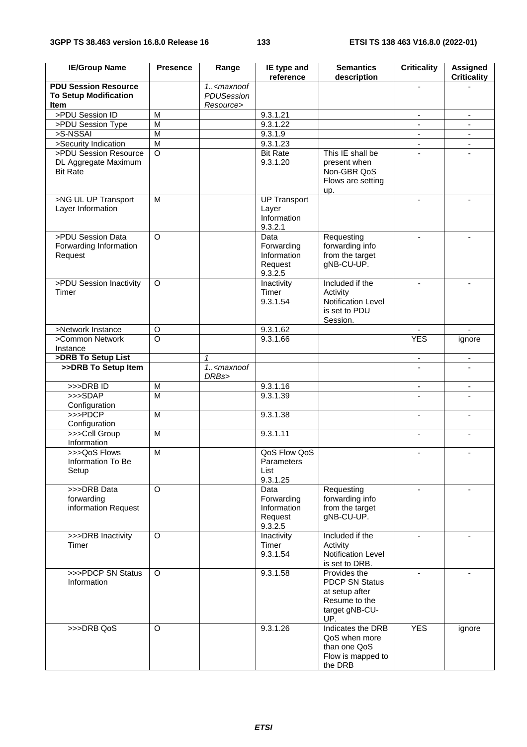| IE/Group Name | Presence | Range | IE type and reference | Semantics description | Criticality | Assigned Criticality |
|---|---|---|---|---|---|---|
| **PDU Session Resource To Setup Modification Item** | | *1..<maxnoofPDUSessionResource>* | | | - | - |
| >PDU Session ID | M | | 9.3.1.21 | | - | - |
| >PDU Session Type | M | | 9.3.1.22 | | - | - |
| >S-NSSAI | M | | 9.3.1.9 | | - | - |
| >Security Indication | M | | 9.3.1.23 | | - | - |
| >PDU Session Resource DL Aggregate Maximum Bit Rate | O | | Bit Rate 9.3.1.20 | This IE shall be present when Non-GBR QoS Flows are setting up. | - | - |
| >NG UL UP Transport Layer Information | M | | UP Transport Layer Information 9.3.2.1 | | - | - |
| >PDU Session Data Forwarding Information Request | O | | Data Forwarding Information Request 9.3.2.5 | Requesting forwarding info from the target gNB-CU-UP. | - | - |
| >PDU Session Inactivity Timer | O | | Inactivity Timer 9.3.1.54 | Included if the Activity Notification Level is set to PDU Session. | - | - |
| >Network Instance | O | | 9.3.1.62 | | - | - |
| >Common Network Instance | O | | 9.3.1.66 | | YES | ignore |
| **>DRB To Setup List** | | *1* | | | - | - |
| **>>DRB To Setup Item** | | *1..<maxnoofDRBs>* | | | - | - |
| >>>DRB ID | M | | 9.3.1.16 | | - | - |
| >>>SDAP Configuration | M | | 9.3.1.39 | | - | - |
| >>>PDCP Configuration | M | | 9.3.1.38 | | - | - |
| >>>Cell Group Information | M | | 9.3.1.11 | | - | - |
| >>>QoS Flows Information To Be Setup | M | | QoS Flow QoS Parameters List 9.3.1.25 | | - | - |
| >>>DRB Data forwarding information Request | O | | Data Forwarding Information Request 9.3.2.5 | Requesting forwarding info from the target gNB-CU-UP. | - | - |
| >>>DRB Inactivity Timer | O | | Inactivity Timer 9.3.1.54 | Included if the Activity Notification Level is set to DRB. | - | - |
| >>>PDCP SN Status Information | O | | 9.3.1.58 | Provides the PDCP SN Status at setup after Resume to the target gNB-CU-UP. | - | - |
| >>>DRB QoS | O | | 9.3.1.26 | Indicates the DRB QoS when more than one QoS Flow is mapped to the DRB | YES | ignore |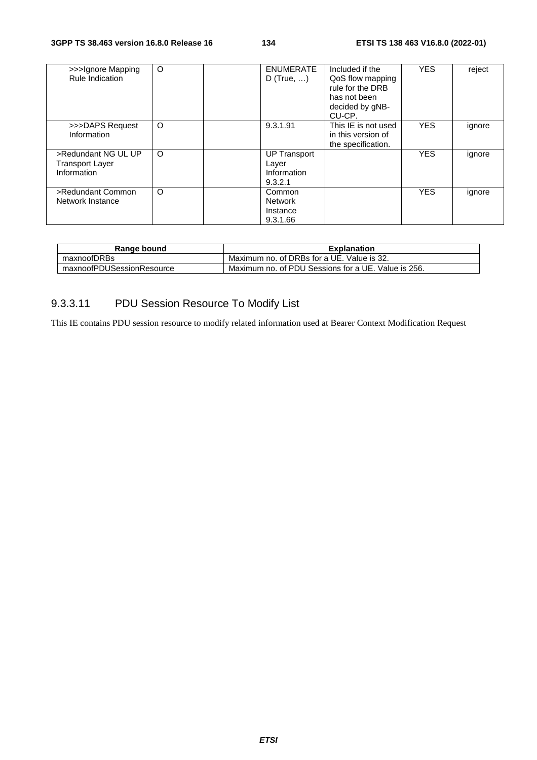| >>>Ignore Mapping Rule Indication | O | | ENUMERATED (True, …) | Included if the QoS flow mapping rule for the DRB has not been decided by gNB-CU-CP. | YES | reject |
|---|---|---|---|---|---|---|
| >>>DAPS Request Information | O | | 9.3.1.91 | This IE is not used in this version of the specification. | YES | ignore |
| >Redundant NG UL UP Transport Layer Information | O | | UP Transport Layer Information 9.3.2.1 | | YES | ignore |
| >Redundant Common Network Instance | O | | Common Network Instance 9.3.1.66 | | YES | ignore |

| Range bound | Explanation |
|---|---|
| maxnoofDRBs | Maximum no. of DRBs for a UE. Value is 32. |
| maxnoofPDUSessionResource | Maximum no. of PDU Sessions for a UE. Value is 256. |

### 9.3.3.11 PDU Session Resource To Modify List

This IE contains PDU session resource to modify related information used at Bearer Context Modification Request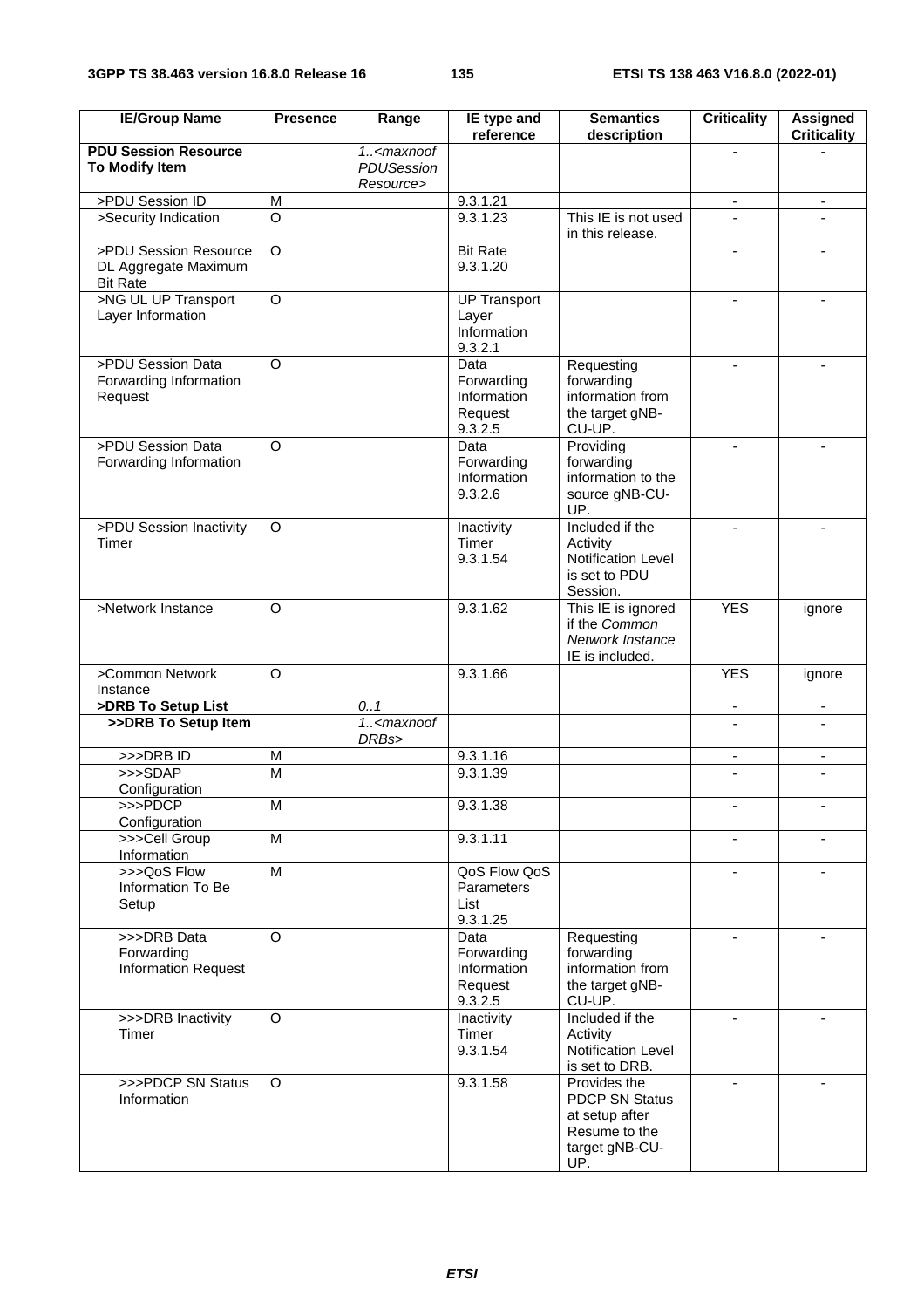| IE/Group Name | Presence | Range | IE type and reference | Semantics description | Criticality | Assigned Criticality |
|---|---|---|---|---|---|---|
| **PDU Session Resource To Modify Item** | | *1..<maxnoofPDUSessionResource>* | | | - | - |
| >PDU Session ID | M | | 9.3.1.21 | | - | - |
| >Security Indication | O | | 9.3.1.23 | This IE is not used in this release. | - | - |
| >PDU Session Resource DL Aggregate Maximum Bit Rate | O | | Bit Rate 9.3.1.20 | | - | - |
| >NG UL UP Transport Layer Information | O | | UP Transport Layer Information 9.3.2.1 | | - | - |
| >PDU Session Data Forwarding Information Request | O | | Data Forwarding Information Request 9.3.2.5 | Requesting forwarding information from the target gNB-CU-UP. | - | - |
| >PDU Session Data Forwarding Information | O | | Data Forwarding Information 9.3.2.6 | Providing forwarding information to the source gNB-CU-UP. | - | - |
| >PDU Session Inactivity Timer | O | | Inactivity Timer 9.3.1.54 | Included if the Activity Notification Level is set to PDU Session. | - | - |
| >Network Instance | O | | 9.3.1.62 | This IE is ignored if the *Common Network Instance* IE is included. | YES | ignore |
| >Common Network Instance | O | | 9.3.1.66 | | YES | ignore |
| **>DRB To Setup List** | | *0..1* | | | - | - |
| **>>DRB To Setup Item** | | *1..<maxnoofDRBs>* | | | - | - |
| >>>DRB ID | M | | 9.3.1.16 | | - | - |
| >>>SDAP Configuration | M | | 9.3.1.39 | | - | - |
| >>>PDCP Configuration | M | | 9.3.1.38 | | - | - |
| >>>Cell Group Information | M | | 9.3.1.11 | | - | - |
| >>>QoS Flow Information To Be Setup | M | | QoS Flow QoS Parameters List 9.3.1.25 | | - | - |
| >>>DRB Data Forwarding Information Request | O | | Data Forwarding Information Request 9.3.2.5 | Requesting forwarding information from the target gNB-CU-UP. | - | - |
| >>>DRB Inactivity Timer | O | | Inactivity Timer 9.3.1.54 | Included if the Activity Notification Level is set to DRB. | - | - |
| >>>PDCP SN Status Information | O | | 9.3.1.58 | Provides the PDCP SN Status at setup after Resume to the target gNB-CU-UP. | - | - |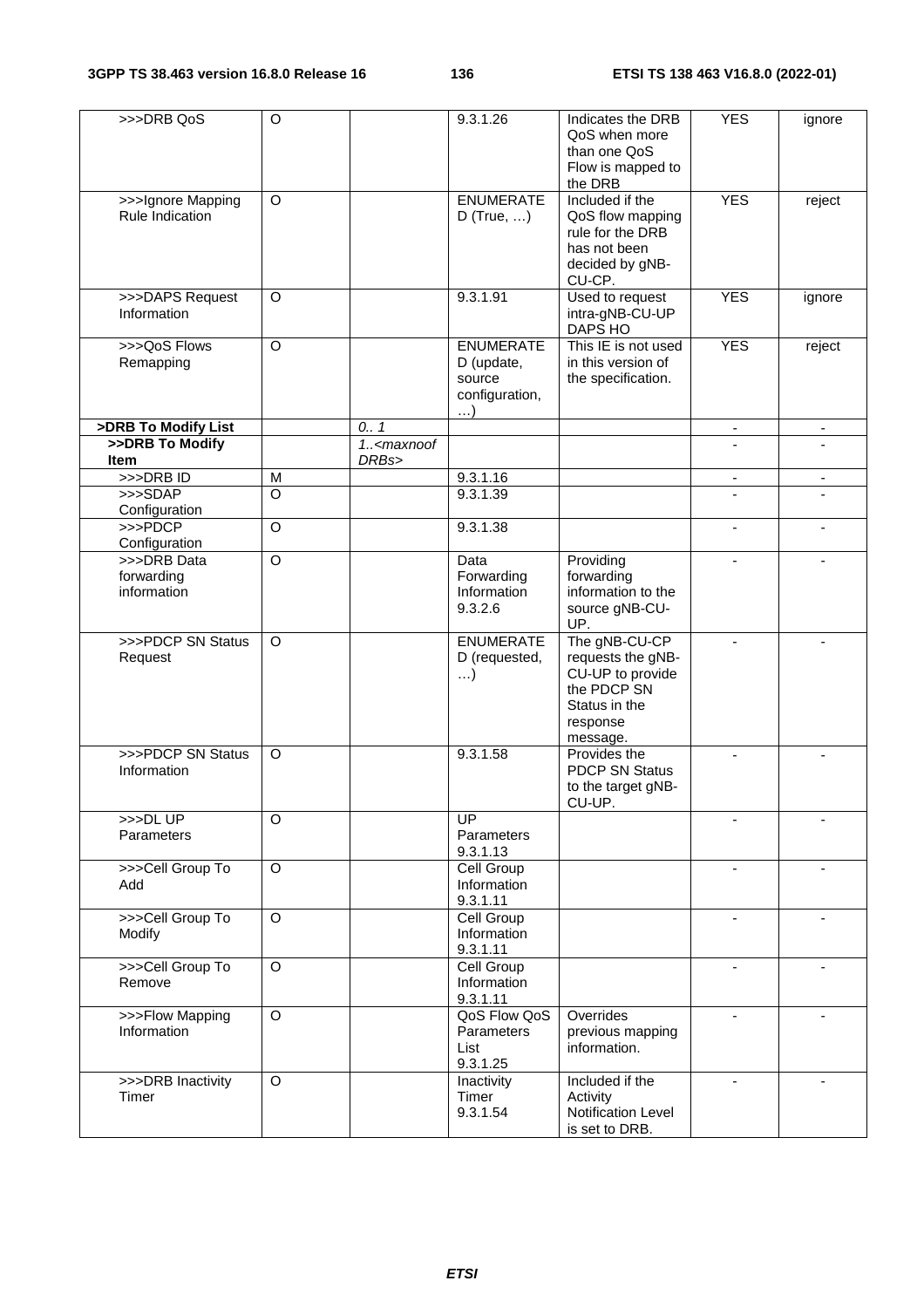| >>>DRB QoS | O | | 9.3.1.26 | Indicates the DRB QoS when more than one QoS Flow is mapped to the DRB | YES | ignore |
|---|---|---|---|---|---|---|
| >>>Ignore Mapping Rule Indication | O | | ENUMERATED (True, …) | Included if the QoS flow mapping rule for the DRB has not been decided by gNB-CU-CP. | YES | reject |
| >>>DAPS Request Information | O | | 9.3.1.91 | Used to request intra-gNB-CU-UP DAPS HO | YES | ignore |
| >>>QoS Flows Remapping | O | | ENUMERATED (update, source configuration, …) | This IE is not used in this version of the specification. | YES | reject |
| **>DRB To Modify List** | | *0.. 1* | | | - | - |
| **>>DRB To Modify Item** | | *1..<maxnoofDRBs>* | | | - | - |
| >>>DRB ID | M | | 9.3.1.16 | | - | - |
| >>>SDAP Configuration | O | | 9.3.1.39 | | - | - |
| >>>PDCP Configuration | O | | 9.3.1.38 | | - | - |
| >>>DRB Data forwarding information | O | | Data Forwarding Information 9.3.2.6 | Providing forwarding information to the source gNB-CU-UP. | - | - |
| >>>PDCP SN Status Request | O | | ENUMERATED (requested, …) | The gNB-CU-CP requests the gNB-CU-UP to provide the PDCP SN Status in the response message. | - | - |
| >>>PDCP SN Status Information | O | | 9.3.1.58 | Provides the PDCP SN Status to the target gNB-CU-UP. | - | - |
| >>>DL UP Parameters | O | | UP Parameters 9.3.1.13 | | - | - |
| >>>Cell Group To Add | O | | Cell Group Information 9.3.1.11 | | - | - |
| >>>Cell Group To Modify | O | | Cell Group Information 9.3.1.11 | | - | - |
| >>>Cell Group To Remove | O | | Cell Group Information 9.3.1.11 | | - | - |
| >>>Flow Mapping Information | O | | QoS Flow QoS Parameters List 9.3.1.25 | Overrides previous mapping information. | - | - |
| >>>DRB Inactivity Timer | O | | Inactivity Timer 9.3.1.54 | Included if the Activity Notification Level is set to DRB. | - | - |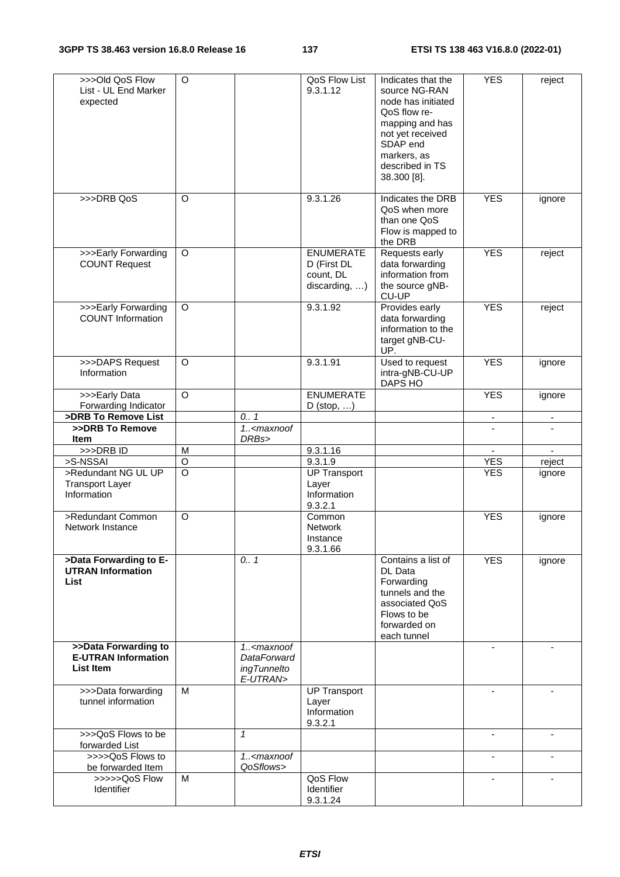| >>>Old QoS Flow List - UL End Marker expected | O | | QoS Flow List 9.3.1.12 | Indicates that the source NG-RAN node has initiated QoS flow re-mapping and has not yet received SDAP end markers, as described in TS 38.300 [8]. | YES | reject |
|---|---|---|---|---|---|---|
| >>>DRB QoS | O | | 9.3.1.26 | Indicates the DRB QoS when more than one QoS Flow is mapped to the DRB | YES | ignore |
| >>>Early Forwarding COUNT Request | O | | ENUMERATED (First DL count, DL discarding, …) | Requests early data forwarding information from the source gNB-CU-UP | YES | reject |
| >>>Early Forwarding COUNT Information | O | | 9.3.1.92 | Provides early data forwarding information to the target gNB-CU-UP. | YES | reject |
| >>>DAPS Request Information | O | | 9.3.1.91 | Used to request intra-gNB-CU-UP DAPS HO | YES | ignore |
| >>>Early Data Forwarding Indicator | O | | ENUMERATED (stop, …) | | YES | ignore |
| **>DRB To Remove List** | | *0.. 1* | | | - | - |
| **>>DRB To Remove Item** | | *1..<maxnoofDRBs>* | | | - | - |
| >>>DRB ID | M | | 9.3.1.16 | | - | - |
| >S-NSSAI | O | | 9.3.1.9 | | YES | reject |
| >Redundant NG UL UP Transport Layer Information | O | | UP Transport Layer Information 9.3.2.1 | | YES | ignore |
| >Redundant Common Network Instance | O | | Common Network Instance 9.3.1.66 | | YES | ignore |
| **>Data Forwarding to E-UTRAN Information List** | | *0.. 1* | | Contains a list of DL Data Forwarding tunnels and the associated QoS Flows to be forwarded on each tunnel | YES | ignore |
| **>>Data Forwarding to E-UTRAN Information List Item** | | *1..<maxnoofDataForwardingTunneltoE-UTRAN>* | | | - | - |
| >>>Data forwarding tunnel information | M | | UP Transport Layer Information 9.3.2.1 | | - | - |
| >>>QoS Flows to be forwarded List | | *1* | | | - | - |
| >>>>QoS Flows to be forwarded Item | | *1..<maxnoofQoSflows>* | | | - | - |
| >>>>>QoS Flow Identifier | M | | QoS Flow Identifier 9.3.1.24 | | - | - |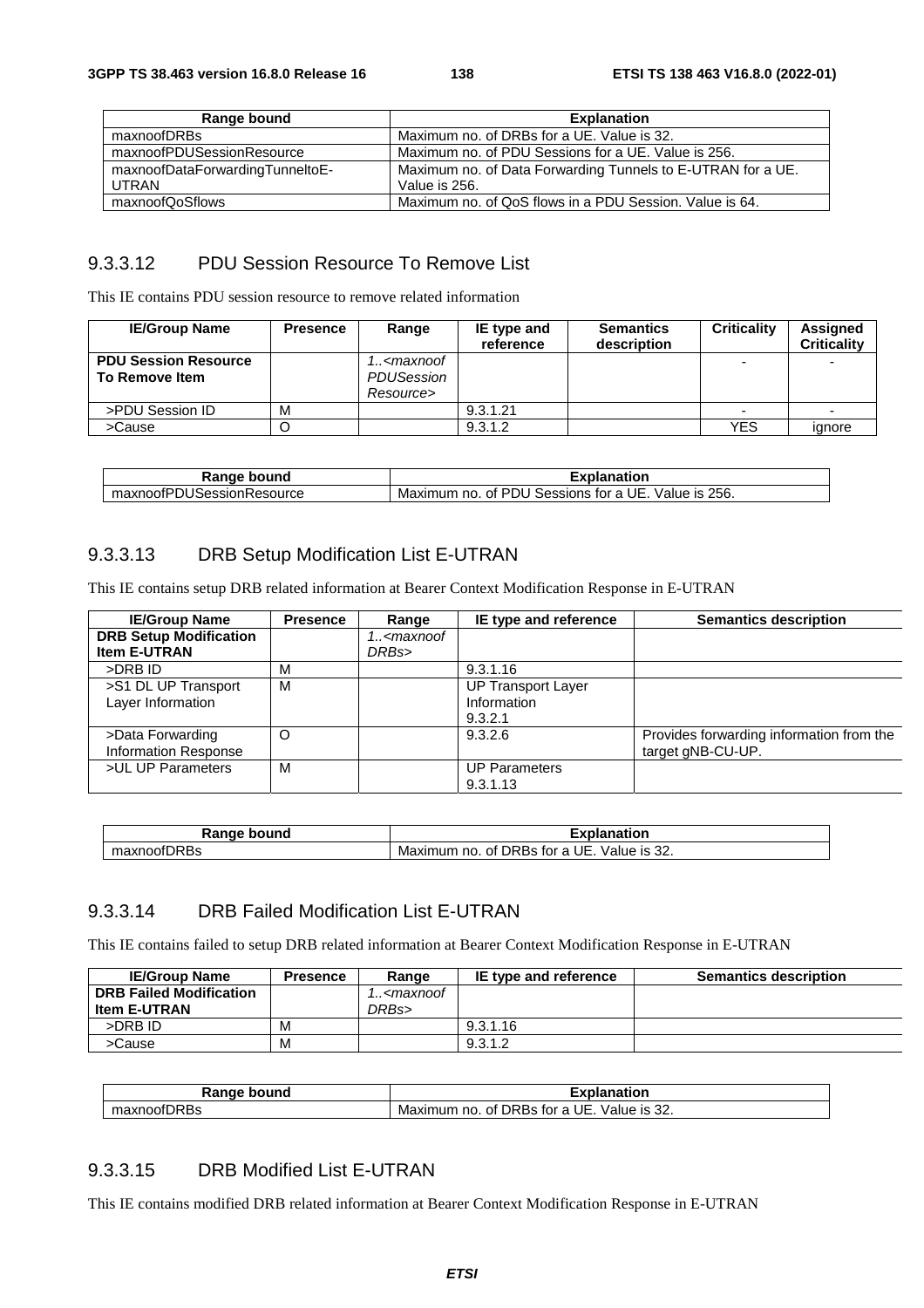| Range bound | Explanation |
| --- | --- |
| maxnoofDRBs | Maximum no. of DRBs for a UE. Value is 32. |
| maxnoofPDUSessionResource | Maximum no. of PDU Sessions for a UE. Value is 256. |
| maxnoofDataForwardingTunneltoE-UTRAN | Maximum no. of Data Forwarding Tunnels to E-UTRAN for a UE. Value is 256. |
| maxnoofQoSflows | Maximum no. of QoS flows in a PDU Session. Value is 64. |

### 9.3.3.12 PDU Session Resource To Remove List

This IE contains PDU session resource to remove related information

| IE/Group Name | Presence | Range | IE type and reference | Semantics description | Criticality | Assigned Criticality |
| --- | --- | --- | --- | --- | --- | --- |
| **PDU Session Resource To Remove Item** | | *1..<maxnoofPDUSessionResource>* | | | - | - |
| >PDU Session ID | M | | 9.3.1.21 | | - | - |
| >Cause | O | | 9.3.1.2 | | YES | ignore |

| Range bound | Explanation |
| --- | --- |
| maxnoofPDUSessionResource | Maximum no. of PDU Sessions for a UE. Value is 256. |

### 9.3.3.13 DRB Setup Modification List E-UTRAN

This IE contains setup DRB related information at Bearer Context Modification Response in E-UTRAN

| IE/Group Name | Presence | Range | IE type and reference | Semantics description |
| --- | --- | --- | --- | --- |
| **DRB Setup Modification Item E-UTRAN** | | *1..<maxnoofDRBs>* | | |
| >DRB ID | M | | 9.3.1.16 | |
| >S1 DL UP Transport Layer Information | M | | UP Transport Layer Information 9.3.2.1 | |
| >Data Forwarding Information Response | O | | 9.3.2.6 | Provides forwarding information from the target gNB-CU-UP. |
| >UL UP Parameters | M | | UP Parameters 9.3.1.13 | |

| Range bound | Explanation |
| --- | --- |
| maxnoofDRBs | Maximum no. of DRBs for a UE. Value is 32. |

### 9.3.3.14 DRB Failed Modification List E-UTRAN

This IE contains failed to setup DRB related information at Bearer Context Modification Response in E-UTRAN

| IE/Group Name | Presence | Range | IE type and reference | Semantics description |
| --- | --- | --- | --- | --- |
| **DRB Failed Modification Item E-UTRAN** | | *1..<maxnoofDRBs>* | | |
| >DRB ID | M | | 9.3.1.16 | |
| >Cause | M | | 9.3.1.2 | |

| Range bound | Explanation |
| --- | --- |
| maxnoofDRBs | Maximum no. of DRBs for a UE. Value is 32. |

### 9.3.3.15 DRB Modified List E-UTRAN

This IE contains modified DRB related information at Bearer Context Modification Response in E-UTRAN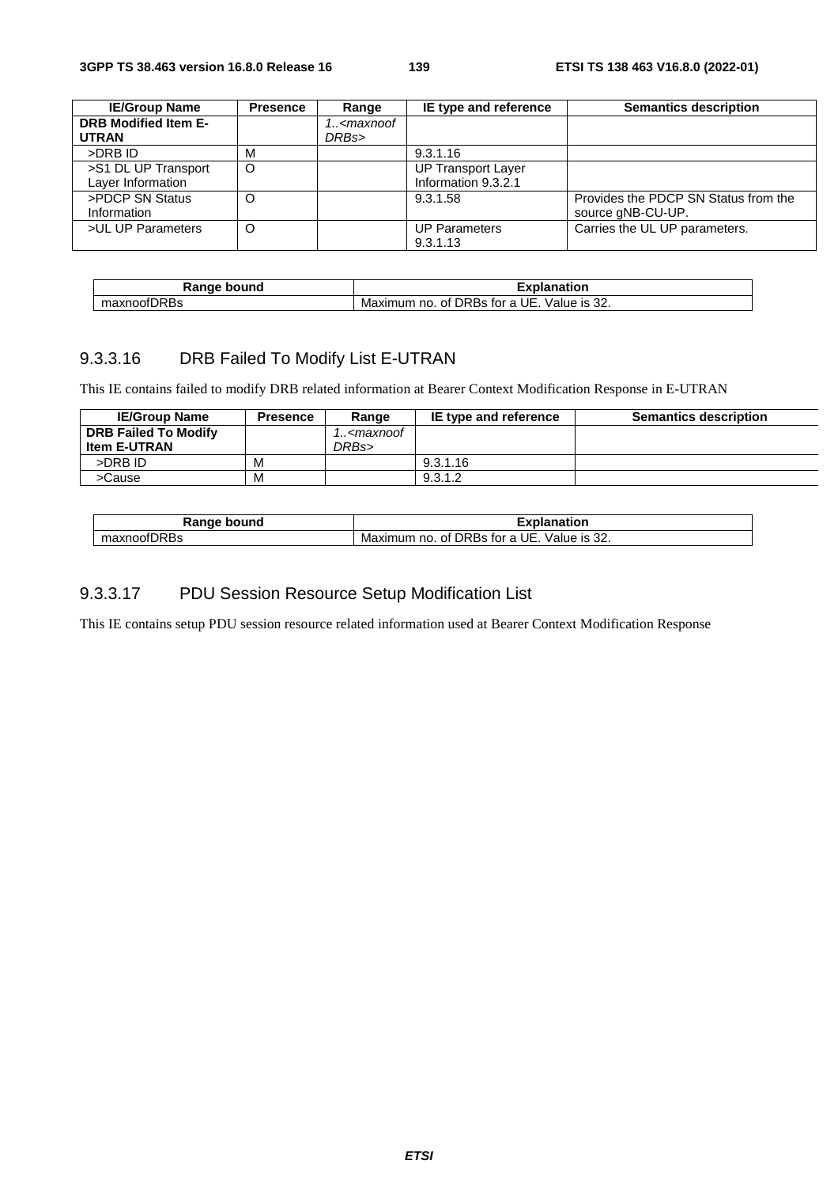| IE/Group Name | Presence | Range | IE type and reference | Semantics description |
| --- | --- | --- | --- | --- |
| **DRB Modified Item E-UTRAN** | | *1..<maxnoofDRBs>* | | |
| >DRB ID | M | | 9.3.1.16 | |
| >S1 DL UP Transport Layer Information | O | | UP Transport Layer Information 9.3.2.1 | |
| >PDCP SN Status Information | O | | 9.3.1.58 | Provides the PDCP SN Status from the source gNB-CU-UP. |
| >UL UP Parameters | O | | UP Parameters 9.3.1.13 | Carries the UL UP parameters. |

| Range bound | Explanation |
| --- | --- |
| maxnoofDRBs | Maximum no. of DRBs for a UE. Value is 32. |

### 9.3.3.16 DRB Failed To Modify List E-UTRAN

This IE contains failed to modify DRB related information at Bearer Context Modification Response in E-UTRAN

| IE/Group Name | Presence | Range | IE type and reference | Semantics description |
| --- | --- | --- | --- | --- |
| **DRB Failed To Modify Item E-UTRAN** | | *1..<maxnoofDRBs>* | | |
| >DRB ID | M | | 9.3.1.16 | |
| >Cause | M | | 9.3.1.2 | |

| Range bound | Explanation |
| --- | --- |
| maxnoofDRBs | Maximum no. of DRBs for a UE. Value is 32. |

### 9.3.3.17 PDU Session Resource Setup Modification List

This IE contains setup PDU session resource related information used at Bearer Context Modification Response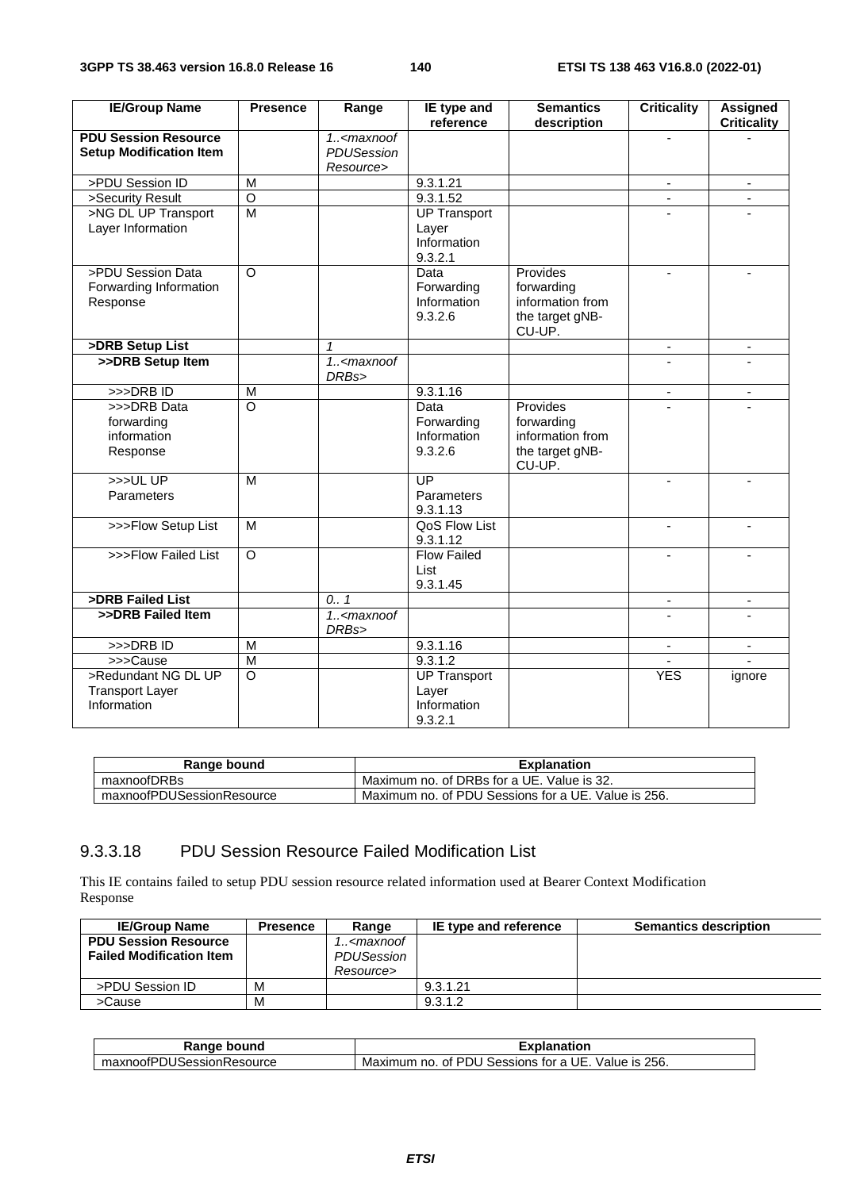| IE/Group Name | Presence | Range | IE type and reference | Semantics description | Criticality | Assigned Criticality |
|---|---|---|---|---|---|---|
| **PDU Session Resource Setup Modification Item** | | *1..<maxnoof PDUSession Resource>* | | | - | - |
| >PDU Session ID | M | | 9.3.1.21 | | - | - |
| >Security Result | O | | 9.3.1.52 | | - | - |
| >NG DL UP Transport Layer Information | M | | UP Transport Layer Information 9.3.2.1 | | - | - |
| >PDU Session Data Forwarding Information Response | O | | Data Forwarding Information 9.3.2.6 | Provides forwarding information from the target gNB-CU-UP. | - | - |
| **>DRB Setup List** | | *1* | | | - | - |
| **>>DRB Setup Item** | | *1..<maxnoof DRBs>* | | | - | - |
| >>>DRB ID | M | | 9.3.1.16 | | - | - |
| >>>DRB Data forwarding information Response | O | | Data Forwarding Information 9.3.2.6 | Provides forwarding information from the target gNB-CU-UP. | - | - |
| >>>UL UP Parameters | M | | UP Parameters 9.3.1.13 | | - | - |
| >>>Flow Setup List | M | | QoS Flow List 9.3.1.12 | | - | - |
| >>>Flow Failed List | O | | Flow Failed List 9.3.1.45 | | - | - |
| **>DRB Failed List** | | *0.. 1* | | | - | - |
| **>>DRB Failed Item** | | *1..<maxnoof DRBs>* | | | - | - |
| >>>DRB ID | M | | 9.3.1.16 | | - | - |
| >>>Cause | M | | 9.3.1.2 | | - | - |
| >Redundant NG DL UP Transport Layer Information | O | | UP Transport Layer Information 9.3.2.1 | | YES | ignore |

| Range bound | Explanation |
|---|---|
| maxnoofDRBs | Maximum no. of DRBs for a UE. Value is 32. |
| maxnoofPDUSessionResource | Maximum no. of PDU Sessions for a UE. Value is 256. |

### 9.3.3.18 PDU Session Resource Failed Modification List

This IE contains failed to setup PDU session resource related information used at Bearer Context Modification Response

| IE/Group Name | Presence | Range | IE type and reference | Semantics description |
|---|---|---|---|---|
| **PDU Session Resource Failed Modification Item** | | *1..<maxnoof PDUSession Resource>* | | |
| >PDU Session ID | M | | 9.3.1.21 | |
| >Cause | M | | 9.3.1.2 | |

| Range bound | Explanation |
|---|---|
| maxnoofPDUSessionResource | Maximum no. of PDU Sessions for a UE. Value is 256. |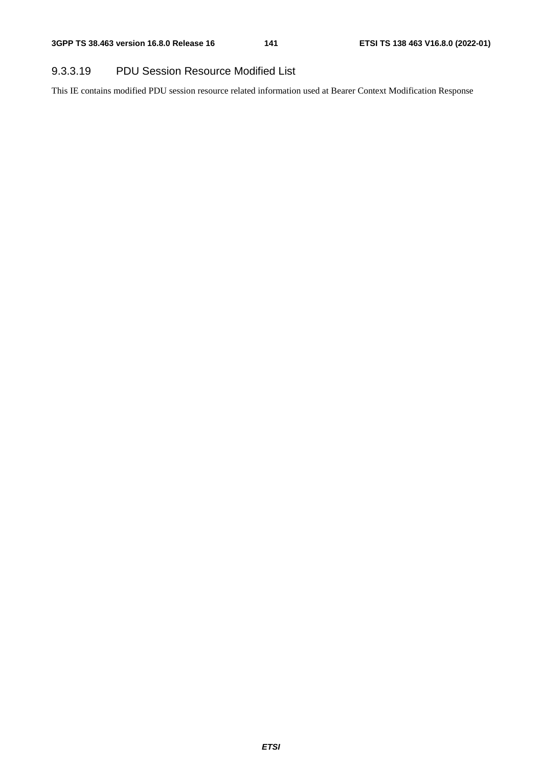#### 9.3.3.19 PDU Session Resource Modified List

This IE contains modified PDU session resource related information used at Bearer Context Modification Response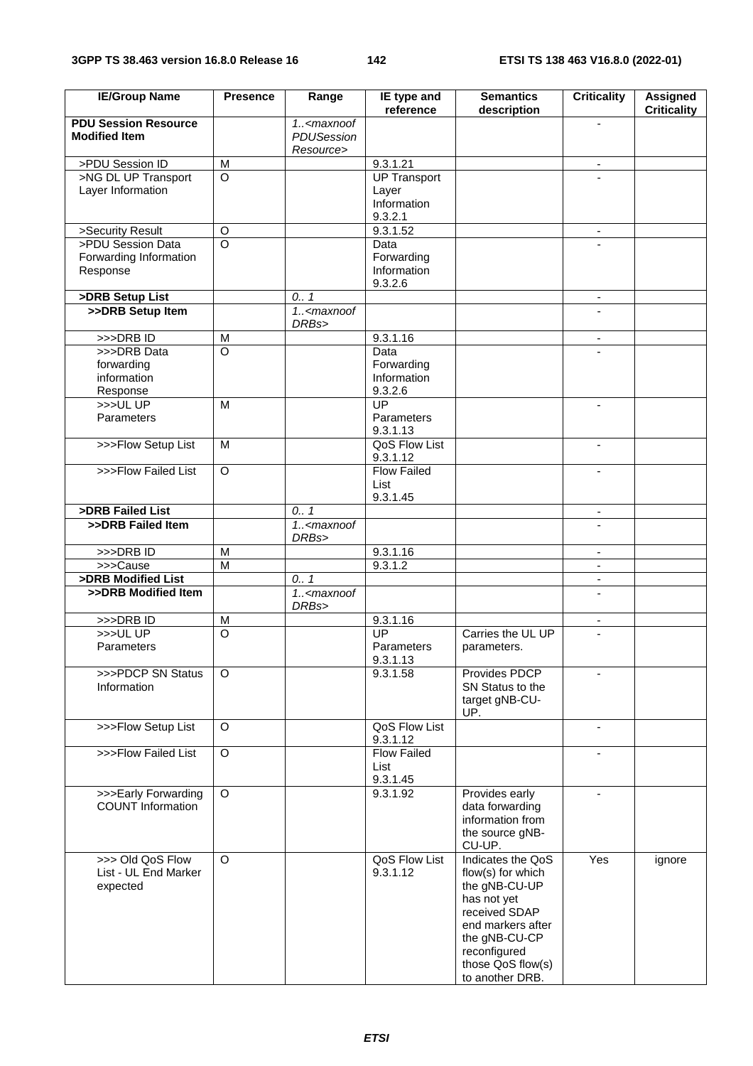| IE/Group Name | Presence | Range | IE type and reference | Semantics description | Criticality | Assigned Criticality |
|---|---|---|---|---|---|---|
| **PDU Session Resource Modified Item** | | *1..<maxnoof PDUSession Resource>* | | | - | |
| >PDU Session ID | M | | 9.3.1.21 | | - | |
| >NG DL UP Transport Layer Information | O | | UP Transport Layer Information 9.3.2.1 | | - | |
| >Security Result | O | | 9.3.1.52 | | - | |
| >PDU Session Data Forwarding Information Response | O | | Data Forwarding Information 9.3.2.6 | | - | |
| **>DRB Setup List** | | *0.. 1* | | | - | |
| **>>DRB Setup Item** | | *1..<maxnoof DRBs>* | | | - | |
| >>>DRB ID | M | | 9.3.1.16 | | - | |
| >>>DRB Data forwarding information Response | O | | Data Forwarding Information 9.3.2.6 | | - | |
| >>>UL UP Parameters | M | | UP Parameters 9.3.1.13 | | - | |
| >>>Flow Setup List | M | | QoS Flow List 9.3.1.12 | | - | |
| >>>Flow Failed List | O | | Flow Failed List 9.3.1.45 | | - | |
| **>DRB Failed List** | | *0.. 1* | | | - | |
| **>>DRB Failed Item** | | *1..<maxnoof DRBs>* | | | - | |
| >>>DRB ID | M | | 9.3.1.16 | | - | |
| >>>Cause | M | | 9.3.1.2 | | - | |
| **>DRB Modified List** | | *0.. 1* | | | - | |
| **>>DRB Modified Item** | | *1..<maxnoof DRBs>* | | | - | |
| >>>DRB ID | M | | 9.3.1.16 | | - | |
| >>>UL UP Parameters | O | | UP Parameters 9.3.1.13 | Carries the UL UP parameters. | - | |
| >>>PDCP SN Status Information | O | | 9.3.1.58 | Provides PDCP SN Status to the target gNB-CU-UP. | - | |
| >>>Flow Setup List | O | | QoS Flow List 9.3.1.12 | | - | |
| >>>Flow Failed List | O | | Flow Failed List 9.3.1.45 | | - | |
| >>>Early Forwarding COUNT Information | O | | 9.3.1.92 | Provides early data forwarding information from the source gNB-CU-UP. | - | |
| >>> Old QoS Flow List - UL End Marker expected | O | | QoS Flow List 9.3.1.12 | Indicates the QoS flow(s) for which the gNB-CU-UP has not yet received SDAP end markers after the gNB-CU-CP reconfigured those QoS flow(s) to another DRB. | Yes | ignore |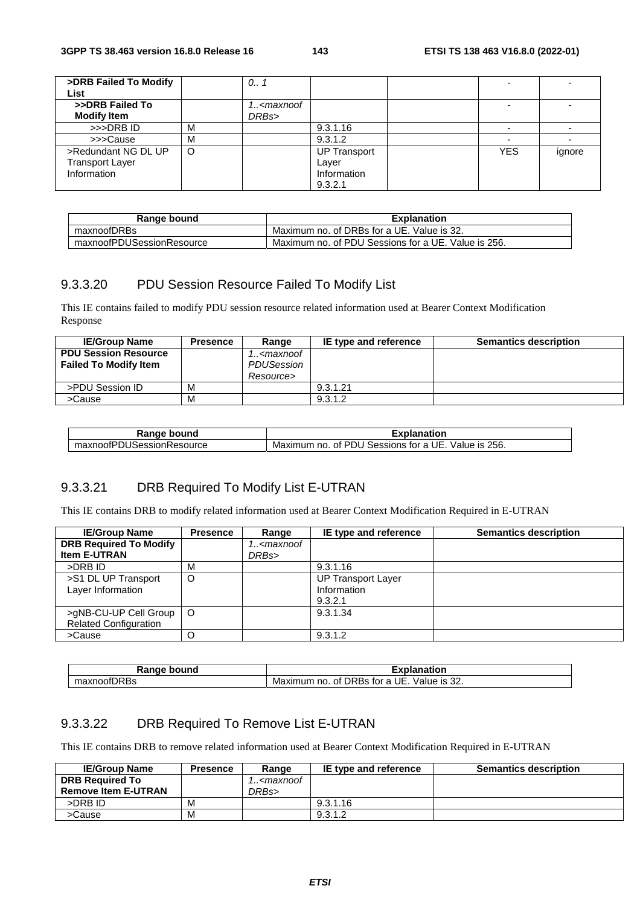| >DRB Failed To Modify List | | 0.. 1 | | | - | - |
|---|---|---|---|---|---|---|
| >>DRB Failed To Modify Item | | 1..<maxnoofDRBs> | | | - | - |
| >>>DRB ID | M | | 9.3.1.16 | | - | - |
| >>>Cause | M | | 9.3.1.2 | | - | - |
| >Redundant NG DL UP Transport Layer Information | O | | UP Transport Layer Information 9.3.2.1 | | YES | ignore |

| Range bound | Explanation |
|---|---|
| maxnoofDRBs | Maximum no. of DRBs for a UE. Value is 32. |
| maxnoofPDUSessionResource | Maximum no. of PDU Sessions for a UE. Value is 256. |

### 9.3.3.20 PDU Session Resource Failed To Modify List

This IE contains failed to modify PDU session resource related information used at Bearer Context Modification Response

| IE/Group Name | Presence | Range | IE type and reference | Semantics description |
|---|---|---|---|---|
| **PDU Session Resource Failed To Modify Item** | | *1..<maxnoofPDUSessionResource>* | | |
| >PDU Session ID | M | | 9.3.1.21 | |
| >Cause | M | | 9.3.1.2 | |

| Range bound | Explanation |
|---|---|
| maxnoofPDUSessionResource | Maximum no. of PDU Sessions for a UE. Value is 256. |

### 9.3.3.21 DRB Required To Modify List E-UTRAN

This IE contains DRB to modify related information used at Bearer Context Modification Required in E-UTRAN

| IE/Group Name | Presence | Range | IE type and reference | Semantics description |
|---|---|---|---|---|
| **DRB Required To Modify Item E-UTRAN** | | *1..<maxnoofDRBs>* | | |
| >DRB ID | M | | 9.3.1.16 | |
| >S1 DL UP Transport Layer Information | O | | UP Transport Layer Information 9.3.2.1 | |
| >gNB-CU-UP Cell Group Related Configuration | O | | 9.3.1.34 | |
| >Cause | O | | 9.3.1.2 | |

| Range bound | Explanation |
|---|---|
| maxnoofDRBs | Maximum no. of DRBs for a UE. Value is 32. |

### 9.3.3.22 DRB Required To Remove List E-UTRAN

This IE contains DRB to remove related information used at Bearer Context Modification Required in E-UTRAN

| IE/Group Name | Presence | Range | IE type and reference | Semantics description |
|---|---|---|---|---|
| **DRB Required To Remove Item E-UTRAN** | | *1..<maxnoofDRBs>* | | |
| >DRB ID | M | | 9.3.1.16 | |
| >Cause | M | | 9.3.1.2 | |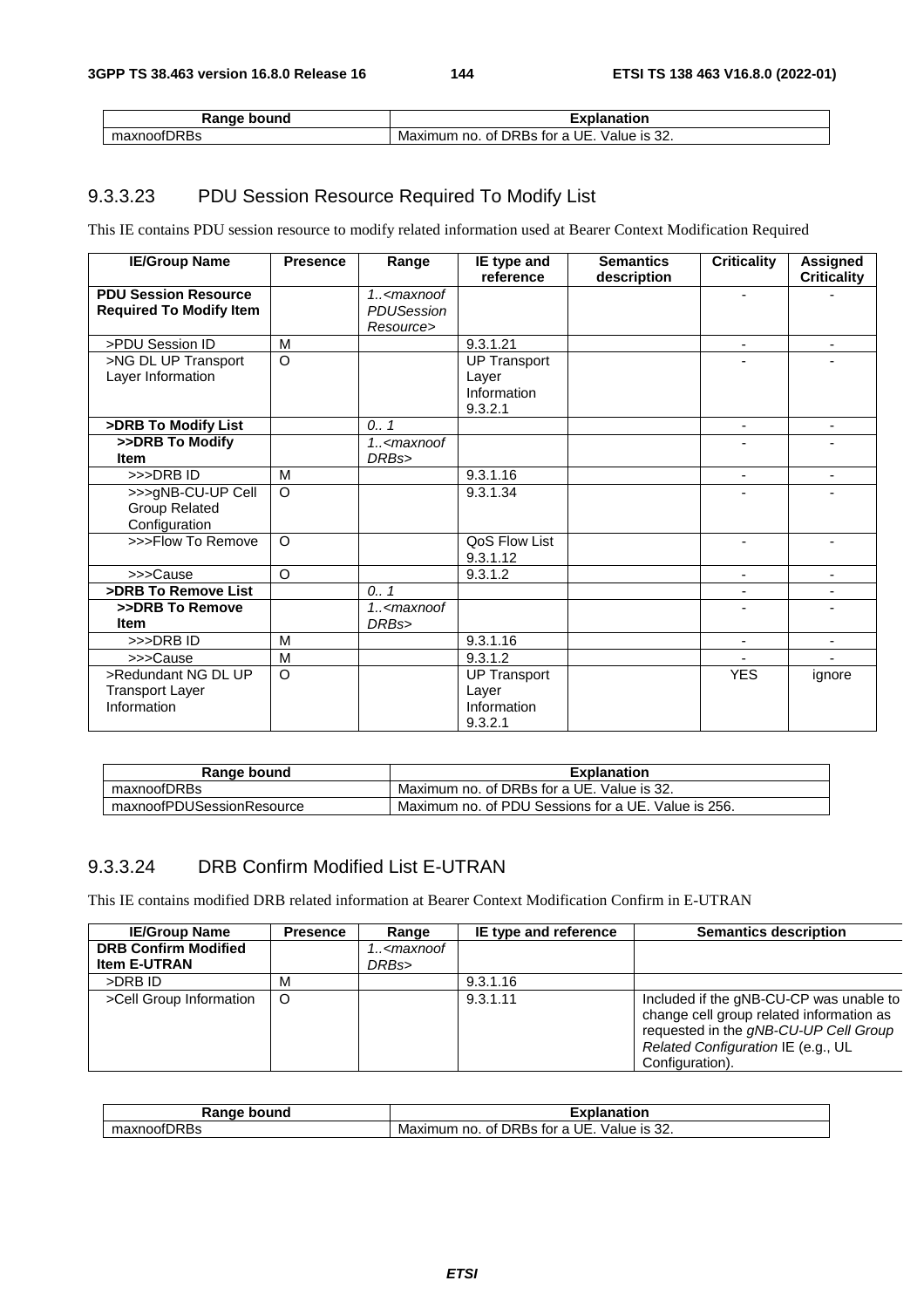| Range bound | Explanation |
| --- | --- |
| maxnoofDRBs | Maximum no. of DRBs for a UE. Value is 32. |

### 9.3.3.23 PDU Session Resource Required To Modify List

This IE contains PDU session resource to modify related information used at Bearer Context Modification Required

| IE/Group Name | Presence | Range | IE type and reference | Semantics description | Criticality | Assigned Criticality |
| --- | --- | --- | --- | --- | --- | --- |
| **PDU Session Resource Required To Modify Item** | | *1..<maxnoofPDUSessionResource>* | | | - | - |
| >PDU Session ID | M | | 9.3.1.21 | | - | - |
| >NG DL UP Transport Layer Information | O | | UP Transport Layer Information 9.3.2.1 | | - | - |
| **>DRB To Modify List** | | *0.. 1* | | | - | - |
| **>>DRB To Modify Item** | | *1..<maxnoofDRBs>* | | | - | - |
| >>>DRB ID | M | | 9.3.1.16 | | - | - |
| >>>gNB-CU-UP Cell Group Related Configuration | O | | 9.3.1.34 | | - | - |
| >>>Flow To Remove | O | | QoS Flow List 9.3.1.12 | | - | - |
| >>>Cause | O | | 9.3.1.2 | | - | - |
| **>DRB To Remove List** | | *0.. 1* | | | - | - |
| **>>DRB To Remove Item** | | *1..<maxnoofDRBs>* | | | - | - |
| >>>DRB ID | M | | 9.3.1.16 | | - | - |
| >>>Cause | M | | 9.3.1.2 | | - | - |
| >Redundant NG DL UP Transport Layer Information | O | | UP Transport Layer Information 9.3.2.1 | | YES | ignore |

| Range bound | Explanation |
| --- | --- |
| maxnoofDRBs | Maximum no. of DRBs for a UE. Value is 32. |
| maxnoofPDUSessionResource | Maximum no. of PDU Sessions for a UE. Value is 256. |

### 9.3.3.24 DRB Confirm Modified List E-UTRAN

This IE contains modified DRB related information at Bearer Context Modification Confirm in E-UTRAN

| IE/Group Name | Presence | Range | IE type and reference | Semantics description |
| --- | --- | --- | --- | --- |
| **DRB Confirm Modified Item E-UTRAN** | | *1..<maxnoofDRBs>* | | |
| >DRB ID | M | | 9.3.1.16 | |
| >Cell Group Information | O | | 9.3.1.11 | Included if the gNB-CU-CP was unable to change cell group related information as requested in the *gNB-CU-UP Cell Group Related Configuration* IE (e.g., UL Configuration). |

| Range bound | Explanation |
| --- | --- |
| maxnoofDRBs | Maximum no. of DRBs for a UE. Value is 32. |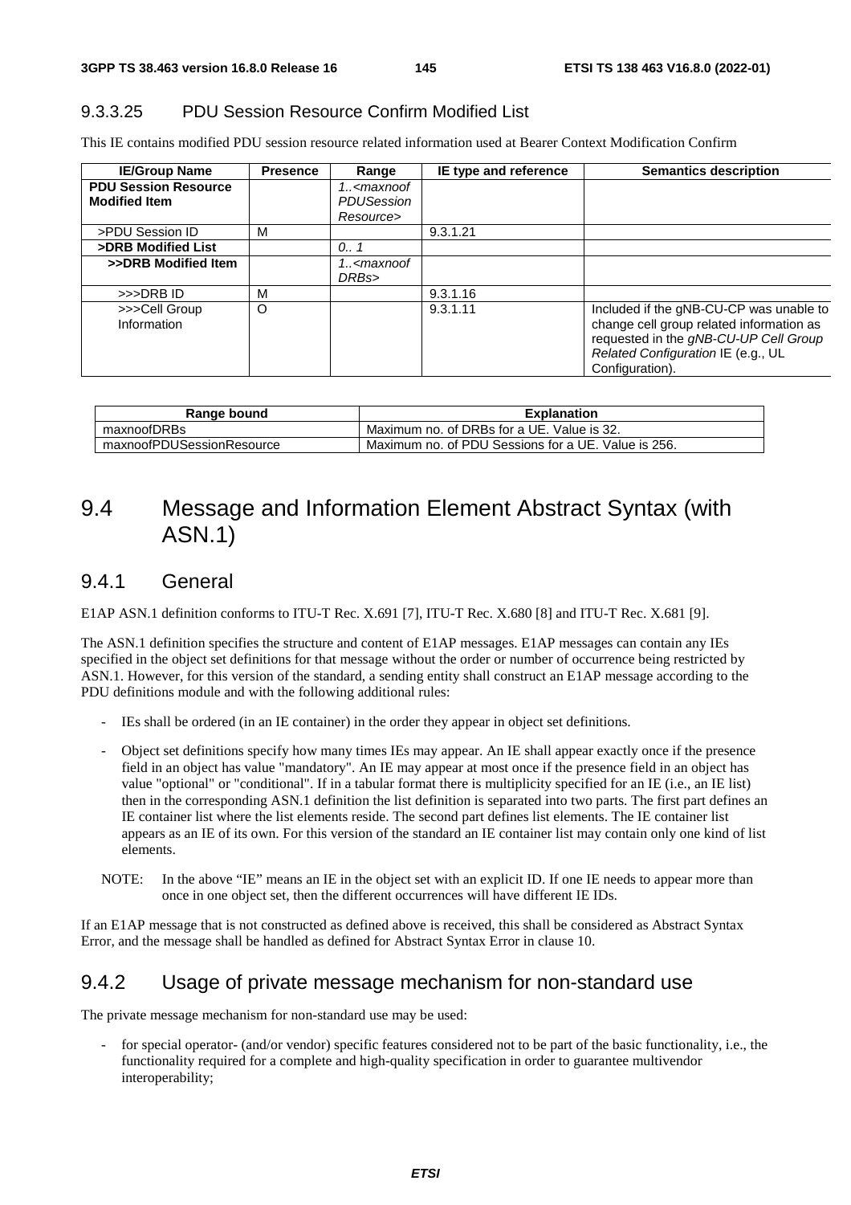### 9.3.3.25 PDU Session Resource Confirm Modified List

This IE contains modified PDU session resource related information used at Bearer Context Modification Confirm

| IE/Group Name | Presence | Range | IE type and reference | Semantics description |
|---|---|---|---|---|
| **PDU Session Resource Modified Item** | | *1..<maxnoof PDUSession Resource>* | | |
| >PDU Session ID | M | | 9.3.1.21 | |
| **>DRB Modified List** | | *0.. 1* | | |
| **>>DRB Modified Item** | | *1..<maxnoof DRBs>* | | |
| >>>DRB ID | M | | 9.3.1.16 | |
| >>>Cell Group Information | O | | 9.3.1.11 | Included if the gNB-CU-CP was unable to change cell group related information as requested in the *gNB-CU-UP Cell Group Related Configuration* IE (e.g., UL Configuration). |

| Range bound | Explanation |
|---|---|
| maxnoofDRBs | Maximum no. of DRBs for a UE. Value is 32. |
| maxnoofPDUSessionResource | Maximum no. of PDU Sessions for a UE. Value is 256. |

## 9.4 Message and Information Element Abstract Syntax (with ASN.1)

### 9.4.1 General

E1AP ASN.1 definition conforms to ITU-T Rec. X.691 [7], ITU-T Rec. X.680 [8] and ITU-T Rec. X.681 [9].

The ASN.1 definition specifies the structure and content of E1AP messages. E1AP messages can contain any IEs specified in the object set definitions for that message without the order or number of occurrence being restricted by ASN.1. However, for this version of the standard, a sending entity shall construct an E1AP message according to the PDU definitions module and with the following additional rules:

- IEs shall be ordered (in an IE container) in the order they appear in object set definitions.
- Object set definitions specify how many times IEs may appear. An IE shall appear exactly once if the presence field in an object has value "mandatory". An IE may appear at most once if the presence field in an object has value "optional" or "conditional". If in a tabular format there is multiplicity specified for an IE (i.e., an IE list) then in the corresponding ASN.1 definition the list definition is separated into two parts. The first part defines an IE container list where the list elements reside. The second part defines list elements. The IE container list appears as an IE of its own. For this version of the standard an IE container list may contain only one kind of list elements.

NOTE: In the above "IE" means an IE in the object set with an explicit ID. If one IE needs to appear more than once in one object set, then the different occurrences will have different IE IDs.

If an E1AP message that is not constructed as defined above is received, this shall be considered as Abstract Syntax Error, and the message shall be handled as defined for Abstract Syntax Error in clause 10.

### 9.4.2 Usage of private message mechanism for non-standard use

The private message mechanism for non-standard use may be used:

- for special operator- (and/or vendor) specific features considered not to be part of the basic functionality, i.e., the functionality required for a complete and high-quality specification in order to guarantee multivendor interoperability;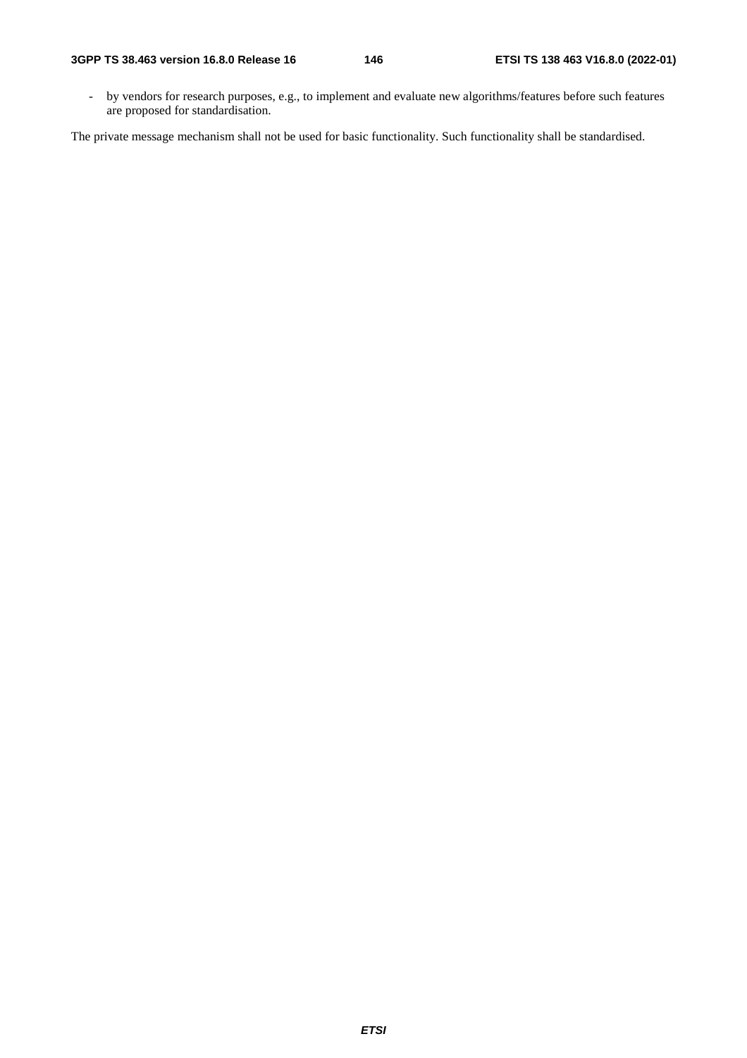- by vendors for research purposes, e.g., to implement and evaluate new algorithms/features before such features are proposed for standardisation.

The private message mechanism shall not be used for basic functionality. Such functionality shall be standardised.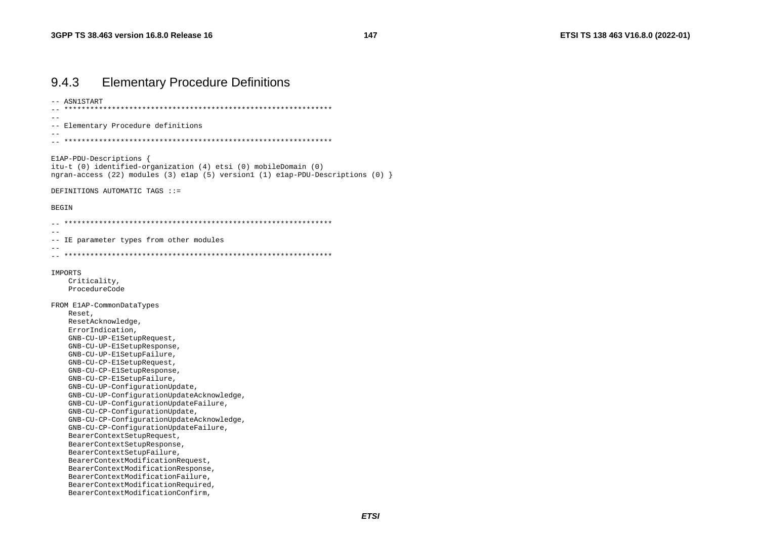### 9.4.3 Elementary Procedure Definitions

```
-- ASN1START
-- **************************************************************
--
-- Elementary Procedure definitions
--
-- **************************************************************

E1AP-PDU-Descriptions {
itu-t (0) identified-organization (4) etsi (0) mobileDomain (0)
ngran-access (22) modules (3) e1ap (5) version1 (1) e1ap-PDU-Descriptions (0) }

DEFINITIONS AUTOMATIC TAGS ::=

BEGIN

-- **************************************************************
--
-- IE parameter types from other modules
--
-- **************************************************************

IMPORTS
    Criticality,
    ProcedureCode

FROM E1AP-CommonDataTypes
    Reset,
    ResetAcknowledge,
    ErrorIndication,
    GNB-CU-UP-E1SetupRequest,
    GNB-CU-UP-E1SetupResponse,
    GNB-CU-UP-E1SetupFailure,
    GNB-CU-CP-E1SetupRequest,
    GNB-CU-CP-E1SetupResponse,
    GNB-CU-CP-E1SetupFailure,
    GNB-CU-UP-ConfigurationUpdate,
    GNB-CU-UP-ConfigurationUpdateAcknowledge,
    GNB-CU-UP-ConfigurationUpdateFailure,
    GNB-CU-CP-ConfigurationUpdate,
    GNB-CU-CP-ConfigurationUpdateAcknowledge,
    GNB-CU-CP-ConfigurationUpdateFailure,
    BearerContextSetupRequest,
    BearerContextSetupResponse,
    BearerContextSetupFailure,
    BearerContextModificationRequest,
    BearerContextModificationResponse,
    BearerContextModificationFailure,
    BearerContextModificationRequired,
    BearerContextModificationConfirm,
```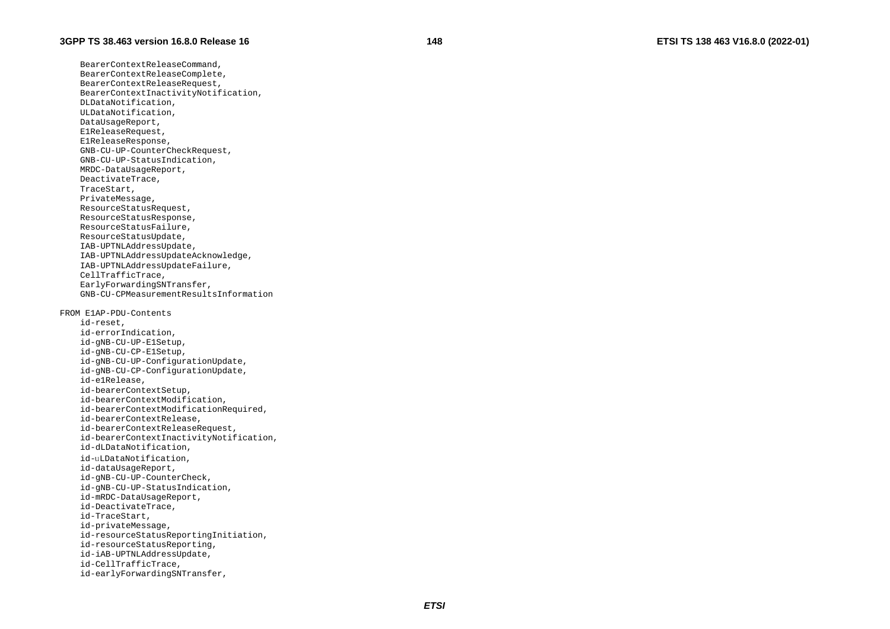```
	BearerContextReleaseCommand,
	BearerContextReleaseComplete,
	BearerContextReleaseRequest,
	BearerContextInactivityNotification,
	DLDataNotification,
	ULDataNotification,
	DataUsageReport,
	E1ReleaseRequest,
	E1ReleaseResponse,
	GNB-CU-UP-CounterCheckRequest,
	GNB-CU-UP-StatusIndication,
	MRDC-DataUsageReport,
	DeactivateTrace,
	TraceStart,
	PrivateMessage,
	ResourceStatusRequest,
	ResourceStatusResponse,
	ResourceStatusFailure,
	ResourceStatusUpdate,
	IAB-UPTNLAddressUpdate,
	IAB-UPTNLAddressUpdateAcknowledge,
	IAB-UPTNLAddressUpdateFailure,
	CellTrafficTrace,
	EarlyForwardingSNTransfer,
	GNB-CU-CPMeasurementResultsInformation

FROM E1AP-PDU-Contents
	id-reset,
	id-errorIndication,
	id-gNB-CU-UP-E1Setup,
	id-gNB-CU-CP-E1Setup,
	id-gNB-CU-UP-ConfigurationUpdate,
	id-gNB-CU-CP-ConfigurationUpdate,
	id-e1Release,
	id-bearerContextSetup,
	id-bearerContextModification,
	id-bearerContextModificationRequired,
	id-bearerContextRelease,
	id-bearerContextReleaseRequest,
	id-bearerContextInactivityNotification,
	id-dLDataNotification,
	id-uLDataNotification,
	id-dataUsageReport,
	id-gNB-CU-UP-CounterCheck,
	id-gNB-CU-UP-StatusIndication,
	id-mRDC-DataUsageReport,
	id-DeactivateTrace,
	id-TraceStart,
	id-privateMessage,
	id-resourceStatusReportingInitiation,
	id-resourceStatusReporting,
	id-iAB-UPTNLAddressUpdate,
	id-CellTrafficTrace,
	id-earlyForwardingSNTransfer,
```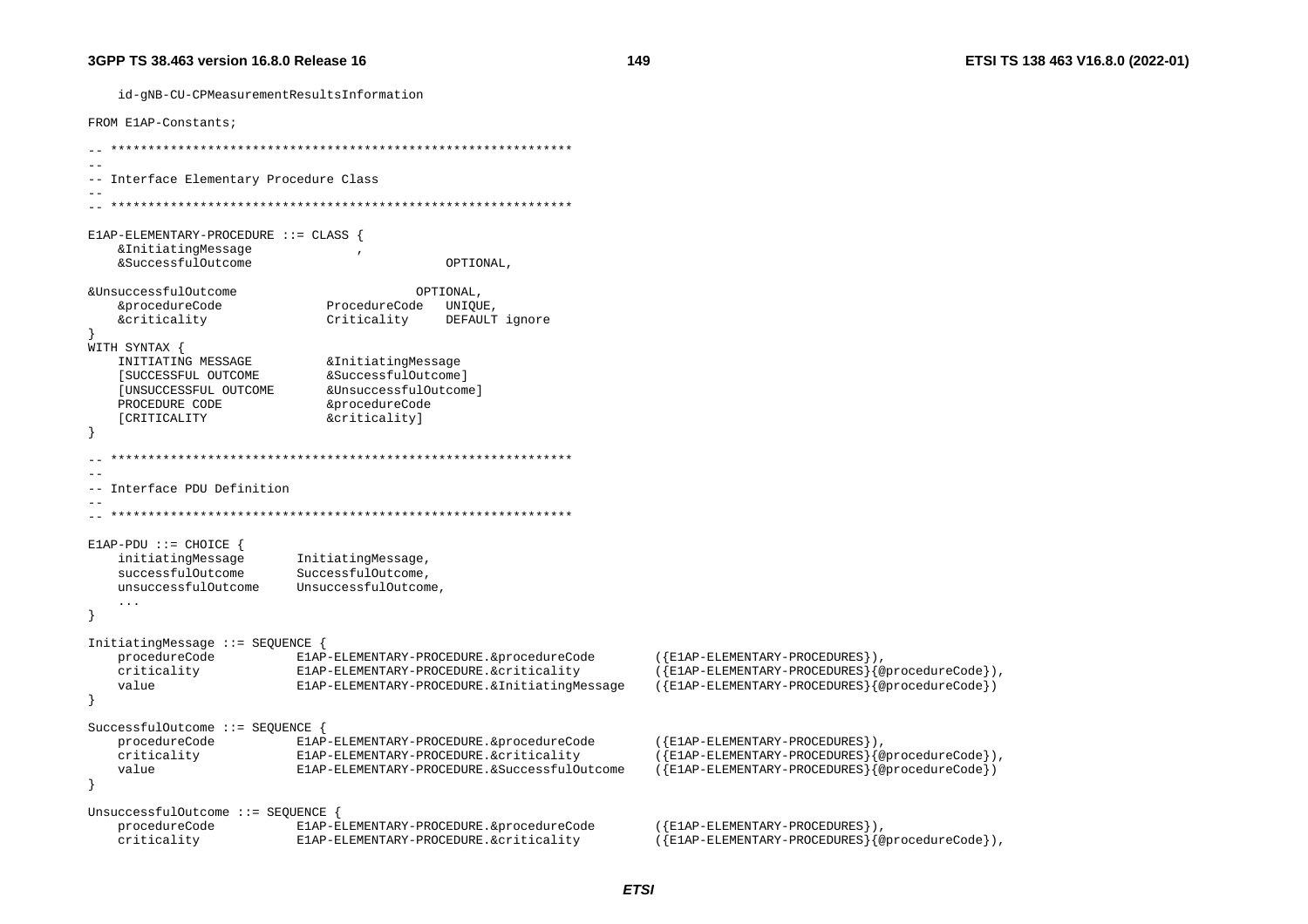```
	id-gNB-CU-CPMeasurementResultsInformation

FROM E1AP-Constants;

-- **************************************************************
--
-- Interface Elementary Procedure Class
--
-- **************************************************************

E1AP-ELEMENTARY-PROCEDURE ::= CLASS {
	&InitiatingMessage				,
	&SuccessfulOutcome							OPTIONAL,

&UnsuccessfulOutcome						OPTIONAL,
	&procedureCode				ProcedureCode	UNIQUE,
	&criticality				Criticality		DEFAULT ignore
}
WITH SYNTAX {
	INITIATING MESSAGE			&InitiatingMessage
	[SUCCESSFUL OUTCOME			&SuccessfulOutcome]
	[UNSUCCESSFUL OUTCOME		&UnsuccessfulOutcome]
	PROCEDURE CODE				&procedureCode
	[CRITICALITY				&criticality]
}

-- **************************************************************
--
-- Interface PDU Definition
--
-- **************************************************************

E1AP-PDU ::= CHOICE {
	initiatingMessage		InitiatingMessage,
	successfulOutcome		SuccessfulOutcome,
	unsuccessfulOutcome		UnsuccessfulOutcome,
	...
}

InitiatingMessage ::= SEQUENCE {
	procedureCode			E1AP-ELEMENTARY-PROCEDURE.&procedureCode		({E1AP-ELEMENTARY-PROCEDURES}),
	criticality				E1AP-ELEMENTARY-PROCEDURE.&criticality			({E1AP-ELEMENTARY-PROCEDURES}{@procedureCode}),
	value					E1AP-ELEMENTARY-PROCEDURE.&InitiatingMessage	({E1AP-ELEMENTARY-PROCEDURES}{@procedureCode})
}

SuccessfulOutcome ::= SEQUENCE {
	procedureCode			E1AP-ELEMENTARY-PROCEDURE.&procedureCode		({E1AP-ELEMENTARY-PROCEDURES}),
	criticality				E1AP-ELEMENTARY-PROCEDURE.&criticality			({E1AP-ELEMENTARY-PROCEDURES}{@procedureCode}),
	value					E1AP-ELEMENTARY-PROCEDURE.&SuccessfulOutcome	({E1AP-ELEMENTARY-PROCEDURES}{@procedureCode})
}

UnsuccessfulOutcome ::= SEQUENCE {
	procedureCode			E1AP-ELEMENTARY-PROCEDURE.&procedureCode		({E1AP-ELEMENTARY-PROCEDURES}),
	criticality				E1AP-ELEMENTARY-PROCEDURE.&criticality			({E1AP-ELEMENTARY-PROCEDURES}{@procedureCode}),
```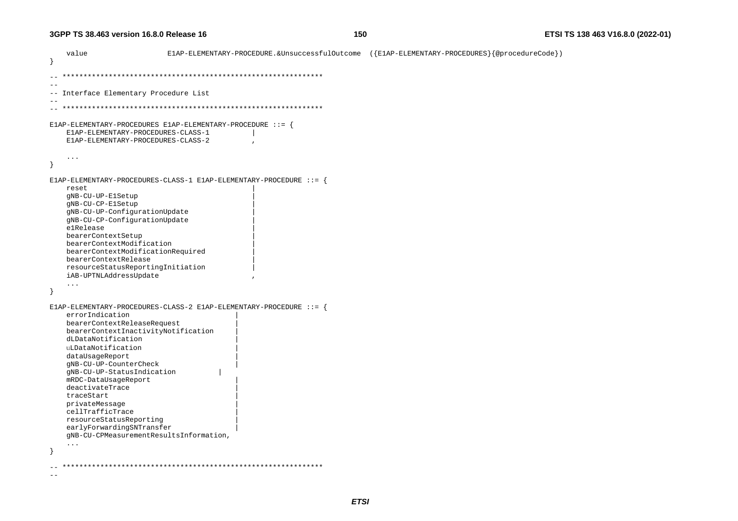```
	value			E1AP-ELEMENTARY-PROCEDURE.&UnsuccessfulOutcome	({E1AP-ELEMENTARY-PROCEDURES}{@procedureCode})
}

-- **************************************************************
--
-- Interface Elementary Procedure List
--
-- **************************************************************

E1AP-ELEMENTARY-PROCEDURES E1AP-ELEMENTARY-PROCEDURE ::= {
	E1AP-ELEMENTARY-PROCEDURES-CLASS-1			|
	E1AP-ELEMENTARY-PROCEDURES-CLASS-2			,

	...
}

E1AP-ELEMENTARY-PROCEDURES-CLASS-1 E1AP-ELEMENTARY-PROCEDURE ::= {
	reset								|
	gNB-CU-UP-E1Setup					|
	gNB-CU-CP-E1Setup					|
	gNB-CU-UP-ConfigurationUpdate		|
	gNB-CU-CP-ConfigurationUpdate		|
	e1Release							|
	bearerContextSetup					|
	bearerContextModification			|
	bearerContextModificationRequired	|
	bearerContextRelease				|
	resourceStatusReportingInitiation	|
	iAB-UPTNLAddressUpdate				,
	...
}

E1AP-ELEMENTARY-PROCEDURES-CLASS-2 E1AP-ELEMENTARY-PROCEDURE ::= {
	errorIndication						|
	bearerContextReleaseRequest			|
	bearerContextInactivityNotification	|
	dLDataNotification					|
	uLDataNotification					|
	dataUsageReport						|
	gNB-CU-UP-CounterCheck				|
	gNB-CU-UP-StatusIndication		|
	mRDC-DataUsageReport				|
	deactivateTrace						|
	traceStart							|
	privateMessage						|
	cellTrafficTrace					|
	resourceStatusReporting				|
	earlyForwardingSNTransfer			|
	gNB-CU-CPMeasurementResultsInformation,
	...
}

-- **************************************************************
--
```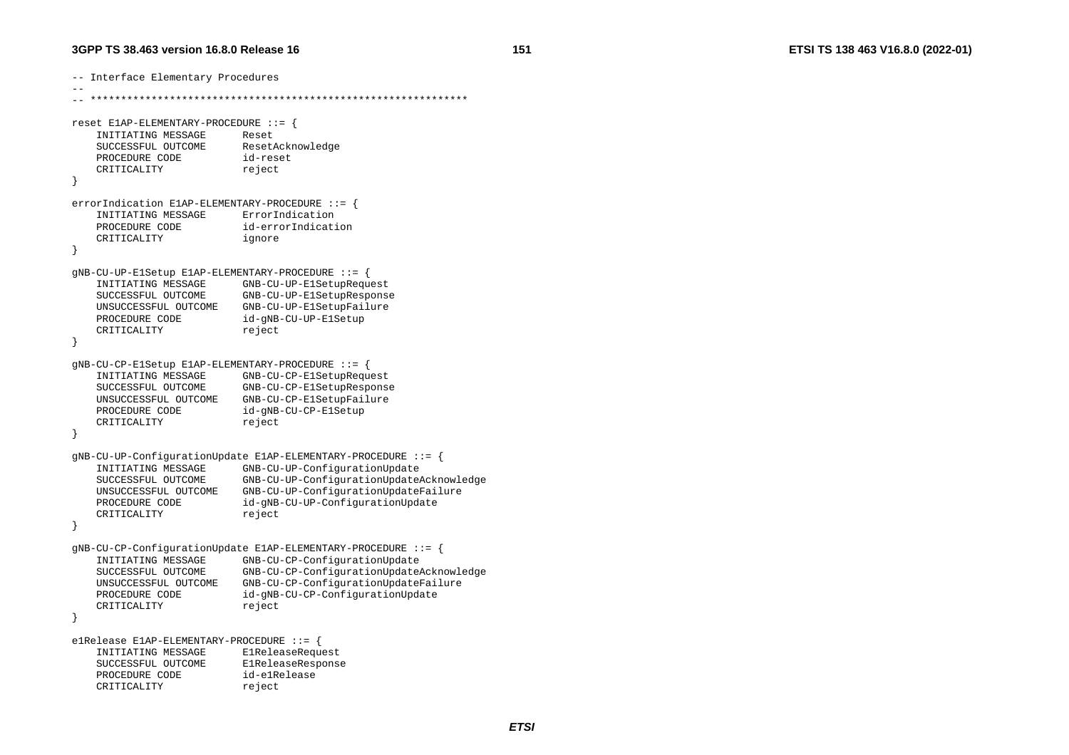```
-- Interface Elementary Procedures
--
-- **************************************************************

reset E1AP-ELEMENTARY-PROCEDURE ::= {
    INITIATING MESSAGE      Reset
    SUCCESSFUL OUTCOME      ResetAcknowledge
    PROCEDURE CODE          id-reset
    CRITICALITY             reject
}

errorIndication E1AP-ELEMENTARY-PROCEDURE ::= {
    INITIATING MESSAGE      ErrorIndication
    PROCEDURE CODE          id-errorIndication
    CRITICALITY             ignore
}

gNB-CU-UP-E1Setup E1AP-ELEMENTARY-PROCEDURE ::= {
    INITIATING MESSAGE      GNB-CU-UP-E1SetupRequest
    SUCCESSFUL OUTCOME      GNB-CU-UP-E1SetupResponse
    UNSUCCESSFUL OUTCOME    GNB-CU-UP-E1SetupFailure
    PROCEDURE CODE          id-gNB-CU-UP-E1Setup
    CRITICALITY             reject
}

gNB-CU-CP-E1Setup E1AP-ELEMENTARY-PROCEDURE ::= {
    INITIATING MESSAGE      GNB-CU-CP-E1SetupRequest
    SUCCESSFUL OUTCOME      GNB-CU-CP-E1SetupResponse
    UNSUCCESSFUL OUTCOME    GNB-CU-CP-E1SetupFailure
    PROCEDURE CODE          id-gNB-CU-CP-E1Setup
    CRITICALITY             reject
}

gNB-CU-UP-ConfigurationUpdate E1AP-ELEMENTARY-PROCEDURE ::= {
    INITIATING MESSAGE      GNB-CU-UP-ConfigurationUpdate
    SUCCESSFUL OUTCOME      GNB-CU-UP-ConfigurationUpdateAcknowledge
    UNSUCCESSFUL OUTCOME    GNB-CU-UP-ConfigurationUpdateFailure
    PROCEDURE CODE          id-gNB-CU-UP-ConfigurationUpdate
    CRITICALITY             reject
}

gNB-CU-CP-ConfigurationUpdate E1AP-ELEMENTARY-PROCEDURE ::= {
    INITIATING MESSAGE      GNB-CU-CP-ConfigurationUpdate
    SUCCESSFUL OUTCOME      GNB-CU-CP-ConfigurationUpdateAcknowledge
    UNSUCCESSFUL OUTCOME    GNB-CU-CP-ConfigurationUpdateFailure
    PROCEDURE CODE          id-gNB-CU-CP-ConfigurationUpdate
    CRITICALITY             reject
}

e1Release E1AP-ELEMENTARY-PROCEDURE ::= {
    INITIATING MESSAGE      E1ReleaseRequest
    SUCCESSFUL OUTCOME      E1ReleaseResponse
    PROCEDURE CODE          id-e1Release
    CRITICALITY             reject
```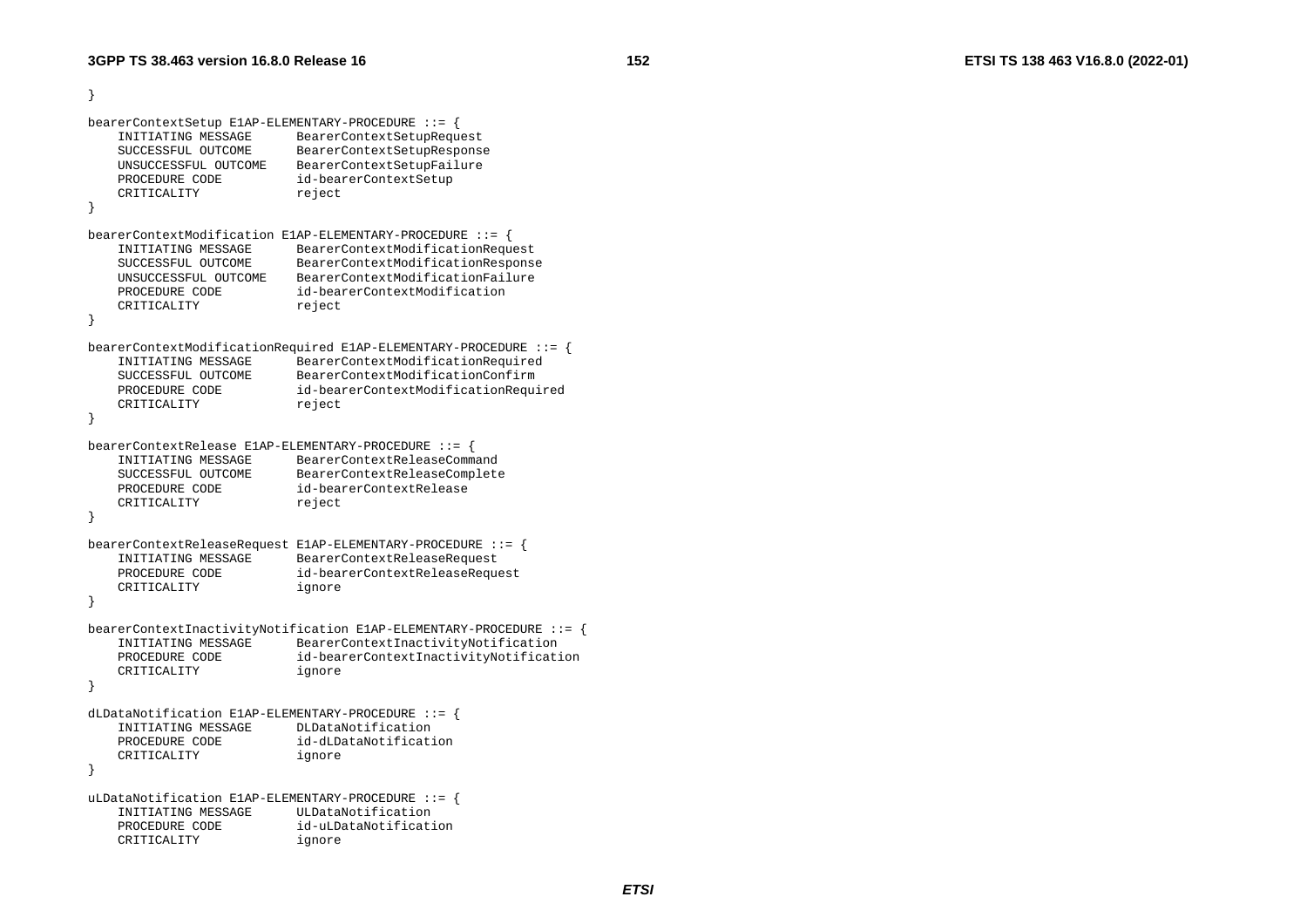```
}

bearerContextSetup E1AP-ELEMENTARY-PROCEDURE ::= {
    INITIATING MESSAGE      BearerContextSetupRequest
    SUCCESSFUL OUTCOME      BearerContextSetupResponse
    UNSUCCESSFUL OUTCOME    BearerContextSetupFailure
    PROCEDURE CODE          id-bearerContextSetup
    CRITICALITY             reject
}

bearerContextModification E1AP-ELEMENTARY-PROCEDURE ::= {
    INITIATING MESSAGE      BearerContextModificationRequest
    SUCCESSFUL OUTCOME      BearerContextModificationResponse
    UNSUCCESSFUL OUTCOME    BearerContextModificationFailure
    PROCEDURE CODE          id-bearerContextModification
    CRITICALITY             reject
}

bearerContextModificationRequired E1AP-ELEMENTARY-PROCEDURE ::= {
    INITIATING MESSAGE      BearerContextModificationRequired
    SUCCESSFUL OUTCOME      BearerContextModificationConfirm
    PROCEDURE CODE          id-bearerContextModificationRequired
    CRITICALITY             reject
}

bearerContextRelease E1AP-ELEMENTARY-PROCEDURE ::= {
    INITIATING MESSAGE      BearerContextReleaseCommand
    SUCCESSFUL OUTCOME      BearerContextReleaseComplete
    PROCEDURE CODE          id-bearerContextRelease
    CRITICALITY             reject
}

bearerContextReleaseRequest E1AP-ELEMENTARY-PROCEDURE ::= {
    INITIATING MESSAGE      BearerContextReleaseRequest
    PROCEDURE CODE          id-bearerContextReleaseRequest
    CRITICALITY             ignore
}

bearerContextInactivityNotification E1AP-ELEMENTARY-PROCEDURE ::= {
    INITIATING MESSAGE      BearerContextInactivityNotification
    PROCEDURE CODE          id-bearerContextInactivityNotification
    CRITICALITY             ignore
}

dLDataNotification E1AP-ELEMENTARY-PROCEDURE ::= {
    INITIATING MESSAGE      DLDataNotification
    PROCEDURE CODE          id-dLDataNotification
    CRITICALITY             ignore
}

uLDataNotification E1AP-ELEMENTARY-PROCEDURE ::= {
    INITIATING MESSAGE      ULDataNotification
    PROCEDURE CODE          id-uLDataNotification
    CRITICALITY             ignore
```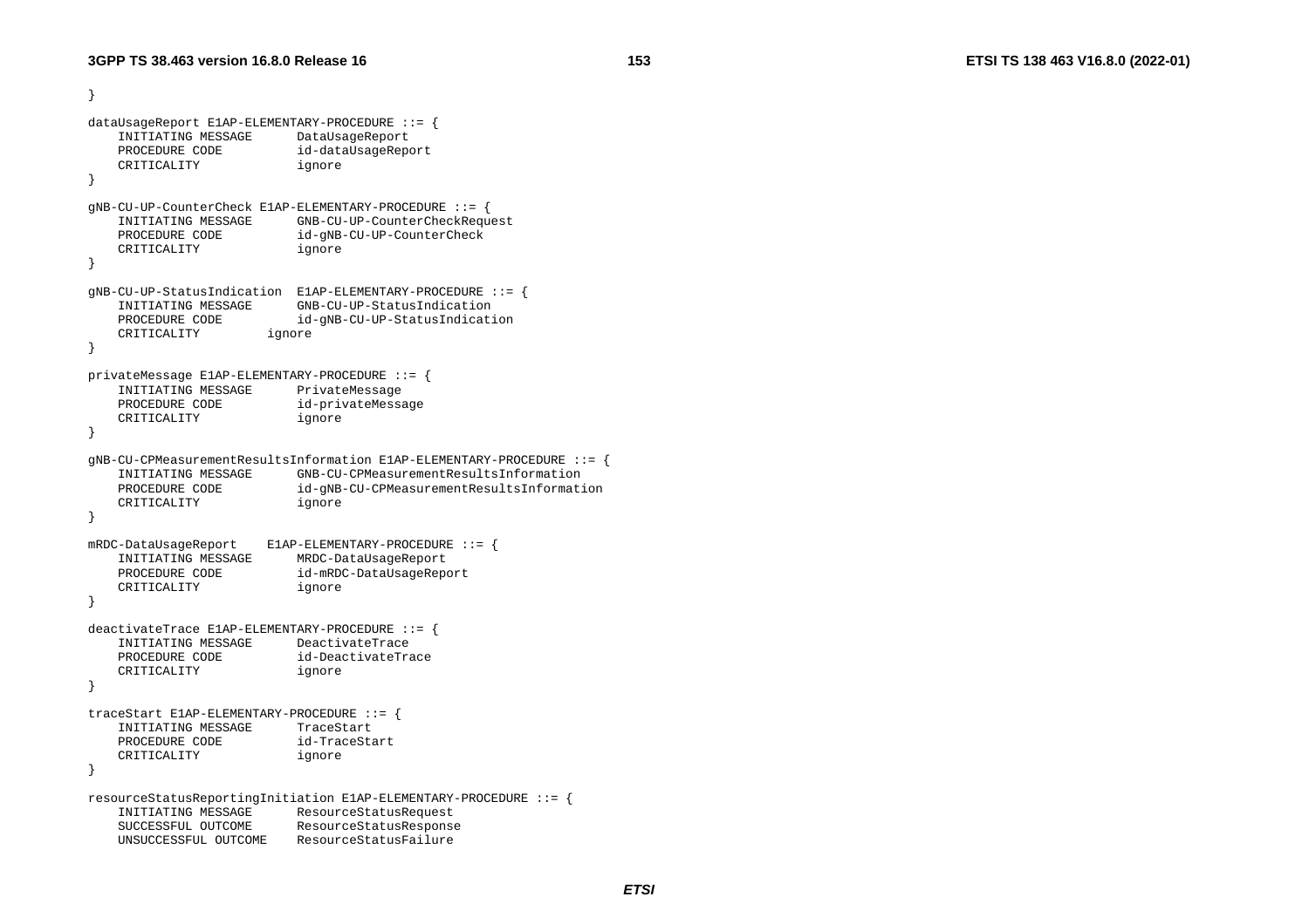```
}

dataUsageReport E1AP-ELEMENTARY-PROCEDURE ::= {
    INITIATING MESSAGE      DataUsageReport
    PROCEDURE CODE          id-dataUsageReport
    CRITICALITY             ignore
}

gNB-CU-UP-CounterCheck E1AP-ELEMENTARY-PROCEDURE ::= {
    INITIATING MESSAGE      GNB-CU-UP-CounterCheckRequest
    PROCEDURE CODE          id-gNB-CU-UP-CounterCheck
    CRITICALITY             ignore
}

gNB-CU-UP-StatusIndication  E1AP-ELEMENTARY-PROCEDURE ::= {
    INITIATING MESSAGE      GNB-CU-UP-StatusIndication
    PROCEDURE CODE          id-gNB-CU-UP-StatusIndication
    CRITICALITY         ignore
}

privateMessage E1AP-ELEMENTARY-PROCEDURE ::= {
    INITIATING MESSAGE      PrivateMessage
    PROCEDURE CODE          id-privateMessage
    CRITICALITY             ignore
}

gNB-CU-CPMeasurementResultsInformation E1AP-ELEMENTARY-PROCEDURE ::= {
    INITIATING MESSAGE      GNB-CU-CPMeasurementResultsInformation
    PROCEDURE CODE          id-gNB-CU-CPMeasurementResultsInformation
    CRITICALITY             ignore
}

mRDC-DataUsageReport    E1AP-ELEMENTARY-PROCEDURE ::= {
    INITIATING MESSAGE      MRDC-DataUsageReport
    PROCEDURE CODE          id-mRDC-DataUsageReport
    CRITICALITY             ignore
}

deactivateTrace E1AP-ELEMENTARY-PROCEDURE ::= {
    INITIATING MESSAGE      DeactivateTrace
    PROCEDURE CODE          id-DeactivateTrace
    CRITICALITY             ignore
}

traceStart E1AP-ELEMENTARY-PROCEDURE ::= {
    INITIATING MESSAGE      TraceStart
    PROCEDURE CODE          id-TraceStart
    CRITICALITY             ignore
}

resourceStatusReportingInitiation E1AP-ELEMENTARY-PROCEDURE ::= {
    INITIATING MESSAGE      ResourceStatusRequest
    SUCCESSFUL OUTCOME      ResourceStatusResponse
    UNSUCCESSFUL OUTCOME    ResourceStatusFailure
```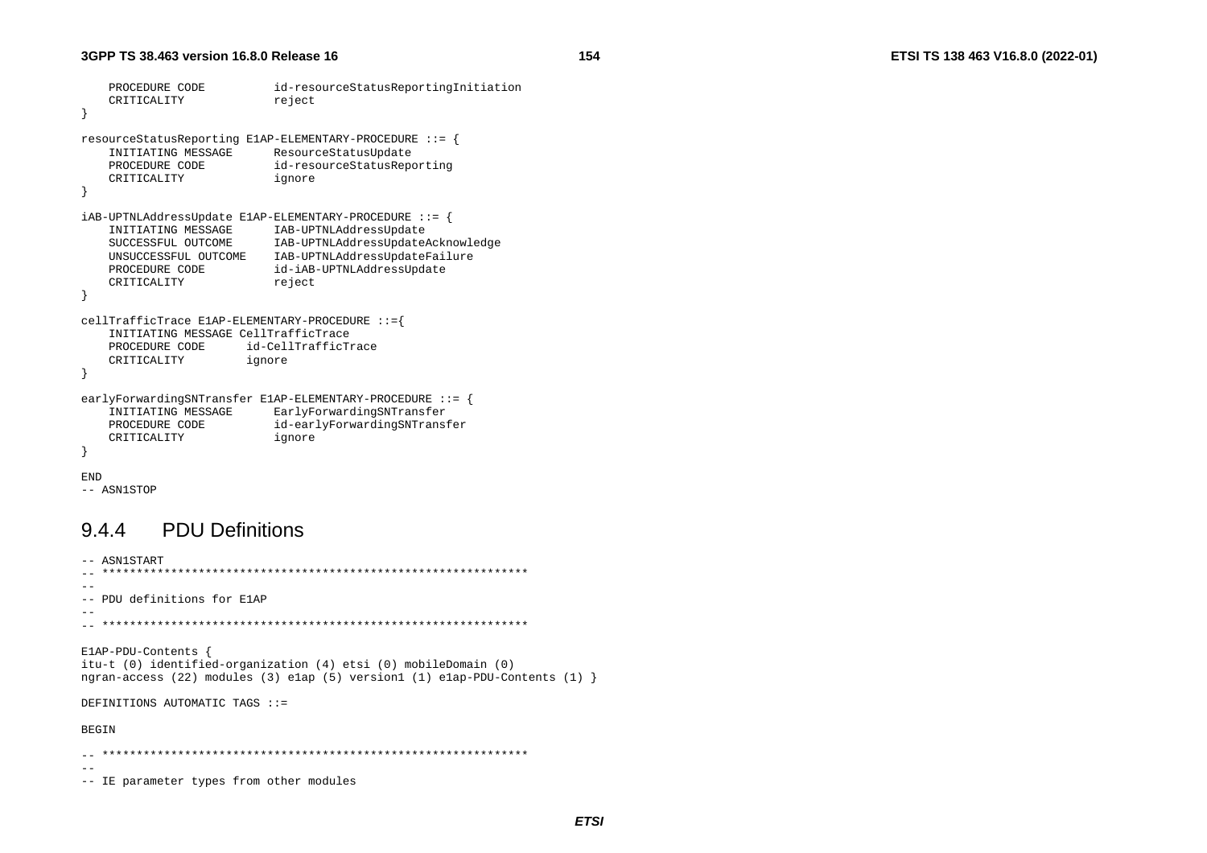```
	PROCEDURE CODE			id-resourceStatusReportingInitiation
	CRITICALITY				reject
}

resourceStatusReporting E1AP-ELEMENTARY-PROCEDURE ::= {
	INITIATING MESSAGE		ResourceStatusUpdate
	PROCEDURE CODE			id-resourceStatusReporting
	CRITICALITY				ignore
}

iAB-UPTNLAddressUpdate E1AP-ELEMENTARY-PROCEDURE ::= {
	INITIATING MESSAGE		IAB-UPTNLAddressUpdate
	SUCCESSFUL OUTCOME		IAB-UPTNLAddressUpdateAcknowledge
	UNSUCCESSFUL OUTCOME	IAB-UPTNLAddressUpdateFailure
	PROCEDURE CODE			id-iAB-UPTNLAddressUpdate
	CRITICALITY				reject
}

cellTrafficTrace E1AP-ELEMENTARY-PROCEDURE ::={
	INITIATING MESSAGE CellTrafficTrace
	PROCEDURE CODE		id-CellTrafficTrace
	CRITICALITY			ignore
}

earlyForwardingSNTransfer E1AP-ELEMENTARY-PROCEDURE ::= {
	INITIATING MESSAGE		EarlyForwardingSNTransfer
	PROCEDURE CODE			id-earlyForwardingSNTransfer
	CRITICALITY				ignore
}

END
-- ASN1STOP
```

### 9.4.4 PDU Definitions

```
-- ASN1START
-- **************************************************************
--
-- PDU definitions for E1AP
--
-- **************************************************************

E1AP-PDU-Contents {
itu-t (0) identified-organization (4) etsi (0) mobileDomain (0)
ngran-access (22) modules (3) e1ap (5) version1 (1) e1ap-PDU-Contents (1) }

DEFINITIONS AUTOMATIC TAGS ::=

BEGIN

-- **************************************************************
--
-- IE parameter types from other modules
```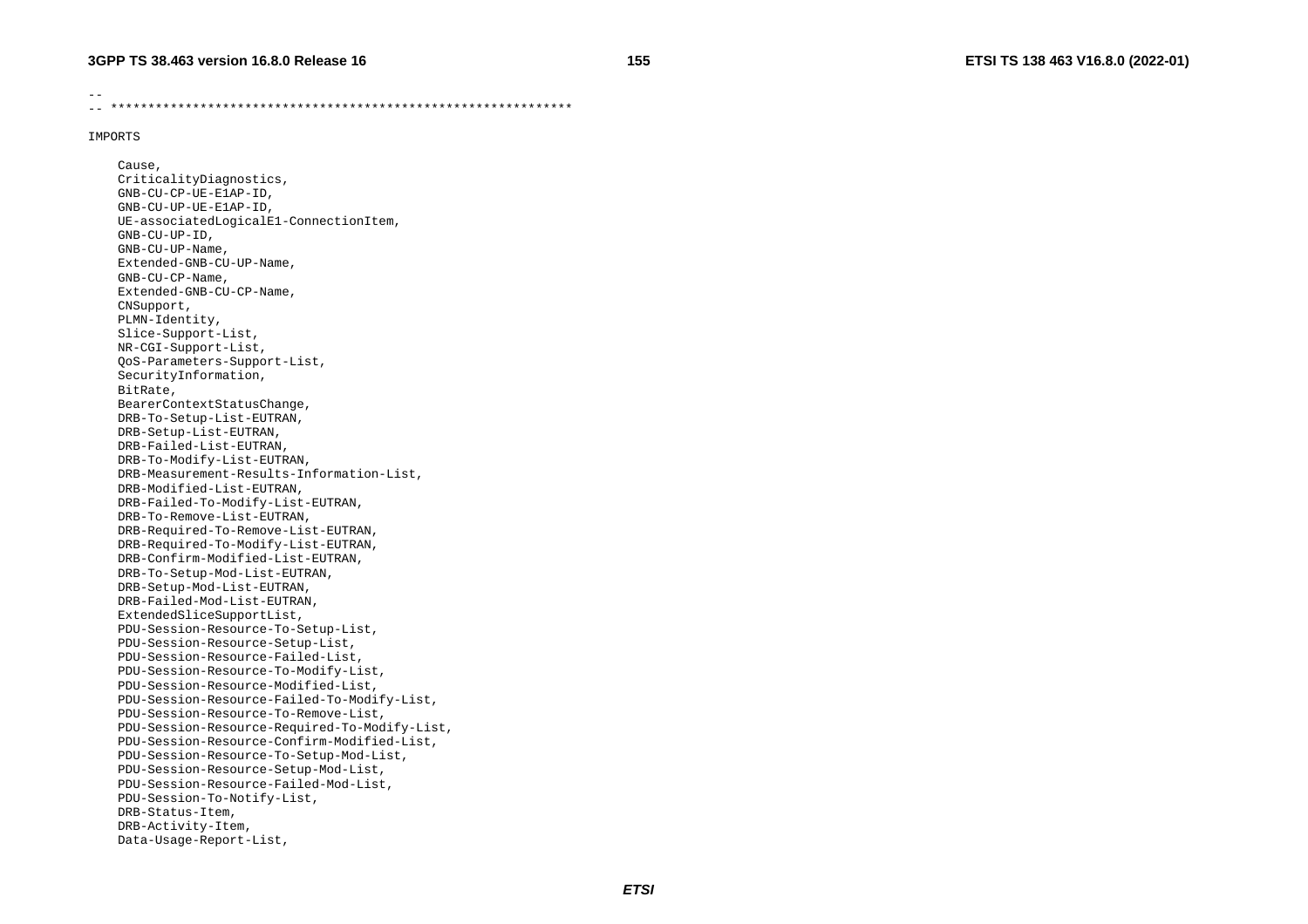```
--
-- **************************************************************

IMPORTS

    Cause,
    CriticalityDiagnostics,
    GNB-CU-CP-UE-E1AP-ID,
    GNB-CU-UP-UE-E1AP-ID,
    UE-associatedLogicalE1-ConnectionItem,
    GNB-CU-UP-ID,
    GNB-CU-UP-Name,
    Extended-GNB-CU-UP-Name,
    GNB-CU-CP-Name,
    Extended-GNB-CU-CP-Name,
    CNSupport,
    PLMN-Identity,
    Slice-Support-List,
    NR-CGI-Support-List,
    QoS-Parameters-Support-List,
    SecurityInformation,
    BitRate,
    BearerContextStatusChange,
    DRB-To-Setup-List-EUTRAN,
    DRB-Setup-List-EUTRAN,
    DRB-Failed-List-EUTRAN,
    DRB-To-Modify-List-EUTRAN,
    DRB-Measurement-Results-Information-List,
    DRB-Modified-List-EUTRAN,
    DRB-Failed-To-Modify-List-EUTRAN,
    DRB-To-Remove-List-EUTRAN,
    DRB-Required-To-Remove-List-EUTRAN,
    DRB-Required-To-Modify-List-EUTRAN,
    DRB-Confirm-Modified-List-EUTRAN,
    DRB-To-Setup-Mod-List-EUTRAN,
    DRB-Setup-Mod-List-EUTRAN,
    DRB-Failed-Mod-List-EUTRAN,
    ExtendedSliceSupportList,
    PDU-Session-Resource-To-Setup-List,
    PDU-Session-Resource-Setup-List,
    PDU-Session-Resource-Failed-List,
    PDU-Session-Resource-To-Modify-List,
    PDU-Session-Resource-Modified-List,
    PDU-Session-Resource-Failed-To-Modify-List,
    PDU-Session-Resource-To-Remove-List,
    PDU-Session-Resource-Required-To-Modify-List,
    PDU-Session-Resource-Confirm-Modified-List,
    PDU-Session-Resource-To-Setup-Mod-List,
    PDU-Session-Resource-Setup-Mod-List,
    PDU-Session-Resource-Failed-Mod-List,
    PDU-Session-To-Notify-List,
    DRB-Status-Item,
    DRB-Activity-Item,
    Data-Usage-Report-List,
```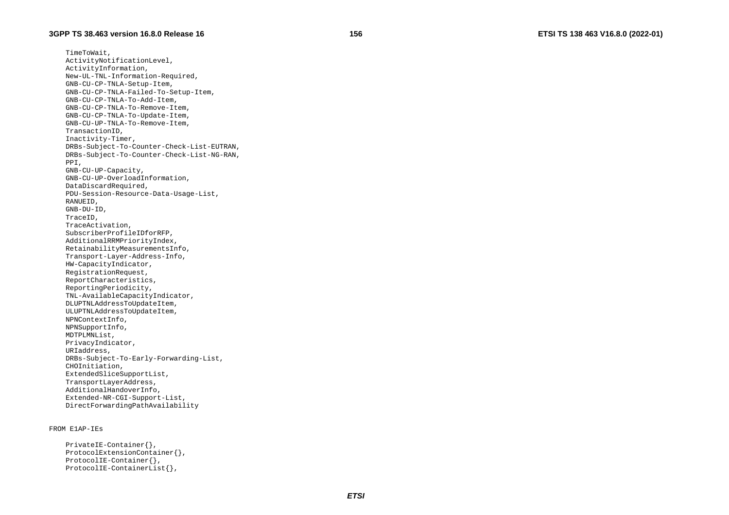```
    TimeToWait,
    ActivityNotificationLevel,
    ActivityInformation,
    New-UL-TNL-Information-Required,
    GNB-CU-CP-TNLA-Setup-Item,
    GNB-CU-CP-TNLA-Failed-To-Setup-Item,
    GNB-CU-CP-TNLA-To-Add-Item,
    GNB-CU-CP-TNLA-To-Remove-Item,
    GNB-CU-CP-TNLA-To-Update-Item,
    GNB-CU-UP-TNLA-To-Remove-Item,
    TransactionID,
    Inactivity-Timer,
    DRBs-Subject-To-Counter-Check-List-EUTRAN,
    DRBs-Subject-To-Counter-Check-List-NG-RAN,
    PPI,
    GNB-CU-UP-Capacity,
    GNB-CU-UP-OverloadInformation,
    DataDiscardRequired,
    PDU-Session-Resource-Data-Usage-List,
    RANUEID,
    GNB-DU-ID,
    TraceID,
    TraceActivation,
    SubscriberProfileIDforRFP,
    AdditionalRRMPriorityIndex,
    RetainabilityMeasurementsInfo,
    Transport-Layer-Address-Info,
    HW-CapacityIndicator,
    RegistrationRequest,
    ReportCharacteristics,
    ReportingPeriodicity,
    TNL-AvailableCapacityIndicator,
    DLUPTNLAddressToUpdateItem,
    ULUPTNLAddressToUpdateItem,
    NPNContextInfo,
    NPNSupportInfo,
    MDTPLMNList,
    PrivacyIndicator,
    URIaddress,
    DRBs-Subject-To-Early-Forwarding-List,
    CHOInitiation,
    ExtendedSliceSupportList,
    TransportLayerAddress,
    AdditionalHandoverInfo,
    Extended-NR-CGI-Support-List,
    DirectForwardingPathAvailability


FROM E1AP-IEs

    PrivateIE-Container{},
    ProtocolExtensionContainer{},
    ProtocolIE-Container{},
    ProtocolIE-ContainerList{},
```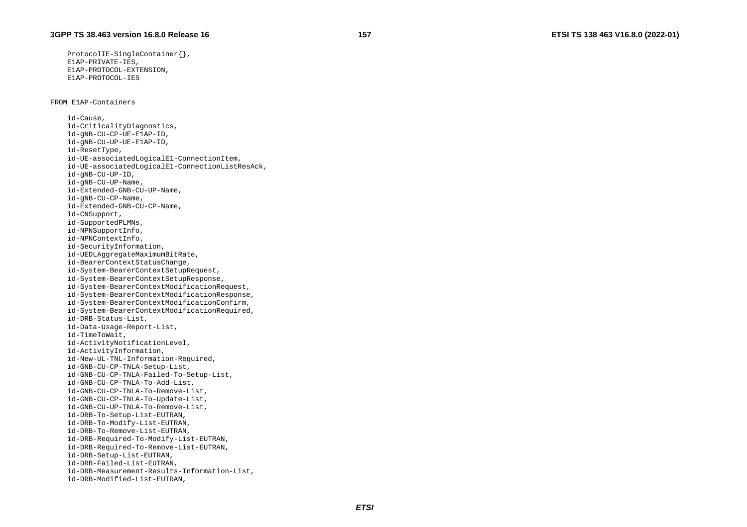```
	ProtocolIE-SingleContainer{},
	E1AP-PRIVATE-IES,
	E1AP-PROTOCOL-EXTENSION,
	E1AP-PROTOCOL-IES


FROM E1AP-Containers

	id-Cause,
	id-CriticalityDiagnostics,
	id-gNB-CU-CP-UE-E1AP-ID,
	id-gNB-CU-UP-UE-E1AP-ID,
	id-ResetType,
	id-UE-associatedLogicalE1-ConnectionItem,
	id-UE-associatedLogicalE1-ConnectionListResAck,
	id-gNB-CU-UP-ID,
	id-gNB-CU-UP-Name,
	id-Extended-GNB-CU-UP-Name,
	id-gNB-CU-CP-Name,
	id-Extended-GNB-CU-CP-Name,
	id-CNSupport,
	id-SupportedPLMNs,
	id-NPNSupportInfo,
	id-NPNContextInfo,
	id-SecurityInformation,
	id-UEDLAggregateMaximumBitRate,
	id-BearerContextStatusChange,
	id-System-BearerContextSetupRequest,
	id-System-BearerContextSetupResponse,
	id-System-BearerContextModificationRequest,
	id-System-BearerContextModificationResponse,
	id-System-BearerContextModificationConfirm,
	id-System-BearerContextModificationRequired,
	id-DRB-Status-List,
	id-Data-Usage-Report-List,
	id-TimeToWait,
	id-ActivityNotificationLevel,
	id-ActivityInformation,
	id-New-UL-TNL-Information-Required,
	id-GNB-CU-CP-TNLA-Setup-List,
	id-GNB-CU-CP-TNLA-Failed-To-Setup-List,
	id-GNB-CU-CP-TNLA-To-Add-List,
	id-GNB-CU-CP-TNLA-To-Remove-List,
	id-GNB-CU-CP-TNLA-To-Update-List,
	id-GNB-CU-UP-TNLA-To-Remove-List,
	id-DRB-To-Setup-List-EUTRAN,
	id-DRB-To-Modify-List-EUTRAN,
	id-DRB-To-Remove-List-EUTRAN,
	id-DRB-Required-To-Modify-List-EUTRAN,
	id-DRB-Required-To-Remove-List-EUTRAN,
	id-DRB-Setup-List-EUTRAN,
	id-DRB-Failed-List-EUTRAN,
	id-DRB-Measurement-Results-Information-List,
	id-DRB-Modified-List-EUTRAN,
```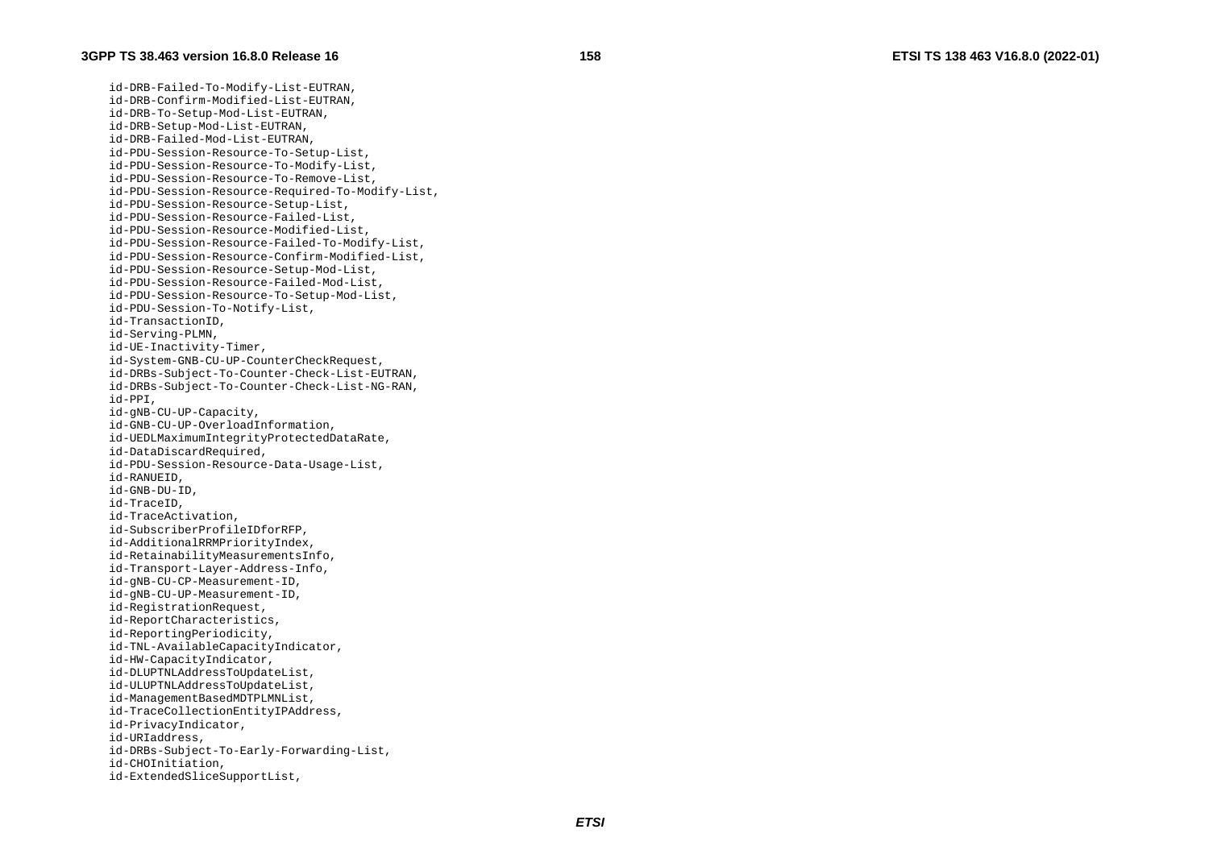```
	id-DRB-Failed-To-Modify-List-EUTRAN,
	id-DRB-Confirm-Modified-List-EUTRAN,
	id-DRB-To-Setup-Mod-List-EUTRAN,
	id-DRB-Setup-Mod-List-EUTRAN,
	id-DRB-Failed-Mod-List-EUTRAN,
	id-PDU-Session-Resource-To-Setup-List,
	id-PDU-Session-Resource-To-Modify-List,
	id-PDU-Session-Resource-To-Remove-List,
	id-PDU-Session-Resource-Required-To-Modify-List,
	id-PDU-Session-Resource-Setup-List,
	id-PDU-Session-Resource-Failed-List,
	id-PDU-Session-Resource-Modified-List,
	id-PDU-Session-Resource-Failed-To-Modify-List,
	id-PDU-Session-Resource-Confirm-Modified-List,
	id-PDU-Session-Resource-Setup-Mod-List,
	id-PDU-Session-Resource-Failed-Mod-List,
	id-PDU-Session-Resource-To-Setup-Mod-List,
	id-PDU-Session-To-Notify-List,
	id-TransactionID,
	id-Serving-PLMN,
	id-UE-Inactivity-Timer,
	id-System-GNB-CU-UP-CounterCheckRequest,
	id-DRBs-Subject-To-Counter-Check-List-EUTRAN,
	id-DRBs-Subject-To-Counter-Check-List-NG-RAN,
	id-PPI,
	id-gNB-CU-UP-Capacity,
	id-GNB-CU-UP-OverloadInformation,
	id-UEDLMaximumIntegrityProtectedDataRate,
	id-DataDiscardRequired,
	id-PDU-Session-Resource-Data-Usage-List,
	id-RANUEID,
	id-GNB-DU-ID,
	id-TraceID,
	id-TraceActivation,
	id-SubscriberProfileIDforRFP,
	id-AdditionalRRMPriorityIndex,
	id-RetainabilityMeasurementsInfo,
	id-Transport-Layer-Address-Info,
	id-gNB-CU-CP-Measurement-ID,
	id-gNB-CU-UP-Measurement-ID,
	id-RegistrationRequest,
	id-ReportCharacteristics,
	id-ReportingPeriodicity,
	id-TNL-AvailableCapacityIndicator,
	id-HW-CapacityIndicator,
	id-DLUPTNLAddressToUpdateList,
	id-ULUPTNLAddressToUpdateList,
	id-ManagementBasedMDTPLMNList,
	id-TraceCollectionEntityIPAddress,
	id-PrivacyIndicator,
	id-URIaddress,
	id-DRBs-Subject-To-Early-Forwarding-List,
	id-CHOInitiation,
	id-ExtendedSliceSupportList,
```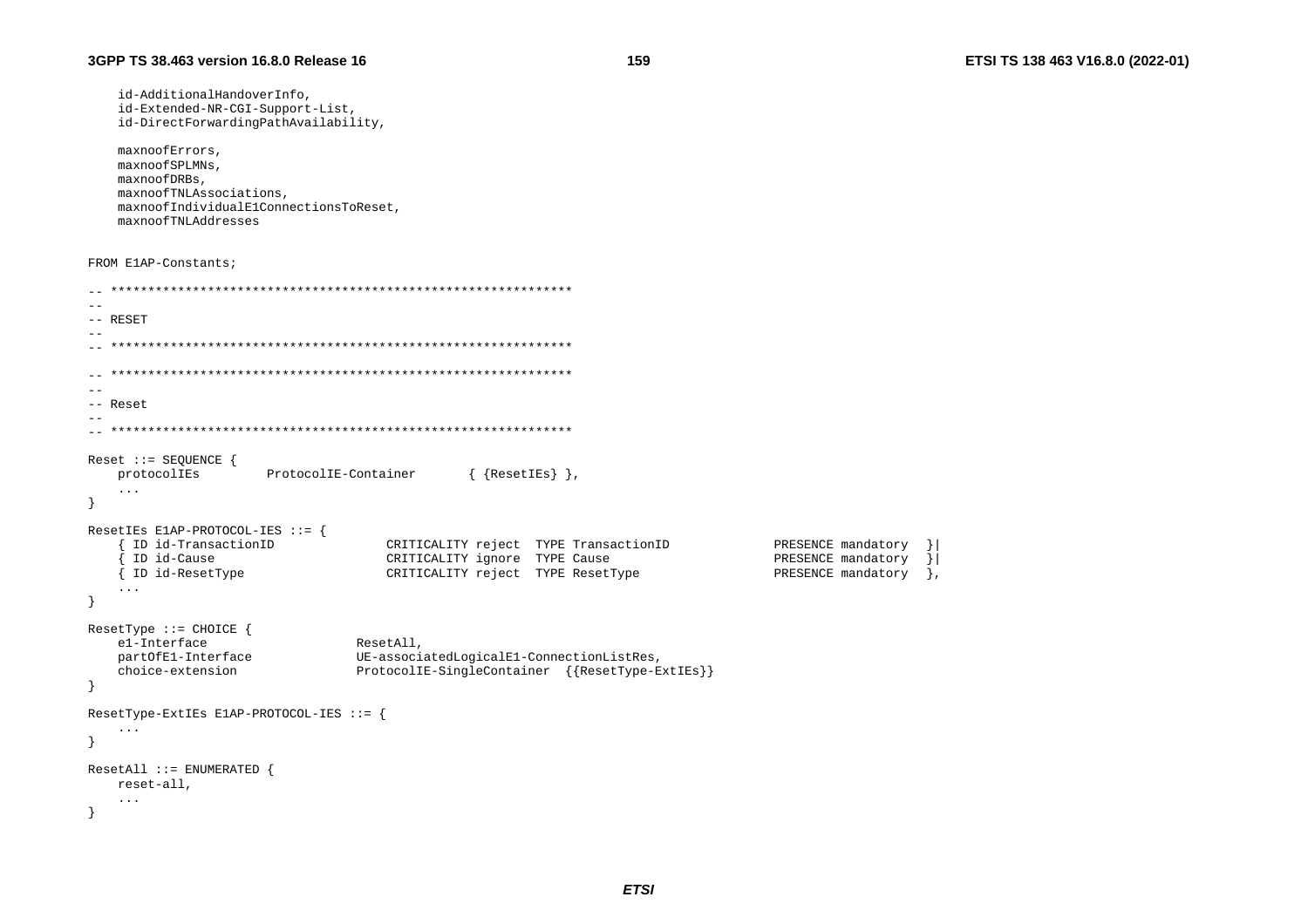```
	id-AdditionalHandoverInfo,
	id-Extended-NR-CGI-Support-List,
	id-DirectForwardingPathAvailability,

	maxnoofErrors,
	maxnoofSPLMNs,
	maxnoofDRBs,
	maxnoofTNLAssociations,
	maxnoofIndividualE1ConnectionsToReset,
	maxnoofTNLAddresses

FROM E1AP-Constants;

-- **************************************************************
--
-- RESET
--
-- **************************************************************

-- **************************************************************
--
-- Reset
--
-- **************************************************************

Reset ::= SEQUENCE {
	protocolIEs			ProtocolIE-Container		{ {ResetIEs} },
	...
}

ResetIEs E1AP-PROTOCOL-IES ::= {
	{ ID id-TransactionID			CRITICALITY reject	TYPE TransactionID			PRESENCE mandatory	}|
	{ ID id-Cause					CRITICALITY ignore	TYPE Cause					PRESENCE mandatory	}|
	{ ID id-ResetType				CRITICALITY reject	TYPE ResetType				PRESENCE mandatory	},
	...
}

ResetType ::= CHOICE {
	e1-Interface				ResetAll,
	partOfE1-Interface			UE-associatedLogicalE1-ConnectionListRes,
	choice-extension			ProtocolIE-SingleContainer	{{ResetType-ExtIEs}}
}

ResetType-ExtIEs E1AP-PROTOCOL-IES ::= {
	...
}

ResetAll ::= ENUMERATED {
	reset-all,
	...
}
```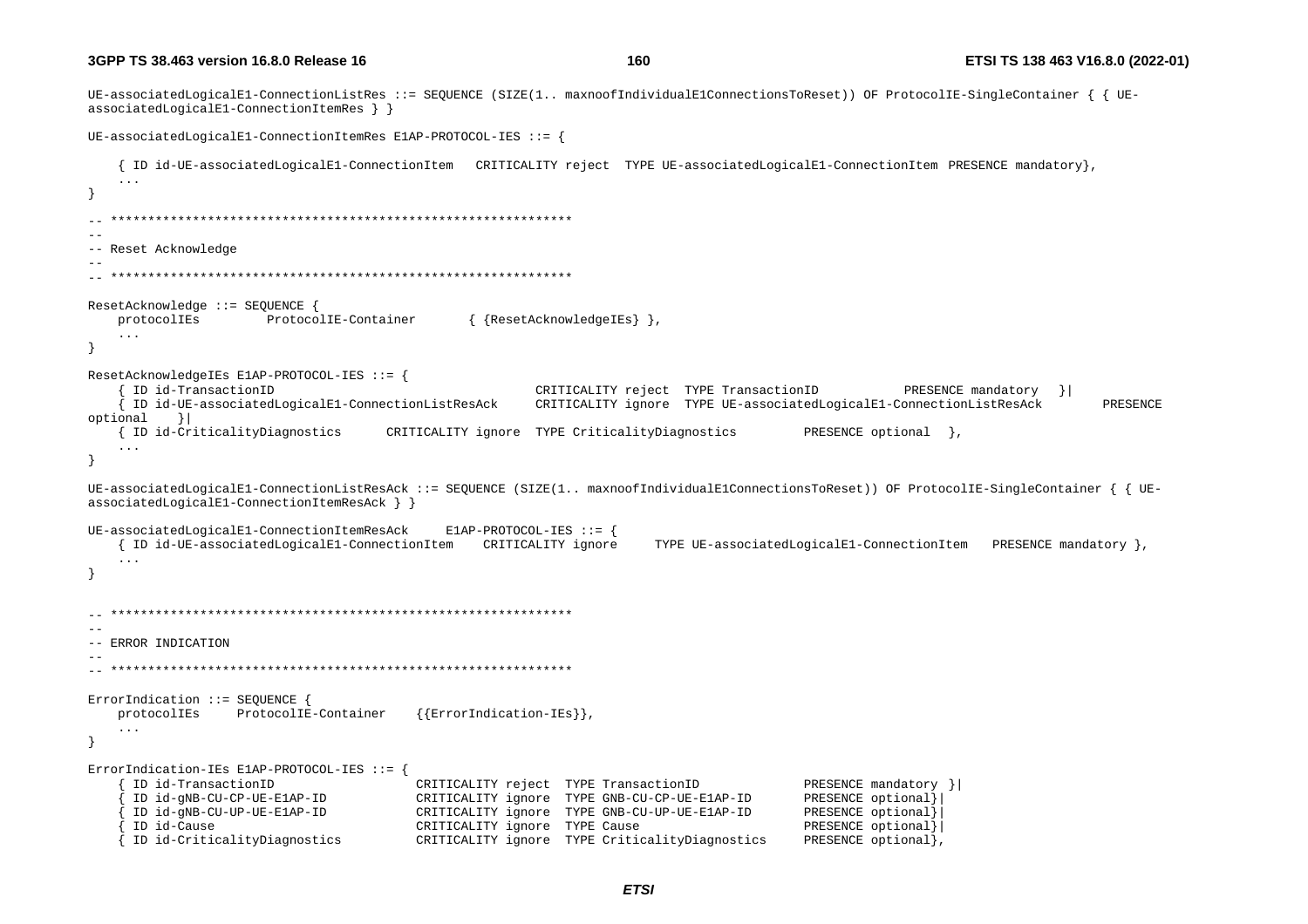```
UE-associatedLogicalE1-ConnectionListRes ::= SEQUENCE (SIZE(1.. maxnoofIndividualE1ConnectionsToReset)) OF ProtocolIE-SingleContainer { { UE-associatedLogicalE1-ConnectionItemRes } }

UE-associatedLogicalE1-ConnectionItemRes E1AP-PROTOCOL-IES ::= {

	{ ID id-UE-associatedLogicalE1-ConnectionItem	CRITICALITY reject	TYPE UE-associatedLogicalE1-ConnectionItem	PRESENCE mandatory},
	...
}

-- **************************************************************
--
-- Reset Acknowledge
--
-- **************************************************************

ResetAcknowledge ::= SEQUENCE {
	protocolIEs			ProtocolIE-Container		{ {ResetAcknowledgeIEs} },
	...
}

ResetAcknowledgeIEs E1AP-PROTOCOL-IES ::= {
	{ ID id-TransactionID								CRITICALITY reject	TYPE TransactionID			PRESENCE mandatory	}|
	{ ID id-UE-associatedLogicalE1-ConnectionListResAck	CRITICALITY ignore	TYPE UE-associatedLogicalE1-ConnectionListResAck		PRESENCE optional	}|
	{ ID id-CriticalityDiagnostics		CRITICALITY ignore	TYPE CriticalityDiagnostics		PRESENCE optional	},
	...
}

UE-associatedLogicalE1-ConnectionListResAck ::= SEQUENCE (SIZE(1.. maxnoofIndividualE1ConnectionsToReset)) OF ProtocolIE-SingleContainer { { UE-associatedLogicalE1-ConnectionItemResAck } }

UE-associatedLogicalE1-ConnectionItemResAck		E1AP-PROTOCOL-IES ::= {
	{ ID id-UE-associatedLogicalE1-ConnectionItem	CRITICALITY ignore		TYPE UE-associatedLogicalE1-ConnectionItem	PRESENCE mandatory },
	...
}


-- **************************************************************
--
-- ERROR INDICATION
--
-- **************************************************************

ErrorIndication ::= SEQUENCE {
	protocolIEs		ProtocolIE-Container	{{ErrorIndication-IEs}},
	...
}

ErrorIndication-IEs E1AP-PROTOCOL-IES ::= {
	{ ID id-TransactionID					CRITICALITY reject	TYPE TransactionID				PRESENCE mandatory }|
	{ ID id-gNB-CU-CP-UE-E1AP-ID			CRITICALITY ignore	TYPE GNB-CU-CP-UE-E1AP-ID		PRESENCE optional}|
	{ ID id-gNB-CU-UP-UE-E1AP-ID			CRITICALITY ignore	TYPE GNB-CU-UP-UE-E1AP-ID		PRESENCE optional}|
	{ ID id-Cause							CRITICALITY ignore	TYPE Cause						PRESENCE optional}|
	{ ID id-CriticalityDiagnostics			CRITICALITY ignore	TYPE CriticalityDiagnostics		PRESENCE optional},
```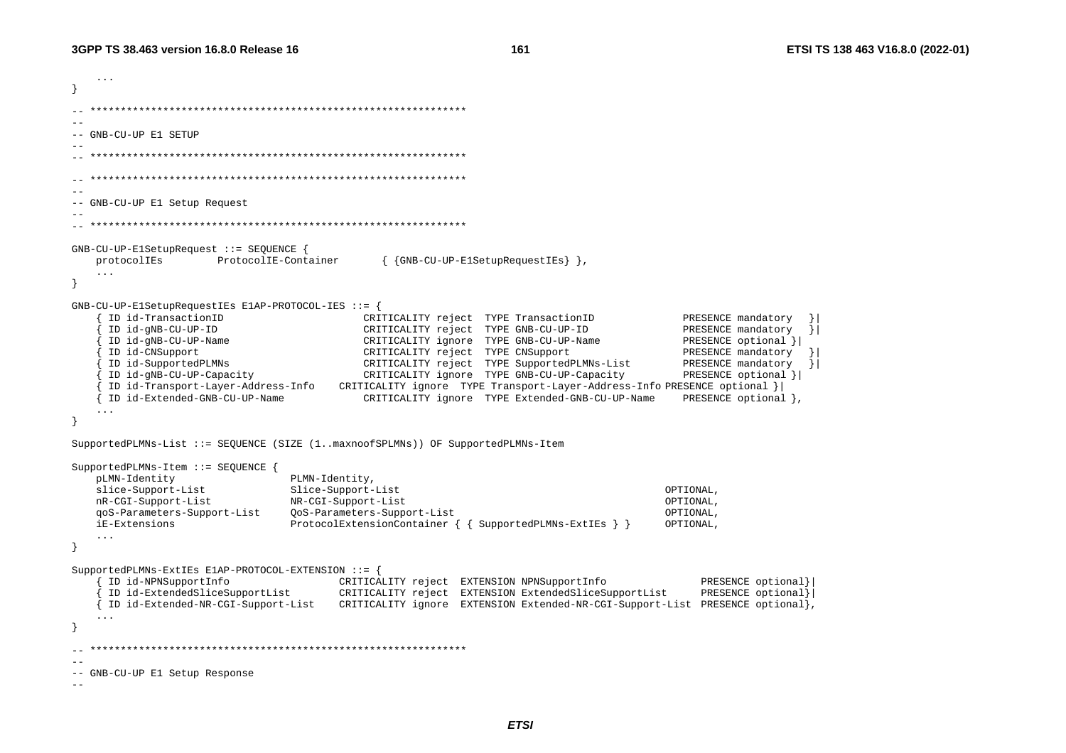```
    ...
}

-- **************************************************************
--
-- GNB-CU-UP E1 SETUP
--
-- **************************************************************

-- **************************************************************
--
-- GNB-CU-UP E1 Setup Request
--
-- **************************************************************

GNB-CU-UP-E1SetupRequest ::= SEQUENCE {
    protocolIEs         ProtocolIE-Container       { {GNB-CU-UP-E1SetupRequestIEs} },
    ...
}

GNB-CU-UP-E1SetupRequestIEs E1AP-PROTOCOL-IES ::= {
    { ID id-TransactionID                       CRITICALITY reject  TYPE TransactionID              PRESENCE mandatory   }|
    { ID id-gNB-CU-UP-ID                        CRITICALITY reject  TYPE GNB-CU-UP-ID               PRESENCE mandatory   }|
    { ID id-gNB-CU-UP-Name                      CRITICALITY ignore  TYPE GNB-CU-UP-Name             PRESENCE optional }|
    { ID id-CNSupport                           CRITICALITY reject  TYPE CNSupport                  PRESENCE mandatory   }|
    { ID id-SupportedPLMNs                      CRITICALITY reject  TYPE SupportedPLMNs-List        PRESENCE mandatory   }|
    { ID id-gNB-CU-UP-Capacity                  CRITICALITY ignore  TYPE GNB-CU-UP-Capacity         PRESENCE optional }|
    { ID id-Transport-Layer-Address-Info    CRITICALITY ignore  TYPE Transport-Layer-Address-Info PRESENCE optional }|
    { ID id-Extended-GNB-CU-UP-Name             CRITICALITY ignore  TYPE Extended-GNB-CU-UP-Name    PRESENCE optional },
    ...
}

SupportedPLMNs-List ::= SEQUENCE (SIZE (1..maxnoofSPLMNs)) OF SupportedPLMNs-Item

SupportedPLMNs-Item ::= SEQUENCE {
    pLMN-Identity                   PLMN-Identity,
    slice-Support-List              Slice-Support-List                                          OPTIONAL,
    nR-CGI-Support-List             NR-CGI-Support-List                                         OPTIONAL,
    qoS-Parameters-Support-List     QoS-Parameters-Support-List                                 OPTIONAL,
    iE-Extensions                   ProtocolExtensionContainer { { SupportedPLMNs-ExtIEs } }    OPTIONAL,
    ...
}

SupportedPLMNs-ExtIEs E1AP-PROTOCOL-EXTENSION ::= {
    { ID id-NPNSupportInfo                  CRITICALITY reject  EXTENSION NPNSupportInfo                PRESENCE optional}|
    { ID id-ExtendedSliceSupportList        CRITICALITY reject  EXTENSION ExtendedSliceSupportList      PRESENCE optional}|
    { ID id-Extended-NR-CGI-Support-List    CRITICALITY ignore  EXTENSION Extended-NR-CGI-Support-List  PRESENCE optional},
    ...
}

-- **************************************************************
--
-- GNB-CU-UP E1 Setup Response
--
```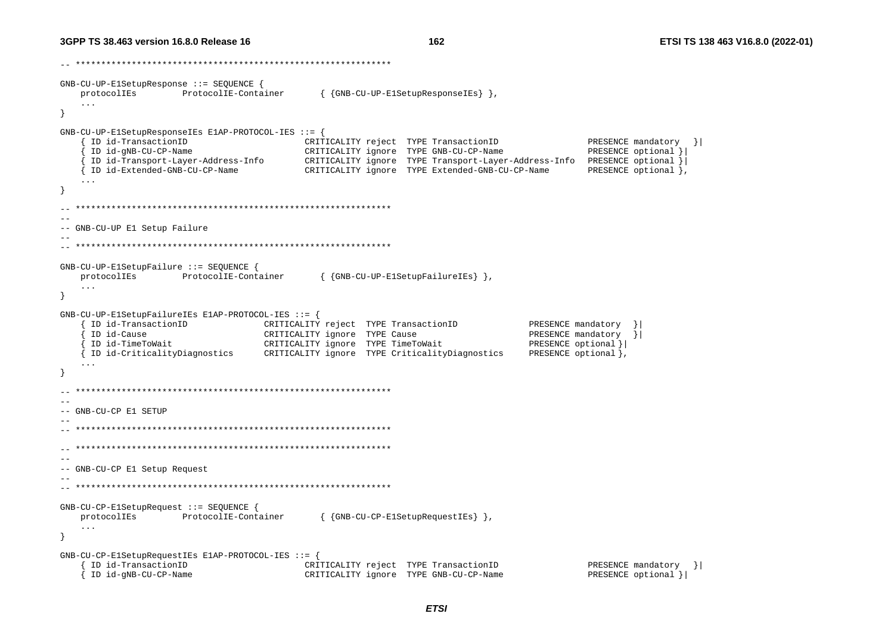```
-- **************************************************************

GNB-CU-UP-E1SetupResponse ::= SEQUENCE {
    protocolIEs         ProtocolIE-Container       { {GNB-CU-UP-E1SetupResponseIEs} },
    ...
}

GNB-CU-UP-E1SetupResponseIEs E1AP-PROTOCOL-IES ::= {
    { ID id-TransactionID                       CRITICALITY reject  TYPE TransactionID                  PRESENCE mandatory   }|
    { ID id-gNB-CU-CP-Name                      CRITICALITY ignore  TYPE GNB-CU-CP-Name                 PRESENCE optional }|
    { ID id-Transport-Layer-Address-Info        CRITICALITY ignore  TYPE Transport-Layer-Address-Info   PRESENCE optional }|
    { ID id-Extended-GNB-CU-CP-Name             CRITICALITY ignore  TYPE Extended-GNB-CU-CP-Name        PRESENCE optional },
    ...
}

-- **************************************************************
--
-- GNB-CU-UP E1 Setup Failure
--
-- **************************************************************

GNB-CU-UP-E1SetupFailure ::= SEQUENCE {
    protocolIEs         ProtocolIE-Container       { {GNB-CU-UP-E1SetupFailureIEs} },
    ...
}

GNB-CU-UP-E1SetupFailureIEs E1AP-PROTOCOL-IES ::= {
    { ID id-TransactionID               CRITICALITY reject  TYPE TransactionID              PRESENCE mandatory  }|
    { ID id-Cause                       CRITICALITY ignore  TYPE Cause                      PRESENCE mandatory  }|
    { ID id-TimeToWait                  CRITICALITY ignore  TYPE TimeToWait                 PRESENCE optional }|
    { ID id-CriticalityDiagnostics      CRITICALITY ignore  TYPE CriticalityDiagnostics     PRESENCE optional },
    ...
}

-- **************************************************************
--
-- GNB-CU-CP E1 SETUP
--
-- **************************************************************

-- **************************************************************
--
-- GNB-CU-CP E1 Setup Request
--
-- **************************************************************

GNB-CU-CP-E1SetupRequest ::= SEQUENCE {
    protocolIEs         ProtocolIE-Container       { {GNB-CU-CP-E1SetupRequestIEs} },
    ...
}

GNB-CU-CP-E1SetupRequestIEs E1AP-PROTOCOL-IES ::= {
    { ID id-TransactionID                       CRITICALITY reject  TYPE TransactionID                  PRESENCE mandatory   }|
    { ID id-gNB-CU-CP-Name                      CRITICALITY ignore  TYPE GNB-CU-CP-Name                 PRESENCE optional }|
```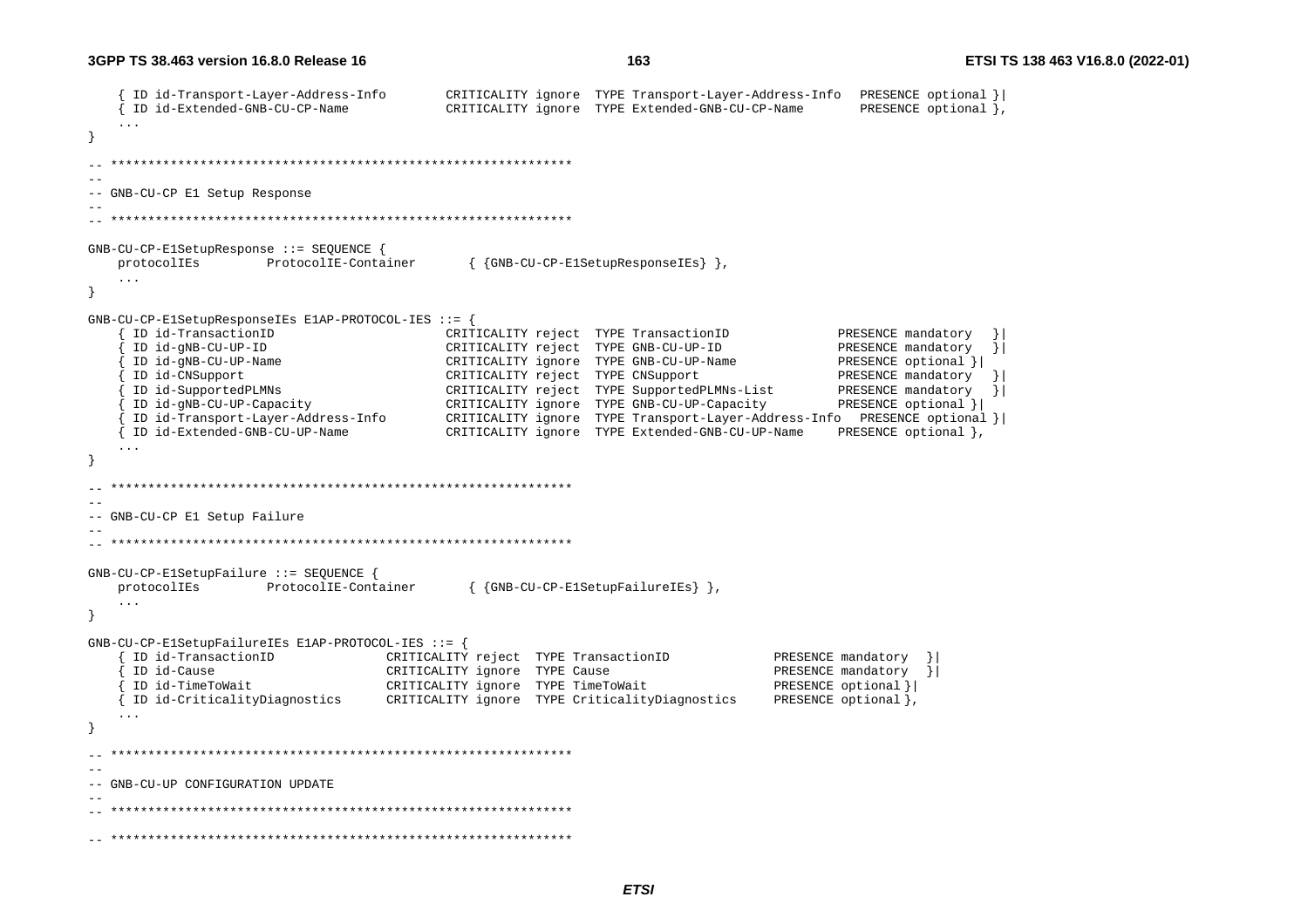```
	{ ID id-Transport-Layer-Address-Info		CRITICALITY ignore	TYPE Transport-Layer-Address-Info	PRESENCE optional }|
	{ ID id-Extended-GNB-CU-CP-Name			CRITICALITY ignore	TYPE Extended-GNB-CU-CP-Name		PRESENCE optional },
	...
}

-- **************************************************************
--
-- GNB-CU-CP E1 Setup Response
--
-- **************************************************************

GNB-CU-CP-E1SetupResponse ::= SEQUENCE {
	protocolIEs			ProtocolIE-Container		{ {GNB-CU-CP-E1SetupResponseIEs} },
	...
}

GNB-CU-CP-E1SetupResponseIEs E1AP-PROTOCOL-IES ::= {
	{ ID id-TransactionID						CRITICALITY reject	TYPE TransactionID				PRESENCE mandatory	}|
	{ ID id-gNB-CU-UP-ID						CRITICALITY reject	TYPE GNB-CU-UP-ID				PRESENCE mandatory	}|
	{ ID id-gNB-CU-UP-Name						CRITICALITY ignore	TYPE GNB-CU-UP-Name				PRESENCE optional }|
	{ ID id-CNSupport							CRITICALITY reject	TYPE CNSupport					PRESENCE mandatory	}|
	{ ID id-SupportedPLMNs						CRITICALITY reject	TYPE SupportedPLMNs-List		PRESENCE mandatory	}|
	{ ID id-gNB-CU-UP-Capacity					CRITICALITY ignore	TYPE GNB-CU-UP-Capacity			PRESENCE optional }|
	{ ID id-Transport-Layer-Address-Info		CRITICALITY ignore	TYPE Transport-Layer-Address-Info	PRESENCE optional }|
	{ ID id-Extended-GNB-CU-UP-Name				CRITICALITY ignore	TYPE Extended-GNB-CU-UP-Name	PRESENCE optional },
	...
}

-- **************************************************************
--
-- GNB-CU-CP E1 Setup Failure
--
-- **************************************************************

GNB-CU-CP-E1SetupFailure ::= SEQUENCE {
	protocolIEs			ProtocolIE-Container		{ {GNB-CU-CP-E1SetupFailureIEs} },
	...
}

GNB-CU-CP-E1SetupFailureIEs E1AP-PROTOCOL-IES ::= {
	{ ID id-TransactionID				CRITICALITY reject	TYPE TransactionID				PRESENCE mandatory	}|
	{ ID id-Cause						CRITICALITY ignore	TYPE Cause						PRESENCE mandatory	}|
	{ ID id-TimeToWait					CRITICALITY ignore	TYPE TimeToWait					PRESENCE optional }|
	{ ID id-CriticalityDiagnostics		CRITICALITY ignore	TYPE CriticalityDiagnostics		PRESENCE optional },
	...
}

-- **************************************************************
--
-- GNB-CU-UP CONFIGURATION UPDATE
--
-- **************************************************************

-- **************************************************************
```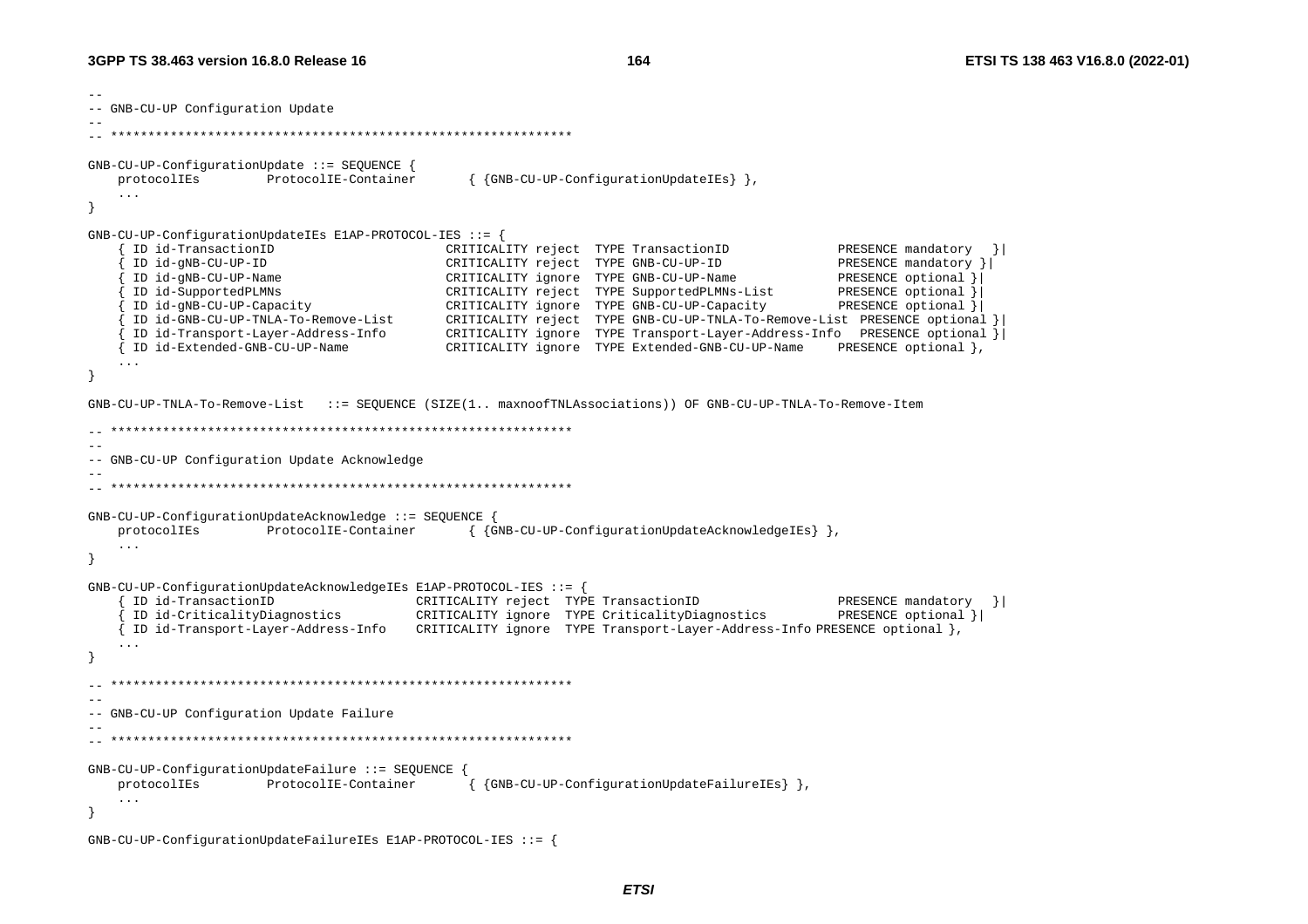```
--
-- GNB-CU-UP Configuration Update
--
-- **************************************************************

GNB-CU-UP-ConfigurationUpdate ::= SEQUENCE {
	protocolIEs		ProtocolIE-Container		{ {GNB-CU-UP-ConfigurationUpdateIEs} },
	...
}

GNB-CU-UP-ConfigurationUpdateIEs E1AP-PROTOCOL-IES ::= {
	{ ID id-TransactionID						CRITICALITY reject	TYPE TransactionID					PRESENCE mandatory	}|
	{ ID id-gNB-CU-UP-ID						CRITICALITY reject	TYPE GNB-CU-UP-ID					PRESENCE mandatory }|
	{ ID id-gNB-CU-UP-Name						CRITICALITY ignore	TYPE GNB-CU-UP-Name					PRESENCE optional }|
	{ ID id-SupportedPLMNs						CRITICALITY reject	TYPE SupportedPLMNs-List			PRESENCE optional }|
	{ ID id-gNB-CU-UP-Capacity					CRITICALITY ignore	TYPE GNB-CU-UP-Capacity				PRESENCE optional }|
	{ ID id-GNB-CU-UP-TNLA-To-Remove-List		CRITICALITY reject	TYPE GNB-CU-UP-TNLA-To-Remove-List	PRESENCE optional }|
	{ ID id-Transport-Layer-Address-Info		CRITICALITY ignore	TYPE Transport-Layer-Address-Info	PRESENCE optional }|
	{ ID id-Extended-GNB-CU-UP-Name				CRITICALITY ignore	TYPE Extended-GNB-CU-UP-Name		PRESENCE optional },
	...
}

GNB-CU-UP-TNLA-To-Remove-List	::= SEQUENCE (SIZE(1.. maxnoofTNLAssociations)) OF GNB-CU-UP-TNLA-To-Remove-Item

-- **************************************************************
--
-- GNB-CU-UP Configuration Update Acknowledge
--
-- **************************************************************

GNB-CU-UP-ConfigurationUpdateAcknowledge ::= SEQUENCE {
	protocolIEs		ProtocolIE-Container		{ {GNB-CU-UP-ConfigurationUpdateAcknowledgeIEs} },
	...
}

GNB-CU-UP-ConfigurationUpdateAcknowledgeIEs E1AP-PROTOCOL-IES ::= {
	{ ID id-TransactionID					CRITICALITY reject	TYPE TransactionID					PRESENCE mandatory	}|
	{ ID id-CriticalityDiagnostics			CRITICALITY ignore	TYPE CriticalityDiagnostics			PRESENCE optional }|
	{ ID id-Transport-Layer-Address-Info	CRITICALITY ignore	TYPE Transport-Layer-Address-Info PRESENCE optional },
	...
}

-- **************************************************************
--
-- GNB-CU-UP Configuration Update Failure
--
-- **************************************************************

GNB-CU-UP-ConfigurationUpdateFailure ::= SEQUENCE {
	protocolIEs		ProtocolIE-Container		{ {GNB-CU-UP-ConfigurationUpdateFailureIEs} },
	...
}

GNB-CU-UP-ConfigurationUpdateFailureIEs E1AP-PROTOCOL-IES ::= {
```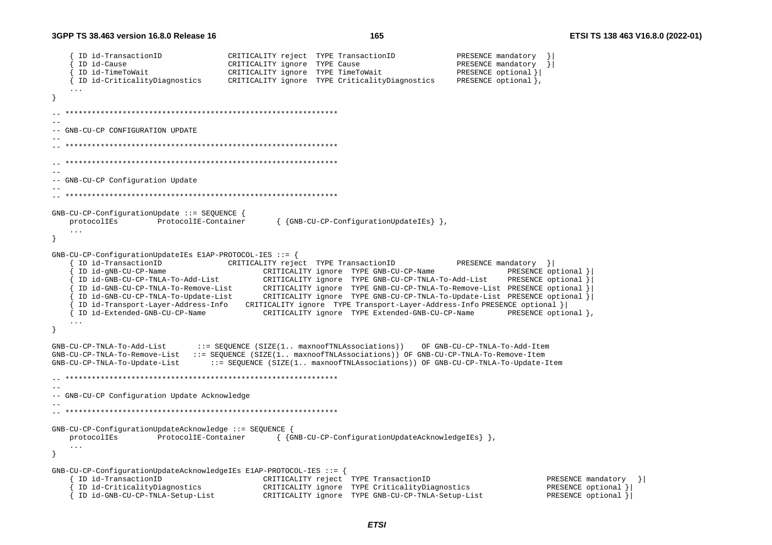```
	{ ID id-TransactionID				CRITICALITY reject	TYPE TransactionID				PRESENCE mandatory	}|
	{ ID id-Cause						CRITICALITY ignore	TYPE Cause						PRESENCE mandatory	}|
	{ ID id-TimeToWait					CRITICALITY ignore	TYPE TimeToWait					PRESENCE optional }|
	{ ID id-CriticalityDiagnostics		CRITICALITY ignore	TYPE CriticalityDiagnostics		PRESENCE optional },
	...
}

-- **************************************************************
--
-- GNB-CU-CP CONFIGURATION UPDATE
--
-- **************************************************************

-- **************************************************************
--
-- GNB-CU-CP Configuration Update
--
-- **************************************************************

GNB-CU-CP-ConfigurationUpdate ::= SEQUENCE {
	protocolIEs		ProtocolIE-Container		{ {GNB-CU-CP-ConfigurationUpdateIEs} },
	...
}

GNB-CU-CP-ConfigurationUpdateIEs E1AP-PROTOCOL-IES ::= {
	{ ID id-TransactionID				CRITICALITY reject	TYPE TransactionID				PRESENCE mandatory	}|
	{ ID id-gNB-CU-CP-Name						CRITICALITY ignore	TYPE GNB-CU-CP-Name					PRESENCE optional }|
	{ ID id-GNB-CU-CP-TNLA-To-Add-List			CRITICALITY ignore	TYPE GNB-CU-CP-TNLA-To-Add-List		PRESENCE optional }|
	{ ID id-GNB-CU-CP-TNLA-To-Remove-List		CRITICALITY ignore	TYPE GNB-CU-CP-TNLA-To-Remove-List	PRESENCE optional }|
	{ ID id-GNB-CU-CP-TNLA-To-Update-List		CRITICALITY ignore	TYPE GNB-CU-CP-TNLA-To-Update-List	PRESENCE optional }|
	{ ID id-Transport-Layer-Address-Info	CRITICALITY ignore	TYPE Transport-Layer-Address-Info PRESENCE optional }|
	{ ID id-Extended-GNB-CU-CP-Name				CRITICALITY ignore	TYPE Extended-GNB-CU-CP-Name		PRESENCE optional },
	...
}

GNB-CU-CP-TNLA-To-Add-List		::= SEQUENCE (SIZE(1.. maxnoofTNLAssociations))	OF GNB-CU-CP-TNLA-To-Add-Item
GNB-CU-CP-TNLA-To-Remove-List	::= SEQUENCE (SIZE(1.. maxnoofTNLAssociations)) OF GNB-CU-CP-TNLA-To-Remove-Item
GNB-CU-CP-TNLA-To-Update-List		::= SEQUENCE (SIZE(1.. maxnoofTNLAssociations)) OF GNB-CU-CP-TNLA-To-Update-Item

-- **************************************************************
--
-- GNB-CU-CP Configuration Update Acknowledge
--
-- **************************************************************

GNB-CU-CP-ConfigurationUpdateAcknowledge ::= SEQUENCE {
	protocolIEs		ProtocolIE-Container		{ {GNB-CU-CP-ConfigurationUpdateAcknowledgeIEs} },
	...
}

GNB-CU-CP-ConfigurationUpdateAcknowledgeIEs E1AP-PROTOCOL-IES ::= {
	{ ID id-TransactionID						CRITICALITY reject	TYPE TransactionID						PRESENCE mandatory	}|
	{ ID id-CriticalityDiagnostics				CRITICALITY ignore	TYPE CriticalityDiagnostics				PRESENCE optional }|
	{ ID id-GNB-CU-CP-TNLA-Setup-List			CRITICALITY ignore	TYPE GNB-CU-CP-TNLA-Setup-List			PRESENCE optional }|
```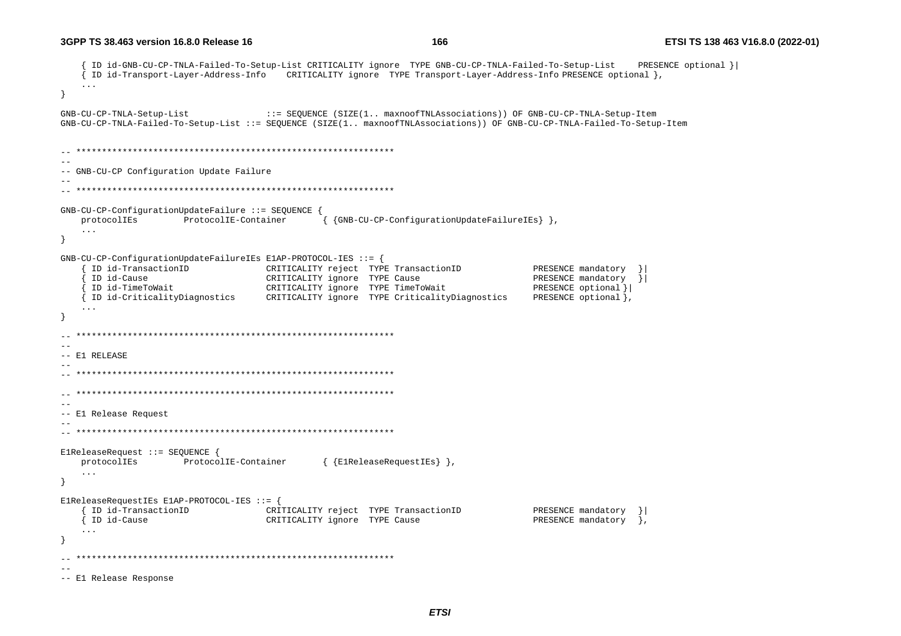```
	{ ID id-GNB-CU-CP-TNLA-Failed-To-Setup-List CRITICALITY ignore  TYPE GNB-CU-CP-TNLA-Failed-To-Setup-List     PRESENCE optional }|
	{ ID id-Transport-Layer-Address-Info    CRITICALITY ignore  TYPE Transport-Layer-Address-Info PRESENCE optional },
	...
}

GNB-CU-CP-TNLA-Setup-List              ::= SEQUENCE (SIZE(1.. maxnoofTNLAssociations)) OF GNB-CU-CP-TNLA-Setup-Item
GNB-CU-CP-TNLA-Failed-To-Setup-List ::= SEQUENCE (SIZE(1.. maxnoofTNLAssociations)) OF GNB-CU-CP-TNLA-Failed-To-Setup-Item


-- **************************************************************
--
-- GNB-CU-CP Configuration Update Failure
--
-- **************************************************************

GNB-CU-CP-ConfigurationUpdateFailure ::= SEQUENCE {
	protocolIEs         ProtocolIE-Container       { {GNB-CU-CP-ConfigurationUpdateFailureIEs} },
	...
}

GNB-CU-CP-ConfigurationUpdateFailureIEs E1AP-PROTOCOL-IES ::= {
	{ ID id-TransactionID              CRITICALITY reject  TYPE TransactionID              PRESENCE mandatory  }|
	{ ID id-Cause                      CRITICALITY ignore  TYPE Cause                      PRESENCE mandatory  }|
	{ ID id-TimeToWait                 CRITICALITY ignore  TYPE TimeToWait                 PRESENCE optional }|
	{ ID id-CriticalityDiagnostics      CRITICALITY ignore  TYPE CriticalityDiagnostics     PRESENCE optional },
	...
}

-- **************************************************************
--
-- E1 RELEASE
--
-- **************************************************************

-- **************************************************************
--
-- E1 Release Request
--
-- **************************************************************

E1ReleaseRequest ::= SEQUENCE {
	protocolIEs         ProtocolIE-Container       { {E1ReleaseRequestIEs} },
	...
}

E1ReleaseRequestIEs E1AP-PROTOCOL-IES ::= {
	{ ID id-TransactionID              CRITICALITY reject  TYPE TransactionID              PRESENCE mandatory  }|
	{ ID id-Cause                      CRITICALITY ignore  TYPE Cause                      PRESENCE mandatory  },
	...
}

-- **************************************************************
--
-- E1 Release Response
```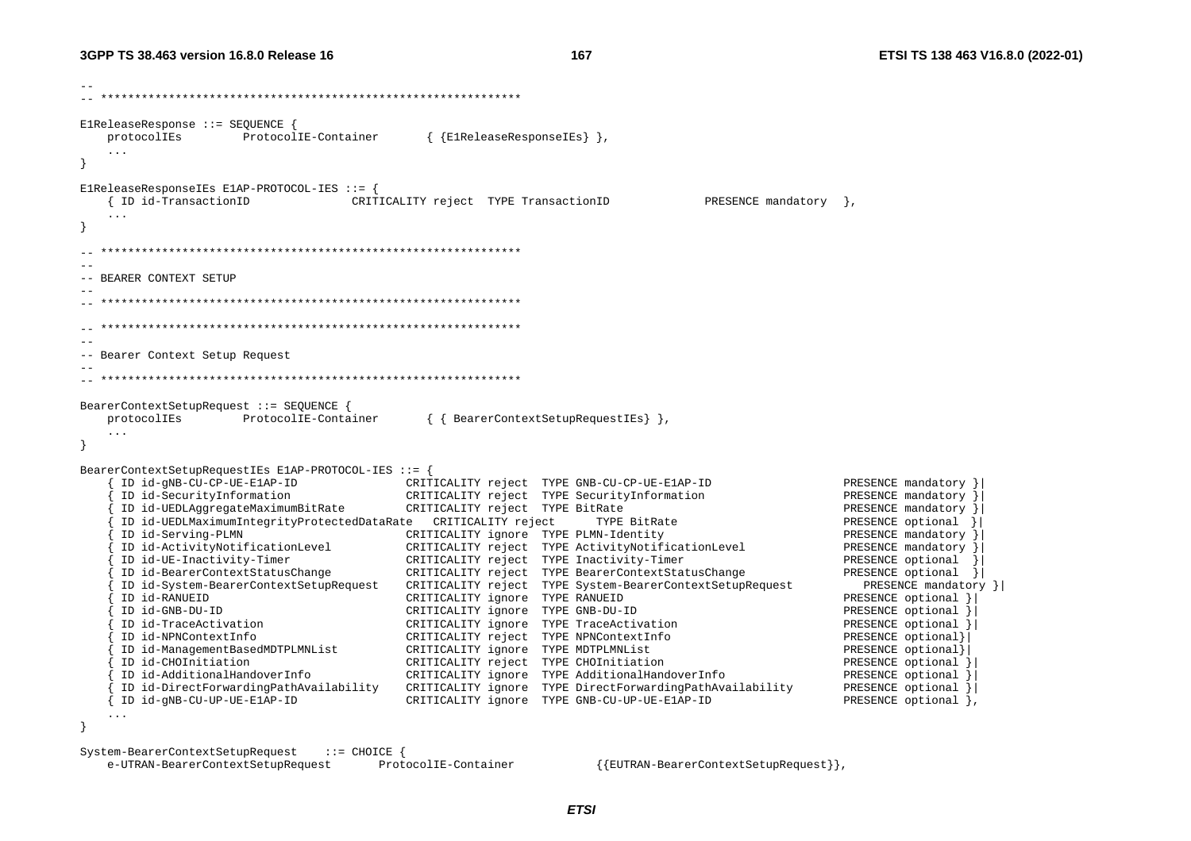```
--
-- **************************************************************

E1ReleaseResponse ::= SEQUENCE {
	protocolIEs		ProtocolIE-Container		{ {E1ReleaseResponseIEs} },
	...
}

E1ReleaseResponseIEs E1AP-PROTOCOL-IES ::= {
	{ ID id-TransactionID				CRITICALITY reject	TYPE TransactionID				PRESENCE mandatory	},
	...
}

-- **************************************************************
--
-- BEARER CONTEXT SETUP
--
-- **************************************************************

-- **************************************************************
--
-- Bearer Context Setup Request
--
-- **************************************************************

BearerContextSetupRequest ::= SEQUENCE {
	protocolIEs		ProtocolIE-Container		{ { BearerContextSetupRequestIEs} },
	...
}

BearerContextSetupRequestIEs E1AP-PROTOCOL-IES ::= {
	{ ID id-gNB-CU-CP-UE-E1AP-ID				CRITICALITY reject	TYPE GNB-CU-CP-UE-E1AP-ID					PRESENCE mandatory }|
	{ ID id-SecurityInformation				CRITICALITY reject	TYPE SecurityInformation					PRESENCE mandatory }|
	{ ID id-UEDLAggregateMaximumBitRate		CRITICALITY reject	TYPE BitRate								PRESENCE mandatory }|
	{ ID id-UEDLMaximumIntegrityProtectedDataRate	CRITICALITY reject		TYPE BitRate					PRESENCE optional }|
	{ ID id-Serving-PLMN						CRITICALITY ignore	TYPE PLMN-Identity							PRESENCE mandatory }|
	{ ID id-ActivityNotificationLevel			CRITICALITY reject	TYPE ActivityNotificationLevel				PRESENCE mandatory }|
	{ ID id-UE-Inactivity-Timer				CRITICALITY reject	TYPE Inactivity-Timer						PRESENCE optional }|
	{ ID id-BearerContextStatusChange			CRITICALITY reject	TYPE BearerContextStatusChange				PRESENCE optional }|
	{ ID id-System-BearerContextSetupRequest	CRITICALITY reject	TYPE System-BearerContextSetupRequest		PRESENCE mandatory }|
	{ ID id-RANUEID							CRITICALITY ignore	TYPE RANUEID								PRESENCE optional }|
	{ ID id-GNB-DU-ID							CRITICALITY ignore	TYPE GNB-DU-ID								PRESENCE optional }|
	{ ID id-TraceActivation					CRITICALITY ignore	TYPE TraceActivation						PRESENCE optional }|
	{ ID id-NPNContextInfo						CRITICALITY reject	TYPE NPNContextInfo							PRESENCE optional}|
	{ ID id-ManagementBasedMDTPLMNList			CRITICALITY ignore	TYPE MDTPLMNList							PRESENCE optional}|
	{ ID id-CHOInitiation						CRITICALITY reject	TYPE CHOInitiation							PRESENCE optional }|
	{ ID id-AdditionalHandoverInfo				CRITICALITY ignore	TYPE AdditionalHandoverInfo					PRESENCE optional }|
	{ ID id-DirectForwardingPathAvailability	CRITICALITY ignore	TYPE DirectForwardingPathAvailability		PRESENCE optional }|
	{ ID id-gNB-CU-UP-UE-E1AP-ID				CRITICALITY ignore	TYPE GNB-CU-UP-UE-E1AP-ID					PRESENCE optional },
	...
}

System-BearerContextSetupRequest	::= CHOICE {
	e-UTRAN-BearerContextSetupRequest		ProtocolIE-Container			{{EUTRAN-BearerContextSetupRequest}},
```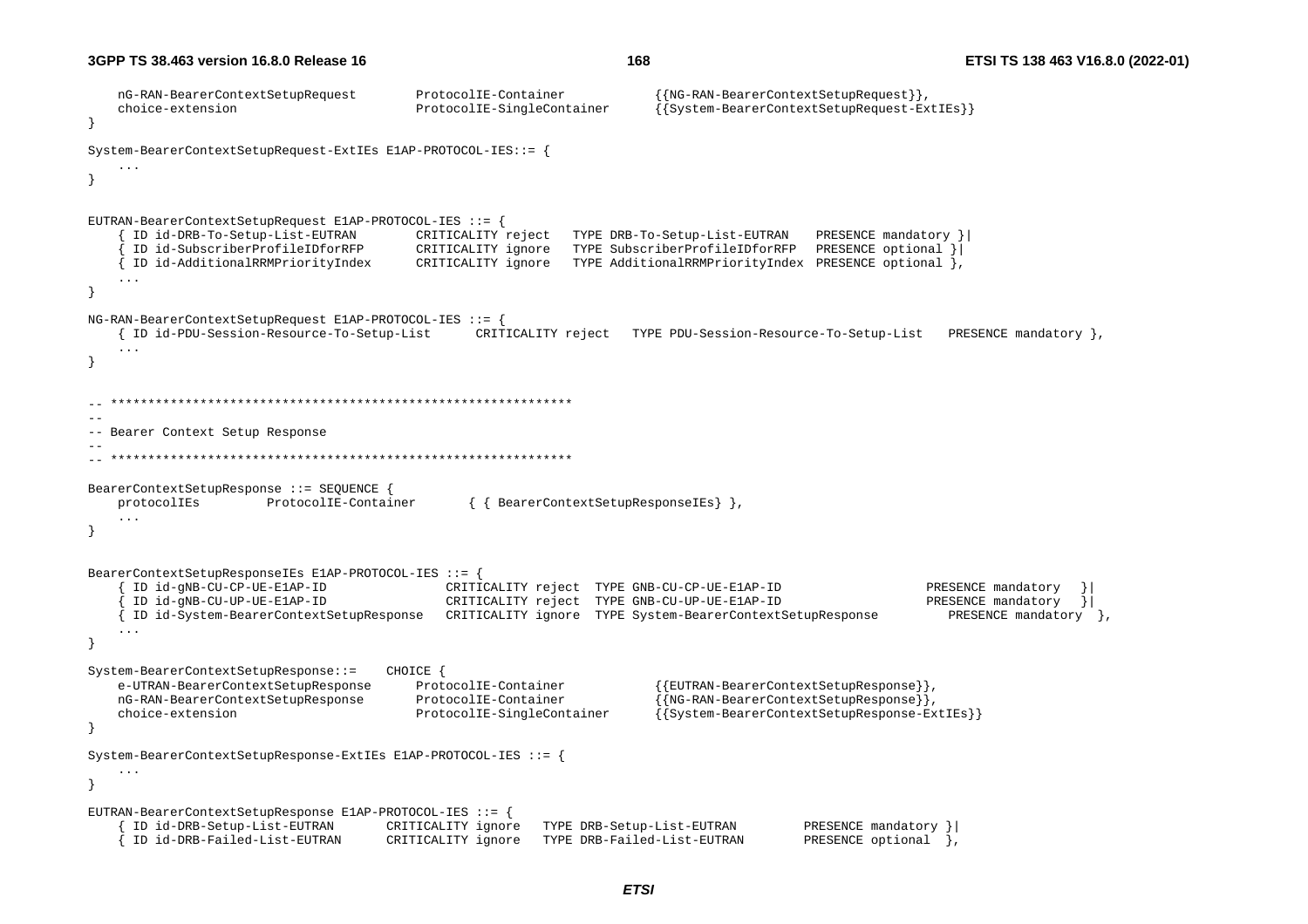```
	nG-RAN-BearerContextSetupRequest		ProtocolIE-Container			{{NG-RAN-BearerContextSetupRequest}},
	choice-extension						ProtocolIE-SingleContainer		{{System-BearerContextSetupRequest-ExtIEs}}
}

System-BearerContextSetupRequest-ExtIEs E1AP-PROTOCOL-IES::= {
	...
}


EUTRAN-BearerContextSetupRequest E1AP-PROTOCOL-IES ::= {
	{ ID id-DRB-To-Setup-List-EUTRAN		CRITICALITY reject	TYPE DRB-To-Setup-List-EUTRAN		PRESENCE mandatory }|
	{ ID id-SubscriberProfileIDforRFP		CRITICALITY ignore	TYPE SubscriberProfileIDforRFP	PRESENCE optional }|
	{ ID id-AdditionalRRMPriorityIndex		CRITICALITY ignore	TYPE AdditionalRRMPriorityIndex	PRESENCE optional },
	...
}

NG-RAN-BearerContextSetupRequest E1AP-PROTOCOL-IES ::= {
	{ ID id-PDU-Session-Resource-To-Setup-List		CRITICALITY reject	TYPE PDU-Session-Resource-To-Setup-List		PRESENCE mandatory },
	...
}


-- **************************************************************
--
-- Bearer Context Setup Response
--
-- **************************************************************

BearerContextSetupResponse ::= SEQUENCE {
	protocolIEs			ProtocolIE-Container		{ { BearerContextSetupResponseIEs} },
	...
}


BearerContextSetupResponseIEs E1AP-PROTOCOL-IES ::= {
	{ ID id-gNB-CU-CP-UE-E1AP-ID				CRITICALITY reject	TYPE GNB-CU-CP-UE-E1AP-ID					PRESENCE mandatory	}|
	{ ID id-gNB-CU-UP-UE-E1AP-ID				CRITICALITY reject	TYPE GNB-CU-UP-UE-E1AP-ID					PRESENCE mandatory	}|
	{ ID id-System-BearerContextSetupResponse	CRITICALITY ignore	TYPE System-BearerContextSetupResponse		PRESENCE mandatory	},
	...
}

System-BearerContextSetupResponse::=	CHOICE {
	e-UTRAN-BearerContextSetupResponse		ProtocolIE-Container			{{EUTRAN-BearerContextSetupResponse}},
	nG-RAN-BearerContextSetupResponse		ProtocolIE-Container			{{NG-RAN-BearerContextSetupResponse}},
	choice-extension						ProtocolIE-SingleContainer		{{System-BearerContextSetupResponse-ExtIEs}}
}

System-BearerContextSetupResponse-ExtIEs E1AP-PROTOCOL-IES ::= {
	...
}

EUTRAN-BearerContextSetupResponse E1AP-PROTOCOL-IES ::= {
	{ ID id-DRB-Setup-List-EUTRAN		CRITICALITY ignore	TYPE DRB-Setup-List-EUTRAN			PRESENCE mandatory }|
	{ ID id-DRB-Failed-List-EUTRAN		CRITICALITY ignore	TYPE DRB-Failed-List-EUTRAN			PRESENCE optional	},
```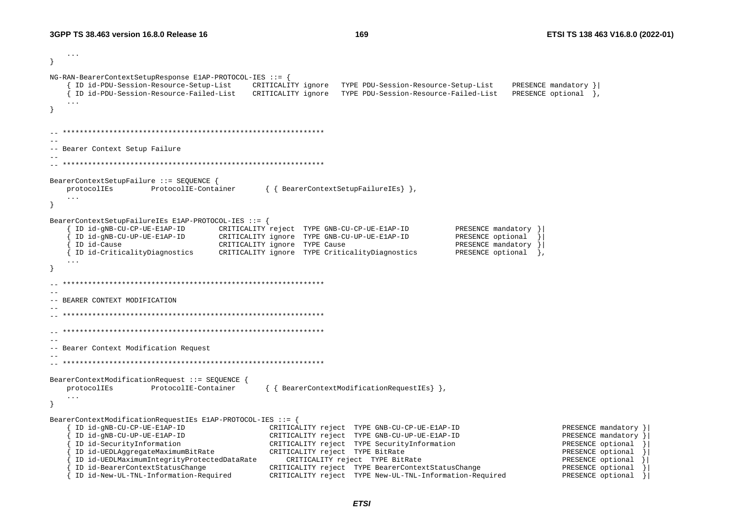```
	...
}

NG-RAN-BearerContextSetupResponse E1AP-PROTOCOL-IES ::= {
	{ ID id-PDU-Session-Resource-Setup-List		CRITICALITY ignore	TYPE PDU-Session-Resource-Setup-List		PRESENCE mandatory }|
	{ ID id-PDU-Session-Resource-Failed-List	CRITICALITY ignore	TYPE PDU-Session-Resource-Failed-List		PRESENCE optional	},
	...
}


-- **************************************************************
--
-- Bearer Context Setup Failure
--
-- **************************************************************

BearerContextSetupFailure ::= SEQUENCE {
	protocolIEs		ProtocolIE-Container		{ { BearerContextSetupFailureIEs} },
	...
}

BearerContextSetupFailureIEs E1AP-PROTOCOL-IES ::= {
	{ ID id-gNB-CU-CP-UE-E1AP-ID		CRITICALITY reject	TYPE GNB-CU-CP-UE-E1AP-ID			PRESENCE mandatory }|
	{ ID id-gNB-CU-UP-UE-E1AP-ID		CRITICALITY ignore	TYPE GNB-CU-UP-UE-E1AP-ID			PRESENCE optional	}|
	{ ID id-Cause						CRITICALITY ignore	TYPE Cause							PRESENCE mandatory }|
	{ ID id-CriticalityDiagnostics		CRITICALITY ignore	TYPE CriticalityDiagnostics			PRESENCE optional	},
	...
}

-- **************************************************************
--
-- BEARER CONTEXT MODIFICATION
--
-- **************************************************************

-- **************************************************************
--
-- Bearer Context Modification Request
--
-- **************************************************************

BearerContextModificationRequest ::= SEQUENCE {
	protocolIEs		ProtocolIE-Container		{ { BearerContextModificationRequestIEs} },
	...
}

BearerContextModificationRequestIEs E1AP-PROTOCOL-IES ::= {
	{ ID id-gNB-CU-CP-UE-E1AP-ID					CRITICALITY reject	TYPE GNB-CU-CP-UE-E1AP-ID					PRESENCE mandatory }|
	{ ID id-gNB-CU-UP-UE-E1AP-ID					CRITICALITY reject	TYPE GNB-CU-UP-UE-E1AP-ID					PRESENCE mandatory }|
	{ ID id-SecurityInformation						CRITICALITY reject	TYPE SecurityInformation					PRESENCE optional	}|
	{ ID id-UEDLAggregateMaximumBitRate				CRITICALITY reject	TYPE BitRate								PRESENCE optional	}|
	{ ID id-UEDLMaximumIntegrityProtectedDataRate		CRITICALITY reject	TYPE BitRate							PRESENCE optional	}|
	{ ID id-BearerContextStatusChange				CRITICALITY reject	TYPE BearerContextStatusChange				PRESENCE optional	}|
	{ ID id-New-UL-TNL-Information-Required			CRITICALITY reject	TYPE New-UL-TNL-Information-Required		PRESENCE optional	}|
```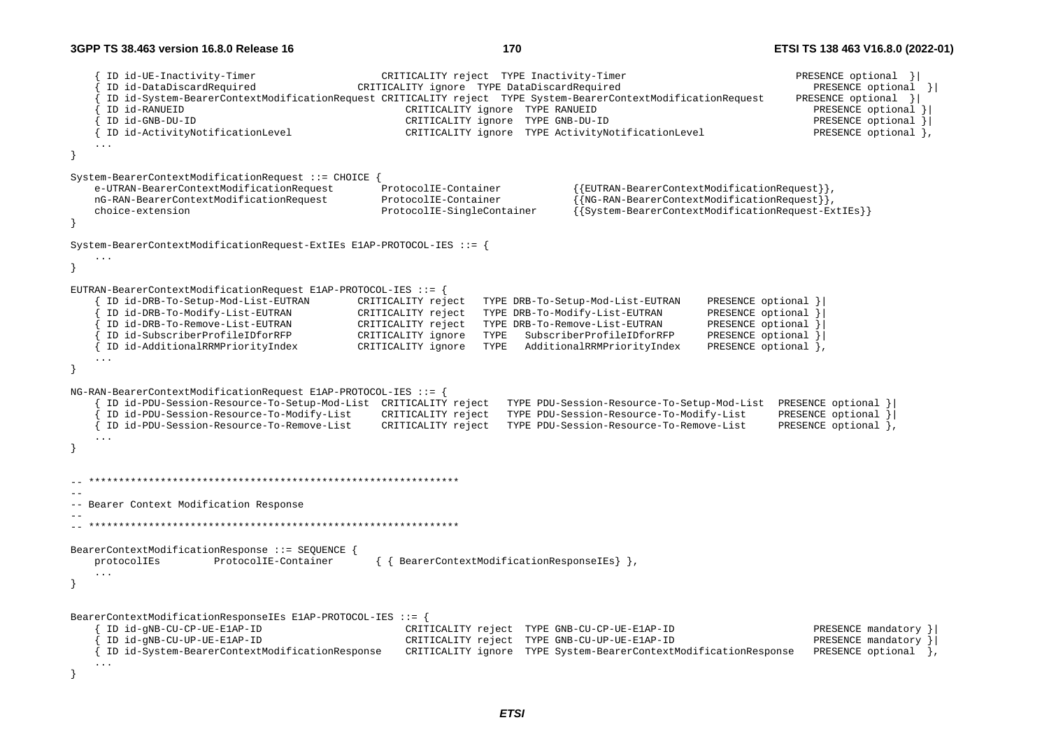```
	{ ID id-UE-Inactivity-Timer			CRITICALITY reject	TYPE Inactivity-Timer			PRESENCE optional	}|
	{ ID id-DataDiscardRequired			CRITICALITY ignore	TYPE DataDiscardRequired			PRESENCE optional	}|
	{ ID id-System-BearerContextModificationRequest CRITICALITY reject	TYPE System-BearerContextModificationRequest		PRESENCE optional	}|
	{ ID id-RANUEID					CRITICALITY ignore	TYPE RANUEID				PRESENCE optional }|
	{ ID id-GNB-DU-ID				CRITICALITY ignore	TYPE GNB-DU-ID				PRESENCE optional }|
	{ ID id-ActivityNotificationLevel		CRITICALITY ignore	TYPE ActivityNotificationLevel		PRESENCE optional },
	...
}

System-BearerContextModificationRequest ::= CHOICE {
	e-UTRAN-BearerContextModificationRequest	ProtocolIE-Container		{{EUTRAN-BearerContextModificationRequest}},
	nG-RAN-BearerContextModificationRequest		ProtocolIE-Container		{{NG-RAN-BearerContextModificationRequest}},
	choice-extension				ProtocolIE-SingleContainer	{{System-BearerContextModificationRequest-ExtIEs}}
}

System-BearerContextModificationRequest-ExtIEs E1AP-PROTOCOL-IES ::= {
	...
}

EUTRAN-BearerContextModificationRequest E1AP-PROTOCOL-IES ::= {
	{ ID id-DRB-To-Setup-Mod-List-EUTRAN		CRITICALITY reject	TYPE DRB-To-Setup-Mod-List-EUTRAN	PRESENCE optional }|
	{ ID id-DRB-To-Modify-List-EUTRAN		CRITICALITY reject	TYPE DRB-To-Modify-List-EUTRAN		PRESENCE optional }|
	{ ID id-DRB-To-Remove-List-EUTRAN		CRITICALITY reject	TYPE DRB-To-Remove-List-EUTRAN		PRESENCE optional }|
	{ ID id-SubscriberProfileIDforRFP		CRITICALITY ignore	TYPE	SubscriberProfileIDforRFP	PRESENCE optional }|
	{ ID id-AdditionalRRMPriorityIndex		CRITICALITY ignore	TYPE	AdditionalRRMPriorityIndex	PRESENCE optional },
	...
}

NG-RAN-BearerContextModificationRequest E1AP-PROTOCOL-IES ::= {
	{ ID id-PDU-Session-Resource-To-Setup-Mod-List	CRITICALITY reject	TYPE PDU-Session-Resource-To-Setup-Mod-List	PRESENCE optional }|
	{ ID id-PDU-Session-Resource-To-Modify-List	CRITICALITY reject	TYPE PDU-Session-Resource-To-Modify-List	PRESENCE optional }|
	{ ID id-PDU-Session-Resource-To-Remove-List	CRITICALITY reject	TYPE PDU-Session-Resource-To-Remove-List	PRESENCE optional },
	...
}


-- **************************************************************
--
-- Bearer Context Modification Response
--
-- **************************************************************

BearerContextModificationResponse ::= SEQUENCE {
	protocolIEs		ProtocolIE-Container		{ { BearerContextModificationResponseIEs} },
	...
}


BearerContextModificationResponseIEs E1AP-PROTOCOL-IES ::= {
	{ ID id-gNB-CU-CP-UE-E1AP-ID				CRITICALITY reject	TYPE GNB-CU-CP-UE-E1AP-ID				PRESENCE mandatory }|
	{ ID id-gNB-CU-UP-UE-E1AP-ID				CRITICALITY reject	TYPE GNB-CU-UP-UE-E1AP-ID				PRESENCE mandatory }|
	{ ID id-System-BearerContextModificationResponse	CRITICALITY ignore	TYPE System-BearerContextModificationResponse	PRESENCE optional	},
	...
}
```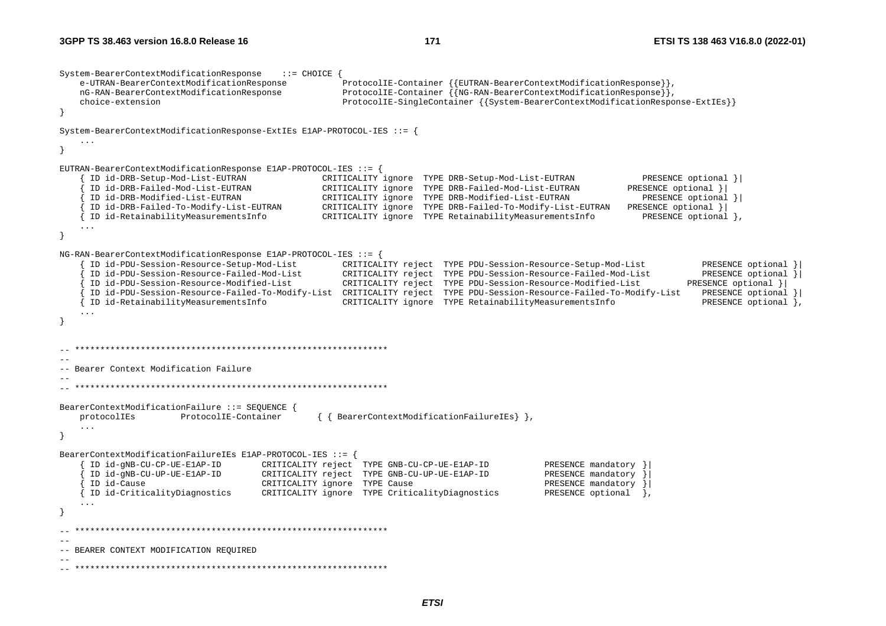```
System-BearerContextModificationResponse    ::= CHOICE {
    e-UTRAN-BearerContextModificationResponse          ProtocolIE-Container {{EUTRAN-BearerContextModificationResponse}},
    nG-RAN-BearerContextModificationResponse           ProtocolIE-Container {{NG-RAN-BearerContextModificationResponse}},
    choice-extension                                   ProtocolIE-SingleContainer {{System-BearerContextModificationResponse-ExtIEs}}
}

System-BearerContextModificationResponse-ExtIEs E1AP-PROTOCOL-IES ::= {
    ...
}

EUTRAN-BearerContextModificationResponse E1AP-PROTOCOL-IES ::= {
    { ID id-DRB-Setup-Mod-List-EUTRAN              CRITICALITY ignore  TYPE DRB-Setup-Mod-List-EUTRAN             PRESENCE optional }|
    { ID id-DRB-Failed-Mod-List-EUTRAN             CRITICALITY ignore  TYPE DRB-Failed-Mod-List-EUTRAN         PRESENCE optional }|
    { ID id-DRB-Modified-List-EUTRAN               CRITICALITY ignore  TYPE DRB-Modified-List-EUTRAN              PRESENCE optional }|
    { ID id-DRB-Failed-To-Modify-List-EUTRAN       CRITICALITY ignore  TYPE DRB-Failed-To-Modify-List-EUTRAN   PRESENCE optional }|
    { ID id-RetainabilityMeasurementsInfo          CRITICALITY ignore  TYPE RetainabilityMeasurementsInfo         PRESENCE optional },
    ...
}

NG-RAN-BearerContextModificationResponse E1AP-PROTOCOL-IES ::= {
    { ID id-PDU-Session-Resource-Setup-Mod-List         CRITICALITY reject  TYPE PDU-Session-Resource-Setup-Mod-List           PRESENCE optional }|
    { ID id-PDU-Session-Resource-Failed-Mod-List        CRITICALITY reject  TYPE PDU-Session-Resource-Failed-Mod-List          PRESENCE optional }|
    { ID id-PDU-Session-Resource-Modified-List          CRITICALITY reject  TYPE PDU-Session-Resource-Modified-List         PRESENCE optional }|
    { ID id-PDU-Session-Resource-Failed-To-Modify-List  CRITICALITY reject  TYPE PDU-Session-Resource-Failed-To-Modify-List    PRESENCE optional }|
    { ID id-RetainabilityMeasurementsInfo               CRITICALITY ignore  TYPE RetainabilityMeasurementsInfo                 PRESENCE optional },
    ...
}


-- **************************************************************
--
-- Bearer Context Modification Failure
--
-- **************************************************************

BearerContextModificationFailure ::= SEQUENCE {
    protocolIEs         ProtocolIE-Container       { { BearerContextModificationFailureIEs} },
    ...
}

BearerContextModificationFailureIEs E1AP-PROTOCOL-IES ::= {
    { ID id-gNB-CU-CP-UE-E1AP-ID        CRITICALITY reject  TYPE GNB-CU-CP-UE-E1AP-ID           PRESENCE mandatory }|
    { ID id-gNB-CU-UP-UE-E1AP-ID        CRITICALITY reject  TYPE GNB-CU-UP-UE-E1AP-ID           PRESENCE mandatory }|
    { ID id-Cause                       CRITICALITY ignore  TYPE Cause                          PRESENCE mandatory }|
    { ID id-CriticalityDiagnostics      CRITICALITY ignore  TYPE CriticalityDiagnostics         PRESENCE optional  },
    ...
}

-- **************************************************************
--
-- BEARER CONTEXT MODIFICATION REQUIRED
--
-- **************************************************************
```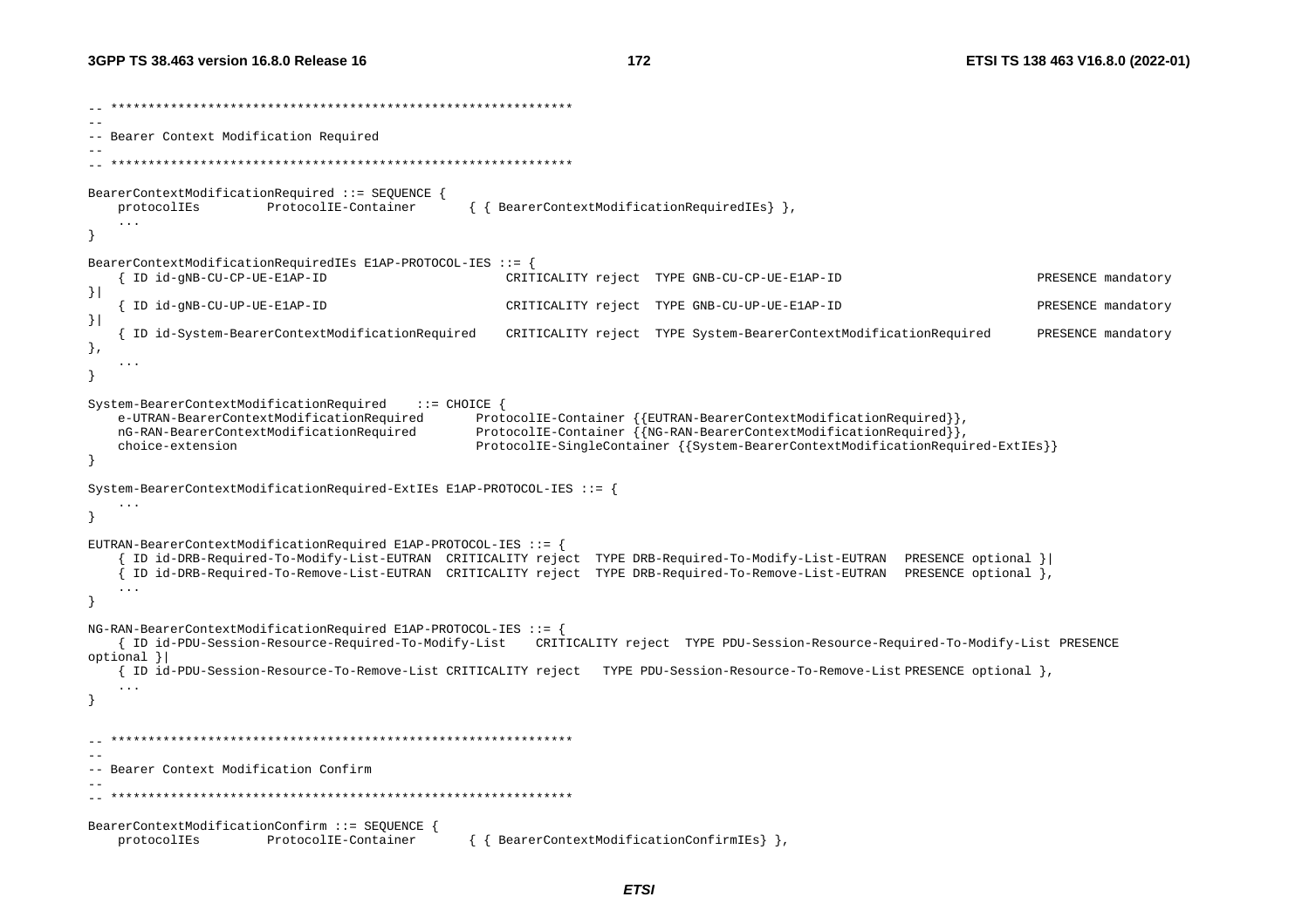```
-- **************************************************************
--
-- Bearer Context Modification Required
--
-- **************************************************************

BearerContextModificationRequired ::= SEQUENCE {
	protocolIEs		ProtocolIE-Container		{ { BearerContextModificationRequiredIEs} },
	...
}

BearerContextModificationRequiredIEs E1AP-PROTOCOL-IES ::= {
	{ ID id-gNB-CU-CP-UE-E1AP-ID				CRITICALITY reject	TYPE GNB-CU-CP-UE-E1AP-ID				PRESENCE mandatory
}|
	{ ID id-gNB-CU-UP-UE-E1AP-ID				CRITICALITY reject	TYPE GNB-CU-UP-UE-E1AP-ID				PRESENCE mandatory
}|
	{ ID id-System-BearerContextModificationRequired	CRITICALITY reject	TYPE System-BearerContextModificationRequired		PRESENCE mandatory
},
	...
}

System-BearerContextModificationRequired	::= CHOICE {
	e-UTRAN-BearerContextModificationRequired		ProtocolIE-Container {{EUTRAN-BearerContextModificationRequired}},
	nG-RAN-BearerContextModificationRequired		ProtocolIE-Container {{NG-RAN-BearerContextModificationRequired}},
	choice-extension					ProtocolIE-SingleContainer {{System-BearerContextModificationRequired-ExtIEs}}
}

System-BearerContextModificationRequired-ExtIEs E1AP-PROTOCOL-IES ::= {
	...
}

EUTRAN-BearerContextModificationRequired E1AP-PROTOCOL-IES ::= {
	{ ID id-DRB-Required-To-Modify-List-EUTRAN	CRITICALITY reject	TYPE DRB-Required-To-Modify-List-EUTRAN	PRESENCE optional }|
	{ ID id-DRB-Required-To-Remove-List-EUTRAN	CRITICALITY reject	TYPE DRB-Required-To-Remove-List-EUTRAN	PRESENCE optional },
	...
}

NG-RAN-BearerContextModificationRequired E1AP-PROTOCOL-IES ::= {
	{ ID id-PDU-Session-Resource-Required-To-Modify-List	CRITICALITY reject	TYPE PDU-Session-Resource-Required-To-Modify-List PRESENCE
optional }|
	{ ID id-PDU-Session-Resource-To-Remove-List CRITICALITY reject	TYPE PDU-Session-Resource-To-Remove-List PRESENCE optional },
	...
}


-- **************************************************************
--
-- Bearer Context Modification Confirm
--
-- **************************************************************

BearerContextModificationConfirm ::= SEQUENCE {
	protocolIEs		ProtocolIE-Container		{ { BearerContextModificationConfirmIEs} },
```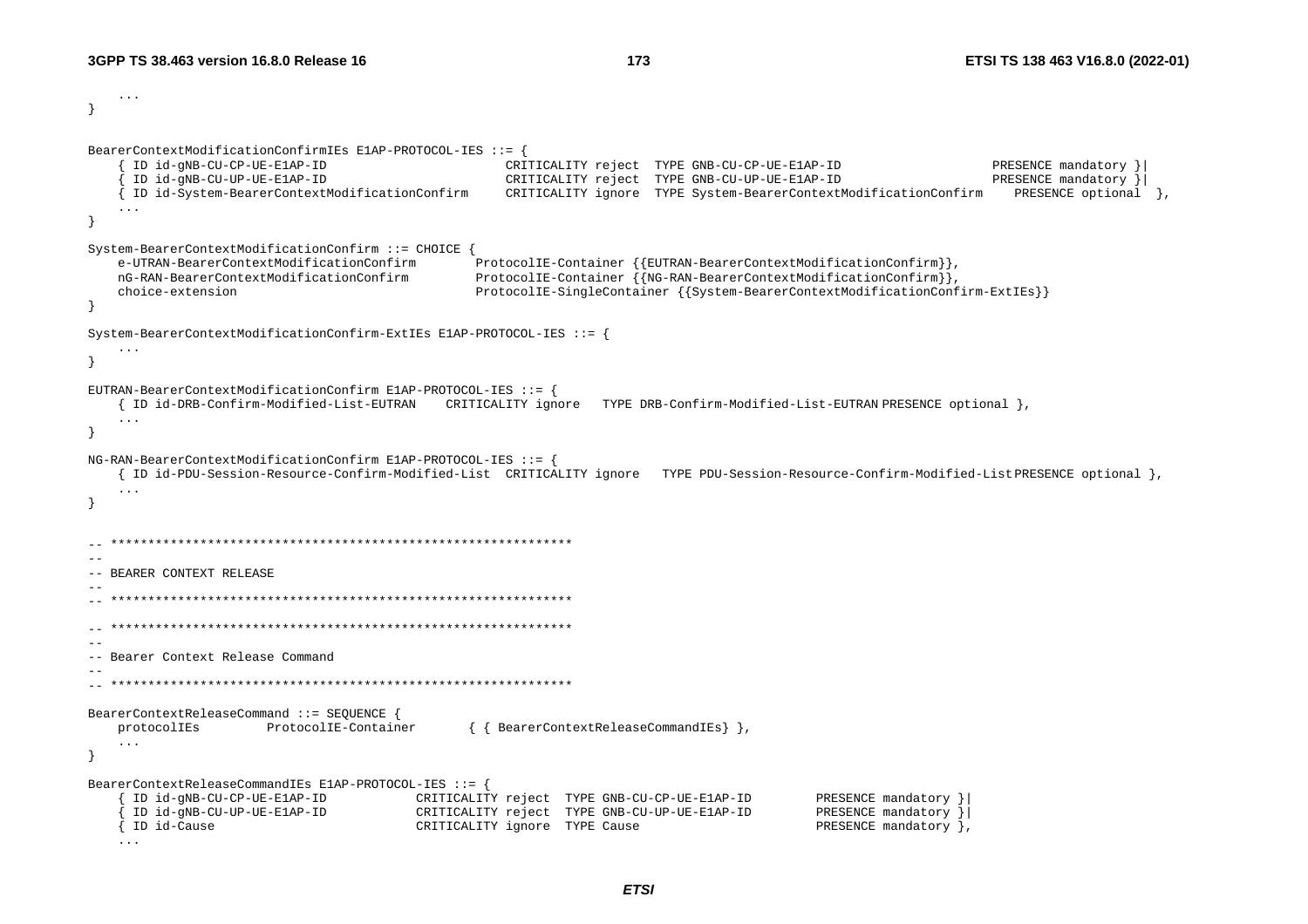```
	...
}

BearerContextModificationConfirmIEs E1AP-PROTOCOL-IES ::= {
	{ ID id-gNB-CU-CP-UE-E1AP-ID						CRITICALITY reject	TYPE GNB-CU-CP-UE-E1AP-ID					PRESENCE mandatory }|
	{ ID id-gNB-CU-UP-UE-E1AP-ID						CRITICALITY reject	TYPE GNB-CU-UP-UE-E1AP-ID					PRESENCE mandatory }|
	{ ID id-System-BearerContextModificationConfirm		CRITICALITY ignore	TYPE System-BearerContextModificationConfirm		PRESENCE optional	},
	...
}

System-BearerContextModificationConfirm ::= CHOICE {
	e-UTRAN-BearerContextModificationConfirm		ProtocolIE-Container {{EUTRAN-BearerContextModificationConfirm}},
	nG-RAN-BearerContextModificationConfirm			ProtocolIE-Container {{NG-RAN-BearerContextModificationConfirm}},
	choice-extension								ProtocolIE-SingleContainer {{System-BearerContextModificationConfirm-ExtIEs}}
}

System-BearerContextModificationConfirm-ExtIEs E1AP-PROTOCOL-IES ::= {
	...
}

EUTRAN-BearerContextModificationConfirm E1AP-PROTOCOL-IES ::= {
	{ ID id-DRB-Confirm-Modified-List-EUTRAN	CRITICALITY ignore	TYPE DRB-Confirm-Modified-List-EUTRAN PRESENCE optional },
	...
}

NG-RAN-BearerContextModificationConfirm E1AP-PROTOCOL-IES ::= {
	{ ID id-PDU-Session-Resource-Confirm-Modified-List	CRITICALITY ignore	TYPE PDU-Session-Resource-Confirm-Modified-List PRESENCE optional },
	...
}


-- **************************************************************
--
-- BEARER CONTEXT RELEASE
--
-- **************************************************************

-- **************************************************************
--
-- Bearer Context Release Command
--
-- **************************************************************

BearerContextReleaseCommand ::= SEQUENCE {
	protocolIEs		ProtocolIE-Container		{ { BearerContextReleaseCommandIEs} },
	...
}

BearerContextReleaseCommandIEs E1AP-PROTOCOL-IES ::= {
	{ ID id-gNB-CU-CP-UE-E1AP-ID			CRITICALITY reject	TYPE GNB-CU-CP-UE-E1AP-ID			PRESENCE mandatory }|
	{ ID id-gNB-CU-UP-UE-E1AP-ID			CRITICALITY reject	TYPE GNB-CU-UP-UE-E1AP-ID			PRESENCE mandatory }|
	{ ID id-Cause							CRITICALITY ignore	TYPE Cause							PRESENCE mandatory },
	...
```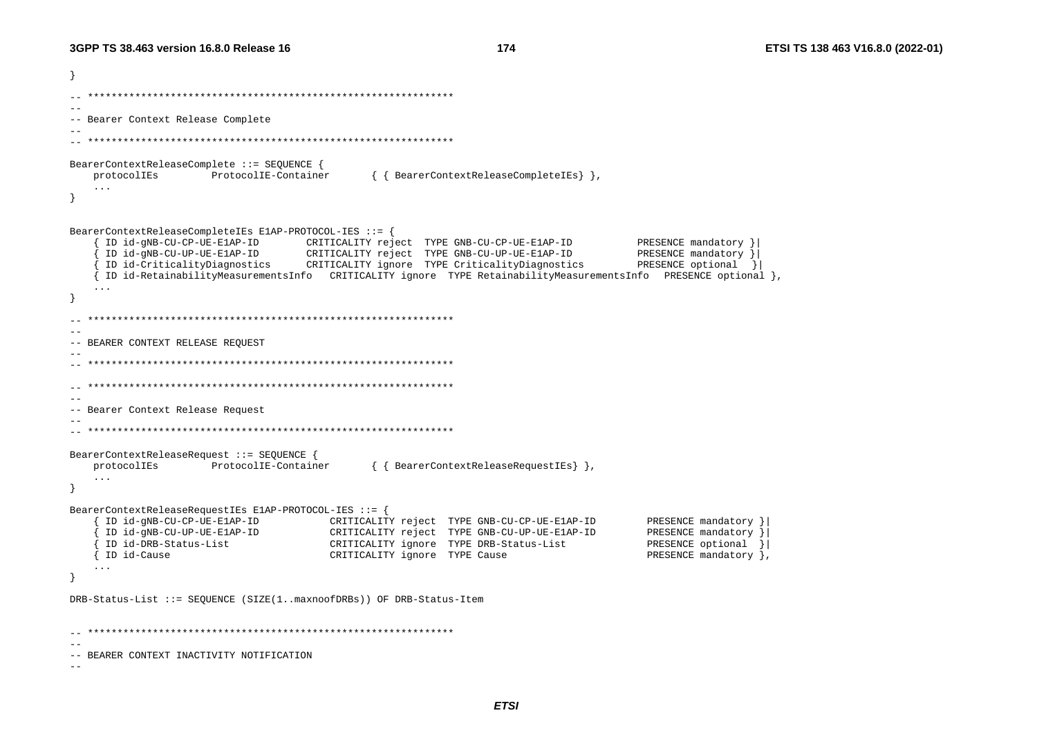```
}

-- **************************************************************
--
-- Bearer Context Release Complete
--
-- **************************************************************

BearerContextReleaseComplete ::= SEQUENCE {
	protocolIEs		ProtocolIE-Container		{ { BearerContextReleaseCompleteIEs} },
	...
}


BearerContextReleaseCompleteIEs E1AP-PROTOCOL-IES ::= {
	{ ID id-gNB-CU-CP-UE-E1AP-ID		CRITICALITY reject	TYPE GNB-CU-CP-UE-E1AP-ID			PRESENCE mandatory }|
	{ ID id-gNB-CU-UP-UE-E1AP-ID		CRITICALITY reject	TYPE GNB-CU-UP-UE-E1AP-ID			PRESENCE mandatory }|
	{ ID id-CriticalityDiagnostics		CRITICALITY ignore	TYPE CriticalityDiagnostics			PRESENCE optional }|
	{ ID id-RetainabilityMeasurementsInfo	CRITICALITY ignore	TYPE RetainabilityMeasurementsInfo	PRESENCE optional },
	...
}

-- **************************************************************
--
-- BEARER CONTEXT RELEASE REQUEST
--
-- **************************************************************

-- **************************************************************
--
-- Bearer Context Release Request
--
-- **************************************************************

BearerContextReleaseRequest ::= SEQUENCE {
	protocolIEs		ProtocolIE-Container		{ { BearerContextReleaseRequestIEs} },
	...
}

BearerContextReleaseRequestIEs E1AP-PROTOCOL-IES ::= {
	{ ID id-gNB-CU-CP-UE-E1AP-ID			CRITICALITY reject	TYPE GNB-CU-CP-UE-E1AP-ID		PRESENCE mandatory }|
	{ ID id-gNB-CU-UP-UE-E1AP-ID			CRITICALITY reject	TYPE GNB-CU-UP-UE-E1AP-ID		PRESENCE mandatory }|
	{ ID id-DRB-Status-List				CRITICALITY ignore	TYPE DRB-Status-List			PRESENCE optional }|
	{ ID id-Cause						CRITICALITY ignore	TYPE Cause					PRESENCE mandatory },
	...
}

DRB-Status-List ::= SEQUENCE (SIZE(1..maxnoofDRBs)) OF DRB-Status-Item


-- **************************************************************
--
-- BEARER CONTEXT INACTIVITY NOTIFICATION
--
```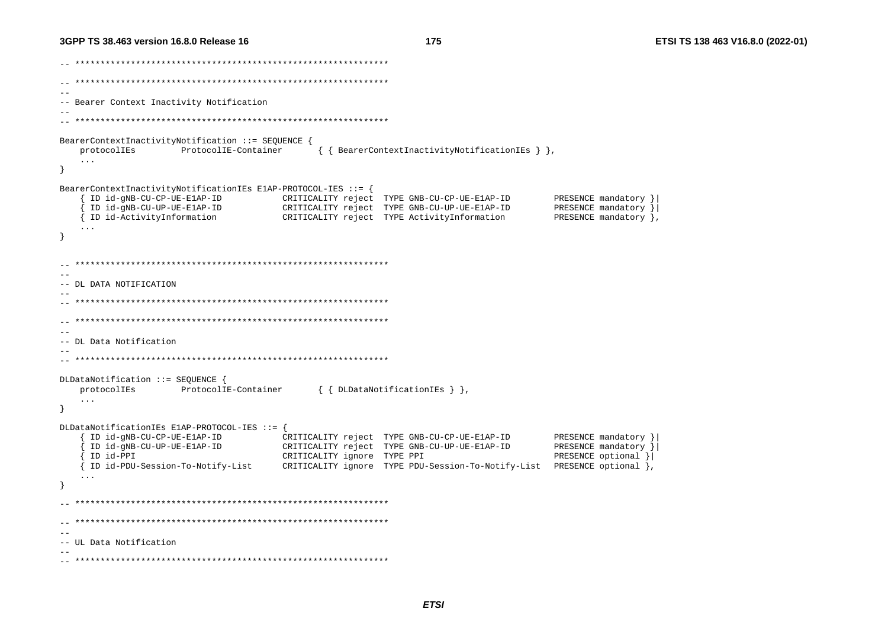```
-- **************************************************************

-- **************************************************************
--
-- Bearer Context Inactivity Notification
--
-- **************************************************************

BearerContextInactivityNotification ::= SEQUENCE {
	protocolIEs			ProtocolIE-Container		{ { BearerContextInactivityNotificationIEs } },
	...
}

BearerContextInactivityNotificationIEs E1AP-PROTOCOL-IES ::= {
	{ ID id-gNB-CU-CP-UE-E1AP-ID			CRITICALITY reject	TYPE GNB-CU-CP-UE-E1AP-ID			PRESENCE mandatory }|
	{ ID id-gNB-CU-UP-UE-E1AP-ID			CRITICALITY reject	TYPE GNB-CU-UP-UE-E1AP-ID			PRESENCE mandatory }|
	{ ID id-ActivityInformation				CRITICALITY reject	TYPE ActivityInformation			PRESENCE mandatory },
	...
}


-- **************************************************************
--
-- DL DATA NOTIFICATION
--
-- **************************************************************

-- **************************************************************
--
-- DL Data Notification
--
-- **************************************************************

DLDataNotification ::= SEQUENCE {
	protocolIEs			ProtocolIE-Container		{ { DLDataNotificationIEs } },
	...
}

DLDataNotificationIEs E1AP-PROTOCOL-IES ::= {
	{ ID id-gNB-CU-CP-UE-E1AP-ID			CRITICALITY reject	TYPE GNB-CU-CP-UE-E1AP-ID			PRESENCE mandatory }|
	{ ID id-gNB-CU-UP-UE-E1AP-ID			CRITICALITY reject	TYPE GNB-CU-UP-UE-E1AP-ID			PRESENCE mandatory }|
	{ ID id-PPI								CRITICALITY ignore	TYPE PPI							PRESENCE optional }|
	{ ID id-PDU-Session-To-Notify-List		CRITICALITY ignore	TYPE PDU-Session-To-Notify-List	PRESENCE optional },
	...
}

-- **************************************************************

-- **************************************************************
--
-- UL Data Notification
--
-- **************************************************************
```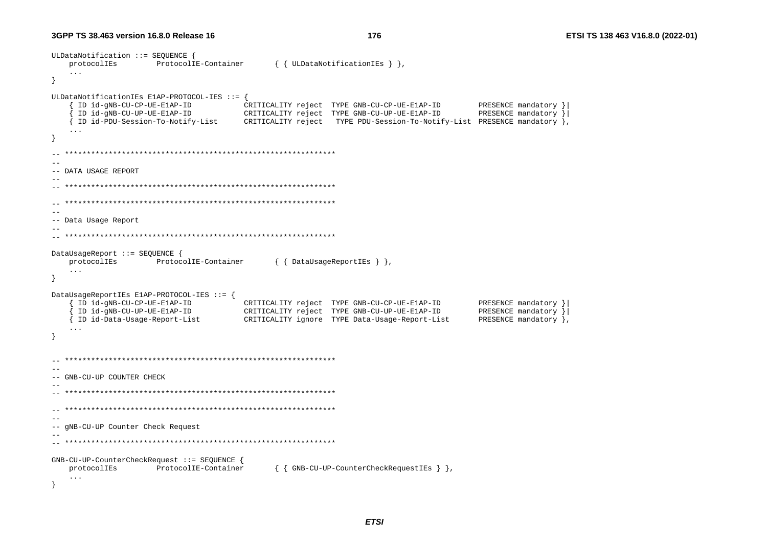```
ULDataNotification ::= SEQUENCE {
	protocolIEs		ProtocolIE-Container		{ { ULDataNotificationIEs } },
	...
}

ULDataNotificationIEs E1AP-PROTOCOL-IES ::= {
	{ ID id-gNB-CU-CP-UE-E1AP-ID			CRITICALITY reject	TYPE GNB-CU-CP-UE-E1AP-ID			PRESENCE mandatory }|
	{ ID id-gNB-CU-UP-UE-E1AP-ID			CRITICALITY reject	TYPE GNB-CU-UP-UE-E1AP-ID			PRESENCE mandatory }|
	{ ID id-PDU-Session-To-Notify-List		CRITICALITY reject	TYPE PDU-Session-To-Notify-List	PRESENCE mandatory },
	...
}

-- **************************************************************
--
-- DATA USAGE REPORT
--
-- **************************************************************

-- **************************************************************
--
-- Data Usage Report
--
-- **************************************************************

DataUsageReport ::= SEQUENCE {
	protocolIEs		ProtocolIE-Container		{ { DataUsageReportIEs } },
	...
}

DataUsageReportIEs E1AP-PROTOCOL-IES ::= {
	{ ID id-gNB-CU-CP-UE-E1AP-ID			CRITICALITY reject	TYPE GNB-CU-CP-UE-E1AP-ID			PRESENCE mandatory }|
	{ ID id-gNB-CU-UP-UE-E1AP-ID			CRITICALITY reject	TYPE GNB-CU-UP-UE-E1AP-ID			PRESENCE mandatory }|
	{ ID id-Data-Usage-Report-List			CRITICALITY ignore	TYPE Data-Usage-Report-List			PRESENCE mandatory },
	...
}


-- **************************************************************
--
-- GNB-CU-UP COUNTER CHECK
--
-- **************************************************************

-- **************************************************************
--
-- gNB-CU-UP Counter Check Request
--
-- **************************************************************

GNB-CU-UP-CounterCheckRequest ::= SEQUENCE {
	protocolIEs		ProtocolIE-Container		{ { GNB-CU-UP-CounterCheckRequestIEs } },
	...
}
```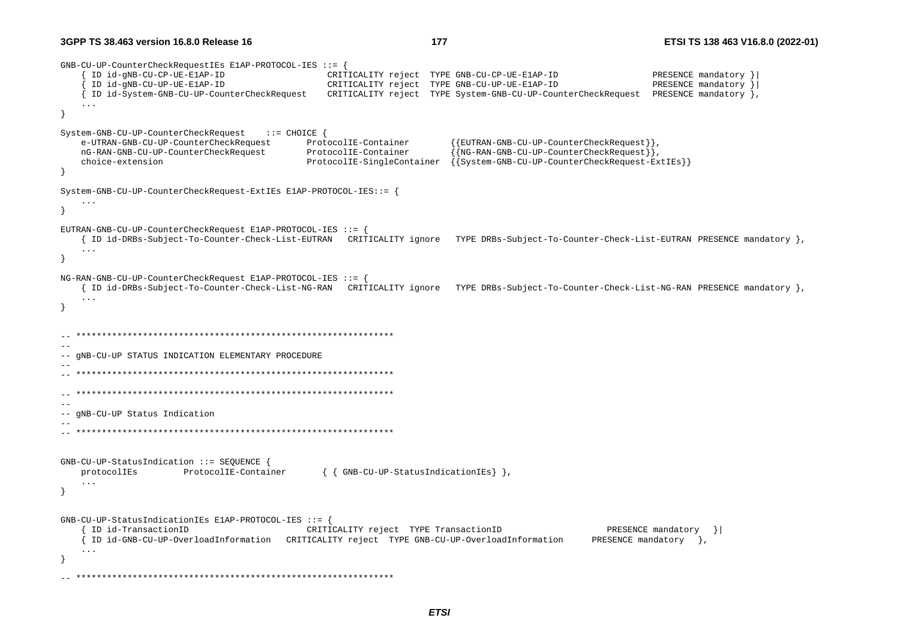```
GNB-CU-UP-CounterCheckRequestIEs E1AP-PROTOCOL-IES ::= {
	{ ID id-gNB-CU-CP-UE-E1AP-ID					CRITICALITY reject	TYPE GNB-CU-CP-UE-E1AP-ID					PRESENCE mandatory }|
	{ ID id-gNB-CU-UP-UE-E1AP-ID					CRITICALITY reject	TYPE GNB-CU-UP-UE-E1AP-ID					PRESENCE mandatory }|
	{ ID id-System-GNB-CU-UP-CounterCheckRequest	CRITICALITY reject	TYPE System-GNB-CU-UP-CounterCheckRequest	PRESENCE mandatory },
	...
}

System-GNB-CU-UP-CounterCheckRequest	::= CHOICE {
	e-UTRAN-GNB-CU-UP-CounterCheckRequest		ProtocolIE-Container		{{EUTRAN-GNB-CU-UP-CounterCheckRequest}},
	nG-RAN-GNB-CU-UP-CounterCheckRequest		ProtocolIE-Container		{{NG-RAN-GNB-CU-UP-CounterCheckRequest}},
	choice-extension							ProtocolIE-SingleContainer	{{System-GNB-CU-UP-CounterCheckRequest-ExtIEs}}
}

System-GNB-CU-UP-CounterCheckRequest-ExtIEs E1AP-PROTOCOL-IES::= {
	...
}

EUTRAN-GNB-CU-UP-CounterCheckRequest E1AP-PROTOCOL-IES ::= {
	{ ID id-DRBs-Subject-To-Counter-Check-List-EUTRAN	CRITICALITY ignore	TYPE DRBs-Subject-To-Counter-Check-List-EUTRAN PRESENCE mandatory },
	...
}

NG-RAN-GNB-CU-UP-CounterCheckRequest E1AP-PROTOCOL-IES ::= {
	{ ID id-DRBs-Subject-To-Counter-Check-List-NG-RAN	CRITICALITY ignore	TYPE DRBs-Subject-To-Counter-Check-List-NG-RAN PRESENCE mandatory },
	...
}


-- **************************************************************
--
-- gNB-CU-UP STATUS INDICATION ELEMENTARY PROCEDURE
--
-- **************************************************************

-- **************************************************************
--
-- gNB-CU-UP Status Indication
--
-- **************************************************************

GNB-CU-UP-StatusIndication ::= SEQUENCE {
	protocolIEs			ProtocolIE-Container		{ { GNB-CU-UP-StatusIndicationIEs} },
	...
}

GNB-CU-UP-StatusIndicationIEs E1AP-PROTOCOL-IES ::= {
	{ ID id-TransactionID						CRITICALITY reject	TYPE TransactionID						PRESENCE mandatory	}|
	{ ID id-GNB-CU-UP-OverloadInformation	CRITICALITY reject	TYPE GNB-CU-UP-OverloadInformation		PRESENCE mandatory	},
	...
}

-- **************************************************************
```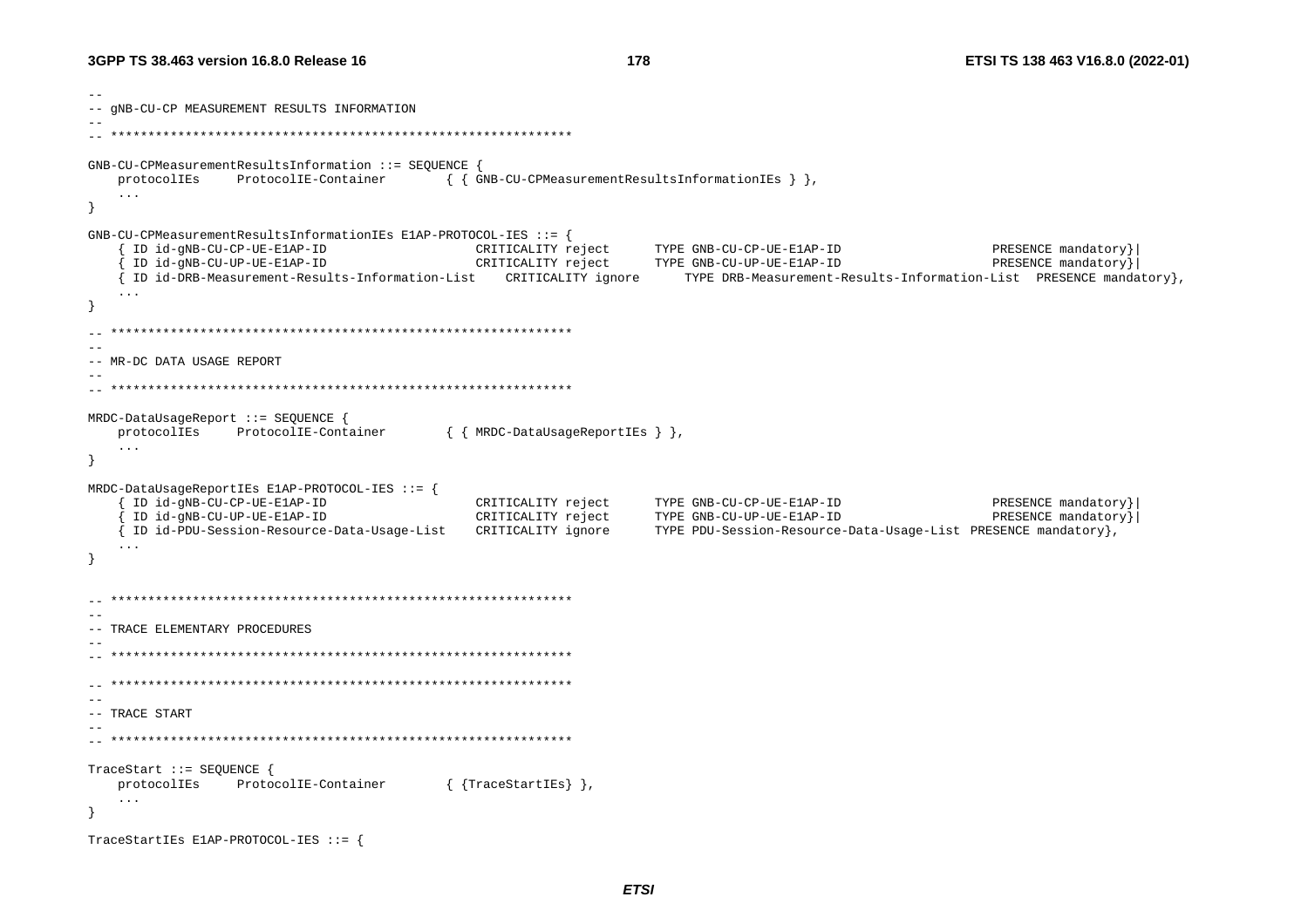```
--
-- gNB-CU-CP MEASUREMENT RESULTS INFORMATION
--
-- **************************************************************

GNB-CU-CPMeasurementResultsInformation ::= SEQUENCE {
    protocolIEs     ProtocolIE-Container        { { GNB-CU-CPMeasurementResultsInformationIEs } },
    ...
}

GNB-CU-CPMeasurementResultsInformationIEs E1AP-PROTOCOL-IES ::= {
    { ID id-gNB-CU-CP-UE-E1AP-ID                    CRITICALITY reject      TYPE GNB-CU-CP-UE-E1AP-ID                   PRESENCE mandatory}|
    { ID id-gNB-CU-UP-UE-E1AP-ID                    CRITICALITY reject      TYPE GNB-CU-UP-UE-E1AP-ID                   PRESENCE mandatory}|
    { ID id-DRB-Measurement-Results-Information-List    CRITICALITY ignore      TYPE DRB-Measurement-Results-Information-List  PRESENCE mandatory},
    ...
}

-- **************************************************************
--
-- MR-DC DATA USAGE REPORT
--
-- **************************************************************

MRDC-DataUsageReport ::= SEQUENCE {
    protocolIEs     ProtocolIE-Container        { { MRDC-DataUsageReportIEs } },
    ...
}

MRDC-DataUsageReportIEs E1AP-PROTOCOL-IES ::= {
    { ID id-gNB-CU-CP-UE-E1AP-ID                    CRITICALITY reject      TYPE GNB-CU-CP-UE-E1AP-ID                   PRESENCE mandatory}|
    { ID id-gNB-CU-UP-UE-E1AP-ID                    CRITICALITY reject      TYPE GNB-CU-UP-UE-E1AP-ID                   PRESENCE mandatory}|
    { ID id-PDU-Session-Resource-Data-Usage-List    CRITICALITY ignore      TYPE PDU-Session-Resource-Data-Usage-List PRESENCE mandatory},
    ...
}


-- **************************************************************
--
-- TRACE ELEMENTARY PROCEDURES
--
-- **************************************************************

-- **************************************************************
--
-- TRACE START
--
-- **************************************************************

TraceStart ::= SEQUENCE {
    protocolIEs     ProtocolIE-Container        { {TraceStartIEs} },
    ...
}

TraceStartIEs E1AP-PROTOCOL-IES ::= {
```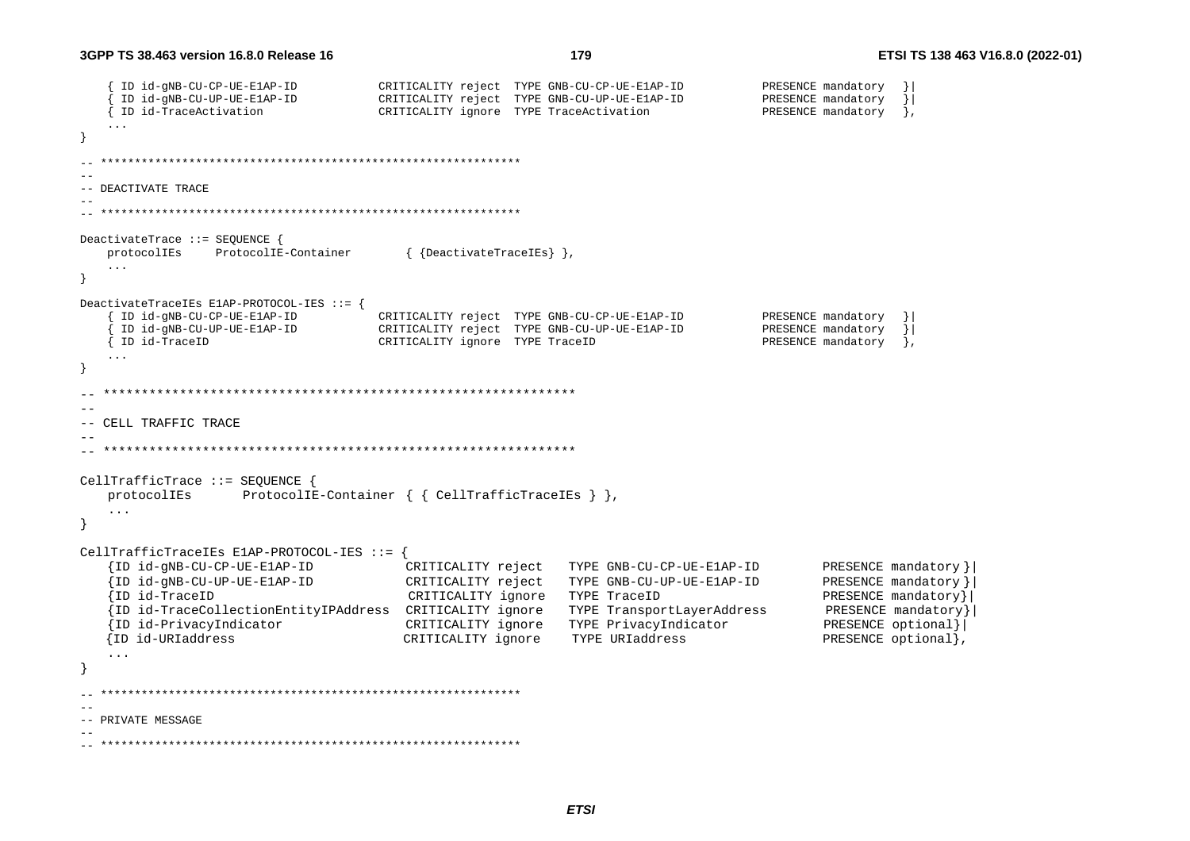```
	{ ID id-gNB-CU-CP-UE-E1AP-ID			CRITICALITY reject	TYPE GNB-CU-CP-UE-E1AP-ID			PRESENCE mandatory	}|
	{ ID id-gNB-CU-UP-UE-E1AP-ID			CRITICALITY reject	TYPE GNB-CU-UP-UE-E1AP-ID			PRESENCE mandatory	}|
	{ ID id-TraceActivation				CRITICALITY ignore	TYPE TraceActivation				PRESENCE mandatory	},
	...
}

-- **************************************************************
--
-- DEACTIVATE TRACE
--
-- **************************************************************

DeactivateTrace ::= SEQUENCE {
	protocolIEs		ProtocolIE-Container		{ {DeactivateTraceIEs} },
	...
}

DeactivateTraceIEs E1AP-PROTOCOL-IES ::= {
	{ ID id-gNB-CU-CP-UE-E1AP-ID			CRITICALITY reject	TYPE GNB-CU-CP-UE-E1AP-ID			PRESENCE mandatory	}|
	{ ID id-gNB-CU-UP-UE-E1AP-ID			CRITICALITY reject	TYPE GNB-CU-UP-UE-E1AP-ID			PRESENCE mandatory	}|
	{ ID id-TraceID						CRITICALITY ignore	TYPE TraceID						PRESENCE mandatory	},
	...
}

-- **************************************************************
--
-- CELL TRAFFIC TRACE
--
-- **************************************************************

CellTrafficTrace ::= SEQUENCE {
	protocolIEs		ProtocolIE-Container { { CellTrafficTraceIEs } },
	...
}

CellTrafficTraceIEs E1AP-PROTOCOL-IES ::= {
	{ID id-gNB-CU-CP-UE-E1AP-ID			CRITICALITY reject	TYPE GNB-CU-CP-UE-E1AP-ID		PRESENCE mandatory }|
	{ID id-gNB-CU-UP-UE-E1AP-ID			CRITICALITY reject	TYPE GNB-CU-UP-UE-E1AP-ID		PRESENCE mandatory }|
	{ID id-TraceID						CRITICALITY ignore	TYPE TraceID					PRESENCE mandatory}|
	{ID id-TraceCollectionEntityIPAddress	CRITICALITY ignore	TYPE TransportLayerAddress		PRESENCE mandatory}|
	{ID id-PrivacyIndicator				CRITICALITY ignore	TYPE PrivacyIndicator			PRESENCE optional}|
	{ID id-URIaddress					CRITICALITY ignore	TYPE URIaddress				PRESENCE optional},
	...
}

-- **************************************************************
--
-- PRIVATE MESSAGE
--
-- **************************************************************
```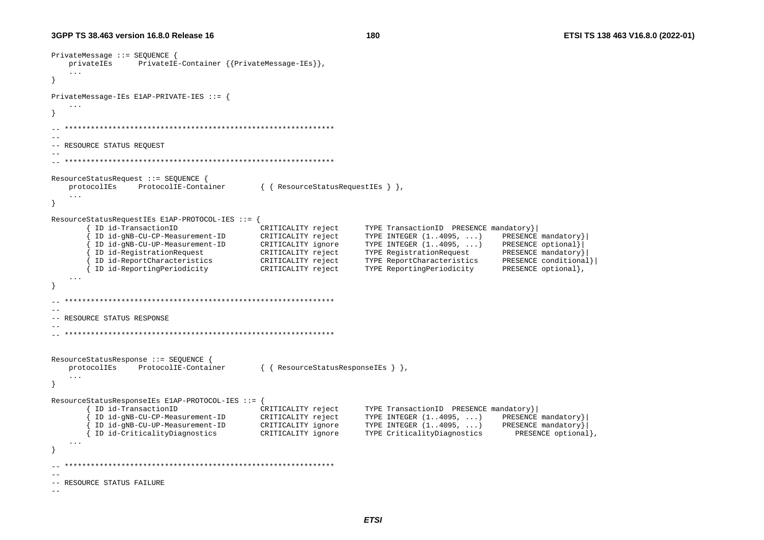```
PrivateMessage ::= SEQUENCE {
    privateIEs      PrivateIE-Container {{PrivateMessage-IEs}},
    ...
}

PrivateMessage-IEs E1AP-PRIVATE-IES ::= {
    ...
}

-- **************************************************************
--
-- RESOURCE STATUS REQUEST
--
-- **************************************************************

ResourceStatusRequest ::= SEQUENCE {
    protocolIEs     ProtocolIE-Container        { { ResourceStatusRequestIEs } },
    ...
}

ResourceStatusRequestIEs E1AP-PROTOCOL-IES ::= {
        { ID id-TransactionID                   CRITICALITY reject      TYPE TransactionID  PRESENCE mandatory}|
        { ID id-gNB-CU-CP-Measurement-ID        CRITICALITY reject      TYPE INTEGER (1..4095, ...)     PRESENCE mandatory}|
        { ID id-gNB-CU-UP-Measurement-ID        CRITICALITY ignore      TYPE INTEGER (1..4095, ...)     PRESENCE optional}|
        { ID id-RegistrationRequest             CRITICALITY reject      TYPE RegistrationRequest        PRESENCE mandatory}|
        { ID id-ReportCharacteristics           CRITICALITY reject      TYPE ReportCharacteristics      PRESENCE conditional}|
        { ID id-ReportingPeriodicity            CRITICALITY reject      TYPE ReportingPeriodicity       PRESENCE optional},
    ...
}

-- **************************************************************
--
-- RESOURCE STATUS RESPONSE
--
-- **************************************************************


ResourceStatusResponse ::= SEQUENCE {
    protocolIEs     ProtocolIE-Container        { { ResourceStatusResponseIEs } },
    ...
}

ResourceStatusResponseIEs E1AP-PROTOCOL-IES ::= {
        { ID id-TransactionID                   CRITICALITY reject      TYPE TransactionID  PRESENCE mandatory}|
        { ID id-gNB-CU-CP-Measurement-ID        CRITICALITY reject      TYPE INTEGER (1..4095, ...)     PRESENCE mandatory}|
        { ID id-gNB-CU-UP-Measurement-ID        CRITICALITY ignore      TYPE INTEGER (1..4095, ...)     PRESENCE mandatory}|
        { ID id-CriticalityDiagnostics          CRITICALITY ignore      TYPE CriticalityDiagnostics        PRESENCE optional},
    ...
}

-- **************************************************************
--
-- RESOURCE STATUS FAILURE
--
```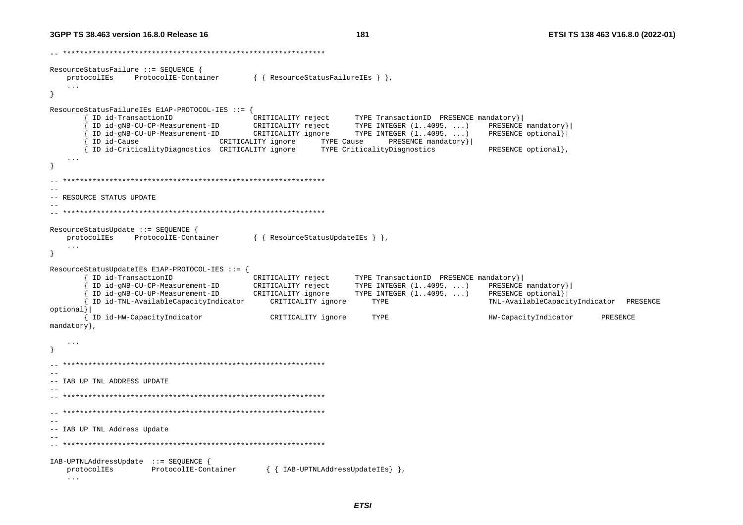```
-- **************************************************************

ResourceStatusFailure ::= SEQUENCE {
	protocolIEs		ProtocolIE-Container		{ { ResourceStatusFailureIEs } },
	...
}

ResourceStatusFailureIEs E1AP-PROTOCOL-IES ::= {
		{ ID id-TransactionID					CRITICALITY reject		TYPE TransactionID	PRESENCE mandatory}|
		{ ID id-gNB-CU-CP-Measurement-ID		CRITICALITY reject		TYPE INTEGER (1..4095, ...)		PRESENCE mandatory}|
		{ ID id-gNB-CU-UP-Measurement-ID		CRITICALITY ignore		TYPE INTEGER (1..4095, ...)		PRESENCE optional}|
		{ ID id-Cause					CRITICALITY ignore		TYPE Cause		PRESENCE mandatory}|
		{ ID id-CriticalityDiagnostics	CRITICALITY ignore		TYPE CriticalityDiagnostics			PRESENCE optional},
	...
}

-- **************************************************************
--
-- RESOURCE STATUS UPDATE
--
-- **************************************************************

ResourceStatusUpdate ::= SEQUENCE {
	protocolIEs		ProtocolIE-Container		{ { ResourceStatusUpdateIEs } },
	...
}

ResourceStatusUpdateIEs E1AP-PROTOCOL-IES ::= {
		{ ID id-TransactionID					CRITICALITY reject		TYPE TransactionID	PRESENCE mandatory}|
		{ ID id-gNB-CU-CP-Measurement-ID		CRITICALITY reject		TYPE INTEGER (1..4095, ...)		PRESENCE mandatory}|
		{ ID id-gNB-CU-UP-Measurement-ID		CRITICALITY ignore		TYPE INTEGER (1..4095, ...)		PRESENCE optional}|
		{ ID id-TNL-AvailableCapacityIndicator		CRITICALITY ignore		TYPE			TNL-AvailableCapacityIndicator	PRESENCE 
optional}|
		{ ID id-HW-CapacityIndicator				CRITICALITY ignore		TYPE			HW-CapacityIndicator		PRESENCE 
mandatory},

	...
}

-- **************************************************************
--
-- IAB UP TNL ADDRESS UPDATE
--
-- **************************************************************

-- **************************************************************
--
-- IAB UP TNL Address Update
--
-- **************************************************************

IAB-UPTNLAddressUpdate	::= SEQUENCE {
	protocolIEs			ProtocolIE-Container		{ { IAB-UPTNLAddressUpdateIEs} },
	...
```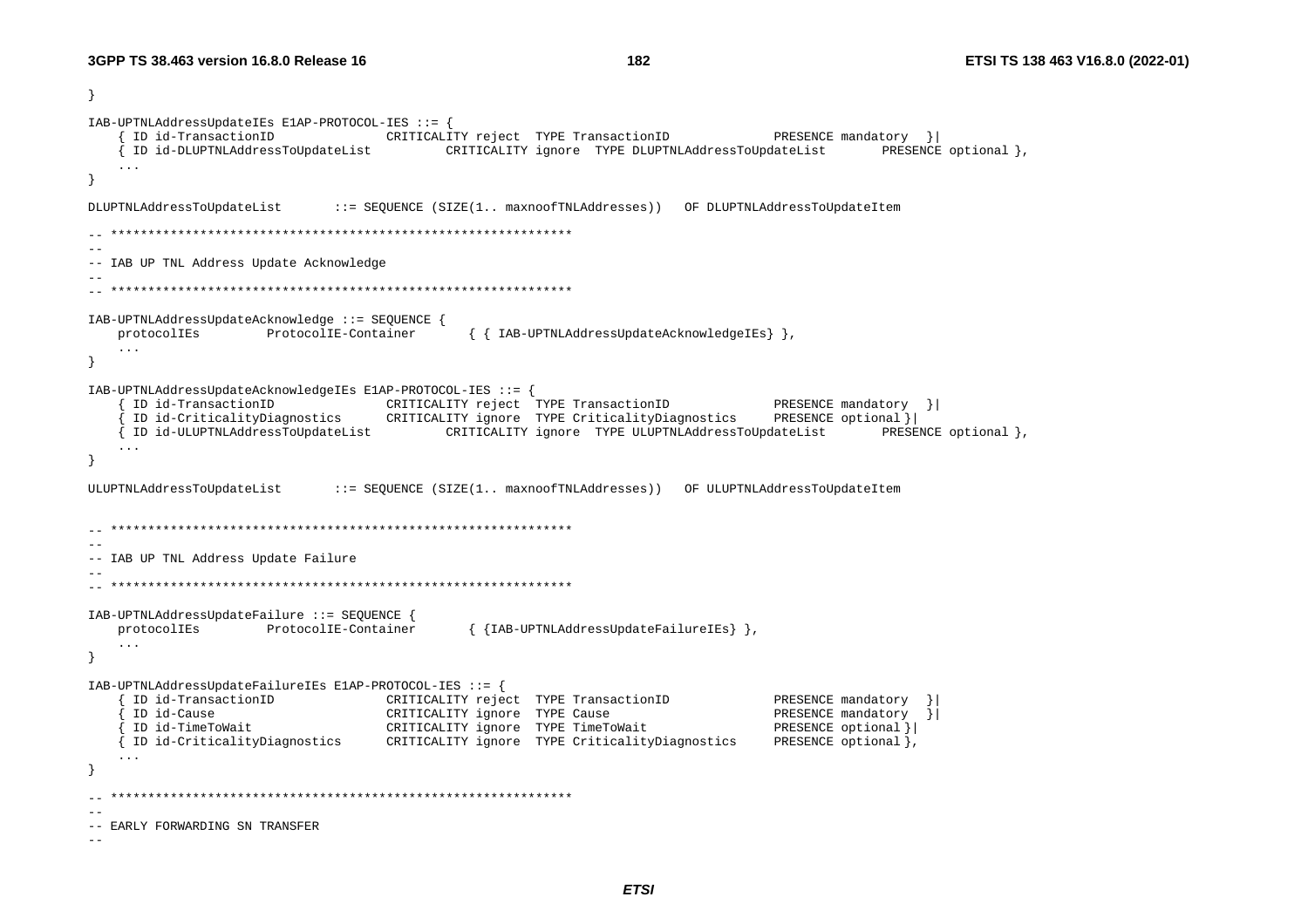```
}

IAB-UPTNLAddressUpdateIEs E1AP-PROTOCOL-IES ::= {
	{ ID id-TransactionID			CRITICALITY reject	TYPE TransactionID			PRESENCE mandatory	}|
	{ ID id-DLUPTNLAddressToUpdateList		CRITICALITY ignore	TYPE DLUPTNLAddressToUpdateList		PRESENCE optional },
	...
}

DLUPTNLAddressToUpdateList		::= SEQUENCE (SIZE(1.. maxnoofTNLAddresses))	OF DLUPTNLAddressToUpdateItem

-- **************************************************************
--
-- IAB UP TNL Address Update Acknowledge
--
-- **************************************************************

IAB-UPTNLAddressUpdateAcknowledge ::= SEQUENCE {
	protocolIEs		ProtocolIE-Container		{ { IAB-UPTNLAddressUpdateAcknowledgeIEs} },
	...
}

IAB-UPTNLAddressUpdateAcknowledgeIEs E1AP-PROTOCOL-IES ::= {
	{ ID id-TransactionID			CRITICALITY reject	TYPE TransactionID			PRESENCE mandatory	}|
	{ ID id-CriticalityDiagnostics		CRITICALITY ignore	TYPE CriticalityDiagnostics		PRESENCE optional }|
	{ ID id-ULUPTNLAddressToUpdateList		CRITICALITY ignore	TYPE ULUPTNLAddressToUpdateList		PRESENCE optional },
	...
}

ULUPTNLAddressToUpdateList		::= SEQUENCE (SIZE(1.. maxnoofTNLAddresses))	OF ULUPTNLAddressToUpdateItem


-- **************************************************************
--
-- IAB UP TNL Address Update Failure
--
-- **************************************************************

IAB-UPTNLAddressUpdateFailure ::= SEQUENCE {
	protocolIEs		ProtocolIE-Container		{ {IAB-UPTNLAddressUpdateFailureIEs} },
	...
}

IAB-UPTNLAddressUpdateFailureIEs E1AP-PROTOCOL-IES ::= {
	{ ID id-TransactionID			CRITICALITY reject	TYPE TransactionID			PRESENCE mandatory	}|
	{ ID id-Cause				CRITICALITY ignore	TYPE Cause				PRESENCE mandatory	}|
	{ ID id-TimeToWait			CRITICALITY ignore	TYPE TimeToWait			PRESENCE optional }|
	{ ID id-CriticalityDiagnostics		CRITICALITY ignore	TYPE CriticalityDiagnostics		PRESENCE optional },
	...
}

-- **************************************************************
--
-- EARLY FORWARDING SN TRANSFER
--
```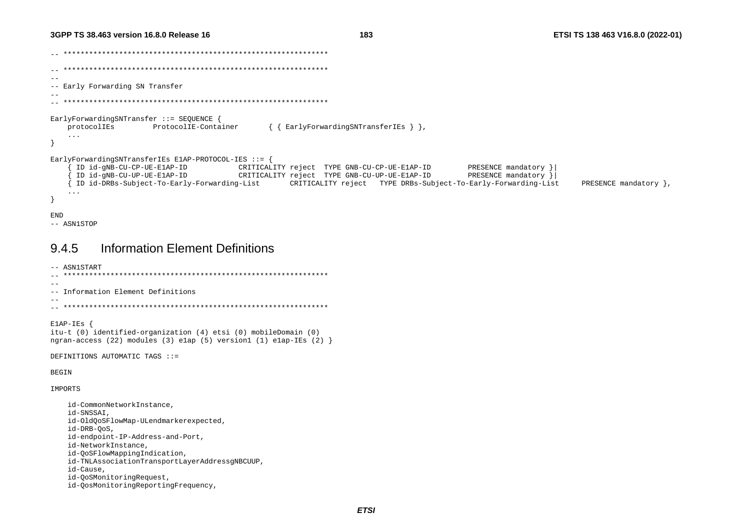```
-- **************************************************************

-- **************************************************************
--
-- Early Forwarding SN Transfer
--
-- **************************************************************

EarlyForwardingSNTransfer ::= SEQUENCE {
	protocolIEs			ProtocolIE-Container		{ { EarlyForwardingSNTransferIEs } },
	...
}

EarlyForwardingSNTransferIEs E1AP-PROTOCOL-IES ::= {
	{ ID id-gNB-CU-CP-UE-E1AP-ID			CRITICALITY reject	TYPE GNB-CU-CP-UE-E1AP-ID		PRESENCE mandatory }|
	{ ID id-gNB-CU-UP-UE-E1AP-ID			CRITICALITY reject	TYPE GNB-CU-UP-UE-E1AP-ID		PRESENCE mandatory }|
	{ ID id-DRBs-Subject-To-Early-Forwarding-List		CRITICALITY reject	TYPE DRBs-Subject-To-Early-Forwarding-List		PRESENCE mandatory },
	...
}

END
-- ASN1STOP
```

### 9.4.5 Information Element Definitions

```
-- ASN1START
-- **************************************************************
--
-- Information Element Definitions
--
-- **************************************************************

E1AP-IEs {
itu-t (0) identified-organization (4) etsi (0) mobileDomain (0)
ngran-access (22) modules (3) e1ap (5) version1 (1) e1ap-IEs (2) }

DEFINITIONS AUTOMATIC TAGS ::=

BEGIN

IMPORTS

	id-CommonNetworkInstance,
	id-SNSSAI,
	id-OldQoSFlowMap-ULendmarkerexpected,
	id-DRB-QoS,
	id-endpoint-IP-Address-and-Port,
	id-NetworkInstance,
	id-QoSFlowMappingIndication,
	id-TNLAssociationTransportLayerAddressgNBCUUP,
	id-Cause,
	id-QoSMonitoringRequest,
	id-QosMonitoringReportingFrequency,
```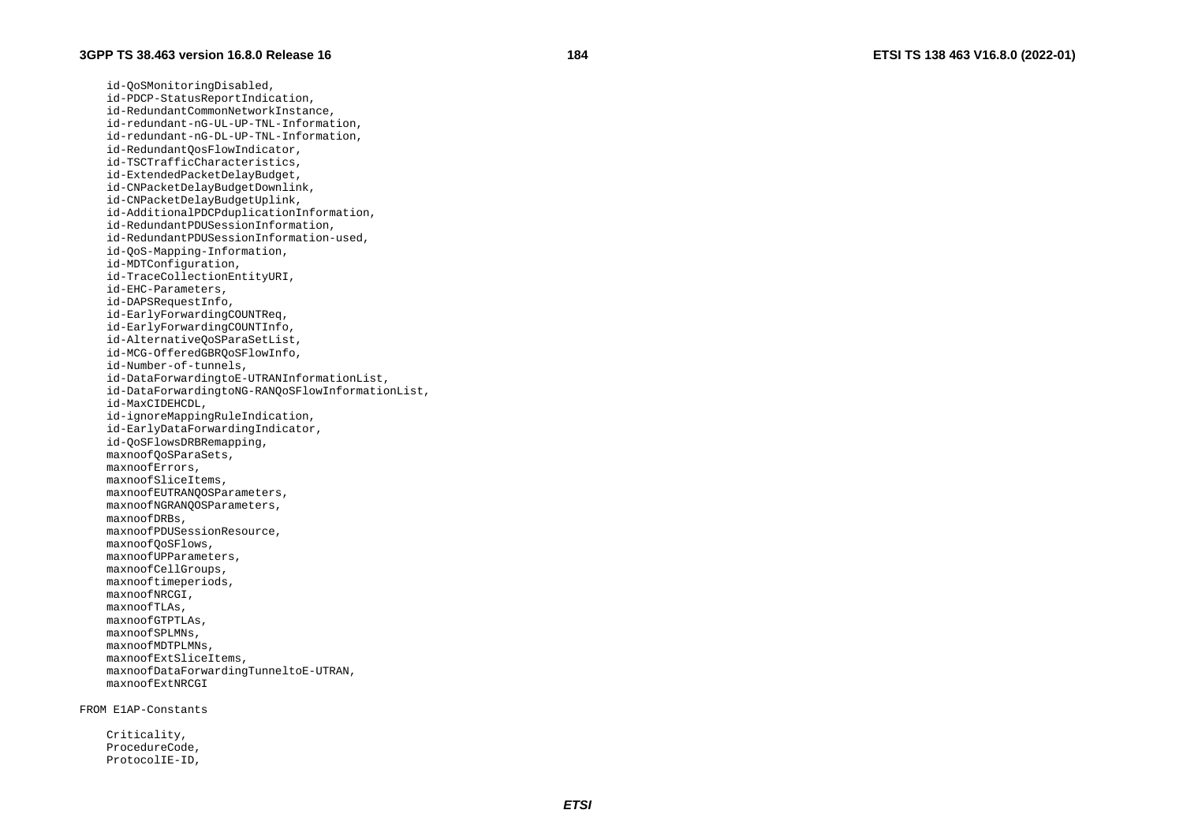```
	id-QoSMonitoringDisabled,
	id-PDCP-StatusReportIndication,
	id-RedundantCommonNetworkInstance,
	id-redundant-nG-UL-UP-TNL-Information,
	id-redundant-nG-DL-UP-TNL-Information,
	id-RedundantQosFlowIndicator,
	id-TSCTrafficCharacteristics,
	id-ExtendedPacketDelayBudget,
	id-CNPacketDelayBudgetDownlink,
	id-CNPacketDelayBudgetUplink,
	id-AdditionalPDCPduplicationInformation,
	id-RedundantPDUSessionInformation,
	id-RedundantPDUSessionInformation-used,
	id-QoS-Mapping-Information,
	id-MDTConfiguration,
	id-TraceCollectionEntityURI,
	id-EHC-Parameters,
	id-DAPSRequestInfo,
	id-EarlyForwardingCOUNTReq,
	id-EarlyForwardingCOUNTInfo,
	id-AlternativeQoSParaSetList,
	id-MCG-OfferedGBRQoSFlowInfo,
	id-Number-of-tunnels,
	id-DataForwardingtoE-UTRANInformationList,
	id-DataForwardingtoNG-RANQoSFlowInformationList,
	id-MaxCIDEHCDL,
	id-ignoreMappingRuleIndication,
	id-EarlyDataForwardingIndicator,
	id-QoSFlowsDRBRemapping,
	maxnoofQoSParaSets,
	maxnoofErrors,
	maxnoofSliceItems,
	maxnoofEUTRANQOSParameters,
	maxnoofNGRANQOSParameters,
	maxnoofDRBs,
	maxnoofPDUSessionResource,
	maxnoofQoSFlows,
	maxnoofUPParameters,
	maxnoofCellGroups,
	maxnooftimeperiods,
	maxnoofNRCGI,
	maxnoofTLAs,
	maxnoofGTPTLAs,
	maxnoofSPLMNs,
	maxnoofMDTPLMNs,
	maxnoofExtSliceItems,
	maxnoofDataForwardingTunneltoE-UTRAN,
	maxnoofExtNRCGI

FROM E1AP-Constants

	Criticality,
	ProcedureCode,
	ProtocolIE-ID,
```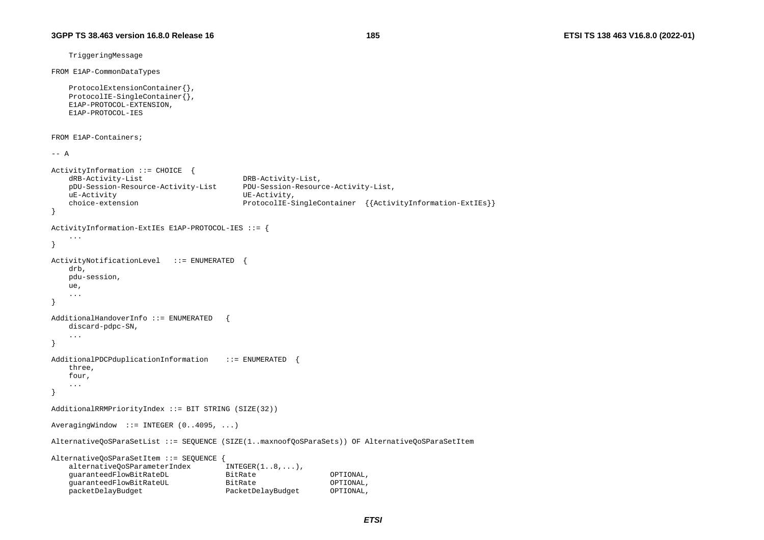```
	TriggeringMessage

FROM E1AP-CommonDataTypes

	ProtocolExtensionContainer{},
	ProtocolIE-SingleContainer{},
	E1AP-PROTOCOL-EXTENSION,
	E1AP-PROTOCOL-IES


FROM E1AP-Containers;

-- A

ActivityInformation ::= CHOICE  {
	dRB-Activity-List						DRB-Activity-List,
	pDU-Session-Resource-Activity-List		PDU-Session-Resource-Activity-List,
	uE-Activity								UE-Activity,
	choice-extension						ProtocolIE-SingleContainer	{{ActivityInformation-ExtIEs}}
}

ActivityInformation-ExtIEs E1AP-PROTOCOL-IES ::= {
	...
}

ActivityNotificationLevel	::= ENUMERATED	{
	drb,
	pdu-session,
	ue,
	...
}

AdditionalHandoverInfo ::= ENUMERATED	{
	discard-pdpc-SN,
	...
}

AdditionalPDCPduplicationInformation	::= ENUMERATED	{
	three,
	four,
	...
}

AdditionalRRMPriorityIndex ::= BIT STRING (SIZE(32))

AveragingWindow	::= INTEGER (0..4095, ...)

AlternativeQoSParaSetList ::= SEQUENCE (SIZE(1..maxnoofQoSParaSets)) OF AlternativeQoSParaSetItem

AlternativeQoSParaSetItem ::= SEQUENCE {
	alternativeQoSParameterIndex		INTEGER(1..8,...),
	guaranteedFlowBitRateDL				BitRate				OPTIONAL,
	guaranteedFlowBitRateUL				BitRate				OPTIONAL,
	packetDelayBudget					PacketDelayBudget	OPTIONAL,
```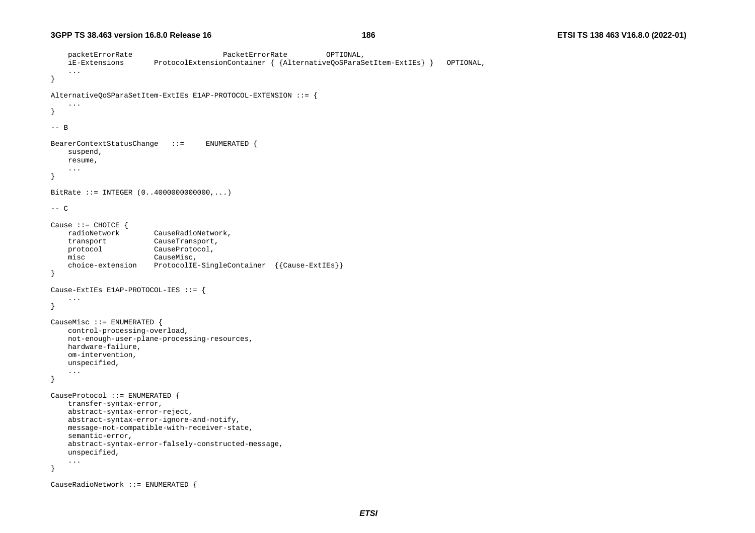```
	packetErrorRate				PacketErrorRate		OPTIONAL,
	iE-Extensions		ProtocolExtensionContainer { {AlternativeQoSParaSetItem-ExtIEs} }	OPTIONAL,
	...
}

AlternativeQoSParaSetItem-ExtIEs E1AP-PROTOCOL-EXTENSION ::= {
	...
}

-- B

BearerContextStatusChange	::=	ENUMERATED {
	suspend,
	resume,
	...
}

BitRate ::= INTEGER (0..4000000000000,...)

-- C

Cause ::= CHOICE {
	radioNetwork		CauseRadioNetwork,
	transport			CauseTransport,
	protocol			CauseProtocol,
	misc				CauseMisc,
	choice-extension	ProtocolIE-SingleContainer	{{Cause-ExtIEs}}
}

Cause-ExtIEs E1AP-PROTOCOL-IES ::= {
	...
}

CauseMisc ::= ENUMERATED {
	control-processing-overload,
	not-enough-user-plane-processing-resources,
	hardware-failure,
	om-intervention,
	unspecified,
	...
}

CauseProtocol ::= ENUMERATED {
	transfer-syntax-error,
	abstract-syntax-error-reject,
	abstract-syntax-error-ignore-and-notify,
	message-not-compatible-with-receiver-state,
	semantic-error,
	abstract-syntax-error-falsely-constructed-message,
	unspecified,
	...
}

CauseRadioNetwork ::= ENUMERATED {
```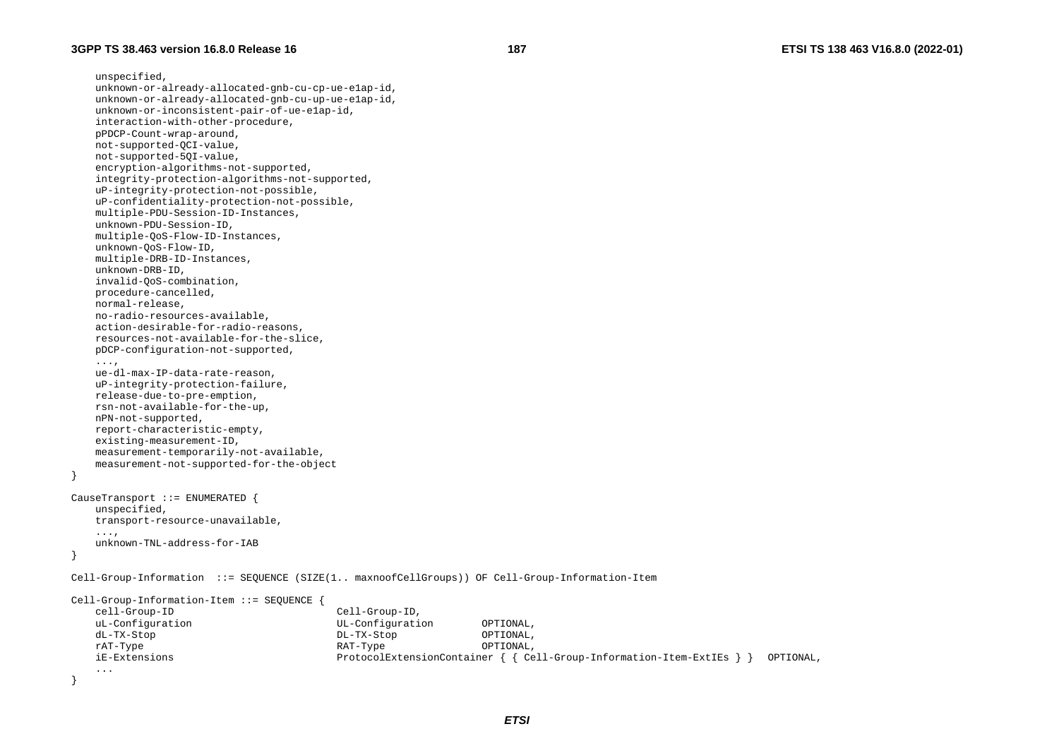```
    unspecified,
    unknown-or-already-allocated-gnb-cu-cp-ue-e1ap-id,
    unknown-or-already-allocated-gnb-cu-up-ue-e1ap-id,
    unknown-or-inconsistent-pair-of-ue-e1ap-id,
    interaction-with-other-procedure,
    pPDCP-Count-wrap-around,
    not-supported-QCI-value,
    not-supported-5QI-value,
    encryption-algorithms-not-supported,
    integrity-protection-algorithms-not-supported,
    uP-integrity-protection-not-possible,
    uP-confidentiality-protection-not-possible,
    multiple-PDU-Session-ID-Instances,
    unknown-PDU-Session-ID,
    multiple-QoS-Flow-ID-Instances,
    unknown-QoS-Flow-ID,
    multiple-DRB-ID-Instances,
    unknown-DRB-ID,
    invalid-QoS-combination,
    procedure-cancelled,
    normal-release,
    no-radio-resources-available,
    action-desirable-for-radio-reasons,
    resources-not-available-for-the-slice,
    pDCP-configuration-not-supported,
    ...,
    ue-dl-max-IP-data-rate-reason,
    uP-integrity-protection-failure,
    release-due-to-pre-emption,
    rsn-not-available-for-the-up,
    nPN-not-supported,
    report-characteristic-empty,
    existing-measurement-ID,
    measurement-temporarily-not-available,
    measurement-not-supported-for-the-object
}

CauseTransport ::= ENUMERATED {
    unspecified,
    transport-resource-unavailable,
    ...,
    unknown-TNL-address-for-IAB
}

Cell-Group-Information  ::= SEQUENCE (SIZE(1.. maxnoofCellGroups)) OF Cell-Group-Information-Item

Cell-Group-Information-Item ::= SEQUENCE {
    cell-Group-ID                           Cell-Group-ID,
    uL-Configuration                        UL-Configuration        OPTIONAL,
    dL-TX-Stop                              DL-TX-Stop              OPTIONAL,
    rAT-Type                                RAT-Type                OPTIONAL,
    iE-Extensions                           ProtocolExtensionContainer { { Cell-Group-Information-Item-ExtIEs } }   OPTIONAL,
    ...
}
```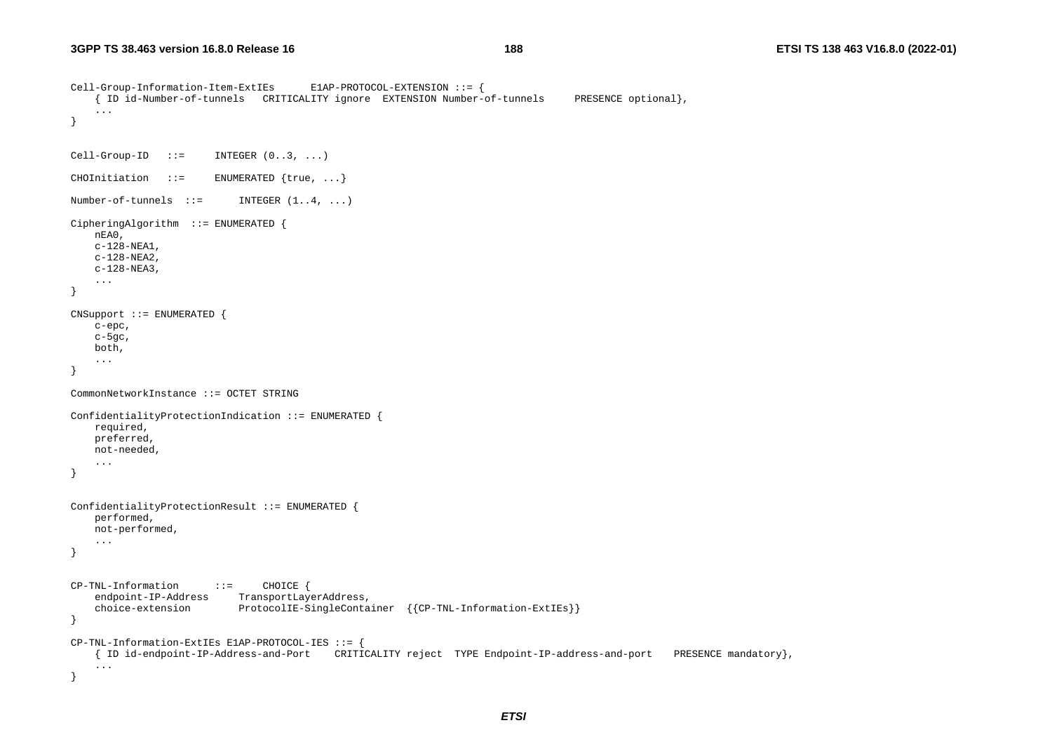```
Cell-Group-Information-Item-ExtIEs      E1AP-PROTOCOL-EXTENSION ::= {
    { ID id-Number-of-tunnels   CRITICALITY ignore  EXTENSION Number-of-tunnels     PRESENCE optional},
    ...
}


Cell-Group-ID   ::=     INTEGER (0..3, ...)

CHOInitiation   ::=     ENUMERATED {true, ...}

Number-of-tunnels  ::=      INTEGER (1..4, ...)

CipheringAlgorithm  ::= ENUMERATED {
    nEA0,
    c-128-NEA1,
    c-128-NEA2,
    c-128-NEA3,
    ...
}

CNSupport ::= ENUMERATED {
    c-epc,
    c-5gc,
    both,
    ...
}

CommonNetworkInstance ::= OCTET STRING

ConfidentialityProtectionIndication ::= ENUMERATED {
    required,
    preferred,
    not-needed,
    ...
}


ConfidentialityProtectionResult ::= ENUMERATED {
    performed,
    not-performed,
    ...
}


CP-TNL-Information      ::=     CHOICE {
    endpoint-IP-Address     TransportLayerAddress,
    choice-extension        ProtocolIE-SingleContainer  {{CP-TNL-Information-ExtIEs}}
}

CP-TNL-Information-ExtIEs E1AP-PROTOCOL-IES ::= {
    { ID id-endpoint-IP-Address-and-Port    CRITICALITY reject  TYPE Endpoint-IP-address-and-port   PRESENCE mandatory},
    ...
}
```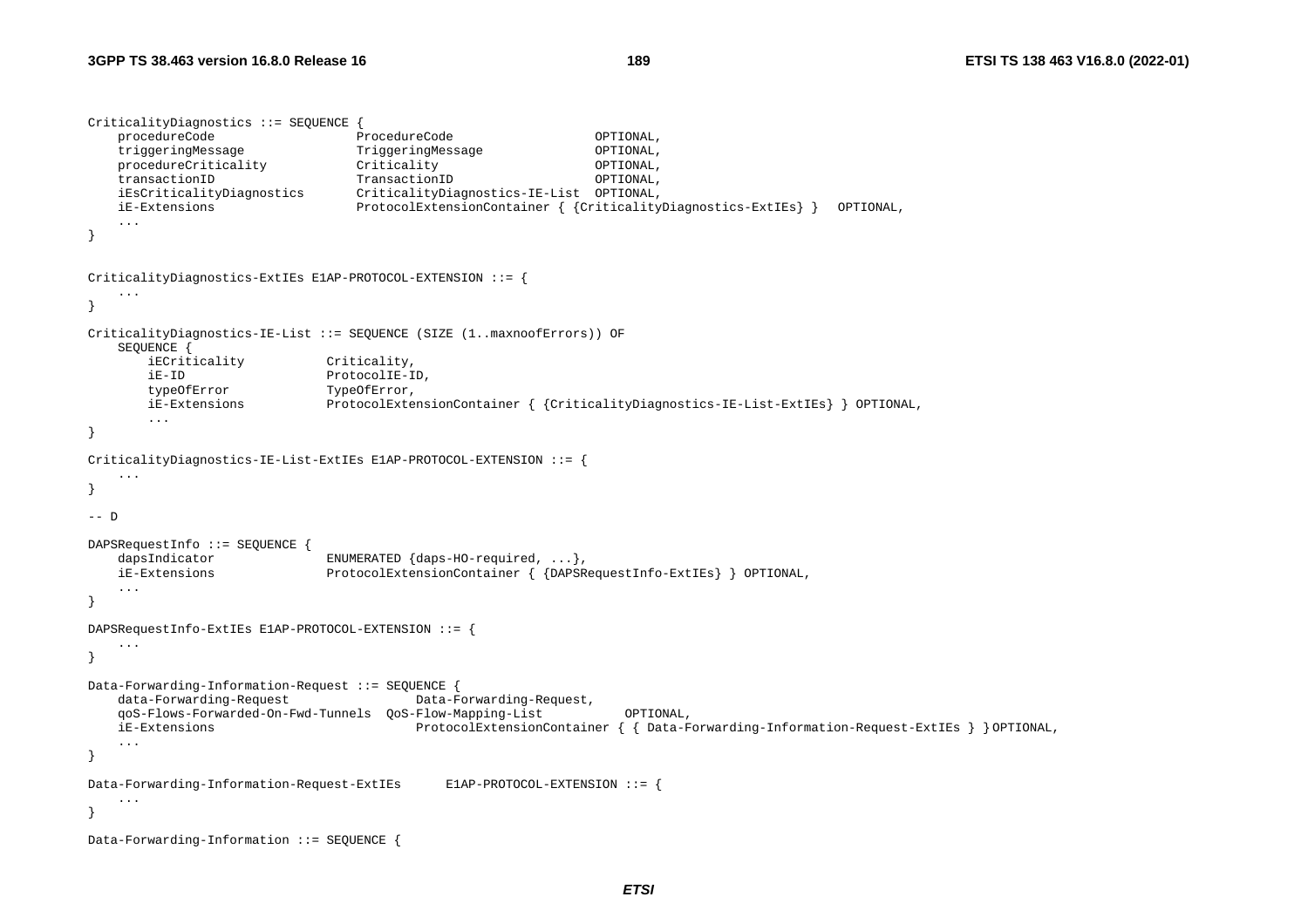```
CriticalityDiagnostics ::= SEQUENCE {
    procedureCode                   ProcedureCode                   OPTIONAL,
    triggeringMessage               TriggeringMessage               OPTIONAL,
    procedureCriticality            Criticality                     OPTIONAL,
    transactionID                   TransactionID                   OPTIONAL,
    iEsCriticalityDiagnostics       CriticalityDiagnostics-IE-List  OPTIONAL,
    iE-Extensions                   ProtocolExtensionContainer { {CriticalityDiagnostics-ExtIEs} }   OPTIONAL,
    ...
}


CriticalityDiagnostics-ExtIEs E1AP-PROTOCOL-EXTENSION ::= {
    ...
}

CriticalityDiagnostics-IE-List ::= SEQUENCE (SIZE (1..maxnoofErrors)) OF
    SEQUENCE {
        iECriticality           Criticality,
        iE-ID                   ProtocolIE-ID,
        typeOfError             TypeOfError,
        iE-Extensions           ProtocolExtensionContainer { {CriticalityDiagnostics-IE-List-ExtIEs} } OPTIONAL,
        ...
}

CriticalityDiagnostics-IE-List-ExtIEs E1AP-PROTOCOL-EXTENSION ::= {
    ...
}

-- D

DAPSRequestInfo ::= SEQUENCE {
    dapsIndicator               ENUMERATED {daps-HO-required, ...},
    iE-Extensions               ProtocolExtensionContainer { {DAPSRequestInfo-ExtIEs} } OPTIONAL,
    ...
}

DAPSRequestInfo-ExtIEs E1AP-PROTOCOL-EXTENSION ::= {
    ...
}

Data-Forwarding-Information-Request ::= SEQUENCE {
    data-Forwarding-Request                 Data-Forwarding-Request,
    qoS-Flows-Forwarded-On-Fwd-Tunnels  QoS-Flow-Mapping-List           OPTIONAL,
    iE-Extensions                           ProtocolExtensionContainer { { Data-Forwarding-Information-Request-ExtIEs } } OPTIONAL,
    ...
}

Data-Forwarding-Information-Request-ExtIEs      E1AP-PROTOCOL-EXTENSION ::= {
    ...
}

Data-Forwarding-Information ::= SEQUENCE {
```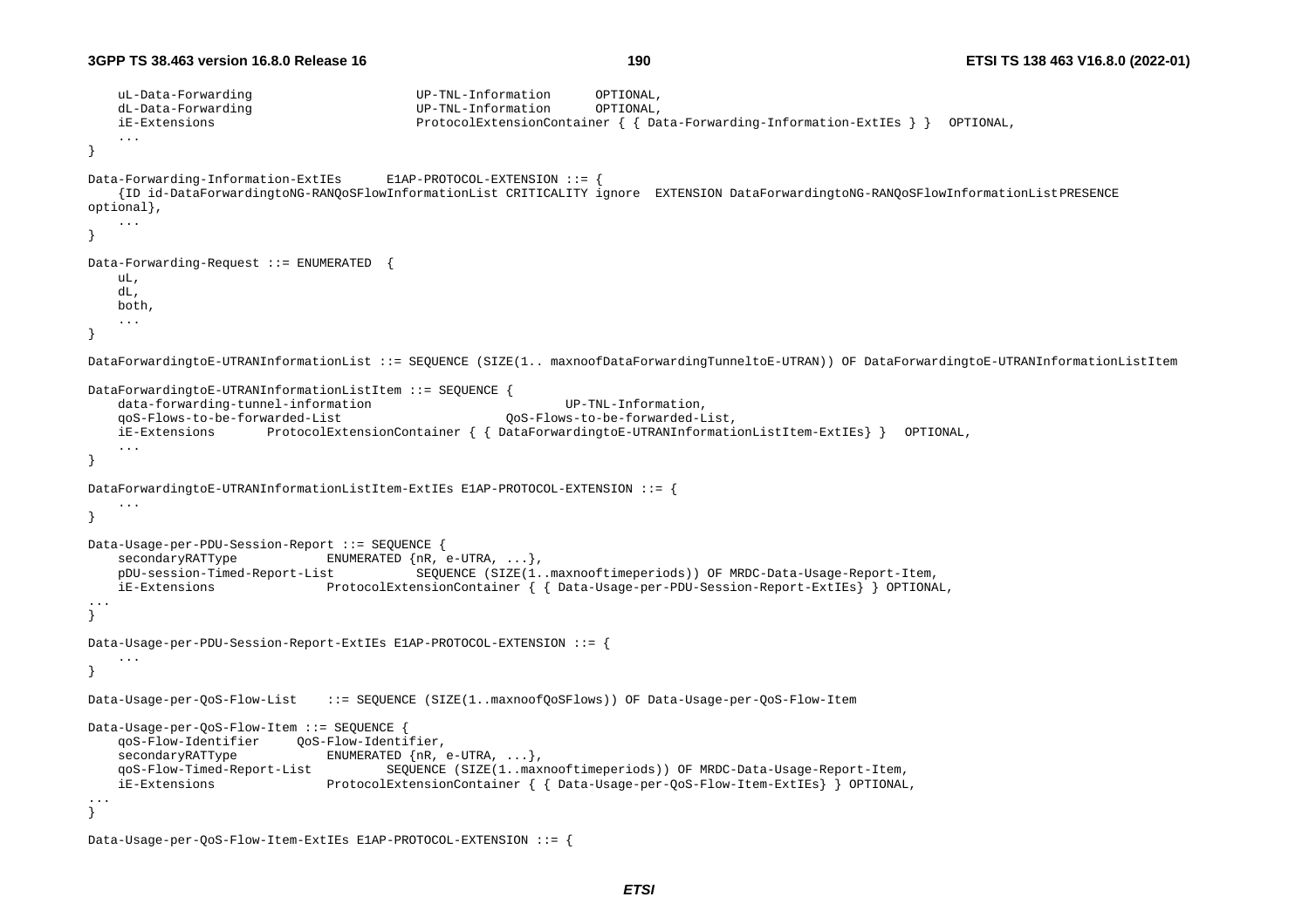```
	uL-Data-Forwarding						UP-TNL-Information		OPTIONAL,
	dL-Data-Forwarding						UP-TNL-Information		OPTIONAL,
	iE-Extensions							ProtocolExtensionContainer { { Data-Forwarding-Information-ExtIEs } }	OPTIONAL,
	...
}

Data-Forwarding-Information-ExtIEs		E1AP-PROTOCOL-EXTENSION ::= {
	{ID id-DataForwardingtoNG-RANQoSFlowInformationList CRITICALITY ignore	EXTENSION DataForwardingtoNG-RANQoSFlowInformationListPRESENCE 
optional},
	...
}

Data-Forwarding-Request ::= ENUMERATED	{
	uL,
	dL,
	both,
	...
}

DataForwardingtoE-UTRANInformationList ::= SEQUENCE (SIZE(1.. maxnoofDataForwardingTunneltoE-UTRAN)) OF DataForwardingtoE-UTRANInformationListItem

DataForwardingtoE-UTRANInformationListItem ::= SEQUENCE {
	data-forwarding-tunnel-information						UP-TNL-Information,
	qoS-Flows-to-be-forwarded-List						QoS-Flows-to-be-forwarded-List,
	iE-Extensions		ProtocolExtensionContainer { { DataForwardingtoE-UTRANInformationListItem-ExtIEs} }	OPTIONAL,
	...
}

DataForwardingtoE-UTRANInformationListItem-ExtIEs E1AP-PROTOCOL-EXTENSION ::= {
	...
}

Data-Usage-per-PDU-Session-Report ::= SEQUENCE {
	secondaryRATType			ENUMERATED {nR, e-UTRA, ...},
	pDU-session-Timed-Report-List			SEQUENCE (SIZE(1..maxnooftimeperiods)) OF MRDC-Data-Usage-Report-Item,
	iE-Extensions				ProtocolExtensionContainer { { Data-Usage-per-PDU-Session-Report-ExtIEs} } OPTIONAL,
...
}

Data-Usage-per-PDU-Session-Report-ExtIEs E1AP-PROTOCOL-EXTENSION ::= {
	...
}

Data-Usage-per-QoS-Flow-List	::= SEQUENCE (SIZE(1..maxnoofQoSFlows)) OF Data-Usage-per-QoS-Flow-Item

Data-Usage-per-QoS-Flow-Item ::= SEQUENCE {
	qoS-Flow-Identifier		QoS-Flow-Identifier,
	secondaryRATType			ENUMERATED {nR, e-UTRA, ...},
	qoS-Flow-Timed-Report-List			SEQUENCE (SIZE(1..maxnooftimeperiods)) OF MRDC-Data-Usage-Report-Item,
	iE-Extensions				ProtocolExtensionContainer { { Data-Usage-per-QoS-Flow-Item-ExtIEs} } OPTIONAL,
...
}

Data-Usage-per-QoS-Flow-Item-ExtIEs E1AP-PROTOCOL-EXTENSION ::= {
```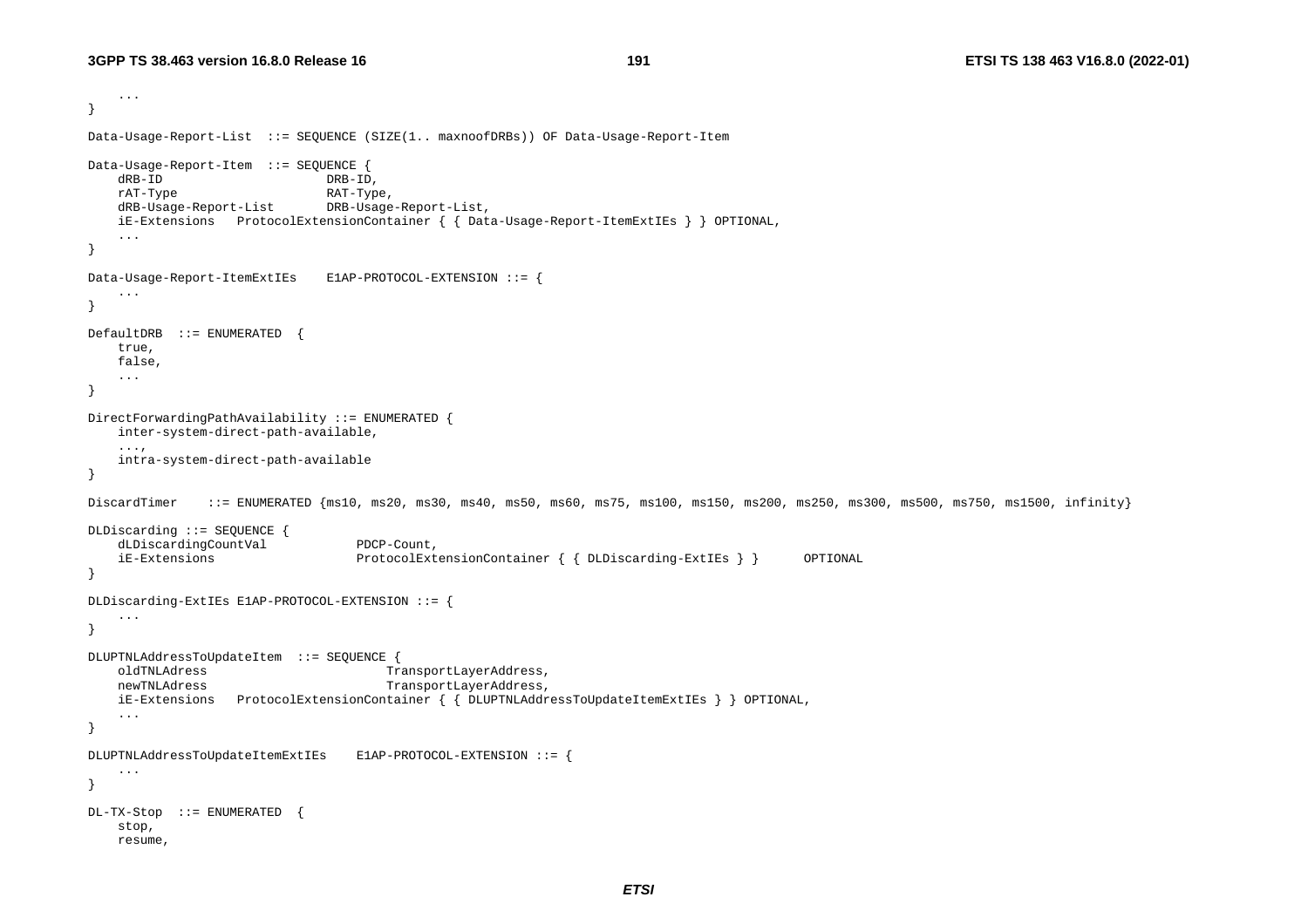```
	...
}

Data-Usage-Report-List	::= SEQUENCE (SIZE(1.. maxnoofDRBs)) OF Data-Usage-Report-Item

Data-Usage-Report-Item	::= SEQUENCE {
	dRB-ID						DRB-ID,
	rAT-Type					RAT-Type,
	dRB-Usage-Report-List		DRB-Usage-Report-List,
	iE-Extensions	ProtocolExtensionContainer { { Data-Usage-Report-ItemExtIEs } } OPTIONAL,
	...
}

Data-Usage-Report-ItemExtIEs	E1AP-PROTOCOL-EXTENSION ::= {
	...
}

DefaultDRB	::= ENUMERATED	{
	true,
	false,
	...
}

DirectForwardingPathAvailability ::= ENUMERATED {
	inter-system-direct-path-available,
	...,
	intra-system-direct-path-available
}

DiscardTimer	::= ENUMERATED {ms10, ms20, ms30, ms40, ms50, ms60, ms75, ms100, ms150, ms200, ms250, ms300, ms500, ms750, ms1500, infinity}

DLDiscarding ::= SEQUENCE {
	dLDiscardingCountVal			PDCP-Count,
	iE-Extensions					ProtocolExtensionContainer { { DLDiscarding-ExtIEs } }		OPTIONAL
}

DLDiscarding-ExtIEs E1AP-PROTOCOL-EXTENSION ::= {
	...
}

DLUPTNLAddressToUpdateItem	::= SEQUENCE {
	oldTNLAdress						TransportLayerAddress,
	newTNLAdress						TransportLayerAddress,
	iE-Extensions	ProtocolExtensionContainer { { DLUPTNLAddressToUpdateItemExtIEs } } OPTIONAL,
	...
}

DLUPTNLAddressToUpdateItemExtIEs	E1AP-PROTOCOL-EXTENSION ::= {
	...
}

DL-TX-Stop	::= ENUMERATED	{
	stop,
	resume,
```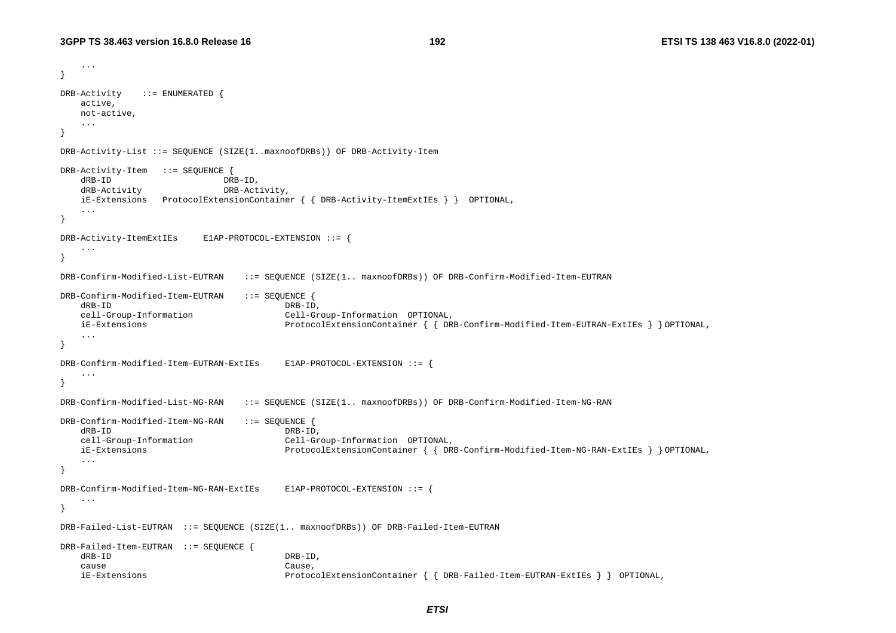```
	...
}

DRB-Activity	::= ENUMERATED {
	active,
	not-active,
	...
}

DRB-Activity-List ::= SEQUENCE (SIZE(1..maxnoofDRBs)) OF DRB-Activity-Item

DRB-Activity-Item	::= SEQUENCE {
	dRB-ID						DRB-ID,
	dRB-Activity				DRB-Activity,
	iE-Extensions	ProtocolExtensionContainer { { DRB-Activity-ItemExtIEs } }	OPTIONAL,
	...
}

DRB-Activity-ItemExtIEs		E1AP-PROTOCOL-EXTENSION ::= {
	...
}

DRB-Confirm-Modified-List-EUTRAN	::= SEQUENCE (SIZE(1.. maxnoofDRBs)) OF DRB-Confirm-Modified-Item-EUTRAN

DRB-Confirm-Modified-Item-EUTRAN	::= SEQUENCE {
	dRB-ID								DRB-ID,
	cell-Group-Information				Cell-Group-Information	OPTIONAL,
	iE-Extensions						ProtocolExtensionContainer { { DRB-Confirm-Modified-Item-EUTRAN-ExtIEs } } OPTIONAL,
	...
}

DRB-Confirm-Modified-Item-EUTRAN-ExtIEs		E1AP-PROTOCOL-EXTENSION ::= {
	...
}

DRB-Confirm-Modified-List-NG-RAN	::= SEQUENCE (SIZE(1.. maxnoofDRBs)) OF DRB-Confirm-Modified-Item-NG-RAN

DRB-Confirm-Modified-Item-NG-RAN	::= SEQUENCE {
	dRB-ID								DRB-ID,
	cell-Group-Information				Cell-Group-Information	OPTIONAL,
	iE-Extensions						ProtocolExtensionContainer { { DRB-Confirm-Modified-Item-NG-RAN-ExtIEs } } OPTIONAL,
	...
}

DRB-Confirm-Modified-Item-NG-RAN-ExtIEs		E1AP-PROTOCOL-EXTENSION ::= {
	...
}

DRB-Failed-List-EUTRAN	::= SEQUENCE (SIZE(1.. maxnoofDRBs)) OF DRB-Failed-Item-EUTRAN

DRB-Failed-Item-EUTRAN	::= SEQUENCE {
	dRB-ID								DRB-ID,
	cause								Cause,
	iE-Extensions						ProtocolExtensionContainer { { DRB-Failed-Item-EUTRAN-ExtIEs } }	OPTIONAL,
```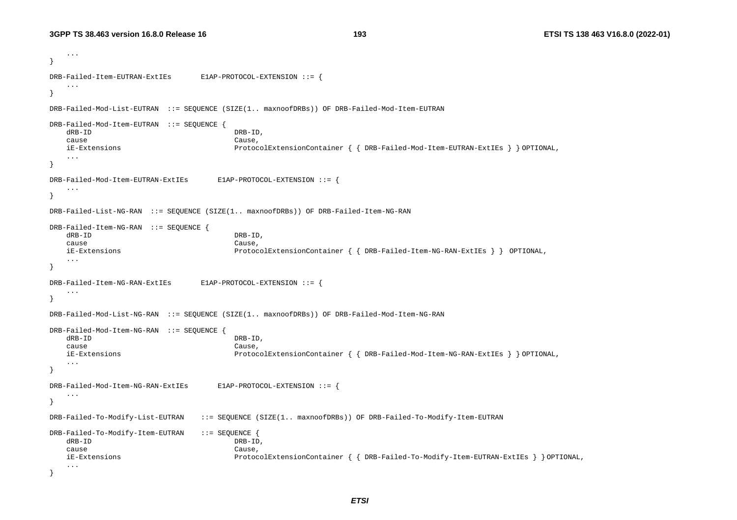```
	...
}

DRB-Failed-Item-EUTRAN-ExtIEs 	E1AP-PROTOCOL-EXTENSION ::= {
	...
}

DRB-Failed-Mod-List-EUTRAN  ::= SEQUENCE (SIZE(1.. maxnoofDRBs)) OF DRB-Failed-Mod-Item-EUTRAN

DRB-Failed-Mod-Item-EUTRAN  ::= SEQUENCE {
	dRB-ID 					DRB-ID,
	cause 					Cause,
	iE-Extensions 			ProtocolExtensionContainer { { DRB-Failed-Mod-Item-EUTRAN-ExtIEs } } OPTIONAL,
	...
}

DRB-Failed-Mod-Item-EUTRAN-ExtIEs 	E1AP-PROTOCOL-EXTENSION ::= {
	...
}

DRB-Failed-List-NG-RAN  ::= SEQUENCE (SIZE(1.. maxnoofDRBs)) OF DRB-Failed-Item-NG-RAN

DRB-Failed-Item-NG-RAN  ::= SEQUENCE {
	dRB-ID 					DRB-ID,
	cause 					Cause,
	iE-Extensions 			ProtocolExtensionContainer { { DRB-Failed-Item-NG-RAN-ExtIEs } }  OPTIONAL,
	...
}

DRB-Failed-Item-NG-RAN-ExtIEs 	E1AP-PROTOCOL-EXTENSION ::= {
	...
}

DRB-Failed-Mod-List-NG-RAN  ::= SEQUENCE (SIZE(1.. maxnoofDRBs)) OF DRB-Failed-Mod-Item-NG-RAN

DRB-Failed-Mod-Item-NG-RAN  ::= SEQUENCE {
	dRB-ID 					DRB-ID,
	cause 					Cause,
	iE-Extensions 			ProtocolExtensionContainer { { DRB-Failed-Mod-Item-NG-RAN-ExtIEs } } OPTIONAL,
	...
}

DRB-Failed-Mod-Item-NG-RAN-ExtIEs 	E1AP-PROTOCOL-EXTENSION ::= {
	...
}

DRB-Failed-To-Modify-List-EUTRAN 	::= SEQUENCE (SIZE(1.. maxnoofDRBs)) OF DRB-Failed-To-Modify-Item-EUTRAN

DRB-Failed-To-Modify-Item-EUTRAN 	::= SEQUENCE {
	dRB-ID 					DRB-ID,
	cause 					Cause,
	iE-Extensions 			ProtocolExtensionContainer { { DRB-Failed-To-Modify-Item-EUTRAN-ExtIEs } } OPTIONAL,
	...
}
```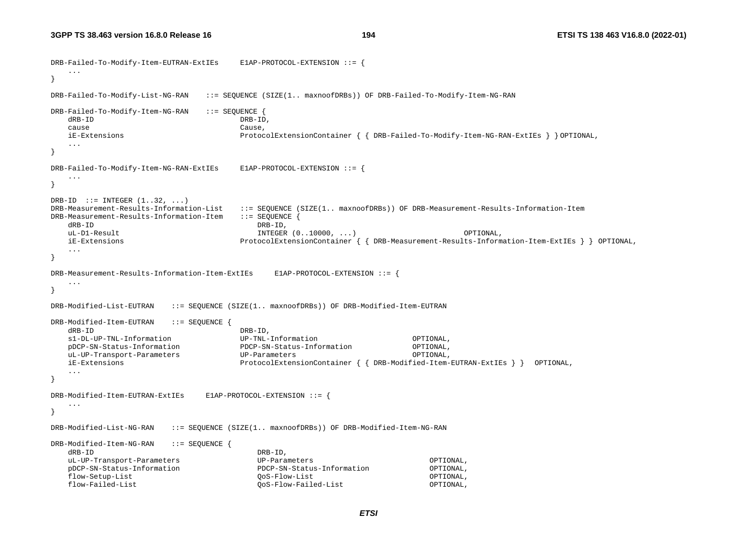```
DRB-Failed-To-Modify-Item-EUTRAN-ExtIEs     E1AP-PROTOCOL-EXTENSION ::= {
    ...
}

DRB-Failed-To-Modify-List-NG-RAN    ::= SEQUENCE (SIZE(1.. maxnoofDRBs)) OF DRB-Failed-To-Modify-Item-NG-RAN

DRB-Failed-To-Modify-Item-NG-RAN    ::= SEQUENCE {
    dRB-ID                                  DRB-ID,
    cause                                   Cause,
    iE-Extensions                           ProtocolExtensionContainer { { DRB-Failed-To-Modify-Item-NG-RAN-ExtIEs } } OPTIONAL,
    ...
}

DRB-Failed-To-Modify-Item-NG-RAN-ExtIEs     E1AP-PROTOCOL-EXTENSION ::= {
    ...
}

DRB-ID  ::= INTEGER (1..32, ...)
DRB-Measurement-Results-Information-List    ::= SEQUENCE (SIZE(1.. maxnoofDRBs)) OF DRB-Measurement-Results-Information-Item
DRB-Measurement-Results-Information-Item    ::= SEQUENCE {
    dRB-ID                                      DRB-ID,
    uL-D1-Result                                INTEGER (0..10000, ...)                         OPTIONAL,
    iE-Extensions                           ProtocolExtensionContainer { { DRB-Measurement-Results-Information-Item-ExtIEs } } OPTIONAL,
    ...
}

DRB-Measurement-Results-Information-Item-ExtIEs     E1AP-PROTOCOL-EXTENSION ::= {
    ...
}

DRB-Modified-List-EUTRAN    ::= SEQUENCE (SIZE(1.. maxnoofDRBs)) OF DRB-Modified-Item-EUTRAN

DRB-Modified-Item-EUTRAN    ::= SEQUENCE {
    dRB-ID                                  DRB-ID,
    s1-DL-UP-TNL-Information                UP-TNL-Information                      OPTIONAL,
    pDCP-SN-Status-Information              PDCP-SN-Status-Information              OPTIONAL,
    uL-UP-Transport-Parameters              UP-Parameters                           OPTIONAL,
    iE-Extensions                           ProtocolExtensionContainer { { DRB-Modified-Item-EUTRAN-ExtIEs } }   OPTIONAL,
    ...
}

DRB-Modified-Item-EUTRAN-ExtIEs     E1AP-PROTOCOL-EXTENSION ::= {
    ...
}

DRB-Modified-List-NG-RAN    ::= SEQUENCE (SIZE(1.. maxnoofDRBs)) OF DRB-Modified-Item-NG-RAN

DRB-Modified-Item-NG-RAN    ::= SEQUENCE {
    dRB-ID                                      DRB-ID,
    uL-UP-Transport-Parameters                  UP-Parameters                           OPTIONAL,
    pDCP-SN-Status-Information                  PDCP-SN-Status-Information              OPTIONAL,
    flow-Setup-List                             QoS-Flow-List                           OPTIONAL,
    flow-Failed-List                            QoS-Flow-Failed-List                    OPTIONAL,
```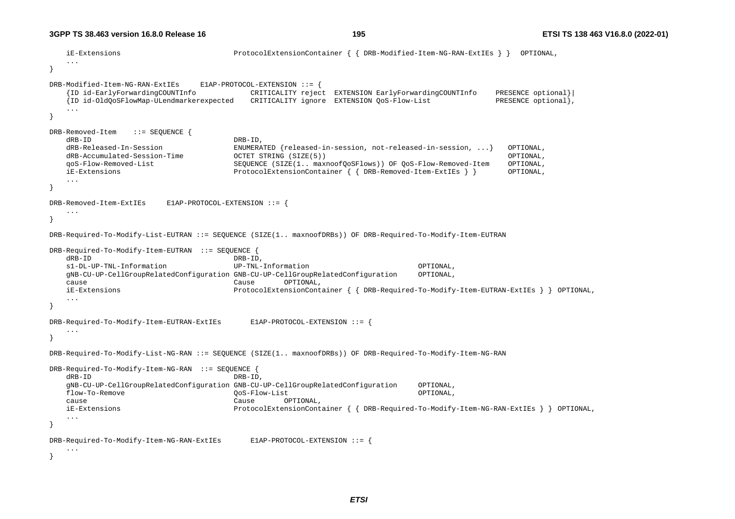```
	iE-Extensions							ProtocolExtensionContainer { { DRB-Modified-Item-NG-RAN-ExtIEs } }	OPTIONAL,
	...
}

DRB-Modified-Item-NG-RAN-ExtIEs	E1AP-PROTOCOL-EXTENSION ::= {
	{ID id-EarlyForwardingCOUNTInfo			CRITICALITY reject	EXTENSION EarlyForwardingCOUNTInfo		PRESENCE optional}|
	{ID id-OldQoSFlowMap-ULendmarkerexpected	CRITICALITY ignore	EXTENSION QoS-Flow-List				PRESENCE optional},
	...
}

DRB-Removed-Item	::= SEQUENCE {
	dRB-ID							DRB-ID,
	dRB-Released-In-Session			ENUMERATED {released-in-session, not-released-in-session, ...}	OPTIONAL,
	dRB-Accumulated-Session-Time		OCTET STRING (SIZE(5))											OPTIONAL,
	qoS-Flow-Removed-List				SEQUENCE (SIZE(1.. maxnoofQoSFlows)) OF QoS-Flow-Removed-Item	OPTIONAL,
	iE-Extensions						ProtocolExtensionContainer { { DRB-Removed-Item-ExtIEs } }		OPTIONAL,
	...
}

DRB-Removed-Item-ExtIEs	E1AP-PROTOCOL-EXTENSION ::= {
	...
}

DRB-Required-To-Modify-List-EUTRAN ::= SEQUENCE (SIZE(1.. maxnoofDRBs)) OF DRB-Required-To-Modify-Item-EUTRAN

DRB-Required-To-Modify-Item-EUTRAN	::= SEQUENCE {
	dRB-ID							DRB-ID,
	s1-DL-UP-TNL-Information			UP-TNL-Information						OPTIONAL,
	gNB-CU-UP-CellGroupRelatedConfiguration GNB-CU-UP-CellGroupRelatedConfiguration	OPTIONAL,
	cause								Cause		OPTIONAL,
	iE-Extensions						ProtocolExtensionContainer { { DRB-Required-To-Modify-Item-EUTRAN-ExtIEs } } OPTIONAL,
	...
}

DRB-Required-To-Modify-Item-EUTRAN-ExtIEs	E1AP-PROTOCOL-EXTENSION ::= {
	...
}

DRB-Required-To-Modify-List-NG-RAN ::= SEQUENCE (SIZE(1.. maxnoofDRBs)) OF DRB-Required-To-Modify-Item-NG-RAN

DRB-Required-To-Modify-Item-NG-RAN	::= SEQUENCE {
	dRB-ID							DRB-ID,
	gNB-CU-UP-CellGroupRelatedConfiguration GNB-CU-UP-CellGroupRelatedConfiguration	OPTIONAL,
	flow-To-Remove						QoS-Flow-List							OPTIONAL,
	cause								Cause		OPTIONAL,
	iE-Extensions						ProtocolExtensionContainer { { DRB-Required-To-Modify-Item-NG-RAN-ExtIEs } } OPTIONAL,
	...
}

DRB-Required-To-Modify-Item-NG-RAN-ExtIEs	E1AP-PROTOCOL-EXTENSION ::= {
	...
}
```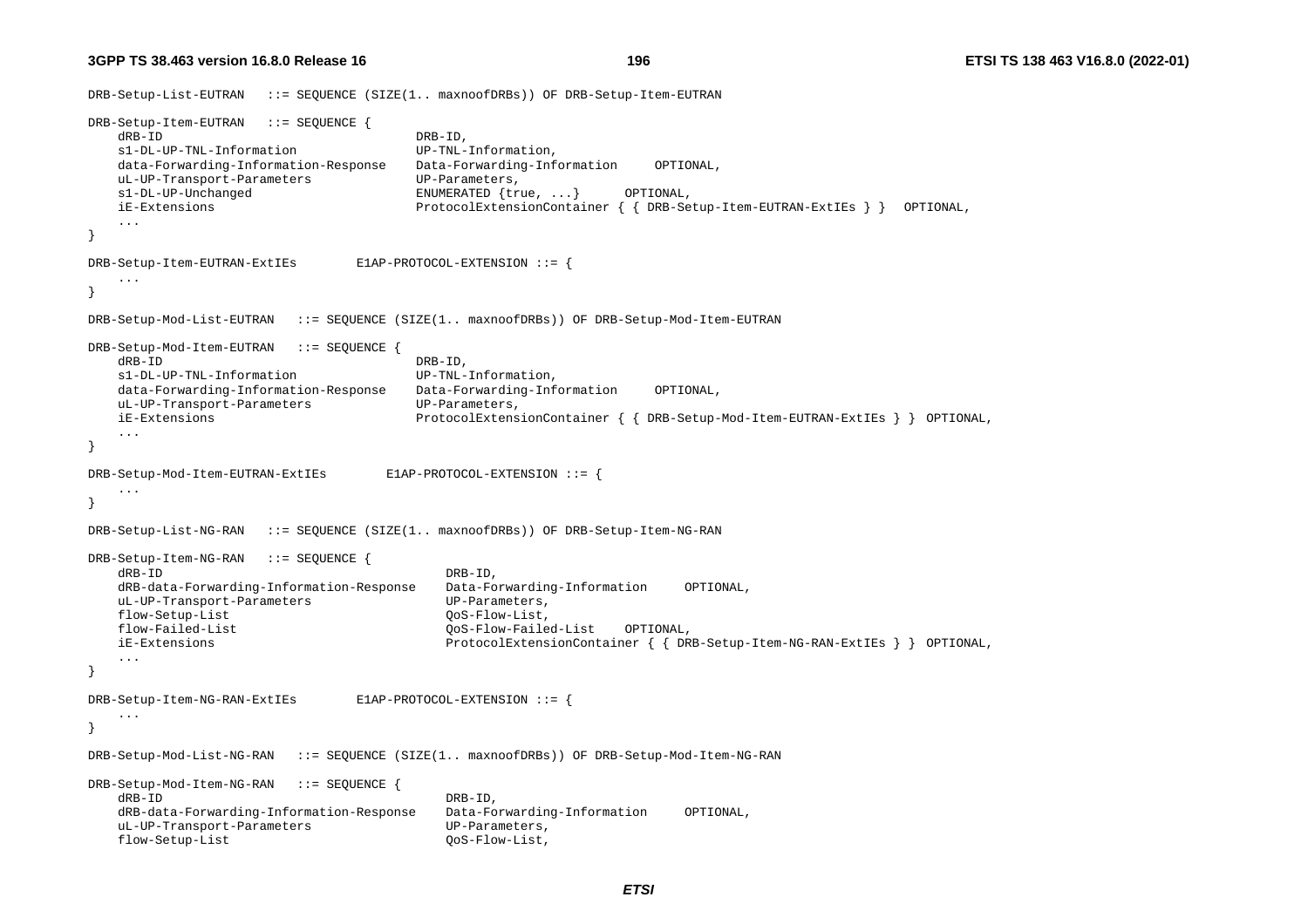```
DRB-Setup-List-EUTRAN   ::= SEQUENCE (SIZE(1.. maxnoofDRBs)) OF DRB-Setup-Item-EUTRAN

DRB-Setup-Item-EUTRAN   ::= SEQUENCE {
    dRB-ID                                  DRB-ID,
    s1-DL-UP-TNL-Information                UP-TNL-Information,
    data-Forwarding-Information-Response    Data-Forwarding-Information     OPTIONAL,
    uL-UP-Transport-Parameters              UP-Parameters,
    s1-DL-UP-Unchanged                      ENUMERATED {true, ...}      OPTIONAL,
    iE-Extensions                           ProtocolExtensionContainer { { DRB-Setup-Item-EUTRAN-ExtIEs } }  OPTIONAL,
    ...
}

DRB-Setup-Item-EUTRAN-ExtIEs        E1AP-PROTOCOL-EXTENSION ::= {
    ...
}

DRB-Setup-Mod-List-EUTRAN   ::= SEQUENCE (SIZE(1.. maxnoofDRBs)) OF DRB-Setup-Mod-Item-EUTRAN

DRB-Setup-Mod-Item-EUTRAN   ::= SEQUENCE {
    dRB-ID                                  DRB-ID,
    s1-DL-UP-TNL-Information                UP-TNL-Information,
    data-Forwarding-Information-Response    Data-Forwarding-Information     OPTIONAL,
    uL-UP-Transport-Parameters              UP-Parameters,
    iE-Extensions                           ProtocolExtensionContainer { { DRB-Setup-Mod-Item-EUTRAN-ExtIEs } } OPTIONAL,
    ...
}

DRB-Setup-Mod-Item-EUTRAN-ExtIEs        E1AP-PROTOCOL-EXTENSION ::= {
    ...
}

DRB-Setup-List-NG-RAN   ::= SEQUENCE (SIZE(1.. maxnoofDRBs)) OF DRB-Setup-Item-NG-RAN

DRB-Setup-Item-NG-RAN   ::= SEQUENCE {
    dRB-ID                                      DRB-ID,
    dRB-data-Forwarding-Information-Response    Data-Forwarding-Information     OPTIONAL,
    uL-UP-Transport-Parameters                  UP-Parameters,
    flow-Setup-List                             QoS-Flow-List,
    flow-Failed-List                            QoS-Flow-Failed-List    OPTIONAL,
    iE-Extensions                               ProtocolExtensionContainer { { DRB-Setup-Item-NG-RAN-ExtIEs } } OPTIONAL,
    ...
}

DRB-Setup-Item-NG-RAN-ExtIEs        E1AP-PROTOCOL-EXTENSION ::= {
    ...
}

DRB-Setup-Mod-List-NG-RAN   ::= SEQUENCE (SIZE(1.. maxnoofDRBs)) OF DRB-Setup-Mod-Item-NG-RAN

DRB-Setup-Mod-Item-NG-RAN   ::= SEQUENCE {
    dRB-ID                                      DRB-ID,
    dRB-data-Forwarding-Information-Response    Data-Forwarding-Information     OPTIONAL,
    uL-UP-Transport-Parameters                  UP-Parameters,
    flow-Setup-List                             QoS-Flow-List,
```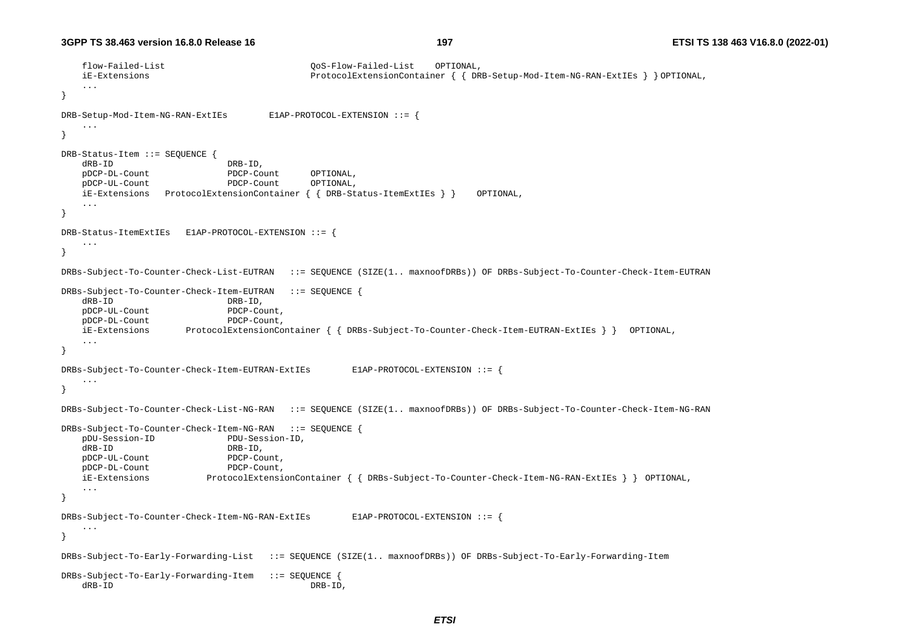```
	flow-Failed-List							QoS-Flow-Failed-List	OPTIONAL,
	iE-Extensions								ProtocolExtensionContainer { { DRB-Setup-Mod-Item-NG-RAN-ExtIEs } } OPTIONAL,
	...
}

DRB-Setup-Mod-Item-NG-RAN-ExtIEs		E1AP-PROTOCOL-EXTENSION ::= {
	...
}

DRB-Status-Item ::= SEQUENCE {
	dRB-ID						DRB-ID,
	pDCP-DL-Count				PDCP-Count		OPTIONAL,
	pDCP-UL-Count				PDCP-Count		OPTIONAL,
	iE-Extensions	ProtocolExtensionContainer { { DRB-Status-ItemExtIEs } }	OPTIONAL,
	...
}

DRB-Status-ItemExtIEs	E1AP-PROTOCOL-EXTENSION ::= {
	...
}

DRBs-Subject-To-Counter-Check-List-EUTRAN	::= SEQUENCE (SIZE(1.. maxnoofDRBs)) OF DRBs-Subject-To-Counter-Check-Item-EUTRAN

DRBs-Subject-To-Counter-Check-Item-EUTRAN	::= SEQUENCE {
	dRB-ID						DRB-ID,
	pDCP-UL-Count				PDCP-Count,
	pDCP-DL-Count				PDCP-Count,
	iE-Extensions		ProtocolExtensionContainer { { DRBs-Subject-To-Counter-Check-Item-EUTRAN-ExtIEs } }	OPTIONAL,
	...
}

DRBs-Subject-To-Counter-Check-Item-EUTRAN-ExtIEs		E1AP-PROTOCOL-EXTENSION ::= {
	...
}

DRBs-Subject-To-Counter-Check-List-NG-RAN	::= SEQUENCE (SIZE(1.. maxnoofDRBs)) OF DRBs-Subject-To-Counter-Check-Item-NG-RAN

DRBs-Subject-To-Counter-Check-Item-NG-RAN	::= SEQUENCE {
	pDU-Session-ID				PDU-Session-ID,
	dRB-ID						DRB-ID,
	pDCP-UL-Count				PDCP-Count,
	pDCP-DL-Count				PDCP-Count,
	iE-Extensions			ProtocolExtensionContainer { { DRBs-Subject-To-Counter-Check-Item-NG-RAN-ExtIEs } }	OPTIONAL,
	...
}

DRBs-Subject-To-Counter-Check-Item-NG-RAN-ExtIEs		E1AP-PROTOCOL-EXTENSION ::= {
	...
}

DRBs-Subject-To-Early-Forwarding-List	::= SEQUENCE (SIZE(1.. maxnoofDRBs)) OF DRBs-Subject-To-Early-Forwarding-Item

DRBs-Subject-To-Early-Forwarding-Item	::= SEQUENCE {
	dRB-ID										DRB-ID,
```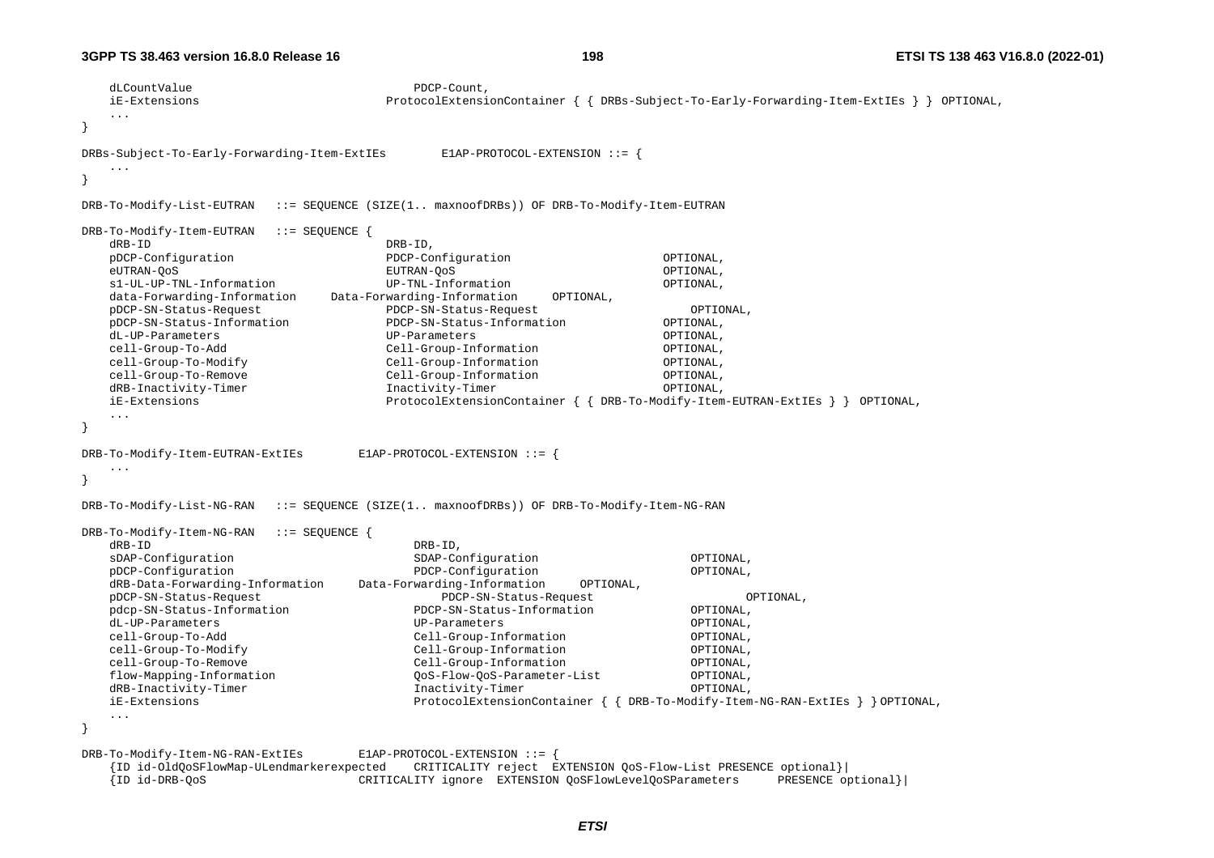```
	dLCountValue						PDCP-Count,
	iE-Extensions						ProtocolExtensionContainer { { DRBs-Subject-To-Early-Forwarding-Item-ExtIEs } } OPTIONAL,
	...
}

DRBs-Subject-To-Early-Forwarding-Item-ExtIEs		E1AP-PROTOCOL-EXTENSION ::= {
	...
}

DRB-To-Modify-List-EUTRAN	::= SEQUENCE (SIZE(1.. maxnoofDRBs)) OF DRB-To-Modify-Item-EUTRAN

DRB-To-Modify-Item-EUTRAN	::= SEQUENCE {
	dRB-ID							DRB-ID,
	pDCP-Configuration				PDCP-Configuration					OPTIONAL,
	eUTRAN-QoS						EUTRAN-QoS							OPTIONAL,
	s1-UL-UP-TNL-Information		UP-TNL-Information					OPTIONAL,
	data-Forwarding-Information		Data-Forwarding-Information		OPTIONAL,
	pDCP-SN-Status-Request			PDCP-SN-Status-Request					OPTIONAL,
	pDCP-SN-Status-Information		PDCP-SN-Status-Information			OPTIONAL,
	dL-UP-Parameters				UP-Parameters						OPTIONAL,
	cell-Group-To-Add				Cell-Group-Information				OPTIONAL,
	cell-Group-To-Modify			Cell-Group-Information				OPTIONAL,
	cell-Group-To-Remove			Cell-Group-Information				OPTIONAL,
	dRB-Inactivity-Timer			Inactivity-Timer					OPTIONAL,
	iE-Extensions					ProtocolExtensionContainer { { DRB-To-Modify-Item-EUTRAN-ExtIEs } }	OPTIONAL,
	...
}

DRB-To-Modify-Item-EUTRAN-ExtIEs		E1AP-PROTOCOL-EXTENSION ::= {
	...
}

DRB-To-Modify-List-NG-RAN	::= SEQUENCE (SIZE(1.. maxnoofDRBs)) OF DRB-To-Modify-Item-NG-RAN

DRB-To-Modify-Item-NG-RAN	::= SEQUENCE {
	dRB-ID								DRB-ID,
	sDAP-Configuration					SDAP-Configuration					OPTIONAL,
	pDCP-Configuration					PDCP-Configuration					OPTIONAL,
	dRB-Data-Forwarding-Information		Data-Forwarding-Information		OPTIONAL,
	pDCP-SN-Status-Request					PDCP-SN-Status-Request					OPTIONAL,
	pdcp-SN-Status-Information			PDCP-SN-Status-Information			OPTIONAL,
	dL-UP-Parameters					UP-Parameters						OPTIONAL,
	cell-Group-To-Add					Cell-Group-Information				OPTIONAL,
	cell-Group-To-Modify				Cell-Group-Information				OPTIONAL,
	cell-Group-To-Remove				Cell-Group-Information				OPTIONAL,
	flow-Mapping-Information			QoS-Flow-QoS-Parameter-List			OPTIONAL,
	dRB-Inactivity-Timer				Inactivity-Timer					OPTIONAL,
	iE-Extensions						ProtocolExtensionContainer { { DRB-To-Modify-Item-NG-RAN-ExtIEs } } OPTIONAL,
	...
}

DRB-To-Modify-Item-NG-RAN-ExtIEs		E1AP-PROTOCOL-EXTENSION ::= {
	{ID id-OldQoSFlowMap-ULendmarkerexpected	CRITICALITY reject	EXTENSION QoS-Flow-List PRESENCE optional}|
	{ID id-DRB-QoS					CRITICALITY ignore	EXTENSION QoSFlowLevelQoSParameters		PRESENCE optional}|
```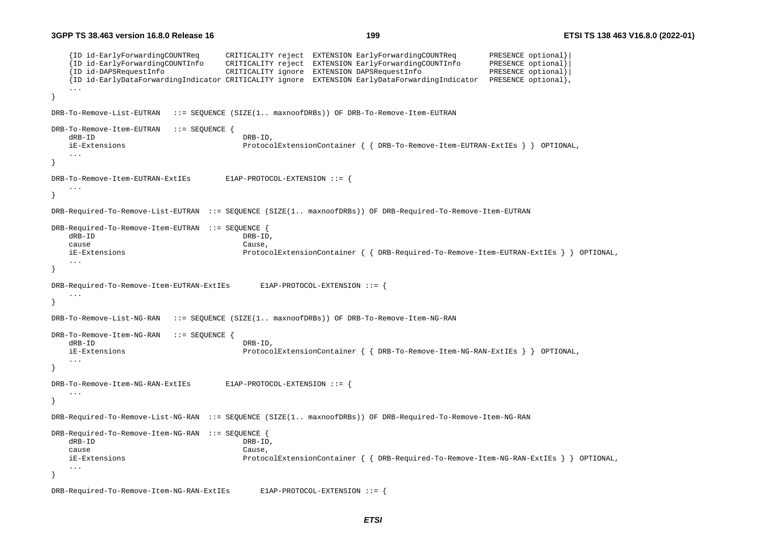```
	{ID id-EarlyForwardingCOUNTReq      CRITICALITY reject  EXTENSION EarlyForwardingCOUNTReq        PRESENCE optional}|
	{ID id-EarlyForwardingCOUNTInfo     CRITICALITY reject  EXTENSION EarlyForwardingCOUNTInfo       PRESENCE optional}|
	{ID id-DAPSRequestInfo              CRITICALITY ignore  EXTENSION DAPSRequestInfo                PRESENCE optional}|
	{ID id-EarlyDataForwardingIndicator CRITICALITY ignore  EXTENSION EarlyDataForwardingIndicator   PRESENCE optional},
	...
}

DRB-To-Remove-List-EUTRAN   ::= SEQUENCE (SIZE(1.. maxnoofDRBs)) OF DRB-To-Remove-Item-EUTRAN

DRB-To-Remove-Item-EUTRAN   ::= SEQUENCE {
	dRB-ID                              DRB-ID,
	iE-Extensions                       ProtocolExtensionContainer { { DRB-To-Remove-Item-EUTRAN-ExtIEs } } OPTIONAL,
	...
}

DRB-To-Remove-Item-EUTRAN-ExtIEs        E1AP-PROTOCOL-EXTENSION ::= {
	...
}

DRB-Required-To-Remove-List-EUTRAN  ::= SEQUENCE (SIZE(1.. maxnoofDRBs)) OF DRB-Required-To-Remove-Item-EUTRAN

DRB-Required-To-Remove-Item-EUTRAN  ::= SEQUENCE {
	dRB-ID                              DRB-ID,
	cause                               Cause,
	iE-Extensions                       ProtocolExtensionContainer { { DRB-Required-To-Remove-Item-EUTRAN-ExtIEs } } OPTIONAL,
	...
}

DRB-Required-To-Remove-Item-EUTRAN-ExtIEs       E1AP-PROTOCOL-EXTENSION ::= {
	...
}

DRB-To-Remove-List-NG-RAN   ::= SEQUENCE (SIZE(1.. maxnoofDRBs)) OF DRB-To-Remove-Item-NG-RAN

DRB-To-Remove-Item-NG-RAN   ::= SEQUENCE {
	dRB-ID                              DRB-ID,
	iE-Extensions                       ProtocolExtensionContainer { { DRB-To-Remove-Item-NG-RAN-ExtIEs } } OPTIONAL,
	...
}

DRB-To-Remove-Item-NG-RAN-ExtIEs        E1AP-PROTOCOL-EXTENSION ::= {
	...
}

DRB-Required-To-Remove-List-NG-RAN  ::= SEQUENCE (SIZE(1.. maxnoofDRBs)) OF DRB-Required-To-Remove-Item-NG-RAN

DRB-Required-To-Remove-Item-NG-RAN  ::= SEQUENCE {
	dRB-ID                              DRB-ID,
	cause                               Cause,
	iE-Extensions                       ProtocolExtensionContainer { { DRB-Required-To-Remove-Item-NG-RAN-ExtIEs } } OPTIONAL,
	...
}

DRB-Required-To-Remove-Item-NG-RAN-ExtIEs       E1AP-PROTOCOL-EXTENSION ::= {
```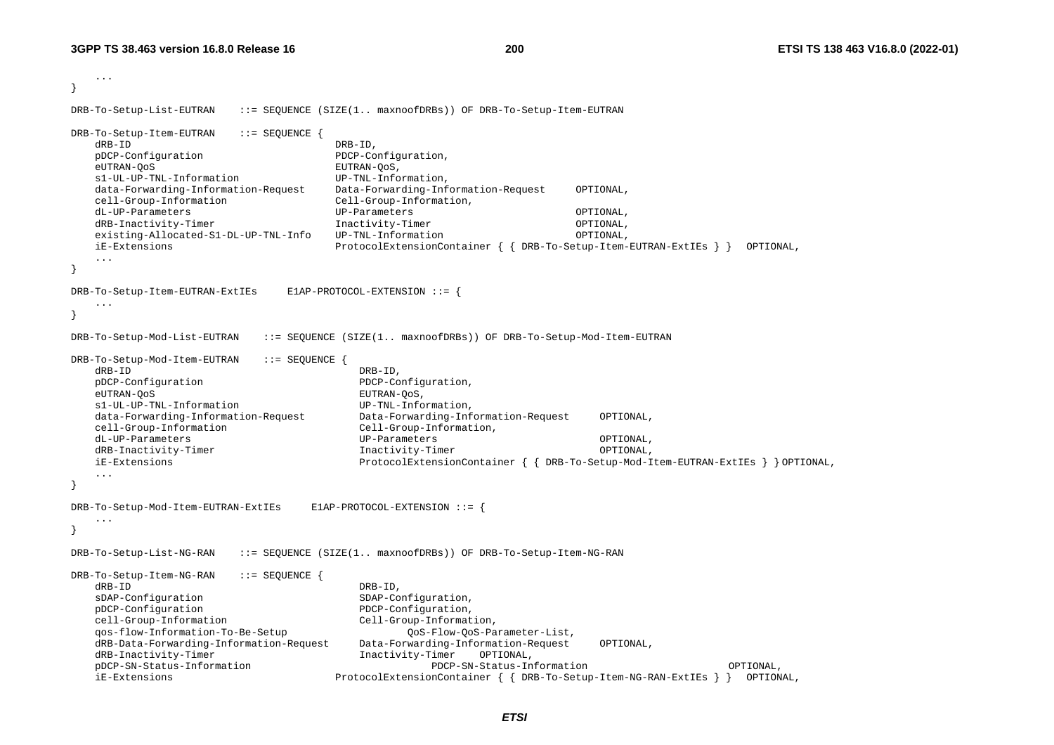```
	...
}

DRB-To-Setup-List-EUTRAN	::= SEQUENCE (SIZE(1.. maxnoofDRBs)) OF DRB-To-Setup-Item-EUTRAN

DRB-To-Setup-Item-EUTRAN	::= SEQUENCE {
	dRB-ID									DRB-ID,
	pDCP-Configuration						PDCP-Configuration,
	eUTRAN-QoS								EUTRAN-QoS,
	s1-UL-UP-TNL-Information				UP-TNL-Information,
	data-Forwarding-Information-Request		Data-Forwarding-Information-Request		OPTIONAL,
	cell-Group-Information					Cell-Group-Information,
	dL-UP-Parameters						UP-Parameters							OPTIONAL,
	dRB-Inactivity-Timer					Inactivity-Timer						OPTIONAL,
	existing-Allocated-S1-DL-UP-TNL-Info	UP-TNL-Information						OPTIONAL,
	iE-Extensions							ProtocolExtensionContainer { { DRB-To-Setup-Item-EUTRAN-ExtIEs } }	OPTIONAL,
	...
}

DRB-To-Setup-Item-EUTRAN-ExtIEs 	E1AP-PROTOCOL-EXTENSION ::= {
	...
}

DRB-To-Setup-Mod-List-EUTRAN	::= SEQUENCE (SIZE(1.. maxnoofDRBs)) OF DRB-To-Setup-Mod-Item-EUTRAN

DRB-To-Setup-Mod-Item-EUTRAN	::= SEQUENCE {
	dRB-ID										DRB-ID,
	pDCP-Configuration							PDCP-Configuration,
	eUTRAN-QoS									EUTRAN-QoS,
	s1-UL-UP-TNL-Information					UP-TNL-Information,
	data-Forwarding-Information-Request			Data-Forwarding-Information-Request		OPTIONAL,
	cell-Group-Information						Cell-Group-Information,
	dL-UP-Parameters							UP-Parameters							OPTIONAL,
	dRB-Inactivity-Timer						Inactivity-Timer						OPTIONAL,
	iE-Extensions								ProtocolExtensionContainer { { DRB-To-Setup-Mod-Item-EUTRAN-ExtIEs } } OPTIONAL,
	...
}

DRB-To-Setup-Mod-Item-EUTRAN-ExtIEs 	E1AP-PROTOCOL-EXTENSION ::= {
	...
}

DRB-To-Setup-List-NG-RAN	::= SEQUENCE (SIZE(1.. maxnoofDRBs)) OF DRB-To-Setup-Item-NG-RAN

DRB-To-Setup-Item-NG-RAN	::= SEQUENCE {
	dRB-ID										DRB-ID,
	sDAP-Configuration							SDAP-Configuration,
	pDCP-Configuration							PDCP-Configuration,
	cell-Group-Information						Cell-Group-Information,
	qos-flow-Information-To-Be-Setup					QoS-Flow-QoS-Parameter-List,
	dRB-Data-Forwarding-Information-Request		Data-Forwarding-Information-Request		OPTIONAL,
	dRB-Inactivity-Timer						Inactivity-Timer	OPTIONAL,
	pDCP-SN-Status-Information								PDCP-SN-Status-Information						OPTIONAL,
	iE-Extensions							ProtocolExtensionContainer { { DRB-To-Setup-Item-NG-RAN-ExtIEs } }	OPTIONAL,
```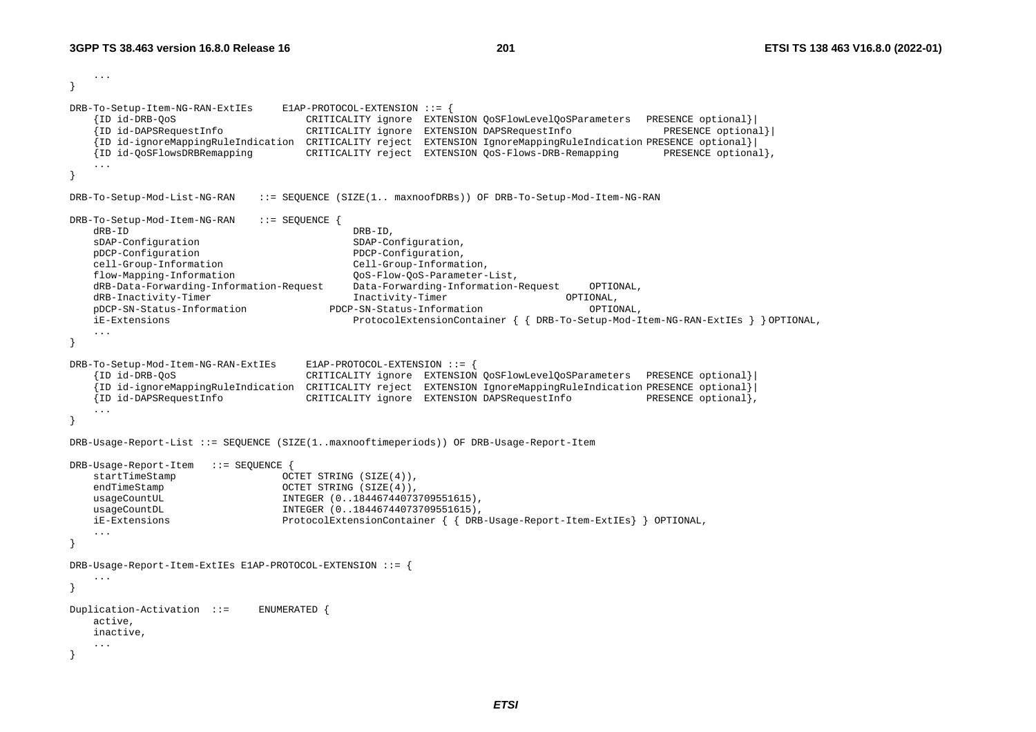```
	...
}

DRB-To-Setup-Item-NG-RAN-ExtIEs 	E1AP-PROTOCOL-EXTENSION ::= {
	{ID id-DRB-QoS 						CRITICALITY ignore 	EXTENSION QoSFlowLevelQoSParameters 	PRESENCE optional}|
	{ID id-DAPSRequestInfo 				CRITICALITY ignore 	EXTENSION DAPSRequestInfo 				PRESENCE optional}|
	{ID id-ignoreMappingRuleIndication 	CRITICALITY reject 	EXTENSION IgnoreMappingRuleIndication PRESENCE optional}|
	{ID id-QoSFlowsDRBRemapping 		CRITICALITY reject 	EXTENSION QoS-Flows-DRB-Remapping 		PRESENCE optional},
	...
}

DRB-To-Setup-Mod-List-NG-RAN 	::= SEQUENCE (SIZE(1.. maxnoofDRBs)) OF DRB-To-Setup-Mod-Item-NG-RAN

DRB-To-Setup-Mod-Item-NG-RAN 	::= SEQUENCE {
	dRB-ID 									DRB-ID,
	sDAP-Configuration 						SDAP-Configuration,
	pDCP-Configuration 						PDCP-Configuration,
	cell-Group-Information 					Cell-Group-Information,
	flow-Mapping-Information 				QoS-Flow-QoS-Parameter-List,
	dRB-Data-Forwarding-Information-Request 	Data-Forwarding-Information-Request 	OPTIONAL,
	dRB-Inactivity-Timer 					Inactivity-Timer 					OPTIONAL,
	pDCP-SN-Status-Information 				PDCP-SN-Status-Information 				OPTIONAL,
	iE-Extensions 							ProtocolExtensionContainer { { DRB-To-Setup-Mod-Item-NG-RAN-ExtIEs } } OPTIONAL,
	...
}

DRB-To-Setup-Mod-Item-NG-RAN-ExtIEs 	E1AP-PROTOCOL-EXTENSION ::= {
	{ID id-DRB-QoS 						CRITICALITY ignore 	EXTENSION QoSFlowLevelQoSParameters 	PRESENCE optional}|
	{ID id-ignoreMappingRuleIndication 	CRITICALITY reject 	EXTENSION IgnoreMappingRuleIndication PRESENCE optional}|
	{ID id-DAPSRequestInfo 				CRITICALITY ignore 	EXTENSION DAPSRequestInfo 				PRESENCE optional},
	...
}

DRB-Usage-Report-List ::= SEQUENCE (SIZE(1..maxnooftimeperiods)) OF DRB-Usage-Report-Item

DRB-Usage-Report-Item 	::= SEQUENCE {
	startTimeStamp 				OCTET STRING (SIZE(4)),
	endTimeStamp 				OCTET STRING (SIZE(4)),
	usageCountUL 				INTEGER (0..18446744073709551615),
	usageCountDL 				INTEGER (0..18446744073709551615),
	iE-Extensions 				ProtocolExtensionContainer { { DRB-Usage-Report-Item-ExtIEs} } OPTIONAL,
	...
}

DRB-Usage-Report-Item-ExtIEs E1AP-PROTOCOL-EXTENSION ::= {
	...
}

Duplication-Activation 	::= 	ENUMERATED {
	active,
	inactive,
	...
}
```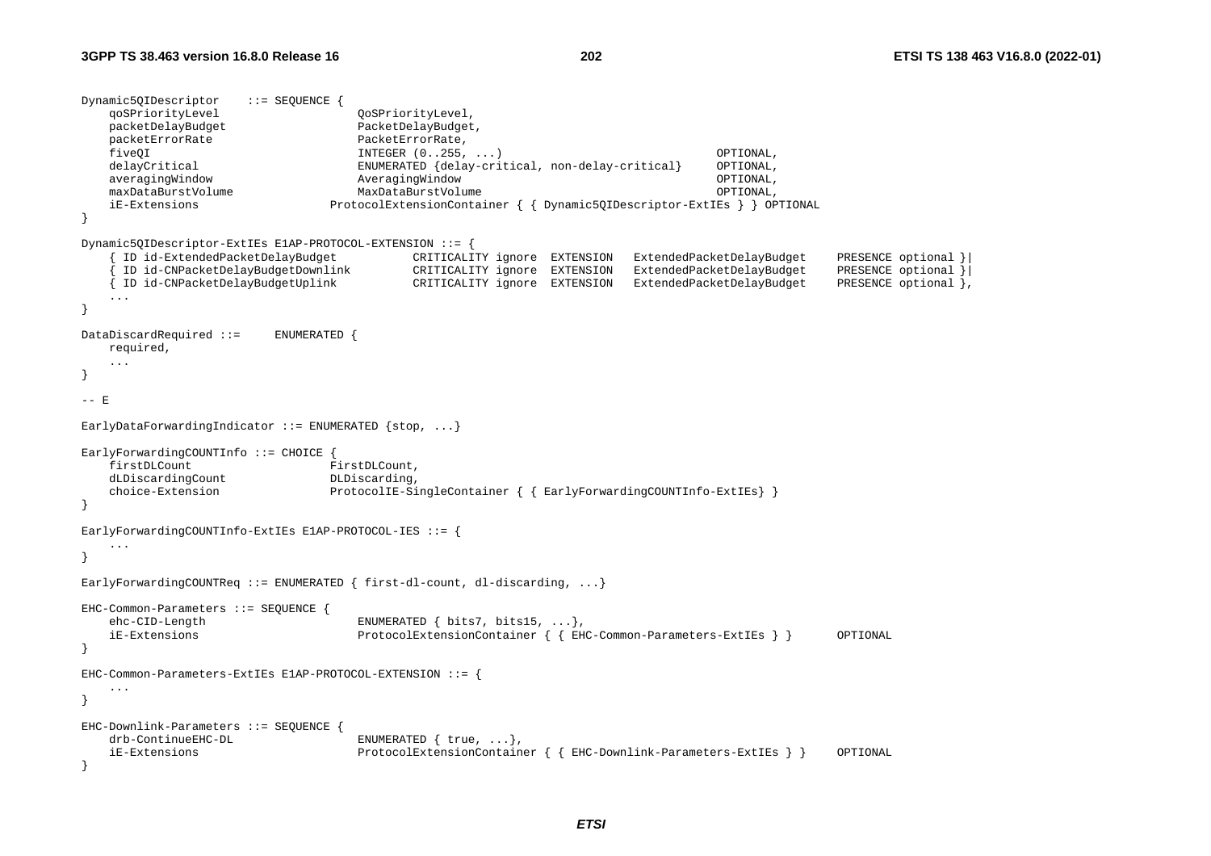```
Dynamic5QIDescriptor    ::= SEQUENCE {
    qoSPriorityLevel                QoSPriorityLevel,
    packetDelayBudget               PacketDelayBudget,
    packetErrorRate                 PacketErrorRate,
    fiveQI                          INTEGER (0..255, ...)                           OPTIONAL,
    delayCritical                   ENUMERATED {delay-critical, non-delay-critical}     OPTIONAL,
    averagingWindow                 AveragingWindow                                 OPTIONAL,
    maxDataBurstVolume              MaxDataBurstVolume                              OPTIONAL,
    iE-Extensions               ProtocolExtensionContainer { { Dynamic5QIDescriptor-ExtIEs } } OPTIONAL
}

Dynamic5QIDescriptor-ExtIEs E1AP-PROTOCOL-EXTENSION ::= {
    { ID id-ExtendedPacketDelayBudget           CRITICALITY ignore  EXTENSION   ExtendedPacketDelayBudget     PRESENCE optional }|
    { ID id-CNPacketDelayBudgetDownlink         CRITICALITY ignore  EXTENSION   ExtendedPacketDelayBudget     PRESENCE optional }|
    { ID id-CNPacketDelayBudgetUplink           CRITICALITY ignore  EXTENSION   ExtendedPacketDelayBudget     PRESENCE optional },
    ...
}

DataDiscardRequired ::=     ENUMERATED {
    required,
    ...
}

-- E

EarlyDataForwardingIndicator ::= ENUMERATED {stop, ...}

EarlyForwardingCOUNTInfo ::= CHOICE {
    firstDLCount                FirstDLCount,
    dLDiscardingCount           DLDiscarding,
    choice-Extension            ProtocolIE-SingleContainer { { EarlyForwardingCOUNTInfo-ExtIEs} }
}

EarlyForwardingCOUNTInfo-ExtIEs E1AP-PROTOCOL-IES ::= {
    ...
}

EarlyForwardingCOUNTReq ::= ENUMERATED { first-dl-count, dl-discarding, ...}

EHC-Common-Parameters ::= SEQUENCE {
    ehc-CID-Length                  ENUMERATED { bits7, bits15, ...},
    iE-Extensions                   ProtocolExtensionContainer { { EHC-Common-Parameters-ExtIEs } }      OPTIONAL
}

EHC-Common-Parameters-ExtIEs E1AP-PROTOCOL-EXTENSION ::= {
    ...
}

EHC-Downlink-Parameters ::= SEQUENCE {
    drb-ContinueEHC-DL              ENUMERATED { true, ...},
    iE-Extensions                   ProtocolExtensionContainer { { EHC-Downlink-Parameters-ExtIEs } }    OPTIONAL
}
```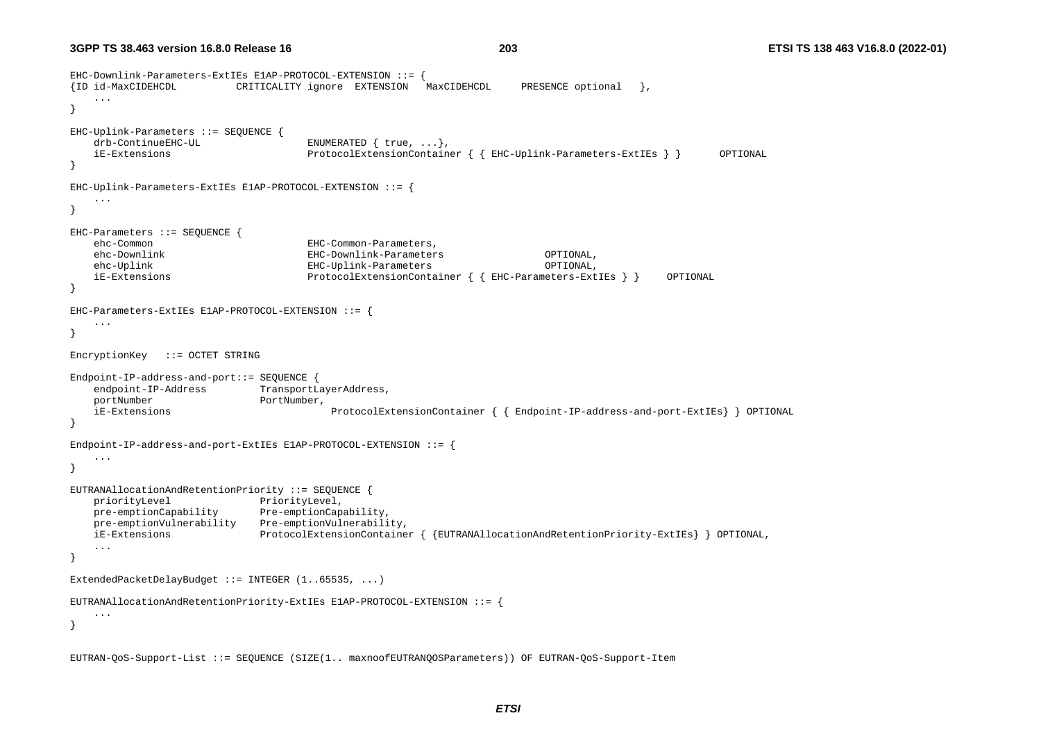```
EHC-Downlink-Parameters-ExtIEs E1AP-PROTOCOL-EXTENSION ::= {
{ID id-MaxCIDEHCDL          CRITICALITY ignore  EXTENSION   MaxCIDEHCDL     PRESENCE optional   },
    ...
}

EHC-Uplink-Parameters ::= SEQUENCE {
    drb-ContinueEHC-UL                  ENUMERATED { true, ...},
    iE-Extensions                       ProtocolExtensionContainer { { EHC-Uplink-Parameters-ExtIEs } }       OPTIONAL
}

EHC-Uplink-Parameters-ExtIEs E1AP-PROTOCOL-EXTENSION ::= {
    ...
}

EHC-Parameters ::= SEQUENCE {
    ehc-Common                          EHC-Common-Parameters,
    ehc-Downlink                        EHC-Downlink-Parameters                 OPTIONAL,
    ehc-Uplink                          EHC-Uplink-Parameters                   OPTIONAL,
    iE-Extensions                       ProtocolExtensionContainer { { EHC-Parameters-ExtIEs } }     OPTIONAL
}

EHC-Parameters-ExtIEs E1AP-PROTOCOL-EXTENSION ::= {
    ...
}

EncryptionKey   ::= OCTET STRING

Endpoint-IP-address-and-port::= SEQUENCE {
    endpoint-IP-Address         TransportLayerAddress,
    portNumber                  PortNumber,
    iE-Extensions                           ProtocolExtensionContainer { { Endpoint-IP-address-and-port-ExtIEs} } OPTIONAL
}

Endpoint-IP-address-and-port-ExtIEs E1AP-PROTOCOL-EXTENSION ::= {
    ...
}

EUTRANAllocationAndRetentionPriority ::= SEQUENCE {
    priorityLevel               PriorityLevel,
    pre-emptionCapability       Pre-emptionCapability,
    pre-emptionVulnerability    Pre-emptionVulnerability,
    iE-Extensions               ProtocolExtensionContainer { {EUTRANAllocationAndRetentionPriority-ExtIEs} } OPTIONAL,
    ...
}

ExtendedPacketDelayBudget ::= INTEGER (1..65535, ...)

EUTRANAllocationAndRetentionPriority-ExtIEs E1AP-PROTOCOL-EXTENSION ::= {
    ...
}


EUTRAN-QoS-Support-List ::= SEQUENCE (SIZE(1.. maxnoofEUTRANQOSParameters)) OF EUTRAN-QoS-Support-Item
```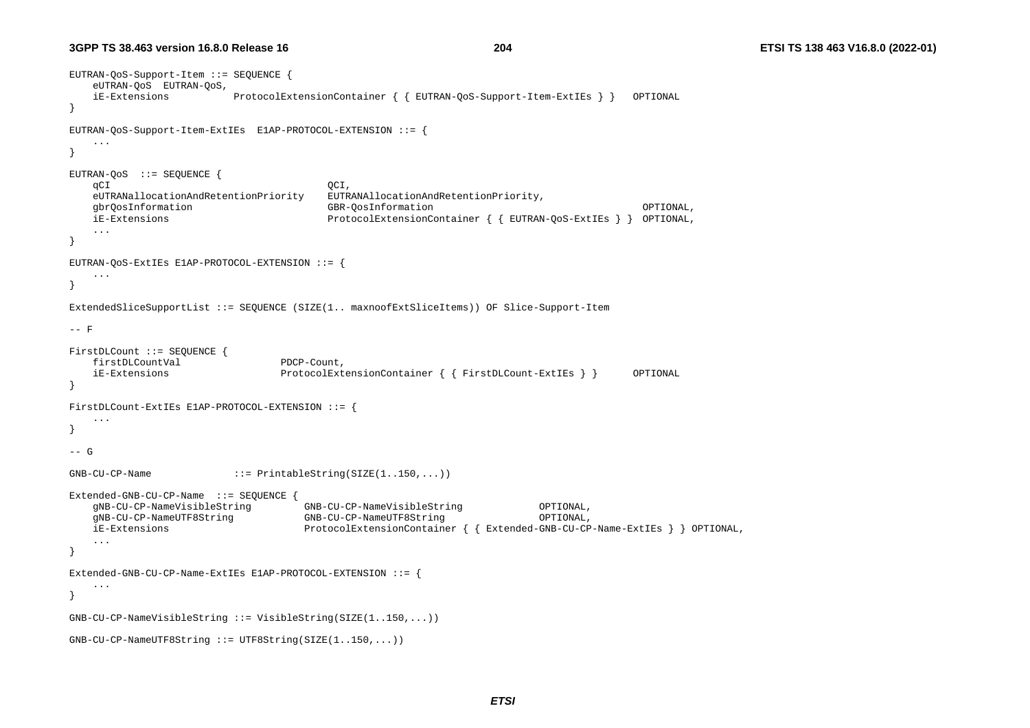```
EUTRAN-QoS-Support-Item ::= SEQUENCE {
    eUTRAN-QoS  EUTRAN-QoS,
    iE-Extensions           ProtocolExtensionContainer { { EUTRAN-QoS-Support-Item-ExtIEs } }   OPTIONAL
}

EUTRAN-QoS-Support-Item-ExtIEs  E1AP-PROTOCOL-EXTENSION ::= {
    ...
}

EUTRAN-QoS  ::= SEQUENCE {
    qCI                                     QCI,
    eUTRANallocationAndRetentionPriority    EUTRANAllocationAndRetentionPriority,
    gbrQosInformation                       GBR-QosInformation                                   OPTIONAL,
    iE-Extensions                           ProtocolExtensionContainer { { EUTRAN-QoS-ExtIEs } }  OPTIONAL,
    ...
}

EUTRAN-QoS-ExtIEs E1AP-PROTOCOL-EXTENSION ::= {
    ...
}

ExtendedSliceSupportList ::= SEQUENCE (SIZE(1.. maxnoofExtSliceItems)) OF Slice-Support-Item

-- F

FirstDLCount ::= SEQUENCE {
    firstDLCountVal                 PDCP-Count,
    iE-Extensions                   ProtocolExtensionContainer { { FirstDLCount-ExtIEs } }      OPTIONAL
}

FirstDLCount-ExtIEs E1AP-PROTOCOL-EXTENSION ::= {
    ...
}

-- G

GNB-CU-CP-Name              ::= PrintableString(SIZE(1..150,...))

Extended-GNB-CU-CP-Name  ::= SEQUENCE {
    gNB-CU-CP-NameVisibleString         GNB-CU-CP-NameVisibleString             OPTIONAL,
    gNB-CU-CP-NameUTF8String            GNB-CU-CP-NameUTF8String                OPTIONAL,
    iE-Extensions                       ProtocolExtensionContainer { { Extended-GNB-CU-CP-Name-ExtIEs } } OPTIONAL,
    ...
}

Extended-GNB-CU-CP-Name-ExtIEs E1AP-PROTOCOL-EXTENSION ::= {
    ...
}

GNB-CU-CP-NameVisibleString ::= VisibleString(SIZE(1..150,...))

GNB-CU-CP-NameUTF8String ::= UTF8String(SIZE(1..150,...))
```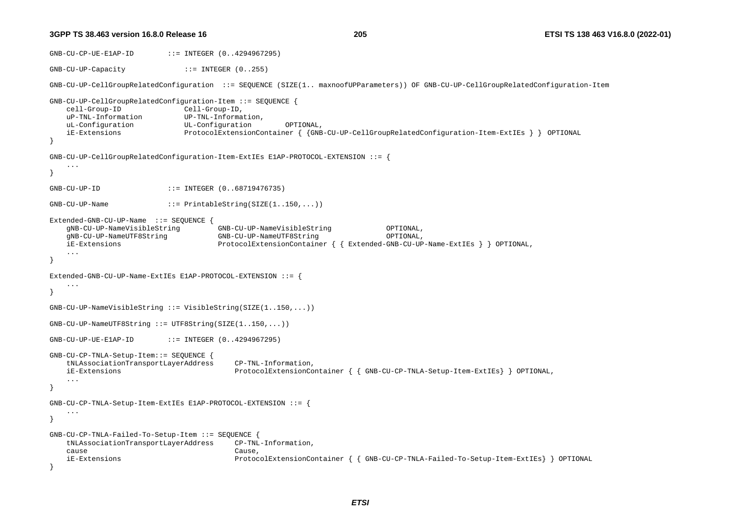```
GNB-CU-CP-UE-E1AP-ID        ::= INTEGER (0..4294967295)

GNB-CU-UP-Capacity              ::= INTEGER (0..255)

GNB-CU-UP-CellGroupRelatedConfiguration  ::= SEQUENCE (SIZE(1.. maxnoofUPParameters)) OF GNB-CU-UP-CellGroupRelatedConfiguration-Item

GNB-CU-UP-CellGroupRelatedConfiguration-Item ::= SEQUENCE {
    cell-Group-ID               Cell-Group-ID,
    uP-TNL-Information          UP-TNL-Information,
    uL-Configuration            UL-Configuration        OPTIONAL,
    iE-Extensions               ProtocolExtensionContainer { {GNB-CU-UP-CellGroupRelatedConfiguration-Item-ExtIEs } }  OPTIONAL
}

GNB-CU-UP-CellGroupRelatedConfiguration-Item-ExtIEs E1AP-PROTOCOL-EXTENSION ::= {
    ...
}

GNB-CU-UP-ID                ::= INTEGER (0..68719476735)

GNB-CU-UP-Name              ::= PrintableString(SIZE(1..150,...))

Extended-GNB-CU-UP-Name  ::= SEQUENCE {
    gNB-CU-UP-NameVisibleString         GNB-CU-UP-NameVisibleString             OPTIONAL,
    gNB-CU-UP-NameUTF8String            GNB-CU-UP-NameUTF8String                OPTIONAL,
    iE-Extensions                       ProtocolExtensionContainer { { Extended-GNB-CU-UP-Name-ExtIEs } } OPTIONAL,
    ...
}

Extended-GNB-CU-UP-Name-ExtIEs E1AP-PROTOCOL-EXTENSION ::= {
    ...
}

GNB-CU-UP-NameVisibleString ::= VisibleString(SIZE(1..150,...))

GNB-CU-UP-NameUTF8String ::= UTF8String(SIZE(1..150,...))

GNB-CU-UP-UE-E1AP-ID        ::= INTEGER (0..4294967295)

GNB-CU-CP-TNLA-Setup-Item::= SEQUENCE {
    tNLAssociationTransportLayerAddress     CP-TNL-Information,
    iE-Extensions                           ProtocolExtensionContainer { { GNB-CU-CP-TNLA-Setup-Item-ExtIEs} } OPTIONAL,
    ...
}

GNB-CU-CP-TNLA-Setup-Item-ExtIEs E1AP-PROTOCOL-EXTENSION ::= {
    ...
}

GNB-CU-CP-TNLA-Failed-To-Setup-Item ::= SEQUENCE {
    tNLAssociationTransportLayerAddress     CP-TNL-Information,
    cause                                   Cause,
    iE-Extensions                           ProtocolExtensionContainer { { GNB-CU-CP-TNLA-Failed-To-Setup-Item-ExtIEs} } OPTIONAL
}
```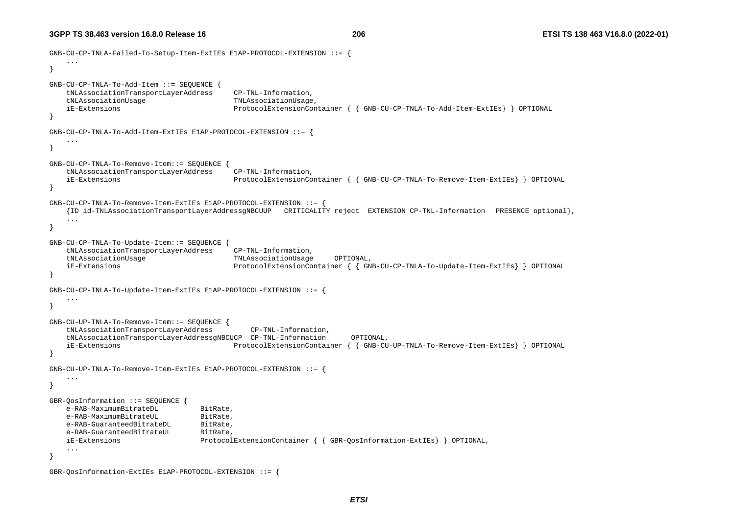```
GNB-CU-CP-TNLA-Failed-To-Setup-Item-ExtIEs E1AP-PROTOCOL-EXTENSION ::= {
    ...
}

GNB-CU-CP-TNLA-To-Add-Item ::= SEQUENCE {
    tNLAssociationTransportLayerAddress     CP-TNL-Information,
    tNLAssociationUsage                     TNLAssociationUsage,
    iE-Extensions                           ProtocolExtensionContainer { { GNB-CU-CP-TNLA-To-Add-Item-ExtIEs} } OPTIONAL
}

GNB-CU-CP-TNLA-To-Add-Item-ExtIEs E1AP-PROTOCOL-EXTENSION ::= {
    ...
}

GNB-CU-CP-TNLA-To-Remove-Item::= SEQUENCE {
    tNLAssociationTransportLayerAddress     CP-TNL-Information,
    iE-Extensions                           ProtocolExtensionContainer { { GNB-CU-CP-TNLA-To-Remove-Item-ExtIEs} } OPTIONAL
}

GNB-CU-CP-TNLA-To-Remove-Item-ExtIEs E1AP-PROTOCOL-EXTENSION ::= {
    {ID id-TNLAssociationTransportLayerAddressgNBCUUP   CRITICALITY reject  EXTENSION CP-TNL-Information   PRESENCE optional},
    ...
}

GNB-CU-CP-TNLA-To-Update-Item::= SEQUENCE {
    tNLAssociationTransportLayerAddress     CP-TNL-Information,
    tNLAssociationUsage                     TNLAssociationUsage     OPTIONAL,
    iE-Extensions                           ProtocolExtensionContainer { { GNB-CU-CP-TNLA-To-Update-Item-ExtIEs} } OPTIONAL
}

GNB-CU-CP-TNLA-To-Update-Item-ExtIEs E1AP-PROTOCOL-EXTENSION ::= {
    ...
}

GNB-CU-UP-TNLA-To-Remove-Item::= SEQUENCE {
    tNLAssociationTransportLayerAddress         CP-TNL-Information,
    tNLAssociationTransportLayerAddressgNBCUCP  CP-TNL-Information      OPTIONAL,
    iE-Extensions                           ProtocolExtensionContainer { { GNB-CU-UP-TNLA-To-Remove-Item-ExtIEs} } OPTIONAL
}

GNB-CU-UP-TNLA-To-Remove-Item-ExtIEs E1AP-PROTOCOL-EXTENSION ::= {
    ...
}

GBR-QosInformation ::= SEQUENCE {
    e-RAB-MaximumBitrateDL          BitRate,
    e-RAB-MaximumBitrateUL          BitRate,
    e-RAB-GuaranteedBitrateDL       BitRate,
    e-RAB-GuaranteedBitrateUL       BitRate,
    iE-Extensions                   ProtocolExtensionContainer { { GBR-QosInformation-ExtIEs} } OPTIONAL,
    ...
}

GBR-QosInformation-ExtIEs E1AP-PROTOCOL-EXTENSION ::= {
```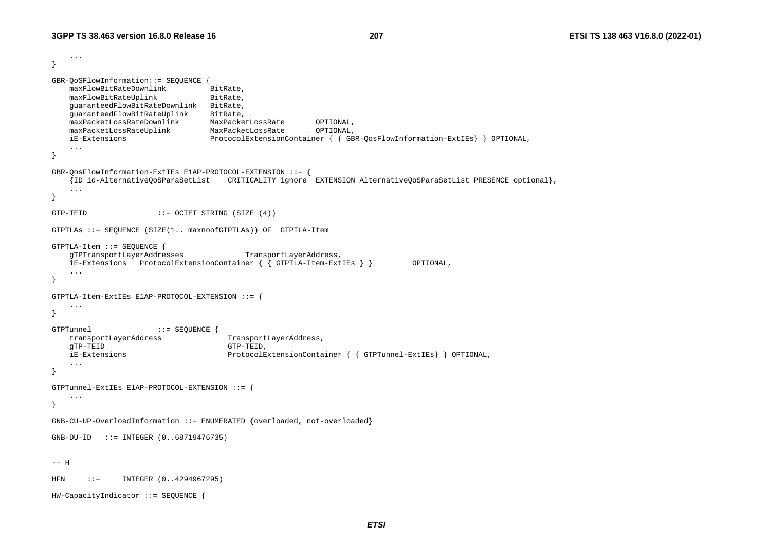```
	...
}

GBR-QoSFlowInformation::= SEQUENCE {
	maxFlowBitRateDownlink			BitRate,
	maxFlowBitRateUplink			BitRate,
	guaranteedFlowBitRateDownlink	BitRate,
	guaranteedFlowBitRateUplink		BitRate,
	maxPacketLossRateDownlink		MaxPacketLossRate		OPTIONAL,
	maxPacketLossRateUplink			MaxPacketLossRate		OPTIONAL,
	iE-Extensions					ProtocolExtensionContainer { { GBR-QosFlowInformation-ExtIEs} } OPTIONAL,
	...
}

GBR-QosFlowInformation-ExtIEs E1AP-PROTOCOL-EXTENSION ::= {
	{ID id-AlternativeQoSParaSetList	CRITICALITY ignore	EXTENSION AlternativeQoSParaSetList PRESENCE optional},
	...
}

GTP-TEID				::= OCTET STRING (SIZE (4))

GTPTLAs ::= SEQUENCE (SIZE(1.. maxnoofGTPTLAs)) OF	GTPTLA-Item

GTPTLA-Item ::= SEQUENCE {
	gTPTransportLayerAddresses				TransportLayerAddress,
	iE-Extensions	ProtocolExtensionContainer { { GTPTLA-Item-ExtIEs } }			OPTIONAL,
	...
}

GTPTLA-Item-ExtIEs E1AP-PROTOCOL-EXTENSION ::= {
	...
}

GTPTunnel				::= SEQUENCE {
	transportLayerAddress				TransportLayerAddress,
	gTP-TEID							GTP-TEID,
	iE-Extensions						ProtocolExtensionContainer { { GTPTunnel-ExtIEs} } OPTIONAL,
	...
}

GTPTunnel-ExtIEs E1AP-PROTOCOL-EXTENSION ::= {
	...
}

GNB-CU-UP-OverloadInformation ::= ENUMERATED {overloaded, not-overloaded}

GNB-DU-ID	::= INTEGER (0..68719476735)


-- H

HFN		::=		INTEGER (0..4294967295)

HW-CapacityIndicator ::= SEQUENCE {
```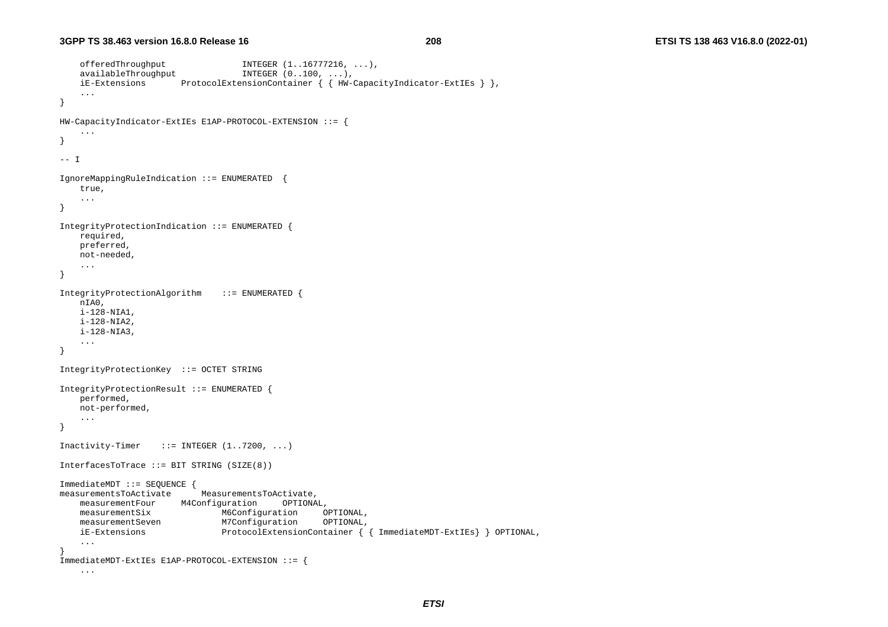```
	offeredThroughput				INTEGER (1..16777216, ...),
	availableThroughput				INTEGER (0..100, ...),
	iE-Extensions		ProtocolExtensionContainer { { HW-CapacityIndicator-ExtIEs } },
	...
}

HW-CapacityIndicator-ExtIEs E1AP-PROTOCOL-EXTENSION ::= {
	...
}

-- I

IgnoreMappingRuleIndication ::= ENUMERATED  {
	true,
	...
}

IntegrityProtectionIndication ::= ENUMERATED {
	required,
	preferred,
	not-needed,
	...
}

IntegrityProtectionAlgorithm	::= ENUMERATED {
	nIA0,
	i-128-NIA1,
	i-128-NIA2,
	i-128-NIA3,
	...
}

IntegrityProtectionKey  ::= OCTET STRING

IntegrityProtectionResult ::= ENUMERATED {
	performed,
	not-performed,
	...
}

Inactivity-Timer	::= INTEGER (1..7200, ...)

InterfacesToTrace ::= BIT STRING (SIZE(8))

ImmediateMDT ::= SEQUENCE {
measurementsToActivate		MeasurementsToActivate,
	measurementFour		M4Configuration		OPTIONAL,
	measurementSix				M6Configuration		OPTIONAL,
	measurementSeven			M7Configuration		OPTIONAL,
	iE-Extensions				ProtocolExtensionContainer { { ImmediateMDT-ExtIEs} } OPTIONAL,
	...
}
ImmediateMDT-ExtIEs E1AP-PROTOCOL-EXTENSION ::= {
	...
```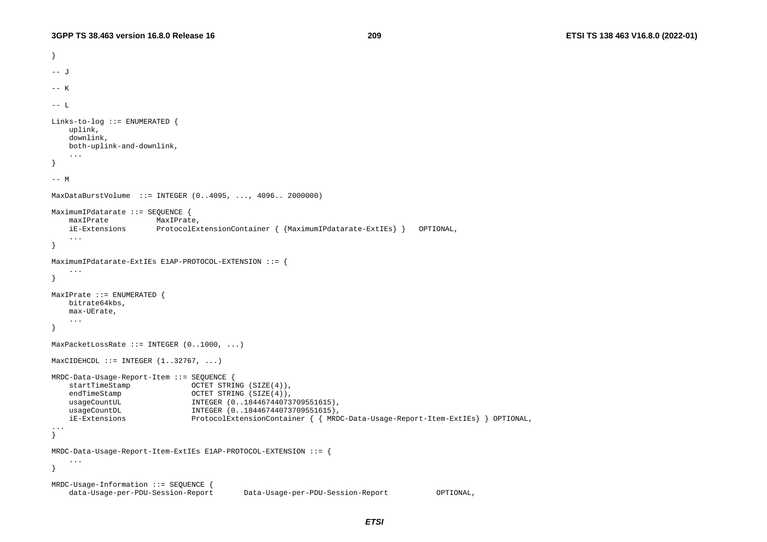```
}

-- J

-- K

-- L

Links-to-log ::= ENUMERATED {
    uplink,
    downlink,
    both-uplink-and-downlink,
    ...
}

-- M

MaxDataBurstVolume  ::= INTEGER (0..4095, ..., 4096.. 2000000)

MaximumIPdatarate ::= SEQUENCE {
    maxIPrate           MaxIPrate,
    iE-Extensions       ProtocolExtensionContainer { {MaximumIPdatarate-ExtIEs} }   OPTIONAL,
    ...
}

MaximumIPdatarate-ExtIEs E1AP-PROTOCOL-EXTENSION ::= {
    ...
}

MaxIPrate ::= ENUMERATED {
    bitrate64kbs,
    max-UErate,
    ...
}

MaxPacketLossRate ::= INTEGER (0..1000, ...)

MaxCIDEHCDL ::= INTEGER (1..32767, ...)

MRDC-Data-Usage-Report-Item ::= SEQUENCE {
    startTimeStamp              OCTET STRING (SIZE(4)),
    endTimeStamp                OCTET STRING (SIZE(4)),
    usageCountUL                INTEGER (0..18446744073709551615),
    usageCountDL                INTEGER (0..18446744073709551615),
    iE-Extensions               ProtocolExtensionContainer { { MRDC-Data-Usage-Report-Item-ExtIEs} } OPTIONAL,
...
}

MRDC-Data-Usage-Report-Item-ExtIEs E1AP-PROTOCOL-EXTENSION ::= {
    ...
}

MRDC-Usage-Information ::= SEQUENCE {
    data-Usage-per-PDU-Session-Report       Data-Usage-per-PDU-Session-Report           OPTIONAL,
```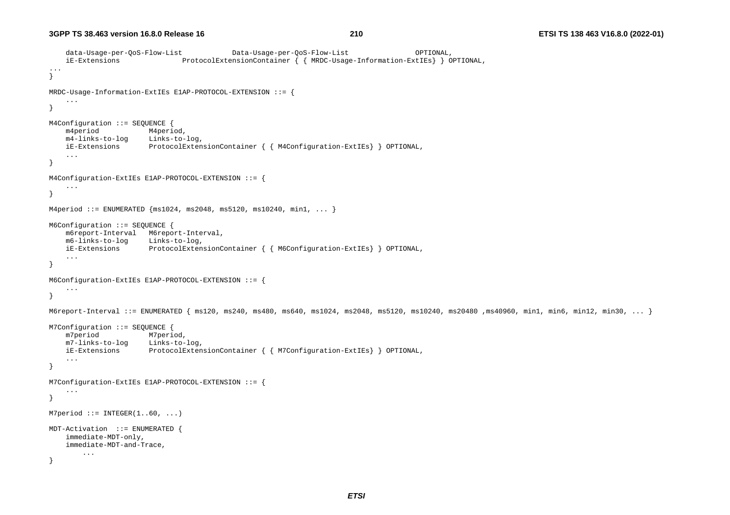```
	data-Usage-per-QoS-Flow-List		Data-Usage-per-QoS-Flow-List			OPTIONAL,
	iE-Extensions		ProtocolExtensionContainer { { MRDC-Usage-Information-ExtIEs} } OPTIONAL,
...
}

MRDC-Usage-Information-ExtIEs E1AP-PROTOCOL-EXTENSION ::= {
	...
}

M4Configuration ::= SEQUENCE {
	m4period			M4period,
	m4-links-to-log		Links-to-log,
	iE-Extensions		ProtocolExtensionContainer { { M4Configuration-ExtIEs} } OPTIONAL,
	...
}

M4Configuration-ExtIEs E1AP-PROTOCOL-EXTENSION ::= {
	...
}

M4period ::= ENUMERATED {ms1024, ms2048, ms5120, ms10240, min1, ... }

M6Configuration ::= SEQUENCE {
	m6report-Interval	M6report-Interval,
	m6-links-to-log		Links-to-log,
	iE-Extensions		ProtocolExtensionContainer { { M6Configuration-ExtIEs} } OPTIONAL,
	...
}

M6Configuration-ExtIEs E1AP-PROTOCOL-EXTENSION ::= {
	...
}

M6report-Interval ::= ENUMERATED { ms120, ms240, ms480, ms640, ms1024, ms2048, ms5120, ms10240, ms20480 ,ms40960, min1, min6, min12, min30, ... }

M7Configuration ::= SEQUENCE {
	m7period			M7period,
	m7-links-to-log		Links-to-log,
	iE-Extensions		ProtocolExtensionContainer { { M7Configuration-ExtIEs} } OPTIONAL,
	...
}

M7Configuration-ExtIEs E1AP-PROTOCOL-EXTENSION ::= {
	...
}

M7period ::= INTEGER(1..60, ...)

MDT-Activation  ::= ENUMERATED {
	immediate-MDT-only,
	immediate-MDT-and-Trace,
		...
}
```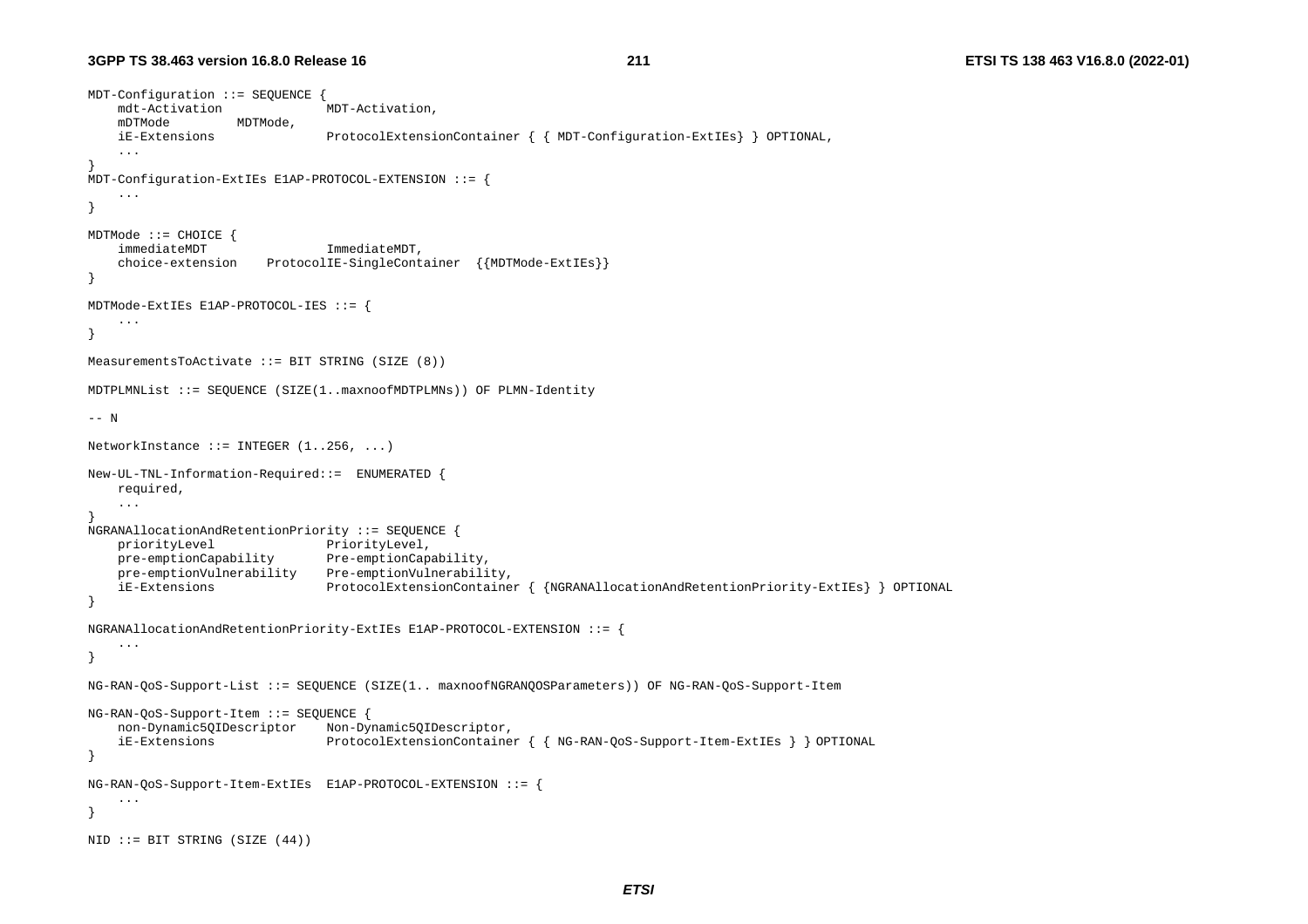```
MDT-Configuration ::= SEQUENCE {
    mdt-Activation              MDT-Activation,
    mDTMode         MDTMode,
    iE-Extensions               ProtocolExtensionContainer { { MDT-Configuration-ExtIEs} } OPTIONAL,
    ...
}
MDT-Configuration-ExtIEs E1AP-PROTOCOL-EXTENSION ::= {
    ...
}

MDTMode ::= CHOICE {
    immediateMDT                ImmediateMDT,
    choice-extension    ProtocolIE-SingleContainer  {{MDTMode-ExtIEs}}
}

MDTMode-ExtIEs E1AP-PROTOCOL-IES ::= {
    ...
}

MeasurementsToActivate ::= BIT STRING (SIZE (8))

MDTPLMNList ::= SEQUENCE (SIZE(1..maxnoofMDTPLMNs)) OF PLMN-Identity

-- N

NetworkInstance ::= INTEGER (1..256, ...)

New-UL-TNL-Information-Required::=  ENUMERATED {
    required,
    ...
}
NGRANAllocationAndRetentionPriority ::= SEQUENCE {
    priorityLevel               PriorityLevel,
    pre-emptionCapability       Pre-emptionCapability,
    pre-emptionVulnerability    Pre-emptionVulnerability,
    iE-Extensions               ProtocolExtensionContainer { {NGRANAllocationAndRetentionPriority-ExtIEs} } OPTIONAL
}

NGRANAllocationAndRetentionPriority-ExtIEs E1AP-PROTOCOL-EXTENSION ::= {
    ...
}

NG-RAN-QoS-Support-List ::= SEQUENCE (SIZE(1.. maxnoofNGRANQOSParameters)) OF NG-RAN-QoS-Support-Item

NG-RAN-QoS-Support-Item ::= SEQUENCE {
    non-Dynamic5QIDescriptor    Non-Dynamic5QIDescriptor,
    iE-Extensions               ProtocolExtensionContainer { { NG-RAN-QoS-Support-Item-ExtIEs } } OPTIONAL
}

NG-RAN-QoS-Support-Item-ExtIEs  E1AP-PROTOCOL-EXTENSION ::= {
    ...
}

NID ::= BIT STRING (SIZE (44))
```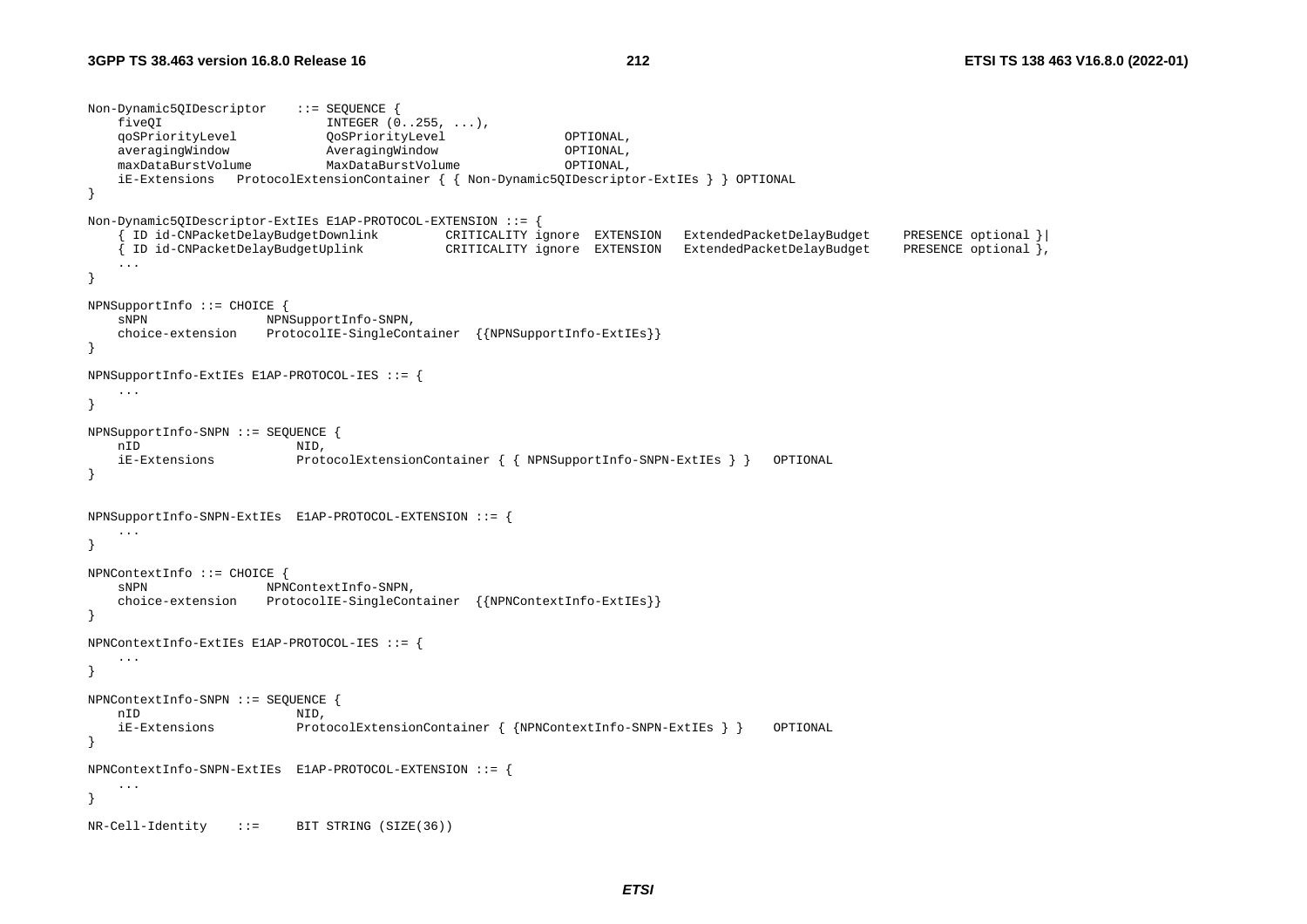```
Non-Dynamic5QIDescriptor    ::= SEQUENCE {
    fiveQI                      INTEGER (0..255, ...),
    qoSPriorityLevel            QoSPriorityLevel                OPTIONAL,
    averagingWindow             AveragingWindow                 OPTIONAL,
    maxDataBurstVolume          MaxDataBurstVolume              OPTIONAL,
    iE-Extensions   ProtocolExtensionContainer { { Non-Dynamic5QIDescriptor-ExtIEs } } OPTIONAL
}

Non-Dynamic5QIDescriptor-ExtIEs E1AP-PROTOCOL-EXTENSION ::= {
    { ID id-CNPacketDelayBudgetDownlink         CRITICALITY ignore  EXTENSION   ExtendedPacketDelayBudget     PRESENCE optional }|
    { ID id-CNPacketDelayBudgetUplink           CRITICALITY ignore  EXTENSION   ExtendedPacketDelayBudget     PRESENCE optional },
    ...
}

NPNSupportInfo ::= CHOICE {
    sNPN                NPNSupportInfo-SNPN,
    choice-extension    ProtocolIE-SingleContainer  {{NPNSupportInfo-ExtIEs}}
}

NPNSupportInfo-ExtIEs E1AP-PROTOCOL-IES ::= {
    ...
}

NPNSupportInfo-SNPN ::= SEQUENCE {
    nID                     NID,
    iE-Extensions           ProtocolExtensionContainer { { NPNSupportInfo-SNPN-ExtIEs } }   OPTIONAL
}


NPNSupportInfo-SNPN-ExtIEs  E1AP-PROTOCOL-EXTENSION ::= {
    ...
}

NPNContextInfo ::= CHOICE {
    sNPN                NPNContextInfo-SNPN,
    choice-extension    ProtocolIE-SingleContainer  {{NPNContextInfo-ExtIEs}}
}

NPNContextInfo-ExtIEs E1AP-PROTOCOL-IES ::= {
    ...
}

NPNContextInfo-SNPN ::= SEQUENCE {
    nID                     NID,
    iE-Extensions           ProtocolExtensionContainer { {NPNContextInfo-SNPN-ExtIEs } }    OPTIONAL
}

NPNContextInfo-SNPN-ExtIEs  E1AP-PROTOCOL-EXTENSION ::= {
    ...
}

NR-Cell-Identity    ::=     BIT STRING (SIZE(36))
```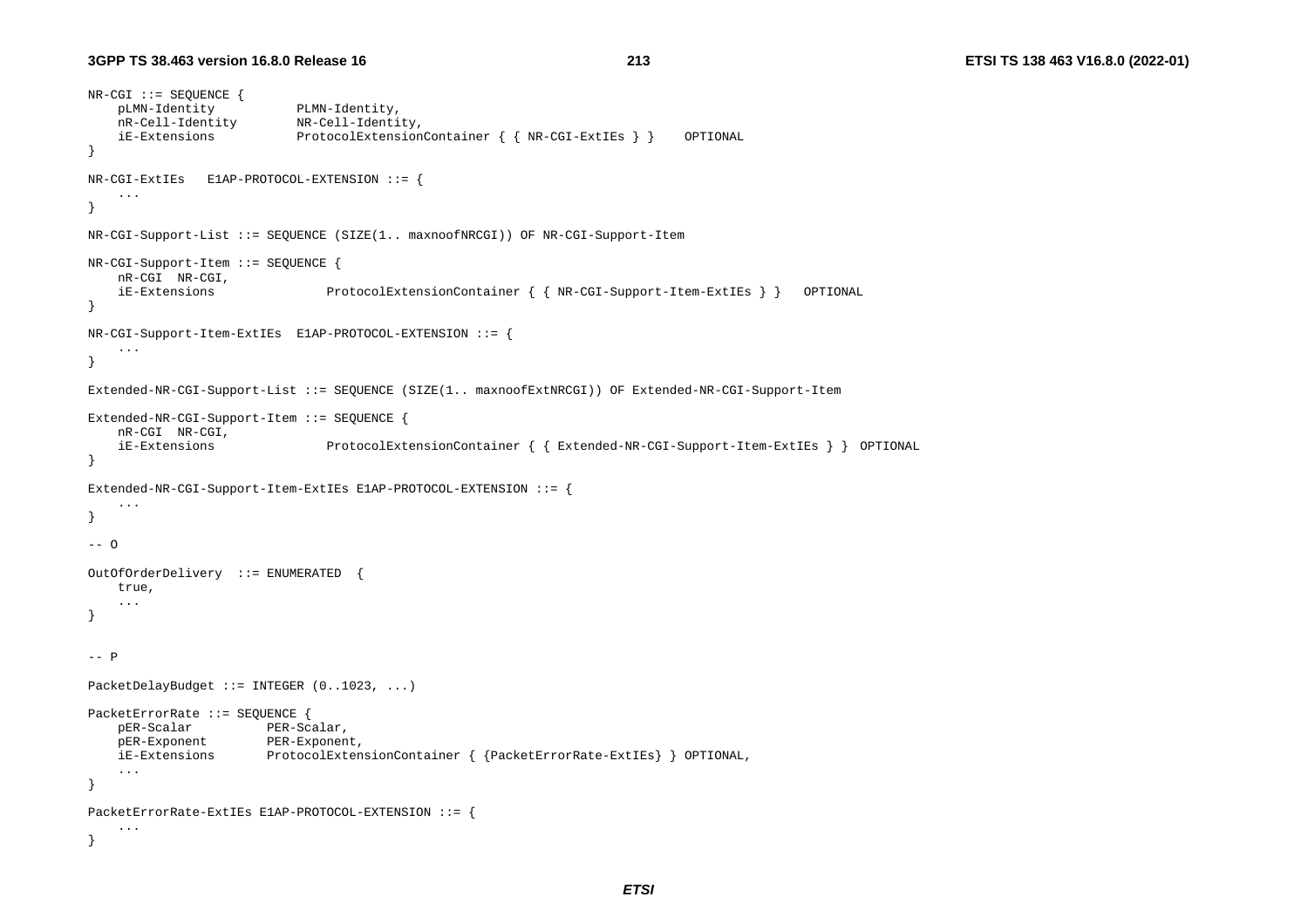```
NR-CGI ::= SEQUENCE {
    pLMN-Identity           PLMN-Identity,
    nR-Cell-Identity        NR-Cell-Identity,
    iE-Extensions           ProtocolExtensionContainer { { NR-CGI-ExtIEs } }    OPTIONAL
}

NR-CGI-ExtIEs   E1AP-PROTOCOL-EXTENSION ::= {
    ...
}

NR-CGI-Support-List ::= SEQUENCE (SIZE(1.. maxnoofNRCGI)) OF NR-CGI-Support-Item

NR-CGI-Support-Item ::= SEQUENCE {
    nR-CGI  NR-CGI,
    iE-Extensions               ProtocolExtensionContainer { { NR-CGI-Support-Item-ExtIEs } }   OPTIONAL
}

NR-CGI-Support-Item-ExtIEs  E1AP-PROTOCOL-EXTENSION ::= {
    ...
}

Extended-NR-CGI-Support-List ::= SEQUENCE (SIZE(1.. maxnoofExtNRCGI)) OF Extended-NR-CGI-Support-Item

Extended-NR-CGI-Support-Item ::= SEQUENCE {
    nR-CGI  NR-CGI,
    iE-Extensions               ProtocolExtensionContainer { { Extended-NR-CGI-Support-Item-ExtIEs } }  OPTIONAL
}

Extended-NR-CGI-Support-Item-ExtIEs E1AP-PROTOCOL-EXTENSION ::= {
    ...
}

-- O

OutOfOrderDelivery  ::= ENUMERATED  {
    true,
    ...
}


-- P

PacketDelayBudget ::= INTEGER (0..1023, ...)

PacketErrorRate ::= SEQUENCE {
    pER-Scalar          PER-Scalar,
    pER-Exponent        PER-Exponent,
    iE-Extensions       ProtocolExtensionContainer { {PacketErrorRate-ExtIEs} } OPTIONAL,
    ...
}

PacketErrorRate-ExtIEs E1AP-PROTOCOL-EXTENSION ::= {
    ...
}
```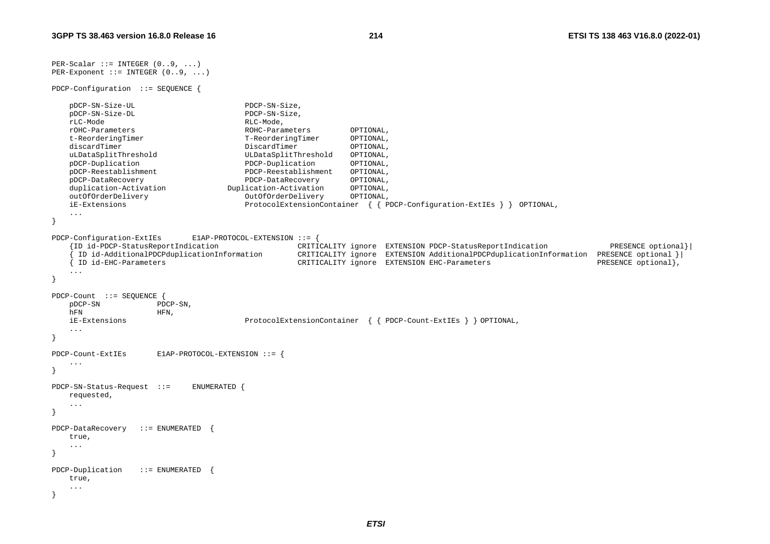```
PER-Scalar ::= INTEGER (0..9, ...)
PER-Exponent ::= INTEGER (0..9, ...)

PDCP-Configuration  ::= SEQUENCE {

    pDCP-SN-Size-UL                         PDCP-SN-Size,
    pDCP-SN-Size-DL                         PDCP-SN-Size,
    rLC-Mode                                RLC-Mode,
    rOHC-Parameters                         ROHC-Parameters         OPTIONAL,
    t-ReorderingTimer                       T-ReorderingTimer       OPTIONAL,
    discardTimer                            DiscardTimer            OPTIONAL,
    uLDataSplitThreshold                    ULDataSplitThreshold    OPTIONAL,
    pDCP-Duplication                        PDCP-Duplication        OPTIONAL,
    pDCP-Reestablishment                    PDCP-Reestablishment    OPTIONAL,
    pDCP-DataRecovery                       PDCP-DataRecovery       OPTIONAL,
    duplication-Activation                Duplication-Activation    OPTIONAL,
    outOfOrderDelivery                      OutOfOrderDelivery      OPTIONAL,
    iE-Extensions                           ProtocolExtensionContainer  { { PDCP-Configuration-ExtIEs } }  OPTIONAL,
    ...
}

PDCP-Configuration-ExtIEs       E1AP-PROTOCOL-EXTENSION ::= {
    {ID id-PDCP-StatusReportIndication                  CRITICALITY ignore  EXTENSION PDCP-StatusReportIndication              PRESENCE optional}|
    { ID id-AdditionalPDCPduplicationInformation        CRITICALITY ignore  EXTENSION AdditionalPDCPduplicationInformation  PRESENCE optional }|
    { ID id-EHC-Parameters                              CRITICALITY ignore  EXTENSION EHC-Parameters                        PRESENCE optional},
    ...
}

PDCP-Count  ::= SEQUENCE {
    pDCP-SN             PDCP-SN,
    hFN                 HFN,
    iE-Extensions                           ProtocolExtensionContainer  { { PDCP-Count-ExtIEs } } OPTIONAL,
    ...
}

PDCP-Count-ExtIEs       E1AP-PROTOCOL-EXTENSION ::= {
    ...
}

PDCP-SN-Status-Request  ::=     ENUMERATED {
    requested,
    ...
}

PDCP-DataRecovery   ::= ENUMERATED  {
    true,
    ...
}

PDCP-Duplication    ::= ENUMERATED  {
    true,
    ...
}
```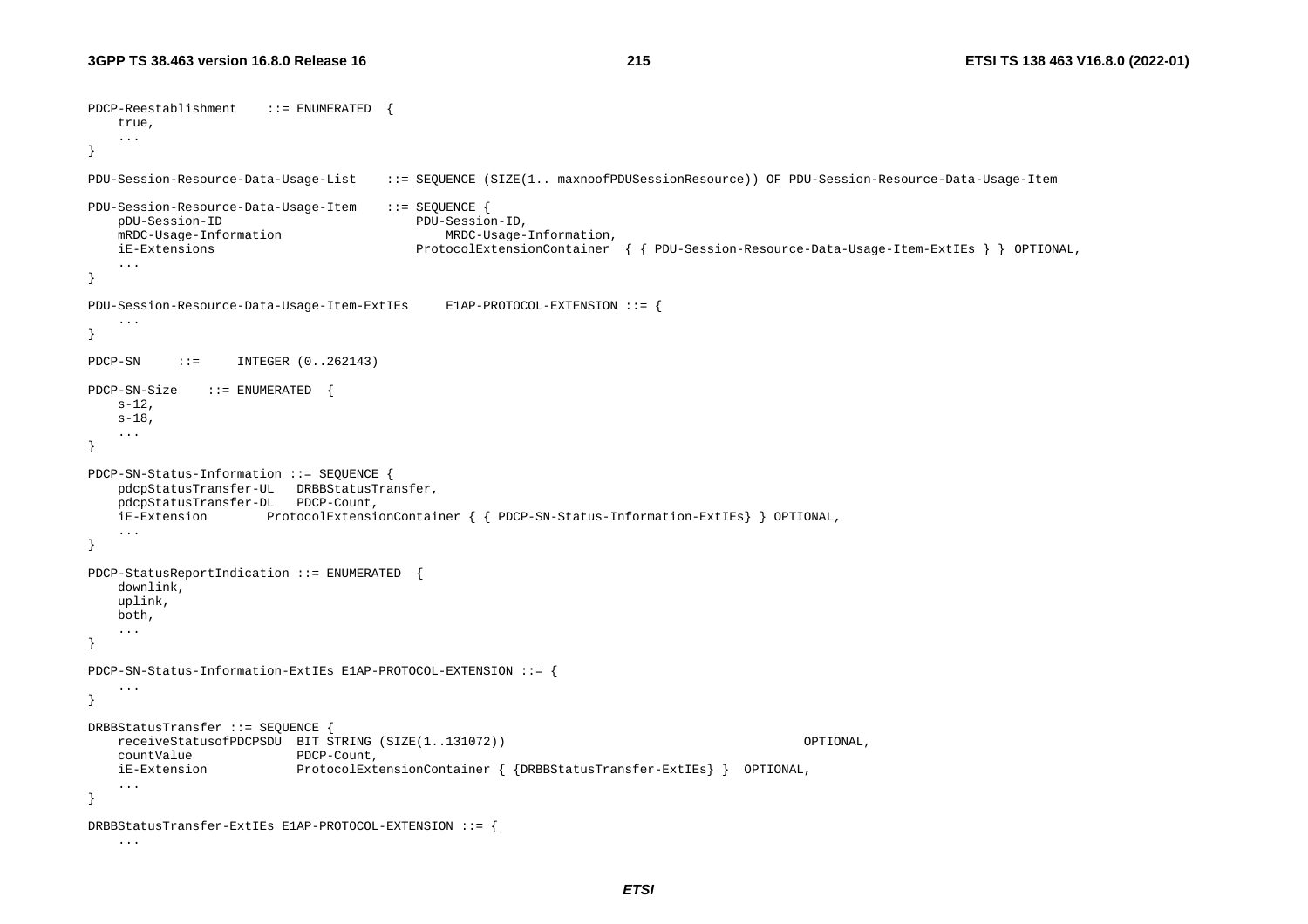```
PDCP-Reestablishment    ::= ENUMERATED  {
    true,
    ...
}

PDU-Session-Resource-Data-Usage-List    ::= SEQUENCE (SIZE(1.. maxnoofPDUSessionResource)) OF PDU-Session-Resource-Data-Usage-Item

PDU-Session-Resource-Data-Usage-Item    ::= SEQUENCE {
    pDU-Session-ID                          PDU-Session-ID,
    mRDC-Usage-Information                      MRDC-Usage-Information,
    iE-Extensions                           ProtocolExtensionContainer  { { PDU-Session-Resource-Data-Usage-Item-ExtIEs } } OPTIONAL,
    ...
}

PDU-Session-Resource-Data-Usage-Item-ExtIEs     E1AP-PROTOCOL-EXTENSION ::= {
    ...
}

PDCP-SN     ::=     INTEGER (0..262143)

PDCP-SN-Size    ::= ENUMERATED  {
    s-12,
    s-18,
    ...
}

PDCP-SN-Status-Information ::= SEQUENCE {
    pdcpStatusTransfer-UL   DRBBStatusTransfer,
    pdcpStatusTransfer-DL   PDCP-Count,
    iE-Extension        ProtocolExtensionContainer { { PDCP-SN-Status-Information-ExtIEs} } OPTIONAL,
    ...
}

PDCP-StatusReportIndication ::= ENUMERATED  {
    downlink,
    uplink,
    both,
    ...
}

PDCP-SN-Status-Information-ExtIEs E1AP-PROTOCOL-EXTENSION ::= {
    ...
}

DRBBStatusTransfer ::= SEQUENCE {
    receiveStatusofPDCPSDU  BIT STRING (SIZE(1..131072))                                        OPTIONAL,
    countValue              PDCP-Count,
    iE-Extension            ProtocolExtensionContainer { {DRBBStatusTransfer-ExtIEs} }  OPTIONAL,
    ...
}

DRBBStatusTransfer-ExtIEs E1AP-PROTOCOL-EXTENSION ::= {
    ...
```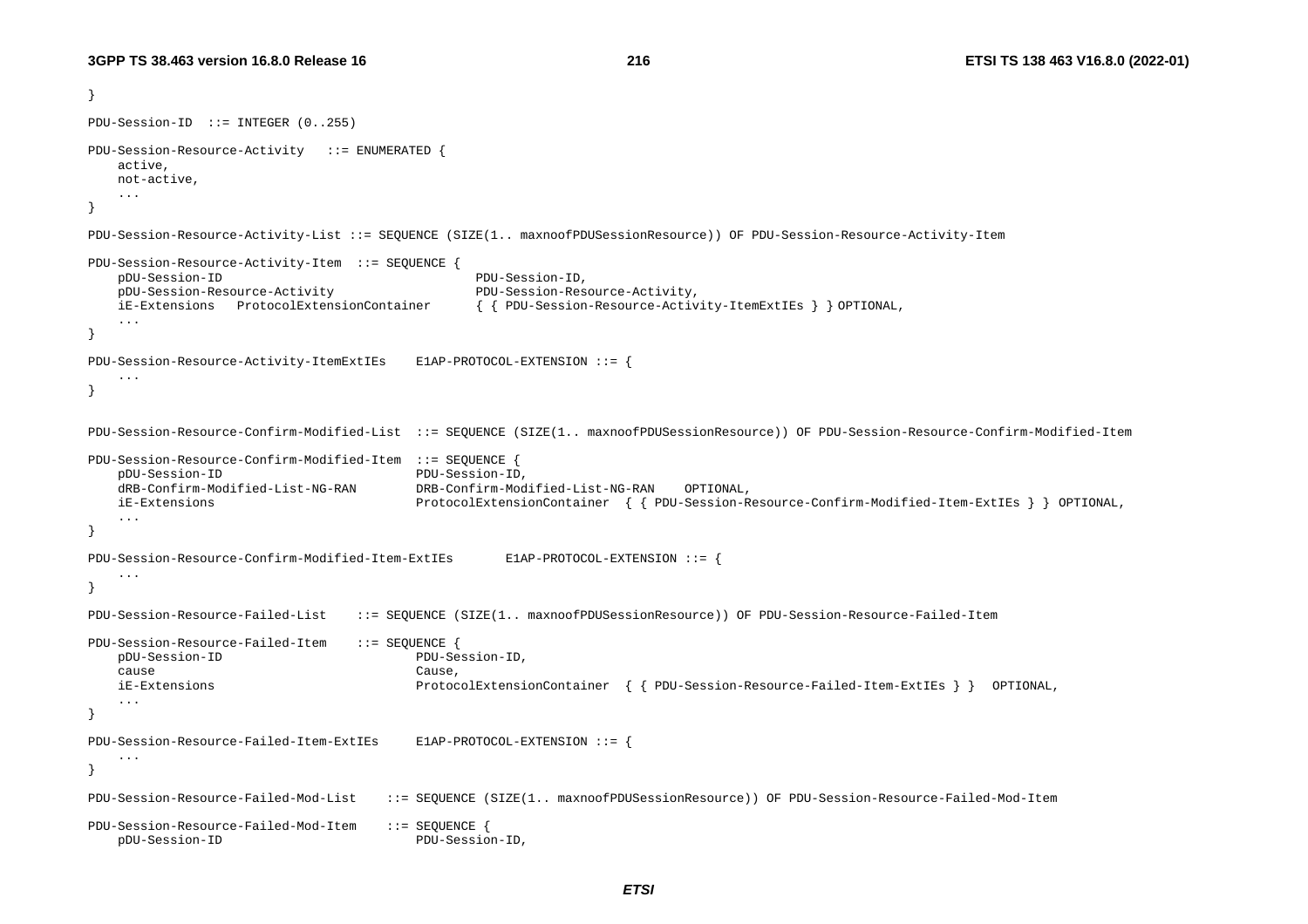```
}

PDU-Session-ID  ::= INTEGER (0..255)

PDU-Session-Resource-Activity   ::= ENUMERATED {
    active,
    not-active,
    ...
}

PDU-Session-Resource-Activity-List ::= SEQUENCE (SIZE(1.. maxnoofPDUSessionResource)) OF PDU-Session-Resource-Activity-Item

PDU-Session-Resource-Activity-Item  ::= SEQUENCE {
    pDU-Session-ID                                  PDU-Session-ID,
    pDU-Session-Resource-Activity                   PDU-Session-Resource-Activity,
    iE-Extensions   ProtocolExtensionContainer      { { PDU-Session-Resource-Activity-ItemExtIEs } } OPTIONAL,
    ...
}

PDU-Session-Resource-Activity-ItemExtIEs    E1AP-PROTOCOL-EXTENSION ::= {
    ...
}


PDU-Session-Resource-Confirm-Modified-List  ::= SEQUENCE (SIZE(1.. maxnoofPDUSessionResource)) OF PDU-Session-Resource-Confirm-Modified-Item

PDU-Session-Resource-Confirm-Modified-Item  ::= SEQUENCE {
    pDU-Session-ID                          PDU-Session-ID,
    dRB-Confirm-Modified-List-NG-RAN        DRB-Confirm-Modified-List-NG-RAN    OPTIONAL,
    iE-Extensions                           ProtocolExtensionContainer  { { PDU-Session-Resource-Confirm-Modified-Item-ExtIEs } } OPTIONAL,
    ...
}

PDU-Session-Resource-Confirm-Modified-Item-ExtIEs       E1AP-PROTOCOL-EXTENSION ::= {
    ...
}

PDU-Session-Resource-Failed-List    ::= SEQUENCE (SIZE(1.. maxnoofPDUSessionResource)) OF PDU-Session-Resource-Failed-Item

PDU-Session-Resource-Failed-Item    ::= SEQUENCE {
    pDU-Session-ID                          PDU-Session-ID,
    cause                                   Cause,
    iE-Extensions                           ProtocolExtensionContainer  { { PDU-Session-Resource-Failed-Item-ExtIEs } }  OPTIONAL,
    ...
}

PDU-Session-Resource-Failed-Item-ExtIEs     E1AP-PROTOCOL-EXTENSION ::= {
    ...
}

PDU-Session-Resource-Failed-Mod-List    ::= SEQUENCE (SIZE(1.. maxnoofPDUSessionResource)) OF PDU-Session-Resource-Failed-Mod-Item

PDU-Session-Resource-Failed-Mod-Item    ::= SEQUENCE {
    pDU-Session-ID                          PDU-Session-ID,
```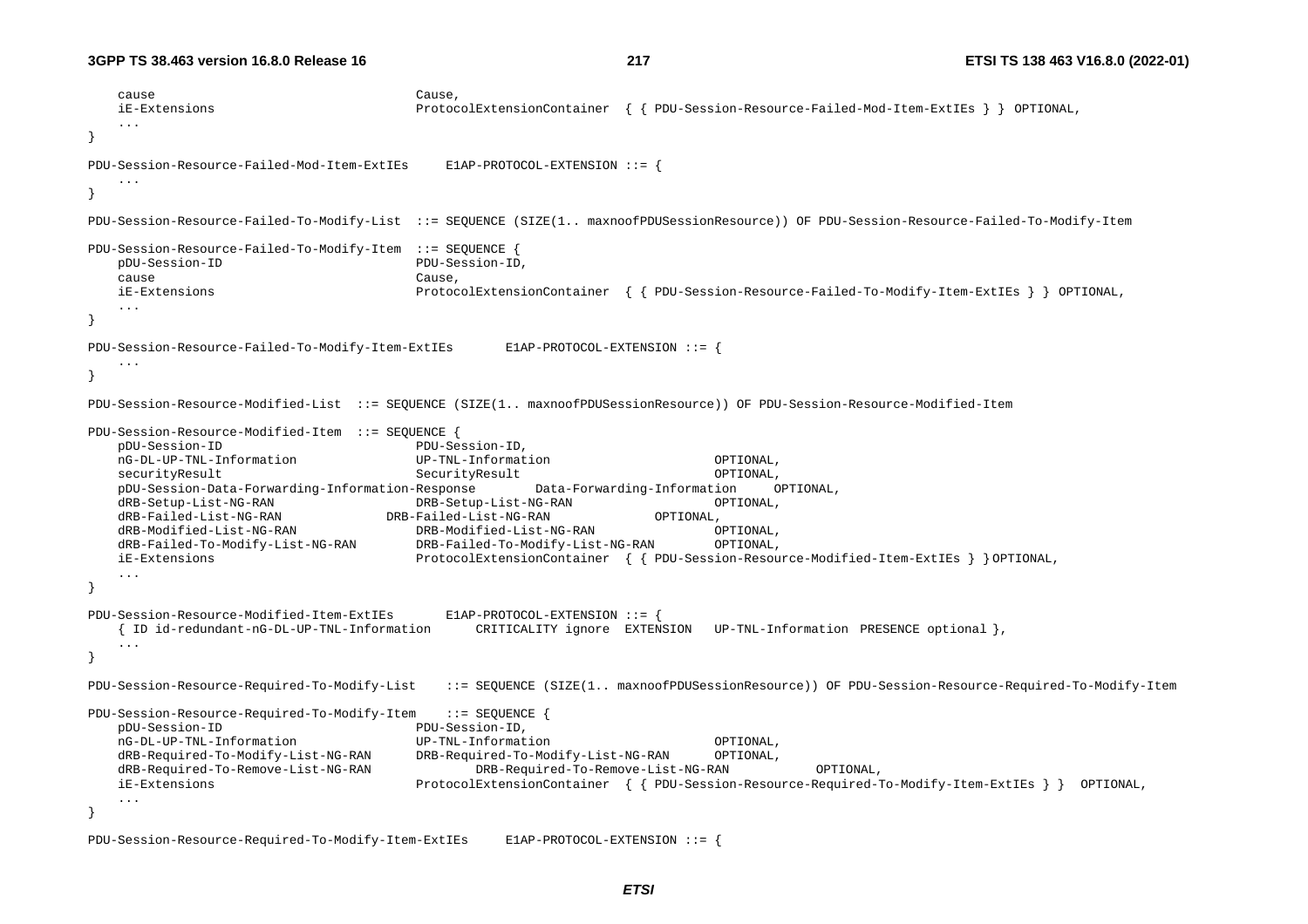```
    cause                                   Cause,
    iE-Extensions                           ProtocolExtensionContainer  { { PDU-Session-Resource-Failed-Mod-Item-ExtIEs } } OPTIONAL,
    ...
}

PDU-Session-Resource-Failed-Mod-Item-ExtIEs     E1AP-PROTOCOL-EXTENSION ::= {
    ...
}

PDU-Session-Resource-Failed-To-Modify-List  ::= SEQUENCE (SIZE(1.. maxnoofPDUSessionResource)) OF PDU-Session-Resource-Failed-To-Modify-Item

PDU-Session-Resource-Failed-To-Modify-Item  ::= SEQUENCE {
    pDU-Session-ID                          PDU-Session-ID,
    cause                                   Cause,
    iE-Extensions                           ProtocolExtensionContainer  { { PDU-Session-Resource-Failed-To-Modify-Item-ExtIEs } } OPTIONAL,
    ...
}

PDU-Session-Resource-Failed-To-Modify-Item-ExtIEs       E1AP-PROTOCOL-EXTENSION ::= {
    ...
}

PDU-Session-Resource-Modified-List  ::= SEQUENCE (SIZE(1.. maxnoofPDUSessionResource)) OF PDU-Session-Resource-Modified-Item

PDU-Session-Resource-Modified-Item  ::= SEQUENCE {
    pDU-Session-ID                          PDU-Session-ID,
    nG-DL-UP-TNL-Information                UP-TNL-Information                      OPTIONAL,
    securityResult                          SecurityResult                          OPTIONAL,
    pDU-Session-Data-Forwarding-Information-Response        Data-Forwarding-Information     OPTIONAL,
    dRB-Setup-List-NG-RAN                   DRB-Setup-List-NG-RAN                   OPTIONAL,
    dRB-Failed-List-NG-RAN              DRB-Failed-List-NG-RAN              OPTIONAL,
    dRB-Modified-List-NG-RAN                DRB-Modified-List-NG-RAN                OPTIONAL,
    dRB-Failed-To-Modify-List-NG-RAN        DRB-Failed-To-Modify-List-NG-RAN        OPTIONAL,
    iE-Extensions                           ProtocolExtensionContainer  { { PDU-Session-Resource-Modified-Item-ExtIEs } } OPTIONAL,
    ...
}

PDU-Session-Resource-Modified-Item-ExtIEs       E1AP-PROTOCOL-EXTENSION ::= {
    { ID id-redundant-nG-DL-UP-TNL-Information      CRITICALITY ignore  EXTENSION   UP-TNL-Information  PRESENCE optional },
    ...
}

PDU-Session-Resource-Required-To-Modify-List    ::= SEQUENCE (SIZE(1.. maxnoofPDUSessionResource)) OF PDU-Session-Resource-Required-To-Modify-Item

PDU-Session-Resource-Required-To-Modify-Item    ::= SEQUENCE {
    pDU-Session-ID                          PDU-Session-ID,
    nG-DL-UP-TNL-Information                UP-TNL-Information                      OPTIONAL,
    dRB-Required-To-Modify-List-NG-RAN      DRB-Required-To-Modify-List-NG-RAN      OPTIONAL,
    dRB-Required-To-Remove-List-NG-RAN              DRB-Required-To-Remove-List-NG-RAN          OPTIONAL,
    iE-Extensions                           ProtocolExtensionContainer  { { PDU-Session-Resource-Required-To-Modify-Item-ExtIEs } }  OPTIONAL,
    ...
}

PDU-Session-Resource-Required-To-Modify-Item-ExtIEs     E1AP-PROTOCOL-EXTENSION ::= {
```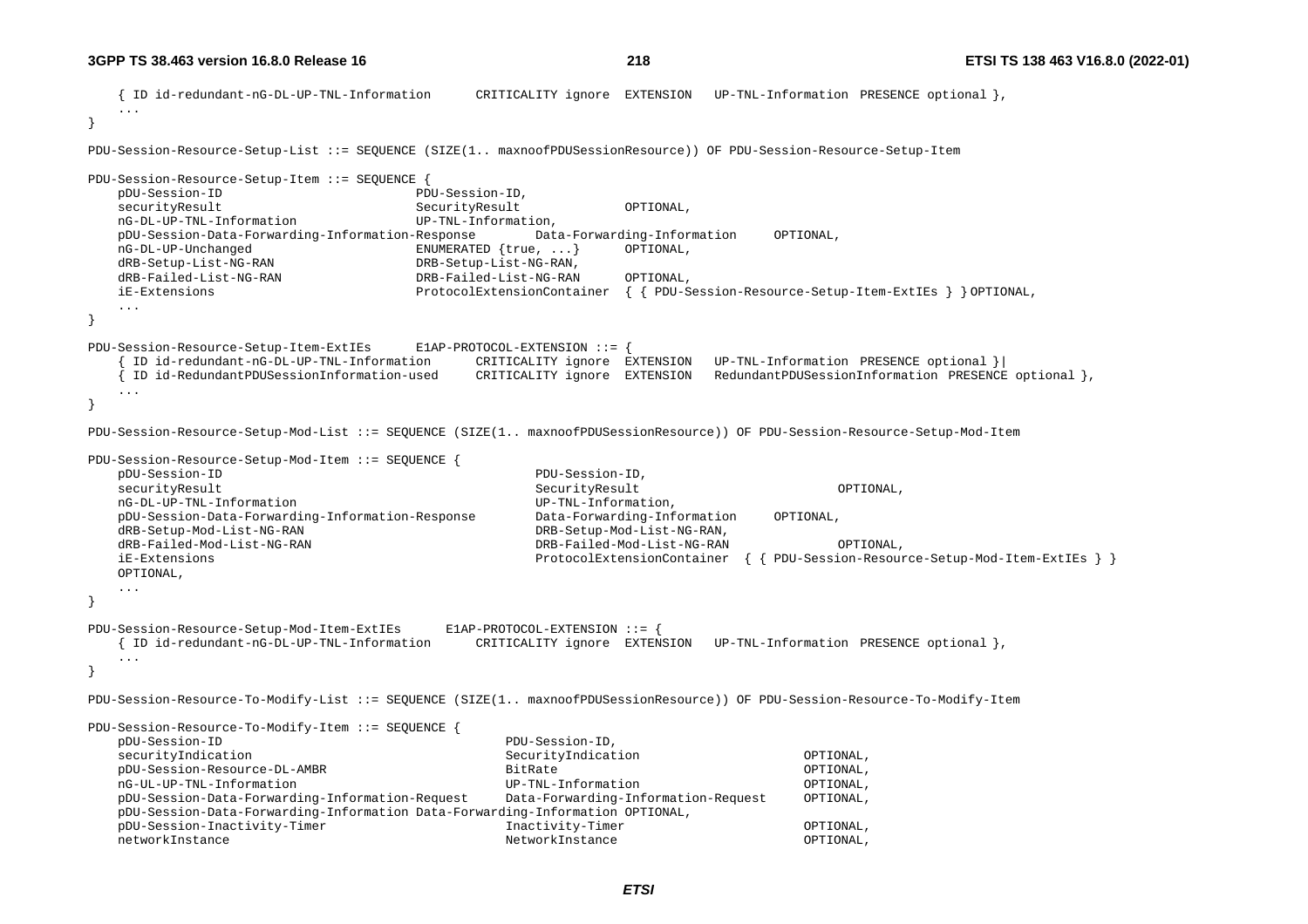```
	{ ID id-redundant-nG-DL-UP-TNL-Information		CRITICALITY ignore	EXTENSION	UP-TNL-Information	PRESENCE optional },
	...
}

PDU-Session-Resource-Setup-List ::= SEQUENCE (SIZE(1.. maxnoofPDUSessionResource)) OF PDU-Session-Resource-Setup-Item

PDU-Session-Resource-Setup-Item ::= SEQUENCE {
	pDU-Session-ID							PDU-Session-ID,
	securityResult							SecurityResult				OPTIONAL,
	nG-DL-UP-TNL-Information				UP-TNL-Information,
	pDU-Session-Data-Forwarding-Information-Response		Data-Forwarding-Information		OPTIONAL,
	nG-DL-UP-Unchanged						ENUMERATED {true, ...}		OPTIONAL,
	dRB-Setup-List-NG-RAN					DRB-Setup-List-NG-RAN,
	dRB-Failed-List-NG-RAN					DRB-Failed-List-NG-RAN		OPTIONAL,
	iE-Extensions							ProtocolExtensionContainer	{ { PDU-Session-Resource-Setup-Item-ExtIEs } } OPTIONAL,
	...
}

PDU-Session-Resource-Setup-Item-ExtIEs		E1AP-PROTOCOL-EXTENSION ::= {
	{ ID id-redundant-nG-DL-UP-TNL-Information		CRITICALITY ignore	EXTENSION	UP-TNL-Information	PRESENCE optional }|
	{ ID id-RedundantPDUSessionInformation-used		CRITICALITY ignore	EXTENSION	RedundantPDUSessionInformation	PRESENCE optional },
	...
}

PDU-Session-Resource-Setup-Mod-List ::= SEQUENCE (SIZE(1.. maxnoofPDUSessionResource)) OF PDU-Session-Resource-Setup-Mod-Item

PDU-Session-Resource-Setup-Mod-Item ::= SEQUENCE {
	pDU-Session-ID										PDU-Session-ID,
	securityResult										SecurityResult							OPTIONAL,
	nG-DL-UP-TNL-Information							UP-TNL-Information,
	pDU-Session-Data-Forwarding-Information-Response		Data-Forwarding-Information		OPTIONAL,
	dRB-Setup-Mod-List-NG-RAN							DRB-Setup-Mod-List-NG-RAN,
	dRB-Failed-Mod-List-NG-RAN							DRB-Failed-Mod-List-NG-RAN				OPTIONAL,
	iE-Extensions										ProtocolExtensionContainer	{ { PDU-Session-Resource-Setup-Mod-Item-ExtIEs } }
	OPTIONAL,
	...
}

PDU-Session-Resource-Setup-Mod-Item-ExtIEs		E1AP-PROTOCOL-EXTENSION ::= {
	{ ID id-redundant-nG-DL-UP-TNL-Information		CRITICALITY ignore	EXTENSION	UP-TNL-Information	PRESENCE optional },
	...
}

PDU-Session-Resource-To-Modify-List ::= SEQUENCE (SIZE(1.. maxnoofPDUSessionResource)) OF PDU-Session-Resource-To-Modify-Item

PDU-Session-Resource-To-Modify-Item ::= SEQUENCE {
	pDU-Session-ID									PDU-Session-ID,
	securityIndication								SecurityIndication						OPTIONAL,
	pDU-Session-Resource-DL-AMBR					BitRate									OPTIONAL,
	nG-UL-UP-TNL-Information						UP-TNL-Information						OPTIONAL,
	pDU-Session-Data-Forwarding-Information-Request		Data-Forwarding-Information-Request		OPTIONAL,
	pDU-Session-Data-Forwarding-Information Data-Forwarding-Information OPTIONAL,
	pDU-Session-Inactivity-Timer					Inactivity-Timer						OPTIONAL,
	networkInstance									NetworkInstance							OPTIONAL,
```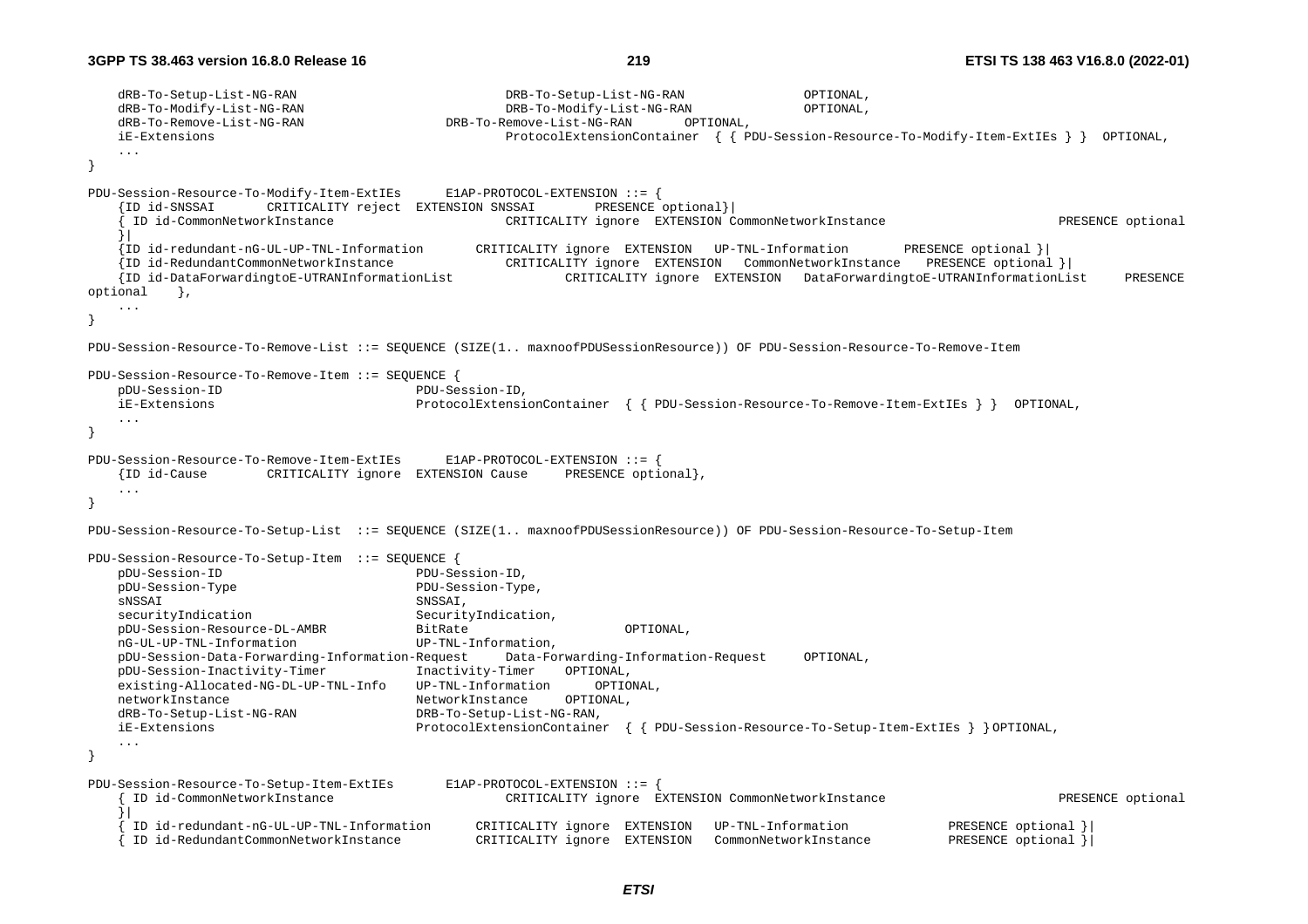```
	dRB-To-Setup-List-NG-RAN						DRB-To-Setup-List-NG-RAN				OPTIONAL,
	dRB-To-Modify-List-NG-RAN						DRB-To-Modify-List-NG-RAN				OPTIONAL,
	dRB-To-Remove-List-NG-RAN					DRB-To-Remove-List-NG-RAN		OPTIONAL,
	iE-Extensions						ProtocolExtensionContainer	{ { PDU-Session-Resource-To-Modify-Item-ExtIEs } }	OPTIONAL,
	...
}

PDU-Session-Resource-To-Modify-Item-ExtIEs	E1AP-PROTOCOL-EXTENSION ::= {
	{ID id-SNSSAI		CRITICALITY reject	EXTENSION SNSSAI		PRESENCE optional}|
	{ ID id-CommonNetworkInstance			CRITICALITY ignore	EXTENSION CommonNetworkInstance			PRESENCE optional
	}|
	{ID id-redundant-nG-UL-UP-TNL-Information		CRITICALITY ignore	EXTENSION	UP-TNL-Information		PRESENCE optional }|
	{ID id-RedundantCommonNetworkInstance			CRITICALITY ignore	EXTENSION	CommonNetworkInstance	PRESENCE optional }|
	{ID id-DataForwardingtoE-UTRANInformationList			CRITICALITY ignore	EXTENSION	DataForwardingtoE-UTRANInformationList		PRESENCE
optional	},
	...
}

PDU-Session-Resource-To-Remove-List ::= SEQUENCE (SIZE(1.. maxnoofPDUSessionResource)) OF PDU-Session-Resource-To-Remove-Item

PDU-Session-Resource-To-Remove-Item ::= SEQUENCE {
	pDU-Session-ID					PDU-Session-ID,
	iE-Extensions					ProtocolExtensionContainer	{ { PDU-Session-Resource-To-Remove-Item-ExtIEs } }	OPTIONAL,
	...
}

PDU-Session-Resource-To-Remove-Item-ExtIEs	E1AP-PROTOCOL-EXTENSION ::= {
	{ID id-Cause		CRITICALITY ignore	EXTENSION Cause		PRESENCE optional},
	...
}

PDU-Session-Resource-To-Setup-List	::= SEQUENCE (SIZE(1.. maxnoofPDUSessionResource)) OF PDU-Session-Resource-To-Setup-Item

PDU-Session-Resource-To-Setup-Item	::= SEQUENCE {
	pDU-Session-ID						PDU-Session-ID,
	pDU-Session-Type					PDU-Session-Type,
	sNSSAI							SNSSAI,
	securityIndication					SecurityIndication,
	pDU-Session-Resource-DL-AMBR			BitRate					OPTIONAL,
	nG-UL-UP-TNL-Information				UP-TNL-Information,
	pDU-Session-Data-Forwarding-Information-Request		Data-Forwarding-Information-Request		OPTIONAL,
	pDU-Session-Inactivity-Timer			Inactivity-Timer	OPTIONAL,
	existing-Allocated-NG-DL-UP-TNL-Info	UP-TNL-Information		OPTIONAL,
	networkInstance						NetworkInstance		OPTIONAL,
	dRB-To-Setup-List-NG-RAN				DRB-To-Setup-List-NG-RAN,
	iE-Extensions						ProtocolExtensionContainer	{ { PDU-Session-Resource-To-Setup-Item-ExtIEs } } OPTIONAL,
	...
}

PDU-Session-Resource-To-Setup-Item-ExtIEs		E1AP-PROTOCOL-EXTENSION ::= {
	{ ID id-CommonNetworkInstance			CRITICALITY ignore	EXTENSION CommonNetworkInstance			PRESENCE optional
	}|
	{ ID id-redundant-nG-UL-UP-TNL-Information		CRITICALITY ignore	EXTENSION	UP-TNL-Information		PRESENCE optional }|
	{ ID id-RedundantCommonNetworkInstance			CRITICALITY ignore	EXTENSION	CommonNetworkInstance		PRESENCE optional }|
```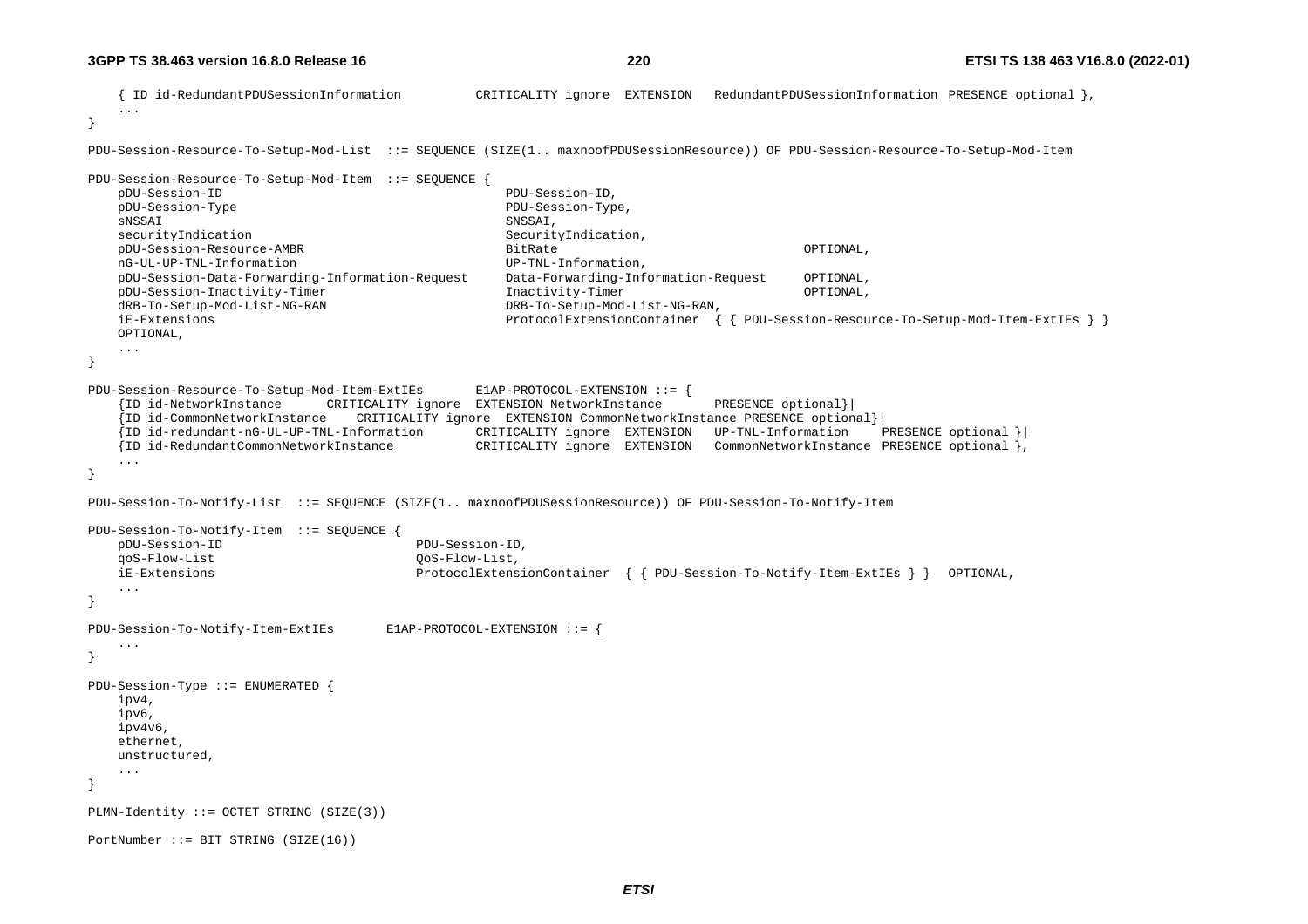```
	{ ID id-RedundantPDUSessionInformation		CRITICALITY ignore	EXTENSION	RedundantPDUSessionInformation	PRESENCE optional },
	...
}

PDU-Session-Resource-To-Setup-Mod-List ::= SEQUENCE (SIZE(1.. maxnoofPDUSessionResource)) OF PDU-Session-Resource-To-Setup-Mod-Item

PDU-Session-Resource-To-Setup-Mod-Item ::= SEQUENCE {
	pDU-Session-ID								PDU-Session-ID,
	pDU-Session-Type							PDU-Session-Type,
	sNSSAI										SNSSAI,
	securityIndication							SecurityIndication,
	pDU-Session-Resource-AMBR					BitRate									OPTIONAL,
	nG-UL-UP-TNL-Information					UP-TNL-Information,
	pDU-Session-Data-Forwarding-Information-Request		Data-Forwarding-Information-Request		OPTIONAL,
	pDU-Session-Inactivity-Timer				Inactivity-Timer						OPTIONAL,
	dRB-To-Setup-Mod-List-NG-RAN				DRB-To-Setup-Mod-List-NG-RAN,
	iE-Extensions								ProtocolExtensionContainer { { PDU-Session-Resource-To-Setup-Mod-Item-ExtIEs } }
	OPTIONAL,
	...
}

PDU-Session-Resource-To-Setup-Mod-Item-ExtIEs	E1AP-PROTOCOL-EXTENSION ::= {
	{ID id-NetworkInstance		CRITICALITY ignore	EXTENSION NetworkInstance		PRESENCE optional}|
	{ID id-CommonNetworkInstance	CRITICALITY ignore	EXTENSION CommonNetworkInstance PRESENCE optional}|
	{ID id-redundant-nG-UL-UP-TNL-Information		CRITICALITY ignore	EXTENSION	UP-TNL-Information		PRESENCE optional }|
	{ID id-RedundantCommonNetworkInstance			CRITICALITY ignore	EXTENSION	CommonNetworkInstance	PRESENCE optional },
	...
}

PDU-Session-To-Notify-List ::= SEQUENCE (SIZE(1.. maxnoofPDUSessionResource)) OF PDU-Session-To-Notify-Item

PDU-Session-To-Notify-Item ::= SEQUENCE {
	pDU-Session-ID				PDU-Session-ID,
	qoS-Flow-List				QoS-Flow-List,
	iE-Extensions				ProtocolExtensionContainer { { PDU-Session-To-Notify-Item-ExtIEs } }	OPTIONAL,
	...
}

PDU-Session-To-Notify-Item-ExtIEs	E1AP-PROTOCOL-EXTENSION ::= {
	...
}

PDU-Session-Type ::= ENUMERATED {
	ipv4,
	ipv6,
	ipv4v6,
	ethernet,
	unstructured,
	...
}

PLMN-Identity ::= OCTET STRING (SIZE(3))

PortNumber ::= BIT STRING (SIZE(16))
```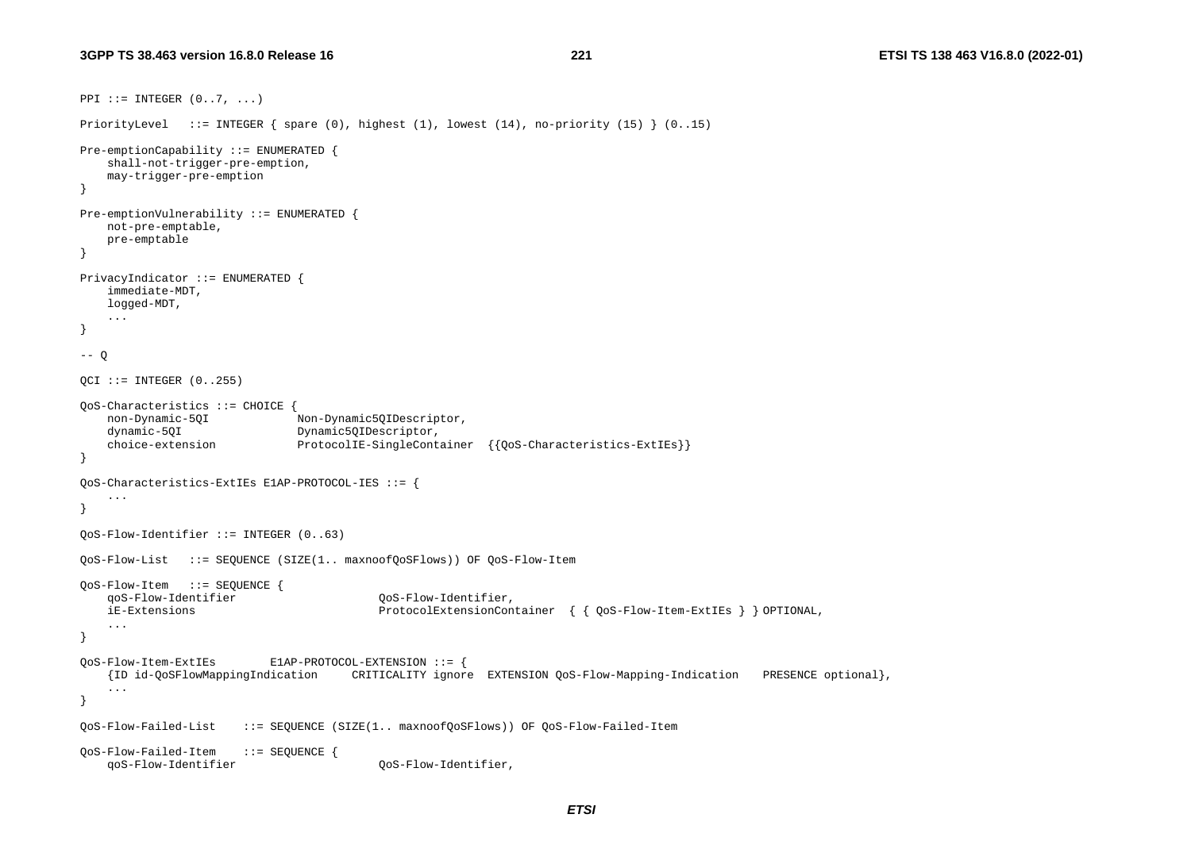```
PPI ::= INTEGER (0..7, ...)

PriorityLevel   ::= INTEGER { spare (0), highest (1), lowest (14), no-priority (15) } (0..15)

Pre-emptionCapability ::= ENUMERATED {
    shall-not-trigger-pre-emption,
    may-trigger-pre-emption
}

Pre-emptionVulnerability ::= ENUMERATED {
    not-pre-emptable,
    pre-emptable
}

PrivacyIndicator ::= ENUMERATED {
    immediate-MDT,
    logged-MDT,
    ...
}

-- Q

QCI ::= INTEGER (0..255)

QoS-Characteristics ::= CHOICE {
    non-Dynamic-5QI             Non-Dynamic5QIDescriptor,
    dynamic-5QI                 Dynamic5QIDescriptor,
    choice-extension            ProtocolIE-SingleContainer  {{QoS-Characteristics-ExtIEs}}
}

QoS-Characteristics-ExtIEs E1AP-PROTOCOL-IES ::= {
    ...
}

QoS-Flow-Identifier ::= INTEGER (0..63)

QoS-Flow-List   ::= SEQUENCE (SIZE(1.. maxnoofQoSFlows)) OF QoS-Flow-Item

QoS-Flow-Item   ::= SEQUENCE {
    qoS-Flow-Identifier                     QoS-Flow-Identifier,
    iE-Extensions                           ProtocolExtensionContainer  { { QoS-Flow-Item-ExtIEs } } OPTIONAL,
    ...
}

QoS-Flow-Item-ExtIEs        E1AP-PROTOCOL-EXTENSION ::= {
    {ID id-QoSFlowMappingIndication     CRITICALITY ignore  EXTENSION QoS-Flow-Mapping-Indication    PRESENCE optional},
    ...
}

QoS-Flow-Failed-List    ::= SEQUENCE (SIZE(1.. maxnoofQoSFlows)) OF QoS-Flow-Failed-Item

QoS-Flow-Failed-Item    ::= SEQUENCE {
    qoS-Flow-Identifier                     QoS-Flow-Identifier,
```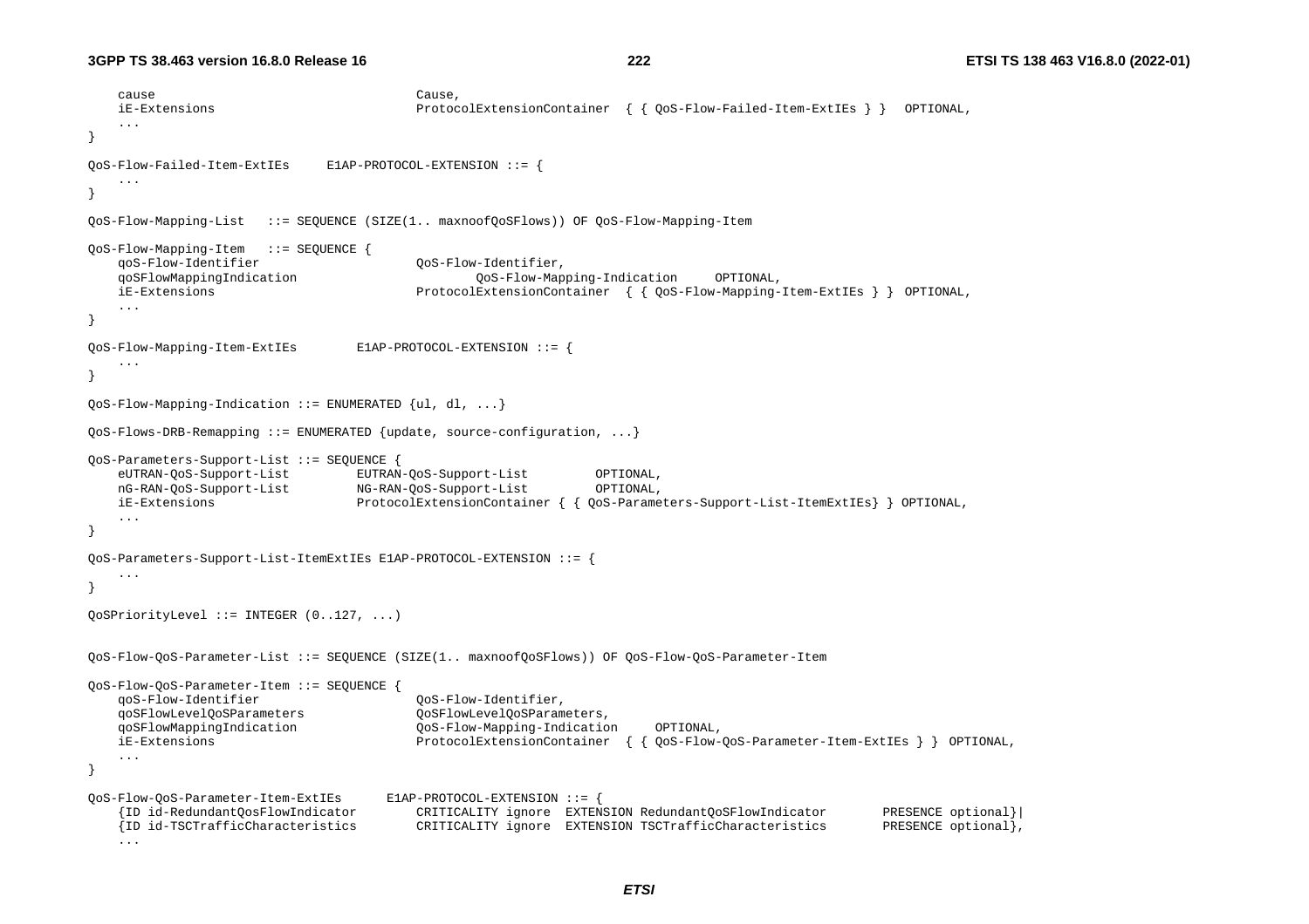```
	cause								Cause,
	iE-Extensions						ProtocolExtensionContainer	{ { QoS-Flow-Failed-Item-ExtIEs } }	OPTIONAL,
	...
}

QoS-Flow-Failed-Item-ExtIEs		E1AP-PROTOCOL-EXTENSION ::= {
	...
}

QoS-Flow-Mapping-List	::= SEQUENCE (SIZE(1.. maxnoofQoSFlows)) OF QoS-Flow-Mapping-Item

QoS-Flow-Mapping-Item	::= SEQUENCE {
	qoS-Flow-Identifier					QoS-Flow-Identifier,
	qoSFlowMappingIndication					QoS-Flow-Mapping-Indication		OPTIONAL,
	iE-Extensions						ProtocolExtensionContainer	{ { QoS-Flow-Mapping-Item-ExtIEs } }	OPTIONAL,
	...
}

QoS-Flow-Mapping-Item-ExtIEs		E1AP-PROTOCOL-EXTENSION ::= {
	...
}

QoS-Flow-Mapping-Indication ::= ENUMERATED {ul, dl, ...}

QoS-Flows-DRB-Remapping ::= ENUMERATED {update, source-configuration, ...}

QoS-Parameters-Support-List ::= SEQUENCE {
	eUTRAN-QoS-Support-List			EUTRAN-QoS-Support-List			OPTIONAL,
	nG-RAN-QoS-Support-List			NG-RAN-QoS-Support-List			OPTIONAL,
	iE-Extensions					ProtocolExtensionContainer { { QoS-Parameters-Support-List-ItemExtIEs} } OPTIONAL,
	...
}

QoS-Parameters-Support-List-ItemExtIEs E1AP-PROTOCOL-EXTENSION ::= {
	...
}

QoSPriorityLevel ::= INTEGER (0..127, ...)


QoS-Flow-QoS-Parameter-List ::= SEQUENCE (SIZE(1.. maxnoofQoSFlows)) OF QoS-Flow-QoS-Parameter-Item

QoS-Flow-QoS-Parameter-Item ::= SEQUENCE {
	qoS-Flow-Identifier					QoS-Flow-Identifier,
	qoSFlowLevelQoSParameters				QoSFlowLevelQoSParameters,
	qoSFlowMappingIndication				QoS-Flow-Mapping-Indication		OPTIONAL,
	iE-Extensions						ProtocolExtensionContainer	{ { QoS-Flow-QoS-Parameter-Item-ExtIEs } }	OPTIONAL,
	...
}

QoS-Flow-QoS-Parameter-Item-ExtIEs		E1AP-PROTOCOL-EXTENSION ::= {
	{ID id-RedundantQosFlowIndicator		CRITICALITY ignore	EXTENSION RedundantQoSFlowIndicator		PRESENCE optional}|
	{ID id-TSCTrafficCharacteristics		CRITICALITY ignore	EXTENSION TSCTrafficCharacteristics		PRESENCE optional},
	...
```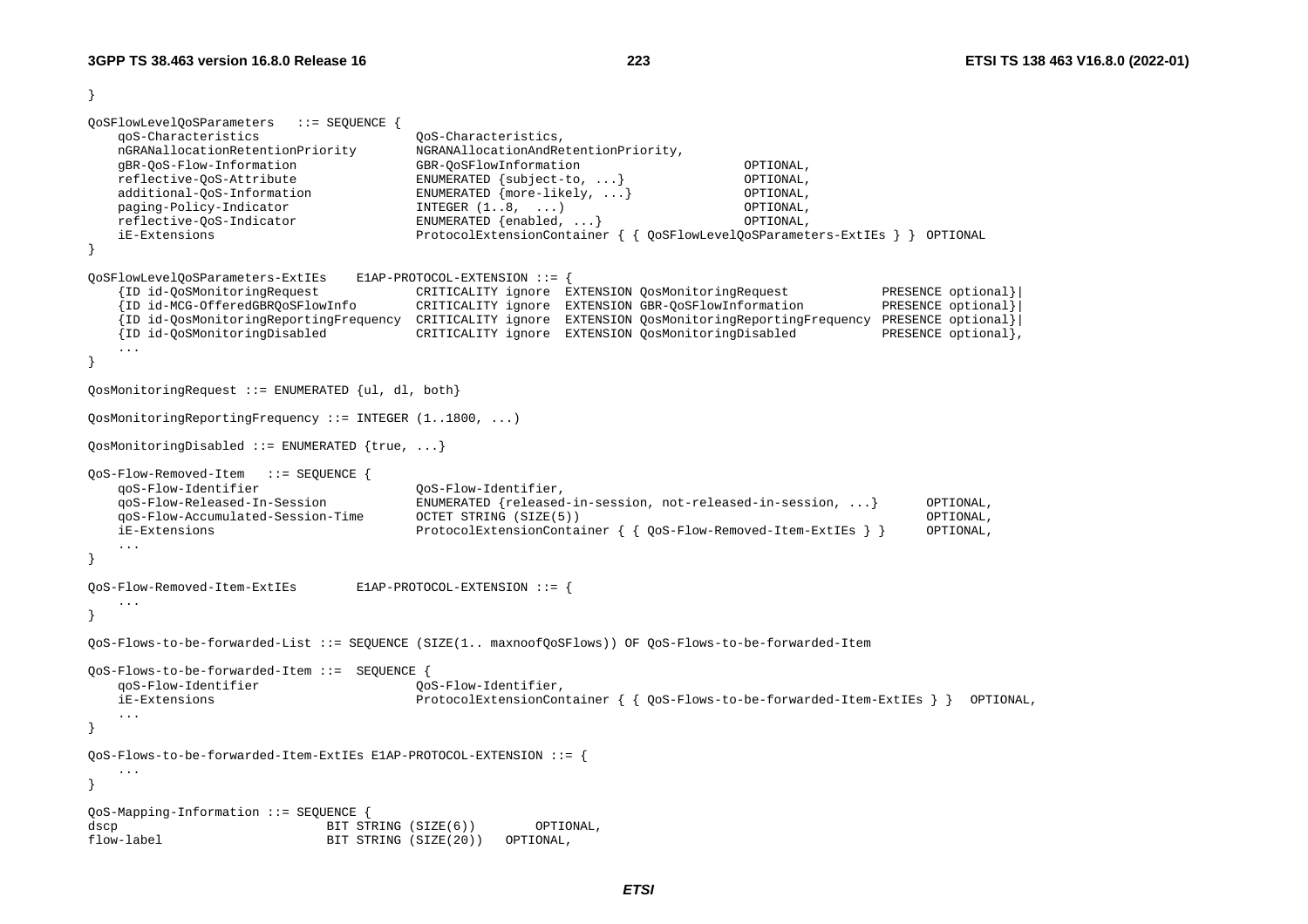```
}

QoSFlowLevelQoSParameters   ::= SEQUENCE {
    qoS-Characteristics                     QoS-Characteristics,
    nGRANallocationRetentionPriority        NGRANAllocationAndRetentionPriority,
    gBR-QoS-Flow-Information                GBR-QoSFlowInformation                      OPTIONAL,
    reflective-QoS-Attribute                ENUMERATED {subject-to, ...}                OPTIONAL,
    additional-QoS-Information              ENUMERATED {more-likely, ...}               OPTIONAL,
    paging-Policy-Indicator                 INTEGER (1..8,  ...)                        OPTIONAL,
    reflective-QoS-Indicator                ENUMERATED {enabled, ...}                   OPTIONAL,
    iE-Extensions                           ProtocolExtensionContainer { { QoSFlowLevelQoSParameters-ExtIEs } }  OPTIONAL
}

QoSFlowLevelQoSParameters-ExtIEs    E1AP-PROTOCOL-EXTENSION ::= {
    {ID id-QoSMonitoringRequest             CRITICALITY ignore  EXTENSION QosMonitoringRequest              PRESENCE optional}|
    {ID id-MCG-OfferedGBRQoSFlowInfo        CRITICALITY ignore  EXTENSION GBR-QoSFlowInformation            PRESENCE optional}|
    {ID id-QosMonitoringReportingFrequency  CRITICALITY ignore  EXTENSION QosMonitoringReportingFrequency   PRESENCE optional}|
    {ID id-QoSMonitoringDisabled            CRITICALITY ignore  EXTENSION QosMonitoringDisabled             PRESENCE optional},
    ...
}

QosMonitoringRequest ::= ENUMERATED {ul, dl, both}

QosMonitoringReportingFrequency ::= INTEGER (1..1800, ...)

QosMonitoringDisabled ::= ENUMERATED {true, ...}

QoS-Flow-Removed-Item   ::= SEQUENCE {
    qoS-Flow-Identifier                     QoS-Flow-Identifier,
    qoS-Flow-Released-In-Session            ENUMERATED {released-in-session, not-released-in-session, ...}      OPTIONAL,
    qoS-Flow-Accumulated-Session-Time       OCTET STRING (SIZE(5))                                              OPTIONAL,
    iE-Extensions                           ProtocolExtensionContainer { { QoS-Flow-Removed-Item-ExtIEs } }     OPTIONAL,
    ...
}

QoS-Flow-Removed-Item-ExtIEs        E1AP-PROTOCOL-EXTENSION ::= {
    ...
}

QoS-Flows-to-be-forwarded-List ::= SEQUENCE (SIZE(1.. maxnoofQoSFlows)) OF QoS-Flows-to-be-forwarded-Item

QoS-Flows-to-be-forwarded-Item ::=  SEQUENCE {
    qoS-Flow-Identifier                     QoS-Flow-Identifier,
    iE-Extensions                           ProtocolExtensionContainer { { QoS-Flows-to-be-forwarded-Item-ExtIEs } }  OPTIONAL,
    ...
}

QoS-Flows-to-be-forwarded-Item-ExtIEs E1AP-PROTOCOL-EXTENSION ::= {
    ...
}

QoS-Mapping-Information ::= SEQUENCE {
dscp                            BIT STRING (SIZE(6))        OPTIONAL,
flow-label                      BIT STRING (SIZE(20))   OPTIONAL,
```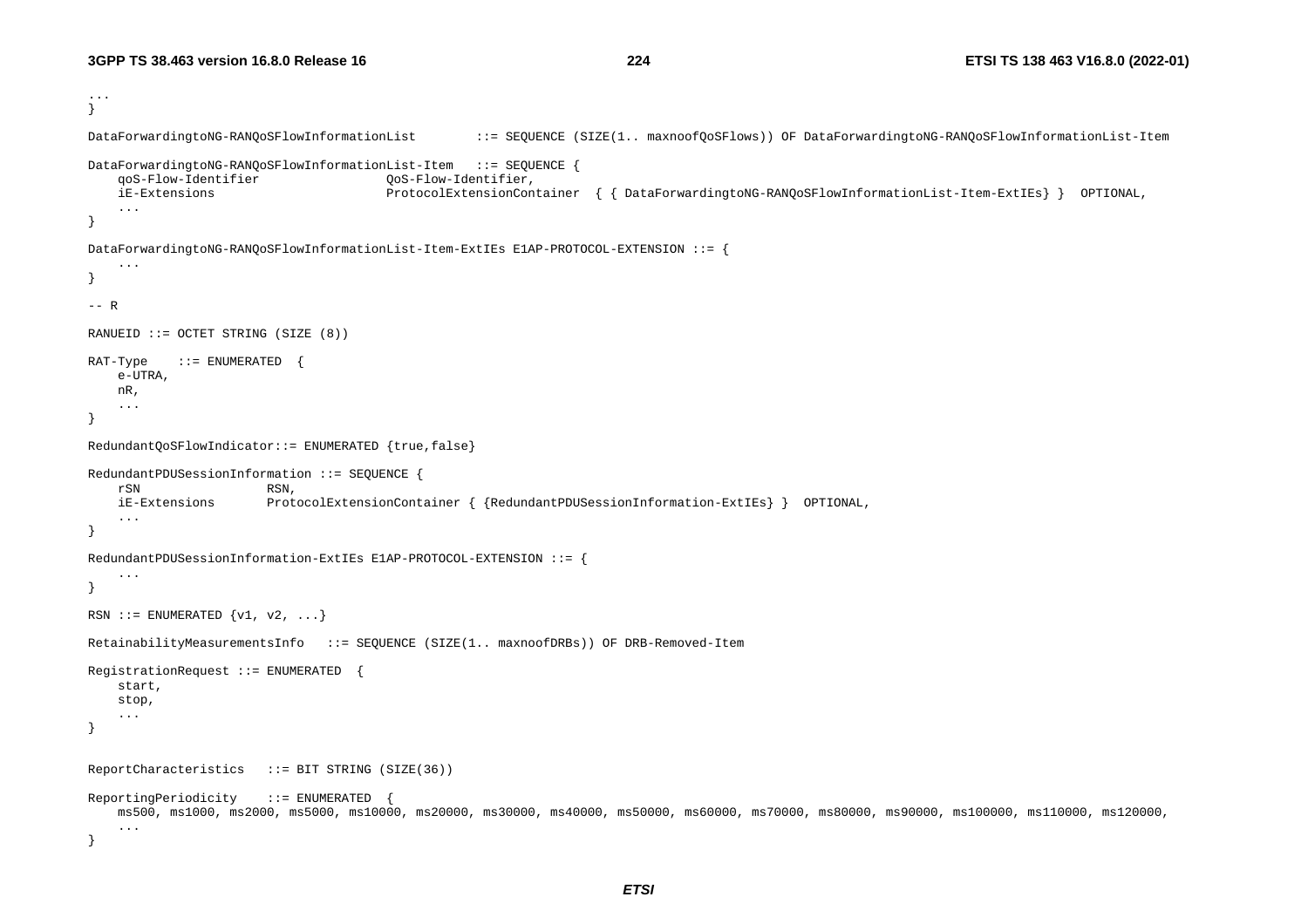```
...
}

DataForwardingtoNG-RANQoSFlowInformationList        ::= SEQUENCE (SIZE(1.. maxnoofQoSFlows)) OF DataForwardingtoNG-RANQoSFlowInformationList-Item

DataForwardingtoNG-RANQoSFlowInformationList-Item   ::= SEQUENCE {
    qoS-Flow-Identifier                 QoS-Flow-Identifier,
    iE-Extensions                       ProtocolExtensionContainer  { { DataForwardingtoNG-RANQoSFlowInformationList-Item-ExtIEs} }  OPTIONAL,
    ...
}

DataForwardingtoNG-RANQoSFlowInformationList-Item-ExtIEs E1AP-PROTOCOL-EXTENSION ::= {
    ...
}

-- R

RANUEID ::= OCTET STRING (SIZE (8))

RAT-Type    ::= ENUMERATED  {
    e-UTRA,
    nR,
    ...
}

RedundantQoSFlowIndicator::= ENUMERATED {true,false}

RedundantPDUSessionInformation ::= SEQUENCE {
    rSN                 RSN,
    iE-Extensions       ProtocolExtensionContainer { {RedundantPDUSessionInformation-ExtIEs} }  OPTIONAL,
    ...
}

RedundantPDUSessionInformation-ExtIEs E1AP-PROTOCOL-EXTENSION ::= {
    ...
}

RSN ::= ENUMERATED {v1, v2, ...}

RetainabilityMeasurementsInfo   ::= SEQUENCE (SIZE(1.. maxnoofDRBs)) OF DRB-Removed-Item

RegistrationRequest ::= ENUMERATED  {
    start,
    stop,
    ...
}


ReportCharacteristics   ::= BIT STRING (SIZE(36))

ReportingPeriodicity    ::= ENUMERATED  {
    ms500, ms1000, ms2000, ms5000, ms10000, ms20000, ms30000, ms40000, ms50000, ms60000, ms70000, ms80000, ms90000, ms100000, ms110000, ms120000,
    ...
}
```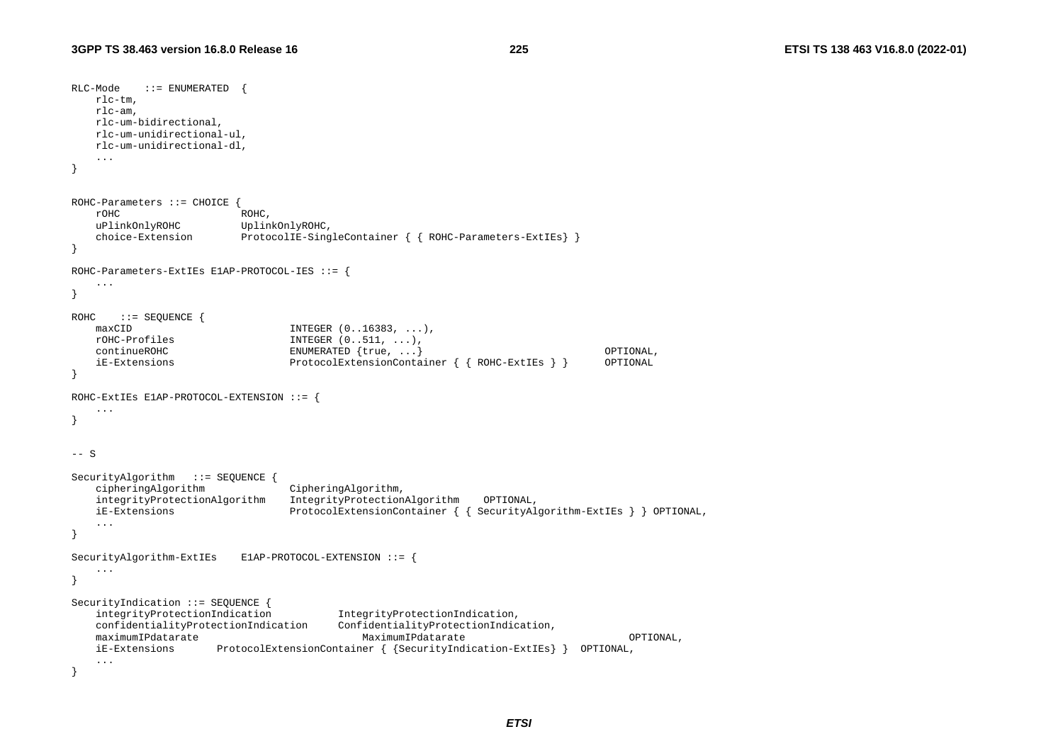```
RLC-Mode    ::= ENUMERATED  {
    rlc-tm,
    rlc-am,
    rlc-um-bidirectional,
    rlc-um-unidirectional-ul,
    rlc-um-unidirectional-dl,
    ...
}


ROHC-Parameters ::= CHOICE {
    rOHC                    ROHC,
    uPlinkOnlyROHC          UplinkOnlyROHC,
    choice-Extension        ProtocolIE-SingleContainer { { ROHC-Parameters-ExtIEs} }
}

ROHC-Parameters-ExtIEs E1AP-PROTOCOL-IES ::= {
    ...
}

ROHC    ::= SEQUENCE {
    maxCID                          INTEGER (0..16383, ...),
    rOHC-Profiles                   INTEGER (0..511, ...),
    continueROHC                    ENUMERATED {true, ...}                              OPTIONAL,
    iE-Extensions                   ProtocolExtensionContainer { { ROHC-ExtIEs } }      OPTIONAL
}

ROHC-ExtIEs E1AP-PROTOCOL-EXTENSION ::= {
    ...
}


-- S

SecurityAlgorithm   ::= SEQUENCE {
    cipheringAlgorithm              CipheringAlgorithm,
    integrityProtectionAlgorithm    IntegrityProtectionAlgorithm    OPTIONAL,
    iE-Extensions                   ProtocolExtensionContainer { { SecurityAlgorithm-ExtIEs } } OPTIONAL,
    ...
}

SecurityAlgorithm-ExtIEs    E1AP-PROTOCOL-EXTENSION ::= {
    ...
}

SecurityIndication ::= SEQUENCE {
    integrityProtectionIndication           IntegrityProtectionIndication,
    confidentialityProtectionIndication     ConfidentialityProtectionIndication,
    maximumIPdatarate                           MaximumIPdatarate                           OPTIONAL,
    iE-Extensions       ProtocolExtensionContainer { {SecurityIndication-ExtIEs} }  OPTIONAL,
    ...
}
```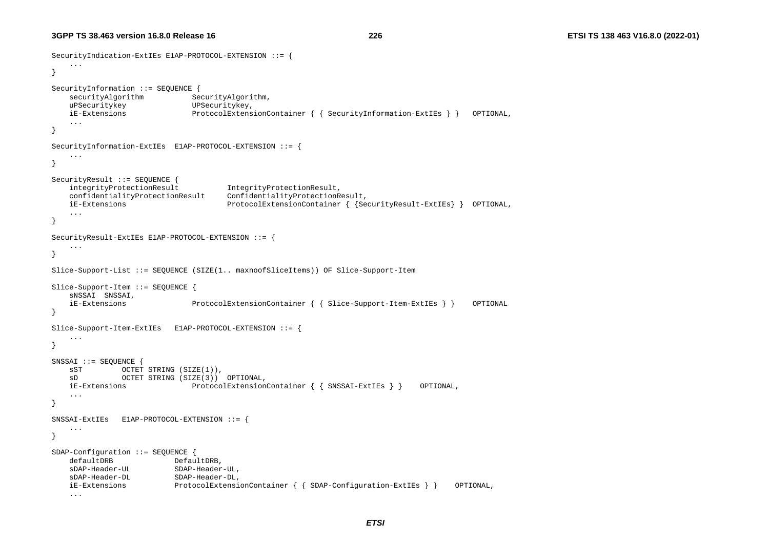```
SecurityIndication-ExtIEs E1AP-PROTOCOL-EXTENSION ::= {
	...
}

SecurityInformation ::= SEQUENCE {
	securityAlgorithm			SecurityAlgorithm,
	uPSecuritykey				UPSecuritykey,
	iE-Extensions				ProtocolExtensionContainer { { SecurityInformation-ExtIEs } }	OPTIONAL,
	...
}

SecurityInformation-ExtIEs	E1AP-PROTOCOL-EXTENSION ::= {
	...
}

SecurityResult ::= SEQUENCE {
	integrityProtectionResult			IntegrityProtectionResult,
	confidentialityProtectionResult		ConfidentialityProtectionResult,
	iE-Extensions						ProtocolExtensionContainer { {SecurityResult-ExtIEs} }	OPTIONAL,
	...
}

SecurityResult-ExtIEs E1AP-PROTOCOL-EXTENSION ::= {
	...
}

Slice-Support-List ::= SEQUENCE (SIZE(1.. maxnoofSliceItems)) OF Slice-Support-Item

Slice-Support-Item ::= SEQUENCE {
	sNSSAI	SNSSAI,
	iE-Extensions				ProtocolExtensionContainer { { Slice-Support-Item-ExtIEs } }	OPTIONAL
}

Slice-Support-Item-ExtIEs	E1AP-PROTOCOL-EXTENSION ::= {
	...
}

SNSSAI ::= SEQUENCE {
	sST			OCTET STRING (SIZE(1)),
	sD			OCTET STRING (SIZE(3))	OPTIONAL,
	iE-Extensions				ProtocolExtensionContainer { { SNSSAI-ExtIEs } }	OPTIONAL,
	...
}

SNSSAI-ExtIEs	E1AP-PROTOCOL-EXTENSION ::= {
	...
}

SDAP-Configuration ::= SEQUENCE {
	defaultDRB				DefaultDRB,
	sDAP-Header-UL			SDAP-Header-UL,
	sDAP-Header-DL			SDAP-Header-DL,
	iE-Extensions			ProtocolExtensionContainer { { SDAP-Configuration-ExtIEs } }	OPTIONAL,
	...
```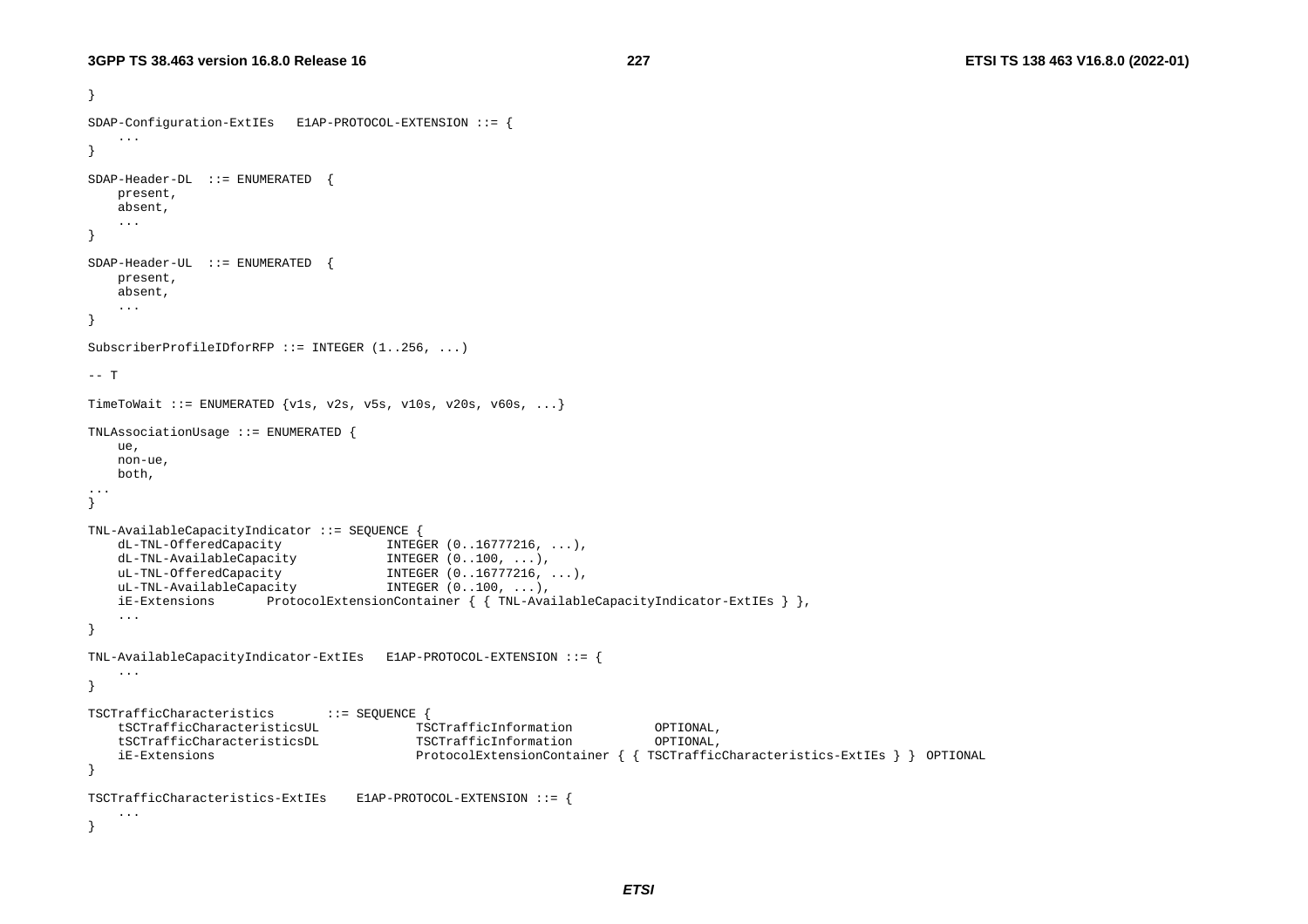```
}

SDAP-Configuration-ExtIEs   E1AP-PROTOCOL-EXTENSION ::= {
    ...
}

SDAP-Header-DL  ::= ENUMERATED  {
    present,
    absent,
    ...
}

SDAP-Header-UL  ::= ENUMERATED  {
    present,
    absent,
    ...
}

SubscriberProfileIDforRFP ::= INTEGER (1..256, ...)

-- T

TimeToWait ::= ENUMERATED {v1s, v2s, v5s, v10s, v20s, v60s, ...}

TNLAssociationUsage ::= ENUMERATED {
    ue,
    non-ue,
    both,
...
}

TNL-AvailableCapacityIndicator ::= SEQUENCE {
    dL-TNL-OfferedCapacity              INTEGER (0..16777216, ...),
    dL-TNL-AvailableCapacity            INTEGER (0..100, ...),
    uL-TNL-OfferedCapacity              INTEGER (0..16777216, ...),
    uL-TNL-AvailableCapacity            INTEGER (0..100, ...),
    iE-Extensions       ProtocolExtensionContainer { { TNL-AvailableCapacityIndicator-ExtIEs } },
    ...
}

TNL-AvailableCapacityIndicator-ExtIEs   E1AP-PROTOCOL-EXTENSION ::= {
    ...
}

TSCTrafficCharacteristics       ::= SEQUENCE {
    tSCTrafficCharacteristicsUL             TSCTrafficInformation           OPTIONAL,
    tSCTrafficCharacteristicsDL             TSCTrafficInformation           OPTIONAL,
    iE-Extensions                           ProtocolExtensionContainer { { TSCTrafficCharacteristics-ExtIEs } }  OPTIONAL
}

TSCTrafficCharacteristics-ExtIEs    E1AP-PROTOCOL-EXTENSION ::= {
    ...
}
```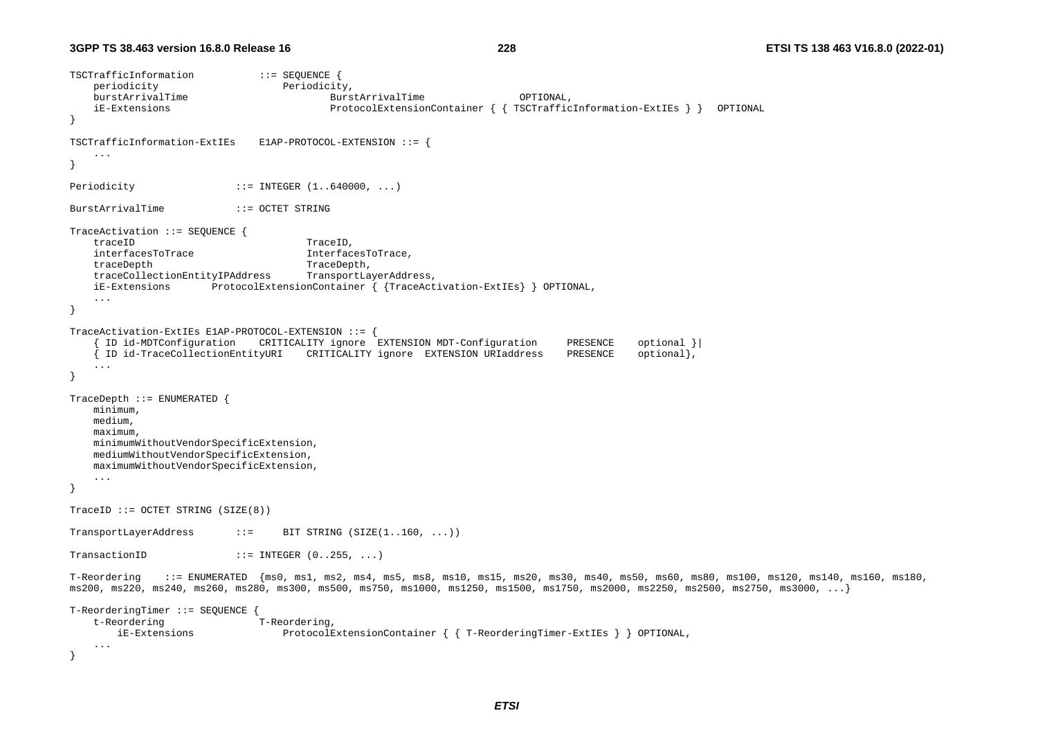```
TSCTrafficInformation           ::= SEQUENCE {
    periodicity                     Periodicity,
    burstArrivalTime                        BurstArrivalTime                OPTIONAL,
    iE-Extensions                           ProtocolExtensionContainer { { TSCTrafficInformation-ExtIEs } }   OPTIONAL
}

TSCTrafficInformation-ExtIEs    E1AP-PROTOCOL-EXTENSION ::= {
    ...
}

Periodicity                 ::= INTEGER (1..640000, ...)

BurstArrivalTime            ::= OCTET STRING

TraceActivation ::= SEQUENCE {
    traceID                             TraceID,
    interfacesToTrace                   InterfacesToTrace,
    traceDepth                          TraceDepth,
    traceCollectionEntityIPAddress      TransportLayerAddress,
    iE-Extensions       ProtocolExtensionContainer { {TraceActivation-ExtIEs} } OPTIONAL,
    ...
}

TraceActivation-ExtIEs E1AP-PROTOCOL-EXTENSION ::= {
    { ID id-MDTConfiguration    CRITICALITY ignore  EXTENSION MDT-Configuration     PRESENCE    optional }|
    { ID id-TraceCollectionEntityURI    CRITICALITY ignore  EXTENSION URIaddress    PRESENCE    optional},
    ...
}

TraceDepth ::= ENUMERATED {
    minimum,
    medium,
    maximum,
    minimumWithoutVendorSpecificExtension,
    mediumWithoutVendorSpecificExtension,
    maximumWithoutVendorSpecificExtension,
    ...
}

TraceID ::= OCTET STRING (SIZE(8))

TransportLayerAddress       ::=     BIT STRING (SIZE(1..160, ...))

TransactionID               ::= INTEGER (0..255, ...)

T-Reordering    ::= ENUMERATED  {ms0, ms1, ms2, ms4, ms5, ms8, ms10, ms15, ms20, ms30, ms40, ms50, ms60, ms80, ms100, ms120, ms140, ms160, ms180,
ms200, ms220, ms240, ms260, ms280, ms300, ms500, ms750, ms1000, ms1250, ms1500, ms1750, ms2000, ms2250, ms2500, ms2750, ms3000, ...}

T-ReorderingTimer ::= SEQUENCE {
    t-Reordering                T-Reordering,
        iE-Extensions               ProtocolExtensionContainer { { T-ReorderingTimer-ExtIEs } } OPTIONAL,
    ...
}
```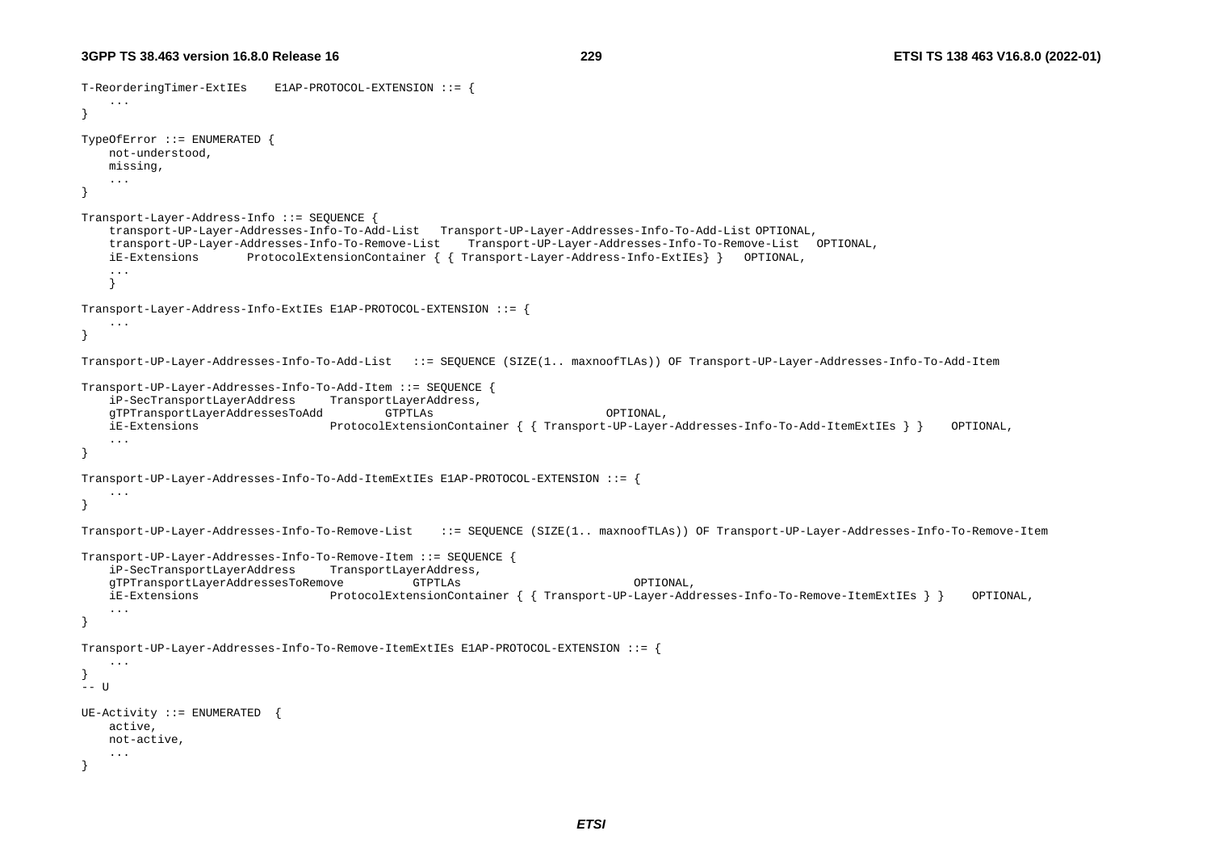```
T-ReorderingTimer-ExtIEs    E1AP-PROTOCOL-EXTENSION ::= {
    ...
}

TypeOfError ::= ENUMERATED {
    not-understood,
    missing,
    ...
}

Transport-Layer-Address-Info ::= SEQUENCE {
    transport-UP-Layer-Addresses-Info-To-Add-List   Transport-UP-Layer-Addresses-Info-To-Add-List OPTIONAL,
    transport-UP-Layer-Addresses-Info-To-Remove-List    Transport-UP-Layer-Addresses-Info-To-Remove-List   OPTIONAL,
    iE-Extensions       ProtocolExtensionContainer { { Transport-Layer-Address-Info-ExtIEs} }   OPTIONAL,
    ...
    }

Transport-Layer-Address-Info-ExtIEs E1AP-PROTOCOL-EXTENSION ::= {
    ...
}

Transport-UP-Layer-Addresses-Info-To-Add-List   ::= SEQUENCE (SIZE(1.. maxnoofTLAs)) OF Transport-UP-Layer-Addresses-Info-To-Add-Item

Transport-UP-Layer-Addresses-Info-To-Add-Item ::= SEQUENCE {
    iP-SecTransportLayerAddress     TransportLayerAddress,
    gTPTransportLayerAddressesToAdd         GTPTLAs                         OPTIONAL,
    iE-Extensions                   ProtocolExtensionContainer { { Transport-UP-Layer-Addresses-Info-To-Add-ItemExtIEs } }    OPTIONAL,
    ...
}

Transport-UP-Layer-Addresses-Info-To-Add-ItemExtIEs E1AP-PROTOCOL-EXTENSION ::= {
    ...
}

Transport-UP-Layer-Addresses-Info-To-Remove-List    ::= SEQUENCE (SIZE(1.. maxnoofTLAs)) OF Transport-UP-Layer-Addresses-Info-To-Remove-Item

Transport-UP-Layer-Addresses-Info-To-Remove-Item ::= SEQUENCE {
    iP-SecTransportLayerAddress     TransportLayerAddress,
    gTPTransportLayerAddressesToRemove          GTPTLAs                         OPTIONAL,
    iE-Extensions                   ProtocolExtensionContainer { { Transport-UP-Layer-Addresses-Info-To-Remove-ItemExtIEs } }    OPTIONAL,
    ...
}

Transport-UP-Layer-Addresses-Info-To-Remove-ItemExtIEs E1AP-PROTOCOL-EXTENSION ::= {
    ...
}
-- U

UE-Activity ::= ENUMERATED  {
    active,
    not-active,
    ...
}
```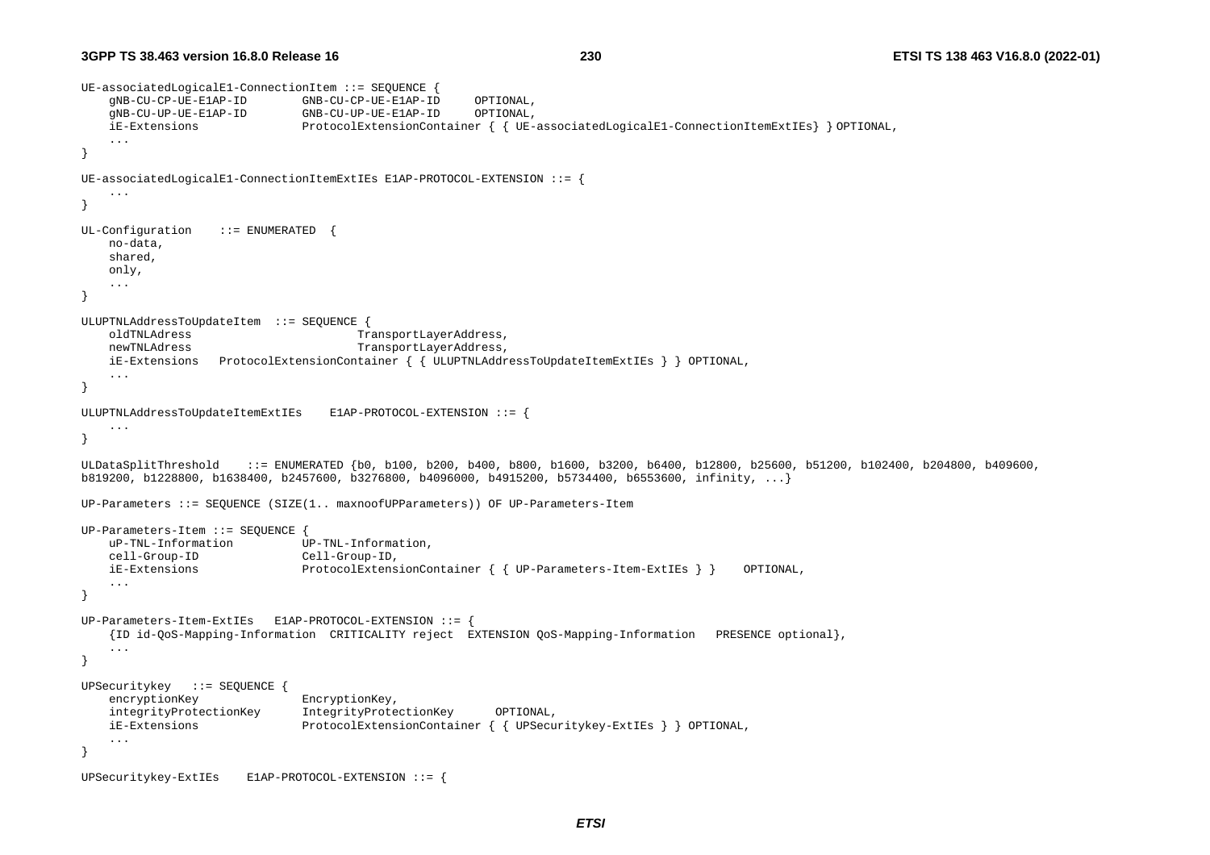```
UE-associatedLogicalE1-ConnectionItem ::= SEQUENCE {
    gNB-CU-CP-UE-E1AP-ID        GNB-CU-CP-UE-E1AP-ID     OPTIONAL,
    gNB-CU-UP-UE-E1AP-ID        GNB-CU-UP-UE-E1AP-ID     OPTIONAL,
    iE-Extensions               ProtocolExtensionContainer { { UE-associatedLogicalE1-ConnectionItemExtIEs} } OPTIONAL,
    ...
}

UE-associatedLogicalE1-ConnectionItemExtIEs E1AP-PROTOCOL-EXTENSION ::= {
    ...
}

UL-Configuration    ::= ENUMERATED  {
    no-data,
    shared,
    only,
    ...
}

ULUPTNLAddressToUpdateItem  ::= SEQUENCE {
    oldTNLAdress                        TransportLayerAddress,
    newTNLAdress                        TransportLayerAddress,
    iE-Extensions   ProtocolExtensionContainer { { ULUPTNLAddressToUpdateItemExtIEs } } OPTIONAL,
    ...
}

ULUPTNLAddressToUpdateItemExtIEs    E1AP-PROTOCOL-EXTENSION ::= {
    ...
}

ULDataSplitThreshold    ::= ENUMERATED {b0, b100, b200, b400, b800, b1600, b3200, b6400, b12800, b25600, b51200, b102400, b204800, b409600,
b819200, b1228800, b1638400, b2457600, b3276800, b4096000, b4915200, b5734400, b6553600, infinity, ...}

UP-Parameters ::= SEQUENCE (SIZE(1.. maxnoofUPParameters)) OF UP-Parameters-Item

UP-Parameters-Item ::= SEQUENCE {
    uP-TNL-Information          UP-TNL-Information,
    cell-Group-ID               Cell-Group-ID,
    iE-Extensions               ProtocolExtensionContainer { { UP-Parameters-Item-ExtIEs } }    OPTIONAL,
    ...
}

UP-Parameters-Item-ExtIEs   E1AP-PROTOCOL-EXTENSION ::= {
    {ID id-QoS-Mapping-Information  CRITICALITY reject  EXTENSION QoS-Mapping-Information   PRESENCE optional},
    ...
}

UPSecuritykey   ::= SEQUENCE {
    encryptionKey               EncryptionKey,
    integrityProtectionKey      IntegrityProtectionKey      OPTIONAL,
    iE-Extensions               ProtocolExtensionContainer { { UPSecuritykey-ExtIEs } } OPTIONAL,
    ...
}

UPSecuritykey-ExtIEs    E1AP-PROTOCOL-EXTENSION ::= {
```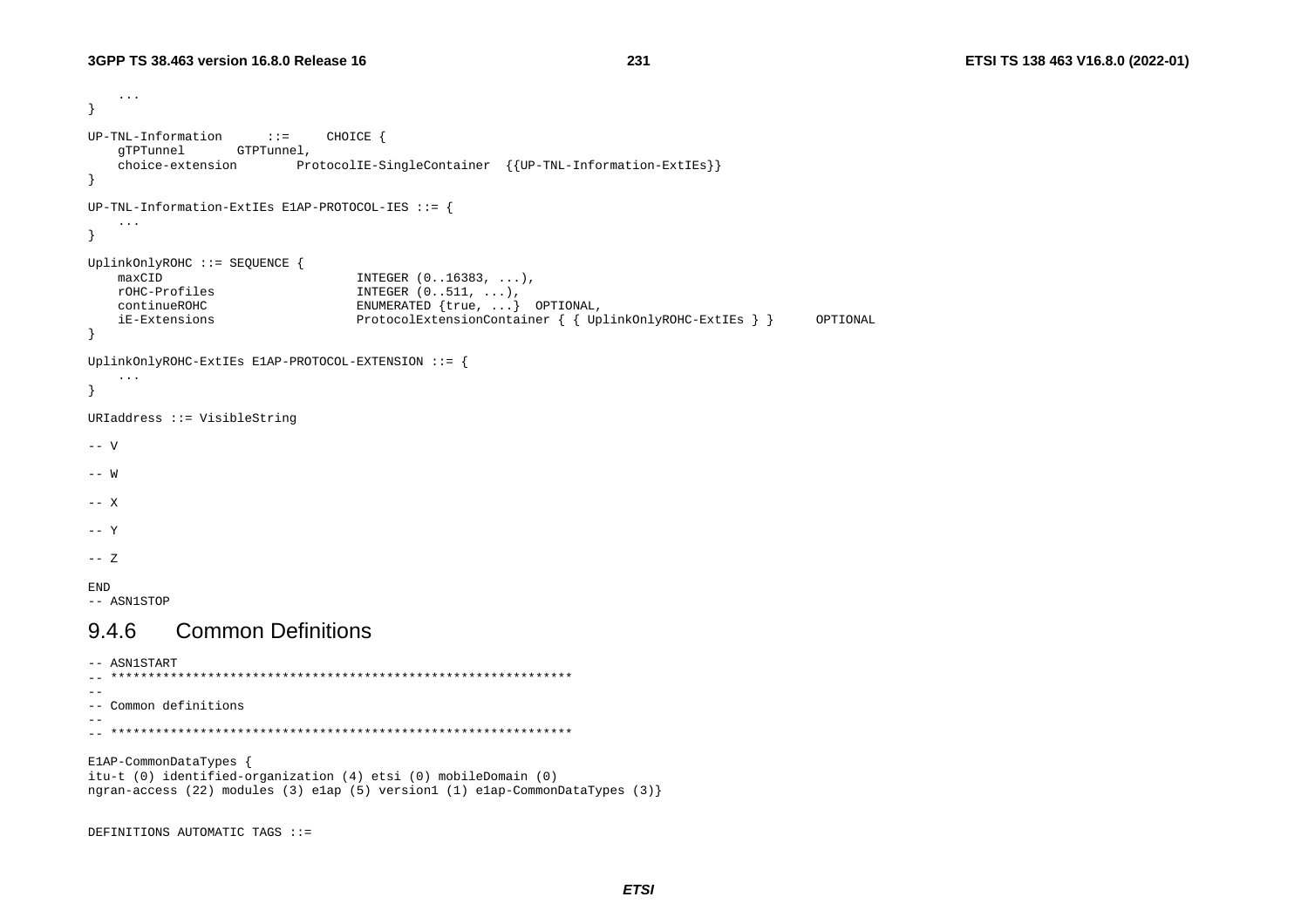```
    ...
}

UP-TNL-Information      ::=     CHOICE {
    gTPTunnel       GTPTunnel,
    choice-extension        ProtocolIE-SingleContainer  {{UP-TNL-Information-ExtIEs}}
}

UP-TNL-Information-ExtIEs E1AP-PROTOCOL-IES ::= {
    ...
}

UplinkOnlyROHC ::= SEQUENCE {
    maxCID                          INTEGER (0..16383, ...),
    rOHC-Profiles                   INTEGER (0..511, ...),
    continueROHC                    ENUMERATED {true, ...}  OPTIONAL,
    iE-Extensions                   ProtocolExtensionContainer { { UplinkOnlyROHC-ExtIEs } }      OPTIONAL
}

UplinkOnlyROHC-ExtIEs E1AP-PROTOCOL-EXTENSION ::= {
    ...
}

URIaddress ::= VisibleString

-- V

-- W

-- X

-- Y

-- Z

END
-- ASN1STOP
```

### 9.4.6 Common Definitions

```
-- ASN1START
-- **************************************************************
--
-- Common definitions
--
-- **************************************************************

E1AP-CommonDataTypes {
itu-t (0) identified-organization (4) etsi (0) mobileDomain (0)
ngran-access (22) modules (3) e1ap (5) version1 (1) e1ap-CommonDataTypes (3)}


DEFINITIONS AUTOMATIC TAGS ::=
```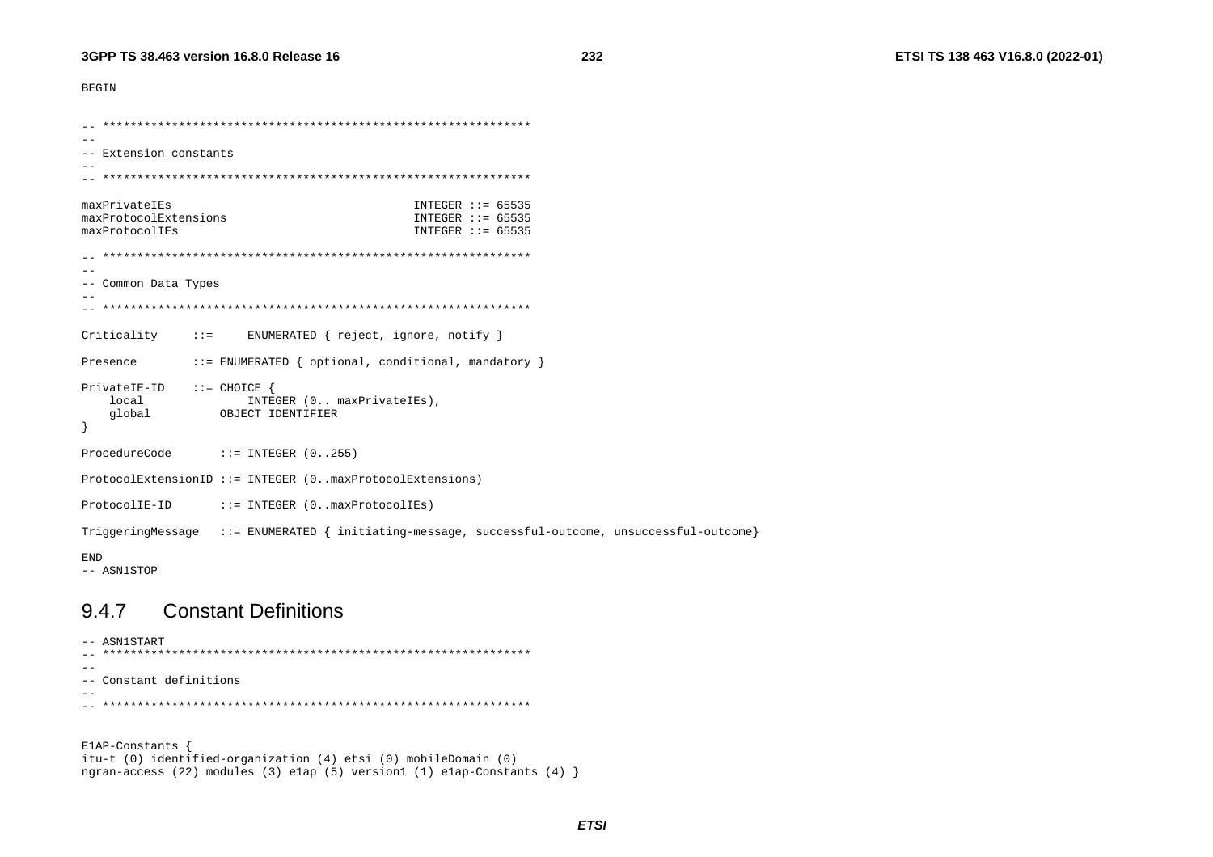```
BEGIN

-- **************************************************************
--
-- Extension constants
--
-- **************************************************************

maxPrivateIEs                                   INTEGER ::= 65535
maxProtocolExtensions                           INTEGER ::= 65535
maxProtocolIEs                                  INTEGER ::= 65535

-- **************************************************************
--
-- Common Data Types
--
-- **************************************************************

Criticality     ::=     ENUMERATED { reject, ignore, notify }

Presence        ::= ENUMERATED { optional, conditional, mandatory }

PrivateIE-ID    ::= CHOICE {
    local               INTEGER (0.. maxPrivateIEs),
    global          OBJECT IDENTIFIER
}

ProcedureCode       ::= INTEGER (0..255)

ProtocolExtensionID ::= INTEGER (0..maxProtocolExtensions)

ProtocolIE-ID       ::= INTEGER (0..maxProtocolIEs)

TriggeringMessage   ::= ENUMERATED { initiating-message, successful-outcome, unsuccessful-outcome}

END
-- ASN1STOP
```

### 9.4.7 Constant Definitions

```
-- ASN1START
-- **************************************************************
--
-- Constant definitions
--
-- **************************************************************


E1AP-Constants {
itu-t (0) identified-organization (4) etsi (0) mobileDomain (0)
ngran-access (22) modules (3) e1ap (5) version1 (1) e1ap-Constants (4) }
```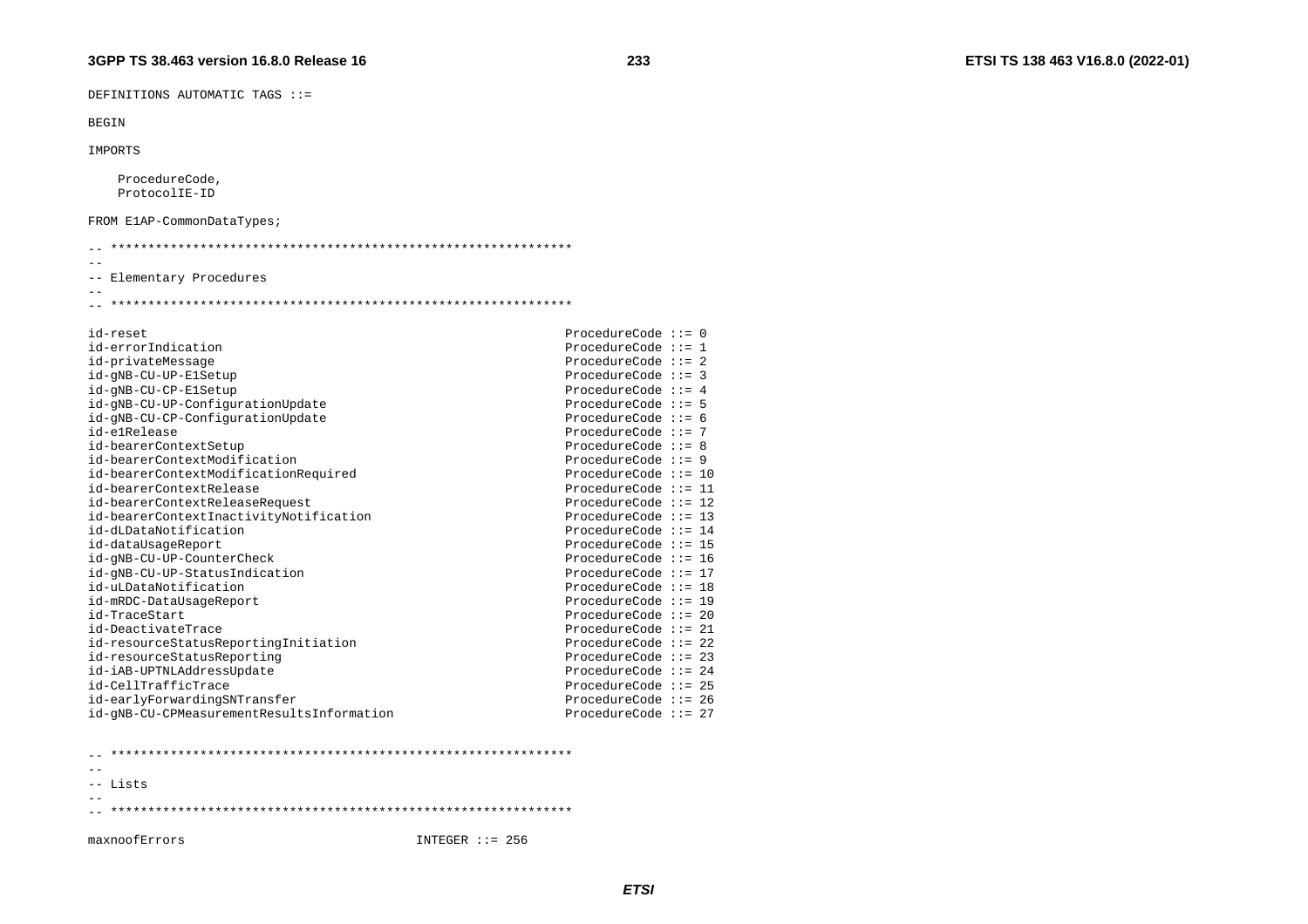```
DEFINITIONS AUTOMATIC TAGS ::=

BEGIN

IMPORTS

	ProcedureCode,
	ProtocolIE-ID

FROM E1AP-CommonDataTypes;

-- **************************************************************
--
-- Elementary Procedures
--
-- **************************************************************

id-reset														ProcedureCode ::= 0
id-errorIndication												ProcedureCode ::= 1
id-privateMessage												ProcedureCode ::= 2
id-gNB-CU-UP-E1Setup											ProcedureCode ::= 3
id-gNB-CU-CP-E1Setup											ProcedureCode ::= 4
id-gNB-CU-UP-ConfigurationUpdate								ProcedureCode ::= 5
id-gNB-CU-CP-ConfigurationUpdate								ProcedureCode ::= 6
id-e1Release													ProcedureCode ::= 7
id-bearerContextSetup											ProcedureCode ::= 8
id-bearerContextModification									ProcedureCode ::= 9
id-bearerContextModificationRequired							ProcedureCode ::= 10
id-bearerContextRelease										ProcedureCode ::= 11
id-bearerContextReleaseRequest									ProcedureCode ::= 12
id-bearerContextInactivityNotification							ProcedureCode ::= 13
id-dLDataNotification											ProcedureCode ::= 14
id-dataUsageReport												ProcedureCode ::= 15
id-gNB-CU-UP-CounterCheck										ProcedureCode ::= 16
id-gNB-CU-UP-StatusIndication									ProcedureCode ::= 17
id-uLDataNotification											ProcedureCode ::= 18
id-mRDC-DataUsageReport										ProcedureCode ::= 19
id-TraceStart													ProcedureCode ::= 20
id-DeactivateTrace												ProcedureCode ::= 21
id-resourceStatusReportingInitiation							ProcedureCode ::= 22
id-resourceStatusReporting										ProcedureCode ::= 23
id-iAB-UPTNLAddressUpdate										ProcedureCode ::= 24
id-CellTrafficTrace											ProcedureCode ::= 25
id-earlyForwardingSNTransfer									ProcedureCode ::= 26
id-gNB-CUCPMeasurementResultsInformation						ProcedureCode ::= 27


-- **************************************************************
--
-- Lists
--
-- **************************************************************

maxnoofErrors								INTEGER ::= 256
```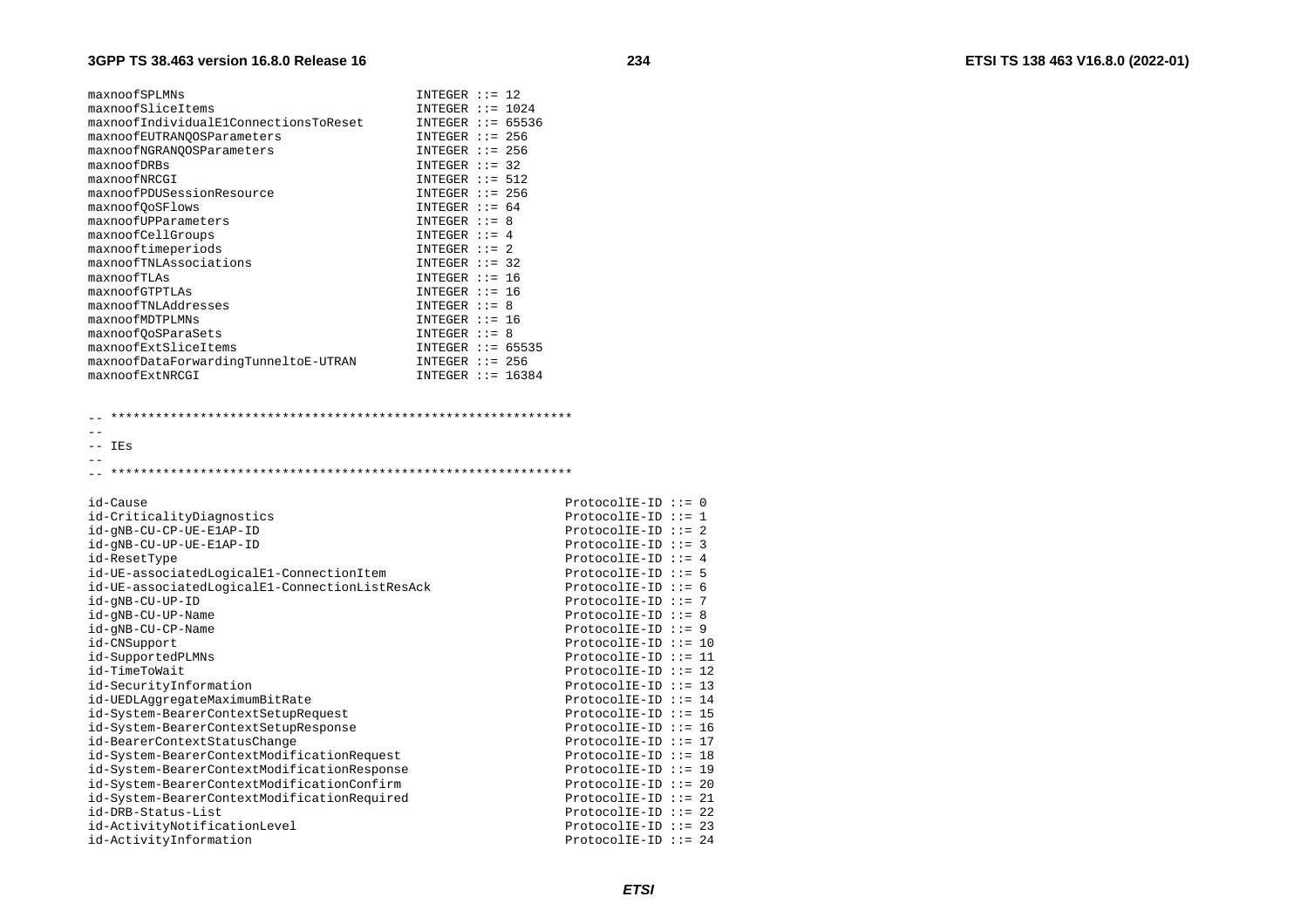```
maxnoofSPLMNs                               INTEGER ::= 12
maxnoofSliceItems                           INTEGER ::= 1024
maxnoofIndividualE1ConnectionsToReset       INTEGER ::= 65536
maxnoofEUTRANQOSParameters                  INTEGER ::= 256
maxnoofNGRANQOSParameters                   INTEGER ::= 256
maxnoofDRBs                                 INTEGER ::= 32
maxnoofNRCGI                                INTEGER ::= 512
maxnoofPDUSessionResource                   INTEGER ::= 256
maxnoofQoSFlows                             INTEGER ::= 64
maxnoofUPParameters                         INTEGER ::= 8
maxnoofCellGroups                           INTEGER ::= 4
maxnooftimeperiods                          INTEGER ::= 2
maxnoofTNLAssociations                      INTEGER ::= 32
maxnoofTLAs                                 INTEGER ::= 16
maxnoofGTPTLAs                              INTEGER ::= 16
maxnoofTNLAddresses                         INTEGER ::= 8
maxnoofMDTPLMNs                             INTEGER ::= 16
maxnoofQoSParaSets                          INTEGER ::= 8
maxnoofExtSliceItems                        INTEGER ::= 65535
maxnoofDataForwardingTunneltoE-UTRAN        INTEGER ::= 256
maxnoofExtNRCGI                             INTEGER ::= 16384


-- **************************************************************
--
-- IEs
--
-- **************************************************************

id-Cause                                                        ProtocolIE-ID ::= 0
id-CriticalityDiagnostics                                       ProtocolIE-ID ::= 1
id-gNB-CU-CP-UE-E1AP-ID                                         ProtocolIE-ID ::= 2
id-gNB-CU-UP-UE-E1AP-ID                                         ProtocolIE-ID ::= 3
id-ResetType                                                    ProtocolIE-ID ::= 4
id-UE-associatedLogicalE1-ConnectionItem                        ProtocolIE-ID ::= 5
id-UE-associatedLogicalE1-ConnectionListResAck                  ProtocolIE-ID ::= 6
id-gNB-CU-UP-ID                                                 ProtocolIE-ID ::= 7
id-gNB-CU-UP-Name                                               ProtocolIE-ID ::= 8
id-gNB-CU-CP-Name                                               ProtocolIE-ID ::= 9
id-CNSupport                                                    ProtocolIE-ID ::= 10
id-SupportedPLMNs                                               ProtocolIE-ID ::= 11
id-TimeToWait                                                   ProtocolIE-ID ::= 12
id-SecurityInformation                                          ProtocolIE-ID ::= 13
id-UEDLAggregateMaximumBitRate                                  ProtocolIE-ID ::= 14
id-System-BearerContextSetupRequest                             ProtocolIE-ID ::= 15
id-System-BearerContextSetupResponse                            ProtocolIE-ID ::= 16
id-BearerContextStatusChange                                    ProtocolIE-ID ::= 17
id-System-BearerContextModificationRequest                      ProtocolIE-ID ::= 18
id-System-BearerContextModificationResponse                     ProtocolIE-ID ::= 19
id-System-BearerContextModificationConfirm                      ProtocolIE-ID ::= 20
id-System-BearerContextModificationRequired                     ProtocolIE-ID ::= 21
id-DRB-Status-List                                              ProtocolIE-ID ::= 22
id-ActivityNotificationLevel                                    ProtocolIE-ID ::= 23
id-ActivityInformation                                          ProtocolIE-ID ::= 24
```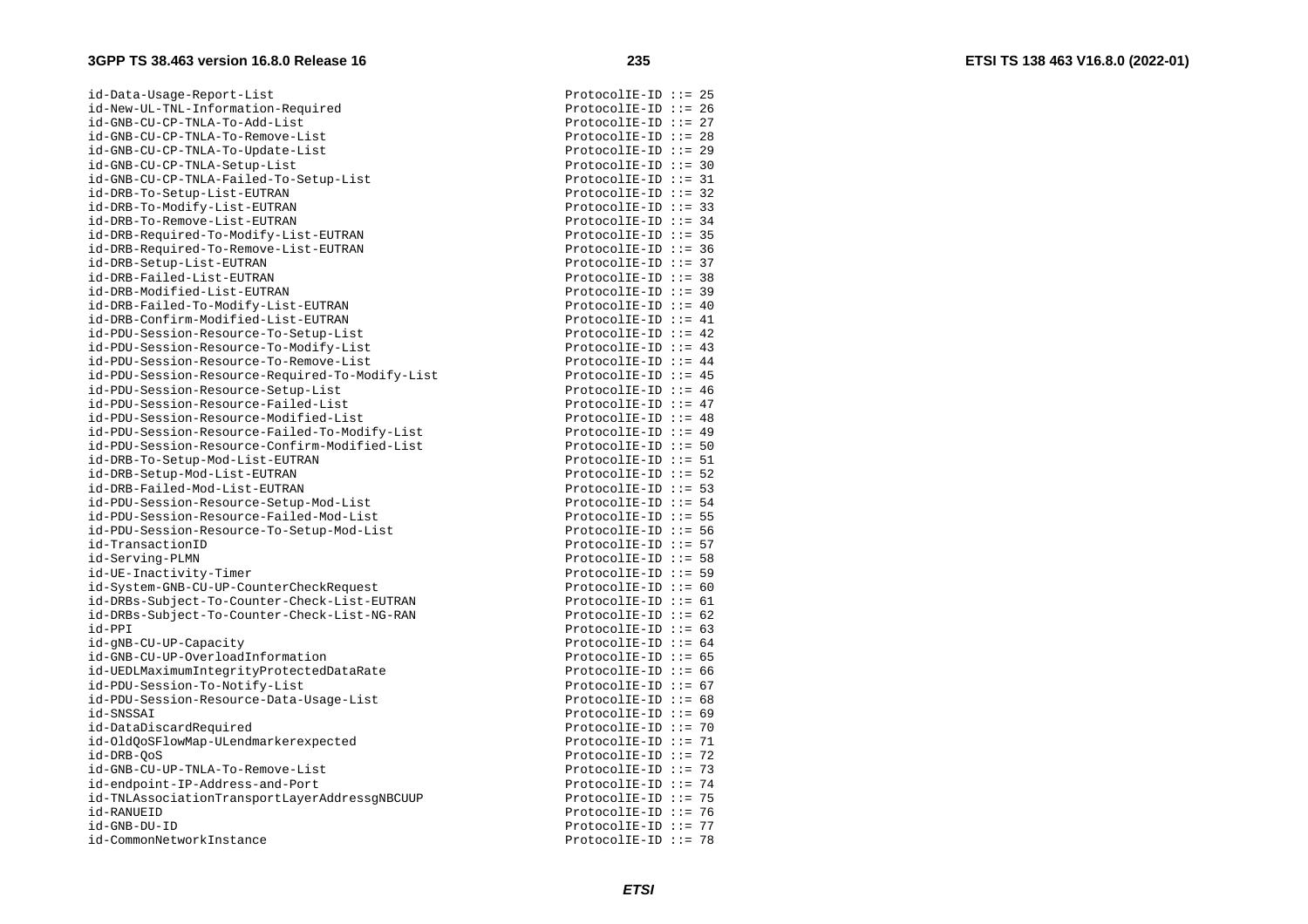```
id-Data-Usage-Report-List                                   ProtocolIE-ID ::= 25
id-New-UL-TNL-Information-Required                          ProtocolIE-ID ::= 26
id-GNB-CU-CP-TNLA-To-Add-List                               ProtocolIE-ID ::= 27
id-GNB-CU-CP-TNLA-To-Remove-List                            ProtocolIE-ID ::= 28
id-GNB-CU-CP-TNLA-To-Update-List                            ProtocolIE-ID ::= 29
id-GNB-CU-CP-TNLA-Setup-List                                ProtocolIE-ID ::= 30
id-GNB-CU-CP-TNLA-Failed-To-Setup-List                      ProtocolIE-ID ::= 31
id-DRB-To-Setup-List-EUTRAN                                 ProtocolIE-ID ::= 32
id-DRB-To-Modify-List-EUTRAN                                ProtocolIE-ID ::= 33
id-DRB-To-Remove-List-EUTRAN                                ProtocolIE-ID ::= 34
id-DRB-Required-To-Modify-List-EUTRAN                       ProtocolIE-ID ::= 35
id-DRB-Required-To-Remove-List-EUTRAN                       ProtocolIE-ID ::= 36
id-DRB-Setup-List-EUTRAN                                    ProtocolIE-ID ::= 37
id-DRB-Failed-List-EUTRAN                                   ProtocolIE-ID ::= 38
id-DRB-Modified-List-EUTRAN                                 ProtocolIE-ID ::= 39
id-DRB-Failed-To-Modify-List-EUTRAN                         ProtocolIE-ID ::= 40
id-DRB-Confirm-Modified-List-EUTRAN                         ProtocolIE-ID ::= 41
id-PDU-Session-Resource-To-Setup-List                       ProtocolIE-ID ::= 42
id-PDU-Session-Resource-To-Modify-List                      ProtocolIE-ID ::= 43
id-PDU-Session-Resource-To-Remove-List                      ProtocolIE-ID ::= 44
id-PDU-Session-Resource-Required-To-Modify-List             ProtocolIE-ID ::= 45
id-PDU-Session-Resource-Setup-List                          ProtocolIE-ID ::= 46
id-PDU-Session-Resource-Failed-List                         ProtocolIE-ID ::= 47
id-PDU-Session-Resource-Modified-List                       ProtocolIE-ID ::= 48
id-PDU-Session-Resource-Failed-To-Modify-List               ProtocolIE-ID ::= 49
id-PDU-Session-Resource-Confirm-Modified-List               ProtocolIE-ID ::= 50
id-DRB-To-Setup-Mod-List-EUTRAN                             ProtocolIE-ID ::= 51
id-DRB-Setup-Mod-List-EUTRAN                                ProtocolIE-ID ::= 52
id-DRB-Failed-Mod-List-EUTRAN                               ProtocolIE-ID ::= 53
id-PDU-Session-Resource-Setup-Mod-List                      ProtocolIE-ID ::= 54
id-PDU-Session-Resource-Failed-Mod-List                     ProtocolIE-ID ::= 55
id-PDU-Session-Resource-To-Setup-Mod-List                   ProtocolIE-ID ::= 56
id-TransactionID                                            ProtocolIE-ID ::= 57
id-Serving-PLMN                                             ProtocolIE-ID ::= 58
id-UE-Inactivity-Timer                                      ProtocolIE-ID ::= 59
id-System-GNB-CU-UP-CounterCheckRequest                     ProtocolIE-ID ::= 60
id-DRBs-Subject-To-Counter-Check-List-EUTRAN                ProtocolIE-ID ::= 61
id-DRBs-Subject-To-Counter-Check-List-NG-RAN                ProtocolIE-ID ::= 62
id-PPI                                                      ProtocolIE-ID ::= 63
id-gNB-CU-UP-Capacity                                       ProtocolIE-ID ::= 64
id-GNB-CU-UP-OverloadInformation                            ProtocolIE-ID ::= 65
id-UEDLMaximumIntegrityProtectedDataRate                    ProtocolIE-ID ::= 66
id-PDU-Session-To-Notify-List                               ProtocolIE-ID ::= 67
id-PDU-Session-Resource-Data-Usage-List                     ProtocolIE-ID ::= 68
id-SNSSAI                                                   ProtocolIE-ID ::= 69
id-DataDiscardRequired                                      ProtocolIE-ID ::= 70
id-OldQoSFlowMap-ULendmarkerexpected                        ProtocolIE-ID ::= 71
id-DRB-QoS                                                  ProtocolIE-ID ::= 72
id-GNB-CU-UP-TNLA-To-Remove-List                            ProtocolIE-ID ::= 73
id-endpoint-IP-Address-and-Port                             ProtocolIE-ID ::= 74
id-TNLAssociationTransportLayerAddressgNBCUUP               ProtocolIE-ID ::= 75
id-RANUEID                                                  ProtocolIE-ID ::= 76
id-GNB-DU-ID                                                ProtocolIE-ID ::= 77
id-CommonNetworkInstance                                    ProtocolIE-ID ::= 78
```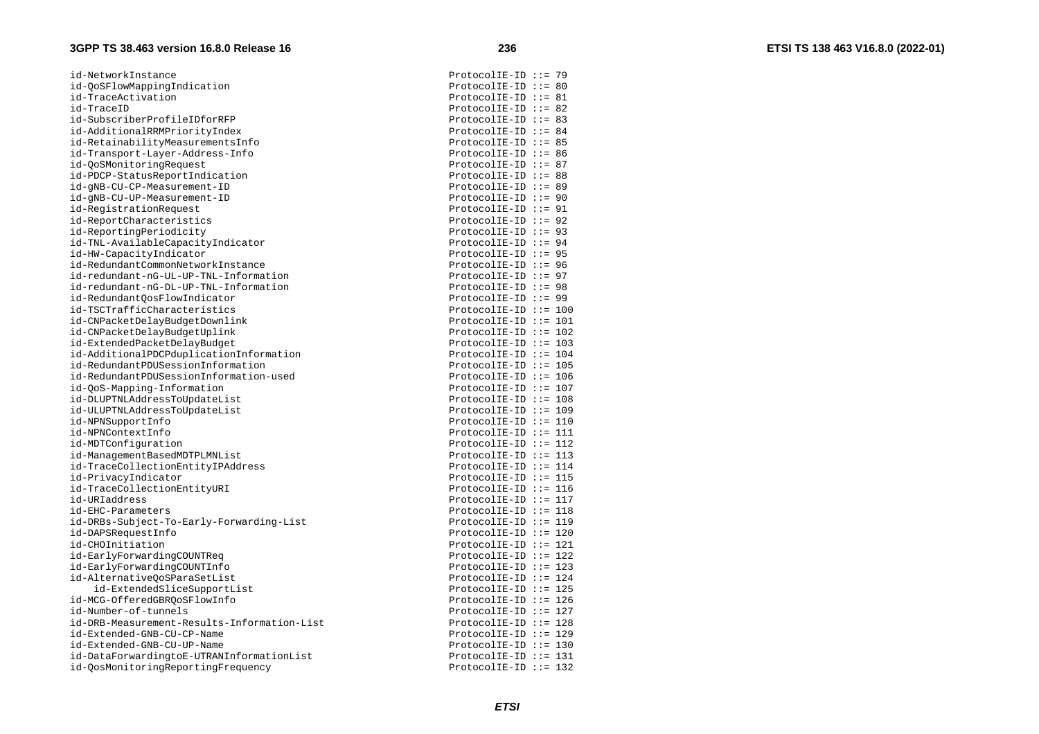```
id-NetworkInstance                                  ProtocolIE-ID ::= 79
id-QoSFlowMappingIndication                         ProtocolIE-ID ::= 80
id-TraceActivation                                  ProtocolIE-ID ::= 81
id-TraceID                                          ProtocolIE-ID ::= 82
id-SubscriberProfileIDforRFP                        ProtocolIE-ID ::= 83
id-AdditionalRRMPriorityIndex                       ProtocolIE-ID ::= 84
id-RetainabilityMeasurementsInfo                    ProtocolIE-ID ::= 85
id-Transport-Layer-Address-Info                     ProtocolIE-ID ::= 86
id-QoSMonitoringRequest                             ProtocolIE-ID ::= 87
id-PDCP-StatusReportIndication                      ProtocolIE-ID ::= 88
id-gNB-CU-CP-Measurement-ID                         ProtocolIE-ID ::= 89
id-gNB-CU-UP-Measurement-ID                         ProtocolIE-ID ::= 90
id-RegistrationRequest                              ProtocolIE-ID ::= 91
id-ReportCharacteristics                            ProtocolIE-ID ::= 92
id-ReportingPeriodicity                             ProtocolIE-ID ::= 93
id-TNL-AvailableCapacityIndicator                   ProtocolIE-ID ::= 94
id-HW-CapacityIndicator                             ProtocolIE-ID ::= 95
id-RedundantCommonNetworkInstance                   ProtocolIE-ID ::= 96
id-redundant-nG-UL-UP-TNL-Information               ProtocolIE-ID ::= 97
id-redundant-nG-DL-UP-TNL-Information               ProtocolIE-ID ::= 98
id-RedundantQosFlowIndicator                        ProtocolIE-ID ::= 99
id-TSCTrafficCharacteristics                        ProtocolIE-ID ::= 100
id-CNPacketDelayBudgetDownlink                      ProtocolIE-ID ::= 101
id-CNPacketDelayBudgetUplink                        ProtocolIE-ID ::= 102
id-ExtendedPacketDelayBudget                        ProtocolIE-ID ::= 103
id-AdditionalPDCPduplicationInformation             ProtocolIE-ID ::= 104
id-RedundantPDUSessionInformation                   ProtocolIE-ID ::= 105
id-RedundantPDUSessionInformation-used              ProtocolIE-ID ::= 106
id-QoS-Mapping-Information                          ProtocolIE-ID ::= 107
id-DLUPTNLAddressToUpdateList                       ProtocolIE-ID ::= 108
id-ULUPTNLAddressToUpdateList                       ProtocolIE-ID ::= 109
id-NPNSupportInfo                                   ProtocolIE-ID ::= 110
id-NPNContextInfo                                   ProtocolIE-ID ::= 111
id-MDTConfiguration                                 ProtocolIE-ID ::= 112
id-ManagementBasedMDTPLMNList                       ProtocolIE-ID ::= 113
id-TraceCollectionEntityIPAddress                   ProtocolIE-ID ::= 114
id-PrivacyIndicator                                 ProtocolIE-ID ::= 115
id-TraceCollectionEntityURI                         ProtocolIE-ID ::= 116
id-URIaddress                                       ProtocolIE-ID ::= 117
id-EHC-Parameters                                   ProtocolIE-ID ::= 118
id-DRBs-Subject-To-Early-Forwarding-List            ProtocolIE-ID ::= 119
id-DAPSRequestInfo                                  ProtocolIE-ID ::= 120
id-CHOInitiation                                    ProtocolIE-ID ::= 121
id-EarlyForwardingCOUNTReq                          ProtocolIE-ID ::= 122
id-EarlyForwardingCOUNTInfo                         ProtocolIE-ID ::= 123
id-AlternativeQoSParaSetList                        ProtocolIE-ID ::= 124
    id-ExtendedSliceSupportList                     ProtocolIE-ID ::= 125
id-MCG-OfferedGBRQoSFlowInfo                        ProtocolIE-ID ::= 126
id-Number-of-tunnels                                ProtocolIE-ID ::= 127
id-DRB-Measurement-Results-Information-List         ProtocolIE-ID ::= 128
id-Extended-GNB-CU-CP-Name                          ProtocolIE-ID ::= 129
id-Extended-GNB-CU-UP-Name                          ProtocolIE-ID ::= 130
id-DataForwardingtoE-UTRANInformationList           ProtocolIE-ID ::= 131
id-QosMonitoringReportingFrequency                  ProtocolIE-ID ::= 132
```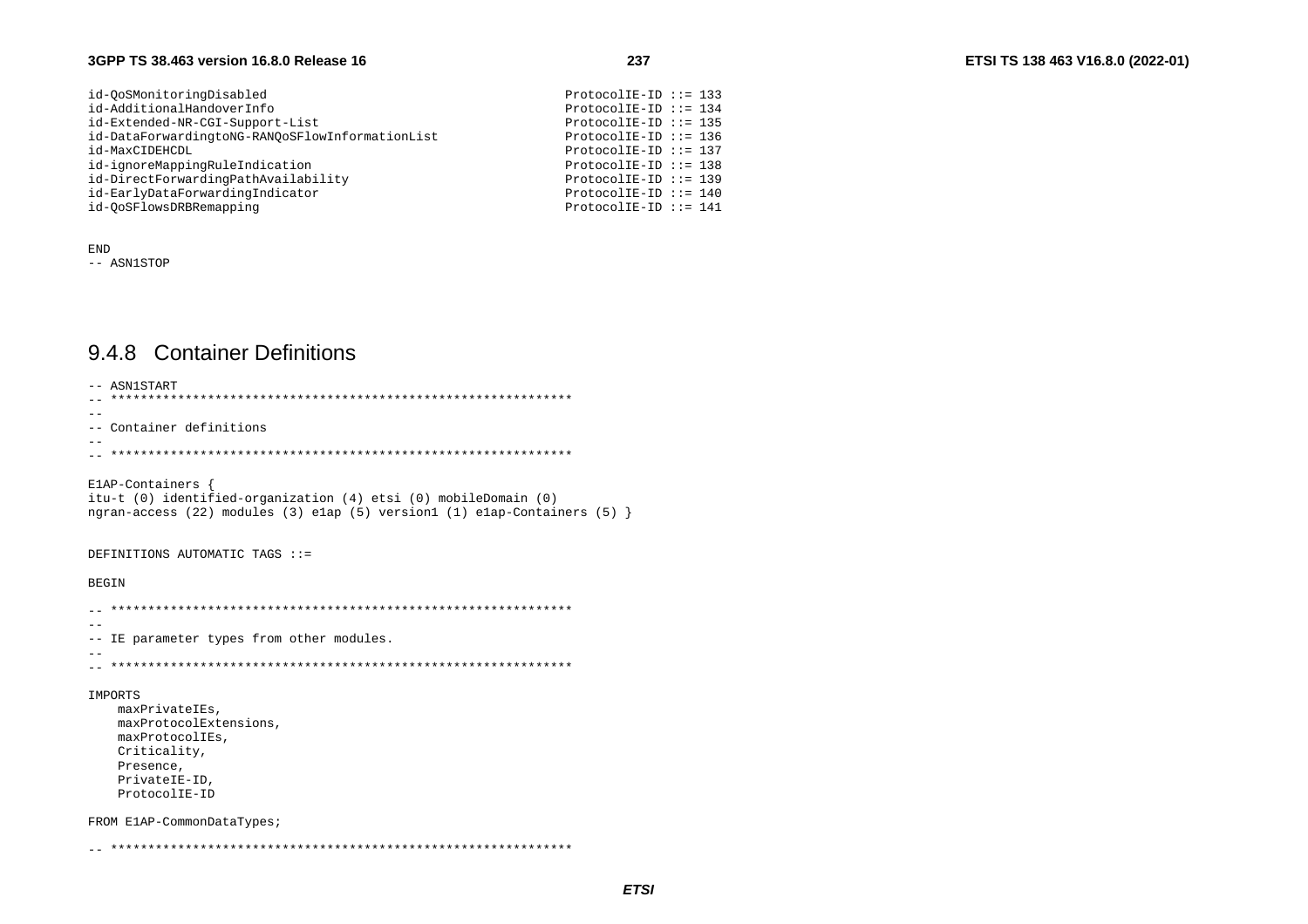```
id-QoSMonitoringDisabled                                    ProtocolIE-ID ::= 133
id-AdditionalHandoverInfo                                   ProtocolIE-ID ::= 134
id-Extended-NR-CGI-Support-List                             ProtocolIE-ID ::= 135
id-DataForwardingtoNG-RANQoSFlowInformationList             ProtocolIE-ID ::= 136
id-MaxCIDEHCDL                                              ProtocolIE-ID ::= 137
id-ignoreMappingRuleIndication                              ProtocolIE-ID ::= 138
id-DirectForwardingPathAvailability                         ProtocolIE-ID ::= 139
id-EarlyDataForwardingIndicator                             ProtocolIE-ID ::= 140
id-QoSFlowsDRBRemapping                                     ProtocolIE-ID ::= 141


END
-- ASN1STOP
```

### 9.4.8 Container Definitions

```
-- ASN1START
-- **************************************************************
--
-- Container definitions
--
-- **************************************************************

E1AP-Containers {
itu-t (0) identified-organization (4) etsi (0) mobileDomain (0)
ngran-access (22) modules (3) e1ap (5) version1 (1) e1ap-Containers (5) }


DEFINITIONS AUTOMATIC TAGS ::=

BEGIN

-- **************************************************************
--
-- IE parameter types from other modules.
--
-- **************************************************************

IMPORTS
    maxPrivateIEs,
    maxProtocolExtensions,
    maxProtocolIEs,
    Criticality,
    Presence,
    PrivateIE-ID,
    ProtocolIE-ID

FROM E1AP-CommonDataTypes;

-- **************************************************************
```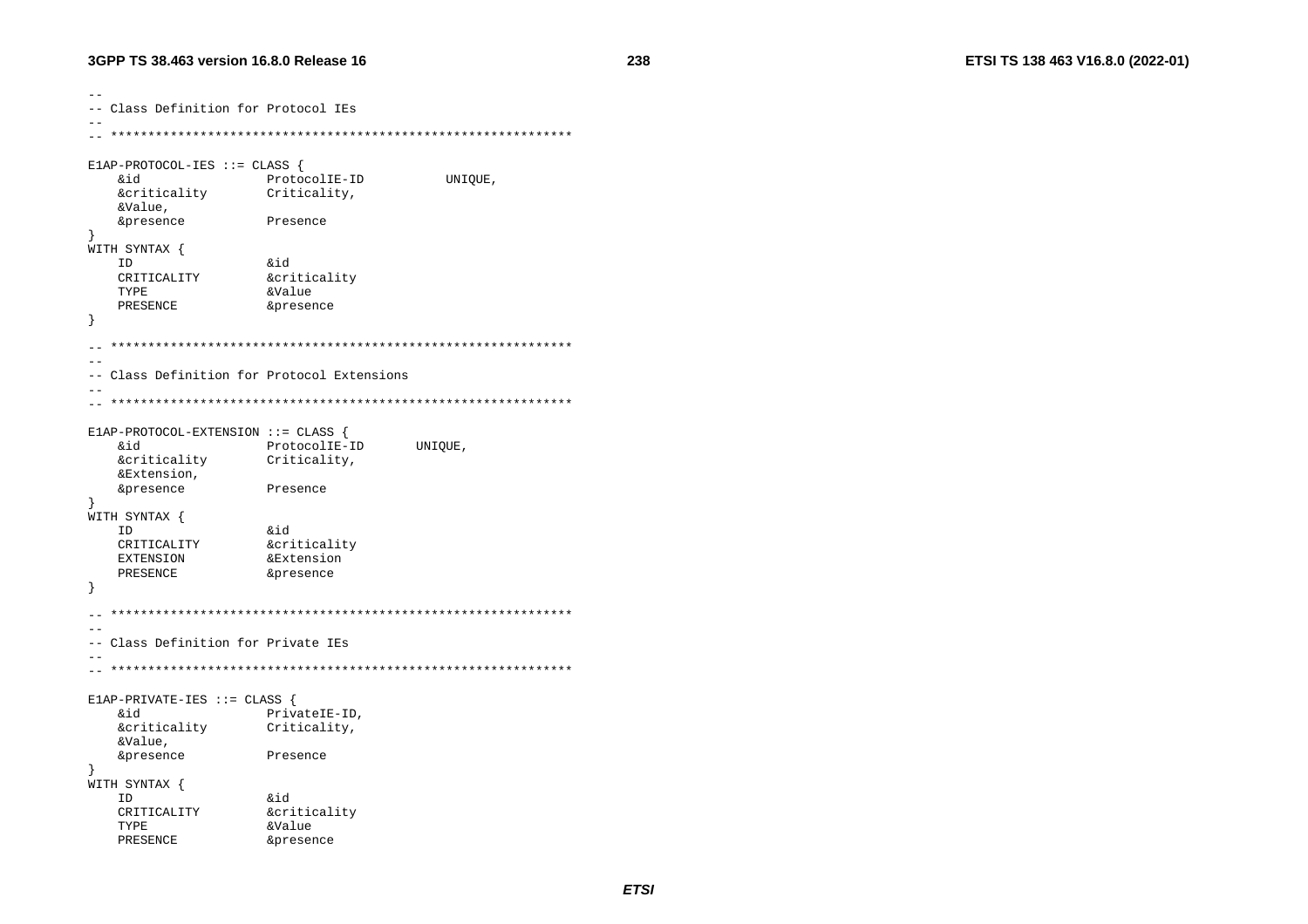```
--
-- Class Definition for Protocol IEs
--
-- **************************************************************

E1AP-PROTOCOL-IES ::= CLASS {
	&id				ProtocolIE-ID			UNIQUE,
	&criticality	Criticality,
	&Value,
	&presence		Presence
}
WITH SYNTAX {
	ID				&id
	CRITICALITY		&criticality
	TYPE			&Value
	PRESENCE		&presence
}

-- **************************************************************
--
-- Class Definition for Protocol Extensions
--
-- **************************************************************

E1AP-PROTOCOL-EXTENSION ::= CLASS {
	&id				ProtocolIE-ID		UNIQUE,
	&criticality	Criticality,
	&Extension,
	&presence		Presence
}
WITH SYNTAX {
	ID				&id
	CRITICALITY		&criticality
	EXTENSION		&Extension
	PRESENCE		&presence
}

-- **************************************************************
--
-- Class Definition for Private IEs
--
-- **************************************************************

E1AP-PRIVATE-IES ::= CLASS {
	&id				PrivateIE-ID,
	&criticality	Criticality,
	&Value,
	&presence		Presence
}
WITH SYNTAX {
	ID				&id
	CRITICALITY		&criticality
	TYPE			&Value
	PRESENCE		&presence
```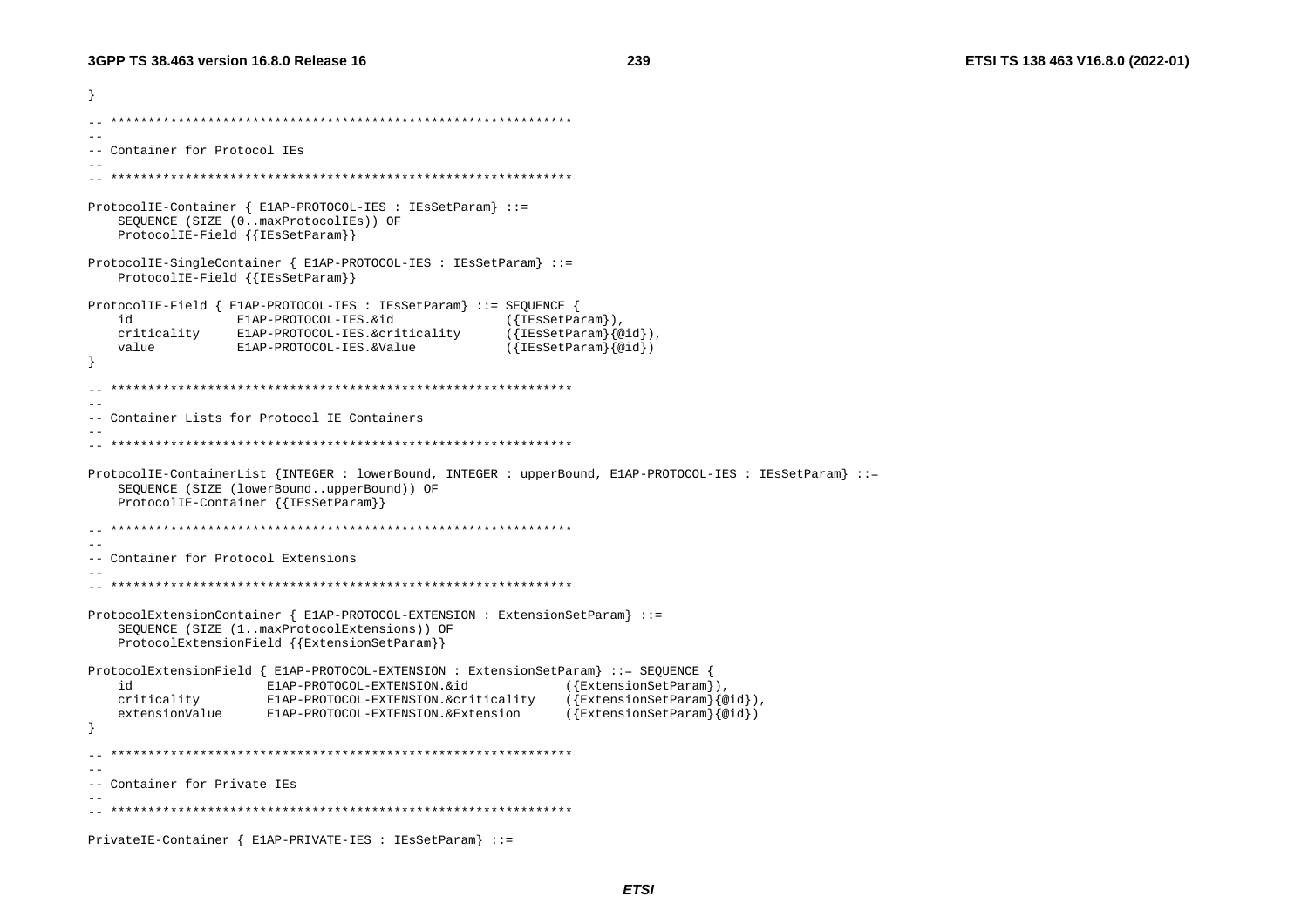```
}

-- **************************************************************
--
-- Container for Protocol IEs
--
-- **************************************************************

ProtocolIE-Container { E1AP-PROTOCOL-IES : IEsSetParam} ::=
    SEQUENCE (SIZE (0..maxProtocolIEs)) OF
    ProtocolIE-Field {{IEsSetParam}}

ProtocolIE-SingleContainer { E1AP-PROTOCOL-IES : IEsSetParam} ::=
    ProtocolIE-Field {{IEsSetParam}}

ProtocolIE-Field { E1AP-PROTOCOL-IES : IEsSetParam} ::= SEQUENCE {
    id              E1AP-PROTOCOL-IES.&id               ({IEsSetParam}),
    criticality     E1AP-PROTOCOL-IES.&criticality      ({IEsSetParam}{@id}),
    value           E1AP-PROTOCOL-IES.&Value            ({IEsSetParam}{@id})
}

-- **************************************************************
--
-- Container Lists for Protocol IE Containers
--
-- **************************************************************

ProtocolIE-ContainerList {INTEGER : lowerBound, INTEGER : upperBound, E1AP-PROTOCOL-IES : IEsSetParam} ::=
    SEQUENCE (SIZE (lowerBound..upperBound)) OF
    ProtocolIE-Container {{IEsSetParam}}

-- **************************************************************
--
-- Container for Protocol Extensions
--
-- **************************************************************

ProtocolExtensionContainer { E1AP-PROTOCOL-EXTENSION : ExtensionSetParam} ::=
    SEQUENCE (SIZE (1..maxProtocolExtensions)) OF
    ProtocolExtensionField {{ExtensionSetParam}}

ProtocolExtensionField { E1AP-PROTOCOL-EXTENSION : ExtensionSetParam} ::= SEQUENCE {
    id                  E1AP-PROTOCOL-EXTENSION.&id             ({ExtensionSetParam}),
    criticality         E1AP-PROTOCOL-EXTENSION.&criticality    ({ExtensionSetParam}{@id}),
    extensionValue      E1AP-PROTOCOL-EXTENSION.&Extension      ({ExtensionSetParam}{@id})
}

-- **************************************************************
--
-- Container for Private IEs
--
-- **************************************************************

PrivateIE-Container { E1AP-PRIVATE-IES : IEsSetParam} ::=
```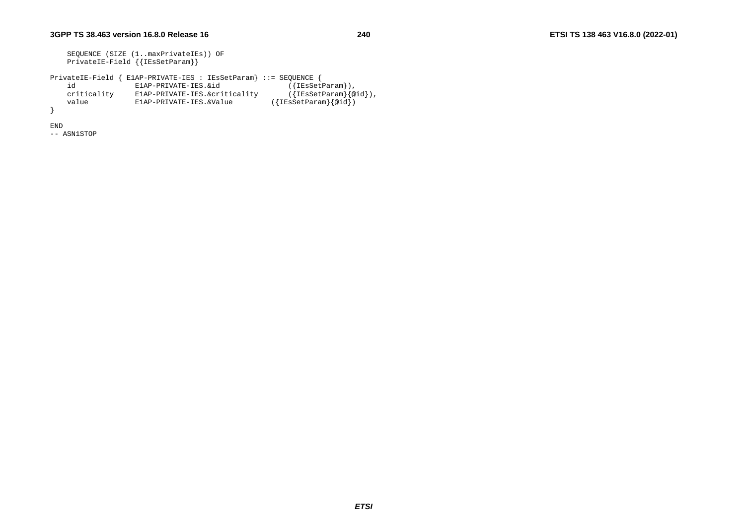```
	SEQUENCE (SIZE (1..maxPrivateIEs)) OF
	PrivateIE-Field {{IEsSetParam}}

PrivateIE-Field { E1AP-PRIVATE-IES : IEsSetParam} ::= SEQUENCE {
	id				E1AP-PRIVATE-IES.&id				({IEsSetParam}),
	criticality		E1AP-PRIVATE-IES.&criticality		({IEsSetParam}{@id}),
	value			E1AP-PRIVATE-IES.&Value			({IEsSetParam}{@id})
}

END
-- ASN1STOP
```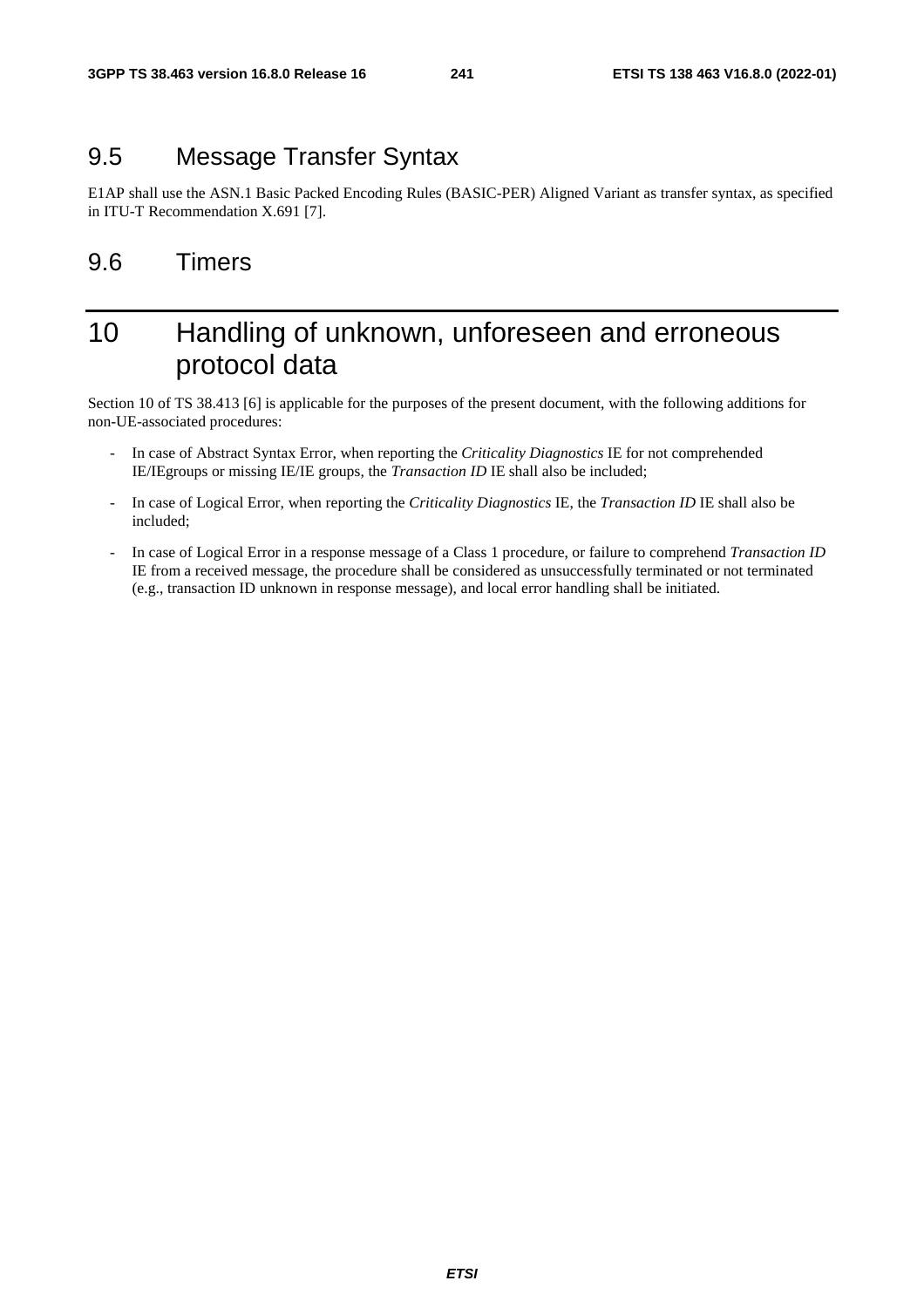## 9.5 Message Transfer Syntax

E1AP shall use the ASN.1 Basic Packed Encoding Rules (BASIC-PER) Aligned Variant as transfer syntax, as specified in ITU-T Recommendation X.691 [7].

## 9.6 Timers

# 10 Handling of unknown, unforeseen and erroneous protocol data

Section 10 of TS 38.413 [6] is applicable for the purposes of the present document, with the following additions for non-UE-associated procedures:

- In case of Abstract Syntax Error, when reporting the *Criticality Diagnostics* IE for not comprehended IE/IEgroups or missing IE/IE groups, the *Transaction ID* IE shall also be included;
- In case of Logical Error, when reporting the *Criticality Diagnostics* IE, the *Transaction ID* IE shall also be included;
- In case of Logical Error in a response message of a Class 1 procedure, or failure to comprehend *Transaction ID* IE from a received message, the procedure shall be considered as unsuccessfully terminated or not terminated (e.g., transaction ID unknown in response message), and local error handling shall be initiated.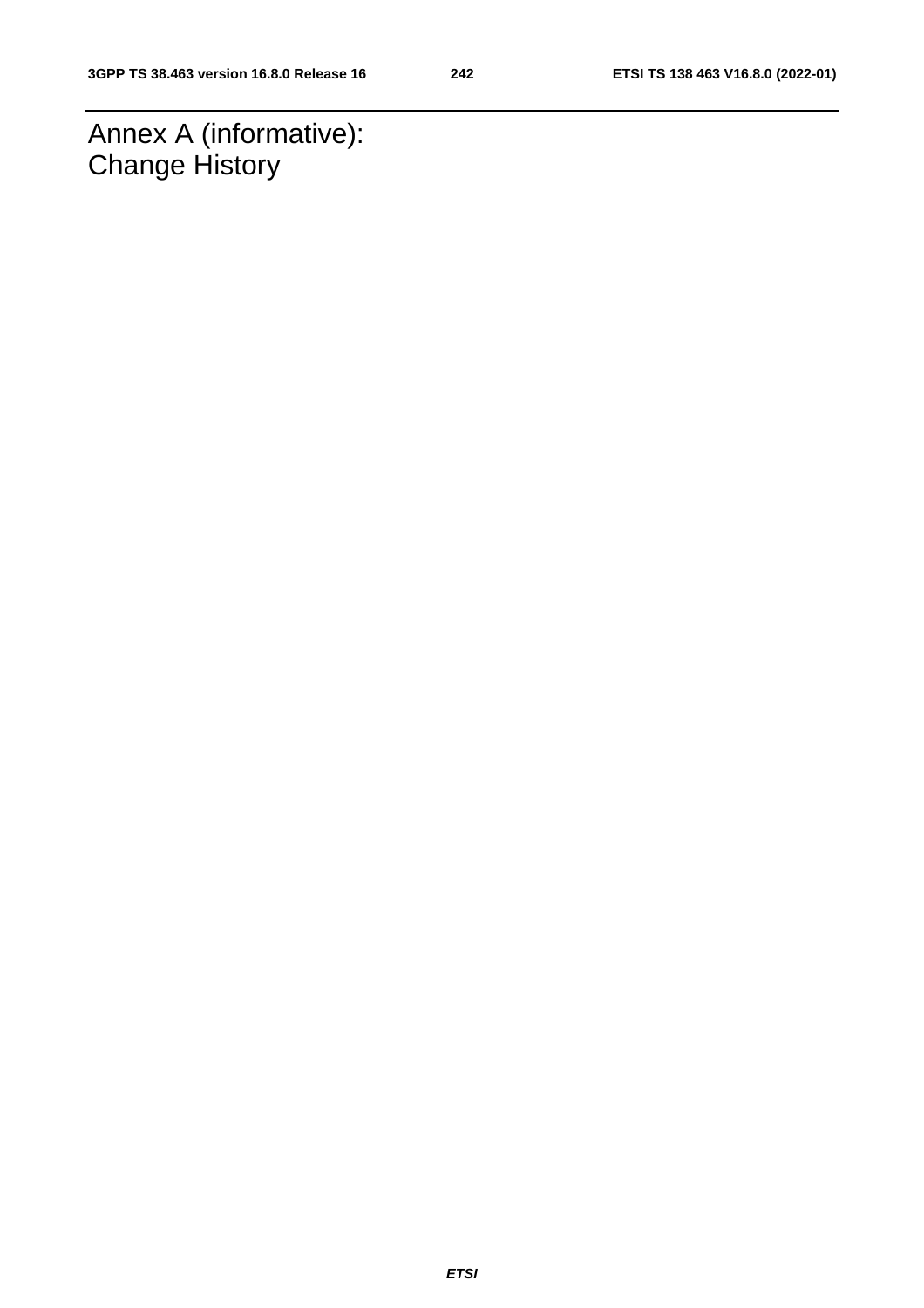# Annex A (informative): Change History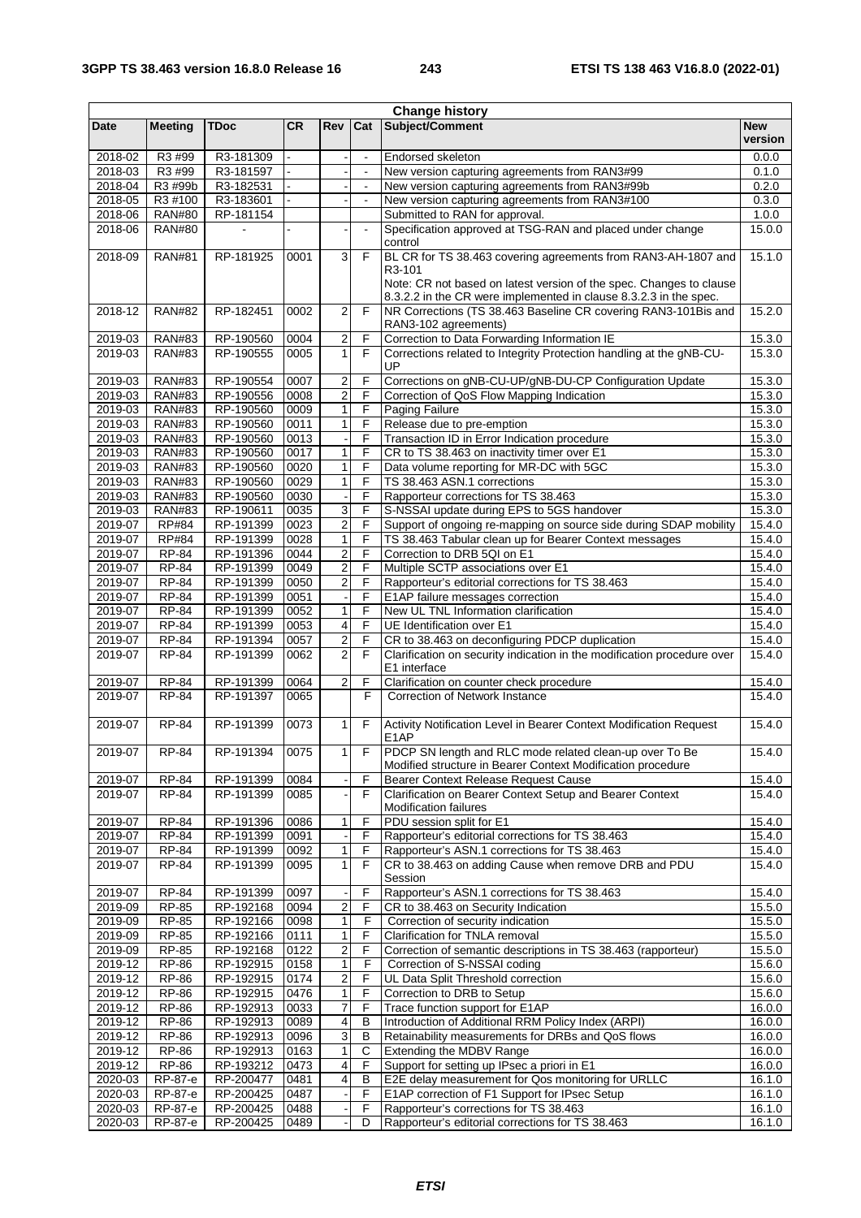| Change history | | | | | | | |
|---|---|---|---|---|---|---|---|
| Date | Meeting | TDoc | CR | Rev | Cat | Subject/Comment | New version |
| 2018-02 | R3 #99 | R3-181309 | - | - | - | Endorsed skeleton | 0.0.0 |
| 2018-03 | R3 #99 | R3-181597 | - | - | - | New version capturing agreements from RAN3#99 | 0.1.0 |
| 2018-04 | R3 #99b | R3-182531 | - | - | - | New version capturing agreements from RAN3#99b | 0.2.0 |
| 2018-05 | R3 #100 | R3-183601 | - | - | - | New version capturing agreements from RAN3#100 | 0.3.0 |
| 2018-06 | RAN#80 | RP-181154 | | | | Submitted to RAN for approval. | 1.0.0 |
| 2018-06 | RAN#80 | - | - | - | - | Specification approved at TSG-RAN and placed under change control | 15.0.0 |
| 2018-09 | RAN#81 | RP-181925 | 0001 | 3 | F | BL CR for TS 38.463 covering agreements from RAN3-AH-1807 and R3-101<br>Note: CR not based on latest version of the spec. Changes to clause 8.3.2.2 in the CR were implemented in clause 8.3.2.3 in the spec. | 15.1.0 |
| 2018-12 | RAN#82 | RP-182451 | 0002 | 2 | F | NR Corrections (TS 38.463 Baseline CR covering RAN3-101Bis and RAN3-102 agreements) | 15.2.0 |
| 2019-03 | RAN#83 | RP-190560 | 0004 | 2 | F | Correction to Data Forwarding Information IE | 15.3.0 |
| 2019-03 | RAN#83 | RP-190555 | 0005 | 1 | F | Corrections related to Integrity Protection handling at the gNB-CU-UP | 15.3.0 |
| 2019-03 | RAN#83 | RP-190554 | 0007 | 2 | F | Corrections on gNB-CU-UP/gNB-DU-CP Configuration Update | 15.3.0 |
| 2019-03 | RAN#83 | RP-190556 | 0008 | 2 | F | Correction of QoS Flow Mapping Indication | 15.3.0 |
| 2019-03 | RAN#83 | RP-190560 | 0009 | 1 | F | Paging Failure | 15.3.0 |
| 2019-03 | RAN#83 | RP-190560 | 0011 | 1 | F | Release due to pre-emption | 15.3.0 |
| 2019-03 | RAN#83 | RP-190560 | 0013 | - | F | Transaction ID in Error Indication procedure | 15.3.0 |
| 2019-03 | RAN#83 | RP-190560 | 0017 | 1 | F | CR to TS 38.463 on inactivity timer over E1 | 15.3.0 |
| 2019-03 | RAN#83 | RP-190560 | 0020 | 1 | F | Data volume reporting for MR-DC with 5GC | 15.3.0 |
| 2019-03 | RAN#83 | RP-190560 | 0029 | 1 | F | TS 38.463 ASN.1 corrections | 15.3.0 |
| 2019-03 | RAN#83 | RP-190560 | 0030 | - | F | Rapporteur corrections for TS 38.463 | 15.3.0 |
| 2019-03 | RAN#83 | RP-190611 | 0035 | 3 | F | S-NSSAI update during EPS to 5GS handover | 15.3.0 |
| 2019-07 | RP#84 | RP-191399 | 0023 | 2 | F | Support of ongoing re-mapping on source side during SDAP mobility | 15.4.0 |
| 2019-07 | RP#84 | RP-191399 | 0028 | 1 | F | TS 38.463 Tabular clean up for Bearer Context messages | 15.4.0 |
| 2019-07 | RP-84 | RP-191396 | 0044 | 2 | F | Correction to DRB 5QI on E1 | 15.4.0 |
| 2019-07 | RP-84 | RP-191399 | 0049 | 2 | F | Multiple SCTP associations over E1 | 15.4.0 |
| 2019-07 | RP-84 | RP-191399 | 0050 | 2 | F | Rapporteur's editorial corrections for TS 38.463 | 15.4.0 |
| 2019-07 | RP-84 | RP-191399 | 0051 | - | F | E1AP failure messages correction | 15.4.0 |
| 2019-07 | RP-84 | RP-191399 | 0052 | 1 | F | New UL TNL Information clarification | 15.4.0 |
| 2019-07 | RP-84 | RP-191399 | 0053 | 4 | F | UE Identification over E1 | 15.4.0 |
| 2019-07 | RP-84 | RP-191394 | 0057 | 2 | F | CR to 38.463 on deconfiguring PDCP duplication | 15.4.0 |
| 2019-07 | RP-84 | RP-191399 | 0062 | 2 | F | Clarification on security indication in the modification procedure over E1 interface | 15.4.0 |
| 2019-07 | RP-84 | RP-191399 | 0064 | 2 | F | Clarification on counter check procedure | 15.4.0 |
| 2019-07 | RP-84 | RP-191397 | 0065 | | F | Correction of Network Instance | 15.4.0 |
| 2019-07 | RP-84 | RP-191399 | 0073 | 1 | F | Activity Notification Level in Bearer Context Modification Request E1AP | 15.4.0 |
| 2019-07 | RP-84 | RP-191394 | 0075 | 1 | F | PDCP SN length and RLC mode related clean-up over To Be Modified structure in Bearer Context Modification procedure | 15.4.0 |
| 2019-07 | RP-84 | RP-191399 | 0084 | - | F | Bearer Context Release Request Cause | 15.4.0 |
| 2019-07 | RP-84 | RP-191399 | 0085 | - | F | Clarification on Bearer Context Setup and Bearer Context Modification failures | 15.4.0 |
| 2019-07 | RP-84 | RP-191396 | 0086 | 1 | F | PDU session split for E1 | 15.4.0 |
| 2019-07 | RP-84 | RP-191399 | 0091 | - | F | Rapporteur's editorial corrections for TS 38.463 | 15.4.0 |
| 2019-07 | RP-84 | RP-191399 | 0092 | 1 | F | Rapporteur's ASN.1 corrections for TS 38.463 | 15.4.0 |
| 2019-07 | RP-84 | RP-191399 | 0095 | 1 | F | CR to 38.463 on adding Cause when remove DRB and PDU Session | 15.4.0 |
| 2019-07 | RP-84 | RP-191399 | 0097 | - | F | Rapporteur's ASN.1 corrections for TS 38.463 | 15.4.0 |
| 2019-09 | RP-85 | RP-192168 | 0094 | 2 | F | CR to 38.463 on Security Indication | 15.5.0 |
| 2019-09 | RP-85 | RP-192166 | 0098 | 1 | F | Correction of security indication | 15.5.0 |
| 2019-09 | RP-85 | RP-192166 | 0111 | 1 | F | Clarification for TNLA removal | 15.5.0 |
| 2019-09 | RP-85 | RP-192168 | 0122 | 2 | F | Correction of semantic descriptions in TS 38.463 (rapporteur) | 15.5.0 |
| 2019-12 | RP-86 | RP-192915 | 0158 | 1 | F | Correction of S-NSSAI coding | 15.6.0 |
| 2019-12 | RP-86 | RP-192915 | 0174 | 2 | F | UL Data Split Threshold correction | 15.6.0 |
| 2019-12 | RP-86 | RP-192915 | 0476 | 1 | F | Correction to DRB to Setup | 15.6.0 |
| 2019-12 | RP-86 | RP-192913 | 0033 | 7 | F | Trace function support for E1AP | 16.0.0 |
| 2019-12 | RP-86 | RP-192913 | 0089 | 4 | B | Introduction of Additional RRM Policy Index (ARPI) | 16.0.0 |
| 2019-12 | RP-86 | RP-192913 | 0096 | 3 | B | Retainability measurements for DRBs and QoS flows | 16.0.0 |
| 2019-12 | RP-86 | RP-192913 | 0163 | 1 | C | Extending the MDBV Range | 16.0.0 |
| 2019-12 | RP-86 | RP-193212 | 0473 | 4 | F | Support for setting up IPsec a priori in E1 | 16.0.0 |
| 2020-03 | RP-87-e | RP-200477 | 0481 | 4 | B | E2E delay measurement for Qos monitoring for URLLC | 16.1.0 |
| 2020-03 | RP-87-e | RP-200425 | 0487 | - | F | E1AP correction of F1 Support for IPsec Setup | 16.1.0 |
| 2020-03 | RP-87-e | RP-200425 | 0488 | - | F | Rapporteur's corrections for TS 38.463 | 16.1.0 |
| 2020-03 | RP-87-e | RP-200425 | 0489 | - | D | Rapporteur's editorial corrections for TS 38.463 | 16.1.0 |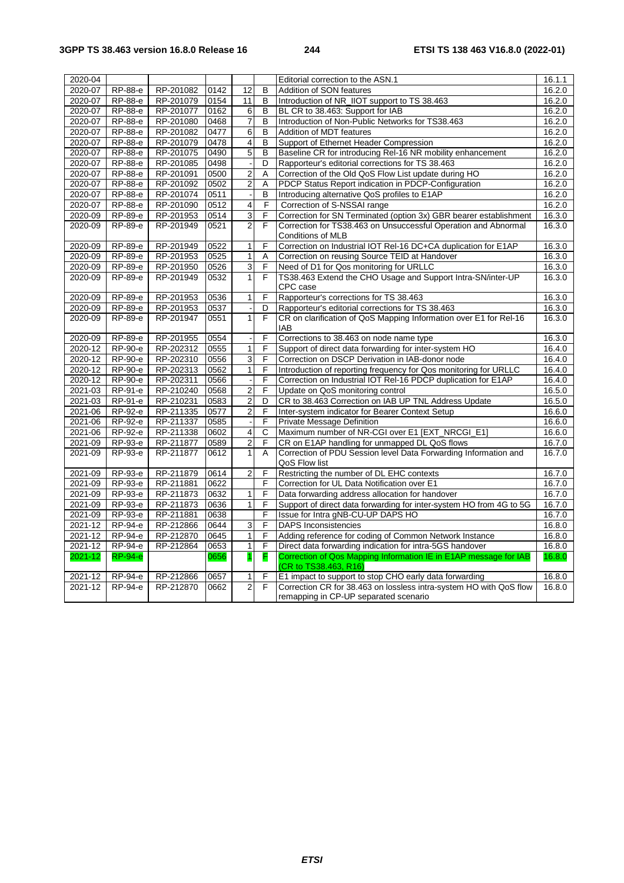| 2020-04 | | | | | | Editorial correction to the ASN.1 | 16.1.1 |
|---|---|---|---|---|---|---|---|
| 2020-07 | RP-88-e | RP-201082 | 0142 | 12 | B | Addition of SON features | 16.2.0 |
| 2020-07 | RP-88-e | RP-201079 | 0154 | 11 | B | Introduction of NR_IIOT support to TS 38.463 | 16.2.0 |
| 2020-07 | RP-88-e | RP-201077 | 0162 | 6 | B | BL CR to 38.463: Support for IAB | 16.2.0 |
| 2020-07 | RP-88-e | RP-201080 | 0468 | 7 | B | Introduction of Non-Public Networks for TS38.463 | 16.2.0 |
| 2020-07 | RP-88-e | RP-201082 | 0477 | 6 | B | Addition of MDT features | 16.2.0 |
| 2020-07 | RP-88-e | RP-201079 | 0478 | 4 | B | Support of Ethernet Header Compression | 16.2.0 |
| 2020-07 | RP-88-e | RP-201075 | 0490 | 5 | B | Baseline CR for introducing Rel-16 NR mobility enhancement | 16.2.0 |
| 2020-07 | RP-88-e | RP-201085 | 0498 | - | D | Rapporteur's editorial corrections for TS 38.463 | 16.2.0 |
| 2020-07 | RP-88-e | RP-201091 | 0500 | 2 | A | Correction of the Old QoS Flow List update during HO | 16.2.0 |
| 2020-07 | RP-88-e | RP-201092 | 0502 | 2 | A | PDCP Status Report indication in PDCP-Configuration | 16.2.0 |
| 2020-07 | RP-88-e | RP-201074 | 0511 | - | B | Introducing alternative QoS profiles to E1AP | 16.2.0 |
| 2020-07 | RP-88-e | RP-201090 | 0512 | 4 | F | Correction of S-NSSAI range | 16.2.0 |
| 2020-09 | RP-89-e | RP-201953 | 0514 | 3 | F | Correction for SN Terminated (option 3x) GBR bearer establishment | 16.3.0 |
| 2020-09 | RP-89-e | RP-201949 | 0521 | 2 | F | Correction for TS38.463 on Unsuccessful Operation and Abnormal Conditions of MLB | 16.3.0 |
| 2020-09 | RP-89-e | RP-201949 | 0522 | 1 | F | Correction on Industrial IOT Rel-16 DC+CA duplication for E1AP | 16.3.0 |
| 2020-09 | RP-89-e | RP-201953 | 0525 | 1 | A | Correction on reusing Source TEID at Handover | 16.3.0 |
| 2020-09 | RP-89-e | RP-201950 | 0526 | 3 | F | Need of D1 for Qos monitoring for URLLC | 16.3.0 |
| 2020-09 | RP-89-e | RP-201949 | 0532 | 1 | F | TS38.463 Extend the CHO Usage and Support Intra-SN/inter-UP CPC case | 16.3.0 |
| 2020-09 | RP-89-e | RP-201953 | 0536 | 1 | F | Rapporteur's corrections for TS 38.463 | 16.3.0 |
| 2020-09 | RP-89-e | RP-201953 | 0537 | - | D | Rapporteur's editorial corrections for TS 38.463 | 16.3.0 |
| 2020-09 | RP-89-e | RP-201947 | 0551 | 1 | F | CR on clarification of QoS Mapping Information over E1 for Rel-16 IAB | 16.3.0 |
| 2020-09 | RP-89-e | RP-201955 | 0554 | - | F | Corrections to 38.463 on node name type | 16.3.0 |
| 2020-12 | RP-90-e | RP-202312 | 0555 | 1 | F | Support of direct data forwarding for inter-system HO | 16.4.0 |
| 2020-12 | RP-90-e | RP-202310 | 0556 | 3 | F | Correction on DSCP Derivation in IAB-donor node | 16.4.0 |
| 2020-12 | RP-90-e | RP-202313 | 0562 | 1 | F | Introduction of reporting frequency for Qos monitoring for URLLC | 16.4.0 |
| 2020-12 | RP-90-e | RP-202311 | 0566 | - | F | Correction on Industrial IOT Rel-16 PDCP duplication for E1AP | 16.4.0 |
| 2021-03 | RP-91-e | RP-210240 | 0568 | 2 | F | Update on QoS monitoring control | 16.5.0 |
| 2021-03 | RP-91-e | RP-210231 | 0583 | 2 | D | CR to 38.463 Correction on IAB UP TNL Address Update | 16.5.0 |
| 2021-06 | RP-92-e | RP-211335 | 0577 | 2 | F | Inter-system indicator for Bearer Context Setup | 16.6.0 |
| 2021-06 | RP-92-e | RP-211337 | 0585 | - | F | Private Message Definition | 16.6.0 |
| 2021-06 | RP-92-e | RP-211338 | 0602 | 4 | C | Maximum number of NR-CGI over E1 [EXT_NRCGI_E1] | 16.6.0 |
| 2021-09 | RP-93-e | RP-211877 | 0589 | 2 | F | CR on E1AP handling for unmapped DL QoS flows | 16.7.0 |
| 2021-09 | RP-93-e | RP-211877 | 0612 | 1 | A | Correction of PDU Session level Data Forwarding Information and QoS Flow list | 16.7.0 |
| 2021-09 | RP-93-e | RP-211879 | 0614 | 2 | F | Restricting the number of DL EHC contexts | 16.7.0 |
| 2021-09 | RP-93-e | RP-211881 | 0622 | | F | Correction for UL Data Notification over E1 | 16.7.0 |
| 2021-09 | RP-93-e | RP-211873 | 0632 | 1 | F | Data forwarding address allocation for handover | 16.7.0 |
| 2021-09 | RP-93-e | RP-211873 | 0636 | 1 | F | Support of direct data forwarding for inter-system HO from 4G to 5G | 16.7.0 |
| 2021-09 | RP-93-e | RP-211881 | 0638 | | F | Issue for Intra gNB-CU-UP DAPS HO | 16.7.0 |
| 2021-12 | RP-94-e | RP-212866 | 0644 | 3 | F | DAPS Inconsistencies | 16.8.0 |
| 2021-12 | RP-94-e | RP-212870 | 0645 | 1 | F | Adding reference for coding of Common Network Instance | 16.8.0 |
| 2021-12 | RP-94-e | RP-212864 | 0653 | 1 | F | Direct data forwarding indication for intra-5GS handover | 16.8.0 |
| 2021-12 | RP-94-e | | 0656 | 1 | F | Correction of Qos Mapping Information IE in E1AP message for IAB (CR to TS38.463, R16) | 16.8.0 |
| 2021-12 | RP-94-e | RP-212866 | 0657 | 1 | F | E1 impact to support to stop CHO early data forwarding | 16.8.0 |
| 2021-12 | RP-94-e | RP-212870 | 0662 | 2 | F | Correction CR for 38.463 on lossless intra-system HO with QoS flow remapping in CP-UP separated scenario | 16.8.0 |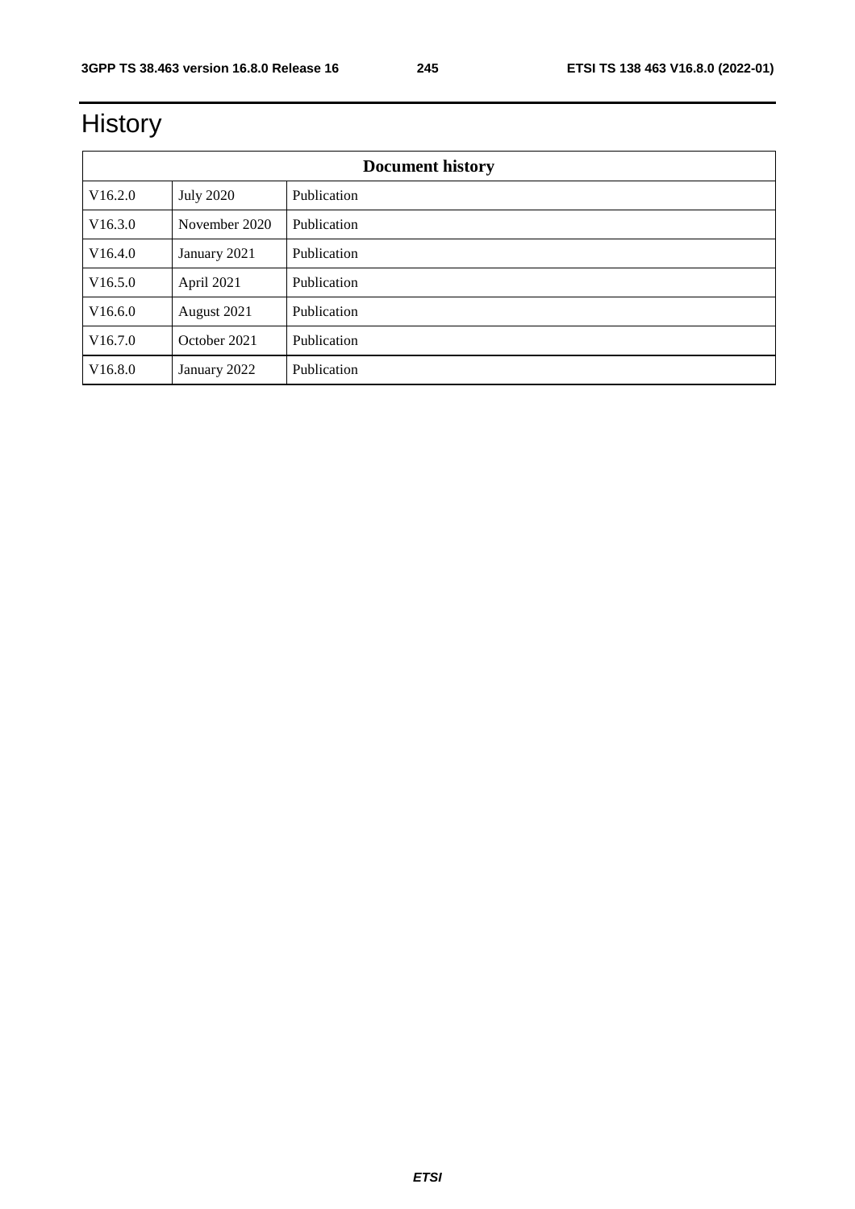# History

| Document history | | |
|---|---|---|
| V16.2.0 | July 2020 | Publication |
| V16.3.0 | November 2020 | Publication |
| V16.4.0 | January 2021 | Publication |
| V16.5.0 | April 2021 | Publication |
| V16.6.0 | August 2021 | Publication |
| V16.7.0 | October 2021 | Publication |
| V16.8.0 | January 2022 | Publication |